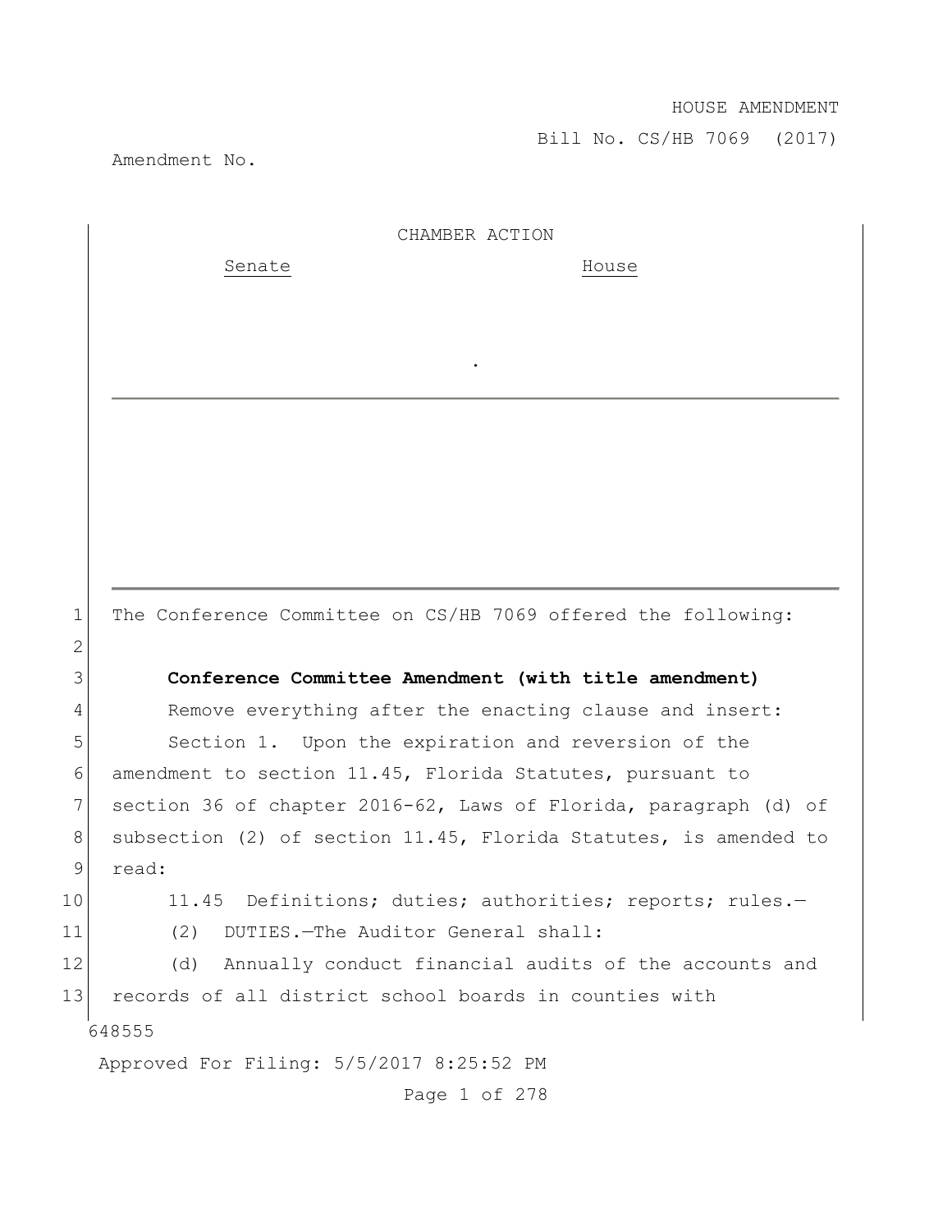HOUSE AMENDMENT

Bill No. CS/HB 7069 (2017)

Amendment No.

CHAMBER ACTION

Senate House

.

The Conference Committee on CS/HB 7069 offered the following:

**Conference Committee Amendment (with title amendment)**

Remove everything after the enacting clause and insert:

Section 1. Upon the expiration and reversion of the amendment to section 11.45, Florida Statutes, pursuant to section 36 of chapter 2016-62, Laws of Florida, paragraph (d) of subsection (2) of section 11.45, Florida Statutes, is amended to read:

11.45 Definitions; duties; authorities; reports; rules.—

(2) DUTIES.—The Auditor General shall:

(d) Annually conduct financial audits of the accounts and records of all district school boards in counties with

648555

Approved For Filing: 5/5/2017 8:25:52 PM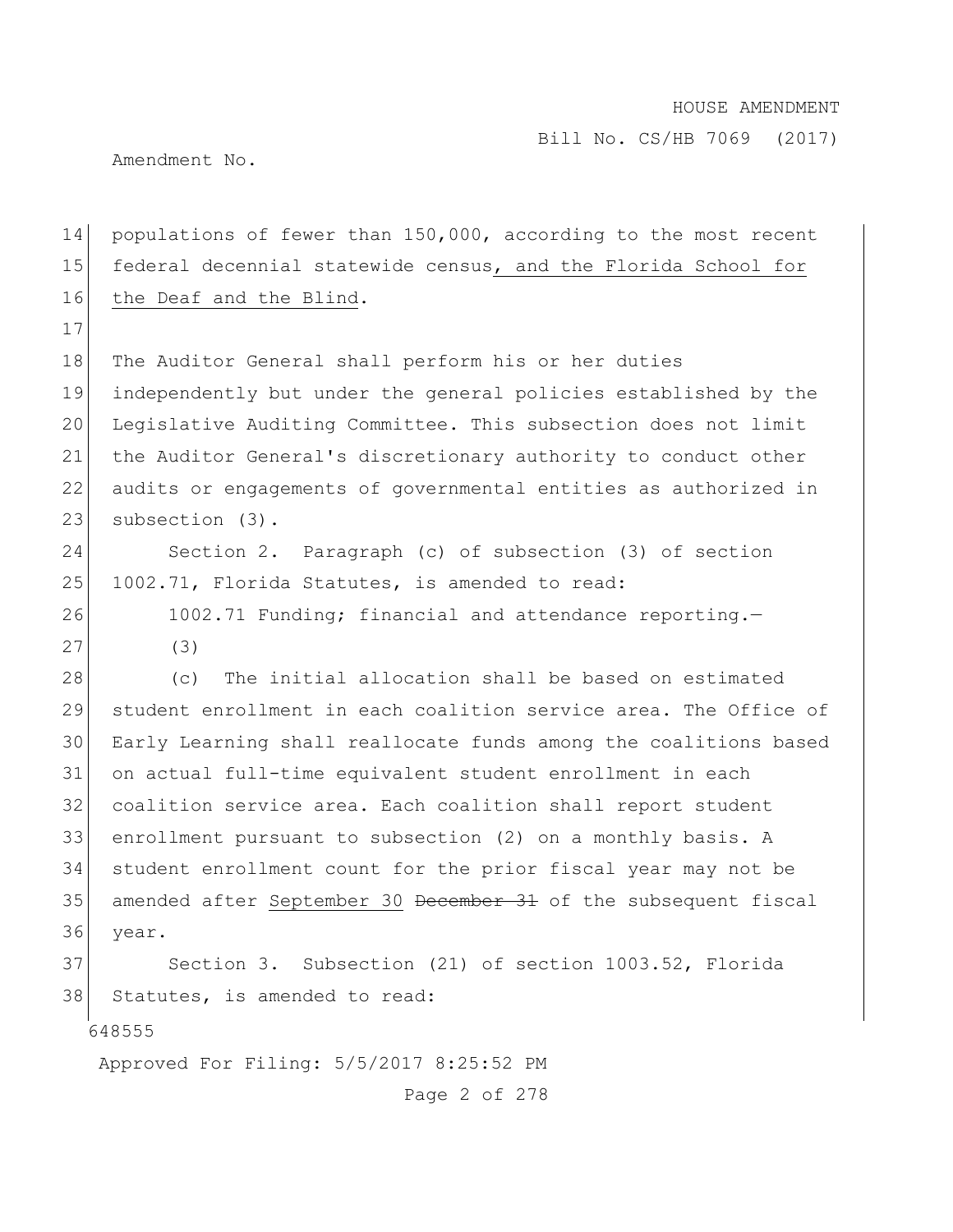populations of fewer than 150,000, according to the most recent federal decennial statewide census, and the Florida School for the Deaf and the Blind.

The Auditor General shall perform his or her duties independently but under the general policies established by the Legislative Auditing Committee. This subsection does not limit the Auditor General's discretionary authority to conduct other audits or engagements of governmental entities as authorized in subsection (3).

Section 2. Paragraph (c) of subsection (3) of section 1002.71, Florida Statutes, is amended to read:

1002.71 Funding; financial and attendance reporting.—

(3)

(c) The initial allocation shall be based on estimated student enrollment in each coalition service area. The Office of Early Learning shall reallocate funds among the coalitions based on actual full-time equivalent student enrollment in each coalition service area. Each coalition shall report student enrollment pursuant to subsection (2) on a monthly basis. A student enrollment count for the prior fiscal year may not be amended after September 30 ~~December 31~~ of the subsequent fiscal year.

Section 3. Subsection (21) of section 1003.52, Florida Statutes, is amended to read: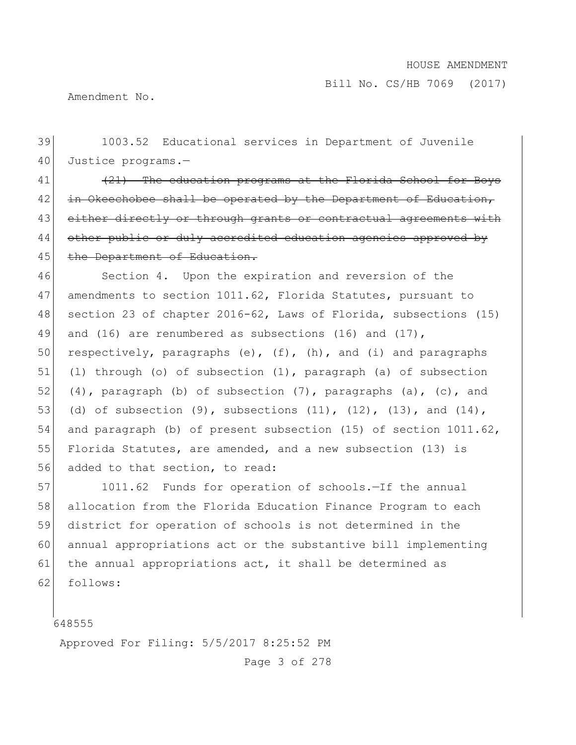1003.52 Educational services in Department of Juvenile Justice programs.—

~~(21) The education programs at the Florida School for Boys in Okeechobee shall be operated by the Department of Education, either directly or through grants or contractual agreements with other public or duly accredited education agencies approved by the Department of Education.~~

Section 4. Upon the expiration and reversion of the amendments to section 1011.62, Florida Statutes, pursuant to section 23 of chapter 2016-62, Laws of Florida, subsections (15) and (16) are renumbered as subsections (16) and (17), respectively, paragraphs (e), (f), (h), and (i) and paragraphs (l) through (o) of subsection (1), paragraph (a) of subsection (4), paragraph (b) of subsection (7), paragraphs (a), (c), and (d) of subsection (9), subsections (11), (12), (13), and (14), and paragraph (b) of present subsection (15) of section 1011.62, Florida Statutes, are amended, and a new subsection (13) is added to that section, to read:

1011.62 Funds for operation of schools.—If the annual allocation from the Florida Education Finance Program to each district for operation of schools is not determined in the annual appropriations act or the substantive bill implementing the annual appropriations act, it shall be determined as follows: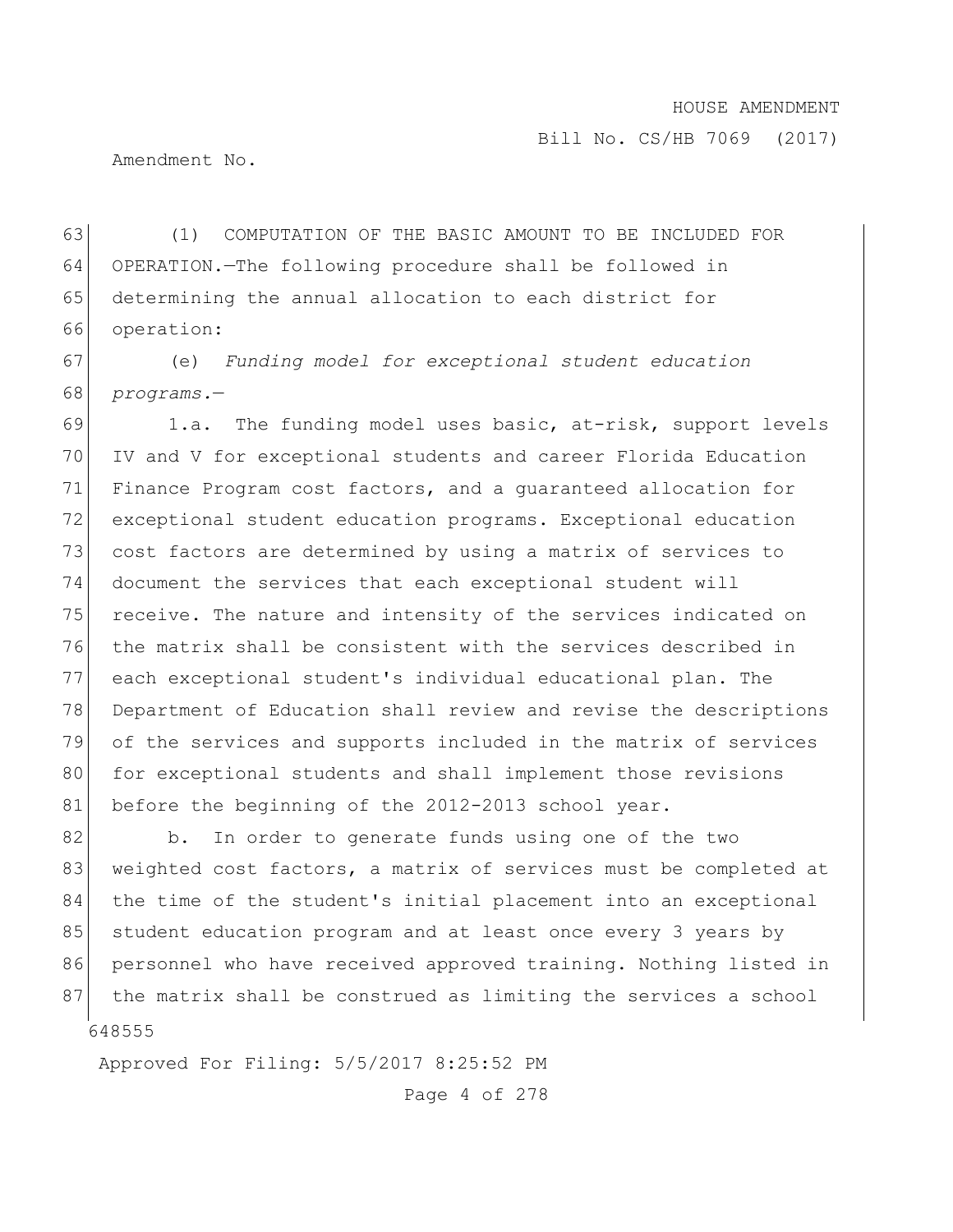(1) COMPUTATION OF THE BASIC AMOUNT TO BE INCLUDED FOR OPERATION.—The following procedure shall be followed in determining the annual allocation to each district for operation:

(e) *Funding model for exceptional student education programs.*—

1.a. The funding model uses basic, at-risk, support levels IV and V for exceptional students and career Florida Education Finance Program cost factors, and a guaranteed allocation for exceptional student education programs. Exceptional education cost factors are determined by using a matrix of services to document the services that each exceptional student will receive. The nature and intensity of the services indicated on the matrix shall be consistent with the services described in each exceptional student's individual educational plan. The Department of Education shall review and revise the descriptions of the services and supports included in the matrix of services for exceptional students and shall implement those revisions before the beginning of the 2012-2013 school year.

b. In order to generate funds using one of the two weighted cost factors, a matrix of services must be completed at the time of the student's initial placement into an exceptional student education program and at least once every 3 years by personnel who have received approved training. Nothing listed in the matrix shall be construed as limiting the services a school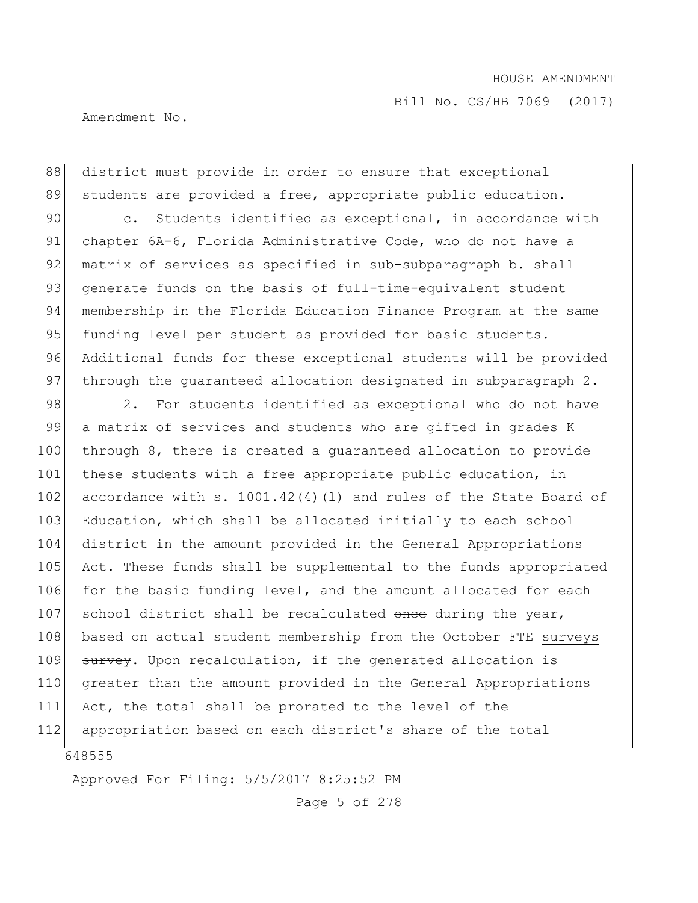district must provide in order to ensure that exceptional students are provided a free, appropriate public education.

c. Students identified as exceptional, in accordance with chapter 6A-6, Florida Administrative Code, who do not have a matrix of services as specified in sub-subparagraph b. shall generate funds on the basis of full-time-equivalent student membership in the Florida Education Finance Program at the same funding level per student as provided for basic students. Additional funds for these exceptional students will be provided through the guaranteed allocation designated in subparagraph 2.

2. For students identified as exceptional who do not have a matrix of services and students who are gifted in grades K through 8, there is created a guaranteed allocation to provide these students with a free appropriate public education, in accordance with s. 1001.42(4)(l) and rules of the State Board of Education, which shall be allocated initially to each school district in the amount provided in the General Appropriations Act. These funds shall be supplemental to the funds appropriated for the basic funding level, and the amount allocated for each school district shall be recalculated ~~once~~ during the year, based on actual student membership from ~~the October~~ FTE surveys ~~survey~~. Upon recalculation, if the generated allocation is greater than the amount provided in the General Appropriations Act, the total shall be prorated to the level of the appropriation based on each district's share of the total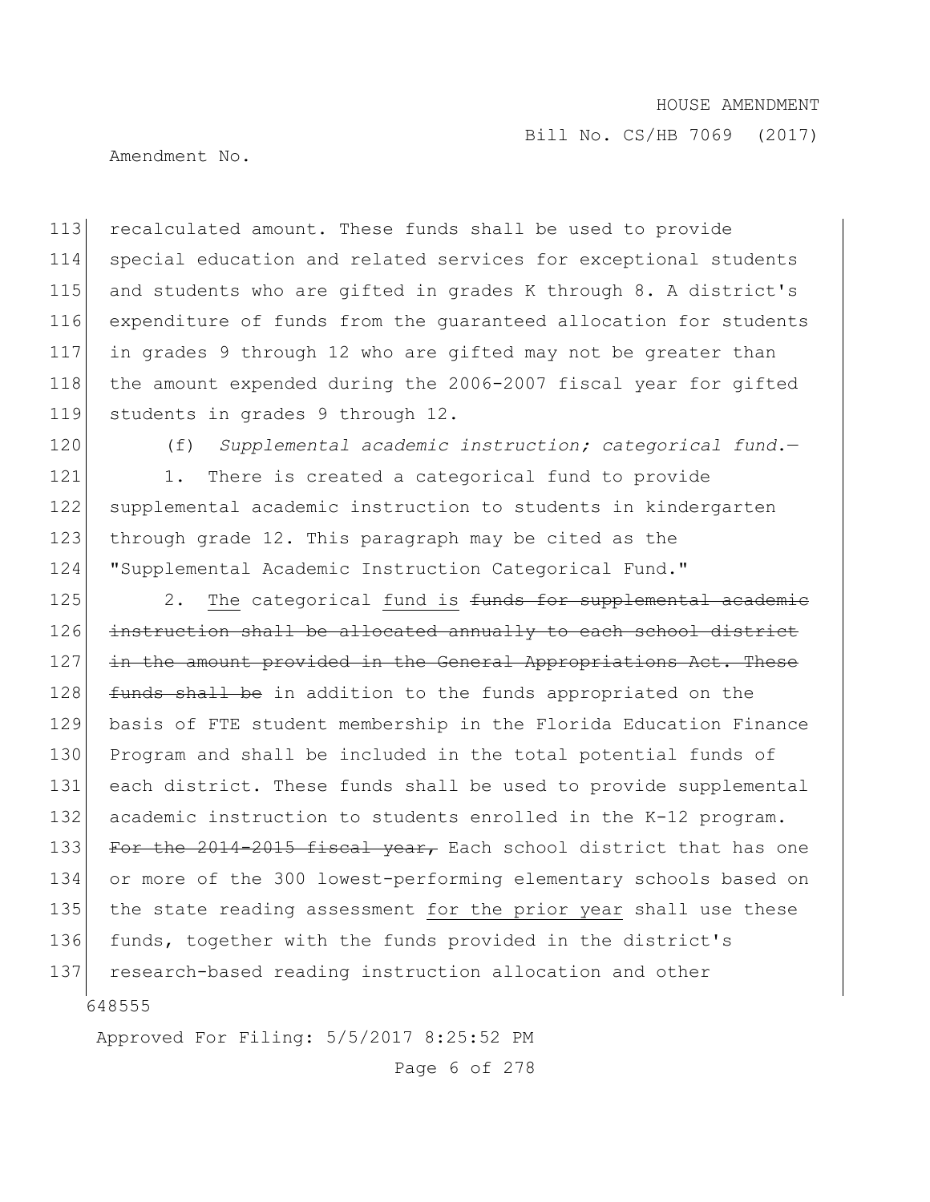recalculated amount. These funds shall be used to provide special education and related services for exceptional students and students who are gifted in grades K through 8. A district's expenditure of funds from the guaranteed allocation for students in grades 9 through 12 who are gifted may not be greater than the amount expended during the 2006-2007 fiscal year for gifted students in grades 9 through 12.

(f) *Supplemental academic instruction; categorical fund.*—

1. There is created a categorical fund to provide supplemental academic instruction to students in kindergarten through grade 12. This paragraph may be cited as the "Supplemental Academic Instruction Categorical Fund."

2. <u>The</u> categorical <u>fund is</u> ~~funds for supplemental academic instruction shall be allocated annually to each school district in the amount provided in the General Appropriations Act. These funds shall be~~ in addition to the funds appropriated on the basis of FTE student membership in the Florida Education Finance Program and shall be included in the total potential funds of each district. These funds shall be used to provide supplemental academic instruction to students enrolled in the K-12 program. ~~For the 2014-2015 fiscal year,~~ Each school district that has one or more of the 300 lowest-performing elementary schools based on the state reading assessment <u>for the prior year</u> shall use these funds, together with the funds provided in the district's research-based reading instruction allocation and other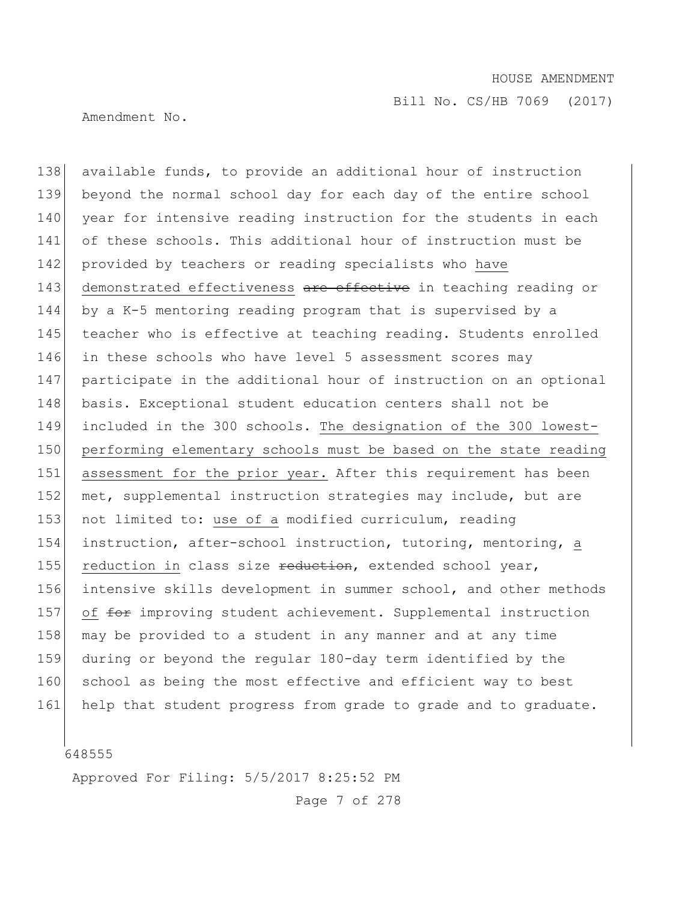138 available funds, to provide an additional hour of instruction
139 beyond the normal school day for each day of the entire school
140 year for intensive reading instruction for the students in each
141 of these schools. This additional hour of instruction must be
142 provided by teachers or reading specialists who <u>have</u>
143 <u>demonstrated effectiveness</u> ~~are effective~~ in teaching reading or
144 by a K-5 mentoring reading program that is supervised by a
145 teacher who is effective at teaching reading. Students enrolled
146 in these schools who have level 5 assessment scores may
147 participate in the additional hour of instruction on an optional
148 basis. Exceptional student education centers shall not be
149 included in the 300 schools. <u>The designation of the 300 lowest-</u>
150 <u>performing elementary schools must be based on the state reading</u>
151 <u>assessment for the prior year.</u> After this requirement has been
152 met, supplemental instruction strategies may include, but are
153 not limited to: <u>use of a</u> modified curriculum, reading
154 instruction, after-school instruction, tutoring, mentoring, <u>a</u>
155 <u>reduction in</u> class size ~~reduction~~, extended school year,
156 intensive skills development in summer school, and other methods
157 <u>of</u> ~~for~~ improving student achievement. Supplemental instruction
158 may be provided to a student in any manner and at any time
159 during or beyond the regular 180-day term identified by the
160 school as being the most effective and efficient way to best
161 help that student progress from grade to grade and to graduate.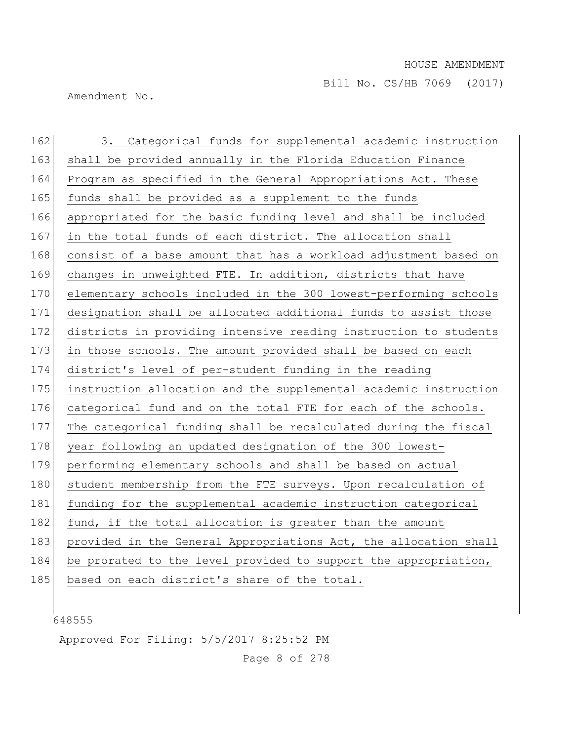3. Categorical funds for supplemental academic instruction shall be provided annually in the Florida Education Finance Program as specified in the General Appropriations Act. These funds shall be provided as a supplement to the funds appropriated for the basic funding level and shall be included in the total funds of each district. The allocation shall consist of a base amount that has a workload adjustment based on changes in unweighted FTE. In addition, districts that have elementary schools included in the 300 lowest-performing schools designation shall be allocated additional funds to assist those districts in providing intensive reading instruction to students in those schools. The amount provided shall be based on each district's level of per-student funding in the reading instruction allocation and the supplemental academic instruction categorical fund and on the total FTE for each of the schools. The categorical funding shall be recalculated during the fiscal year following an updated designation of the 300 lowest-performing elementary schools and shall be based on actual student membership from the FTE surveys. Upon recalculation of funding for the supplemental academic instruction categorical fund, if the total allocation is greater than the amount provided in the General Appropriations Act, the allocation shall be prorated to the level provided to support the appropriation, based on each district's share of the total.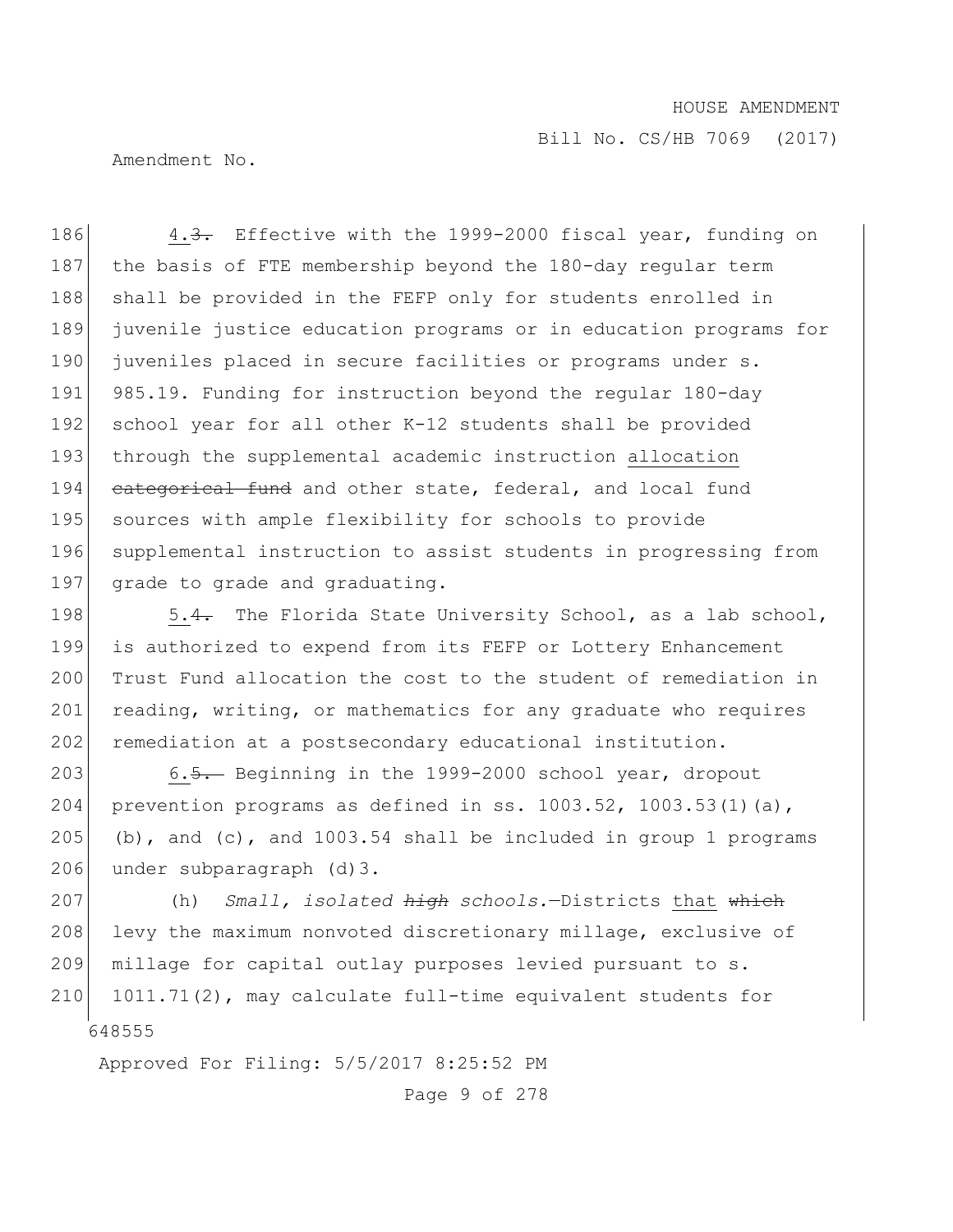4.~~3.~~ Effective with the 1999-2000 fiscal year, funding on the basis of FTE membership beyond the 180-day regular term shall be provided in the FEFP only for students enrolled in juvenile justice education programs or in education programs for juveniles placed in secure facilities or programs under s. 985.19. Funding for instruction beyond the regular 180-day school year for all other K-12 students shall be provided through the supplemental academic instruction <u>allocation</u> ~~categorical fund~~ and other state, federal, and local fund sources with ample flexibility for schools to provide supplemental instruction to assist students in progressing from grade to grade and graduating.

5.~~4.~~ The Florida State University School, as a lab school, is authorized to expend from its FEFP or Lottery Enhancement Trust Fund allocation the cost to the student of remediation in reading, writing, or mathematics for any graduate who requires remediation at a postsecondary educational institution.

6.~~5.~~ Beginning in the 1999-2000 school year, dropout prevention programs as defined in ss. 1003.52, 1003.53(1)(a), (b), and (c), and 1003.54 shall be included in group 1 programs under subparagraph (d)3.

(h) *Small, isolated ~~high~~ schools.*—Districts <u>that</u> ~~which~~ levy the maximum nonvoted discretionary millage, exclusive of millage for capital outlay purposes levied pursuant to s. 1011.71(2), may calculate full-time equivalent students for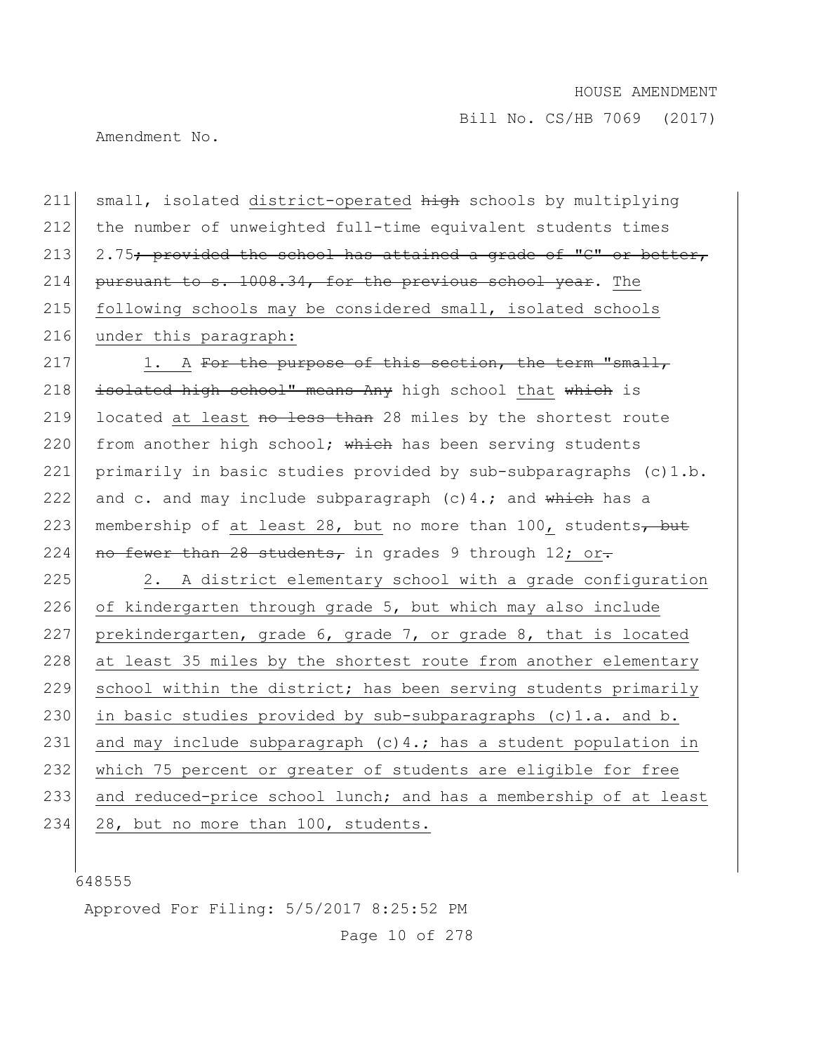211 small, isolated district-operated ~~high~~ schools by multiplying
212 the number of unweighted full-time equivalent students times
213 2.75~~; provided the school has attained a grade of "C" or better,~~
214 ~~pursuant to s. 1008.34, for the previous school year~~. The
215 following schools may be considered small, isolated schools
216 under this paragraph:

217 1. A ~~For the purpose of this section, the term "small,~~
218 ~~isolated high school" means Any~~ high school that ~~which~~ is
219 located at least ~~no less than~~ 28 miles by the shortest route
220 from another high school; ~~which~~ has been serving students
221 primarily in basic studies provided by sub-subparagraphs (c)1.b.
222 and c. and may include subparagraph (c)4.; and ~~which~~ has a
223 membership of at least 28, but no more than 100, students~~, but~~
224 ~~no fewer than 28 students,~~ in grades 9 through 12; or~~.~~

225 2. A district elementary school with a grade configuration
226 of kindergarten through grade 5, but which may also include
227 prekindergarten, grade 6, grade 7, or grade 8, that is located
228 at least 35 miles by the shortest route from another elementary
229 school within the district; has been serving students primarily
230 in basic studies provided by sub-subparagraphs (c)1.a. and b.
231 and may include subparagraph (c)4.; has a student population in
232 which 75 percent or greater of students are eligible for free
233 and reduced-price school lunch; and has a membership of at least
234 28, but no more than 100, students.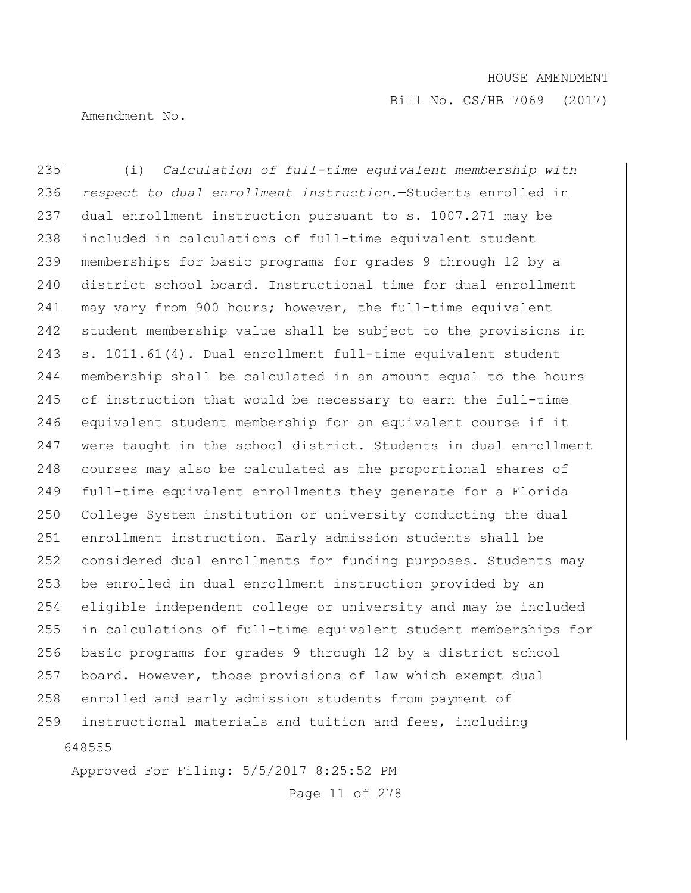(i) *Calculation of full-time equivalent membership with respect to dual enrollment instruction.*—Students enrolled in dual enrollment instruction pursuant to s. 1007.271 may be included in calculations of full-time equivalent student memberships for basic programs for grades 9 through 12 by a district school board. Instructional time for dual enrollment may vary from 900 hours; however, the full-time equivalent student membership value shall be subject to the provisions in s. 1011.61(4). Dual enrollment full-time equivalent student membership shall be calculated in an amount equal to the hours of instruction that would be necessary to earn the full-time equivalent student membership for an equivalent course if it were taught in the school district. Students in dual enrollment courses may also be calculated as the proportional shares of full-time equivalent enrollments they generate for a Florida College System institution or university conducting the dual enrollment instruction. Early admission students shall be considered dual enrollments for funding purposes. Students may be enrolled in dual enrollment instruction provided by an eligible independent college or university and may be included in calculations of full-time equivalent student memberships for basic programs for grades 9 through 12 by a district school board. However, those provisions of law which exempt dual enrolled and early admission students from payment of instructional materials and tuition and fees, including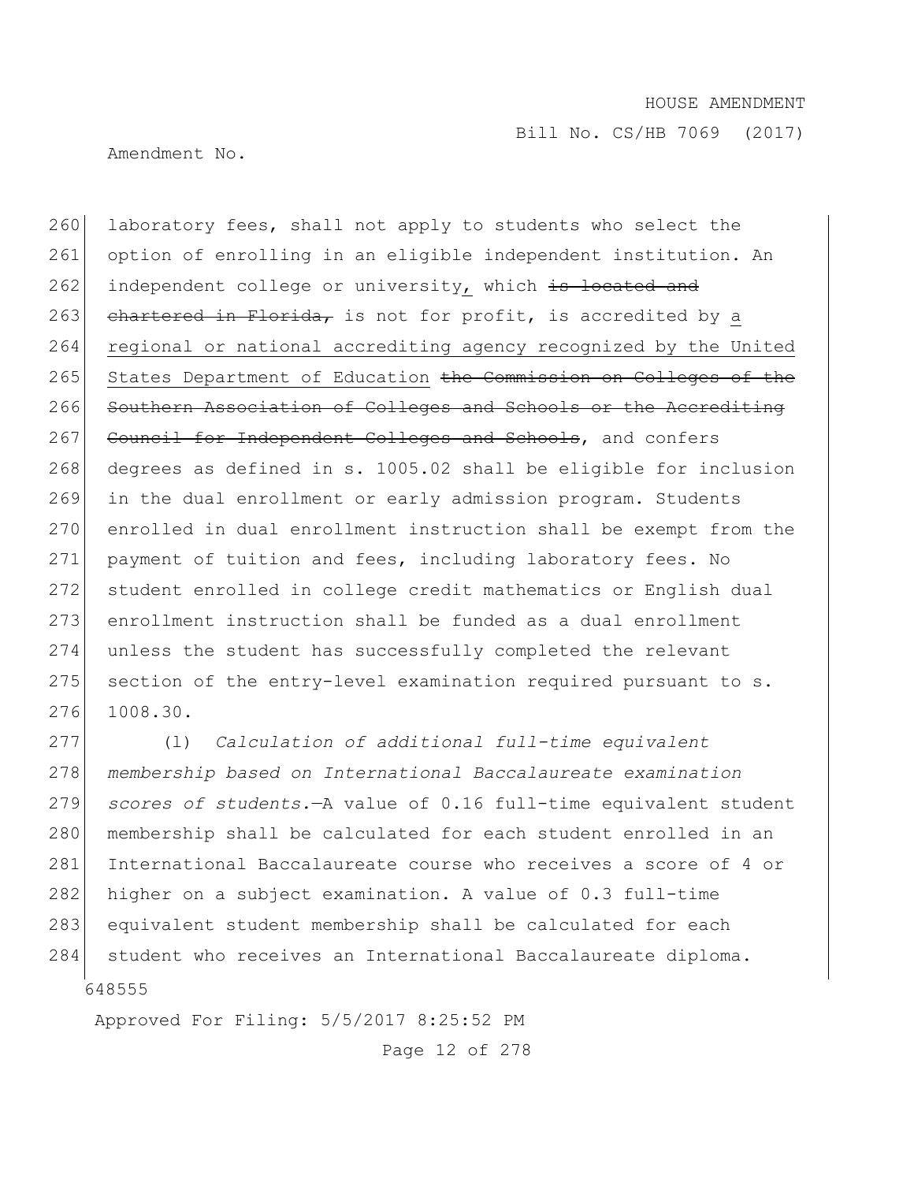laboratory fees, shall not apply to students who select the option of enrolling in an eligible independent institution. An independent college or university<u>,</u> which ~~is located and chartered in Florida,~~ is not for profit, is accredited by <u>a regional or national accrediting agency recognized by the United States Department of Education</u> ~~the Commission on Colleges of the Southern Association of Colleges and Schools or the Accrediting Council for Independent Colleges and Schools~~, and confers degrees as defined in s. 1005.02 shall be eligible for inclusion in the dual enrollment or early admission program. Students enrolled in dual enrollment instruction shall be exempt from the payment of tuition and fees, including laboratory fees. No student enrolled in college credit mathematics or English dual enrollment instruction shall be funded as a dual enrollment unless the student has successfully completed the relevant section of the entry-level examination required pursuant to s. 1008.30.

(l) *Calculation of additional full-time equivalent membership based on International Baccalaureate examination scores of students.*—A value of 0.16 full-time equivalent student membership shall be calculated for each student enrolled in an International Baccalaureate course who receives a score of 4 or higher on a subject examination. A value of 0.3 full-time equivalent student membership shall be calculated for each student who receives an International Baccalaureate diploma.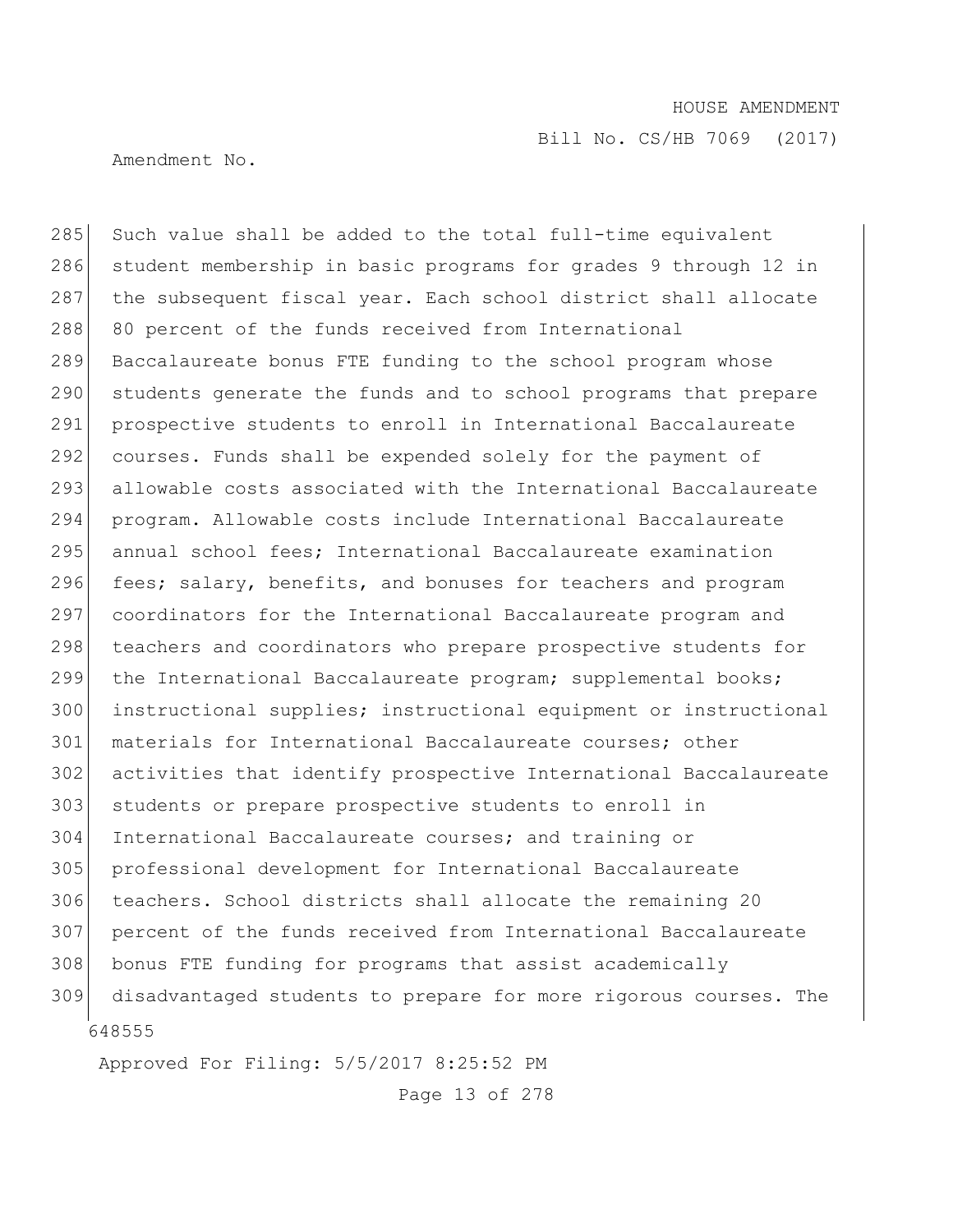Such value shall be added to the total full-time equivalent student membership in basic programs for grades 9 through 12 in the subsequent fiscal year. Each school district shall allocate 80 percent of the funds received from International Baccalaureate bonus FTE funding to the school program whose students generate the funds and to school programs that prepare prospective students to enroll in International Baccalaureate courses. Funds shall be expended solely for the payment of allowable costs associated with the International Baccalaureate program. Allowable costs include International Baccalaureate annual school fees; International Baccalaureate examination fees; salary, benefits, and bonuses for teachers and program coordinators for the International Baccalaureate program and teachers and coordinators who prepare prospective students for the International Baccalaureate program; supplemental books; instructional supplies; instructional equipment or instructional materials for International Baccalaureate courses; other activities that identify prospective International Baccalaureate students or prepare prospective students to enroll in International Baccalaureate courses; and training or professional development for International Baccalaureate teachers. School districts shall allocate the remaining 20 percent of the funds received from International Baccalaureate bonus FTE funding for programs that assist academically disadvantaged students to prepare for more rigorous courses. The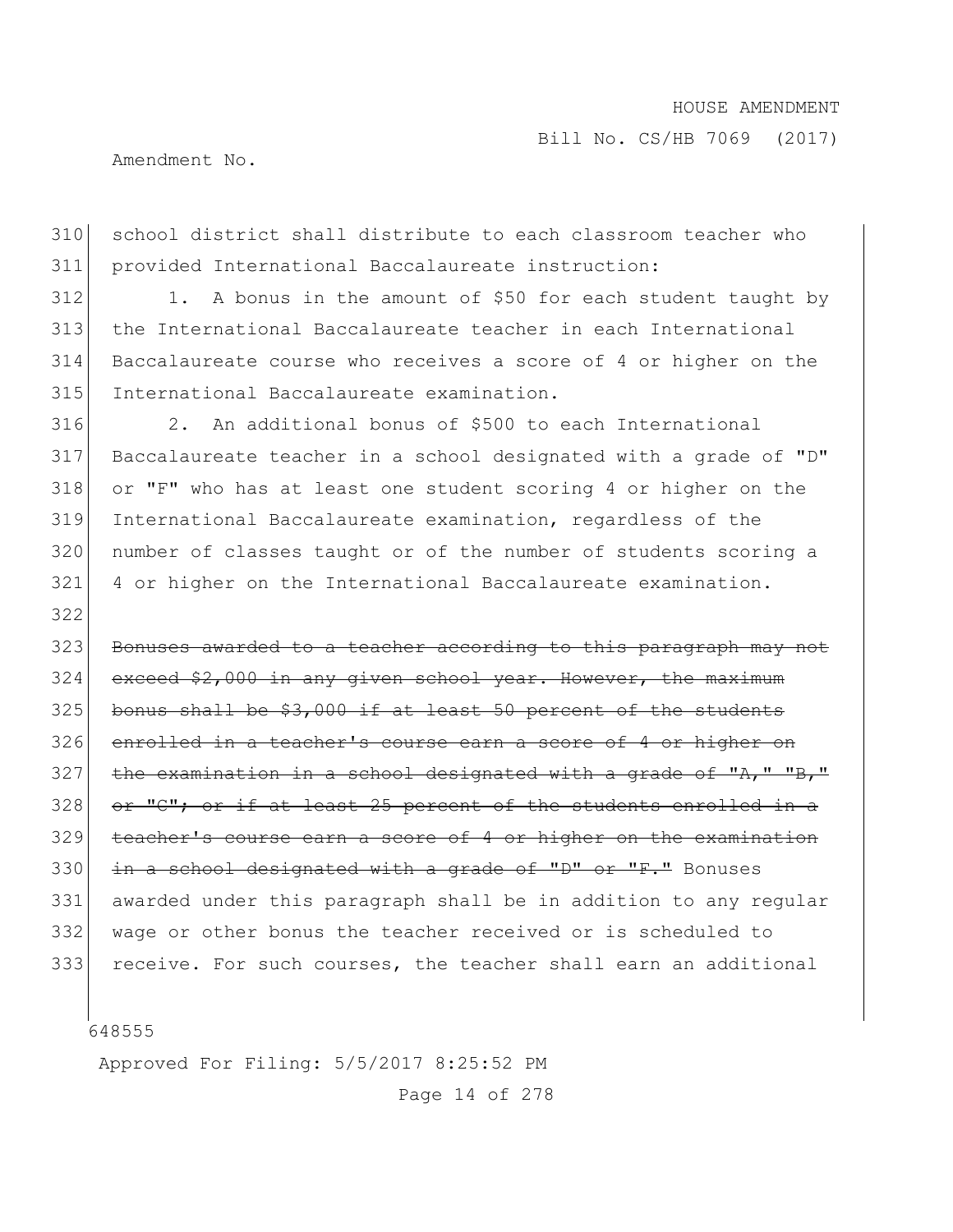school district shall distribute to each classroom teacher who provided International Baccalaureate instruction:

1. A bonus in the amount of $50 for each student taught by the International Baccalaureate teacher in each International Baccalaureate course who receives a score of 4 or higher on the International Baccalaureate examination.

2. An additional bonus of $500 to each International Baccalaureate teacher in a school designated with a grade of "D" or "F" who has at least one student scoring 4 or higher on the International Baccalaureate examination, regardless of the number of classes taught or of the number of students scoring a 4 or higher on the International Baccalaureate examination.

~~Bonuses awarded to a teacher according to this paragraph may not exceed $2,000 in any given school year. However, the maximum bonus shall be $3,000 if at least 50 percent of the students enrolled in a teacher's course earn a score of 4 or higher on the examination in a school designated with a grade of "A," "B," or "C"; or if at least 25 percent of the students enrolled in a teacher's course earn a score of 4 or higher on the examination in a school designated with a grade of "D" or "F."~~ Bonuses awarded under this paragraph shall be in addition to any regular wage or other bonus the teacher received or is scheduled to receive. For such courses, the teacher shall earn an additional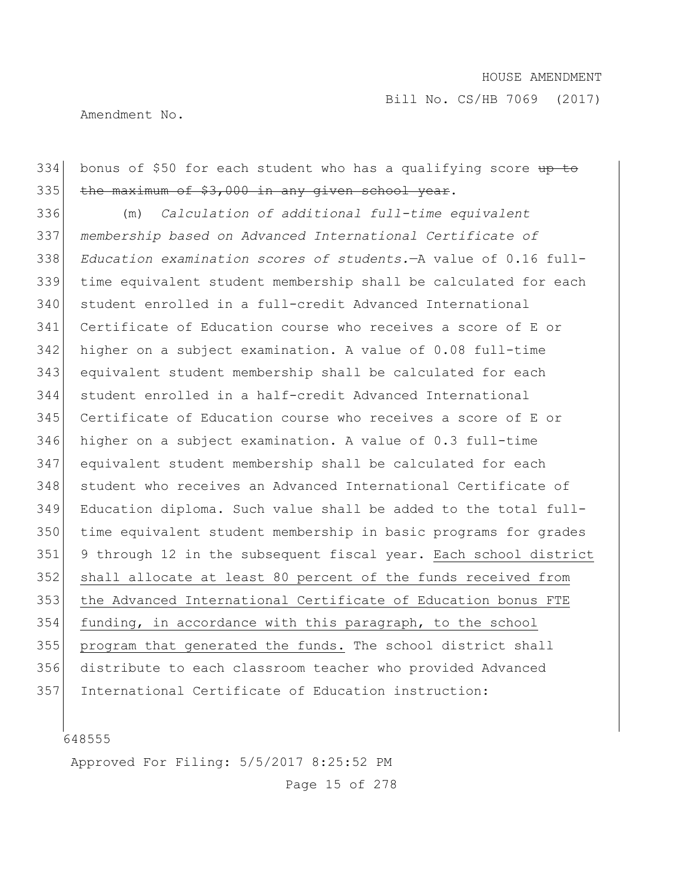bonus of $50 for each student who has a qualifying score ~~up to the maximum of $3,000 in any given school year~~.

(m) *Calculation of additional full-time equivalent membership based on Advanced International Certificate of Education examination scores of students.*—A value of 0.16 full-time equivalent student membership shall be calculated for each student enrolled in a full-credit Advanced International Certificate of Education course who receives a score of E or higher on a subject examination. A value of 0.08 full-time equivalent student membership shall be calculated for each student enrolled in a half-credit Advanced International Certificate of Education course who receives a score of E or higher on a subject examination. A value of 0.3 full-time equivalent student membership shall be calculated for each student who receives an Advanced International Certificate of Education diploma. Such value shall be added to the total full-time equivalent student membership in basic programs for grades 9 through 12 in the subsequent fiscal year. <u>Each school district shall allocate at least 80 percent of the funds received from the Advanced International Certificate of Education bonus FTE funding, in accordance with this paragraph, to the school program that generated the funds.</u> The school district shall distribute to each classroom teacher who provided Advanced International Certificate of Education instruction: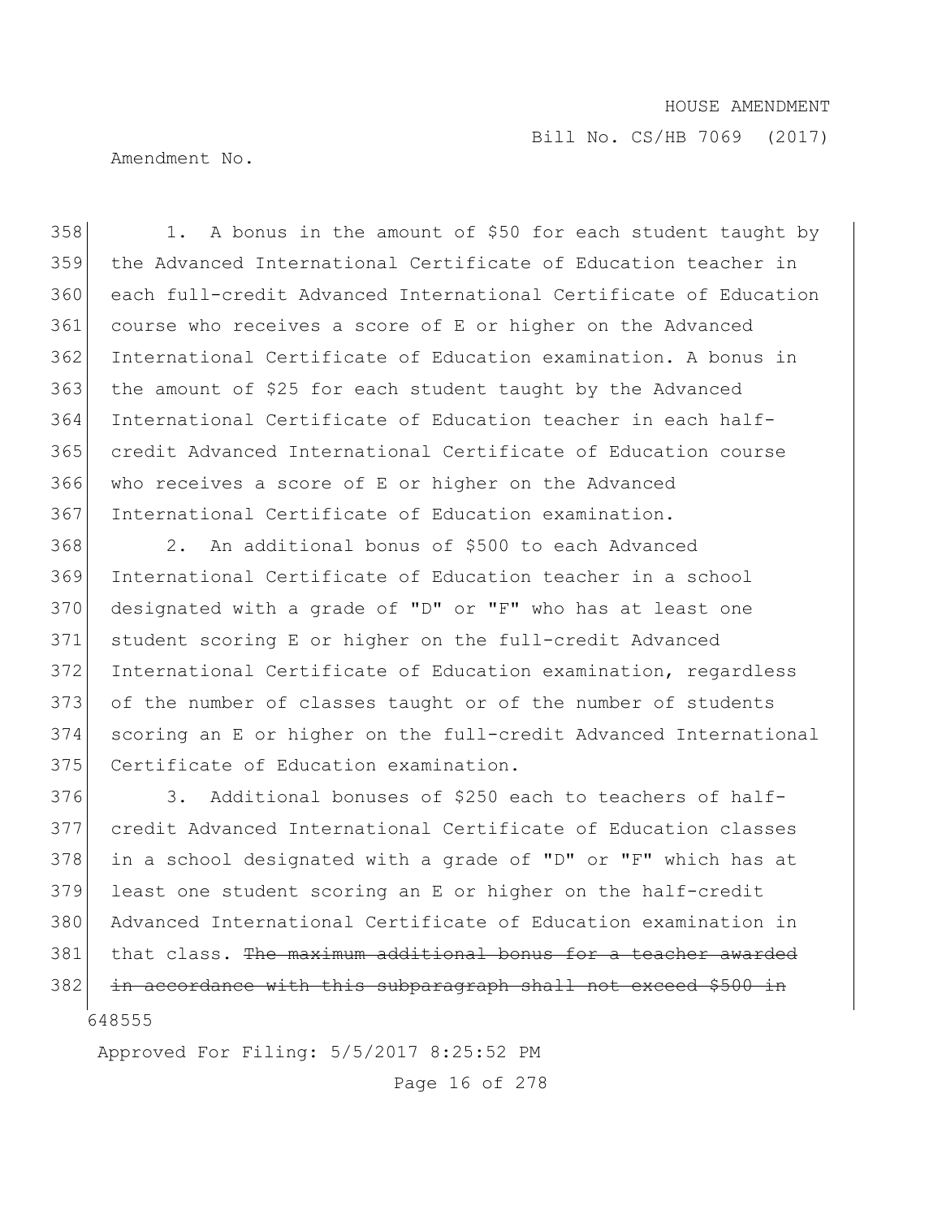1. A bonus in the amount of $50 for each student taught by the Advanced International Certificate of Education teacher in each full-credit Advanced International Certificate of Education course who receives a score of E or higher on the Advanced International Certificate of Education examination. A bonus in the amount of $25 for each student taught by the Advanced International Certificate of Education teacher in each half-credit Advanced International Certificate of Education course who receives a score of E or higher on the Advanced International Certificate of Education examination.

2. An additional bonus of $500 to each Advanced International Certificate of Education teacher in a school designated with a grade of "D" or "F" who has at least one student scoring E or higher on the full-credit Advanced International Certificate of Education examination, regardless of the number of classes taught or of the number of students scoring an E or higher on the full-credit Advanced International Certificate of Education examination.

3. Additional bonuses of $250 each to teachers of half-credit Advanced International Certificate of Education classes in a school designated with a grade of "D" or "F" which has at least one student scoring an E or higher on the half-credit Advanced International Certificate of Education examination in that class. ~~The maximum additional bonus for a teacher awarded in accordance with this subparagraph shall not exceed $500 in~~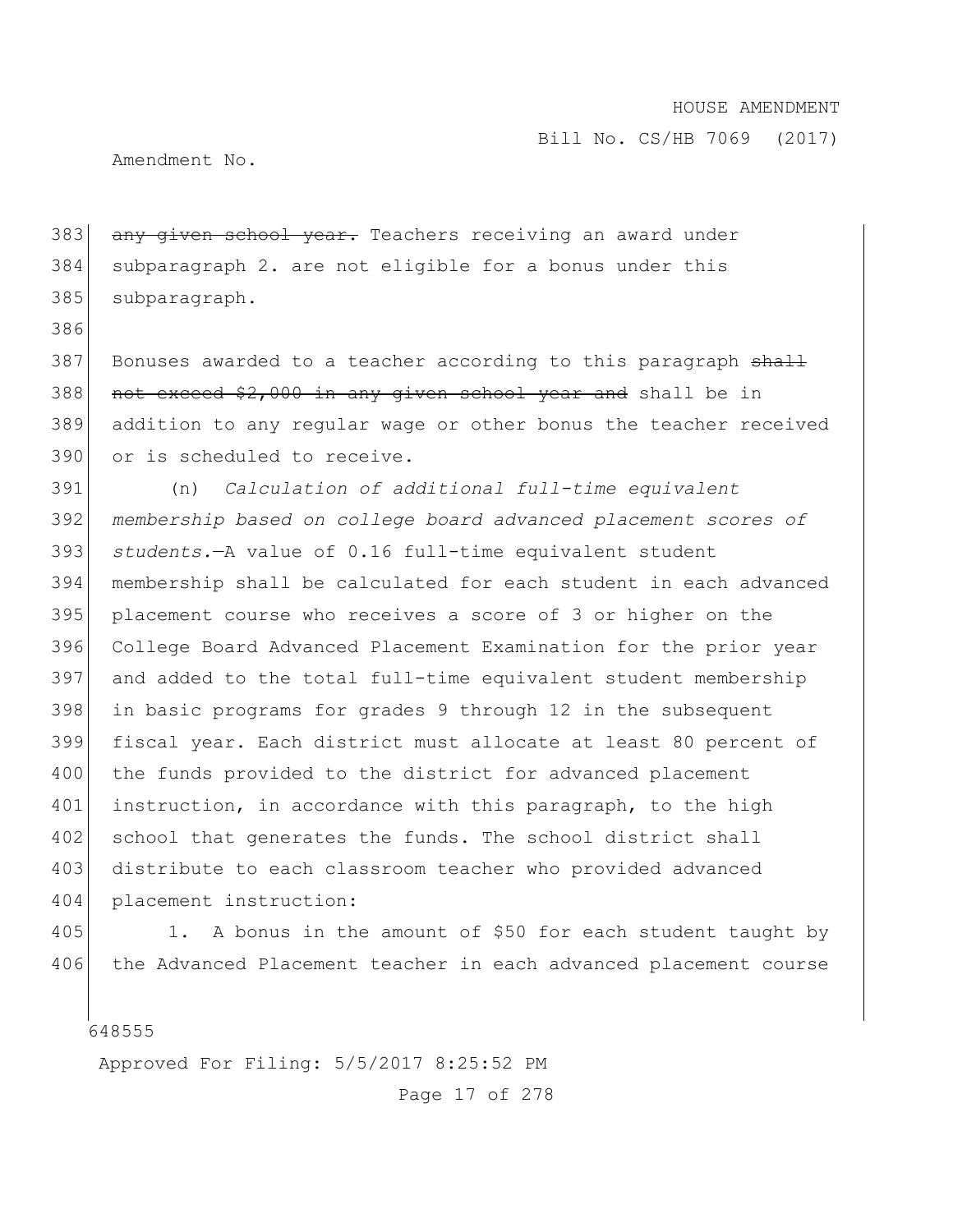~~any given school year.~~ Teachers receiving an award under subparagraph 2. are not eligible for a bonus under this subparagraph.

Bonuses awarded to a teacher according to this paragraph ~~shall not exceed $2,000 in any given school year and~~ shall be in addition to any regular wage or other bonus the teacher received or is scheduled to receive.

(n) *Calculation of additional full-time equivalent membership based on college board advanced placement scores of students.*—A value of 0.16 full-time equivalent student membership shall be calculated for each student in each advanced placement course who receives a score of 3 or higher on the College Board Advanced Placement Examination for the prior year and added to the total full-time equivalent student membership in basic programs for grades 9 through 12 in the subsequent fiscal year. Each district must allocate at least 80 percent of the funds provided to the district for advanced placement instruction, in accordance with this paragraph, to the high school that generates the funds. The school district shall distribute to each classroom teacher who provided advanced placement instruction:

1. A bonus in the amount of $50 for each student taught by the Advanced Placement teacher in each advanced placement course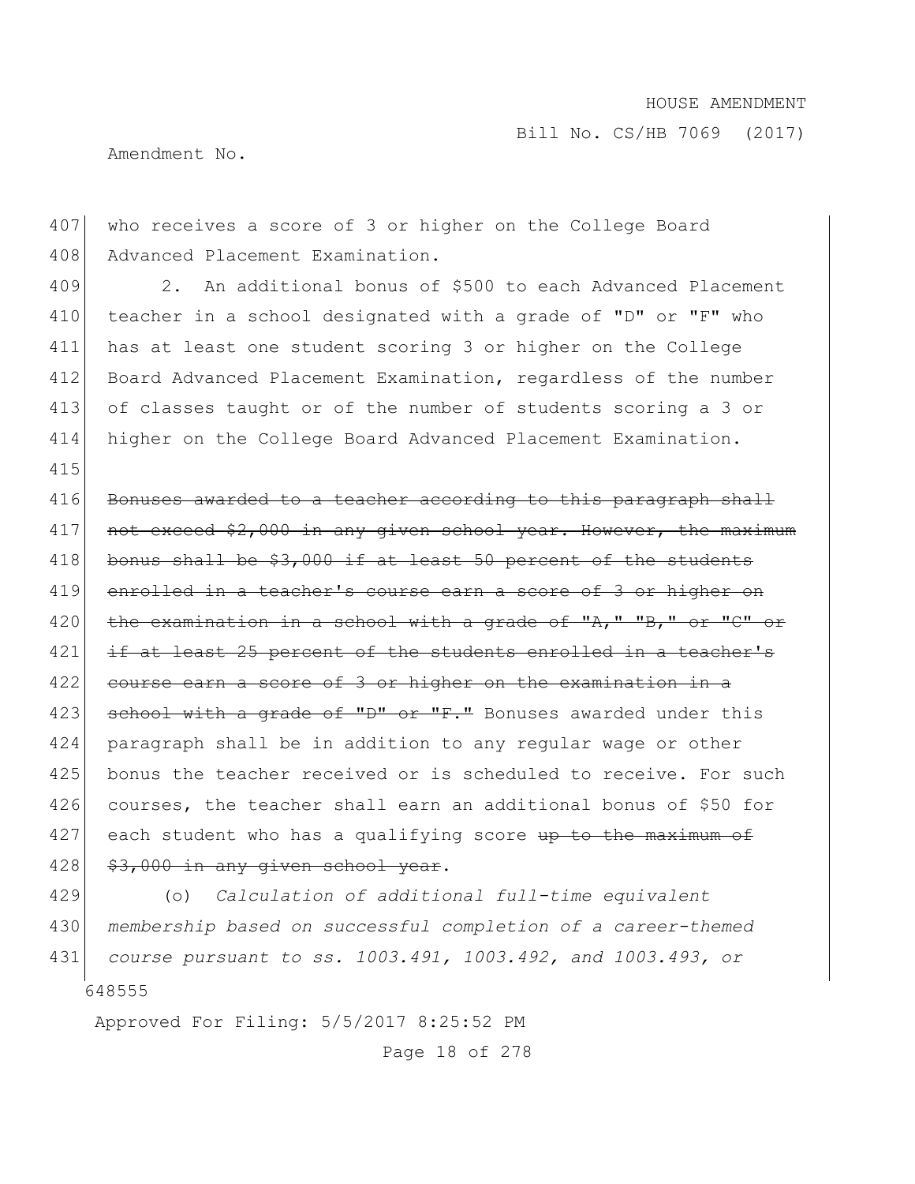who receives a score of 3 or higher on the College Board Advanced Placement Examination.

2. An additional bonus of $500 to each Advanced Placement teacher in a school designated with a grade of "D" or "F" who has at least one student scoring 3 or higher on the College Board Advanced Placement Examination, regardless of the number of classes taught or of the number of students scoring a 3 or higher on the College Board Advanced Placement Examination.

~~Bonuses awarded to a teacher according to this paragraph shall not exceed $2,000 in any given school year. However, the maximum bonus shall be $3,000 if at least 50 percent of the students enrolled in a teacher's course earn a score of 3 or higher on the examination in a school with a grade of "A," "B," or "C" or if at least 25 percent of the students enrolled in a teacher's course earn a score of 3 or higher on the examination in a school with a grade of "D" or "F."~~ Bonuses awarded under this paragraph shall be in addition to any regular wage or other bonus the teacher received or is scheduled to receive. For such courses, the teacher shall earn an additional bonus of $50 for each student who has a qualifying score ~~up to the maximum of $3,000 in any given school year~~.

(o) *Calculation of additional full-time equivalent membership based on successful completion of a career-themed course pursuant to ss. 1003.491, 1003.492, and 1003.493, or*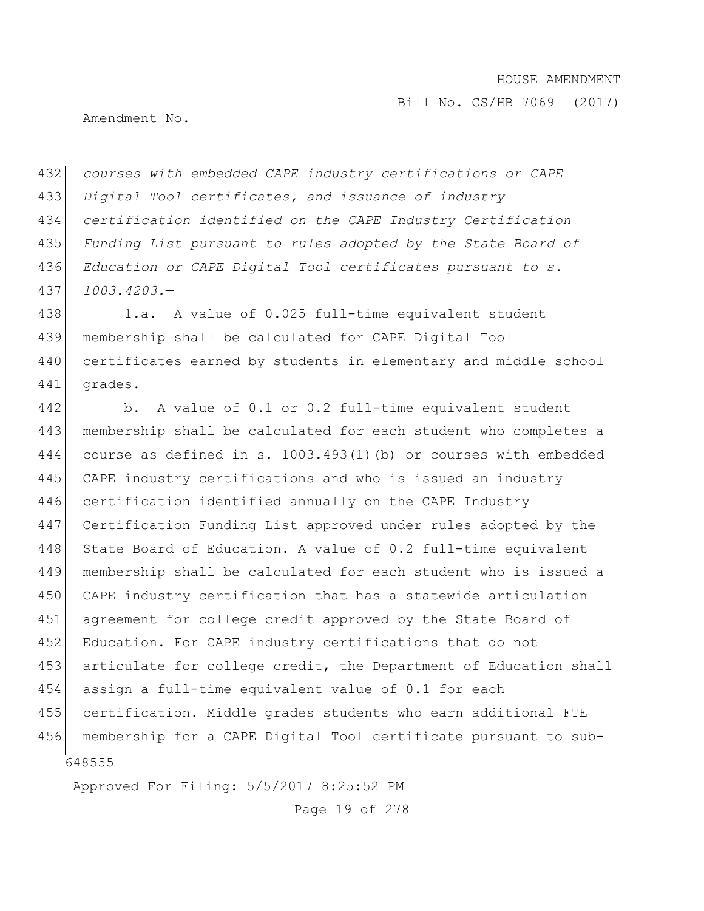*courses with embedded CAPE industry certifications or CAPE Digital Tool certificates, and issuance of industry certification identified on the CAPE Industry Certification Funding List pursuant to rules adopted by the State Board of Education or CAPE Digital Tool certificates pursuant to s. 1003.4203.—*

1.a. A value of 0.025 full-time equivalent student membership shall be calculated for CAPE Digital Tool certificates earned by students in elementary and middle school grades.

b. A value of 0.1 or 0.2 full-time equivalent student membership shall be calculated for each student who completes a course as defined in s. 1003.493(1)(b) or courses with embedded CAPE industry certifications and who is issued an industry certification identified annually on the CAPE Industry Certification Funding List approved under rules adopted by the State Board of Education. A value of 0.2 full-time equivalent membership shall be calculated for each student who is issued a CAPE industry certification that has a statewide articulation agreement for college credit approved by the State Board of Education. For CAPE industry certifications that do not articulate for college credit, the Department of Education shall assign a full-time equivalent value of 0.1 for each certification. Middle grades students who earn additional FTE membership for a CAPE Digital Tool certificate pursuant to sub-

648555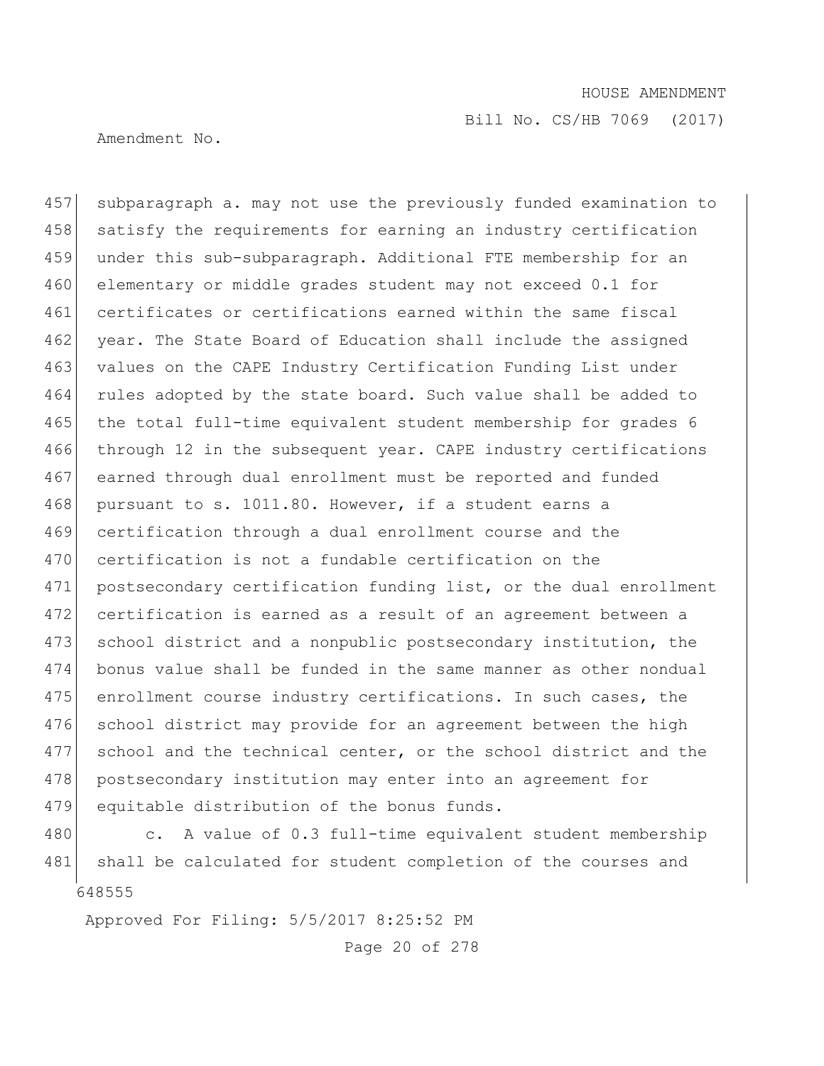subparagraph a. may not use the previously funded examination to satisfy the requirements for earning an industry certification under this sub-subparagraph. Additional FTE membership for an elementary or middle grades student may not exceed 0.1 for certificates or certifications earned within the same fiscal year. The State Board of Education shall include the assigned values on the CAPE Industry Certification Funding List under rules adopted by the state board. Such value shall be added to the total full-time equivalent student membership for grades 6 through 12 in the subsequent year. CAPE industry certifications earned through dual enrollment must be reported and funded pursuant to s. 1011.80. However, if a student earns a certification through a dual enrollment course and the certification is not a fundable certification on the postsecondary certification funding list, or the dual enrollment certification is earned as a result of an agreement between a school district and a nonpublic postsecondary institution, the bonus value shall be funded in the same manner as other nondual enrollment course industry certifications. In such cases, the school district may provide for an agreement between the high school and the technical center, or the school district and the postsecondary institution may enter into an agreement for equitable distribution of the bonus funds.

c. A value of 0.3 full-time equivalent student membership shall be calculated for student completion of the courses and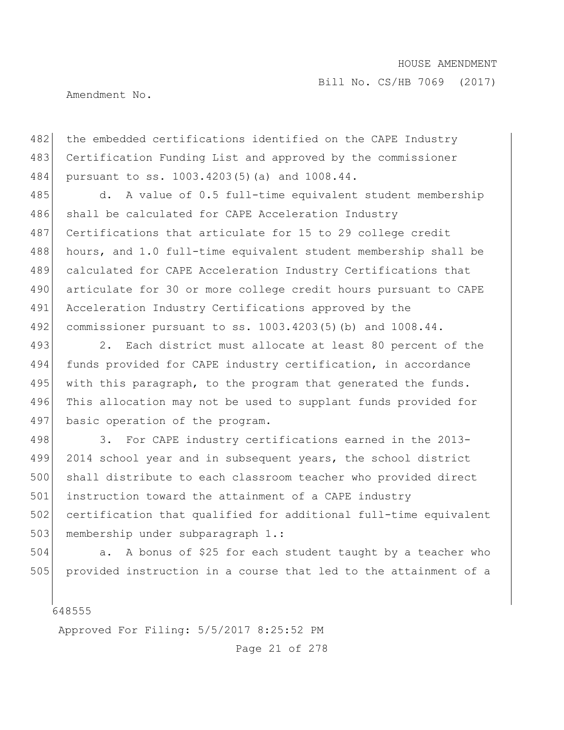the embedded certifications identified on the CAPE Industry Certification Funding List and approved by the commissioner pursuant to ss. 1003.4203(5)(a) and 1008.44.

d. A value of 0.5 full-time equivalent student membership shall be calculated for CAPE Acceleration Industry Certifications that articulate for 15 to 29 college credit hours, and 1.0 full-time equivalent student membership shall be calculated for CAPE Acceleration Industry Certifications that articulate for 30 or more college credit hours pursuant to CAPE Acceleration Industry Certifications approved by the commissioner pursuant to ss. 1003.4203(5)(b) and 1008.44.

2. Each district must allocate at least 80 percent of the funds provided for CAPE industry certification, in accordance with this paragraph, to the program that generated the funds. This allocation may not be used to supplant funds provided for basic operation of the program.

3. For CAPE industry certifications earned in the 2013-2014 school year and in subsequent years, the school district shall distribute to each classroom teacher who provided direct instruction toward the attainment of a CAPE industry certification that qualified for additional full-time equivalent membership under subparagraph 1.:

a. A bonus of $25 for each student taught by a teacher who provided instruction in a course that led to the attainment of a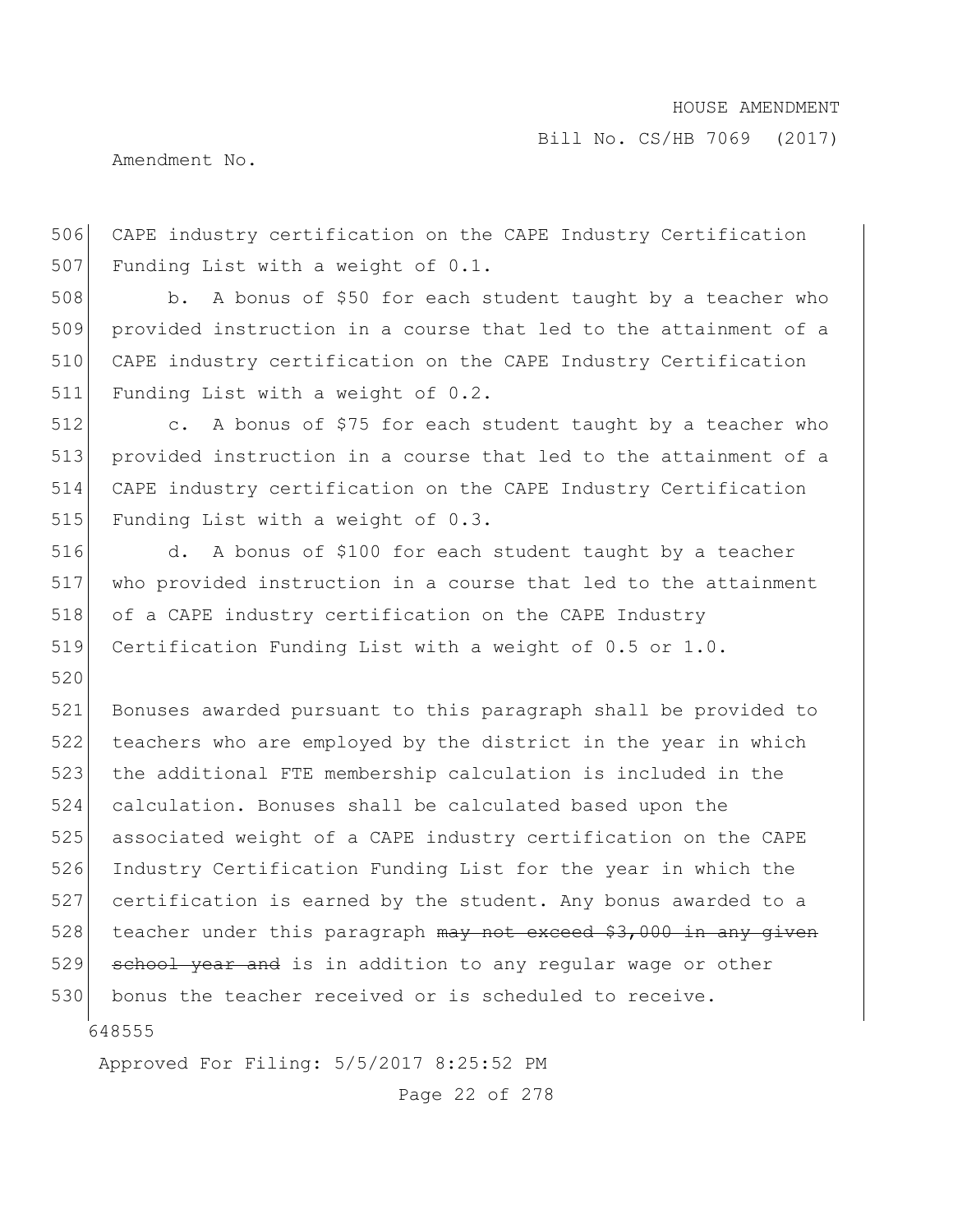CAPE industry certification on the CAPE Industry Certification Funding List with a weight of 0.1.

b. A bonus of $50 for each student taught by a teacher who provided instruction in a course that led to the attainment of a CAPE industry certification on the CAPE Industry Certification Funding List with a weight of 0.2.

c. A bonus of $75 for each student taught by a teacher who provided instruction in a course that led to the attainment of a CAPE industry certification on the CAPE Industry Certification Funding List with a weight of 0.3.

d. A bonus of $100 for each student taught by a teacher who provided instruction in a course that led to the attainment of a CAPE industry certification on the CAPE Industry Certification Funding List with a weight of 0.5 or 1.0.

Bonuses awarded pursuant to this paragraph shall be provided to teachers who are employed by the district in the year in which the additional FTE membership calculation is included in the calculation. Bonuses shall be calculated based upon the associated weight of a CAPE industry certification on the CAPE Industry Certification Funding List for the year in which the certification is earned by the student. Any bonus awarded to a teacher under this paragraph ~~may not exceed $3,000 in any given school year and~~ is in addition to any regular wage or other bonus the teacher received or is scheduled to receive.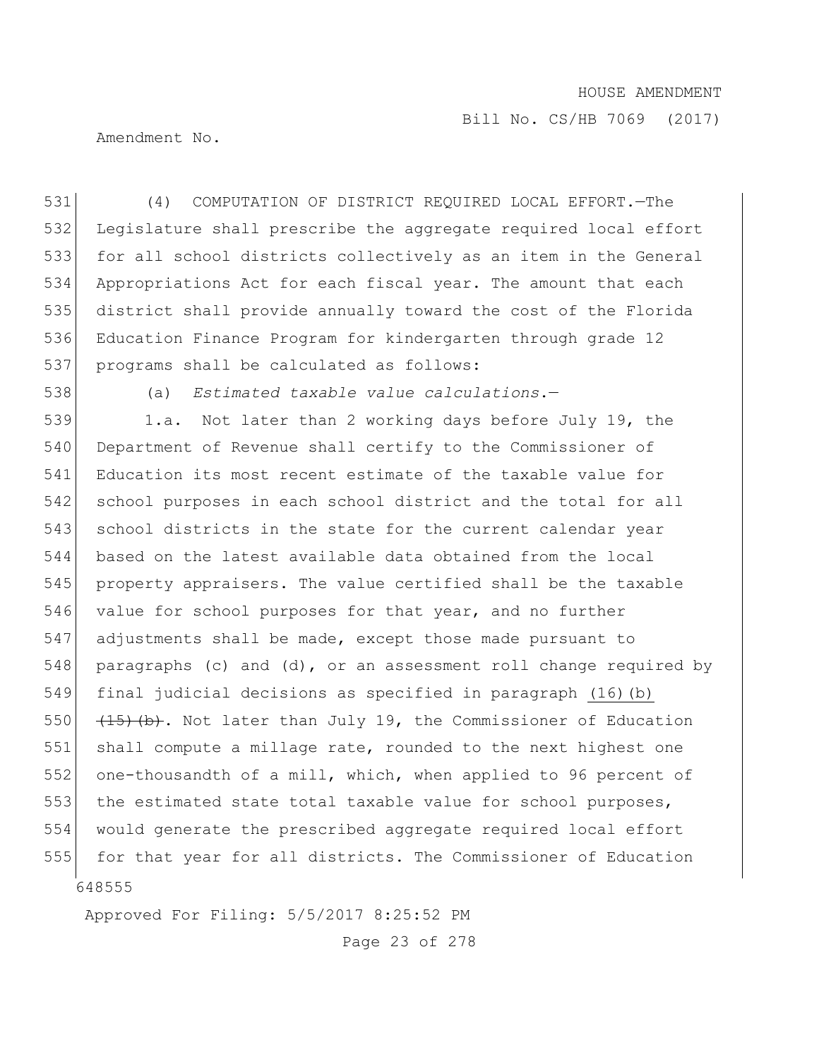(4) COMPUTATION OF DISTRICT REQUIRED LOCAL EFFORT.—The Legislature shall prescribe the aggregate required local effort for all school districts collectively as an item in the General Appropriations Act for each fiscal year. The amount that each district shall provide annually toward the cost of the Florida Education Finance Program for kindergarten through grade 12 programs shall be calculated as follows:

(a) *Estimated taxable value calculations.*—

1.a. Not later than 2 working days before July 19, the Department of Revenue shall certify to the Commissioner of Education its most recent estimate of the taxable value for school purposes in each school district and the total for all school districts in the state for the current calendar year based on the latest available data obtained from the local property appraisers. The value certified shall be the taxable value for school purposes for that year, and no further adjustments shall be made, except those made pursuant to paragraphs (c) and (d), or an assessment roll change required by final judicial decisions as specified in paragraph <u>(16)(b)</u> ~~(15)(b)~~. Not later than July 19, the Commissioner of Education shall compute a millage rate, rounded to the next highest one one-thousandth of a mill, which, when applied to 96 percent of the estimated state total taxable value for school purposes, would generate the prescribed aggregate required local effort for that year for all districts. The Commissioner of Education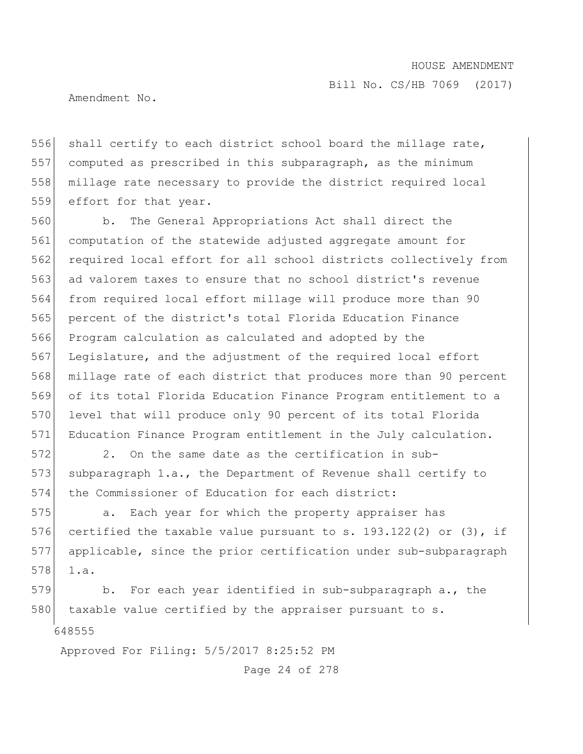shall certify to each district school board the millage rate, computed as prescribed in this subparagraph, as the minimum millage rate necessary to provide the district required local effort for that year.

b. The General Appropriations Act shall direct the computation of the statewide adjusted aggregate amount for required local effort for all school districts collectively from ad valorem taxes to ensure that no school district's revenue from required local effort millage will produce more than 90 percent of the district's total Florida Education Finance Program calculation as calculated and adopted by the Legislature, and the adjustment of the required local effort millage rate of each district that produces more than 90 percent of its total Florida Education Finance Program entitlement to a level that will produce only 90 percent of its total Florida Education Finance Program entitlement in the July calculation.

2. On the same date as the certification in sub-subparagraph 1.a., the Department of Revenue shall certify to the Commissioner of Education for each district:

a. Each year for which the property appraiser has certified the taxable value pursuant to s. 193.122(2) or (3), if applicable, since the prior certification under sub-subparagraph 1.a.

b. For each year identified in sub-subparagraph a., the taxable value certified by the appraiser pursuant to s.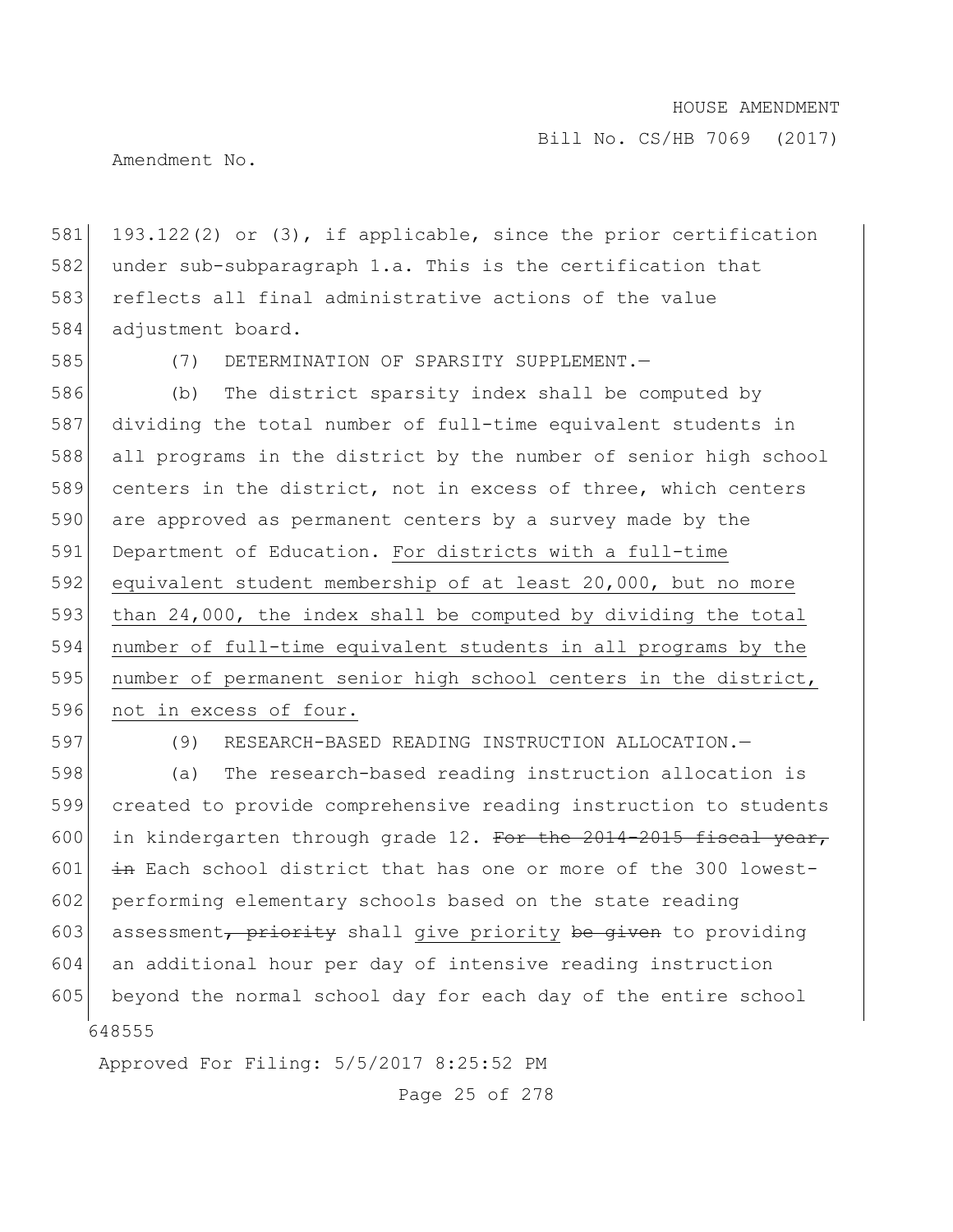193.122(2) or (3), if applicable, since the prior certification under sub-subparagraph 1.a. This is the certification that reflects all final administrative actions of the value adjustment board.

(7) DETERMINATION OF SPARSITY SUPPLEMENT.—

(b) The district sparsity index shall be computed by dividing the total number of full-time equivalent students in all programs in the district by the number of senior high school centers in the district, not in excess of three, which centers are approved as permanent centers by a survey made by the Department of Education. <u>For districts with a full-time equivalent student membership of at least 20,000, but no more than 24,000, the index shall be computed by dividing the total number of full-time equivalent students in all programs by the number of permanent senior high school centers in the district, not in excess of four.</u>

(9) RESEARCH-BASED READING INSTRUCTION ALLOCATION.—

(a) The research-based reading instruction allocation is created to provide comprehensive reading instruction to students in kindergarten through grade 12. ~~For the 2014-2015 fiscal year, in~~ Each school district that has one or more of the 300 lowest-performing elementary schools based on the state reading assessment~~, priority~~ shall <u>give priority</u> ~~be given~~ to providing an additional hour per day of intensive reading instruction beyond the normal school day for each day of the entire school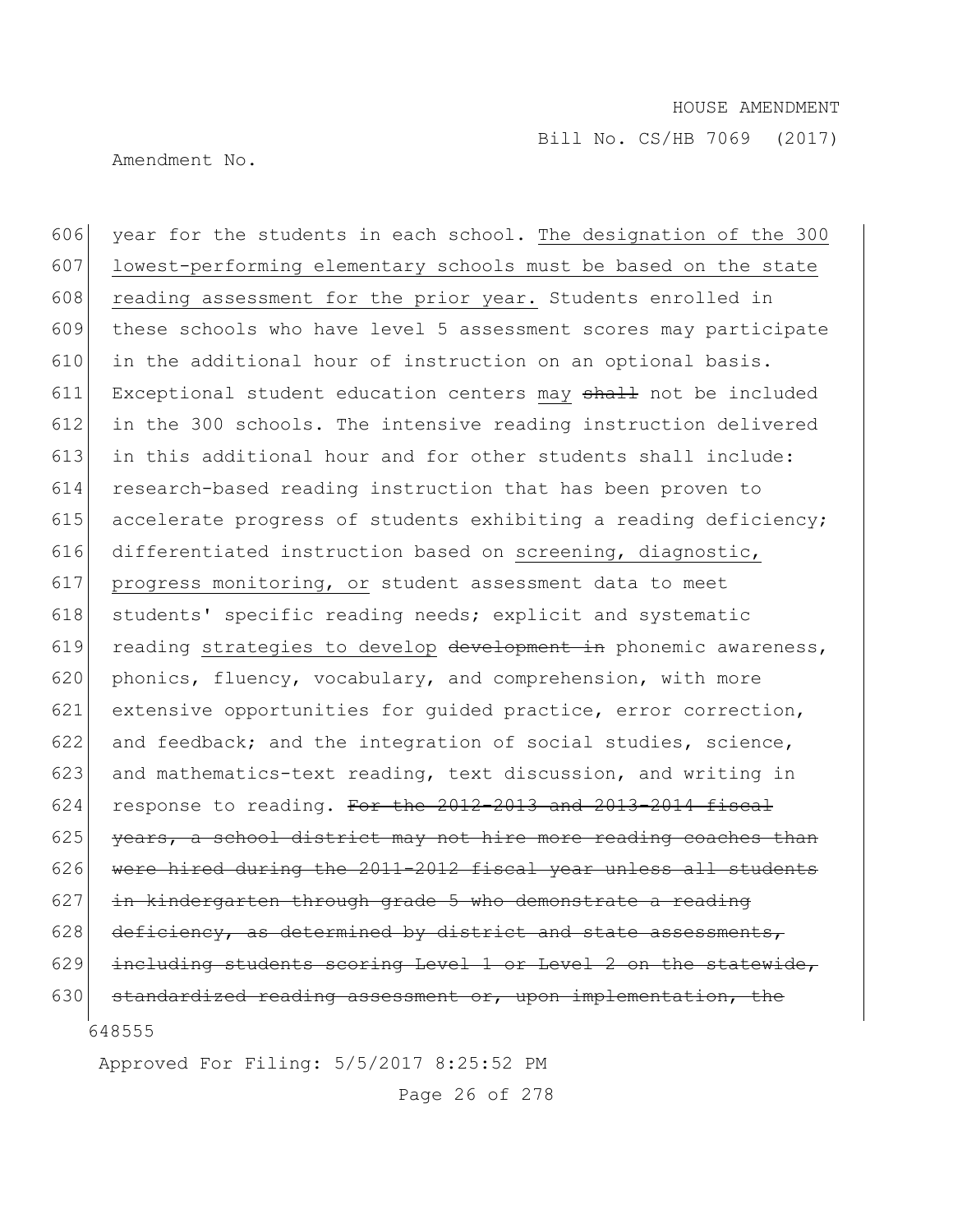year for the students in each school. <u>The designation of the 300 lowest-performing elementary schools must be based on the state reading assessment for the prior year.</u> Students enrolled in these schools who have level 5 assessment scores may participate in the additional hour of instruction on an optional basis. Exceptional student education centers <u>may</u> ~~shall~~ not be included in the 300 schools. The intensive reading instruction delivered in this additional hour and for other students shall include: research-based reading instruction that has been proven to accelerate progress of students exhibiting a reading deficiency; differentiated instruction based on <u>screening, diagnostic, progress monitoring, or</u> student assessment data to meet students' specific reading needs; explicit and systematic reading <u>strategies to develop</u> ~~development in~~ phonemic awareness, phonics, fluency, vocabulary, and comprehension, with more extensive opportunities for guided practice, error correction, and feedback; and the integration of social studies, science, and mathematics-text reading, text discussion, and writing in response to reading. ~~For the 2012-2013 and 2013-2014 fiscal years, a school district may not hire more reading coaches than were hired during the 2011-2012 fiscal year unless all students in kindergarten through grade 5 who demonstrate a reading deficiency, as determined by district and state assessments, including students scoring Level 1 or Level 2 on the statewide, standardized reading assessment or, upon implementation, the~~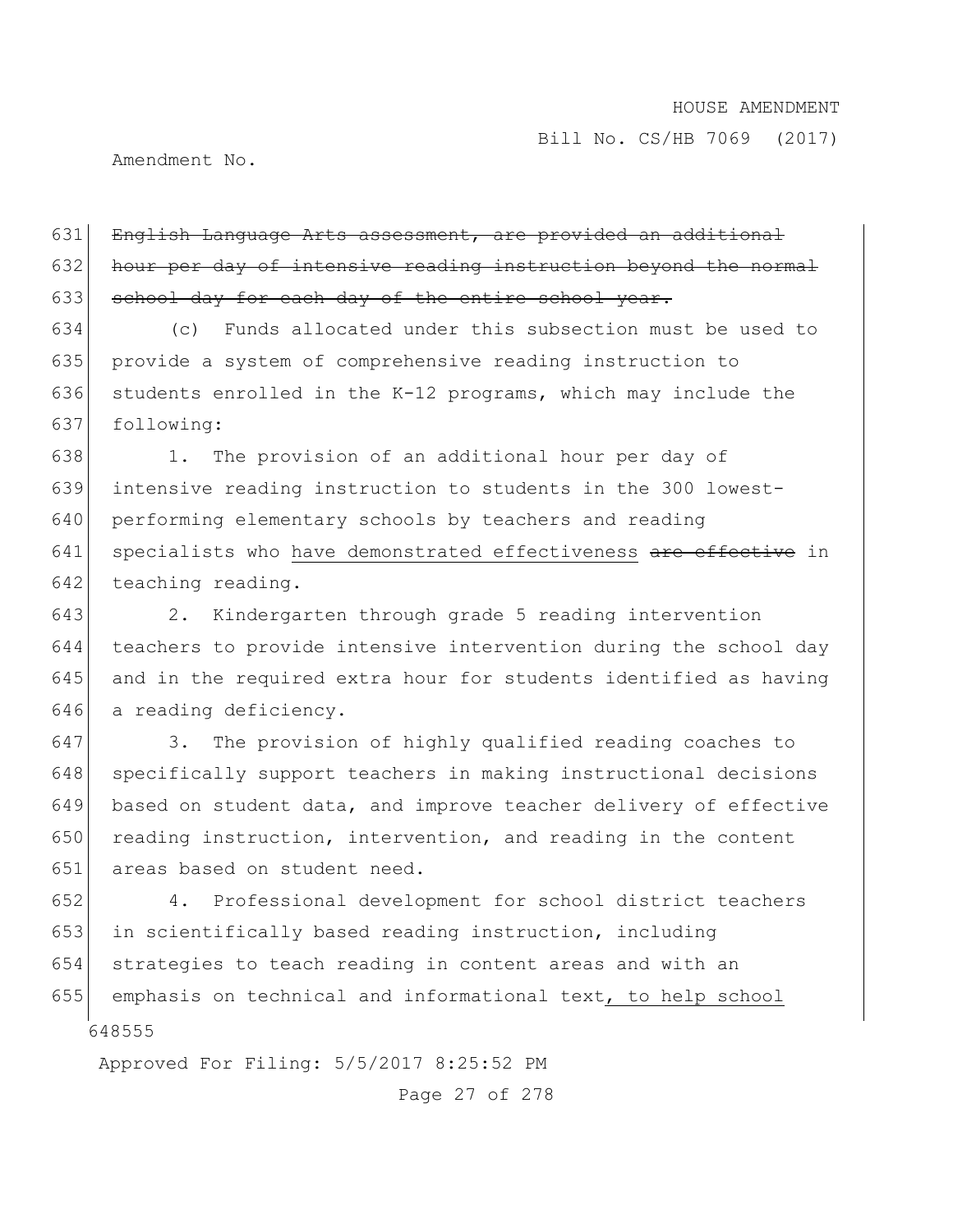~~English Language Arts assessment, are provided an additional hour per day of intensive reading instruction beyond the normal school day for each day of the entire school year.~~

(c) Funds allocated under this subsection must be used to provide a system of comprehensive reading instruction to students enrolled in the K-12 programs, which may include the following:

1. The provision of an additional hour per day of intensive reading instruction to students in the 300 lowest-performing elementary schools by teachers and reading specialists who <u>have demonstrated effectiveness</u> ~~are effective~~ in teaching reading.

2. Kindergarten through grade 5 reading intervention teachers to provide intensive intervention during the school day and in the required extra hour for students identified as having a reading deficiency.

3. The provision of highly qualified reading coaches to specifically support teachers in making instructional decisions based on student data, and improve teacher delivery of effective reading instruction, intervention, and reading in the content areas based on student need.

4. Professional development for school district teachers in scientifically based reading instruction, including strategies to teach reading in content areas and with an emphasis on technical and informational text<u>, to help school</u>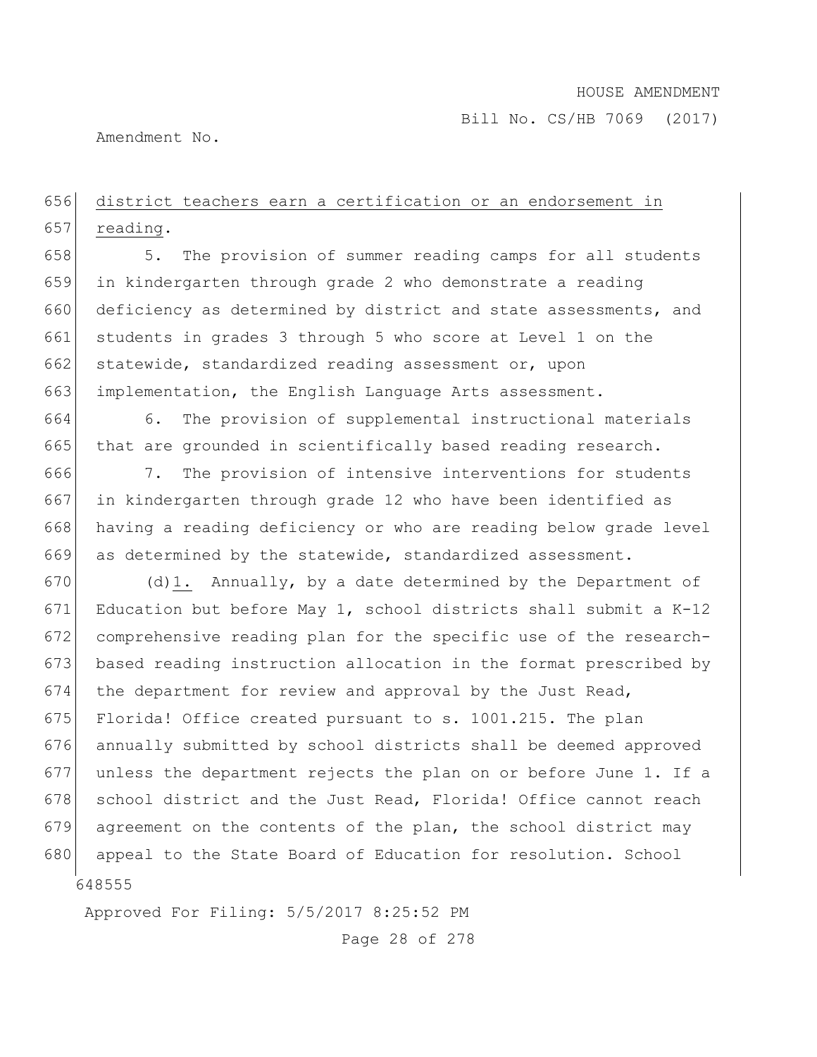district teachers earn a certification or an endorsement in reading.

5. The provision of summer reading camps for all students in kindergarten through grade 2 who demonstrate a reading deficiency as determined by district and state assessments, and students in grades 3 through 5 who score at Level 1 on the statewide, standardized reading assessment or, upon implementation, the English Language Arts assessment.

6. The provision of supplemental instructional materials that are grounded in scientifically based reading research.

7. The provision of intensive interventions for students in kindergarten through grade 12 who have been identified as having a reading deficiency or who are reading below grade level as determined by the statewide, standardized assessment.

(d)1. Annually, by a date determined by the Department of Education but before May 1, school districts shall submit a K-12 comprehensive reading plan for the specific use of the research-based reading instruction allocation in the format prescribed by the department for review and approval by the Just Read, Florida! Office created pursuant to s. 1001.215. The plan annually submitted by school districts shall be deemed approved unless the department rejects the plan on or before June 1. If a school district and the Just Read, Florida! Office cannot reach agreement on the contents of the plan, the school district may appeal to the State Board of Education for resolution. School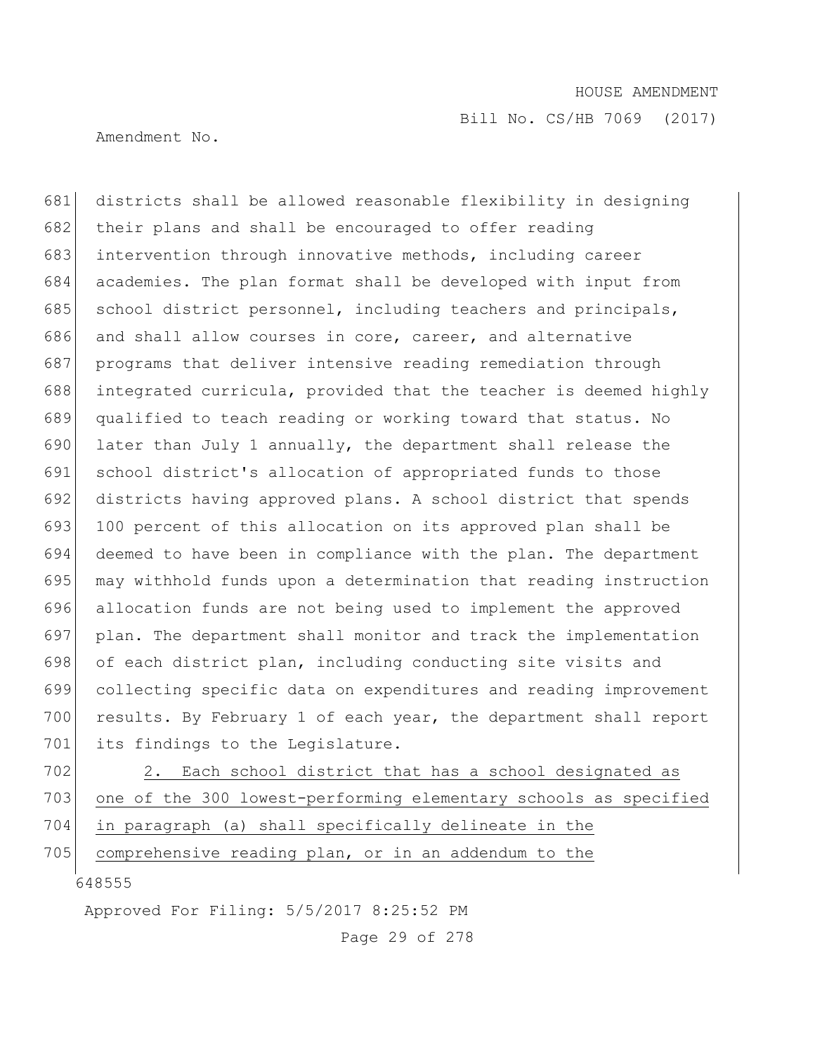districts shall be allowed reasonable flexibility in designing their plans and shall be encouraged to offer reading intervention through innovative methods, including career academies. The plan format shall be developed with input from school district personnel, including teachers and principals, and shall allow courses in core, career, and alternative programs that deliver intensive reading remediation through integrated curricula, provided that the teacher is deemed highly qualified to teach reading or working toward that status. No later than July 1 annually, the department shall release the school district's allocation of appropriated funds to those districts having approved plans. A school district that spends 100 percent of this allocation on its approved plan shall be deemed to have been in compliance with the plan. The department may withhold funds upon a determination that reading instruction allocation funds are not being used to implement the approved plan. The department shall monitor and track the implementation of each district plan, including conducting site visits and collecting specific data on expenditures and reading improvement results. By February 1 of each year, the department shall report its findings to the Legislature.

2. Each school district that has a school designated as one of the 300 lowest-performing elementary schools as specified in paragraph (a) shall specifically delineate in the comprehensive reading plan, or in an addendum to the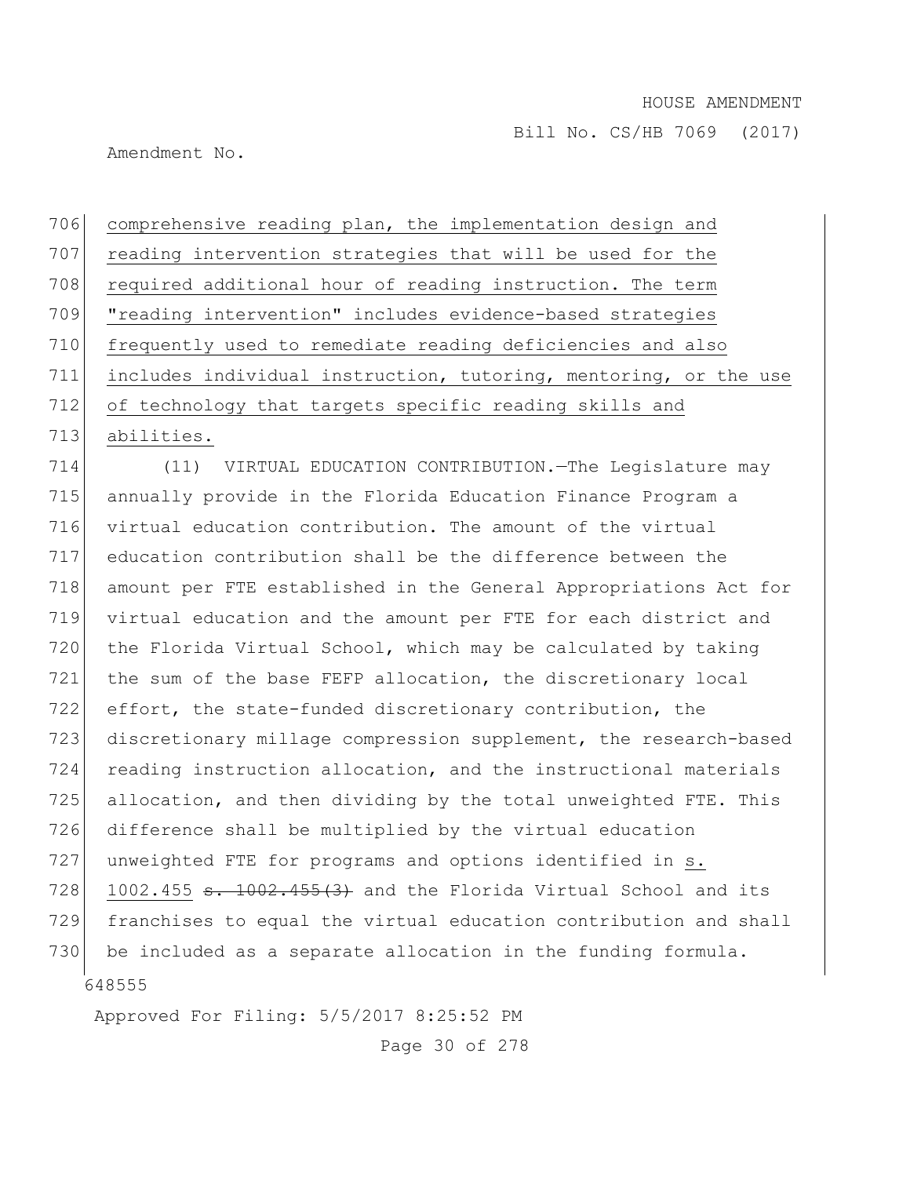comprehensive reading plan, the implementation design and reading intervention strategies that will be used for the required additional hour of reading instruction. The term "reading intervention" includes evidence-based strategies frequently used to remediate reading deficiencies and also includes individual instruction, tutoring, mentoring, or the use of technology that targets specific reading skills and abilities.

(11) VIRTUAL EDUCATION CONTRIBUTION.—The Legislature may annually provide in the Florida Education Finance Program a virtual education contribution. The amount of the virtual education contribution shall be the difference between the amount per FTE established in the General Appropriations Act for virtual education and the amount per FTE for each district and the Florida Virtual School, which may be calculated by taking the sum of the base FEFP allocation, the discretionary local effort, the state-funded discretionary contribution, the discretionary millage compression supplement, the research-based reading instruction allocation, and the instructional materials allocation, and then dividing by the total unweighted FTE. This difference shall be multiplied by the virtual education unweighted FTE for programs and options identified in s. 1002.455 ~~s. 1002.455(3)~~ and the Florida Virtual School and its franchises to equal the virtual education contribution and shall be included as a separate allocation in the funding formula.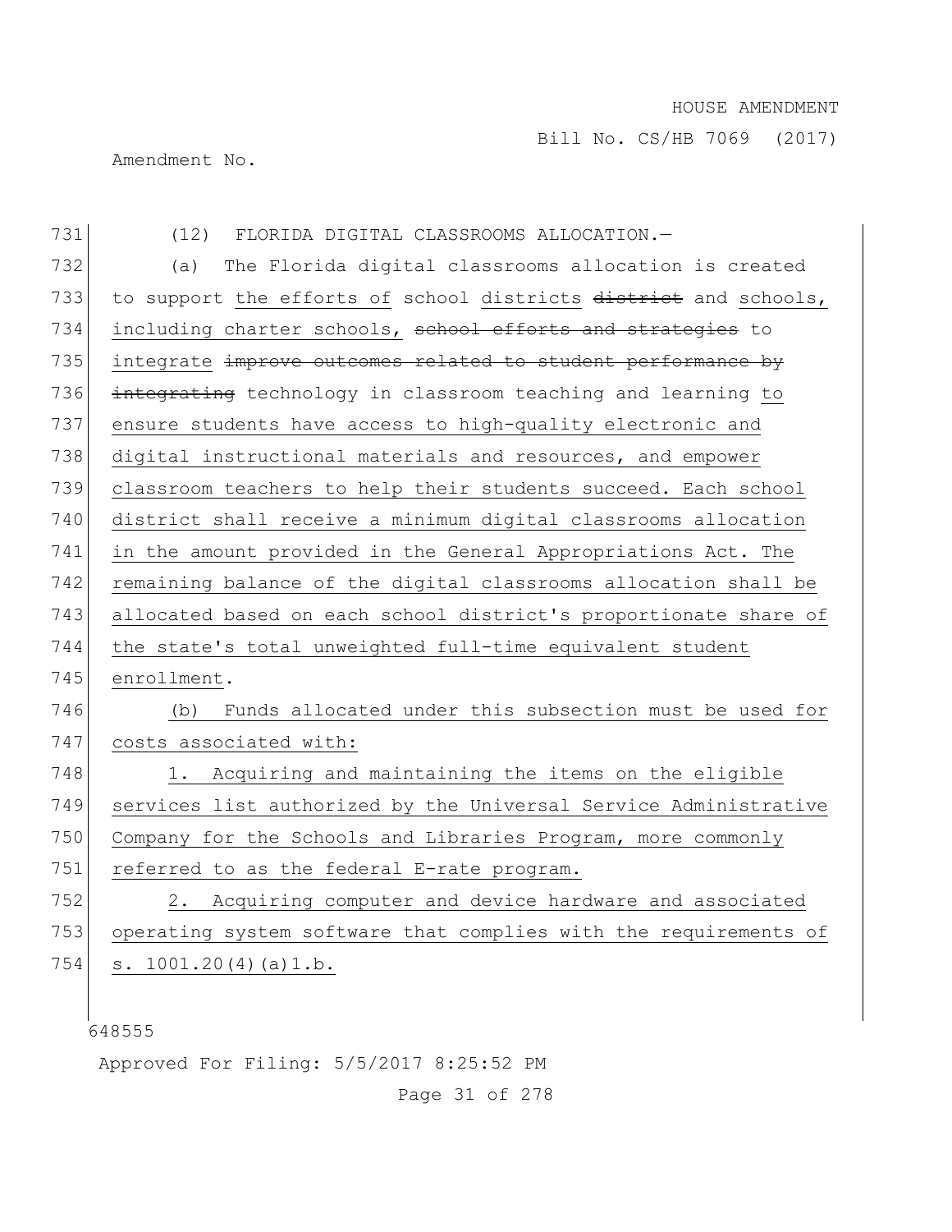(12) FLORIDA DIGITAL CLASSROOMS ALLOCATION.—

(a) The Florida digital classrooms allocation is created to support the efforts of school districts ~~district~~ and schools, including charter schools, ~~school efforts and strategies~~ to integrate ~~improve outcomes related to student performance by integrating~~ technology in classroom teaching and learning to ensure students have access to high-quality electronic and digital instructional materials and resources, and empower classroom teachers to help their students succeed. Each school district shall receive a minimum digital classrooms allocation in the amount provided in the General Appropriations Act. The remaining balance of the digital classrooms allocation shall be allocated based on each school district's proportionate share of the state's total unweighted full-time equivalent student enrollment.

(b) Funds allocated under this subsection must be used for costs associated with:

1. Acquiring and maintaining the items on the eligible services list authorized by the Universal Service Administrative Company for the Schools and Libraries Program, more commonly referred to as the federal E-rate program.

2. Acquiring computer and device hardware and associated operating system software that complies with the requirements of s. 1001.20(4)(a)1.b.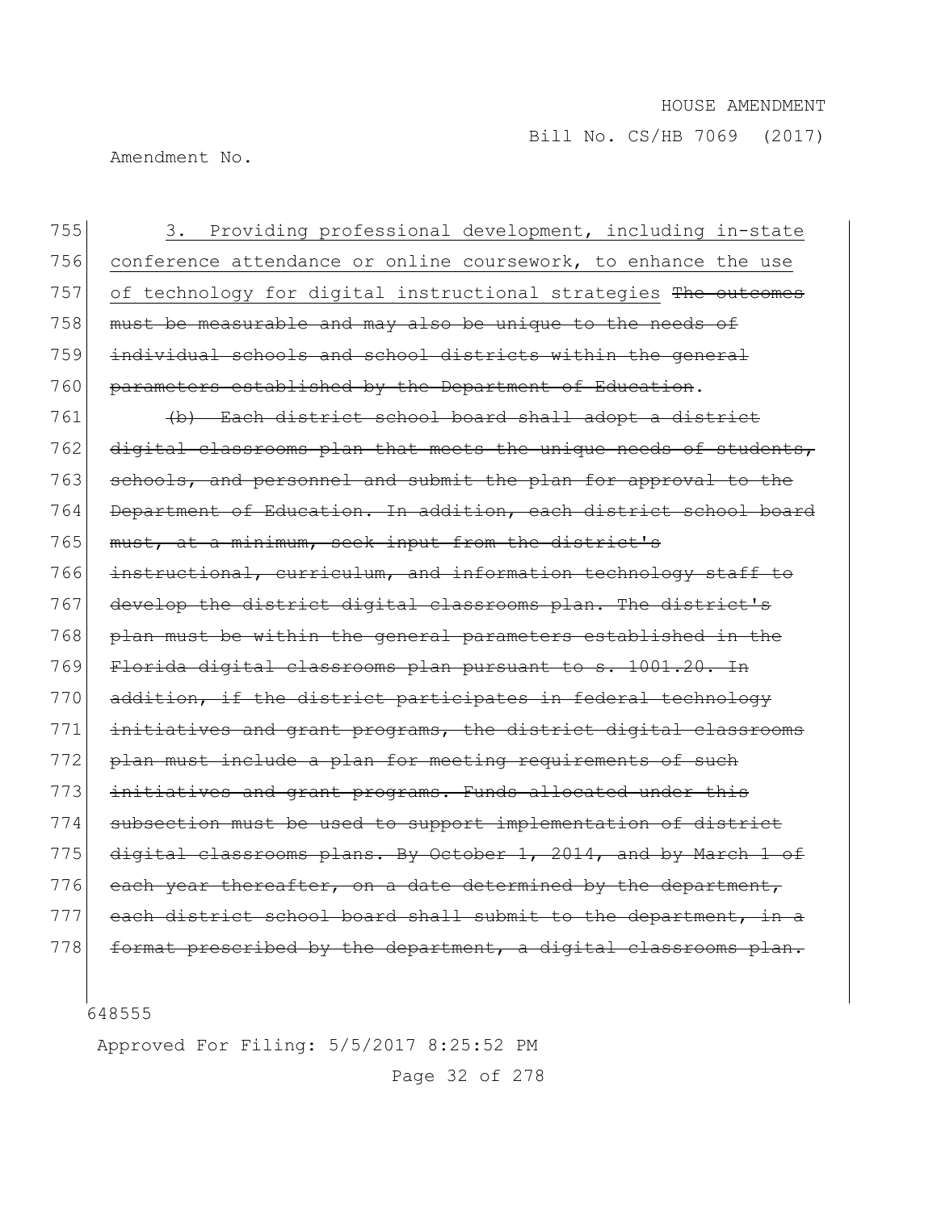755 3. Providing professional development, including in-state
756 conference attendance or online coursework, to enhance the use
757 of technology for digital instructional strategies ~~The outcomes~~
758 ~~must be measurable and may also be unique to the needs of~~
759 ~~individual schools and school districts within the general~~
760 ~~parameters established by the Department of Education~~.

761 ~~(b) Each district school board shall adopt a district~~
762 ~~digital classrooms plan that meets the unique needs of students,~~
763 ~~schools, and personnel and submit the plan for approval to the~~
764 ~~Department of Education. In addition, each district school board~~
765 ~~must, at a minimum, seek input from the district's~~
766 ~~instructional, curriculum, and information technology staff to~~
767 ~~develop the district digital classrooms plan. The district's~~
768 ~~plan must be within the general parameters established in the~~
769 ~~Florida digital classrooms plan pursuant to s. 1001.20. In~~
770 ~~addition, if the district participates in federal technology~~
771 ~~initiatives and grant programs, the district digital classrooms~~
772 ~~plan must include a plan for meeting requirements of such~~
773 ~~initiatives and grant programs. Funds allocated under this~~
774 ~~subsection must be used to support implementation of district~~
775 ~~digital classrooms plans. By October 1, 2014, and by March 1 of~~
776 ~~each year thereafter, on a date determined by the department,~~
777 ~~each district school board shall submit to the department, in a~~
778 ~~format prescribed by the department, a digital classrooms plan.~~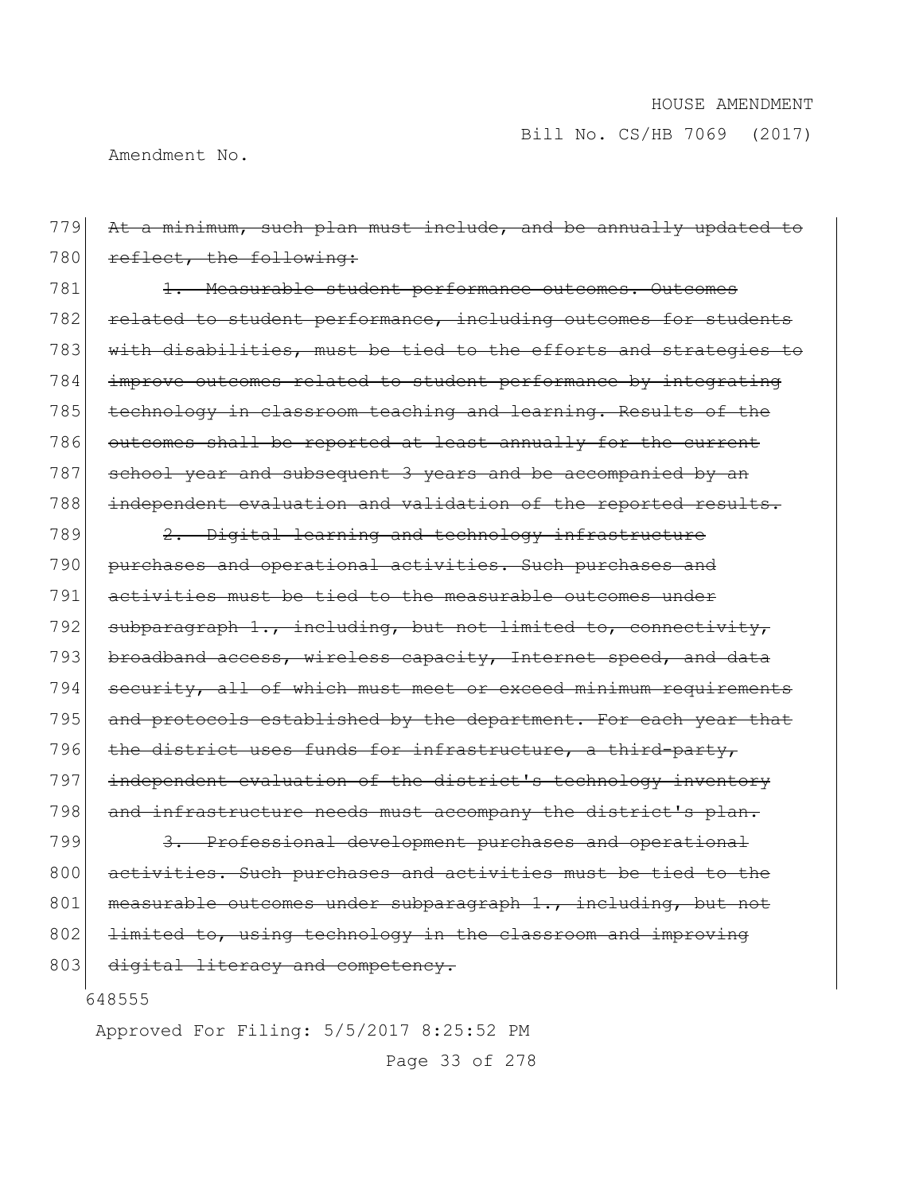779 ~~At a minimum, such plan must include, and be annually updated to~~
780 ~~reflect, the following:~~

781 ~~1. Measurable student performance outcomes. Outcomes~~
782 ~~related to student performance, including outcomes for students~~
783 ~~with disabilities, must be tied to the efforts and strategies to~~
784 ~~improve outcomes related to student performance by integrating~~
785 ~~technology in classroom teaching and learning. Results of the~~
786 ~~outcomes shall be reported at least annually for the current~~
787 ~~school year and subsequent 3 years and be accompanied by an~~
788 ~~independent evaluation and validation of the reported results.~~

789 ~~2. Digital learning and technology infrastructure~~
790 ~~purchases and operational activities. Such purchases and~~
791 ~~activities must be tied to the measurable outcomes under~~
792 ~~subparagraph 1., including, but not limited to, connectivity,~~
793 ~~broadband access, wireless capacity, Internet speed, and data~~
794 ~~security, all of which must meet or exceed minimum requirements~~
795 ~~and protocols established by the department. For each year that~~
796 ~~the district uses funds for infrastructure, a third-party,~~
797 ~~independent evaluation of the district's technology inventory~~
798 ~~and infrastructure needs must accompany the district's plan.~~

799 ~~3. Professional development purchases and operational~~
800 ~~activities. Such purchases and activities must be tied to the~~
801 ~~measurable outcomes under subparagraph 1., including, but not~~
802 ~~limited to, using technology in the classroom and improving~~
803 ~~digital literacy and competency.~~

648555

Approved For Filing: 5/5/2017 8:25:52 PM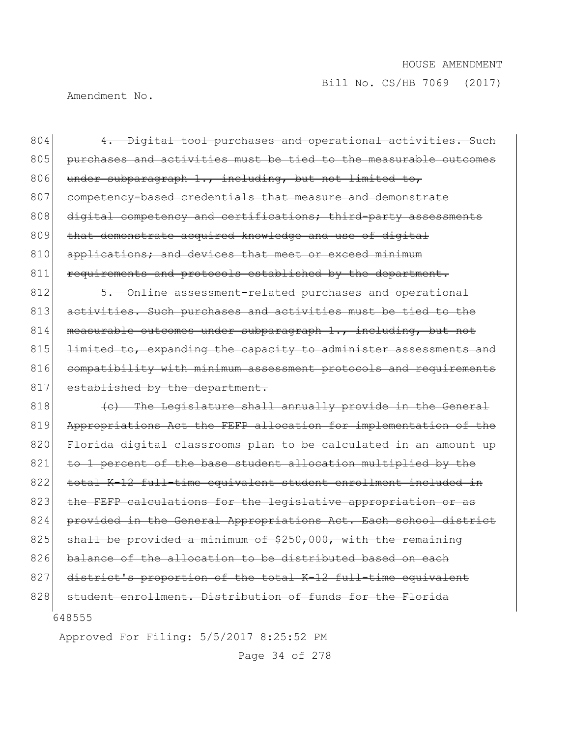804 ~~4. Digital tool purchases and operational activities. Such~~
805 ~~purchases and activities must be tied to the measurable outcomes~~
806 ~~under subparagraph 1., including, but not limited to,~~
807 ~~competency-based credentials that measure and demonstrate~~
808 ~~digital competency and certifications; third-party assessments~~
809 ~~that demonstrate acquired knowledge and use of digital~~
810 ~~applications; and devices that meet or exceed minimum~~
811 ~~requirements and protocols established by the department.~~
812 ~~5. Online assessment-related purchases and operational~~
813 ~~activities. Such purchases and activities must be tied to the~~
814 ~~measurable outcomes under subparagraph 1., including, but not~~
815 ~~limited to, expanding the capacity to administer assessments and~~
816 ~~compatibility with minimum assessment protocols and requirements~~
817 ~~established by the department.~~
818 ~~(c) The Legislature shall annually provide in the General~~
819 ~~Appropriations Act the FEFP allocation for implementation of the~~
820 ~~Florida digital classrooms plan to be calculated in an amount up~~
821 ~~to 1 percent of the base student allocation multiplied by the~~
822 ~~total K-12 full-time equivalent student enrollment included in~~
823 ~~the FEFP calculations for the legislative appropriation or as~~
824 ~~provided in the General Appropriations Act. Each school district~~
825 ~~shall be provided a minimum of $250,000, with the remaining~~
826 ~~balance of the allocation to be distributed based on each~~
827 ~~district's proportion of the total K-12 full-time equivalent~~
828 ~~student enrollment. Distribution of funds for the Florida~~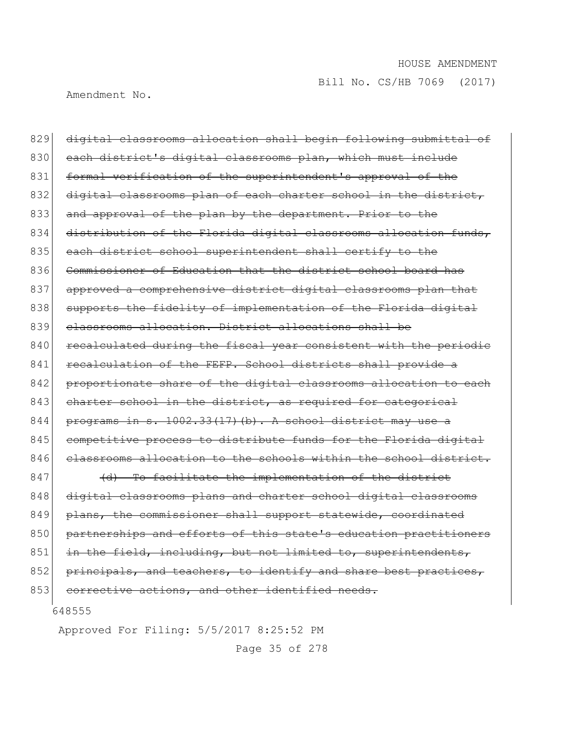829 ~~digital classrooms allocation shall begin following submittal of~~
830 ~~each district's digital classrooms plan, which must include~~
831 ~~formal verification of the superintendent's approval of the~~
832 ~~digital classrooms plan of each charter school in the district,~~
833 ~~and approval of the plan by the department. Prior to the~~
834 ~~distribution of the Florida digital classrooms allocation funds,~~
835 ~~each district school superintendent shall certify to the~~
836 ~~Commissioner of Education that the district school board has~~
837 ~~approved a comprehensive district digital classrooms plan that~~
838 ~~supports the fidelity of implementation of the Florida digital~~
839 ~~classrooms allocation. District allocations shall be~~
840 ~~recalculated during the fiscal year consistent with the periodic~~
841 ~~recalculation of the FEFP. School districts shall provide a~~
842 ~~proportionate share of the digital classrooms allocation to each~~
843 ~~charter school in the district, as required for categorical~~
844 ~~programs in s. 1002.33(17)(b). A school district may use a~~
845 ~~competitive process to distribute funds for the Florida digital~~
846 ~~classrooms allocation to the schools within the school district.~~
847 ~~(d) To facilitate the implementation of the district~~
848 ~~digital classrooms plans and charter school digital classrooms~~
849 ~~plans, the commissioner shall support statewide, coordinated~~
850 ~~partnerships and efforts of this state's education practitioners~~
851 ~~in the field, including, but not limited to, superintendents,~~
852 ~~principals, and teachers, to identify and share best practices,~~
853 ~~corrective actions, and other identified needs.~~

648555

Approved For Filing: 5/5/2017 8:25:52 PM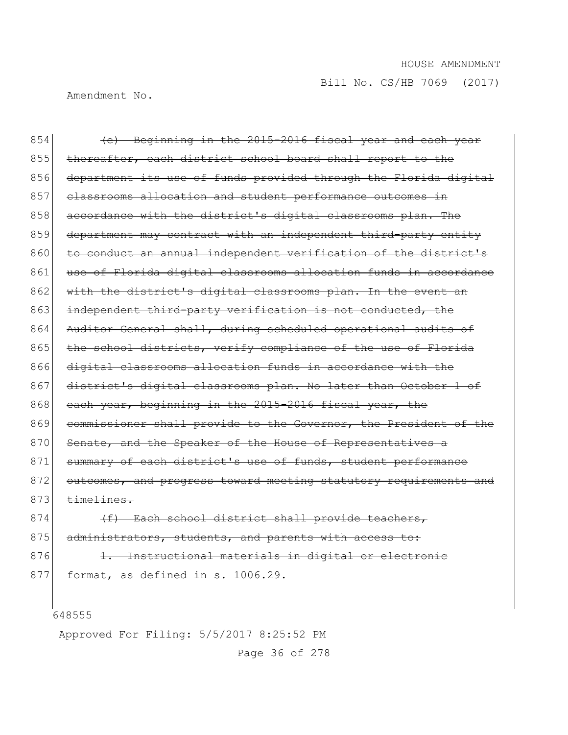HOUSE AMENDMENT

Bill No. CS/HB 7069 (2017)

Amendment No.

854 ~~(e) Beginning in the 2015-2016 fiscal year and each year~~
855 ~~thereafter, each district school board shall report to the~~
856 ~~department its use of funds provided through the Florida digital~~
857 ~~classrooms allocation and student performance outcomes in~~
858 ~~accordance with the district's digital classrooms plan. The~~
859 ~~department may contract with an independent third-party entity~~
860 ~~to conduct an annual independent verification of the district's~~
861 ~~use of Florida digital classrooms allocation funds in accordance~~
862 ~~with the district's digital classrooms plan. In the event an~~
863 ~~independent third-party verification is not conducted, the~~
864 ~~Auditor General shall, during scheduled operational audits of~~
865 ~~the school districts, verify compliance of the use of Florida~~
866 ~~digital classrooms allocation funds in accordance with the~~
867 ~~district's digital classrooms plan. No later than October 1 of~~
868 ~~each year, beginning in the 2015-2016 fiscal year, the~~
869 ~~commissioner shall provide to the Governor, the President of the~~
870 ~~Senate, and the Speaker of the House of Representatives a~~
871 ~~summary of each district's use of funds, student performance~~
872 ~~outcomes, and progress toward meeting statutory requirements and~~
873 ~~timelines.~~
874 ~~(f) Each school district shall provide teachers,~~
875 ~~administrators, students, and parents with access to:~~
876 ~~1. Instructional materials in digital or electronic~~
877 ~~format, as defined in s. 1006.29.~~

648555

Approved For Filing: 5/5/2017 8:25:52 PM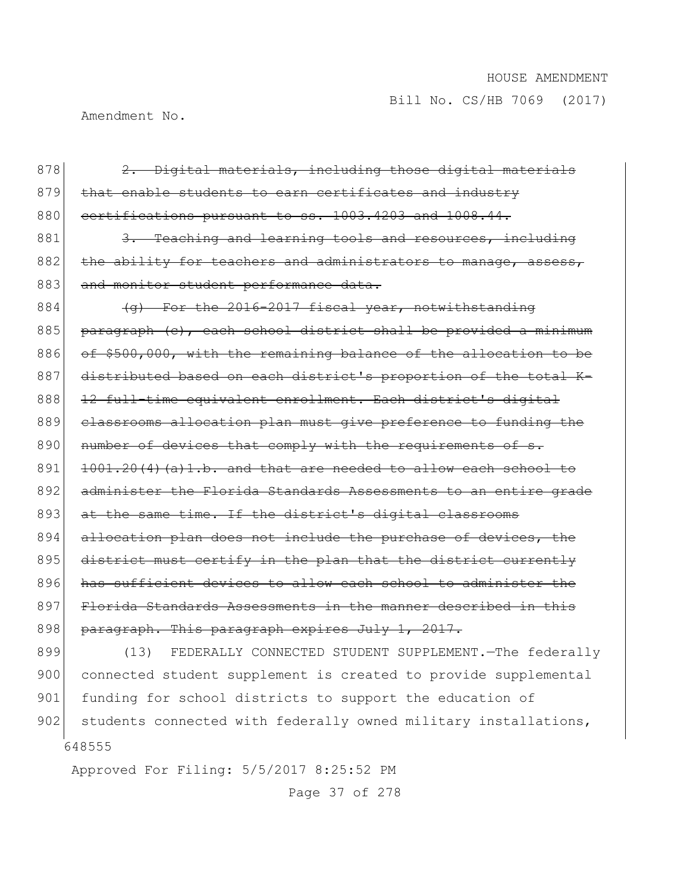878 ~~2. Digital materials, including those digital materials~~
879 ~~that enable students to earn certificates and industry~~
880 ~~certifications pursuant to ss. 1003.4203 and 1008.44.~~
881 ~~3. Teaching and learning tools and resources, including~~
882 ~~the ability for teachers and administrators to manage, assess,~~
883 ~~and monitor student performance data.~~
884 ~~(g) For the 2016-2017 fiscal year, notwithstanding~~
885 ~~paragraph (c), each school district shall be provided a minimum~~
886 ~~of $500,000, with the remaining balance of the allocation to be~~
887 ~~distributed based on each district's proportion of the total K-~~
888 ~~12 full-time equivalent enrollment. Each district's digital~~
889 ~~classrooms allocation plan must give preference to funding the~~
890 ~~number of devices that comply with the requirements of s.~~
891 ~~1001.20(4)(a)1.b. and that are needed to allow each school to~~
892 ~~administer the Florida Standards Assessments to an entire grade~~
893 ~~at the same time. If the district's digital classrooms~~
894 ~~allocation plan does not include the purchase of devices, the~~
895 ~~district must certify in the plan that the district currently~~
896 ~~has sufficient devices to allow each school to administer the~~
897 ~~Florida Standards Assessments in the manner described in this~~
898 ~~paragraph. This paragraph expires July 1, 2017.~~
899 (13) FEDERALLY CONNECTED STUDENT SUPPLEMENT.—The federally
900 connected student supplement is created to provide supplemental
901 funding for school districts to support the education of
902 students connected with federally owned military installations,

648555

Approved For Filing: 5/5/2017 8:25:52 PM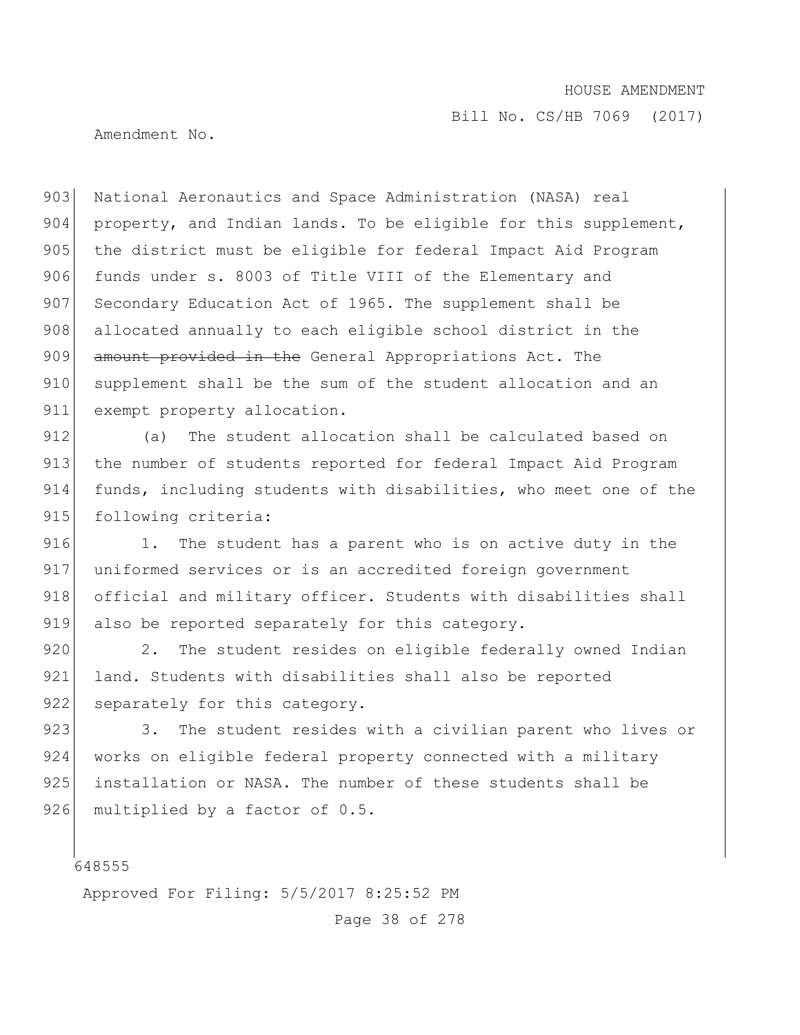National Aeronautics and Space Administration (NASA) real property, and Indian lands. To be eligible for this supplement, the district must be eligible for federal Impact Aid Program funds under s. 8003 of Title VIII of the Elementary and Secondary Education Act of 1965. The supplement shall be allocated annually to each eligible school district in the ~~amount provided in the~~ General Appropriations Act. The supplement shall be the sum of the student allocation and an exempt property allocation.

(a) The student allocation shall be calculated based on the number of students reported for federal Impact Aid Program funds, including students with disabilities, who meet one of the following criteria:

1. The student has a parent who is on active duty in the uniformed services or is an accredited foreign government official and military officer. Students with disabilities shall also be reported separately for this category.

2. The student resides on eligible federally owned Indian land. Students with disabilities shall also be reported separately for this category.

3. The student resides with a civilian parent who lives or works on eligible federal property connected with a military installation or NASA. The number of these students shall be multiplied by a factor of 0.5.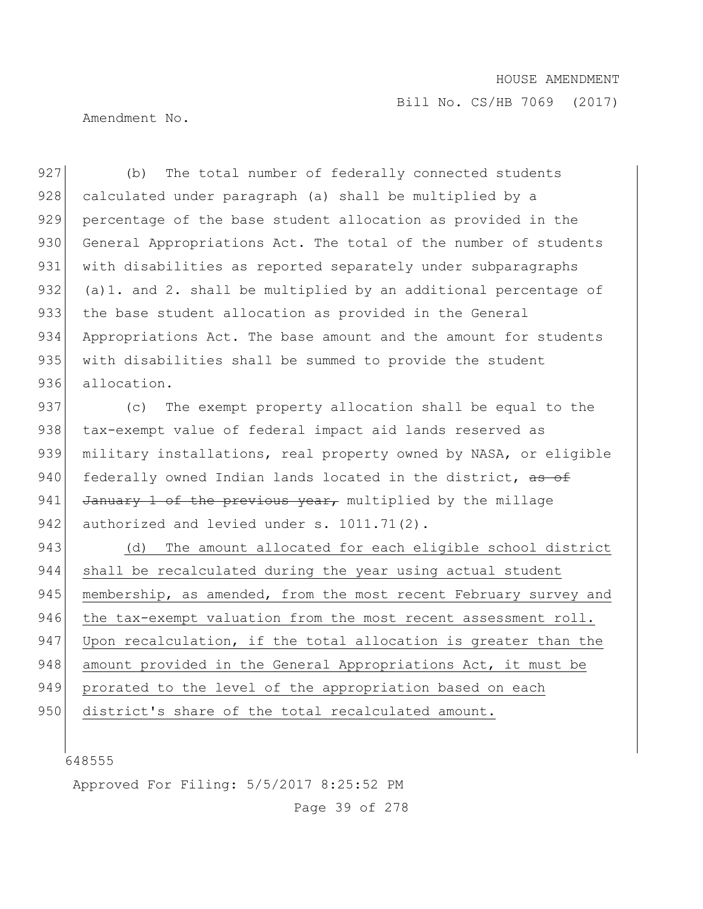927 (b) The total number of federally connected students
928 calculated under paragraph (a) shall be multiplied by a
929 percentage of the base student allocation as provided in the
930 General Appropriations Act. The total of the number of students
931 with disabilities as reported separately under subparagraphs
932 (a)1. and 2. shall be multiplied by an additional percentage of
933 the base student allocation as provided in the General
934 Appropriations Act. The base amount and the amount for students
935 with disabilities shall be summed to provide the student
936 allocation.

937 (c) The exempt property allocation shall be equal to the
938 tax-exempt value of federal impact aid lands reserved as
939 military installations, real property owned by NASA, or eligible
940 federally owned Indian lands located in the district, ~~as of~~
941 ~~January 1 of the previous year,~~ multiplied by the millage
942 authorized and levied under s. 1011.71(2).

943 <u>(d) The amount allocated for each eligible school district</u>
944 <u>shall be recalculated during the year using actual student</u>
945 <u>membership, as amended, from the most recent February survey and</u>
946 <u>the tax-exempt valuation from the most recent assessment roll.</u>
947 <u>Upon recalculation, if the total allocation is greater than the</u>
948 <u>amount provided in the General Appropriations Act, it must be</u>
949 <u>prorated to the level of the appropriation based on each</u>
950 <u>district's share of the total recalculated amount.</u>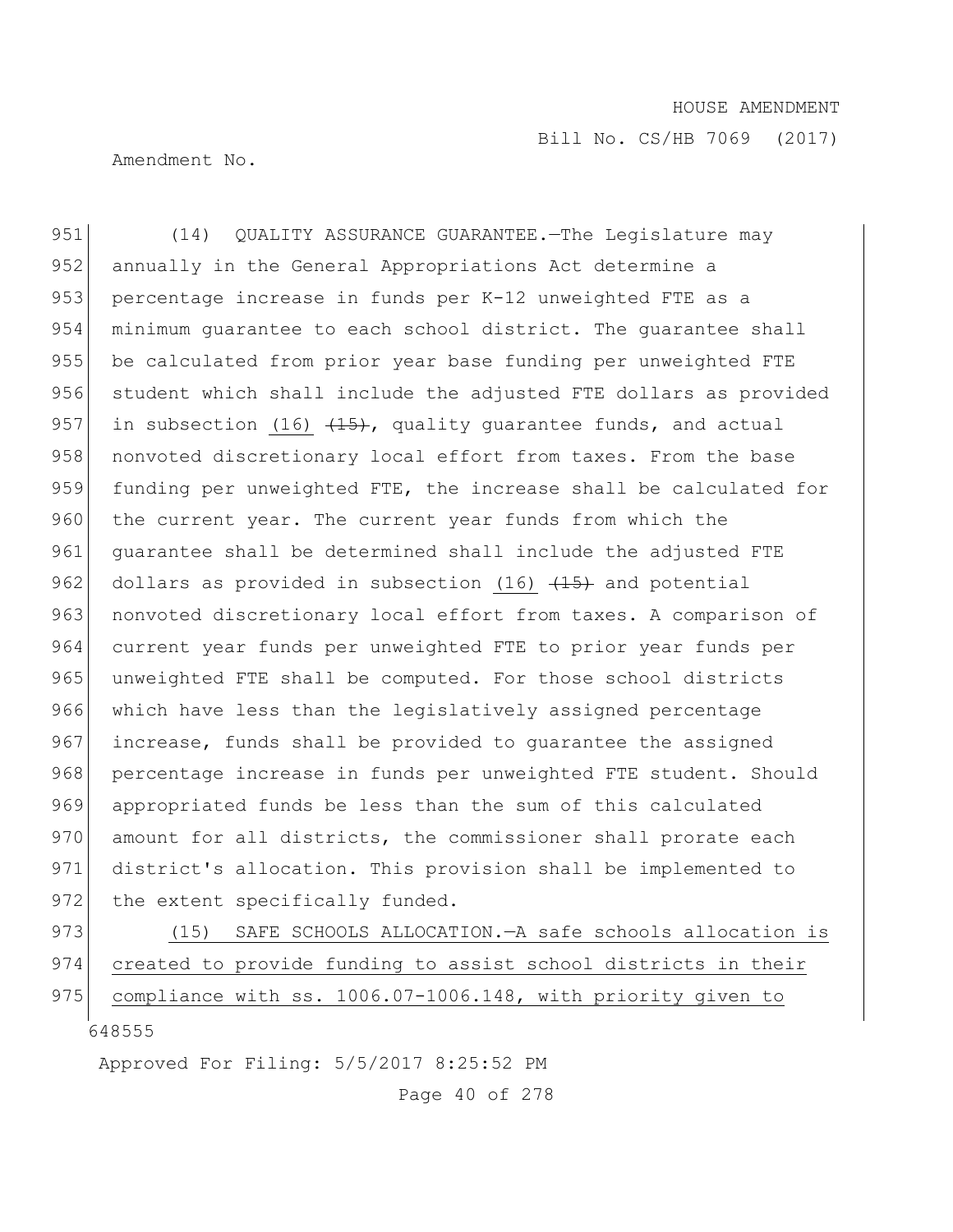(14) QUALITY ASSURANCE GUARANTEE.—The Legislature may annually in the General Appropriations Act determine a percentage increase in funds per K-12 unweighted FTE as a minimum guarantee to each school district. The guarantee shall be calculated from prior year base funding per unweighted FTE student which shall include the adjusted FTE dollars as provided in subsection <u>(16)</u> ~~(15)~~, quality guarantee funds, and actual nonvoted discretionary local effort from taxes. From the base funding per unweighted FTE, the increase shall be calculated for the current year. The current year funds from which the guarantee shall be determined shall include the adjusted FTE dollars as provided in subsection <u>(16)</u> ~~(15)~~ and potential nonvoted discretionary local effort from taxes. A comparison of current year funds per unweighted FTE to prior year funds per unweighted FTE shall be computed. For those school districts which have less than the legislatively assigned percentage increase, funds shall be provided to guarantee the assigned percentage increase in funds per unweighted FTE student. Should appropriated funds be less than the sum of this calculated amount for all districts, the commissioner shall prorate each district's allocation. This provision shall be implemented to the extent specifically funded.

<u>(15) SAFE SCHOOLS ALLOCATION.—A safe schools allocation is created to provide funding to assist school districts in their compliance with ss. 1006.07-1006.148, with priority given to</u>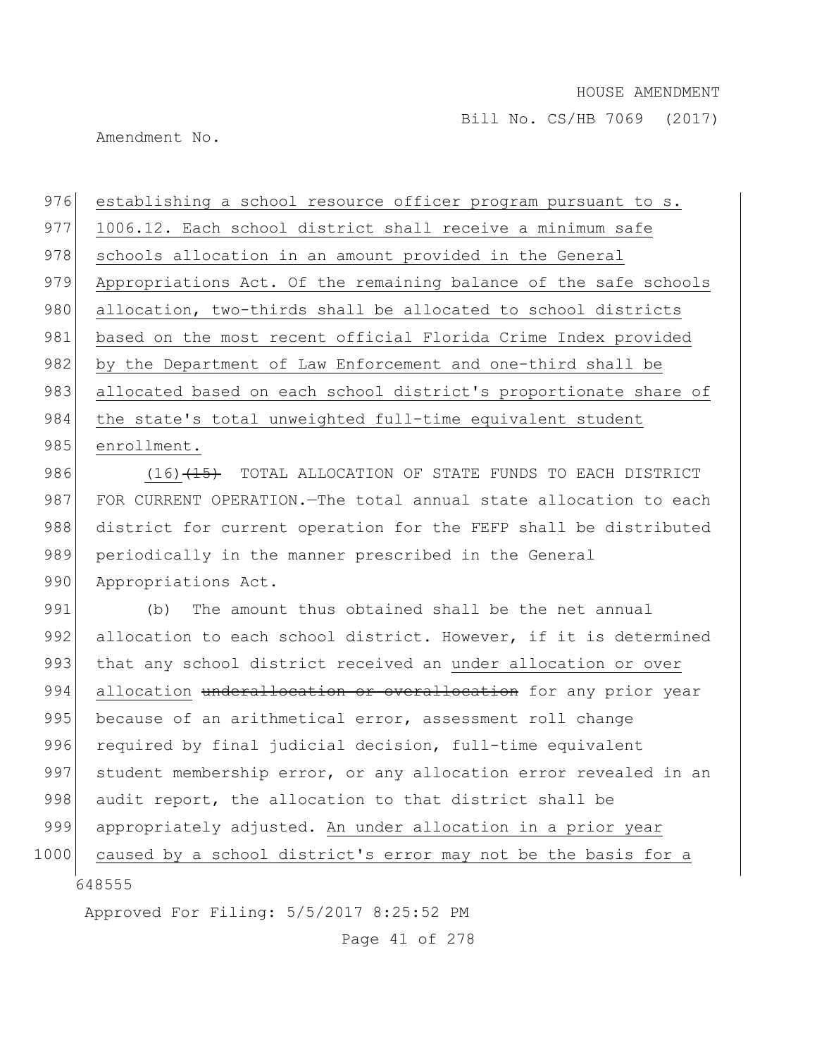establishing a school resource officer program pursuant to s. 1006.12. Each school district shall receive a minimum safe schools allocation in an amount provided in the General Appropriations Act. Of the remaining balance of the safe schools allocation, two-thirds shall be allocated to school districts based on the most recent official Florida Crime Index provided by the Department of Law Enforcement and one-third shall be allocated based on each school district's proportionate share of the state's total unweighted full-time equivalent student enrollment.

(16) ~~(15)~~ TOTAL ALLOCATION OF STATE FUNDS TO EACH DISTRICT FOR CURRENT OPERATION.—The total annual state allocation to each district for current operation for the FEFP shall be distributed periodically in the manner prescribed in the General Appropriations Act.

(b) The amount thus obtained shall be the net annual allocation to each school district. However, if it is determined that any school district received an under allocation or over allocation ~~underallocation or overallocation~~ for any prior year because of an arithmetical error, assessment roll change required by final judicial decision, full-time equivalent student membership error, or any allocation error revealed in an audit report, the allocation to that district shall be appropriately adjusted. An under allocation in a prior year caused by a school district's error may not be the basis for a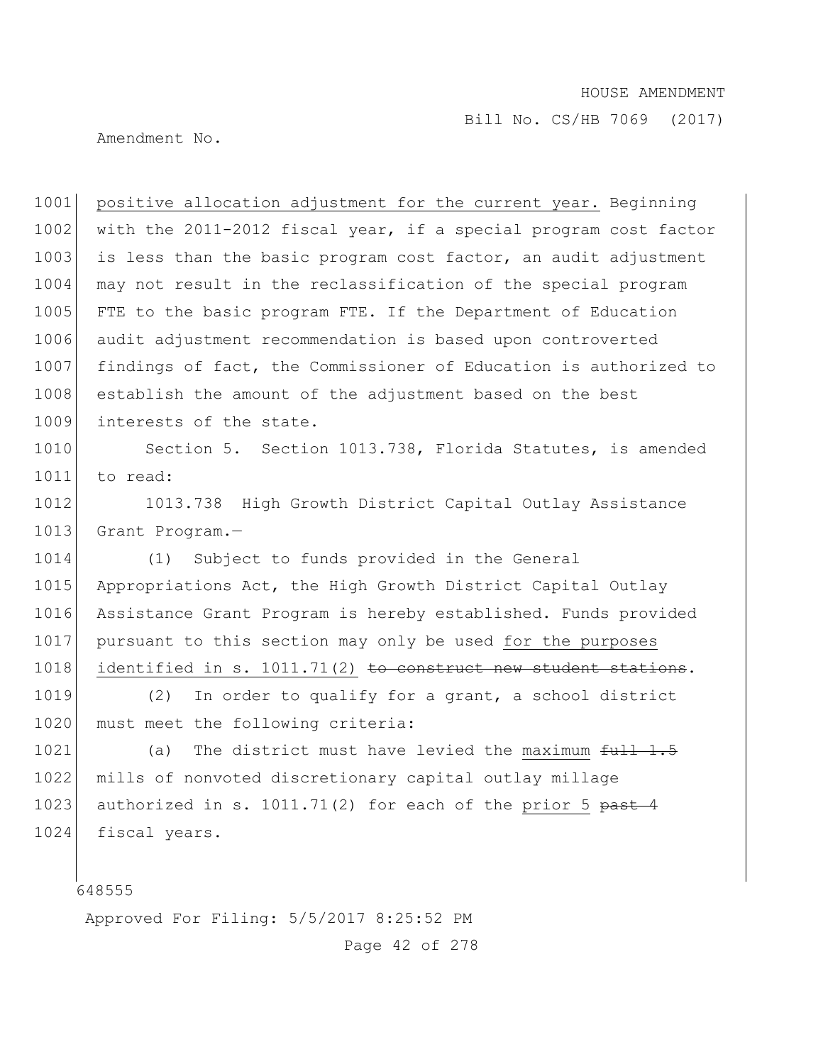positive allocation adjustment for the current year. Beginning with the 2011-2012 fiscal year, if a special program cost factor is less than the basic program cost factor, an audit adjustment may not result in the reclassification of the special program FTE to the basic program FTE. If the Department of Education audit adjustment recommendation is based upon controverted findings of fact, the Commissioner of Education is authorized to establish the amount of the adjustment based on the best interests of the state.

Section 5. Section 1013.738, Florida Statutes, is amended to read:

1013.738 High Growth District Capital Outlay Assistance Grant Program.—

(1) Subject to funds provided in the General Appropriations Act, the High Growth District Capital Outlay Assistance Grant Program is hereby established. Funds provided pursuant to this section may only be used for the purposes identified in s. 1011.71(2) ~~to construct new student stations~~.

(2) In order to qualify for a grant, a school district must meet the following criteria:

(a) The district must have levied the maximum ~~full 1.5~~ mills of nonvoted discretionary capital outlay millage authorized in s. 1011.71(2) for each of the prior 5 ~~past 4~~ fiscal years.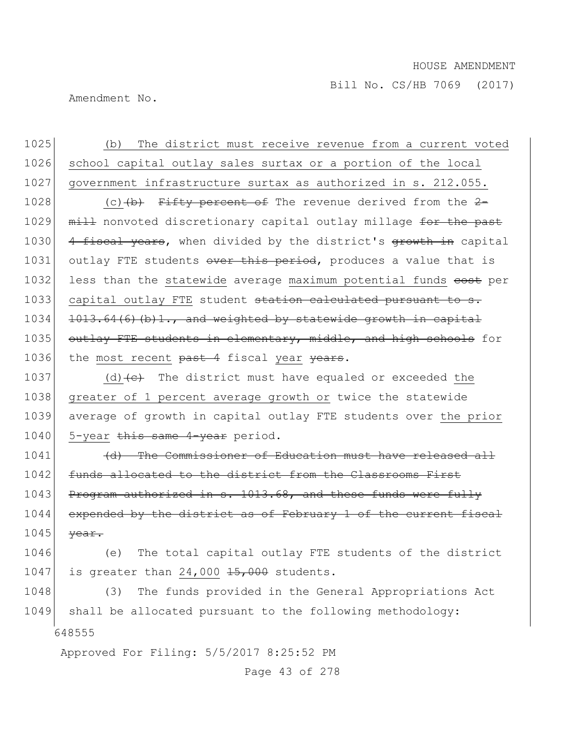(b) The district must receive revenue from a current voted school capital outlay sales surtax or a portion of the local government infrastructure surtax as authorized in s. 212.055.

(c) ~~(b)~~ ~~Fifty percent of~~ The revenue derived from the ~~2-mill~~ nonvoted discretionary capital outlay millage ~~for the past 4 fiscal years~~, when divided by the district's ~~growth in~~ capital outlay FTE students ~~over this period~~, produces a value that is less than the statewide average maximum potential funds ~~cost~~ per capital outlay FTE student ~~station calculated pursuant to s. 1013.64(6)(b)1., and weighted by statewide growth in capital outlay FTE students in elementary, middle, and high schools~~ for the most recent ~~past 4~~ fiscal year ~~years~~.

(d) ~~(c)~~ The district must have equaled or exceeded the greater of 1 percent average growth or twice the statewide average of growth in capital outlay FTE students over the prior 5-year ~~this same 4-year~~ period.

~~(d) The Commissioner of Education must have released all funds allocated to the district from the Classrooms First Program authorized in s. 1013.68, and these funds were fully expended by the district as of February 1 of the current fiscal year.~~

(e) The total capital outlay FTE students of the district is greater than 24,000 ~~15,000~~ students.

(3) The funds provided in the General Appropriations Act shall be allocated pursuant to the following methodology: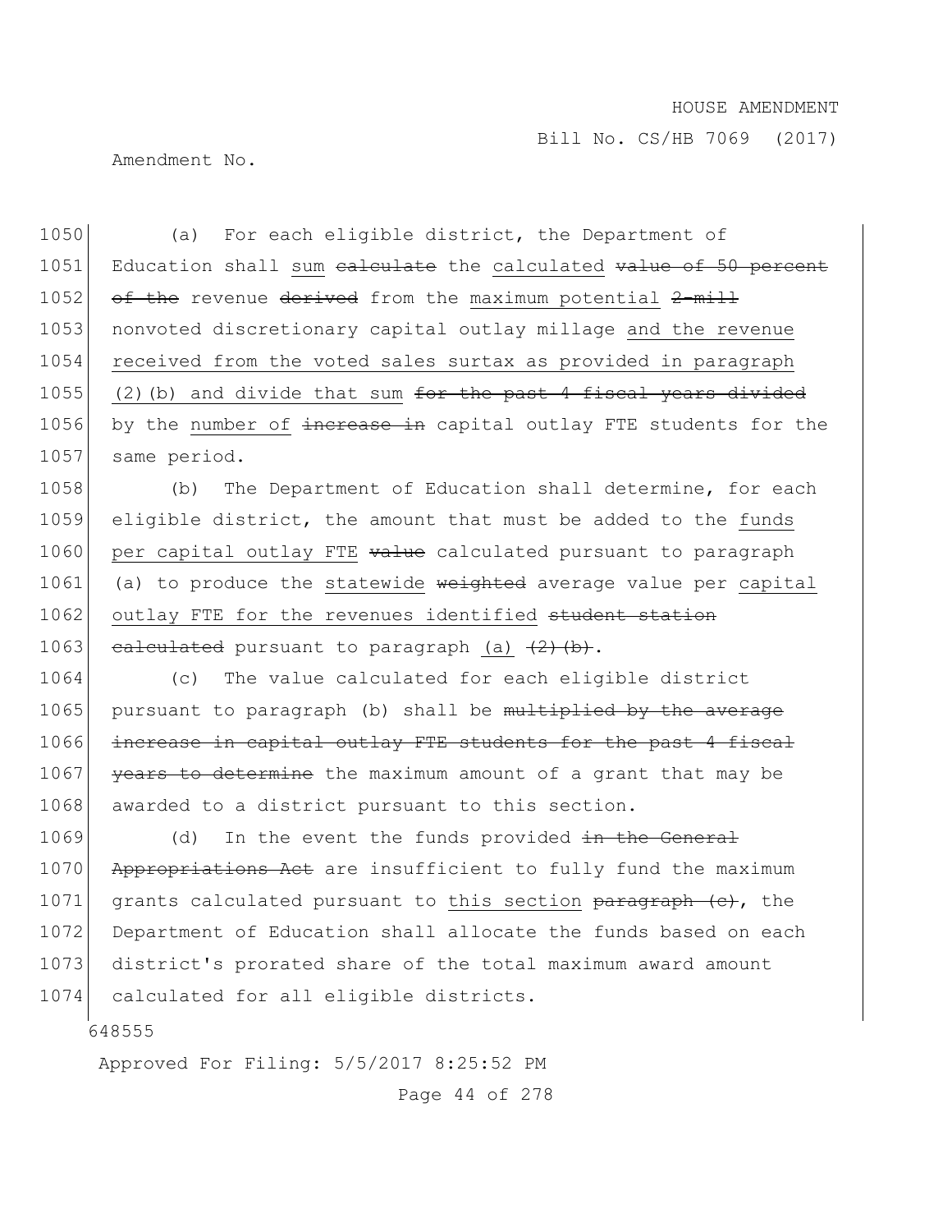(a) For each eligible district, the Department of Education shall sum ~~calculate~~ the calculated ~~value of 50 percent of the~~ revenue ~~derived~~ from the maximum potential ~~2-mill~~ nonvoted discretionary capital outlay millage and the revenue received from the voted sales surtax as provided in paragraph (2)(b) and divide that sum ~~for the past 4 fiscal years divided~~ by the number of ~~increase in~~ capital outlay FTE students for the same period.

(b) The Department of Education shall determine, for each eligible district, the amount that must be added to the funds per capital outlay FTE ~~value~~ calculated pursuant to paragraph (a) to produce the statewide ~~weighted~~ average value per capital outlay FTE for the revenues identified ~~student station calculated~~ pursuant to paragraph (a) ~~(2)(b)~~.

(c) The value calculated for each eligible district pursuant to paragraph (b) shall be ~~multiplied by the average increase in capital outlay FTE students for the past 4 fiscal years to determine~~ the maximum amount of a grant that may be awarded to a district pursuant to this section.

(d) In the event the funds provided ~~in the General Appropriations Act~~ are insufficient to fully fund the maximum grants calculated pursuant to this section ~~paragraph (c)~~, the Department of Education shall allocate the funds based on each district's prorated share of the total maximum award amount calculated for all eligible districts.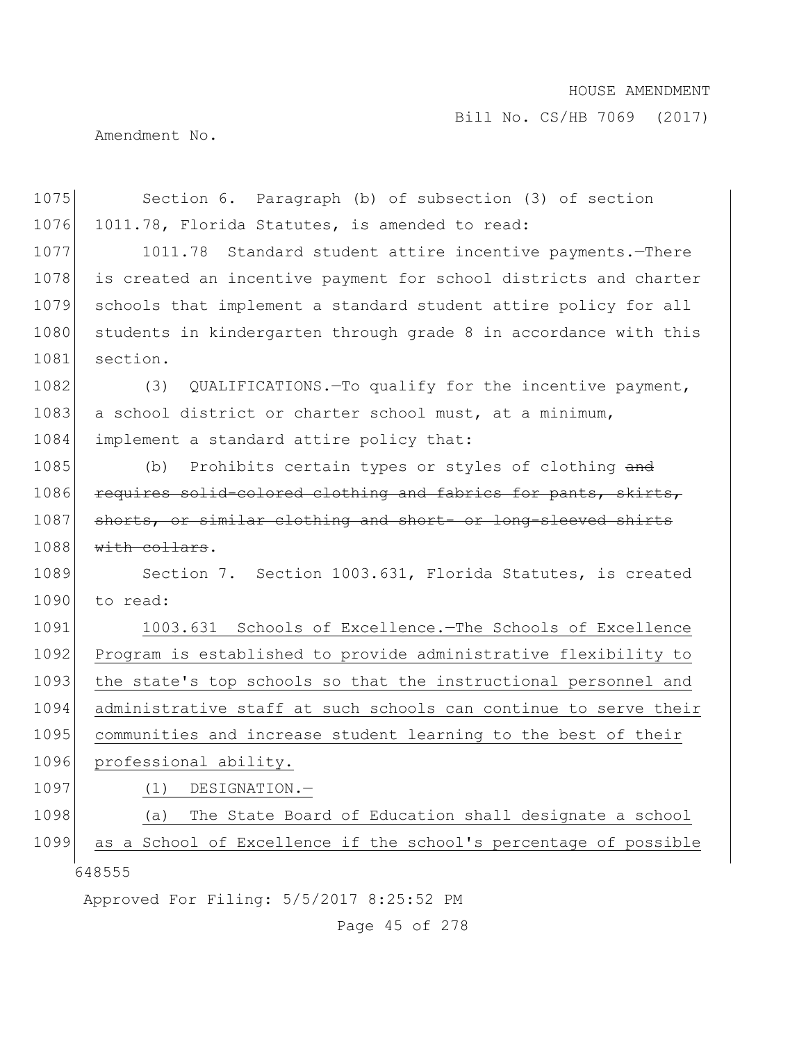Section 6. Paragraph (b) of subsection (3) of section 1011.78, Florida Statutes, is amended to read:

1011.78 Standard student attire incentive payments.—There is created an incentive payment for school districts and charter schools that implement a standard student attire policy for all students in kindergarten through grade 8 in accordance with this section.

(3) QUALIFICATIONS.—To qualify for the incentive payment, a school district or charter school must, at a minimum, implement a standard attire policy that:

(b) Prohibits certain types or styles of clothing ~~and requires solid-colored clothing and fabrics for pants, skirts, shorts, or similar clothing and short- or long-sleeved shirts with collars~~.

Section 7. Section 1003.631, Florida Statutes, is created to read:

<u>1003.631 Schools of Excellence.—The Schools of Excellence Program is established to provide administrative flexibility to the state's top schools so that the instructional personnel and administrative staff at such schools can continue to serve their communities and increase student learning to the best of their professional ability.</u>

<u>(1) DESIGNATION.—</u>

<u>(a) The State Board of Education shall designate a school as a School of Excellence if the school's percentage of possible</u>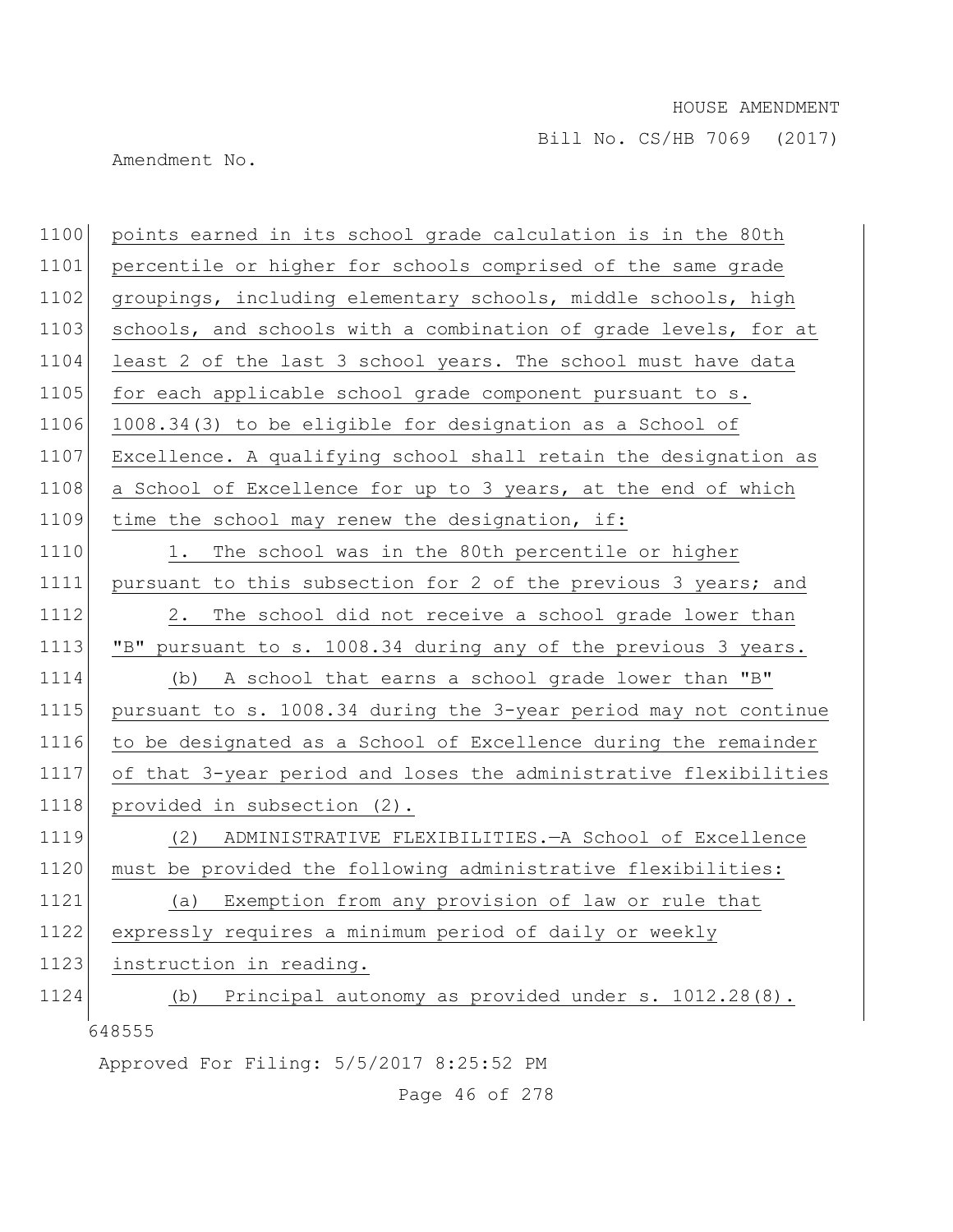points earned in its school grade calculation is in the 80th percentile or higher for schools comprised of the same grade groupings, including elementary schools, middle schools, high schools, and schools with a combination of grade levels, for at least 2 of the last 3 school years. The school must have data for each applicable school grade component pursuant to s. 1008.34(3) to be eligible for designation as a School of Excellence. A qualifying school shall retain the designation as a School of Excellence for up to 3 years, at the end of which time the school may renew the designation, if:

1. The school was in the 80th percentile or higher pursuant to this subsection for 2 of the previous 3 years; and

2. The school did not receive a school grade lower than "B" pursuant to s. 1008.34 during any of the previous 3 years.

(b) A school that earns a school grade lower than "B" pursuant to s. 1008.34 during the 3-year period may not continue to be designated as a School of Excellence during the remainder of that 3-year period and loses the administrative flexibilities provided in subsection (2).

(2) ADMINISTRATIVE FLEXIBILITIES.—A School of Excellence must be provided the following administrative flexibilities:

(a) Exemption from any provision of law or rule that expressly requires a minimum period of daily or weekly instruction in reading.

(b) Principal autonomy as provided under s. 1012.28(8).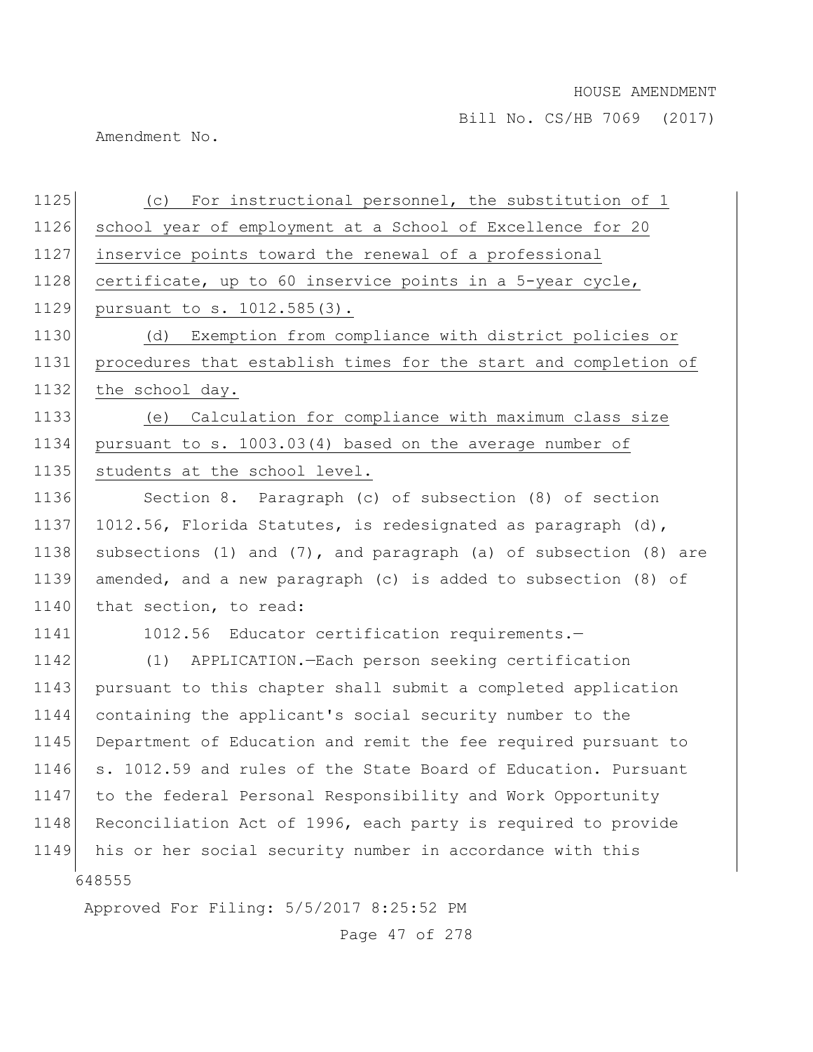(c) For instructional personnel, the substitution of 1 school year of employment at a School of Excellence for 20 inservice points toward the renewal of a professional certificate, up to 60 inservice points in a 5-year cycle, pursuant to s. 1012.585(3).

(d) Exemption from compliance with district policies or procedures that establish times for the start and completion of the school day.

(e) Calculation for compliance with maximum class size pursuant to s. 1003.03(4) based on the average number of students at the school level.

Section 8. Paragraph (c) of subsection (8) of section 1012.56, Florida Statutes, is redesignated as paragraph (d), subsections (1) and (7), and paragraph (a) of subsection (8) are amended, and a new paragraph (c) is added to subsection (8) of that section, to read:

1012.56 Educator certification requirements.—

(1) APPLICATION.—Each person seeking certification pursuant to this chapter shall submit a completed application containing the applicant's social security number to the Department of Education and remit the fee required pursuant to s. 1012.59 and rules of the State Board of Education. Pursuant to the federal Personal Responsibility and Work Opportunity Reconciliation Act of 1996, each party is required to provide his or her social security number in accordance with this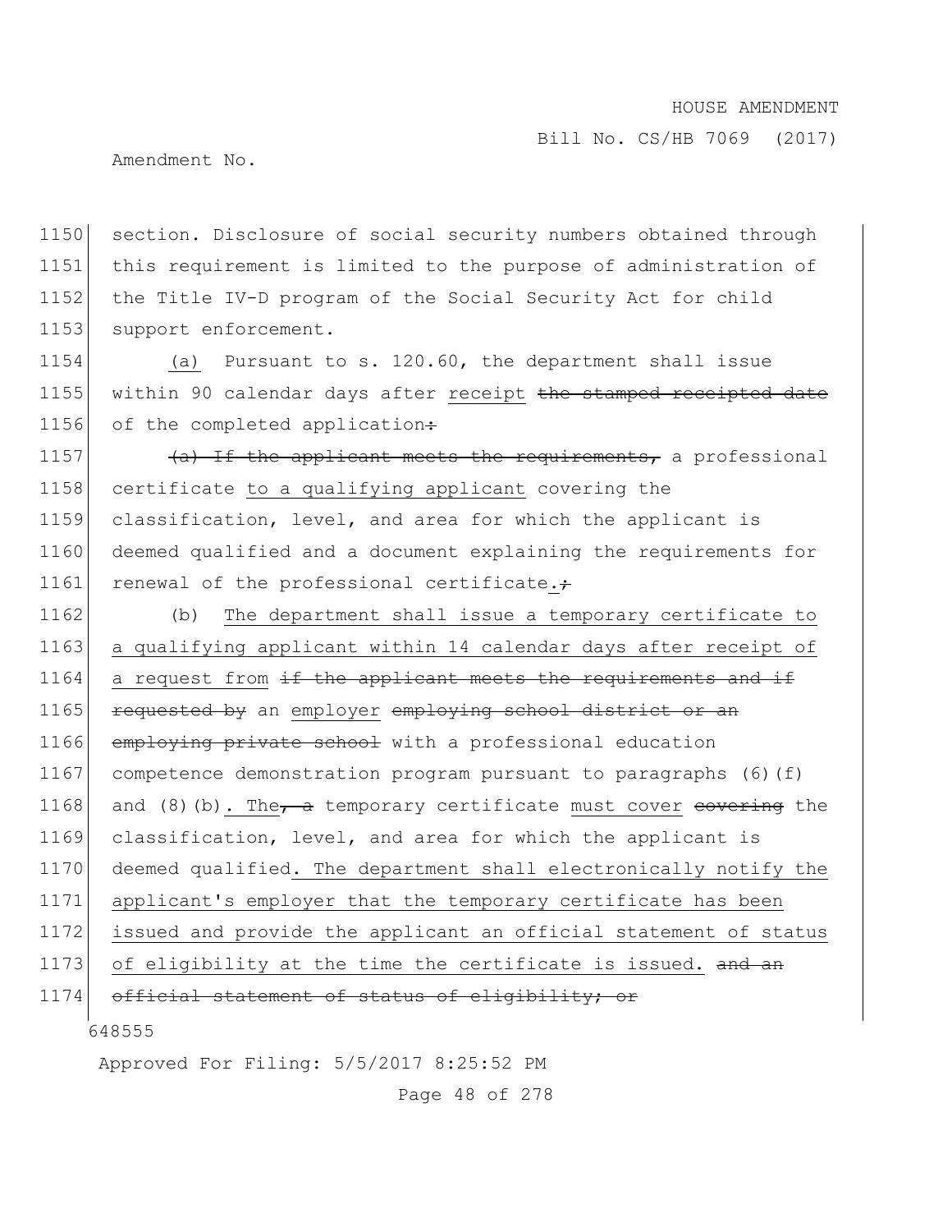1150 section. Disclosure of social security numbers obtained through
1151 this requirement is limited to the purpose of administration of
1152 the Title IV-D program of the Social Security Act for child
1153 support enforcement.

1154 (a) Pursuant to s. 120.60, the department shall issue
1155 within 90 calendar days after receipt ~~the stamped receipted date~~
1156 of the completed application~~:~~

1157 ~~(a) If the applicant meets the requirements,~~ a professional
1158 certificate to a qualifying applicant covering the
1159 classification, level, and area for which the applicant is
1160 deemed qualified and a document explaining the requirements for
1161 renewal of the professional certificate.~~;~~

1162 (b) The department shall issue a temporary certificate to
1163 a qualifying applicant within 14 calendar days after receipt of
1164 a request from ~~if the applicant meets the requirements and if~~
1165 ~~requested by~~ an employer ~~employing school district or an~~
1166 ~~employing private school~~ with a professional education
1167 competence demonstration program pursuant to paragraphs (6)(f)
1168 and (8)(b). The~~, a~~ temporary certificate must cover ~~covering~~ the
1169 classification, level, and area for which the applicant is
1170 deemed qualified. The department shall electronically notify the
1171 applicant's employer that the temporary certificate has been
1172 issued and provide the applicant an official statement of status
1173 of eligibility at the time the certificate is issued. ~~and an~~
1174 ~~official statement of status of eligibility; or~~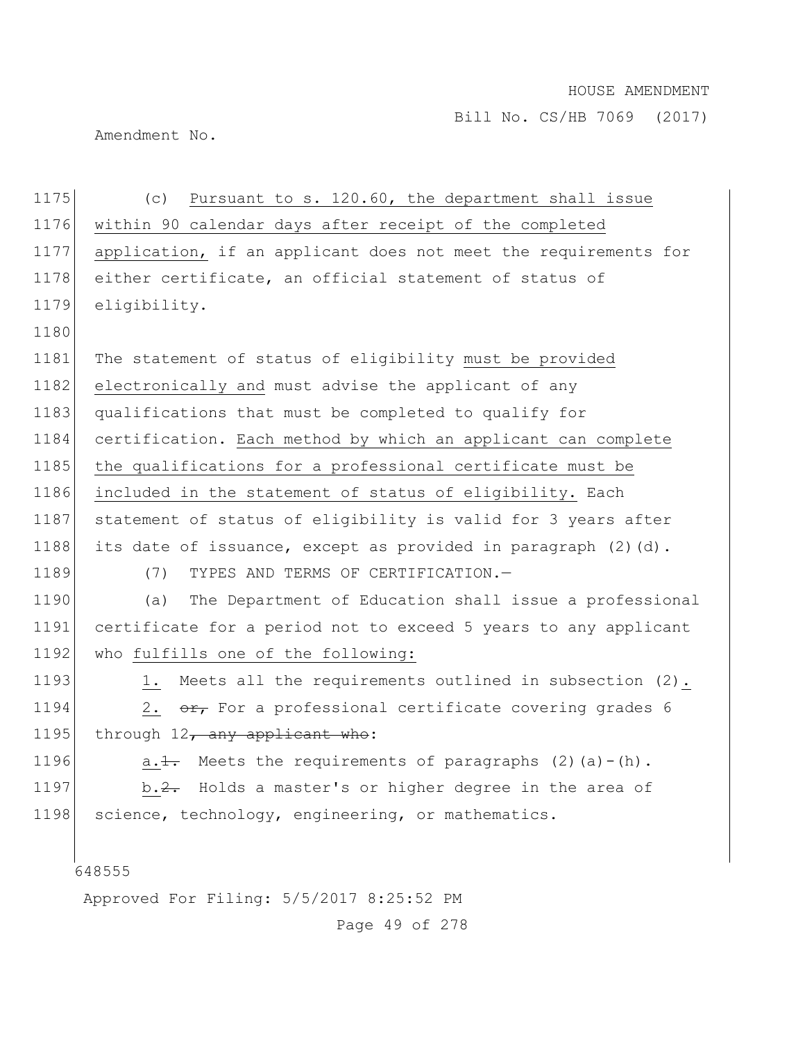(c) Pursuant to s. 120.60, the department shall issue within 90 calendar days after receipt of the completed application, if an applicant does not meet the requirements for either certificate, an official statement of status of eligibility.

The statement of status of eligibility must be provided electronically and must advise the applicant of any qualifications that must be completed to qualify for certification. Each method by which an applicant can complete the qualifications for a professional certificate must be included in the statement of status of eligibility. Each statement of status of eligibility is valid for 3 years after its date of issuance, except as provided in paragraph (2)(d).

(7) TYPES AND TERMS OF CERTIFICATION.—

(a) The Department of Education shall issue a professional certificate for a period not to exceed 5 years to any applicant who fulfills one of the following:

1. Meets all the requirements outlined in subsection (2).

2. ~~or,~~ For a professional certificate covering grades 6 through 12~~, any applicant who~~:

a.~~1.~~ Meets the requirements of paragraphs (2)(a)-(h).

b.~~2.~~ Holds a master's or higher degree in the area of science, technology, engineering, or mathematics.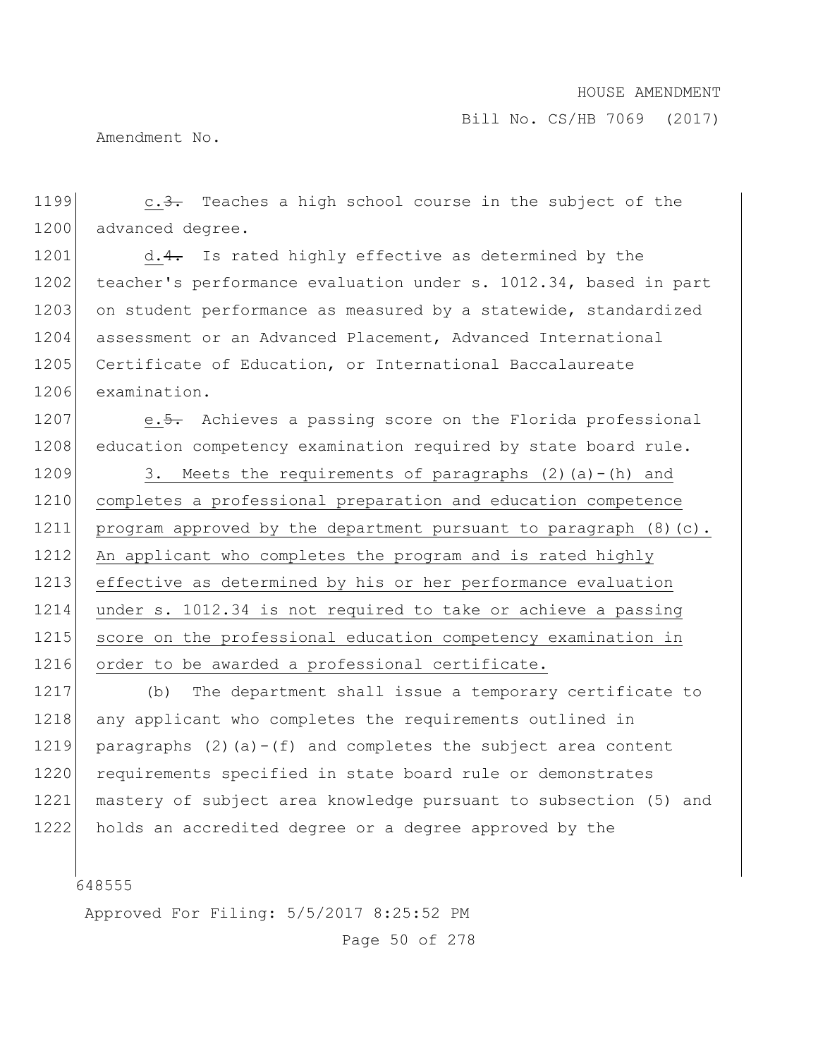c.~~3.~~ Teaches a high school course in the subject of the advanced degree.

d.~~4.~~ Is rated highly effective as determined by the teacher's performance evaluation under s. 1012.34, based in part on student performance as measured by a statewide, standardized assessment or an Advanced Placement, Advanced International Certificate of Education, or International Baccalaureate examination.

e.~~5.~~ Achieves a passing score on the Florida professional education competency examination required by state board rule.

3. Meets the requirements of paragraphs (2)(a)-(h) and completes a professional preparation and education competence program approved by the department pursuant to paragraph (8)(c). An applicant who completes the program and is rated highly effective as determined by his or her performance evaluation under s. 1012.34 is not required to take or achieve a passing score on the professional education competency examination in order to be awarded a professional certificate.

(b) The department shall issue a temporary certificate to any applicant who completes the requirements outlined in paragraphs (2)(a)-(f) and completes the subject area content requirements specified in state board rule or demonstrates mastery of subject area knowledge pursuant to subsection (5) and holds an accredited degree or a degree approved by the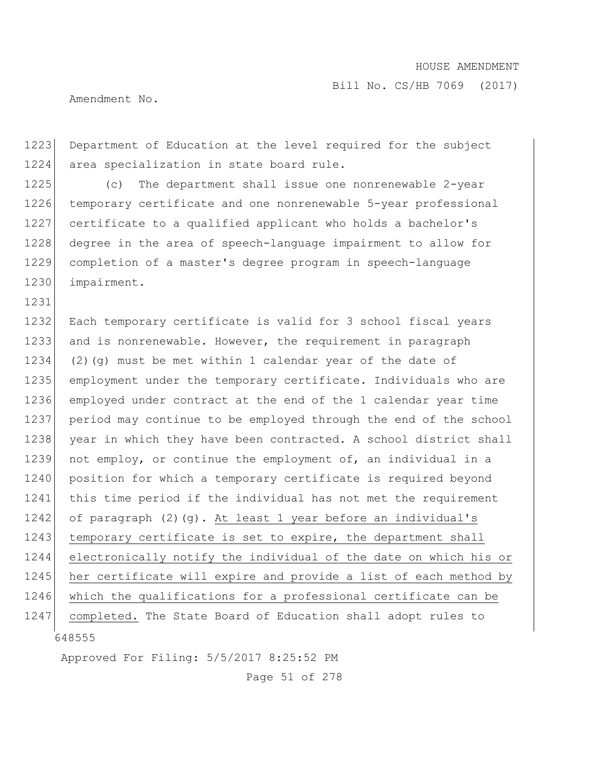Department of Education at the level required for the subject area specialization in state board rule.

(c) The department shall issue one nonrenewable 2-year temporary certificate and one nonrenewable 5-year professional certificate to a qualified applicant who holds a bachelor's degree in the area of speech-language impairment to allow for completion of a master's degree program in speech-language impairment.

Each temporary certificate is valid for 3 school fiscal years and is nonrenewable. However, the requirement in paragraph (2)(g) must be met within 1 calendar year of the date of employment under the temporary certificate. Individuals who are employed under contract at the end of the 1 calendar year time period may continue to be employed through the end of the school year in which they have been contracted. A school district shall not employ, or continue the employment of, an individual in a position for which a temporary certificate is required beyond this time period if the individual has not met the requirement of paragraph (2)(g). At least 1 year before an individual's temporary certificate is set to expire, the department shall electronically notify the individual of the date on which his or her certificate will expire and provide a list of each method by which the qualifications for a professional certificate can be completed. The State Board of Education shall adopt rules to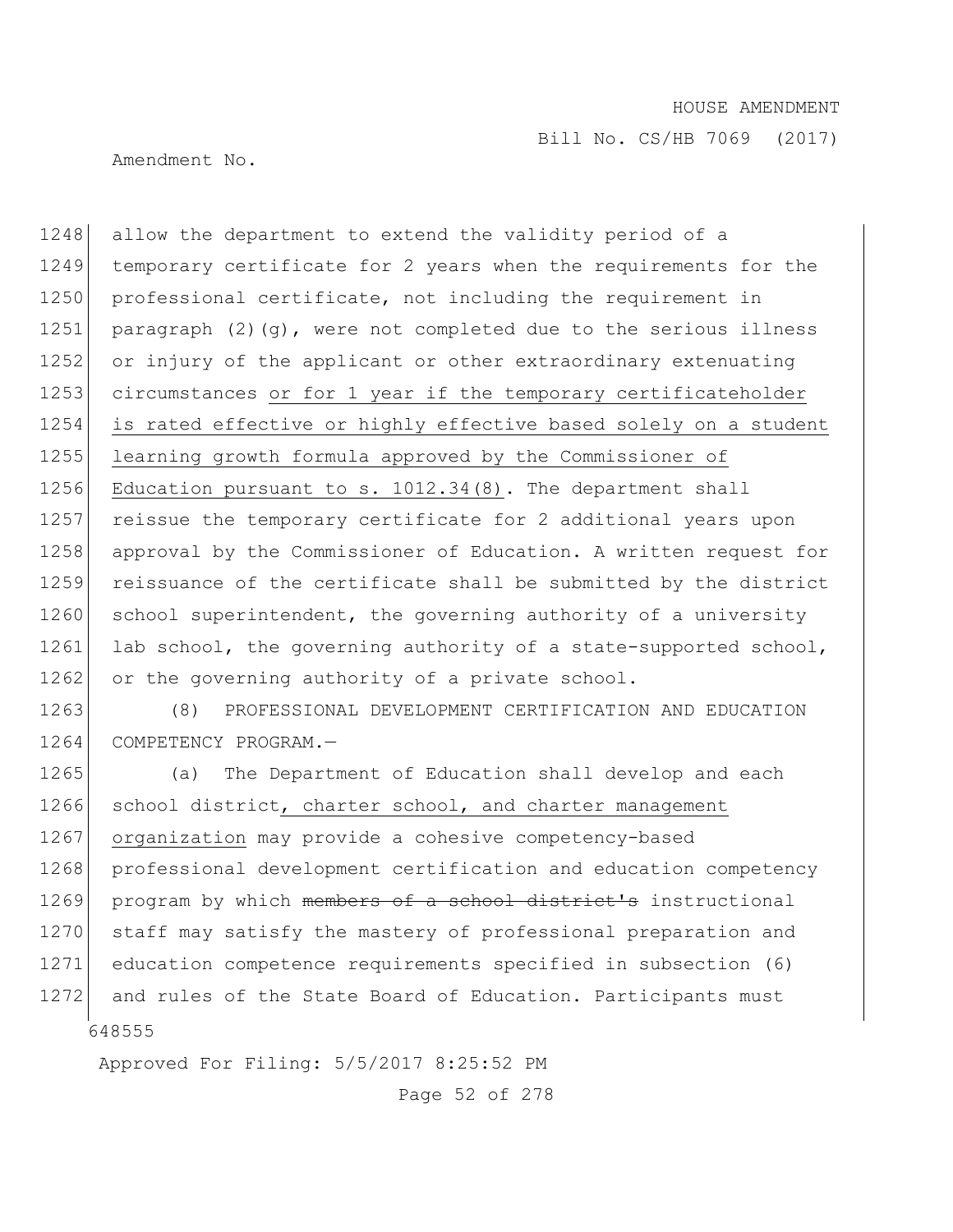allow the department to extend the validity period of a temporary certificate for 2 years when the requirements for the professional certificate, not including the requirement in paragraph (2)(g), were not completed due to the serious illness or injury of the applicant or other extraordinary extenuating circumstances <u>or for 1 year if the temporary certificateholder is rated effective or highly effective based solely on a student learning growth formula approved by the Commissioner of Education pursuant to s. 1012.34(8)</u>. The department shall reissue the temporary certificate for 2 additional years upon approval by the Commissioner of Education. A written request for reissuance of the certificate shall be submitted by the district school superintendent, the governing authority of a university lab school, the governing authority of a state-supported school, or the governing authority of a private school.

(8) PROFESSIONAL DEVELOPMENT CERTIFICATION AND EDUCATION COMPETENCY PROGRAM.—

(a) The Department of Education shall develop and each school district<u>, charter school, and charter management organization</u> may provide a cohesive competency-based professional development certification and education competency program by which ~~members of a school district's~~ instructional staff may satisfy the mastery of professional preparation and education competence requirements specified in subsection (6) and rules of the State Board of Education. Participants must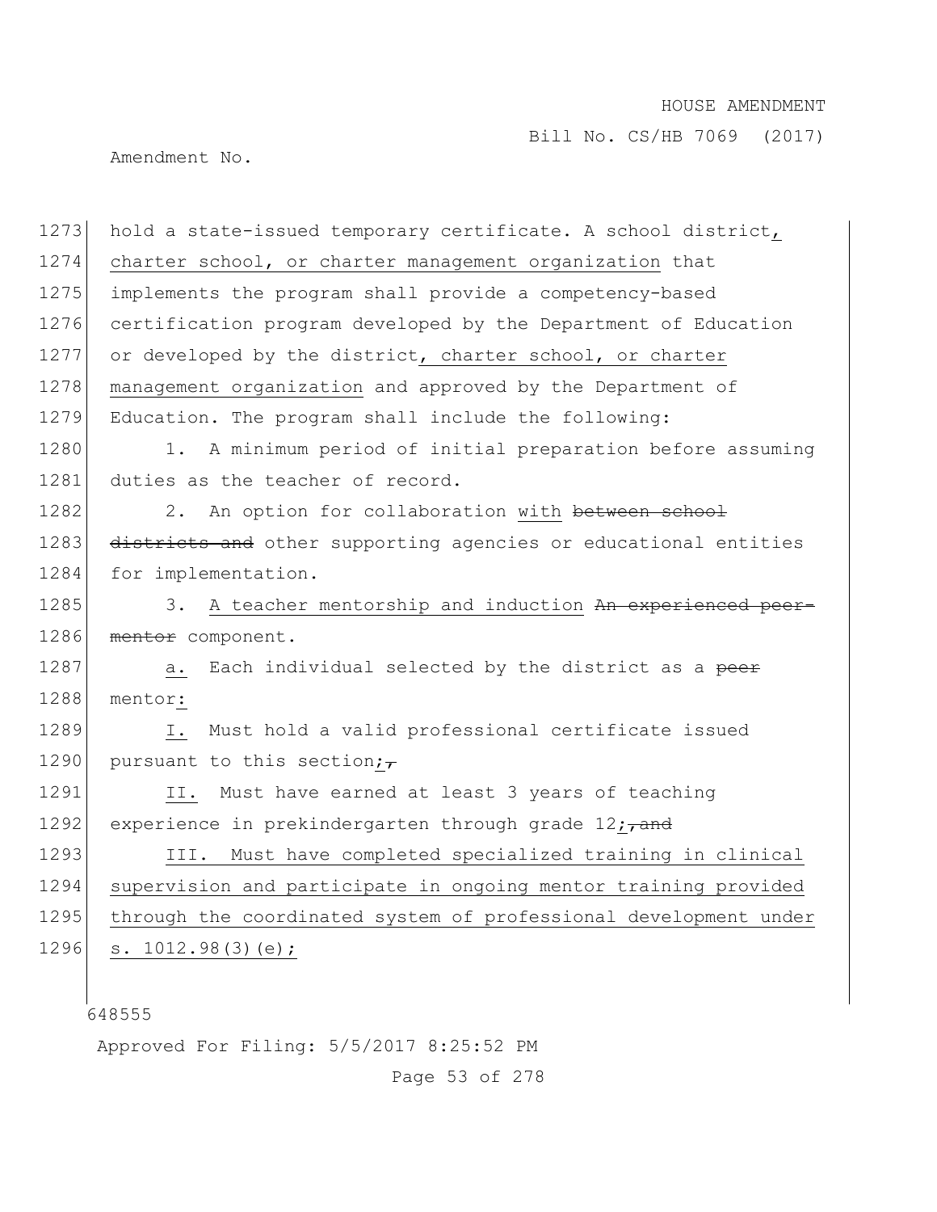hold a state-issued temporary certificate. A school district, charter school, or charter management organization that implements the program shall provide a competency-based certification program developed by the Department of Education or developed by the district, charter school, or charter management organization and approved by the Department of Education. The program shall include the following:

1. A minimum period of initial preparation before assuming duties as the teacher of record.

2. An option for collaboration with ~~between school districts and~~ other supporting agencies or educational entities for implementation.

3. A teacher mentorship and induction ~~An experienced peer mentor~~ component.

a. Each individual selected by the district as a ~~peer~~ mentor:

I. Must hold a valid professional certificate issued pursuant to this section;~~,~~

II. Must have earned at least 3 years of teaching experience in prekindergarten through grade 12;~~, and~~

III. Must have completed specialized training in clinical supervision and participate in ongoing mentor training provided through the coordinated system of professional development under s. 1012.98(3)(e);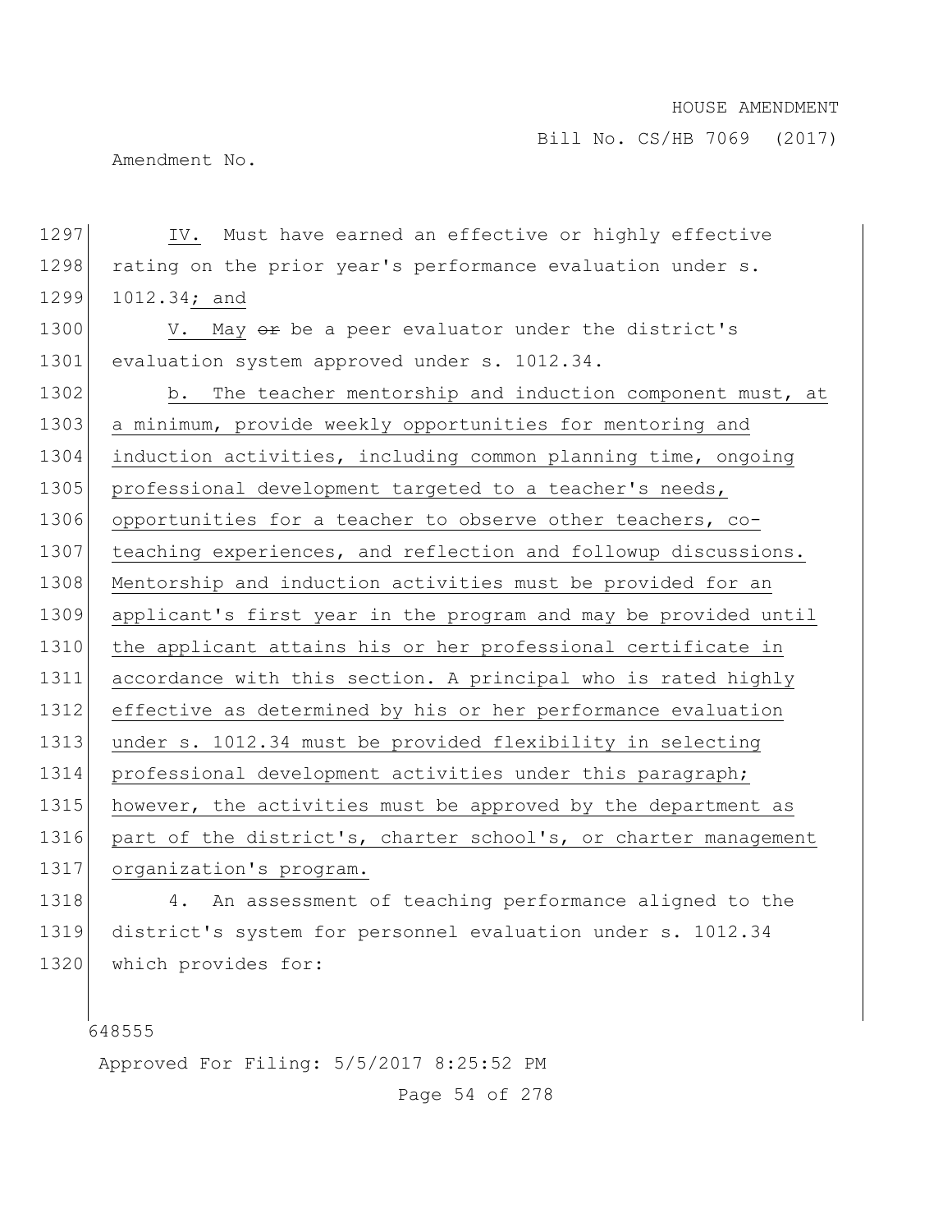IV. Must have earned an effective or highly effective rating on the prior year's performance evaluation under s. 1012.34; and

V. May ~~or~~ be a peer evaluator under the district's evaluation system approved under s. 1012.34.

b. The teacher mentorship and induction component must, at a minimum, provide weekly opportunities for mentoring and induction activities, including common planning time, ongoing professional development targeted to a teacher's needs, opportunities for a teacher to observe other teachers, co-teaching experiences, and reflection and followup discussions. Mentorship and induction activities must be provided for an applicant's first year in the program and may be provided until the applicant attains his or her professional certificate in accordance with this section. A principal who is rated highly effective as determined by his or her performance evaluation under s. 1012.34 must be provided flexibility in selecting professional development activities under this paragraph; however, the activities must be approved by the department as part of the district's, charter school's, or charter management organization's program.

4. An assessment of teaching performance aligned to the district's system for personnel evaluation under s. 1012.34 which provides for: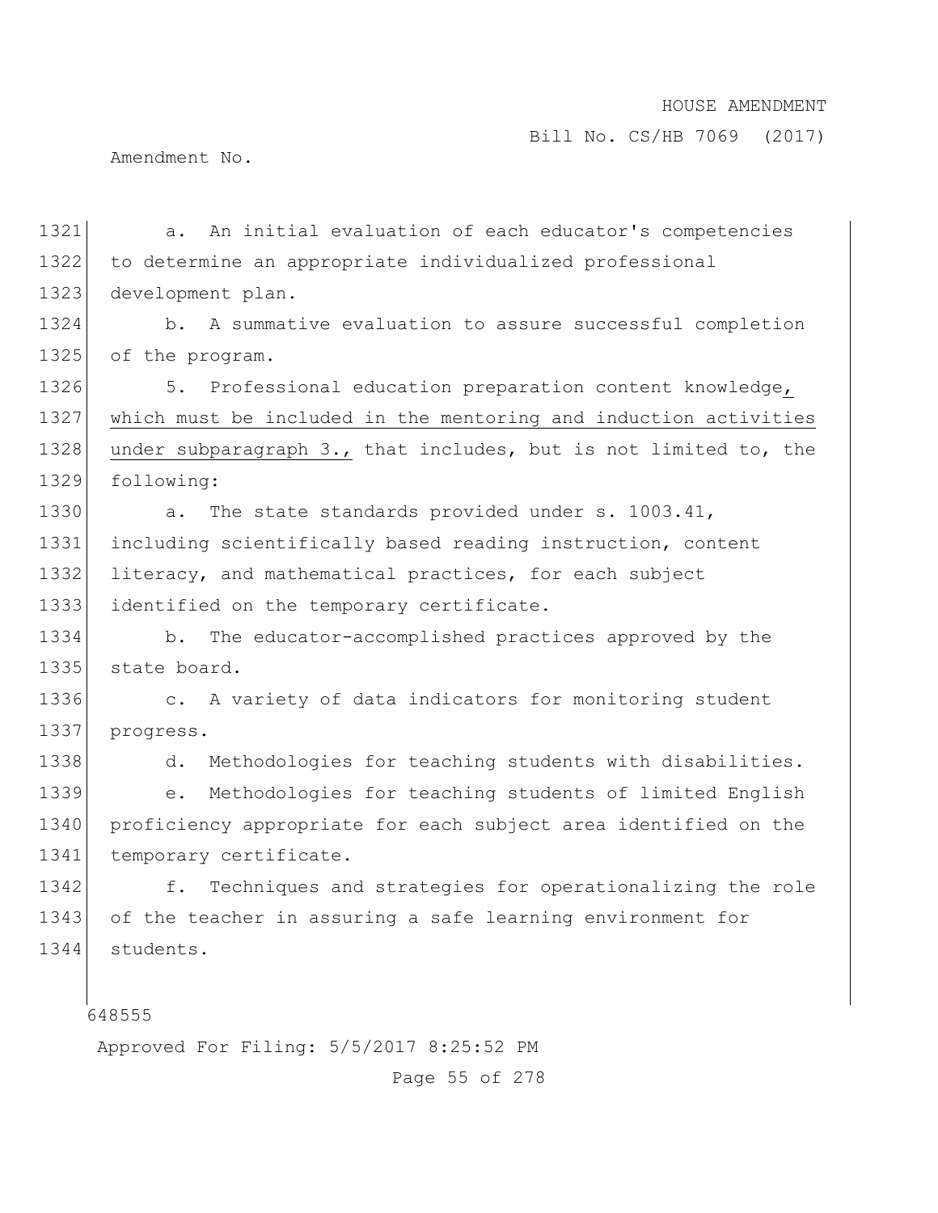a. An initial evaluation of each educator's competencies to determine an appropriate individualized professional development plan.

b. A summative evaluation to assure successful completion of the program.

5. Professional education preparation content knowledge, which must be included in the mentoring and induction activities under subparagraph 3., that includes, but is not limited to, the following:

a. The state standards provided under s. 1003.41, including scientifically based reading instruction, content literacy, and mathematical practices, for each subject identified on the temporary certificate.

b. The educator-accomplished practices approved by the state board.

c. A variety of data indicators for monitoring student progress.

d. Methodologies for teaching students with disabilities.

e. Methodologies for teaching students of limited English proficiency appropriate for each subject area identified on the temporary certificate.

f. Techniques and strategies for operationalizing the role of the teacher in assuring a safe learning environment for students.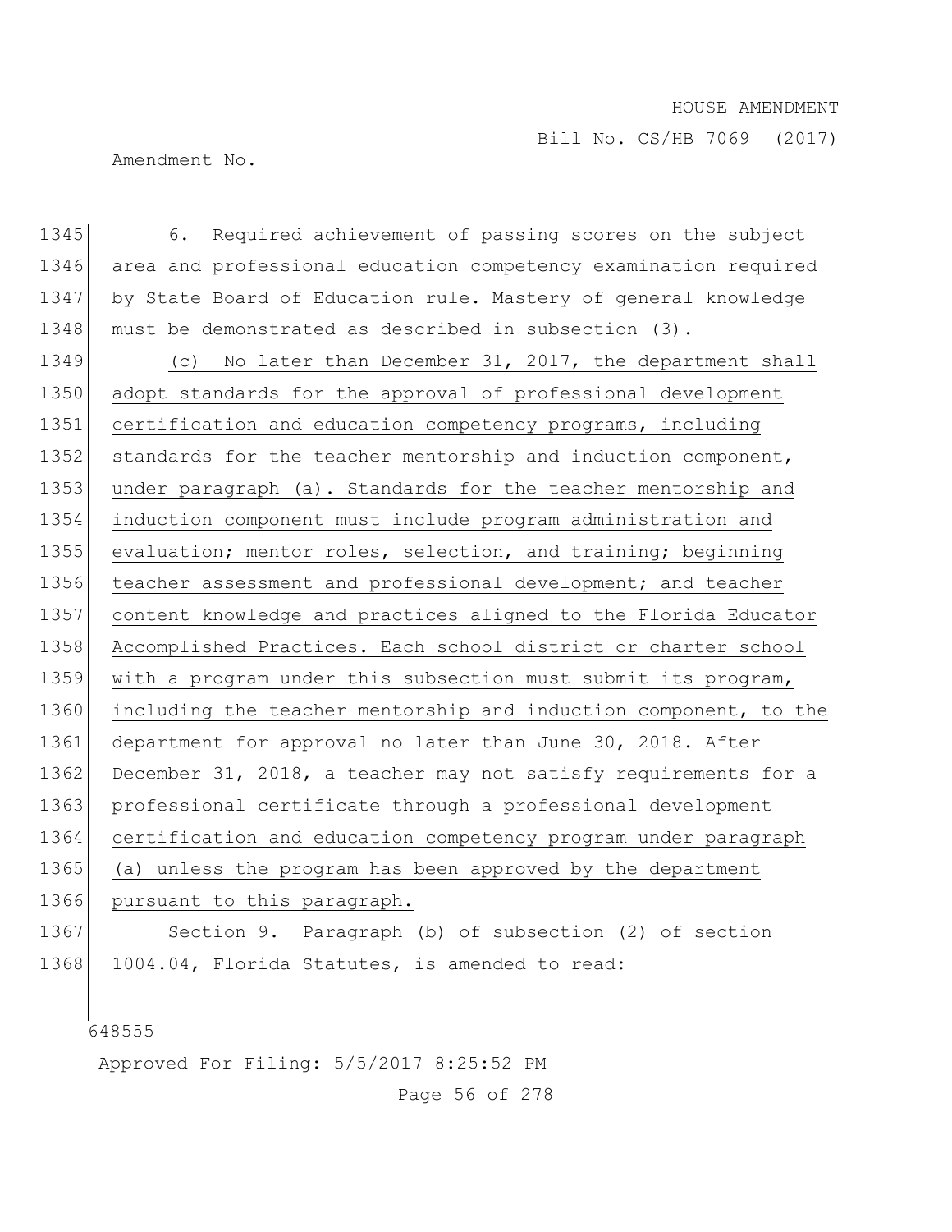6. Required achievement of passing scores on the subject area and professional education competency examination required by State Board of Education rule. Mastery of general knowledge must be demonstrated as described in subsection (3).

<u>(c) No later than December 31, 2017, the department shall adopt standards for the approval of professional development certification and education competency programs, including standards for the teacher mentorship and induction component, under paragraph (a). Standards for the teacher mentorship and induction component must include program administration and evaluation; mentor roles, selection, and training; beginning teacher assessment and professional development; and teacher content knowledge and practices aligned to the Florida Educator Accomplished Practices. Each school district or charter school with a program under this subsection must submit its program, including the teacher mentorship and induction component, to the department for approval no later than June 30, 2018. After December 31, 2018, a teacher may not satisfy requirements for a professional certificate through a professional development certification and education competency program under paragraph (a) unless the program has been approved by the department pursuant to this paragraph.</u>

Section 9. Paragraph (b) of subsection (2) of section 1004.04, Florida Statutes, is amended to read: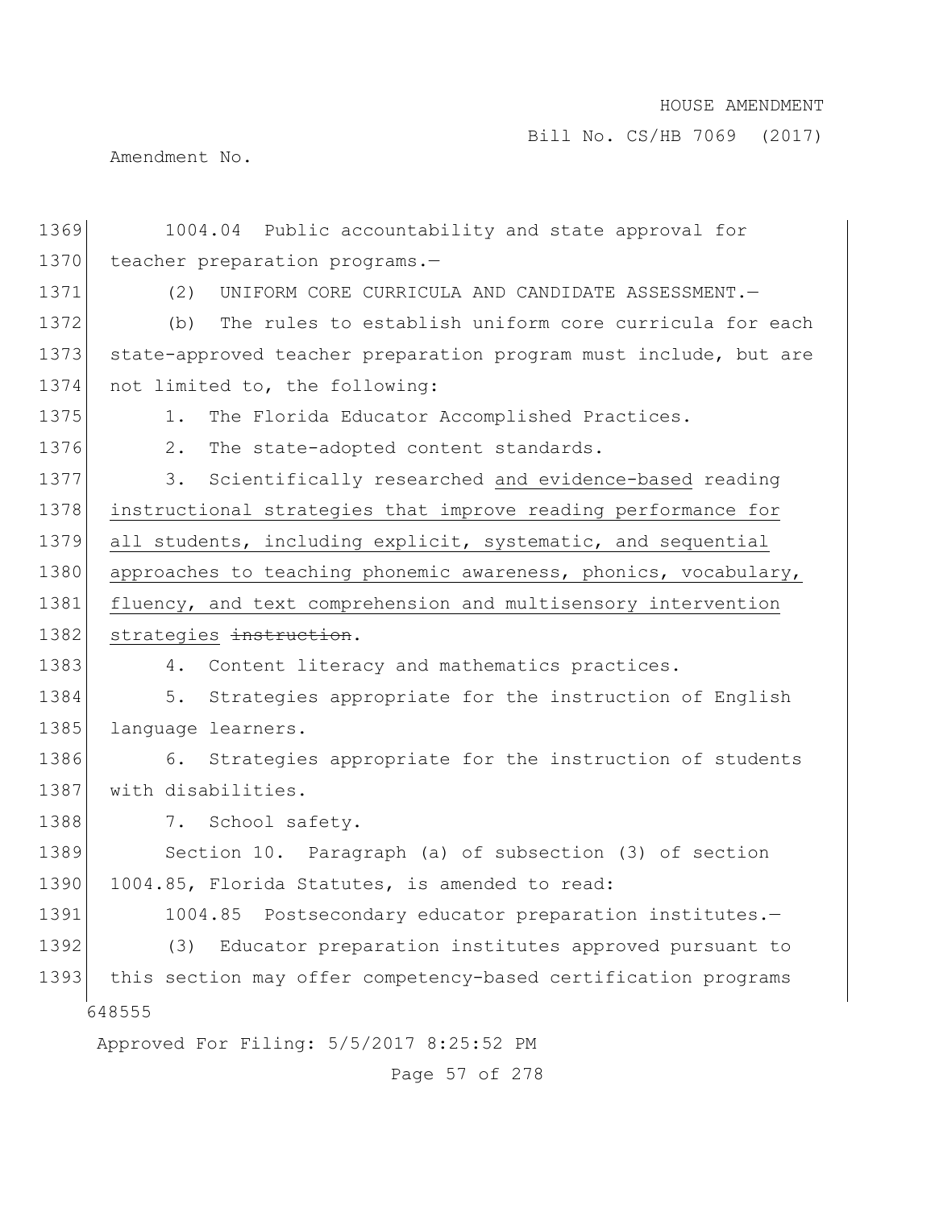1004.04 Public accountability and state approval for teacher preparation programs.—

(2) UNIFORM CORE CURRICULA AND CANDIDATE ASSESSMENT.—

(b) The rules to establish uniform core curricula for each state-approved teacher preparation program must include, but are not limited to, the following:

1. The Florida Educator Accomplished Practices.

2. The state-adopted content standards.

3. Scientifically researched <u>and evidence-based</u> reading <u>instructional strategies that improve reading performance for all students, including explicit, systematic, and sequential approaches to teaching phonemic awareness, phonics, vocabulary, fluency, and text comprehension and multisensory intervention strategies</u> ~~instruction~~.

4. Content literacy and mathematics practices.

5. Strategies appropriate for the instruction of English language learners.

6. Strategies appropriate for the instruction of students with disabilities.

7. School safety.

Section 10. Paragraph (a) of subsection (3) of section 1004.85, Florida Statutes, is amended to read:

1004.85 Postsecondary educator preparation institutes.—

(3) Educator preparation institutes approved pursuant to this section may offer competency-based certification programs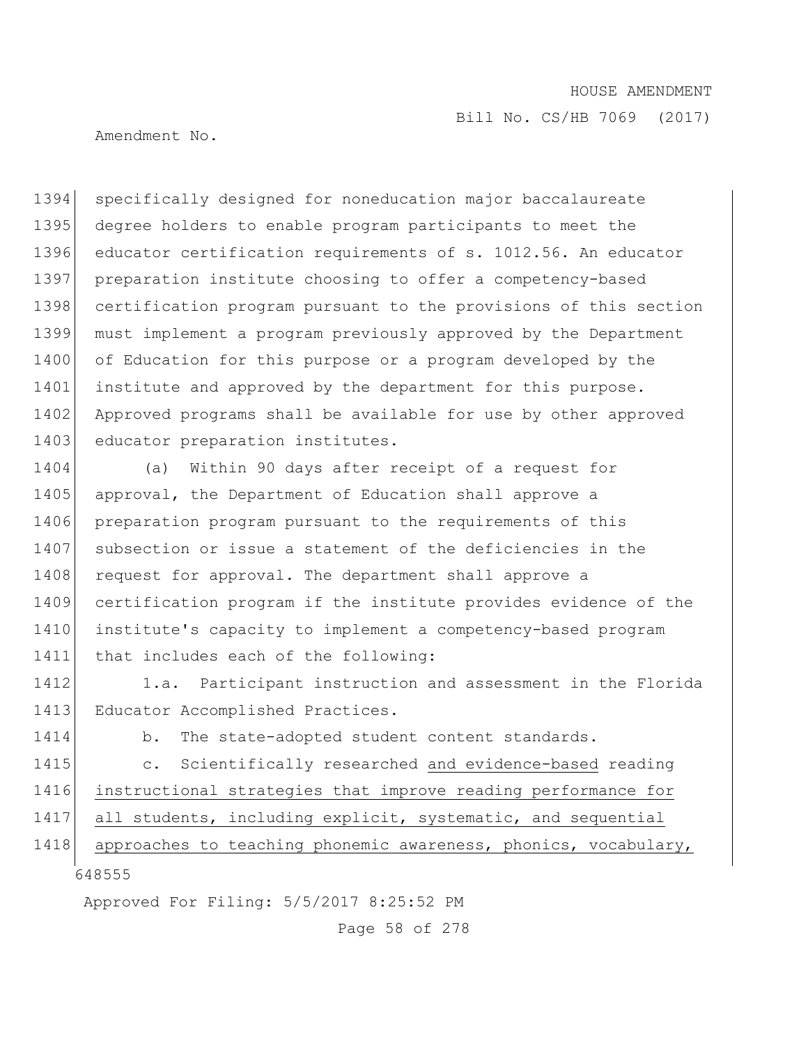specifically designed for noneducation major baccalaureate degree holders to enable program participants to meet the educator certification requirements of s. 1012.56. An educator preparation institute choosing to offer a competency-based certification program pursuant to the provisions of this section must implement a program previously approved by the Department of Education for this purpose or a program developed by the institute and approved by the department for this purpose. Approved programs shall be available for use by other approved educator preparation institutes.

(a) Within 90 days after receipt of a request for approval, the Department of Education shall approve a preparation program pursuant to the requirements of this subsection or issue a statement of the deficiencies in the request for approval. The department shall approve a certification program if the institute provides evidence of the institute's capacity to implement a competency-based program that includes each of the following:

1.a. Participant instruction and assessment in the Florida Educator Accomplished Practices.

b. The state-adopted student content standards.

c. Scientifically researched <u>and evidence-based</u> reading <u>instructional strategies that improve reading performance for all students, including explicit, systematic, and sequential approaches to teaching phonemic awareness, phonics, vocabulary,</u>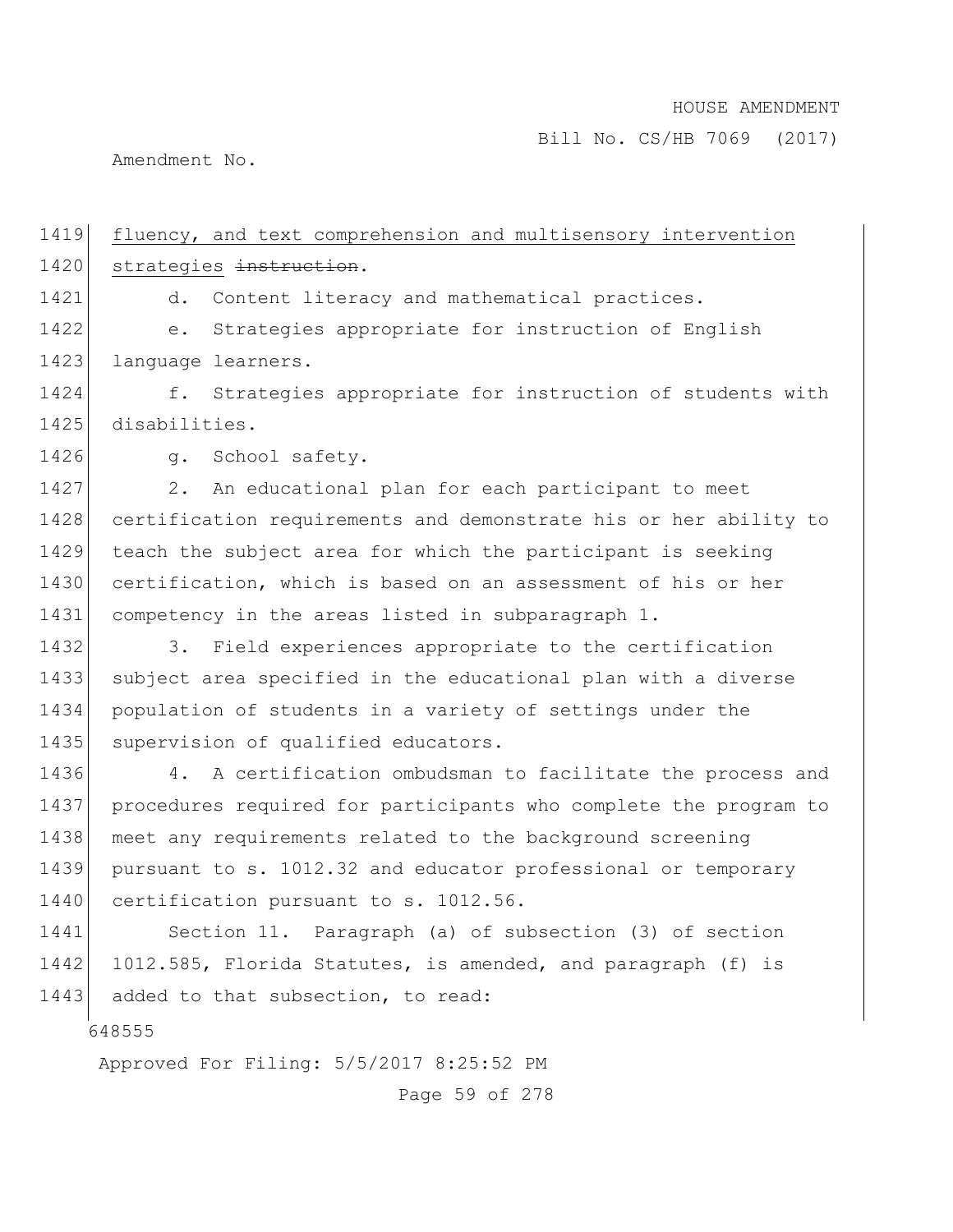fluency, and text comprehension and multisensory intervention strategies ~~instruction~~.

d. Content literacy and mathematical practices.

e. Strategies appropriate for instruction of English language learners.

f. Strategies appropriate for instruction of students with disabilities.

g. School safety.

2. An educational plan for each participant to meet certification requirements and demonstrate his or her ability to teach the subject area for which the participant is seeking certification, which is based on an assessment of his or her competency in the areas listed in subparagraph 1.

3. Field experiences appropriate to the certification subject area specified in the educational plan with a diverse population of students in a variety of settings under the supervision of qualified educators.

4. A certification ombudsman to facilitate the process and procedures required for participants who complete the program to meet any requirements related to the background screening pursuant to s. 1012.32 and educator professional or temporary certification pursuant to s. 1012.56.

Section 11. Paragraph (a) of subsection (3) of section 1012.585, Florida Statutes, is amended, and paragraph (f) is added to that subsection, to read: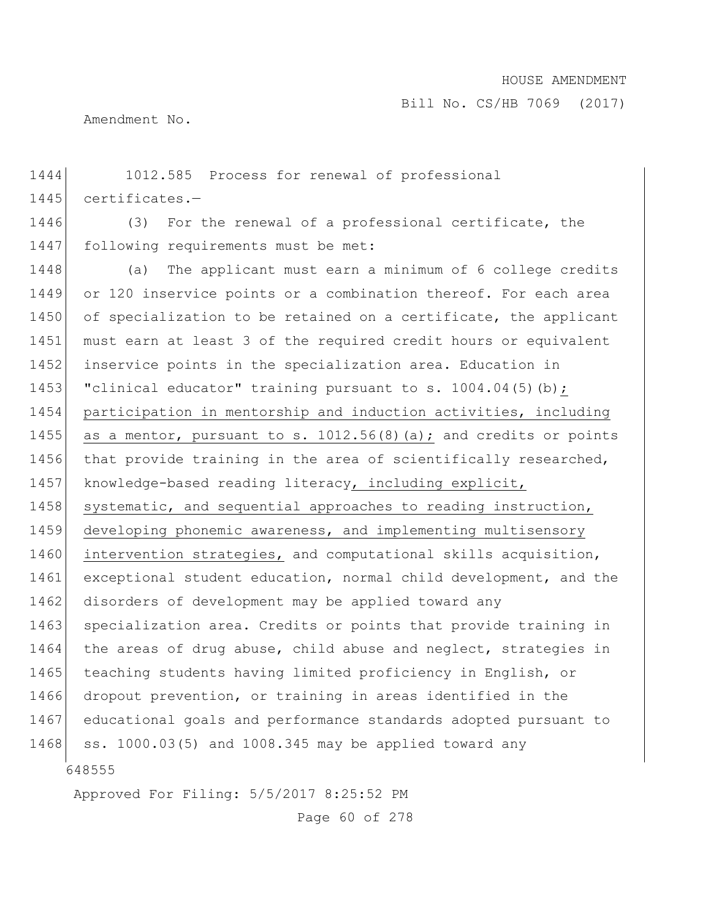1012.585 Process for renewal of professional certificates.—

(3) For the renewal of a professional certificate, the following requirements must be met:

(a) The applicant must earn a minimum of 6 college credits or 120 inservice points or a combination thereof. For each area of specialization to be retained on a certificate, the applicant must earn at least 3 of the required credit hours or equivalent inservice points in the specialization area. Education in "clinical educator" training pursuant to s. 1004.04(5)(b); participation in mentorship and induction activities, including as a mentor, pursuant to s. 1012.56(8)(a); and credits or points that provide training in the area of scientifically researched, knowledge-based reading literacy, including explicit, systematic, and sequential approaches to reading instruction, developing phonemic awareness, and implementing multisensory intervention strategies, and computational skills acquisition, exceptional student education, normal child development, and the disorders of development may be applied toward any specialization area. Credits or points that provide training in the areas of drug abuse, child abuse and neglect, strategies in teaching students having limited proficiency in English, or dropout prevention, or training in areas identified in the educational goals and performance standards adopted pursuant to ss. 1000.03(5) and 1008.345 may be applied toward any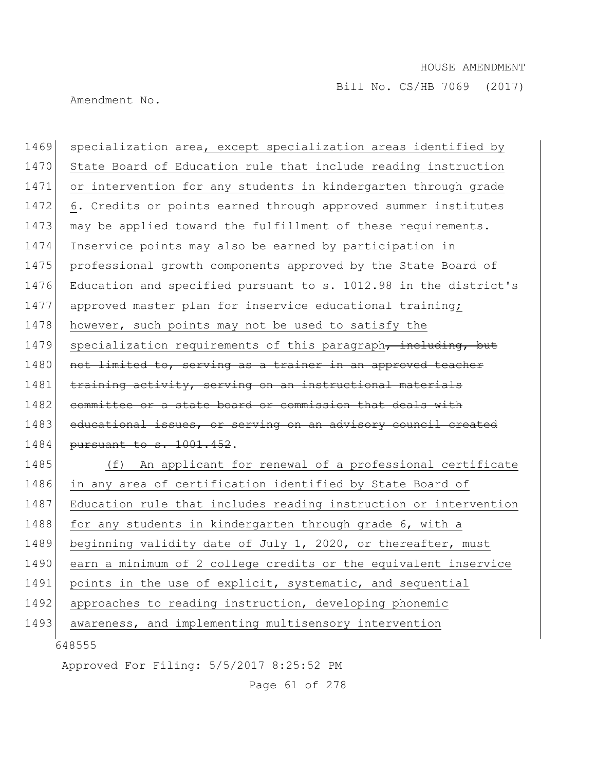specialization area, except specialization areas identified by State Board of Education rule that include reading instruction or intervention for any students in kindergarten through grade 6. Credits or points earned through approved summer institutes may be applied toward the fulfillment of these requirements. Inservice points may also be earned by participation in professional growth components approved by the State Board of Education and specified pursuant to s. 1012.98 in the district's approved master plan for inservice educational training; however, such points may not be used to satisfy the specialization requirements of this paragraph~~, including, but not limited to, serving as a trainer in an approved teacher training activity, serving on an instructional materials committee or a state board or commission that deals with educational issues, or serving on an advisory council created pursuant to s. 1001.452~~.

(f) An applicant for renewal of a professional certificate in any area of certification identified by State Board of Education rule that includes reading instruction or intervention for any students in kindergarten through grade 6, with a beginning validity date of July 1, 2020, or thereafter, must earn a minimum of 2 college credits or the equivalent inservice points in the use of explicit, systematic, and sequential approaches to reading instruction, developing phonemic awareness, and implementing multisensory intervention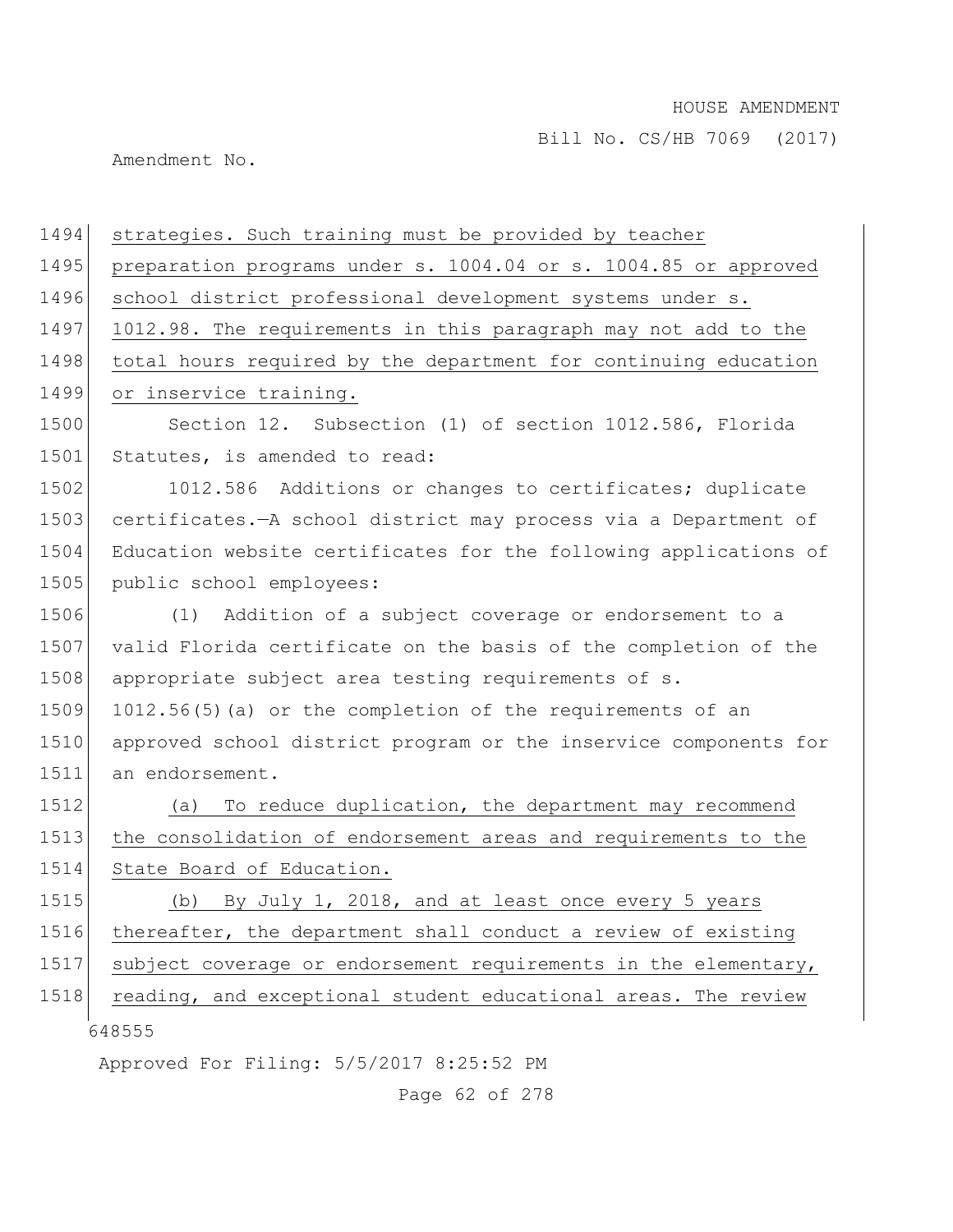strategies. Such training must be provided by teacher preparation programs under s. 1004.04 or s. 1004.85 or approved school district professional development systems under s. 1012.98. The requirements in this paragraph may not add to the total hours required by the department for continuing education or inservice training.

Section 12. Subsection (1) of section 1012.586, Florida Statutes, is amended to read:

1012.586 Additions or changes to certificates; duplicate certificates.—A school district may process via a Department of Education website certificates for the following applications of public school employees:

(1) Addition of a subject coverage or endorsement to a valid Florida certificate on the basis of the completion of the appropriate subject area testing requirements of s. 1012.56(5)(a) or the completion of the requirements of an approved school district program or the inservice components for an endorsement.

(a) To reduce duplication, the department may recommend the consolidation of endorsement areas and requirements to the State Board of Education.

(b) By July 1, 2018, and at least once every 5 years thereafter, the department shall conduct a review of existing subject coverage or endorsement requirements in the elementary, reading, and exceptional student educational areas. The review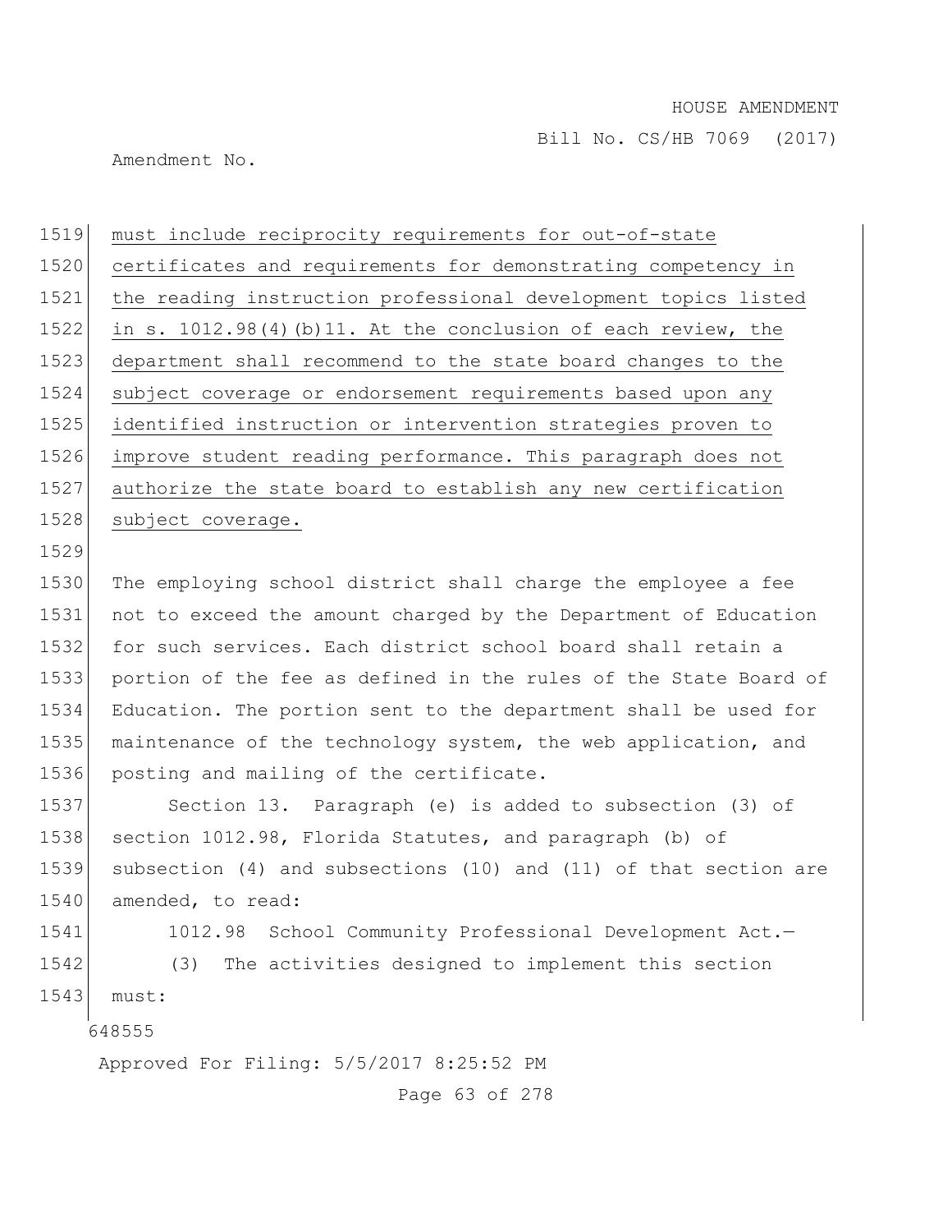must include reciprocity requirements for out-of-state certificates and requirements for demonstrating competency in the reading instruction professional development topics listed in s. 1012.98(4)(b)11. At the conclusion of each review, the department shall recommend to the state board changes to the subject coverage or endorsement requirements based upon any identified instruction or intervention strategies proven to improve student reading performance. This paragraph does not authorize the state board to establish any new certification subject coverage.

The employing school district shall charge the employee a fee not to exceed the amount charged by the Department of Education for such services. Each district school board shall retain a portion of the fee as defined in the rules of the State Board of Education. The portion sent to the department shall be used for maintenance of the technology system, the web application, and posting and mailing of the certificate.

Section 13. Paragraph (e) is added to subsection (3) of section 1012.98, Florida Statutes, and paragraph (b) of subsection (4) and subsections (10) and (11) of that section are amended, to read:

1012.98 School Community Professional Development Act.—

(3) The activities designed to implement this section must: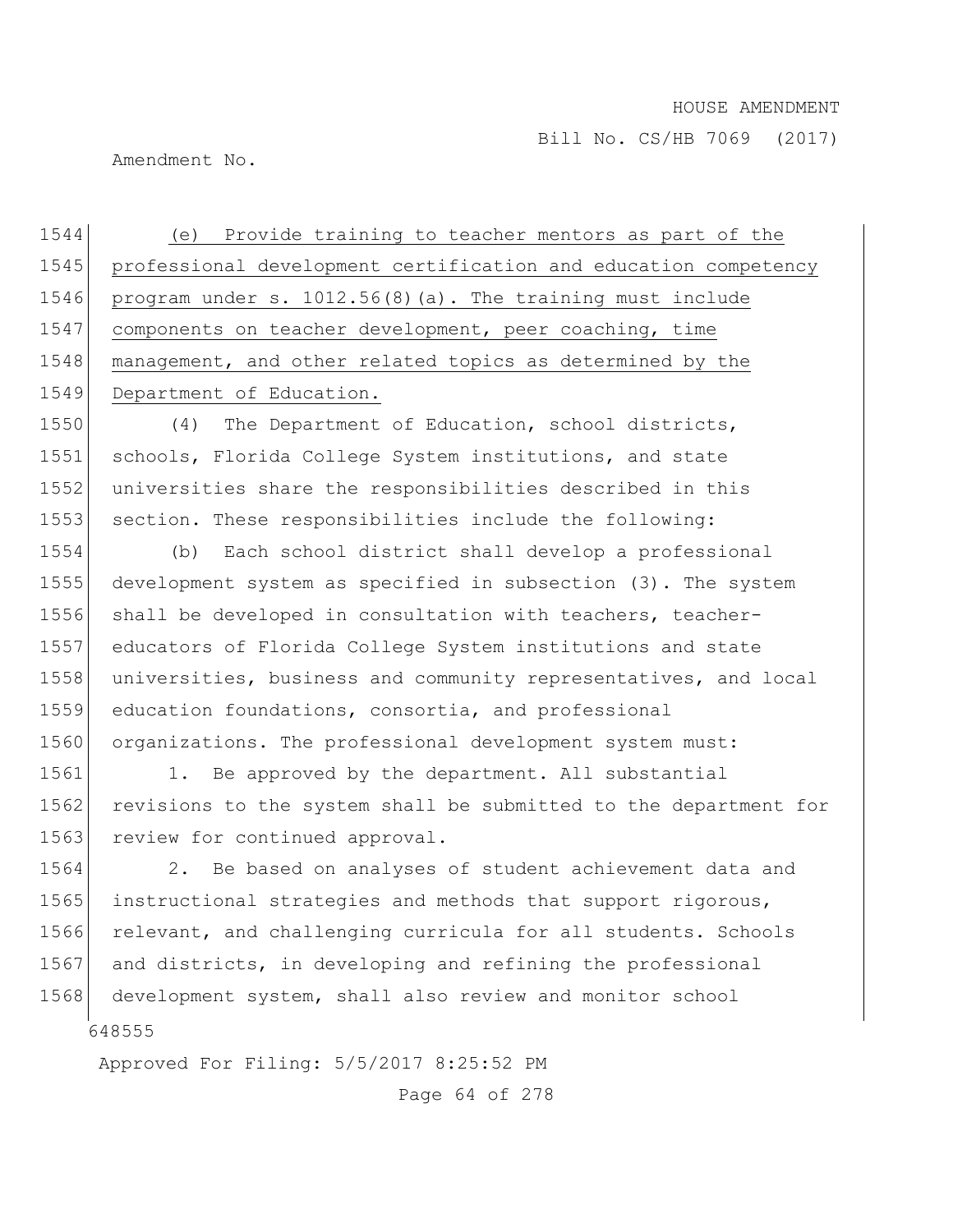(e) Provide training to teacher mentors as part of the professional development certification and education competency program under s. 1012.56(8)(a). The training must include components on teacher development, peer coaching, time management, and other related topics as determined by the Department of Education.

(4) The Department of Education, school districts, schools, Florida College System institutions, and state universities share the responsibilities described in this section. These responsibilities include the following:

(b) Each school district shall develop a professional development system as specified in subsection (3). The system shall be developed in consultation with teachers, teacher-educators of Florida College System institutions and state universities, business and community representatives, and local education foundations, consortia, and professional organizations. The professional development system must:

1. Be approved by the department. All substantial revisions to the system shall be submitted to the department for review for continued approval.

2. Be based on analyses of student achievement data and instructional strategies and methods that support rigorous, relevant, and challenging curricula for all students. Schools and districts, in developing and refining the professional development system, shall also review and monitor school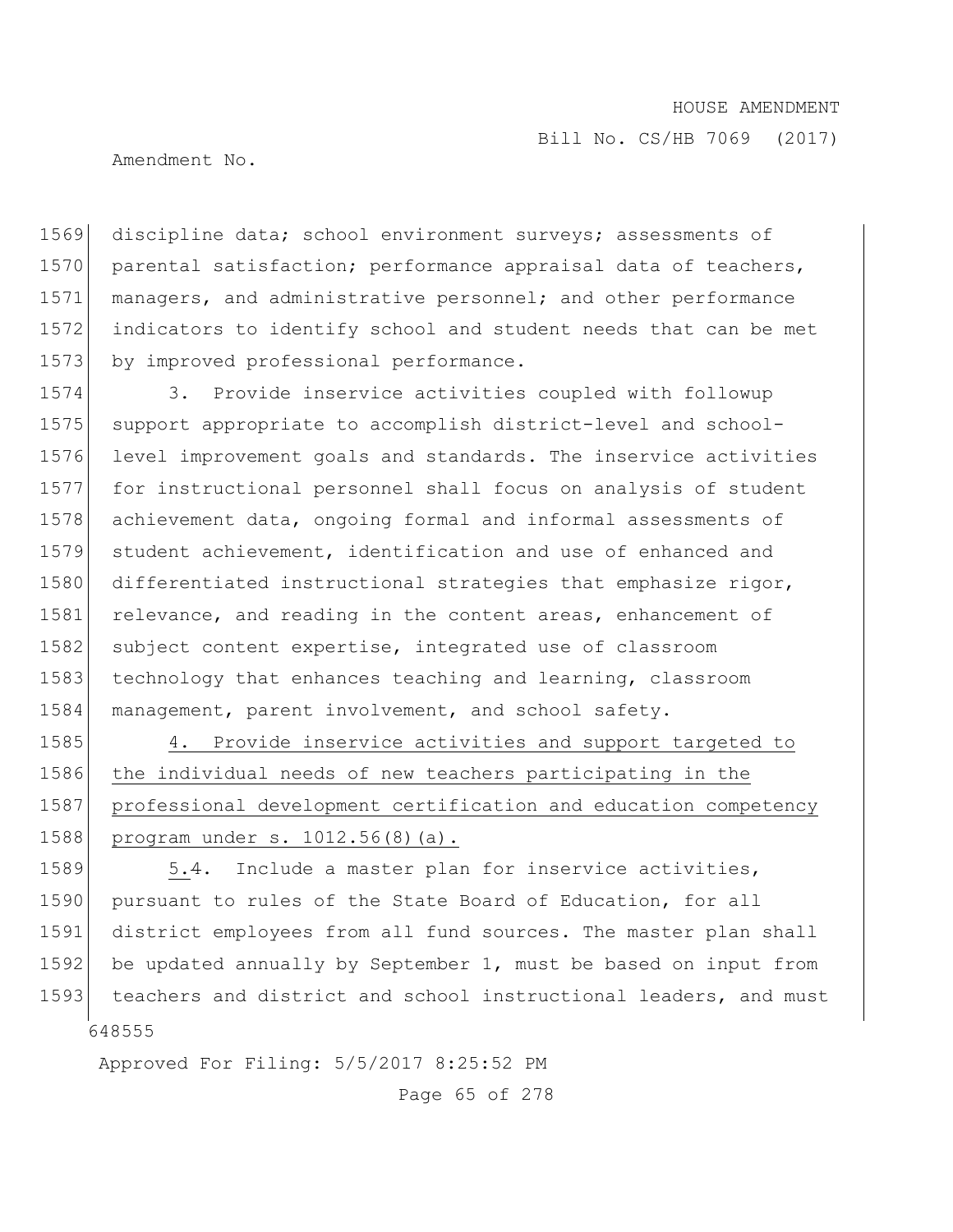discipline data; school environment surveys; assessments of parental satisfaction; performance appraisal data of teachers, managers, and administrative personnel; and other performance indicators to identify school and student needs that can be met by improved professional performance.

3. Provide inservice activities coupled with followup support appropriate to accomplish district-level and school-level improvement goals and standards. The inservice activities for instructional personnel shall focus on analysis of student achievement data, ongoing formal and informal assessments of student achievement, identification and use of enhanced and differentiated instructional strategies that emphasize rigor, relevance, and reading in the content areas, enhancement of subject content expertise, integrated use of classroom technology that enhances teaching and learning, classroom management, parent involvement, and school safety.

4. Provide inservice activities and support targeted to the individual needs of new teachers participating in the professional development certification and education competency program under s. 1012.56(8)(a).

5.4. Include a master plan for inservice activities, pursuant to rules of the State Board of Education, for all district employees from all fund sources. The master plan shall be updated annually by September 1, must be based on input from teachers and district and school instructional leaders, and must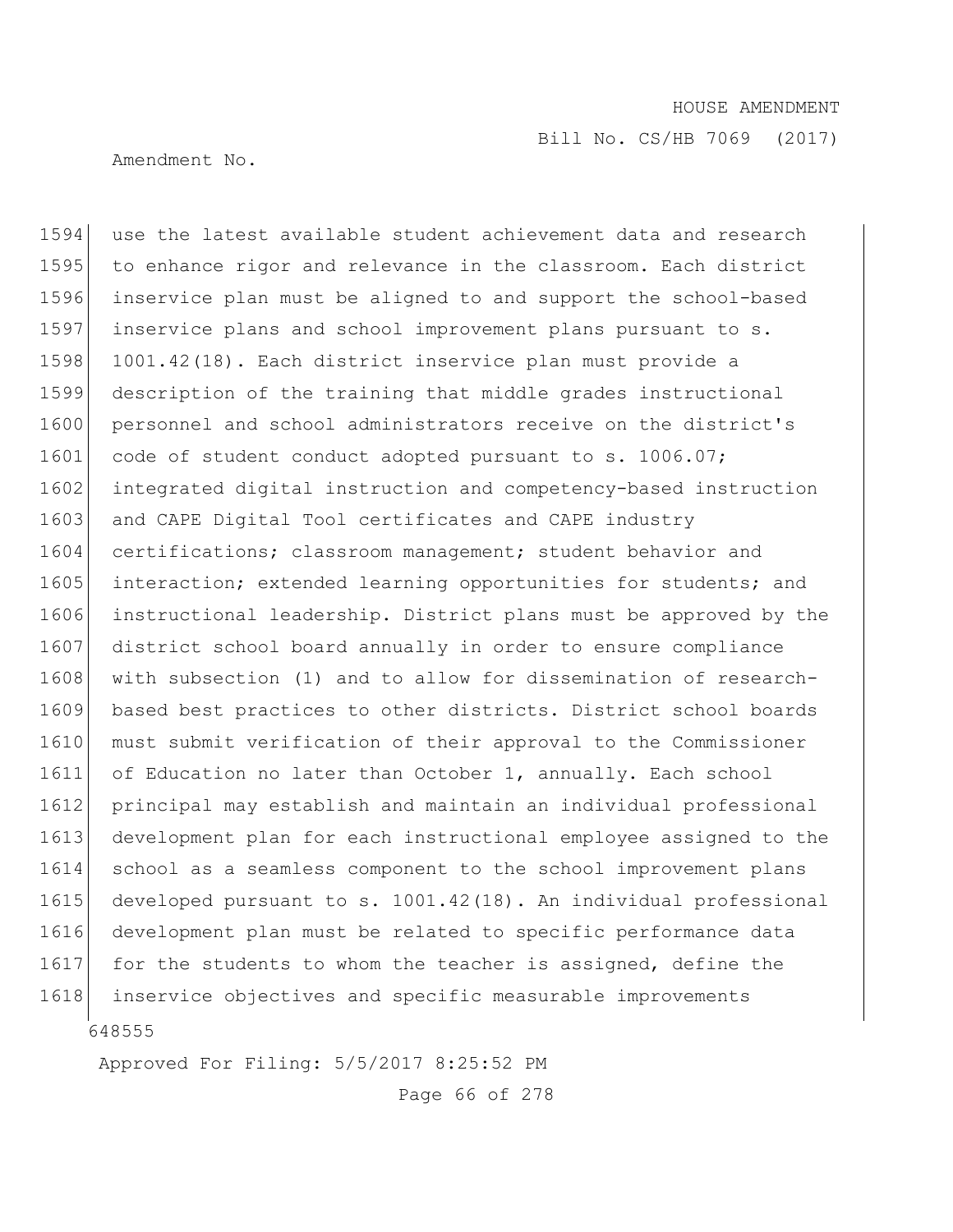use the latest available student achievement data and research to enhance rigor and relevance in the classroom. Each district inservice plan must be aligned to and support the school-based inservice plans and school improvement plans pursuant to s. 1001.42(18). Each district inservice plan must provide a description of the training that middle grades instructional personnel and school administrators receive on the district's code of student conduct adopted pursuant to s. 1006.07; integrated digital instruction and competency-based instruction and CAPE Digital Tool certificates and CAPE industry certifications; classroom management; student behavior and interaction; extended learning opportunities for students; and instructional leadership. District plans must be approved by the district school board annually in order to ensure compliance with subsection (1) and to allow for dissemination of research-based best practices to other districts. District school boards must submit verification of their approval to the Commissioner of Education no later than October 1, annually. Each school principal may establish and maintain an individual professional development plan for each instructional employee assigned to the school as a seamless component to the school improvement plans developed pursuant to s. 1001.42(18). An individual professional development plan must be related to specific performance data for the students to whom the teacher is assigned, define the inservice objectives and specific measurable improvements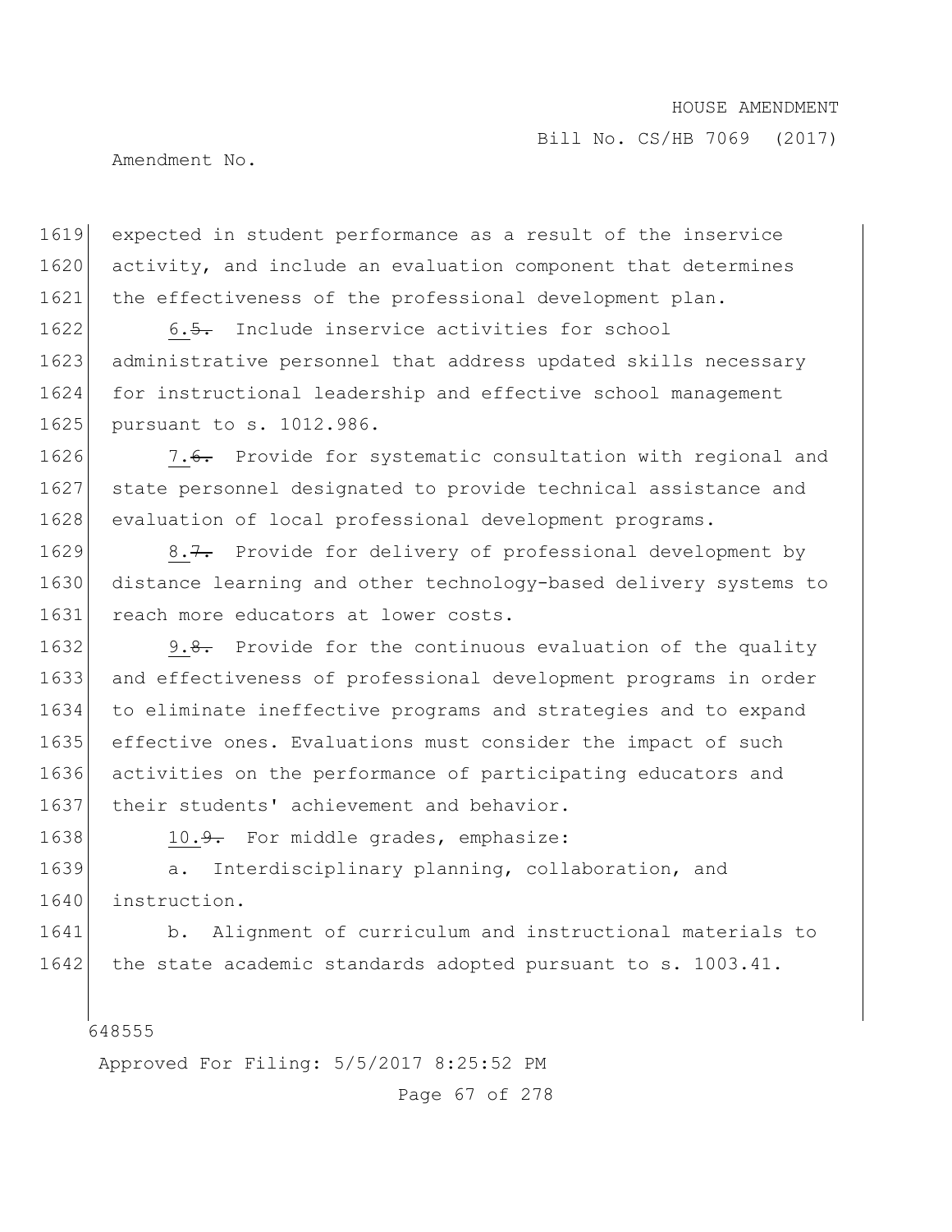expected in student performance as a result of the inservice activity, and include an evaluation component that determines the effectiveness of the professional development plan.

6.~~5.~~ Include inservice activities for school administrative personnel that address updated skills necessary for instructional leadership and effective school management pursuant to s. 1012.986.

7.~~6.~~ Provide for systematic consultation with regional and state personnel designated to provide technical assistance and evaluation of local professional development programs.

8.~~7.~~ Provide for delivery of professional development by distance learning and other technology-based delivery systems to reach more educators at lower costs.

9.~~8.~~ Provide for the continuous evaluation of the quality and effectiveness of professional development programs in order to eliminate ineffective programs and strategies and to expand effective ones. Evaluations must consider the impact of such activities on the performance of participating educators and their students' achievement and behavior.

10.~~9.~~ For middle grades, emphasize:

a. Interdisciplinary planning, collaboration, and instruction.

b. Alignment of curriculum and instructional materials to the state academic standards adopted pursuant to s. 1003.41.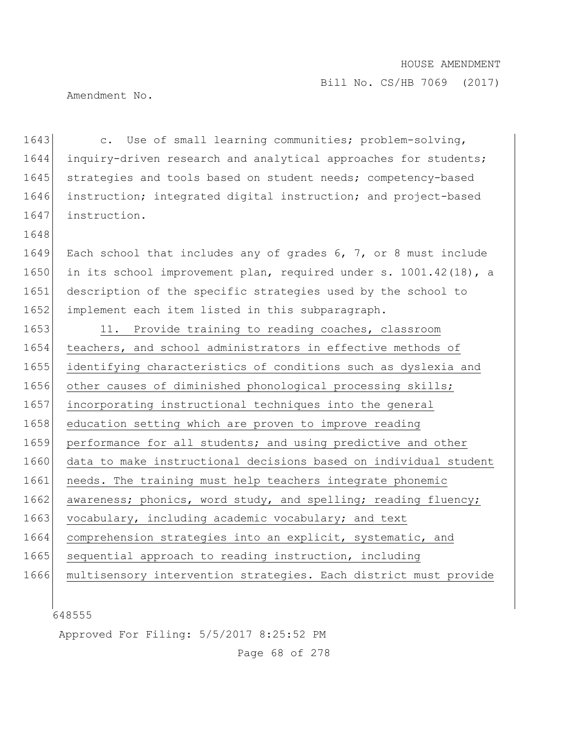c. Use of small learning communities; problem-solving, inquiry-driven research and analytical approaches for students; strategies and tools based on student needs; competency-based instruction; integrated digital instruction; and project-based instruction.

Each school that includes any of grades 6, 7, or 8 must include in its school improvement plan, required under s. 1001.42(18), a description of the specific strategies used by the school to implement each item listed in this subparagraph.

11. Provide training to reading coaches, classroom teachers, and school administrators in effective methods of identifying characteristics of conditions such as dyslexia and other causes of diminished phonological processing skills; incorporating instructional techniques into the general education setting which are proven to improve reading performance for all students; and using predictive and other data to make instructional decisions based on individual student needs. The training must help teachers integrate phonemic awareness; phonics, word study, and spelling; reading fluency; vocabulary, including academic vocabulary; and text comprehension strategies into an explicit, systematic, and sequential approach to reading instruction, including multisensory intervention strategies. Each district must provide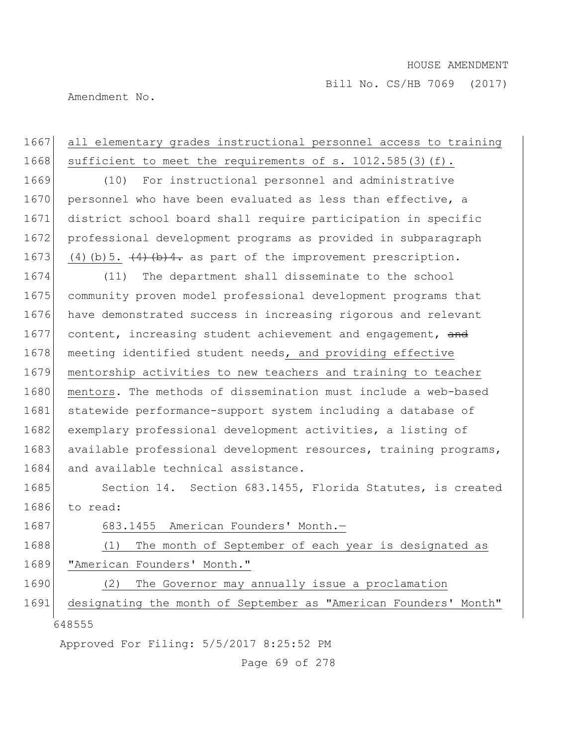all elementary grades instructional personnel access to training sufficient to meet the requirements of s. 1012.585(3)(f).

(10) For instructional personnel and administrative personnel who have been evaluated as less than effective, a district school board shall require participation in specific professional development programs as provided in subparagraph (4)(b)5. ~~(4)(b)4.~~ as part of the improvement prescription.

(11) The department shall disseminate to the school community proven model professional development programs that have demonstrated success in increasing rigorous and relevant content, increasing student achievement and engagement, ~~and~~ meeting identified student needs, and providing effective mentorship activities to new teachers and training to teacher mentors. The methods of dissemination must include a web-based statewide performance-support system including a database of exemplary professional development activities, a listing of available professional development resources, training programs, and available technical assistance.

Section 14. Section 683.1455, Florida Statutes, is created to read:

683.1455 American Founders' Month.—

(1) The month of September of each year is designated as "American Founders' Month."

(2) The Governor may annually issue a proclamation designating the month of September as "American Founders' Month"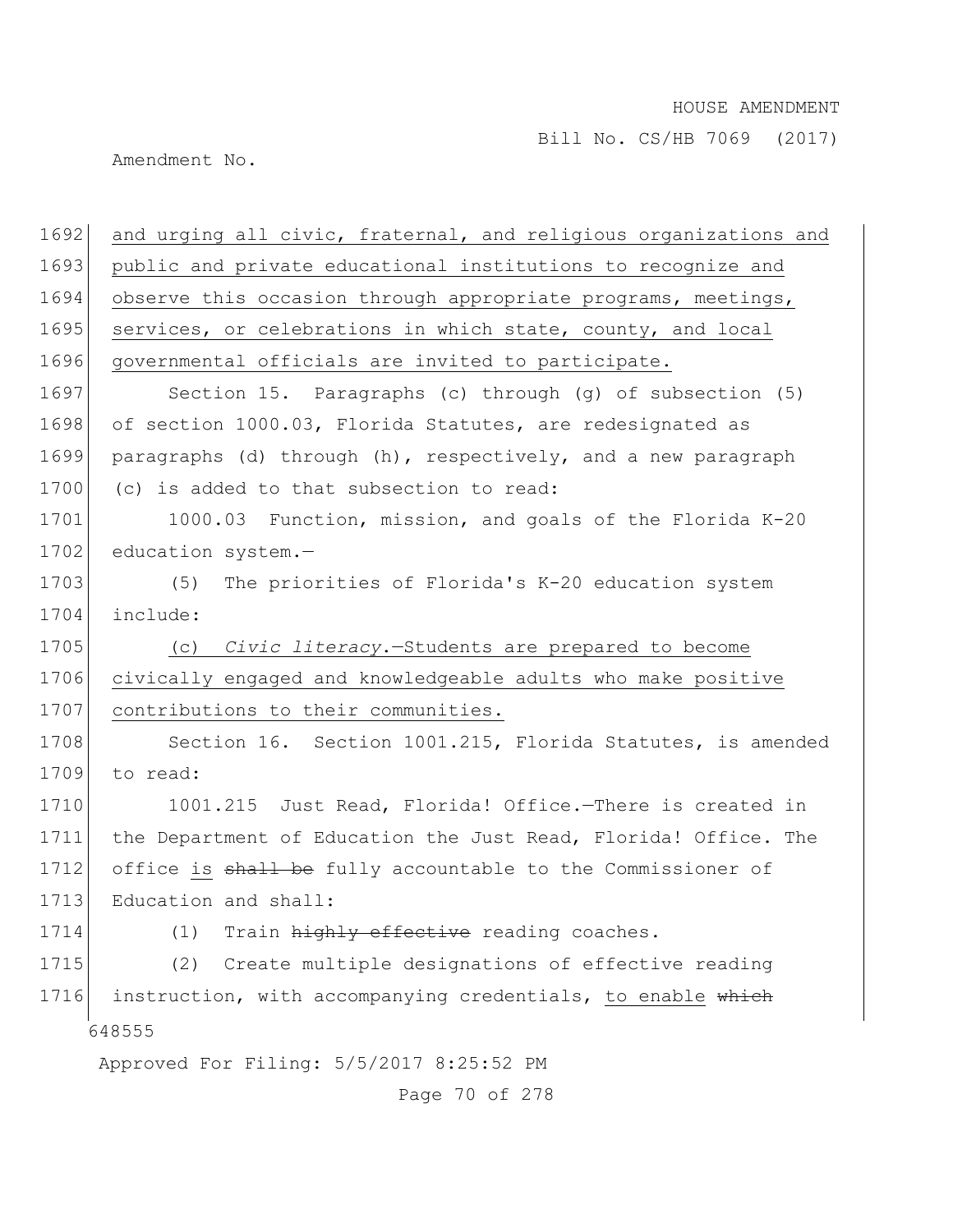and urging all civic, fraternal, and religious organizations and public and private educational institutions to recognize and observe this occasion through appropriate programs, meetings, services, or celebrations in which state, county, and local governmental officials are invited to participate.

Section 15. Paragraphs (c) through (g) of subsection (5) of section 1000.03, Florida Statutes, are redesignated as paragraphs (d) through (h), respectively, and a new paragraph (c) is added to that subsection to read:

1000.03 Function, mission, and goals of the Florida K-20 education system.—

(5) The priorities of Florida's K-20 education system include:

(c) *Civic literacy*.—Students are prepared to become civically engaged and knowledgeable adults who make positive contributions to their communities.

Section 16. Section 1001.215, Florida Statutes, is amended to read:

1001.215 Just Read, Florida! Office.—There is created in the Department of Education the Just Read, Florida! Office. The office is ~~shall be~~ fully accountable to the Commissioner of Education and shall:

(1) Train ~~highly effective~~ reading coaches.

(2) Create multiple designations of effective reading instruction, with accompanying credentials, to enable ~~which~~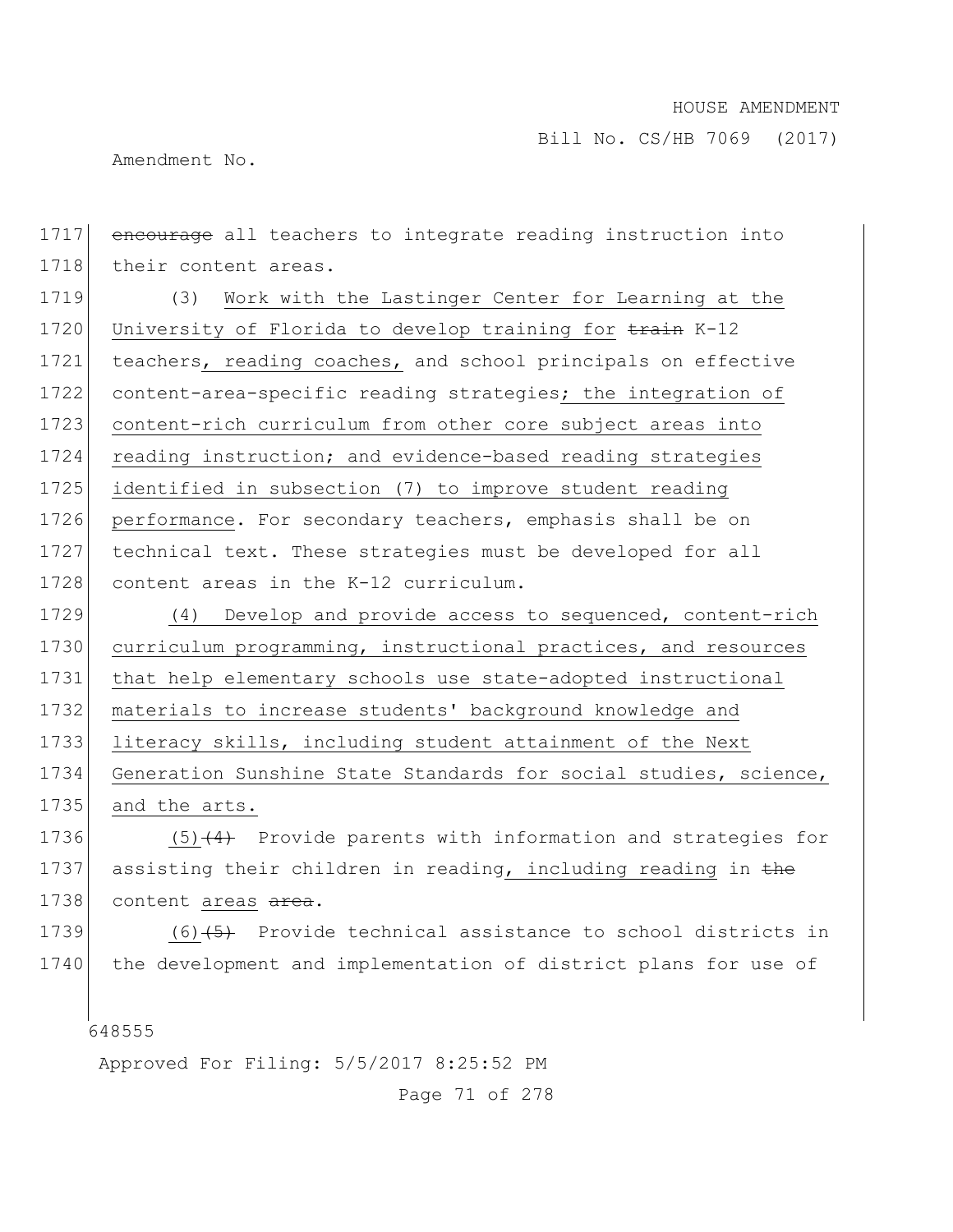~~encourage~~ all teachers to integrate reading instruction into their content areas.

(3) Work with the Lastinger Center for Learning at the University of Florida to develop training for ~~train~~ K-12 teachers, reading coaches, and school principals on effective content-area-specific reading strategies; the integration of content-rich curriculum from other core subject areas into reading instruction; and evidence-based reading strategies identified in subsection (7) to improve student reading performance. For secondary teachers, emphasis shall be on technical text. These strategies must be developed for all content areas in the K-12 curriculum.

(4) Develop and provide access to sequenced, content-rich curriculum programming, instructional practices, and resources that help elementary schools use state-adopted instructional materials to increase students' background knowledge and literacy skills, including student attainment of the Next Generation Sunshine State Standards for social studies, science, and the arts.

(5)~~(4)~~ Provide parents with information and strategies for assisting their children in reading, including reading in ~~the~~ content areas ~~area~~.

(6)~~(5)~~ Provide technical assistance to school districts in the development and implementation of district plans for use of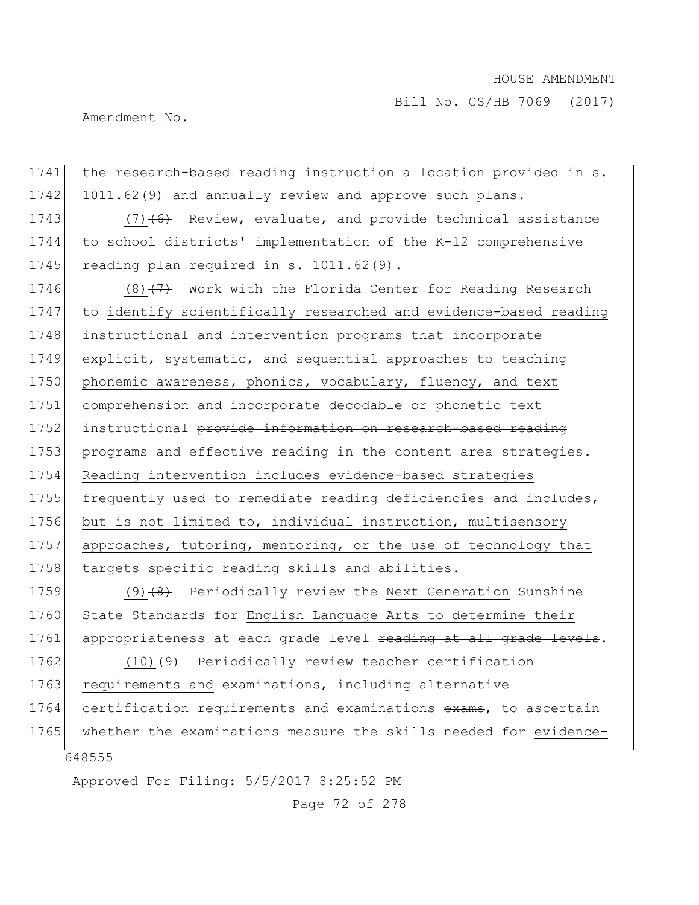the research-based reading instruction allocation provided in s. 1011.62(9) and annually review and approve such plans.

(7)~~(6)~~ Review, evaluate, and provide technical assistance to school districts' implementation of the K-12 comprehensive reading plan required in s. 1011.62(9).

(8)~~(7)~~ Work with the Florida Center for Reading Research to identify scientifically researched and evidence-based reading instructional and intervention programs that incorporate explicit, systematic, and sequential approaches to teaching phonemic awareness, phonics, vocabulary, fluency, and text comprehension and incorporate decodable or phonetic text instructional ~~provide information on research-based reading programs and effective reading in the content area~~ strategies. Reading intervention includes evidence-based strategies frequently used to remediate reading deficiencies and includes, but is not limited to, individual instruction, multisensory approaches, tutoring, mentoring, or the use of technology that targets specific reading skills and abilities.

(9)~~(8)~~ Periodically review the Next Generation Sunshine State Standards for English Language Arts to determine their appropriateness at each grade level ~~reading at all grade levels~~.

(10)~~(9)~~ Periodically review teacher certification requirements and examinations, including alternative certification requirements and examinations ~~exams~~, to ascertain whether the examinations measure the skills needed for evidence-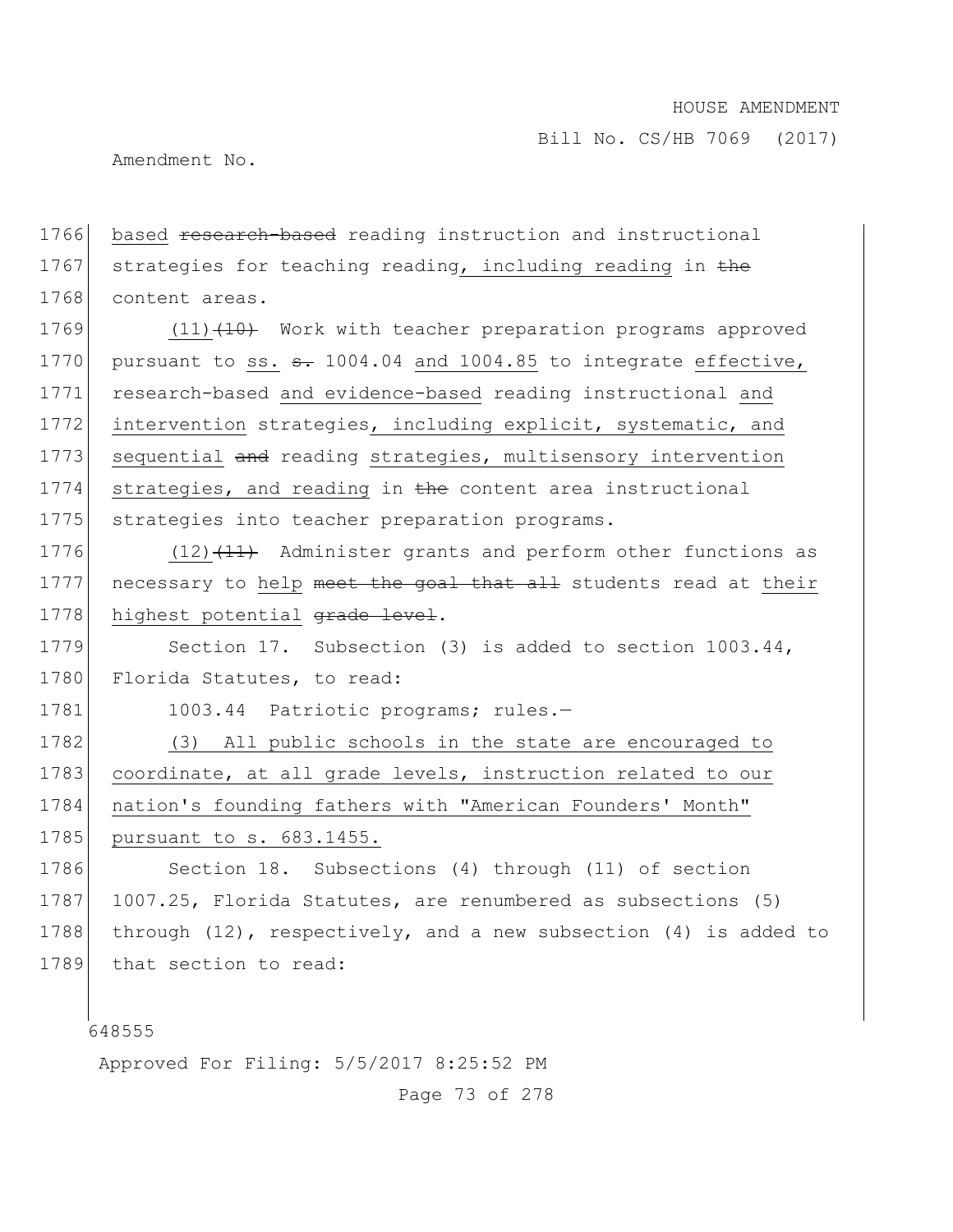based ~~research-based~~ reading instruction and instructional strategies for teaching reading, including reading in ~~the~~ content areas.

(11)~~(10)~~ Work with teacher preparation programs approved pursuant to ss. ~~s.~~ 1004.04 and 1004.85 to integrate effective, research-based and evidence-based reading instructional and intervention strategies, including explicit, systematic, and sequential ~~and~~ reading strategies, multisensory intervention strategies, and reading in ~~the~~ content area instructional strategies into teacher preparation programs.

(12)~~(11)~~ Administer grants and perform other functions as necessary to help ~~meet the goal that all~~ students read at their highest potential ~~grade level~~.

Section 17. Subsection (3) is added to section 1003.44, Florida Statutes, to read:

1003.44 Patriotic programs; rules.—

(3) All public schools in the state are encouraged to coordinate, at all grade levels, instruction related to our nation's founding fathers with "American Founders' Month" pursuant to s. 683.1455.

Section 18. Subsections (4) through (11) of section 1007.25, Florida Statutes, are renumbered as subsections (5) through (12), respectively, and a new subsection (4) is added to that section to read: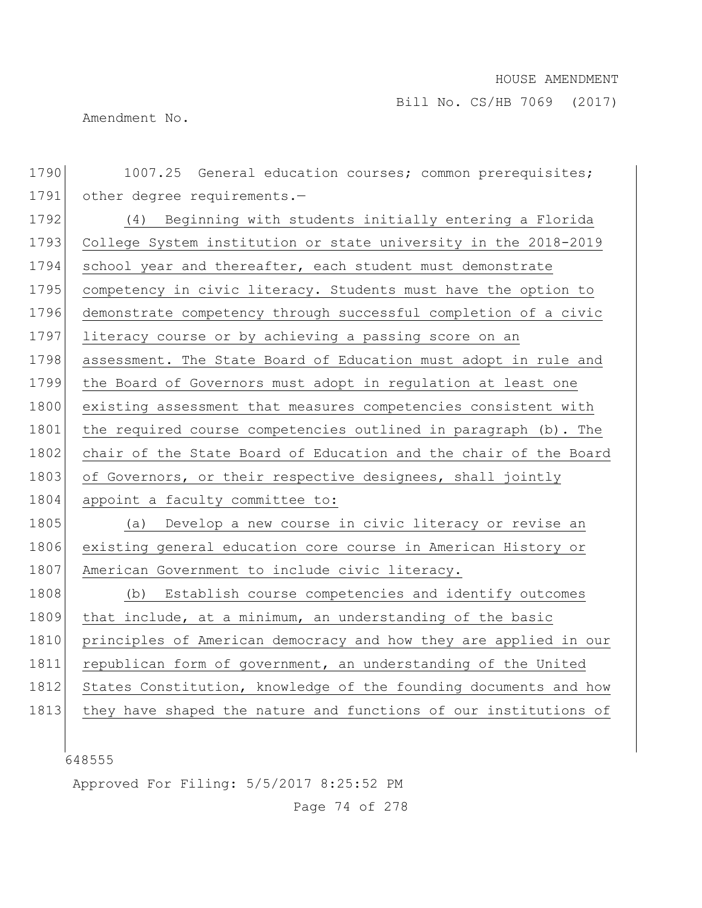1007.25 General education courses; common prerequisites; other degree requirements.—

(4) Beginning with students initially entering a Florida College System institution or state university in the 2018-2019 school year and thereafter, each student must demonstrate competency in civic literacy. Students must have the option to demonstrate competency through successful completion of a civic literacy course or by achieving a passing score on an assessment. The State Board of Education must adopt in rule and the Board of Governors must adopt in regulation at least one existing assessment that measures competencies consistent with the required course competencies outlined in paragraph (b). The chair of the State Board of Education and the chair of the Board of Governors, or their respective designees, shall jointly appoint a faculty committee to:

(a) Develop a new course in civic literacy or revise an existing general education core course in American History or American Government to include civic literacy.

(b) Establish course competencies and identify outcomes that include, at a minimum, an understanding of the basic principles of American democracy and how they are applied in our republican form of government, an understanding of the United States Constitution, knowledge of the founding documents and how they have shaped the nature and functions of our institutions of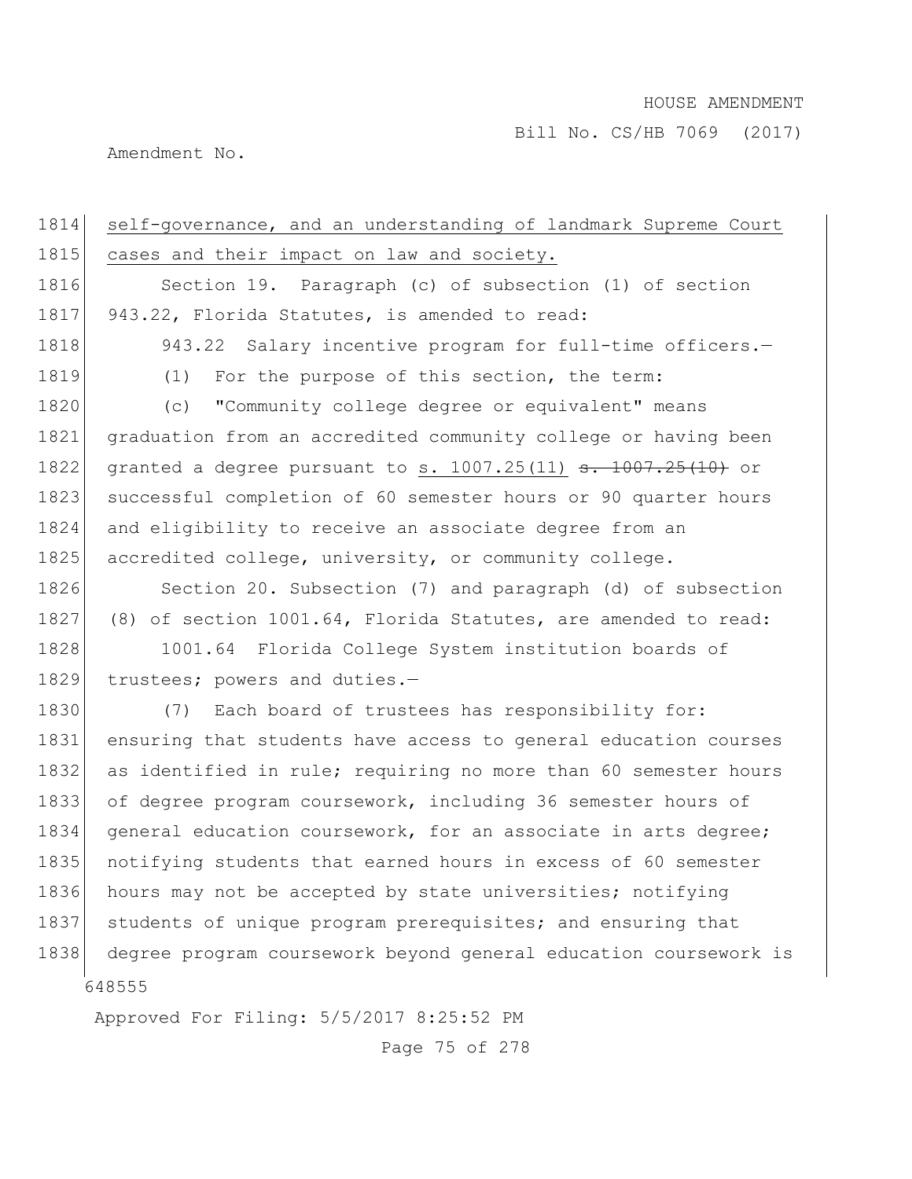self-governance, and an understanding of landmark Supreme Court cases and their impact on law and society.

Section 19. Paragraph (c) of subsection (1) of section 943.22, Florida Statutes, is amended to read:

943.22 Salary incentive program for full-time officers.—

(1) For the purpose of this section, the term:

(c) "Community college degree or equivalent" means graduation from an accredited community college or having been granted a degree pursuant to s. 1007.25(11) ~~s. 1007.25(10)~~ or successful completion of 60 semester hours or 90 quarter hours and eligibility to receive an associate degree from an accredited college, university, or community college.

Section 20. Subsection (7) and paragraph (d) of subsection (8) of section 1001.64, Florida Statutes, are amended to read:

1001.64 Florida College System institution boards of trustees; powers and duties.—

(7) Each board of trustees has responsibility for: ensuring that students have access to general education courses as identified in rule; requiring no more than 60 semester hours of degree program coursework, including 36 semester hours of general education coursework, for an associate in arts degree; notifying students that earned hours in excess of 60 semester hours may not be accepted by state universities; notifying students of unique program prerequisites; and ensuring that degree program coursework beyond general education coursework is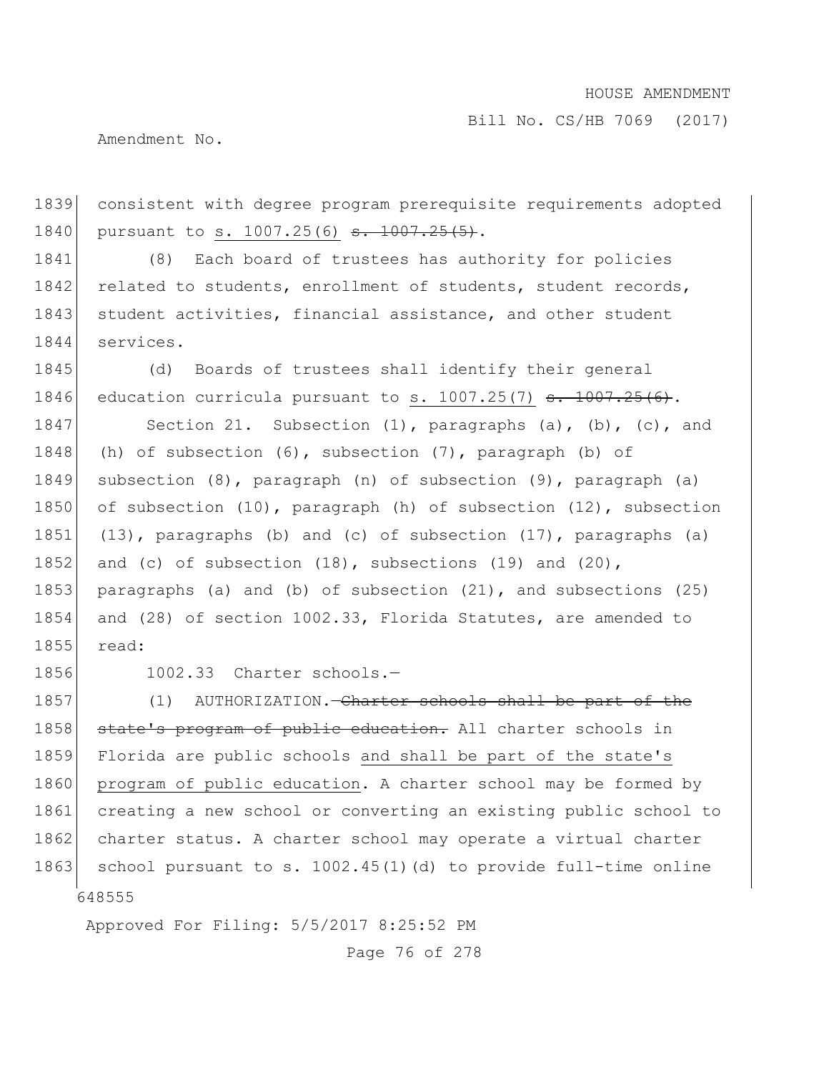consistent with degree program prerequisite requirements adopted pursuant to s. 1007.25(6) ~~s. 1007.25(5)~~.

(8) Each board of trustees has authority for policies related to students, enrollment of students, student records, student activities, financial assistance, and other student services.

(d) Boards of trustees shall identify their general education curricula pursuant to s. 1007.25(7) ~~s. 1007.25(6)~~.

Section 21. Subsection (1), paragraphs (a), (b), (c), and (h) of subsection (6), subsection (7), paragraph (b) of subsection (8), paragraph (n) of subsection (9), paragraph (a) of subsection (10), paragraph (h) of subsection (12), subsection (13), paragraphs (b) and (c) of subsection (17), paragraphs (a) and (c) of subsection (18), subsections (19) and (20), paragraphs (a) and (b) of subsection (21), and subsections (25) and (28) of section 1002.33, Florida Statutes, are amended to read:

1002.33 Charter schools.—

(1) AUTHORIZATION.—~~Charter schools shall be part of the state's program of public education.~~ All charter schools in Florida are public schools and shall be part of the state's program of public education. A charter school may be formed by creating a new school or converting an existing public school to charter status. A charter school may operate a virtual charter school pursuant to s. 1002.45(1)(d) to provide full-time online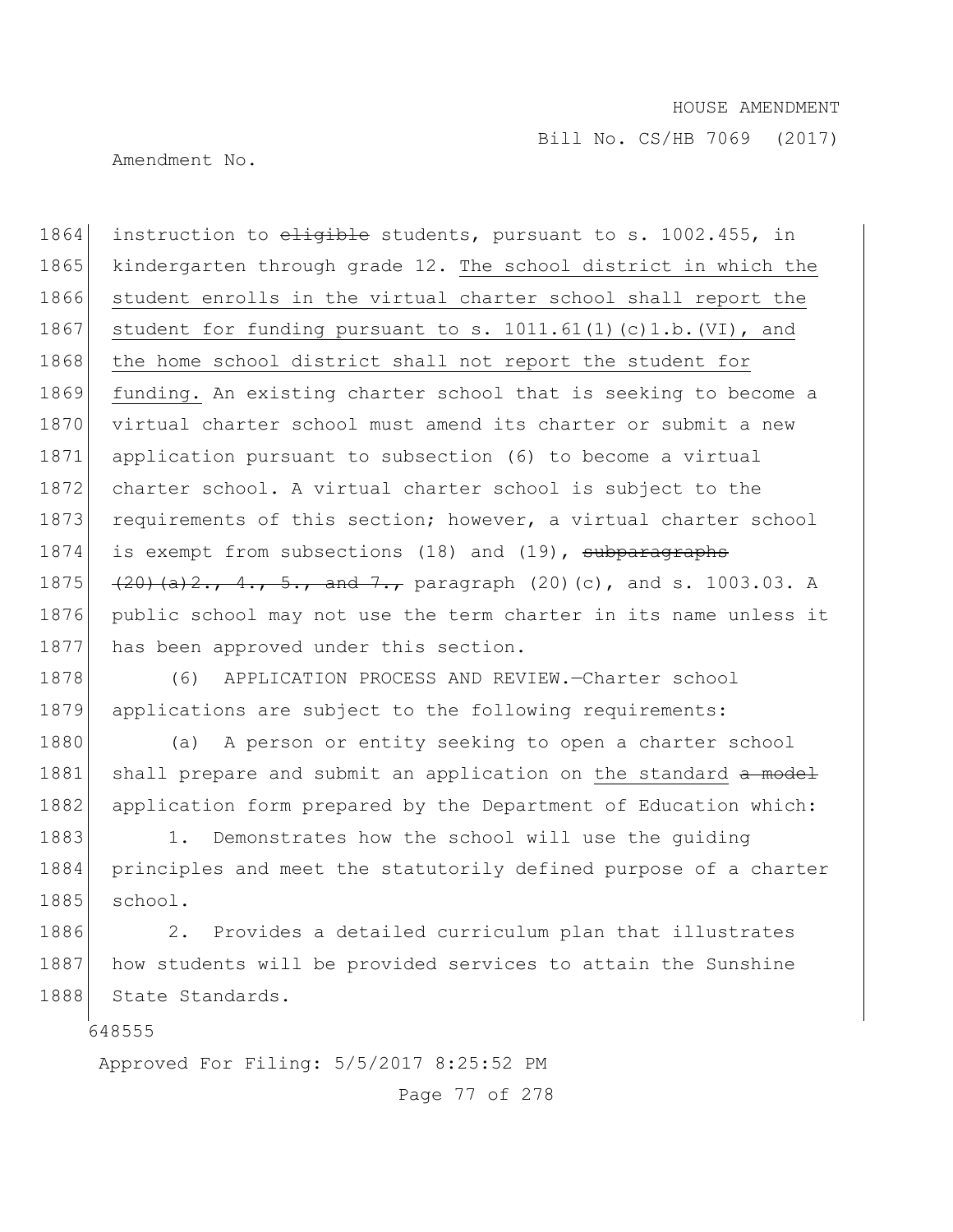instruction to ~~eligible~~ students, pursuant to s. 1002.455, in kindergarten through grade 12. The school district in which the student enrolls in the virtual charter school shall report the student for funding pursuant to s. 1011.61(1)(c)1.b.(VI), and the home school district shall not report the student for funding. An existing charter school that is seeking to become a virtual charter school must amend its charter or submit a new application pursuant to subsection (6) to become a virtual charter school. A virtual charter school is subject to the requirements of this section; however, a virtual charter school is exempt from subsections (18) and (19), ~~subparagraphs (20)(a)2., 4., 5., and 7.,~~ paragraph (20)(c), and s. 1003.03. A public school may not use the term charter in its name unless it has been approved under this section.

(6) APPLICATION PROCESS AND REVIEW.—Charter school applications are subject to the following requirements:

(a) A person or entity seeking to open a charter school shall prepare and submit an application on the standard ~~a model~~ application form prepared by the Department of Education which:

1. Demonstrates how the school will use the guiding principles and meet the statutorily defined purpose of a charter school.

2. Provides a detailed curriculum plan that illustrates how students will be provided services to attain the Sunshine State Standards.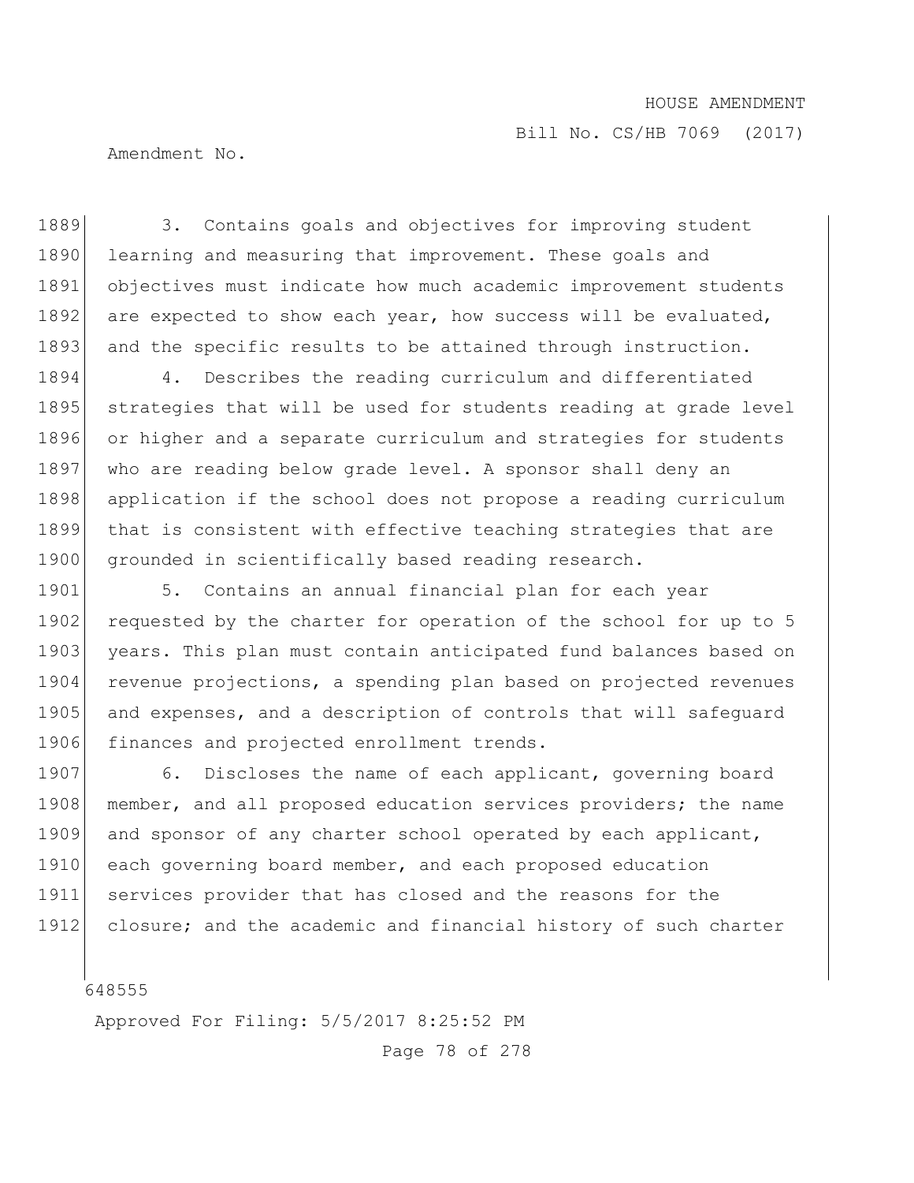3. Contains goals and objectives for improving student learning and measuring that improvement. These goals and objectives must indicate how much academic improvement students are expected to show each year, how success will be evaluated, and the specific results to be attained through instruction.

4. Describes the reading curriculum and differentiated strategies that will be used for students reading at grade level or higher and a separate curriculum and strategies for students who are reading below grade level. A sponsor shall deny an application if the school does not propose a reading curriculum that is consistent with effective teaching strategies that are grounded in scientifically based reading research.

5. Contains an annual financial plan for each year requested by the charter for operation of the school for up to 5 years. This plan must contain anticipated fund balances based on revenue projections, a spending plan based on projected revenues and expenses, and a description of controls that will safeguard finances and projected enrollment trends.

6. Discloses the name of each applicant, governing board member, and all proposed education services providers; the name and sponsor of any charter school operated by each applicant, each governing board member, and each proposed education services provider that has closed and the reasons for the closure; and the academic and financial history of such charter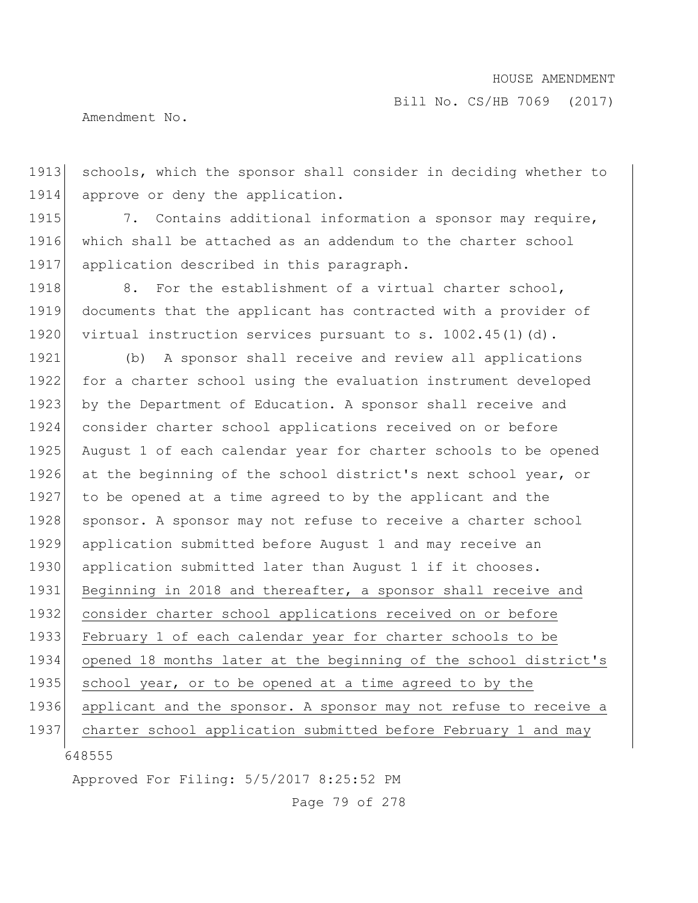schools, which the sponsor shall consider in deciding whether to approve or deny the application.

7. Contains additional information a sponsor may require, which shall be attached as an addendum to the charter school application described in this paragraph.

8. For the establishment of a virtual charter school, documents that the applicant has contracted with a provider of virtual instruction services pursuant to s. 1002.45(1)(d).

(b) A sponsor shall receive and review all applications for a charter school using the evaluation instrument developed by the Department of Education. A sponsor shall receive and consider charter school applications received on or before August 1 of each calendar year for charter schools to be opened at the beginning of the school district's next school year, or to be opened at a time agreed to by the applicant and the sponsor. A sponsor may not refuse to receive a charter school application submitted before August 1 and may receive an application submitted later than August 1 if it chooses. Beginning in 2018 and thereafter, a sponsor shall receive and consider charter school applications received on or before February 1 of each calendar year for charter schools to be opened 18 months later at the beginning of the school district's school year, or to be opened at a time agreed to by the applicant and the sponsor. A sponsor may not refuse to receive a charter school application submitted before February 1 and may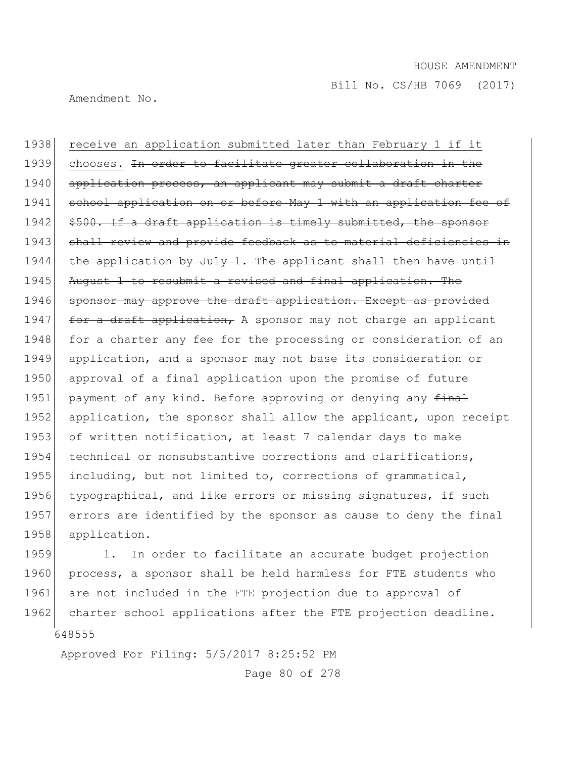receive an application submitted later than February 1 if it chooses. ~~In order to facilitate greater collaboration in the application process, an applicant may submit a draft charter school application on or before May 1 with an application fee of $500. If a draft application is timely submitted, the sponsor shall review and provide feedback as to material deficiencies in the application by July 1. The applicant shall then have until August 1 to resubmit a revised and final application. The sponsor may approve the draft application. Except as provided for a draft application,~~ A sponsor may not charge an applicant for a charter any fee for the processing or consideration of an application, and a sponsor may not base its consideration or approval of a final application upon the promise of future payment of any kind. Before approving or denying any ~~final~~ application, the sponsor shall allow the applicant, upon receipt of written notification, at least 7 calendar days to make technical or nonsubstantive corrections and clarifications, including, but not limited to, corrections of grammatical, typographical, and like errors or missing signatures, if such errors are identified by the sponsor as cause to deny the final application.

1. In order to facilitate an accurate budget projection process, a sponsor shall be held harmless for FTE students who are not included in the FTE projection due to approval of charter school applications after the FTE projection deadline.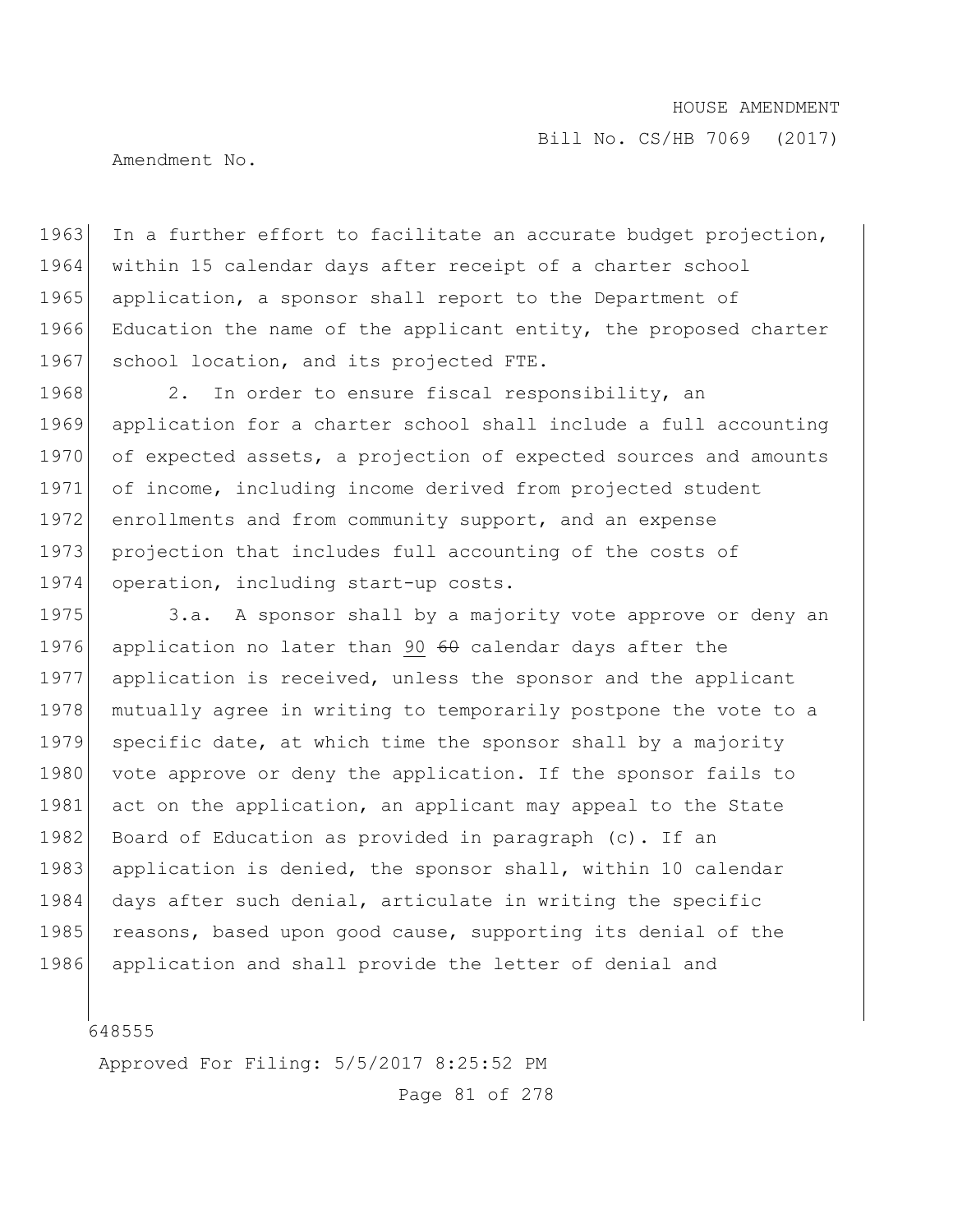In a further effort to facilitate an accurate budget projection, within 15 calendar days after receipt of a charter school application, a sponsor shall report to the Department of Education the name of the applicant entity, the proposed charter school location, and its projected FTE.

2. In order to ensure fiscal responsibility, an application for a charter school shall include a full accounting of expected assets, a projection of expected sources and amounts of income, including income derived from projected student enrollments and from community support, and an expense projection that includes full accounting of the costs of operation, including start-up costs.

3.a. A sponsor shall by a majority vote approve or deny an application no later than <u>90</u> ~~60~~ calendar days after the application is received, unless the sponsor and the applicant mutually agree in writing to temporarily postpone the vote to a specific date, at which time the sponsor shall by a majority vote approve or deny the application. If the sponsor fails to act on the application, an applicant may appeal to the State Board of Education as provided in paragraph (c). If an application is denied, the sponsor shall, within 10 calendar days after such denial, articulate in writing the specific reasons, based upon good cause, supporting its denial of the application and shall provide the letter of denial and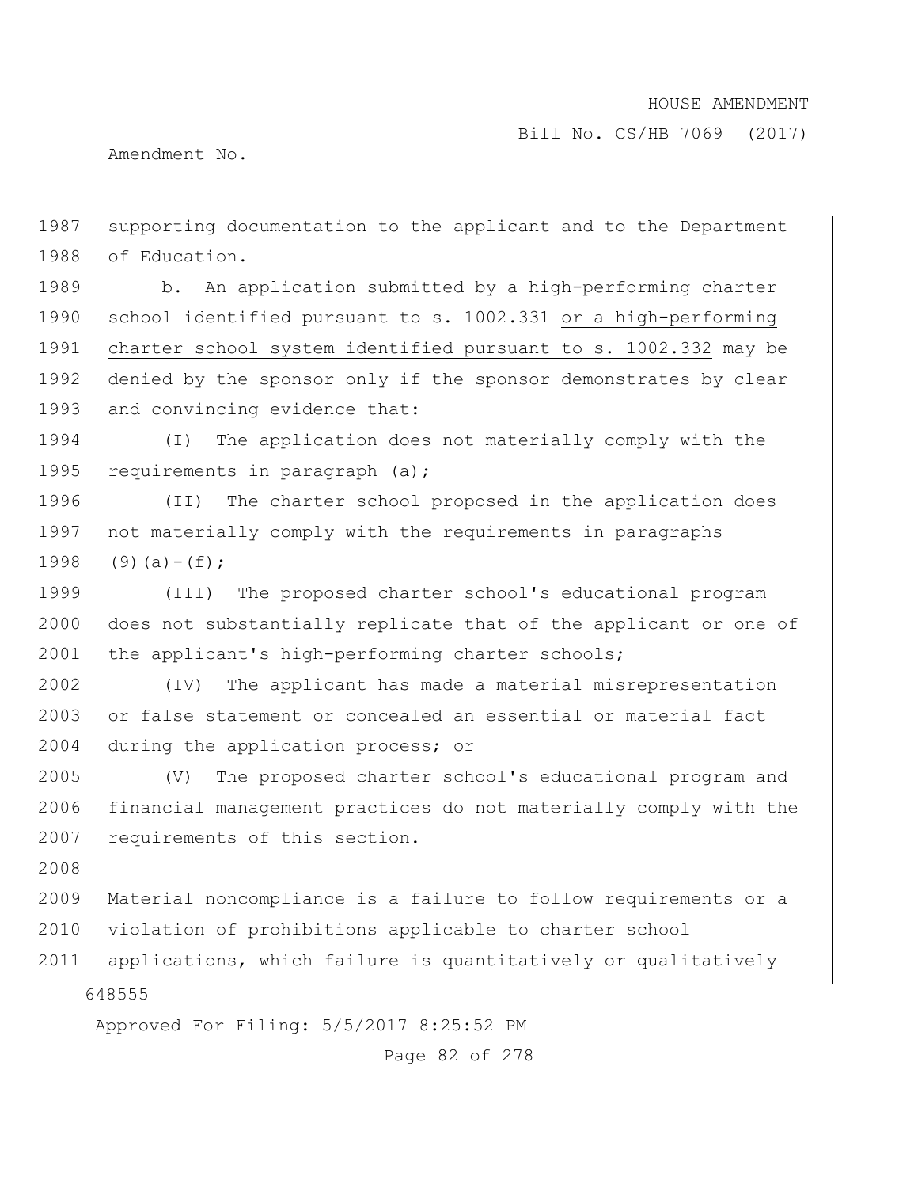supporting documentation to the applicant and to the Department of Education.

b. An application submitted by a high-performing charter school identified pursuant to s. 1002.331 or a high-performing charter school system identified pursuant to s. 1002.332 may be denied by the sponsor only if the sponsor demonstrates by clear and convincing evidence that:

(I) The application does not materially comply with the requirements in paragraph (a);

(II) The charter school proposed in the application does not materially comply with the requirements in paragraphs (9)(a)-(f);

(III) The proposed charter school's educational program does not substantially replicate that of the applicant or one of the applicant's high-performing charter schools;

(IV) The applicant has made a material misrepresentation or false statement or concealed an essential or material fact during the application process; or

(V) The proposed charter school's educational program and financial management practices do not materially comply with the requirements of this section.

Material noncompliance is a failure to follow requirements or a violation of prohibitions applicable to charter school applications, which failure is quantitatively or qualitatively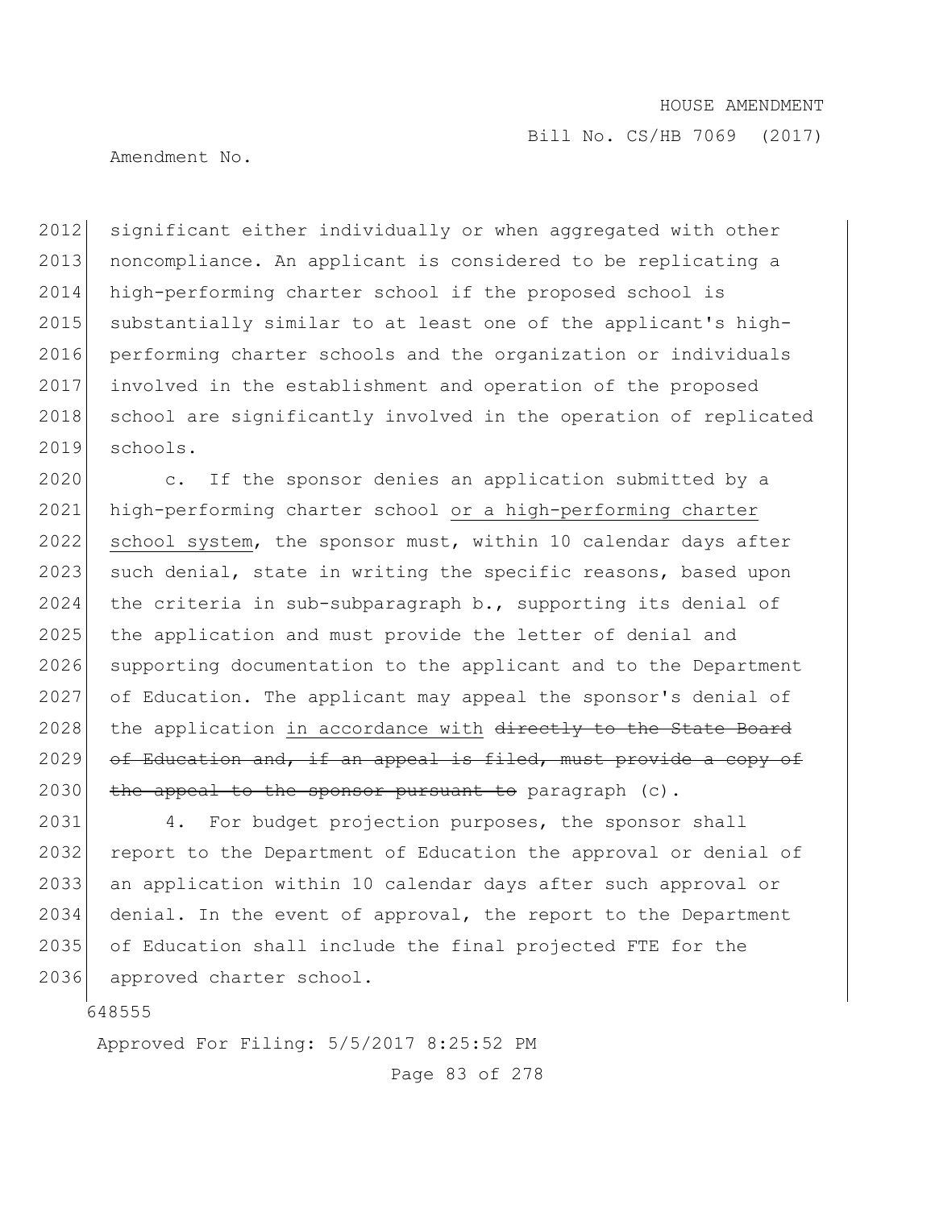significant either individually or when aggregated with other noncompliance. An applicant is considered to be replicating a high-performing charter school if the proposed school is substantially similar to at least one of the applicant's high-performing charter schools and the organization or individuals involved in the establishment and operation of the proposed school are significantly involved in the operation of replicated schools.

c. If the sponsor denies an application submitted by a high-performing charter school <u>or a high-performing charter school system</u>, the sponsor must, within 10 calendar days after such denial, state in writing the specific reasons, based upon the criteria in sub-subparagraph b., supporting its denial of the application and must provide the letter of denial and supporting documentation to the applicant and to the Department of Education. The applicant may appeal the sponsor's denial of the application <u>in accordance with</u> ~~directly to the State Board of Education and, if an appeal is filed, must provide a copy of the appeal to the sponsor pursuant to~~ paragraph (c).

4. For budget projection purposes, the sponsor shall report to the Department of Education the approval or denial of an application within 10 calendar days after such approval or denial. In the event of approval, the report to the Department of Education shall include the final projected FTE for the approved charter school.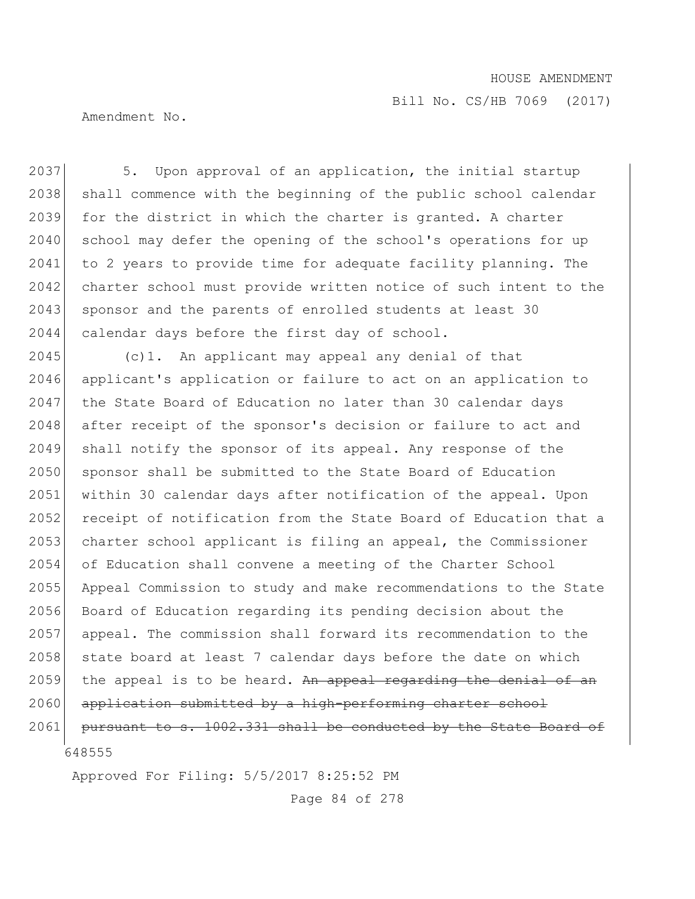2037 5. Upon approval of an application, the initial startup
2038 shall commence with the beginning of the public school calendar
2039 for the district in which the charter is granted. A charter
2040 school may defer the opening of the school's operations for up
2041 to 2 years to provide time for adequate facility planning. The
2042 charter school must provide written notice of such intent to the
2043 sponsor and the parents of enrolled students at least 30
2044 calendar days before the first day of school.

2045 (c)1. An applicant may appeal any denial of that
2046 applicant's application or failure to act on an application to
2047 the State Board of Education no later than 30 calendar days
2048 after receipt of the sponsor's decision or failure to act and
2049 shall notify the sponsor of its appeal. Any response of the
2050 sponsor shall be submitted to the State Board of Education
2051 within 30 calendar days after notification of the appeal. Upon
2052 receipt of notification from the State Board of Education that a
2053 charter school applicant is filing an appeal, the Commissioner
2054 of Education shall convene a meeting of the Charter School
2055 Appeal Commission to study and make recommendations to the State
2056 Board of Education regarding its pending decision about the
2057 appeal. The commission shall forward its recommendation to the
2058 state board at least 7 calendar days before the date on which
2059 the appeal is to be heard. ~~An appeal regarding the denial of an~~
2060 ~~application submitted by a high-performing charter school~~
2061 ~~pursuant to s. 1002.331 shall be conducted by the State Board of~~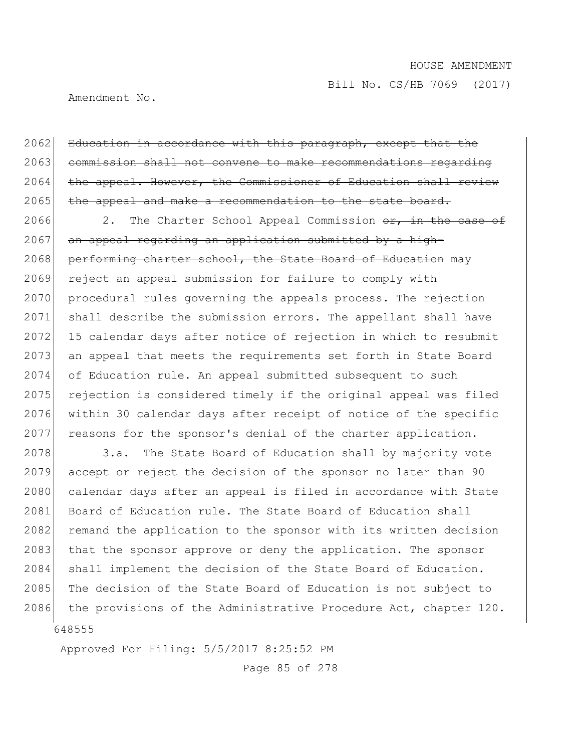~~Education in accordance with this paragraph, except that the commission shall not convene to make recommendations regarding the appeal. However, the Commissioner of Education shall review the appeal and make a recommendation to the state board.~~

2. The Charter School Appeal Commission ~~or, in the case of an appeal regarding an application submitted by a high-performing charter school, the State Board of Education~~ may reject an appeal submission for failure to comply with procedural rules governing the appeals process. The rejection shall describe the submission errors. The appellant shall have 15 calendar days after notice of rejection in which to resubmit an appeal that meets the requirements set forth in State Board of Education rule. An appeal submitted subsequent to such rejection is considered timely if the original appeal was filed within 30 calendar days after receipt of notice of the specific reasons for the sponsor's denial of the charter application.

3.a. The State Board of Education shall by majority vote accept or reject the decision of the sponsor no later than 90 calendar days after an appeal is filed in accordance with State Board of Education rule. The State Board of Education shall remand the application to the sponsor with its written decision that the sponsor approve or deny the application. The sponsor shall implement the decision of the State Board of Education. The decision of the State Board of Education is not subject to the provisions of the Administrative Procedure Act, chapter 120.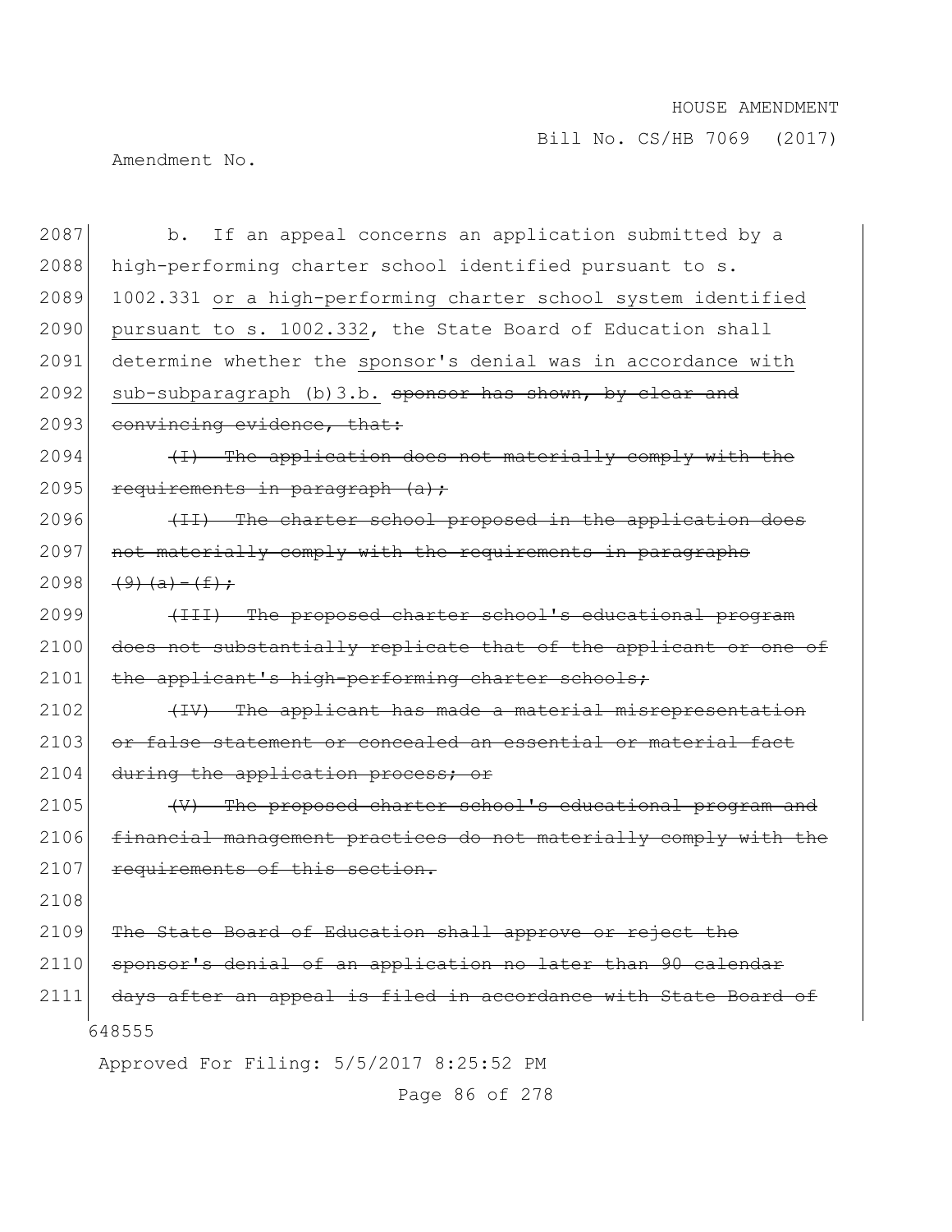2087 b. If an appeal concerns an application submitted by a
2088 high-performing charter school identified pursuant to s.
2089 1002.331 <u>or a high-performing charter school system identified</u>
2090 <u>pursuant to s. 1002.332</u>, the State Board of Education shall
2091 determine whether the <u>sponsor's denial was in accordance with</u>
2092 <u>sub-subparagraph (b)3.b.</u> ~~sponsor has shown, by clear and~~
2093 ~~convincing evidence, that:~~

2094 ~~(I) The application does not materially comply with the~~
2095 ~~requirements in paragraph (a);~~

2096 ~~(II) The charter school proposed in the application does~~
2097 ~~not materially comply with the requirements in paragraphs~~
2098 ~~(9)(a)-(f);~~

2099 ~~(III) The proposed charter school's educational program~~
2100 ~~does not substantially replicate that of the applicant or one of~~
2101 ~~the applicant's high-performing charter schools;~~

2102 ~~(IV) The applicant has made a material misrepresentation~~
2103 ~~or false statement or concealed an essential or material fact~~
2104 ~~during the application process; or~~

2105 ~~(V) The proposed charter school's educational program and~~
2106 ~~financial management practices do not materially comply with the~~
2107 ~~requirements of this section.~~

2108

2109 ~~The State Board of Education shall approve or reject the~~
2110 ~~sponsor's denial of an application no later than 90 calendar~~
2111 ~~days after an appeal is filed in accordance with State Board of~~

648555

Approved For Filing: 5/5/2017 8:25:52 PM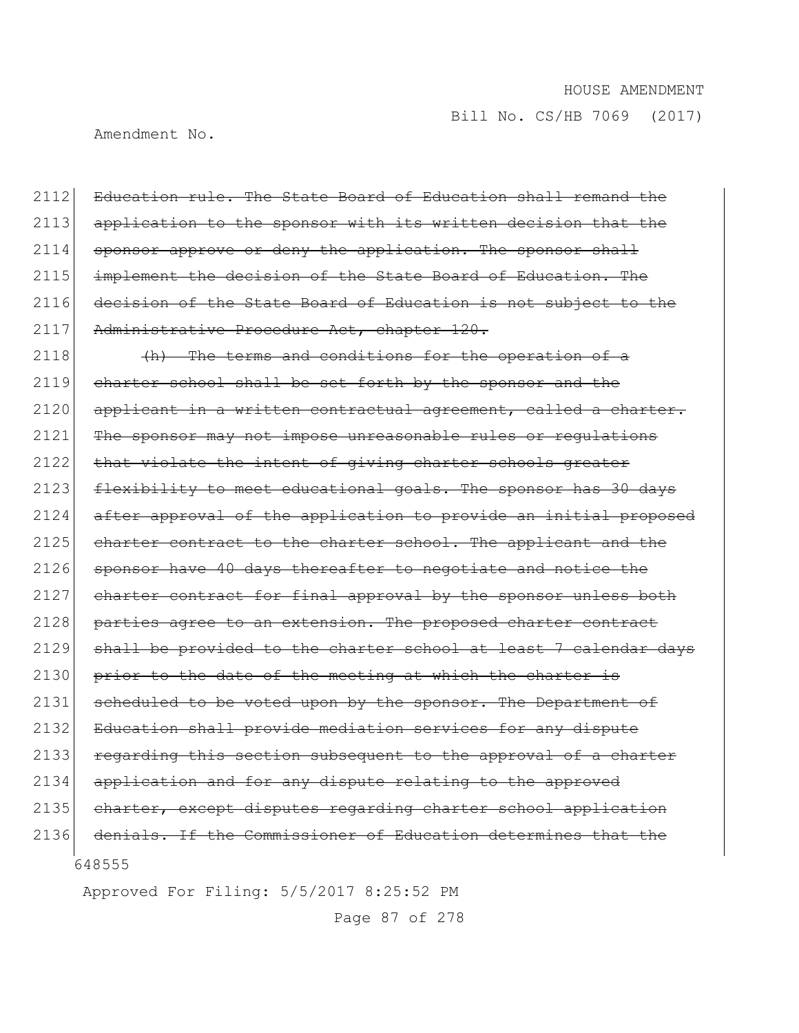2112 ~~Education rule. The State Board of Education shall remand the~~
2113 ~~application to the sponsor with its written decision that the~~
2114 ~~sponsor approve or deny the application. The sponsor shall~~
2115 ~~implement the decision of the State Board of Education. The~~
2116 ~~decision of the State Board of Education is not subject to the~~
2117 ~~Administrative Procedure Act, chapter 120.~~
2118 ~~(h) The terms and conditions for the operation of a~~
2119 ~~charter school shall be set forth by the sponsor and the~~
2120 ~~applicant in a written contractual agreement, called a charter.~~
2121 ~~The sponsor may not impose unreasonable rules or regulations~~
2122 ~~that violate the intent of giving charter schools greater~~
2123 ~~flexibility to meet educational goals. The sponsor has 30 days~~
2124 ~~after approval of the application to provide an initial proposed~~
2125 ~~charter contract to the charter school. The applicant and the~~
2126 ~~sponsor have 40 days thereafter to negotiate and notice the~~
2127 ~~charter contract for final approval by the sponsor unless both~~
2128 ~~parties agree to an extension. The proposed charter contract~~
2129 ~~shall be provided to the charter school at least 7 calendar days~~
2130 ~~prior to the date of the meeting at which the charter is~~
2131 ~~scheduled to be voted upon by the sponsor. The Department of~~
2132 ~~Education shall provide mediation services for any dispute~~
2133 ~~regarding this section subsequent to the approval of a charter~~
2134 ~~application and for any dispute relating to the approved~~
2135 ~~charter, except disputes regarding charter school application~~
2136 ~~denials. If the Commissioner of Education determines that the~~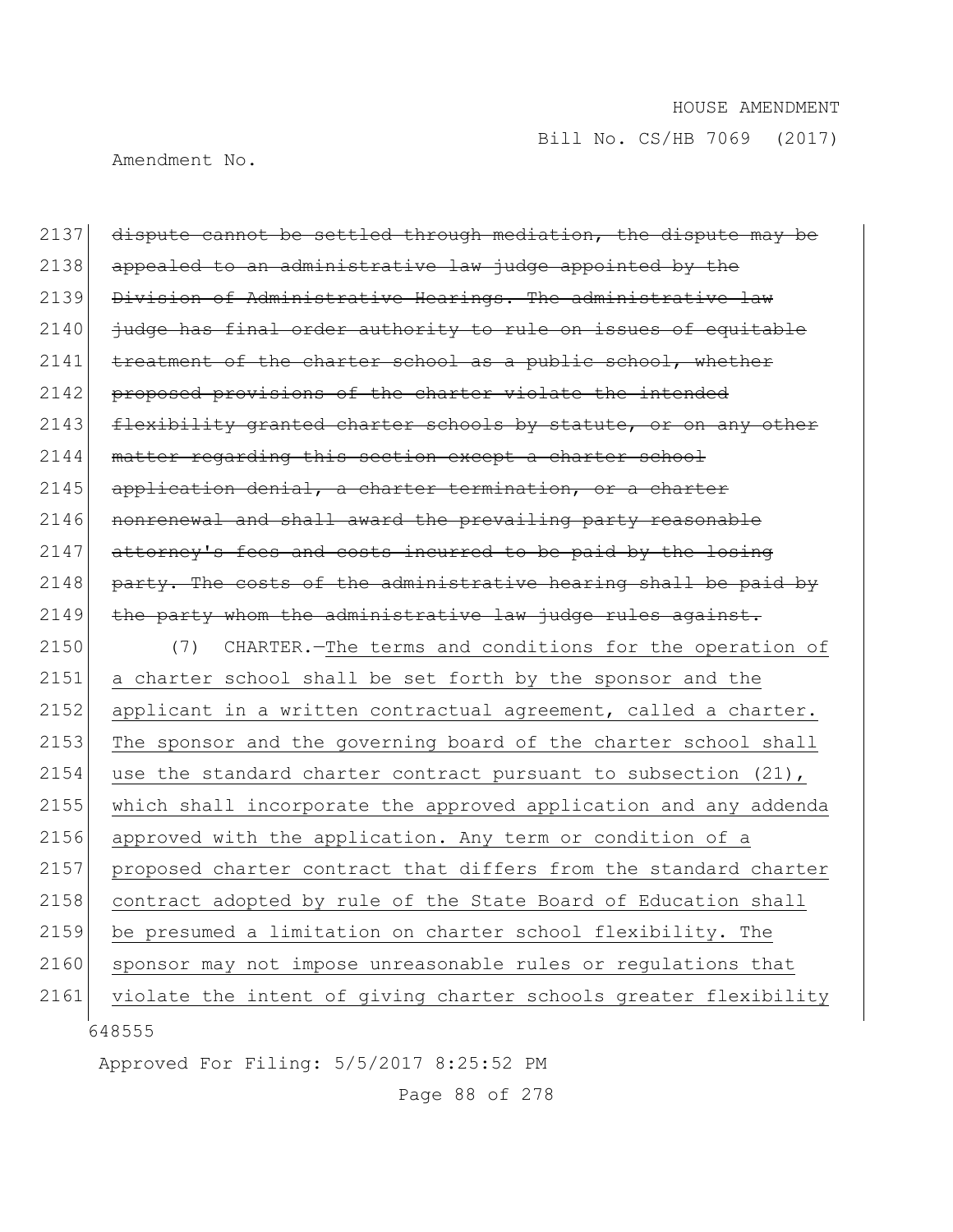~~dispute cannot be settled through mediation, the dispute may be appealed to an administrative law judge appointed by the Division of Administrative Hearings. The administrative law judge has final order authority to rule on issues of equitable treatment of the charter school as a public school, whether proposed provisions of the charter violate the intended flexibility granted charter schools by statute, or on any other matter regarding this section except a charter school application denial, a charter termination, or a charter nonrenewal and shall award the prevailing party reasonable attorney's fees and costs incurred to be paid by the losing party. The costs of the administrative hearing shall be paid by the party whom the administrative law judge rules against.~~

(7) CHARTER.—The terms and conditions for the operation of a charter school shall be set forth by the sponsor and the applicant in a written contractual agreement, called a charter. The sponsor and the governing board of the charter school shall use the standard charter contract pursuant to subsection (21), which shall incorporate the approved application and any addenda approved with the application. Any term or condition of a proposed charter contract that differs from the standard charter contract adopted by rule of the State Board of Education shall be presumed a limitation on charter school flexibility. The sponsor may not impose unreasonable rules or regulations that violate the intent of giving charter schools greater flexibility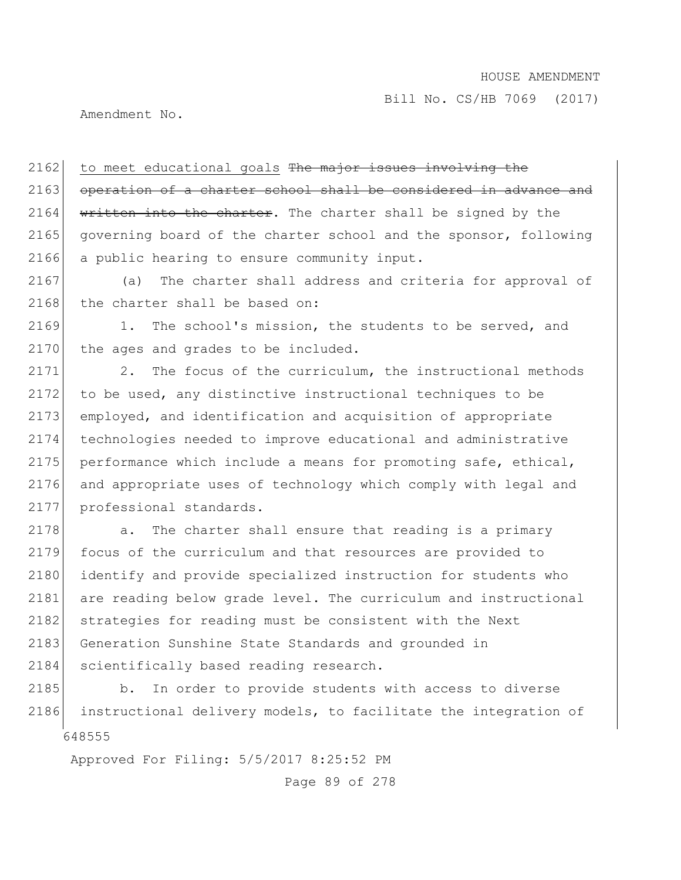to meet educational goals ~~The major issues involving the operation of a charter school shall be considered in advance and written into the charter~~. The charter shall be signed by the governing board of the charter school and the sponsor, following a public hearing to ensure community input.

(a) The charter shall address and criteria for approval of the charter shall be based on:

1. The school's mission, the students to be served, and the ages and grades to be included.

2. The focus of the curriculum, the instructional methods to be used, any distinctive instructional techniques to be employed, and identification and acquisition of appropriate technologies needed to improve educational and administrative performance which include a means for promoting safe, ethical, and appropriate uses of technology which comply with legal and professional standards.

a. The charter shall ensure that reading is a primary focus of the curriculum and that resources are provided to identify and provide specialized instruction for students who are reading below grade level. The curriculum and instructional strategies for reading must be consistent with the Next Generation Sunshine State Standards and grounded in scientifically based reading research.

b. In order to provide students with access to diverse instructional delivery models, to facilitate the integration of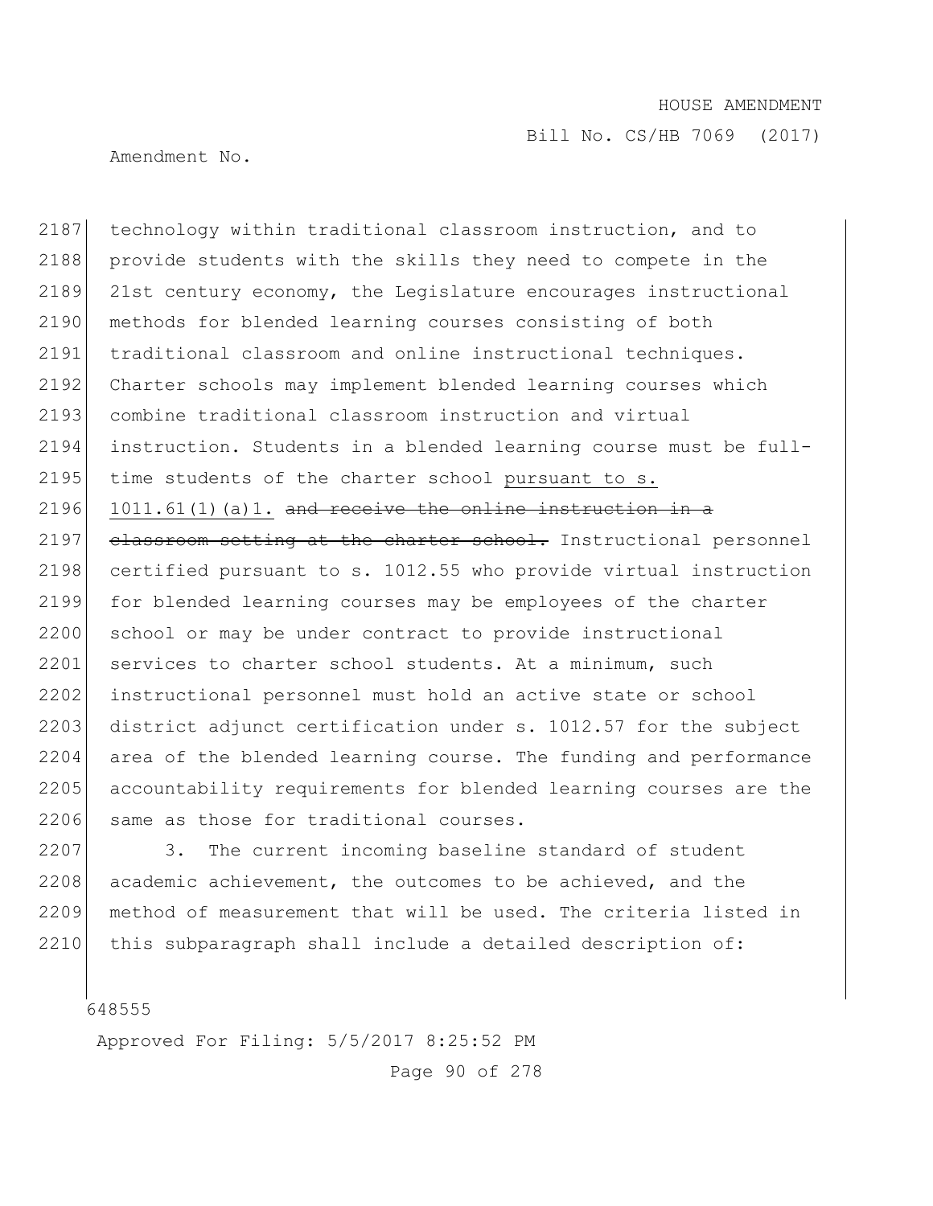technology within traditional classroom instruction, and to provide students with the skills they need to compete in the 21st century economy, the Legislature encourages instructional methods for blended learning courses consisting of both traditional classroom and online instructional techniques. Charter schools may implement blended learning courses which combine traditional classroom instruction and virtual instruction. Students in a blended learning course must be full-time students of the charter school <u>pursuant to s. 1011.61(1)(a)1.</u> ~~and receive the online instruction in a classroom setting at the charter school.~~ Instructional personnel certified pursuant to s. 1012.55 who provide virtual instruction for blended learning courses may be employees of the charter school or may be under contract to provide instructional services to charter school students. At a minimum, such instructional personnel must hold an active state or school district adjunct certification under s. 1012.57 for the subject area of the blended learning course. The funding and performance accountability requirements for blended learning courses are the same as those for traditional courses.

3. The current incoming baseline standard of student academic achievement, the outcomes to be achieved, and the method of measurement that will be used. The criteria listed in this subparagraph shall include a detailed description of: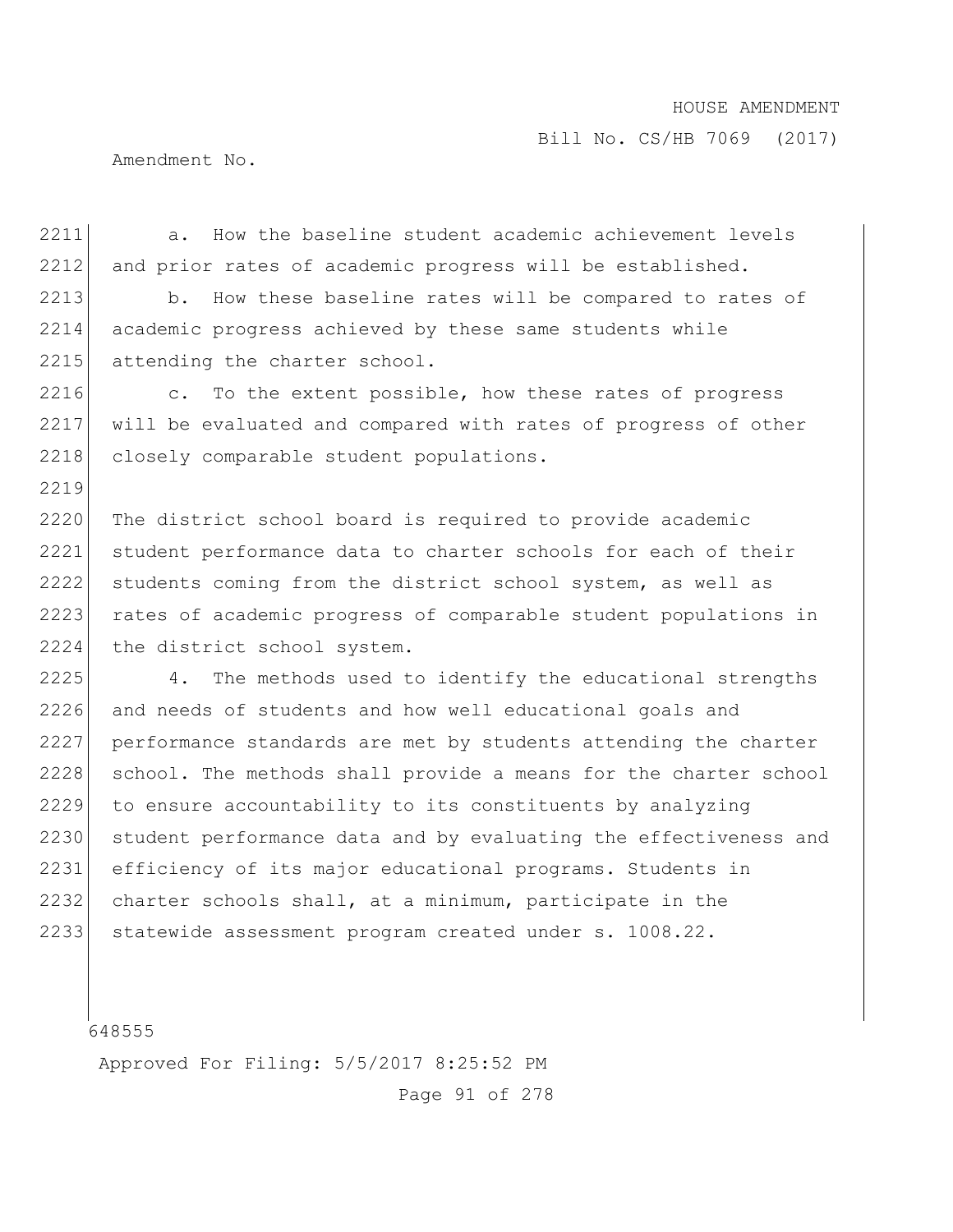a. How the baseline student academic achievement levels and prior rates of academic progress will be established.

b. How these baseline rates will be compared to rates of academic progress achieved by these same students while attending the charter school.

c. To the extent possible, how these rates of progress will be evaluated and compared with rates of progress of other closely comparable student populations.

The district school board is required to provide academic student performance data to charter schools for each of their students coming from the district school system, as well as rates of academic progress of comparable student populations in the district school system.

4. The methods used to identify the educational strengths and needs of students and how well educational goals and performance standards are met by students attending the charter school. The methods shall provide a means for the charter school to ensure accountability to its constituents by analyzing student performance data and by evaluating the effectiveness and efficiency of its major educational programs. Students in charter schools shall, at a minimum, participate in the statewide assessment program created under s. 1008.22.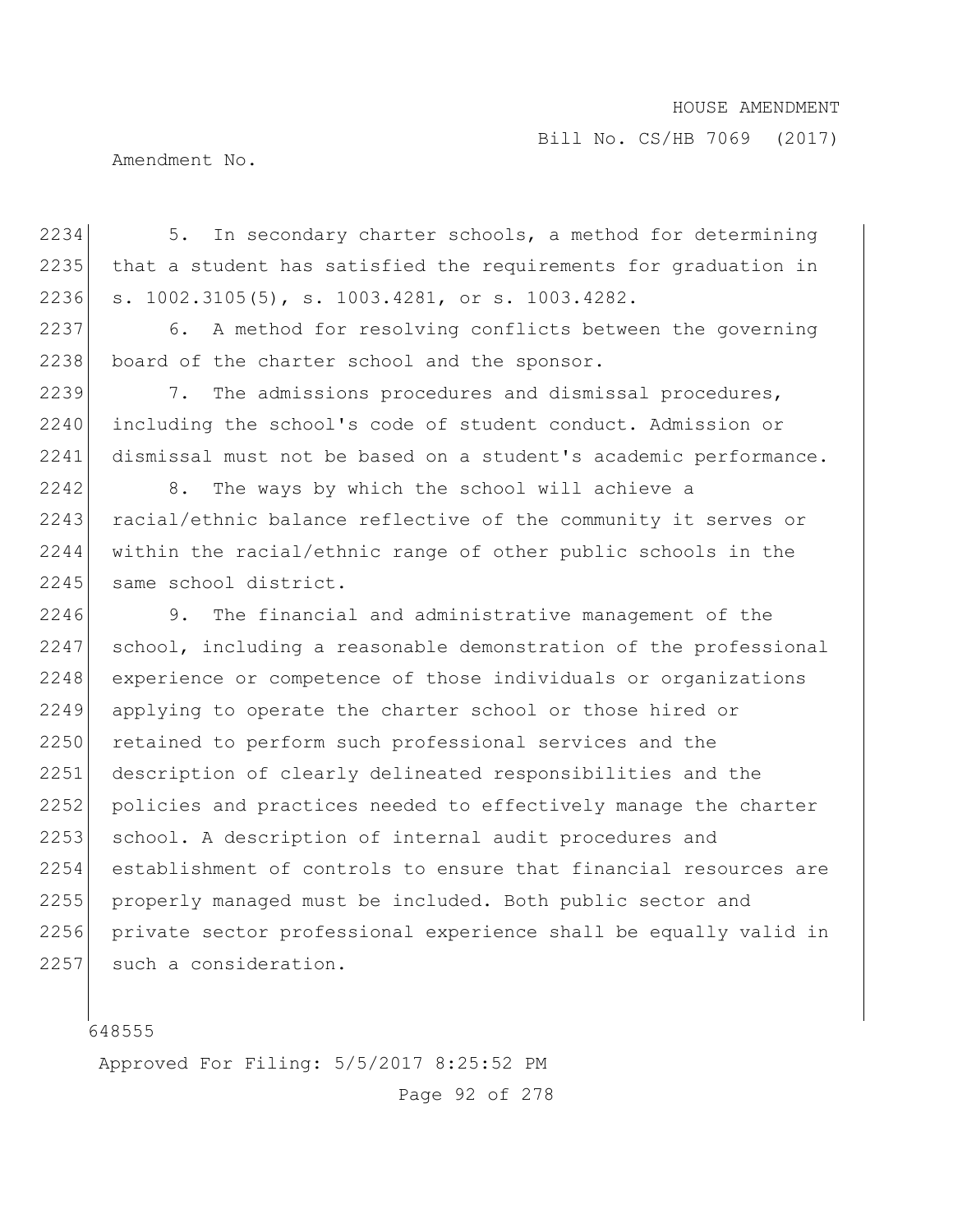5. In secondary charter schools, a method for determining that a student has satisfied the requirements for graduation in s. 1002.3105(5), s. 1003.4281, or s. 1003.4282.

6. A method for resolving conflicts between the governing board of the charter school and the sponsor.

7. The admissions procedures and dismissal procedures, including the school's code of student conduct. Admission or dismissal must not be based on a student's academic performance.

8. The ways by which the school will achieve a racial/ethnic balance reflective of the community it serves or within the racial/ethnic range of other public schools in the same school district.

9. The financial and administrative management of the school, including a reasonable demonstration of the professional experience or competence of those individuals or organizations applying to operate the charter school or those hired or retained to perform such professional services and the description of clearly delineated responsibilities and the policies and practices needed to effectively manage the charter school. A description of internal audit procedures and establishment of controls to ensure that financial resources are properly managed must be included. Both public sector and private sector professional experience shall be equally valid in such a consideration.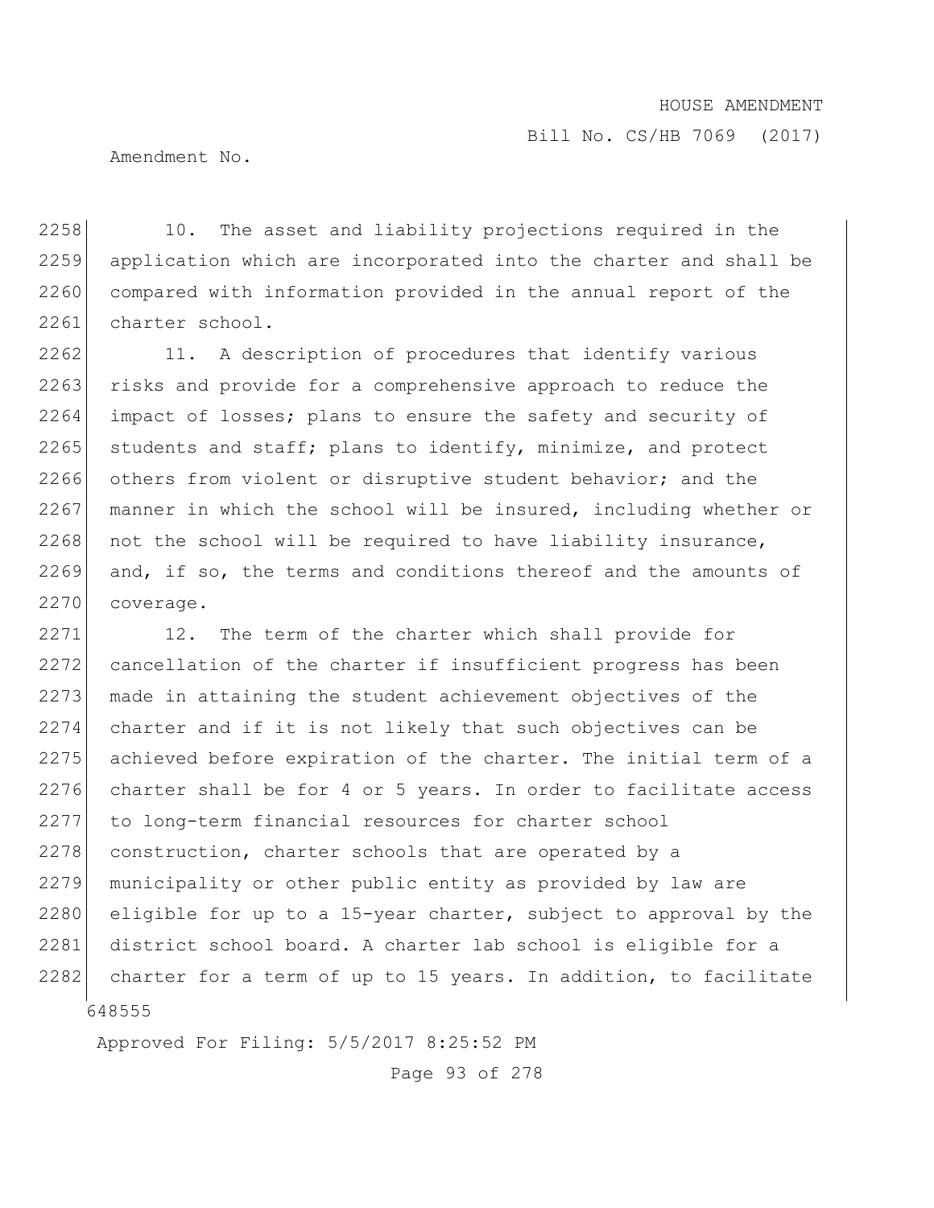10. The asset and liability projections required in the application which are incorporated into the charter and shall be compared with information provided in the annual report of the charter school.

11. A description of procedures that identify various risks and provide for a comprehensive approach to reduce the impact of losses; plans to ensure the safety and security of students and staff; plans to identify, minimize, and protect others from violent or disruptive student behavior; and the manner in which the school will be insured, including whether or not the school will be required to have liability insurance, and, if so, the terms and conditions thereof and the amounts of coverage.

12. The term of the charter which shall provide for cancellation of the charter if insufficient progress has been made in attaining the student achievement objectives of the charter and if it is not likely that such objectives can be achieved before expiration of the charter. The initial term of a charter shall be for 4 or 5 years. In order to facilitate access to long-term financial resources for charter school construction, charter schools that are operated by a municipality or other public entity as provided by law are eligible for up to a 15-year charter, subject to approval by the district school board. A charter lab school is eligible for a charter for a term of up to 15 years. In addition, to facilitate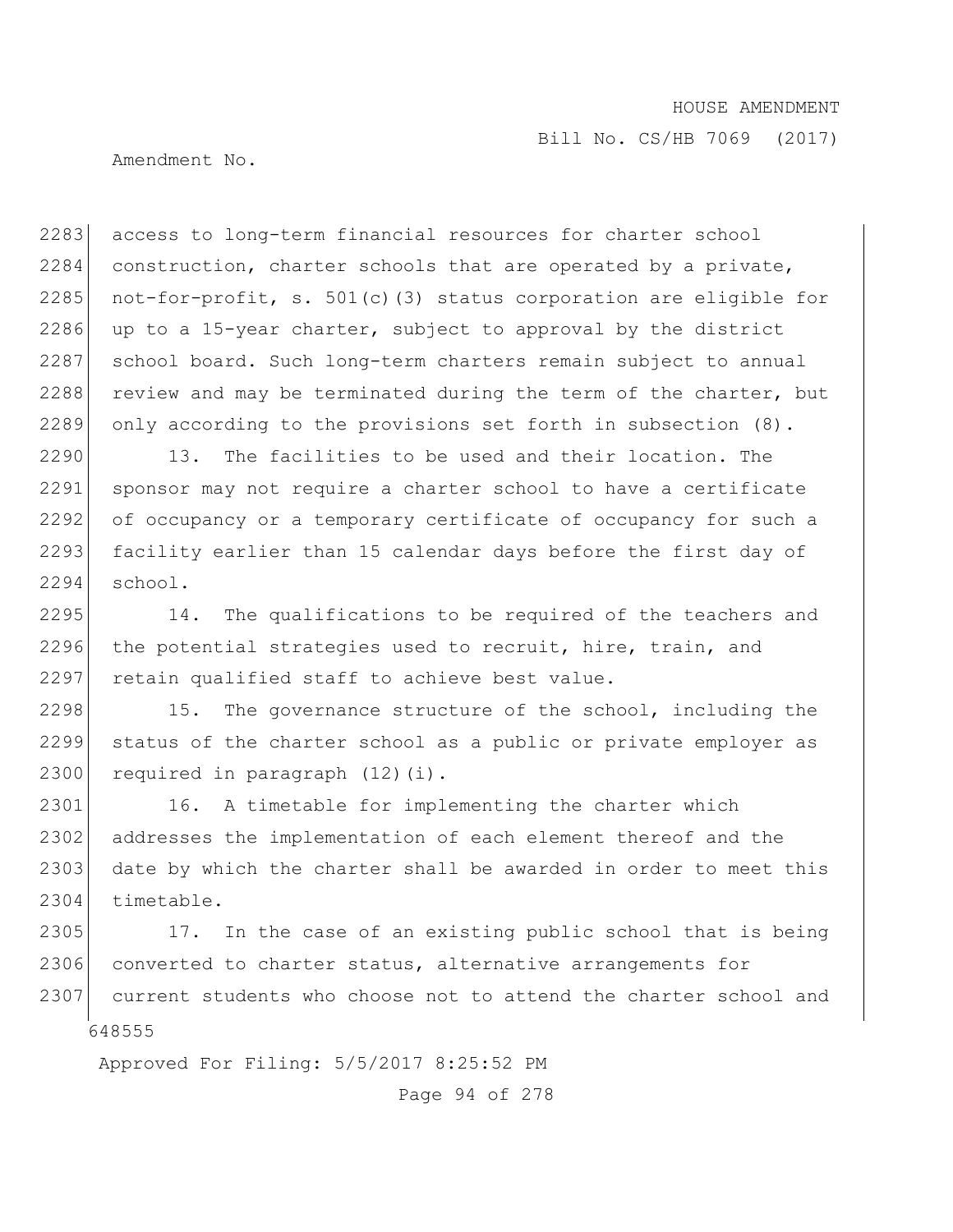access to long-term financial resources for charter school construction, charter schools that are operated by a private, not-for-profit, s. 501(c)(3) status corporation are eligible for up to a 15-year charter, subject to approval by the district school board. Such long-term charters remain subject to annual review and may be terminated during the term of the charter, but only according to the provisions set forth in subsection (8).

13. The facilities to be used and their location. The sponsor may not require a charter school to have a certificate of occupancy or a temporary certificate of occupancy for such a facility earlier than 15 calendar days before the first day of school.

14. The qualifications to be required of the teachers and the potential strategies used to recruit, hire, train, and retain qualified staff to achieve best value.

15. The governance structure of the school, including the status of the charter school as a public or private employer as required in paragraph (12)(i).

16. A timetable for implementing the charter which addresses the implementation of each element thereof and the date by which the charter shall be awarded in order to meet this timetable.

17. In the case of an existing public school that is being converted to charter status, alternative arrangements for current students who choose not to attend the charter school and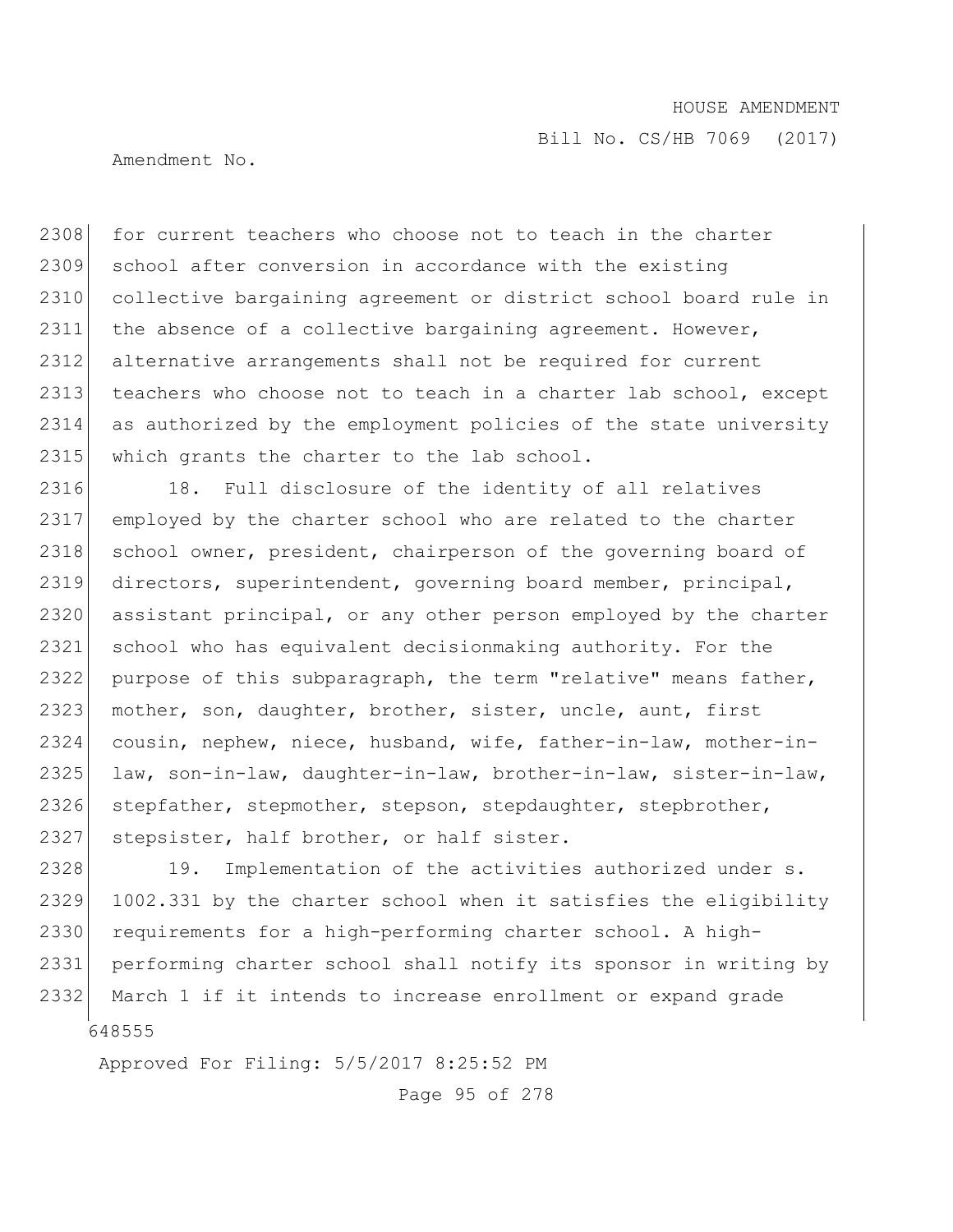for current teachers who choose not to teach in the charter school after conversion in accordance with the existing collective bargaining agreement or district school board rule in the absence of a collective bargaining agreement. However, alternative arrangements shall not be required for current teachers who choose not to teach in a charter lab school, except as authorized by the employment policies of the state university which grants the charter to the lab school.

18. Full disclosure of the identity of all relatives employed by the charter school who are related to the charter school owner, president, chairperson of the governing board of directors, superintendent, governing board member, principal, assistant principal, or any other person employed by the charter school who has equivalent decisionmaking authority. For the purpose of this subparagraph, the term "relative" means father, mother, son, daughter, brother, sister, uncle, aunt, first cousin, nephew, niece, husband, wife, father-in-law, mother-in-law, son-in-law, daughter-in-law, brother-in-law, sister-in-law, stepfather, stepmother, stepson, stepdaughter, stepbrother, stepsister, half brother, or half sister.

19. Implementation of the activities authorized under s. 1002.331 by the charter school when it satisfies the eligibility requirements for a high-performing charter school. A high-performing charter school shall notify its sponsor in writing by March 1 if it intends to increase enrollment or expand grade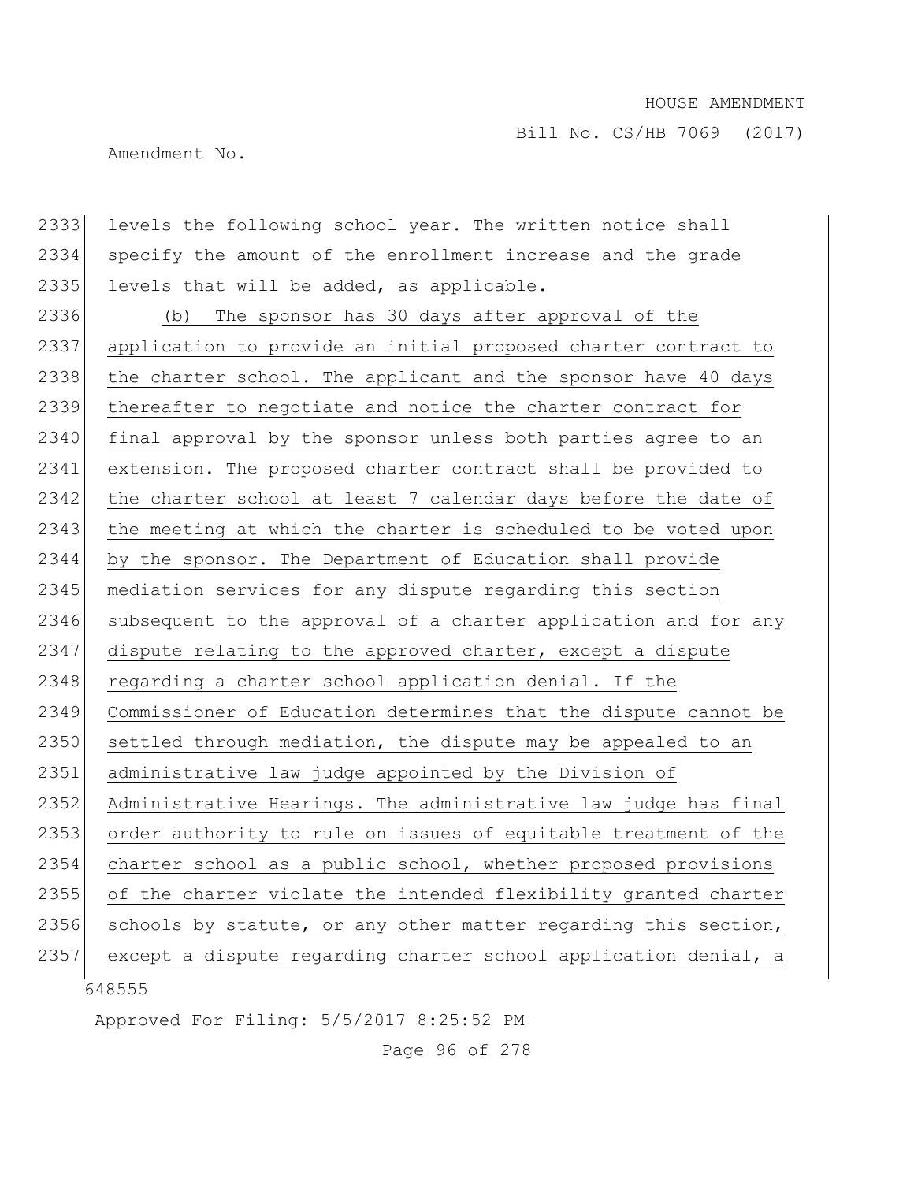levels the following school year. The written notice shall specify the amount of the enrollment increase and the grade levels that will be added, as applicable.

(b) The sponsor has 30 days after approval of the application to provide an initial proposed charter contract to the charter school. The applicant and the sponsor have 40 days thereafter to negotiate and notice the charter contract for final approval by the sponsor unless both parties agree to an extension. The proposed charter contract shall be provided to the charter school at least 7 calendar days before the date of the meeting at which the charter is scheduled to be voted upon by the sponsor. The Department of Education shall provide mediation services for any dispute regarding this section subsequent to the approval of a charter application and for any dispute relating to the approved charter, except a dispute regarding a charter school application denial. If the Commissioner of Education determines that the dispute cannot be settled through mediation, the dispute may be appealed to an administrative law judge appointed by the Division of Administrative Hearings. The administrative law judge has final order authority to rule on issues of equitable treatment of the charter school as a public school, whether proposed provisions of the charter violate the intended flexibility granted charter schools by statute, or any other matter regarding this section, except a dispute regarding charter school application denial, a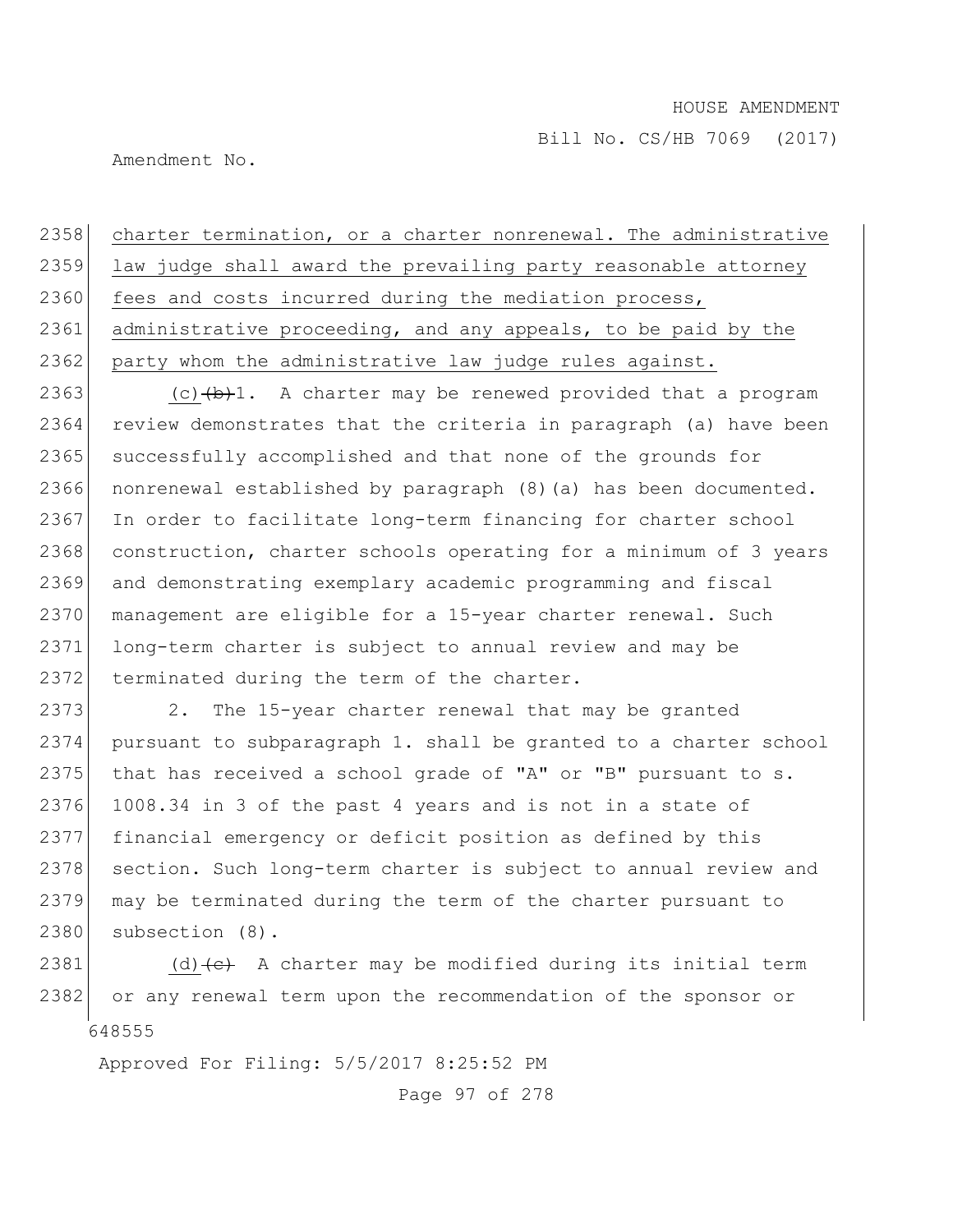2358 charter termination, or a charter nonrenewal. The administrative
2359 law judge shall award the prevailing party reasonable attorney
2360 fees and costs incurred during the mediation process,
2361 administrative proceeding, and any appeals, to be paid by the
2362 party whom the administrative law judge rules against.

2363 (c) ~~(b)~~ 1. A charter may be renewed provided that a program
2364 review demonstrates that the criteria in paragraph (a) have been
2365 successfully accomplished and that none of the grounds for
2366 nonrenewal established by paragraph (8)(a) has been documented.
2367 In order to facilitate long-term financing for charter school
2368 construction, charter schools operating for a minimum of 3 years
2369 and demonstrating exemplary academic programming and fiscal
2370 management are eligible for a 15-year charter renewal. Such
2371 long-term charter is subject to annual review and may be
2372 terminated during the term of the charter.

2373 2. The 15-year charter renewal that may be granted
2374 pursuant to subparagraph 1. shall be granted to a charter school
2375 that has received a school grade of "A" or "B" pursuant to s.
2376 1008.34 in 3 of the past 4 years and is not in a state of
2377 financial emergency or deficit position as defined by this
2378 section. Such long-term charter is subject to annual review and
2379 may be terminated during the term of the charter pursuant to
2380 subsection (8).

2381 (d) ~~(c)~~ A charter may be modified during its initial term
2382 or any renewal term upon the recommendation of the sponsor or

648555

Approved For Filing: 5/5/2017 8:25:52 PM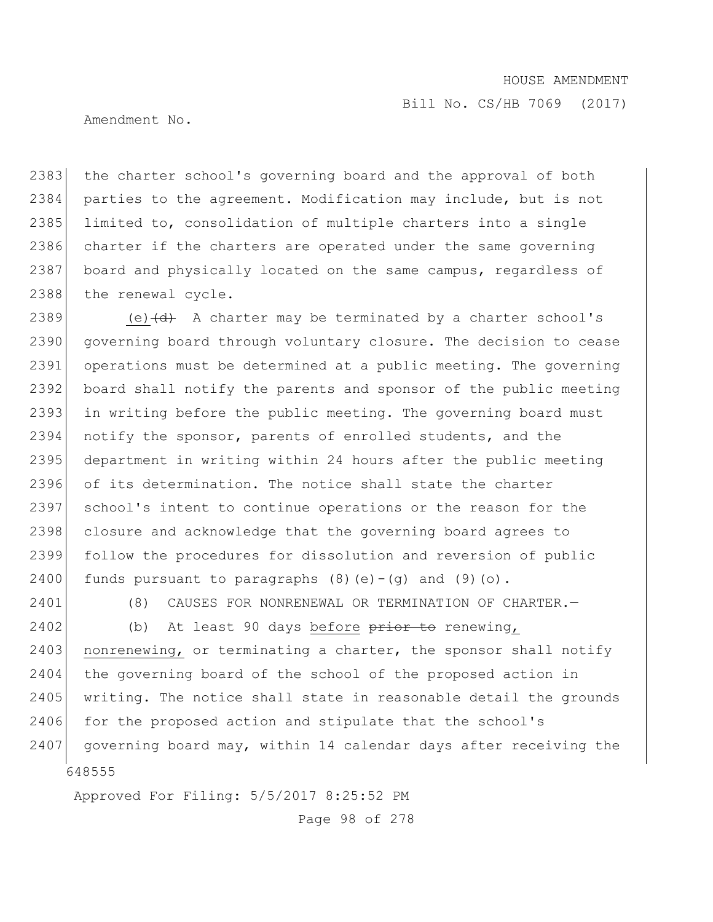the charter school's governing board and the approval of both parties to the agreement. Modification may include, but is not limited to, consolidation of multiple charters into a single charter if the charters are operated under the same governing board and physically located on the same campus, regardless of the renewal cycle.

(e) ~~(d)~~ A charter may be terminated by a charter school's governing board through voluntary closure. The decision to cease operations must be determined at a public meeting. The governing board shall notify the parents and sponsor of the public meeting in writing before the public meeting. The governing board must notify the sponsor, parents of enrolled students, and the department in writing within 24 hours after the public meeting of its determination. The notice shall state the charter school's intent to continue operations or the reason for the closure and acknowledge that the governing board agrees to follow the procedures for dissolution and reversion of public funds pursuant to paragraphs (8)(e)-(g) and (9)(o).

(8) CAUSES FOR NONRENEWAL OR TERMINATION OF CHARTER.—

(b) At least 90 days before ~~prior to~~ renewing, nonrenewing, or terminating a charter, the sponsor shall notify the governing board of the school of the proposed action in writing. The notice shall state in reasonable detail the grounds for the proposed action and stipulate that the school's governing board may, within 14 calendar days after receiving the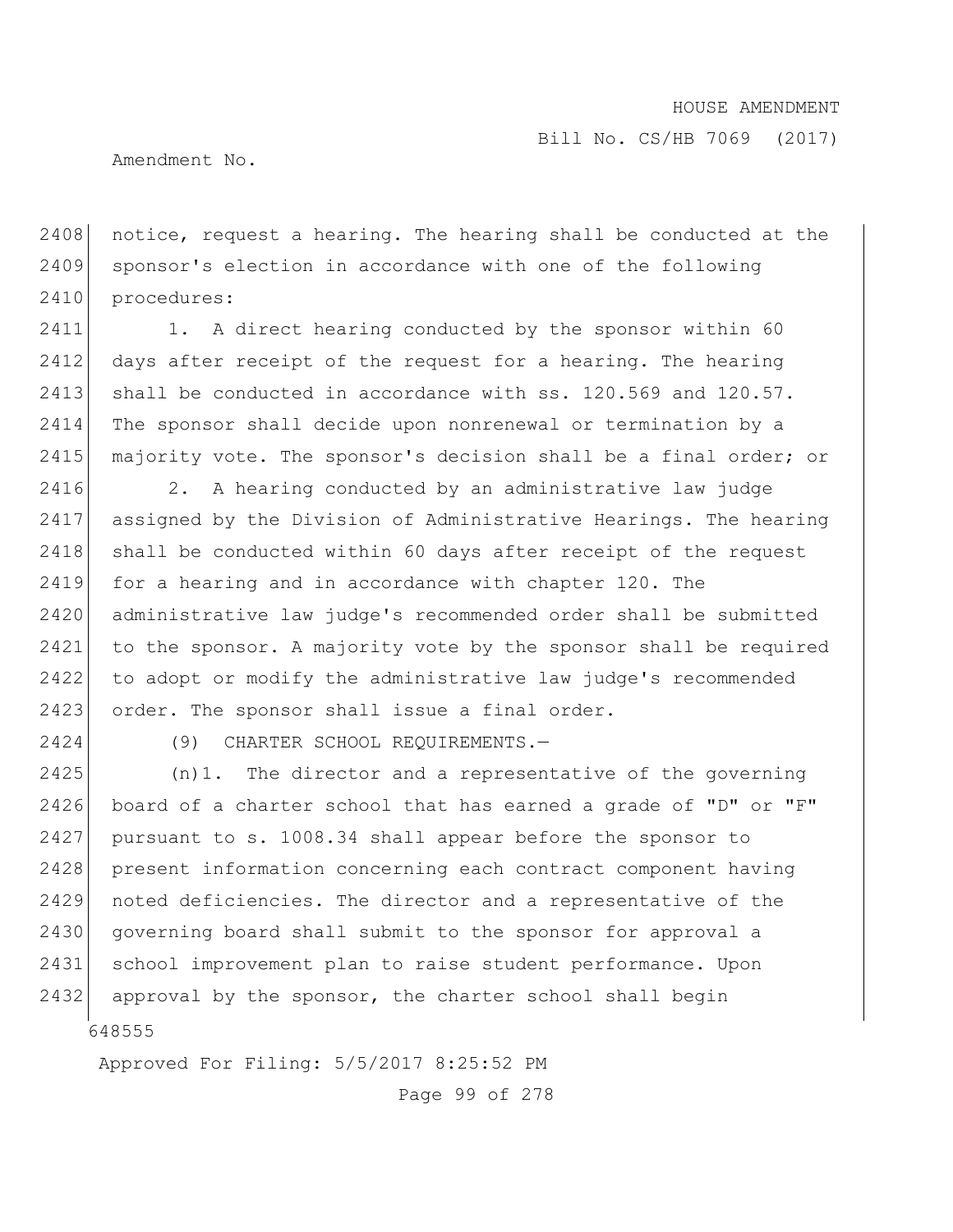notice, request a hearing. The hearing shall be conducted at the sponsor's election in accordance with one of the following procedures:

1. A direct hearing conducted by the sponsor within 60 days after receipt of the request for a hearing. The hearing shall be conducted in accordance with ss. 120.569 and 120.57. The sponsor shall decide upon nonrenewal or termination by a majority vote. The sponsor's decision shall be a final order; or

2. A hearing conducted by an administrative law judge assigned by the Division of Administrative Hearings. The hearing shall be conducted within 60 days after receipt of the request for a hearing and in accordance with chapter 120. The administrative law judge's recommended order shall be submitted to the sponsor. A majority vote by the sponsor shall be required to adopt or modify the administrative law judge's recommended order. The sponsor shall issue a final order.

(9) CHARTER SCHOOL REQUIREMENTS.—

(n)1. The director and a representative of the governing board of a charter school that has earned a grade of "D" or "F" pursuant to s. 1008.34 shall appear before the sponsor to present information concerning each contract component having noted deficiencies. The director and a representative of the governing board shall submit to the sponsor for approval a school improvement plan to raise student performance. Upon approval by the sponsor, the charter school shall begin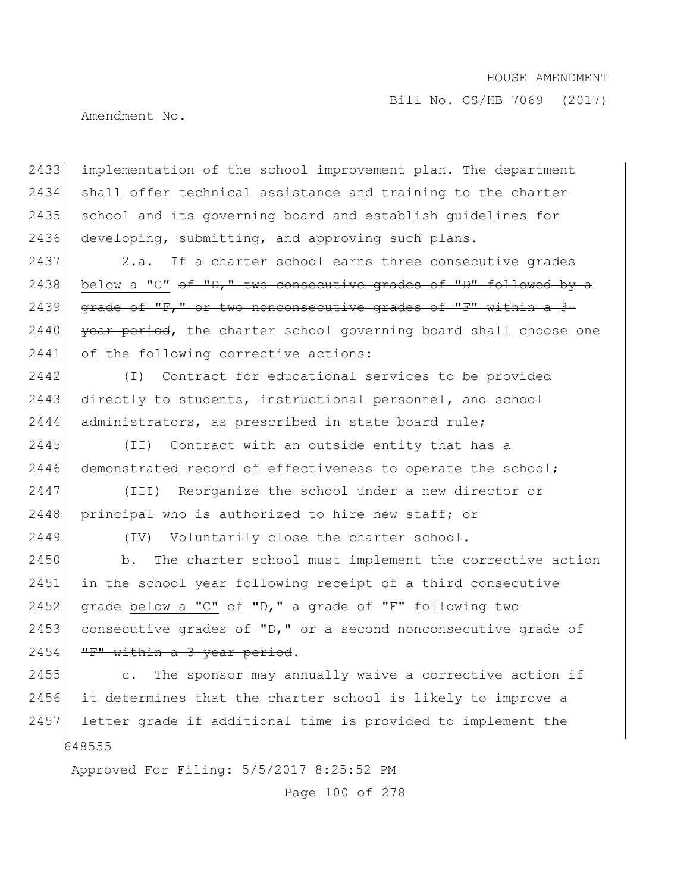implementation of the school improvement plan. The department shall offer technical assistance and training to the charter school and its governing board and establish guidelines for developing, submitting, and approving such plans.

2.a. If a charter school earns three consecutive grades <u>below a "C"</u> ~~of "D," two consecutive grades of "D" followed by a grade of "F," or two nonconsecutive grades of "F" within a 3-year period~~, the charter school governing board shall choose one of the following corrective actions:

(I) Contract for educational services to be provided directly to students, instructional personnel, and school administrators, as prescribed in state board rule;

(II) Contract with an outside entity that has a demonstrated record of effectiveness to operate the school;

(III) Reorganize the school under a new director or principal who is authorized to hire new staff; or

(IV) Voluntarily close the charter school.

b. The charter school must implement the corrective action in the school year following receipt of a third consecutive grade <u>below a "C"</u> ~~of "D," a grade of "F" following two consecutive grades of "D," or a second nonconsecutive grade of "F" within a 3-year period~~.

c. The sponsor may annually waive a corrective action if it determines that the charter school is likely to improve a letter grade if additional time is provided to implement the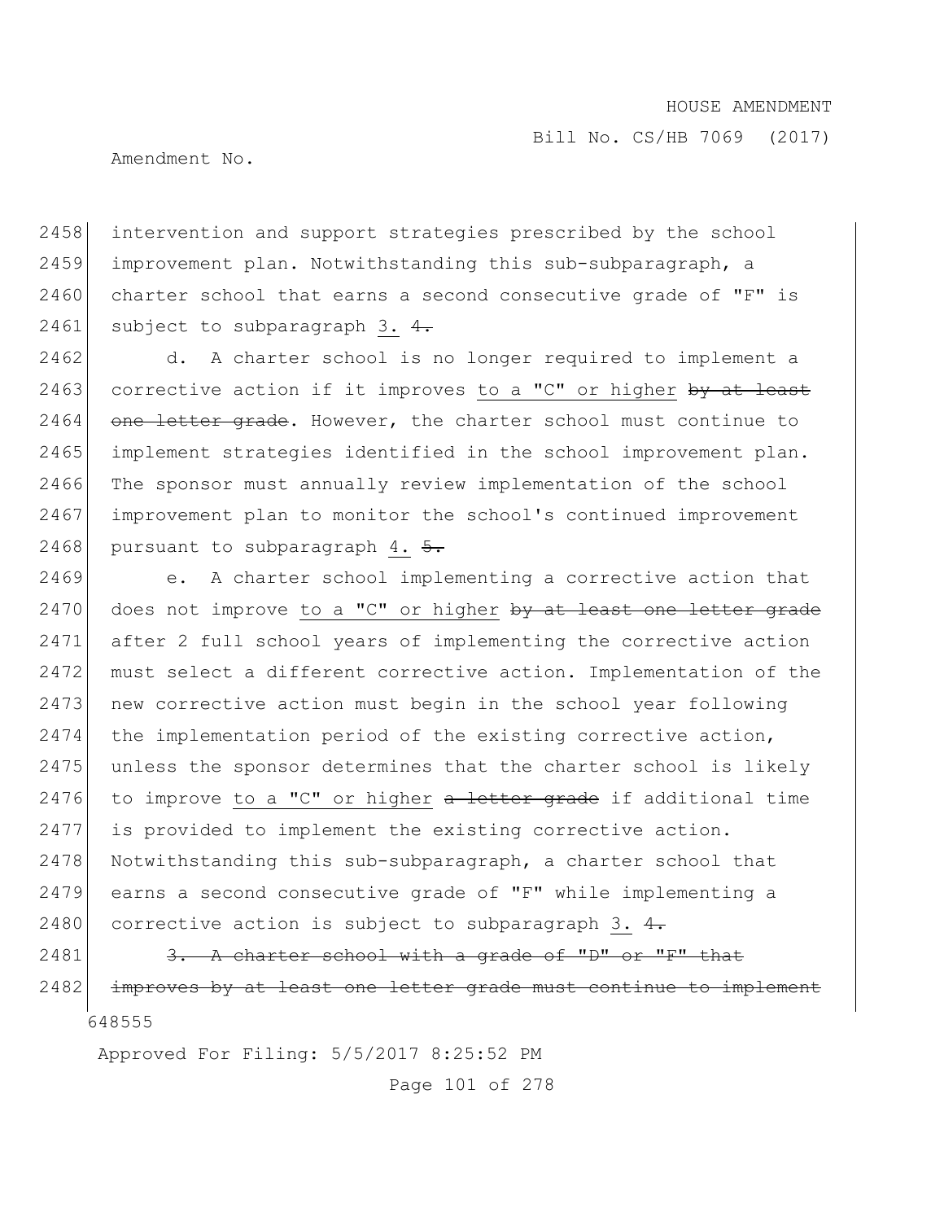intervention and support strategies prescribed by the school improvement plan. Notwithstanding this sub-subparagraph, a charter school that earns a second consecutive grade of "F" is subject to subparagraph 3. ~~4.~~

d. A charter school is no longer required to implement a corrective action if it improves to a "C" or higher ~~by at least one letter grade~~. However, the charter school must continue to implement strategies identified in the school improvement plan. The sponsor must annually review implementation of the school improvement plan to monitor the school's continued improvement pursuant to subparagraph 4. ~~5.~~

e. A charter school implementing a corrective action that does not improve to a "C" or higher ~~by at least one letter grade~~ after 2 full school years of implementing the corrective action must select a different corrective action. Implementation of the new corrective action must begin in the school year following the implementation period of the existing corrective action, unless the sponsor determines that the charter school is likely to improve to a "C" or higher ~~a letter grade~~ if additional time is provided to implement the existing corrective action. Notwithstanding this sub-subparagraph, a charter school that earns a second consecutive grade of "F" while implementing a corrective action is subject to subparagraph 3. ~~4.~~

~~3. A charter school with a grade of "D" or "F" that improves by at least one letter grade must continue to implement~~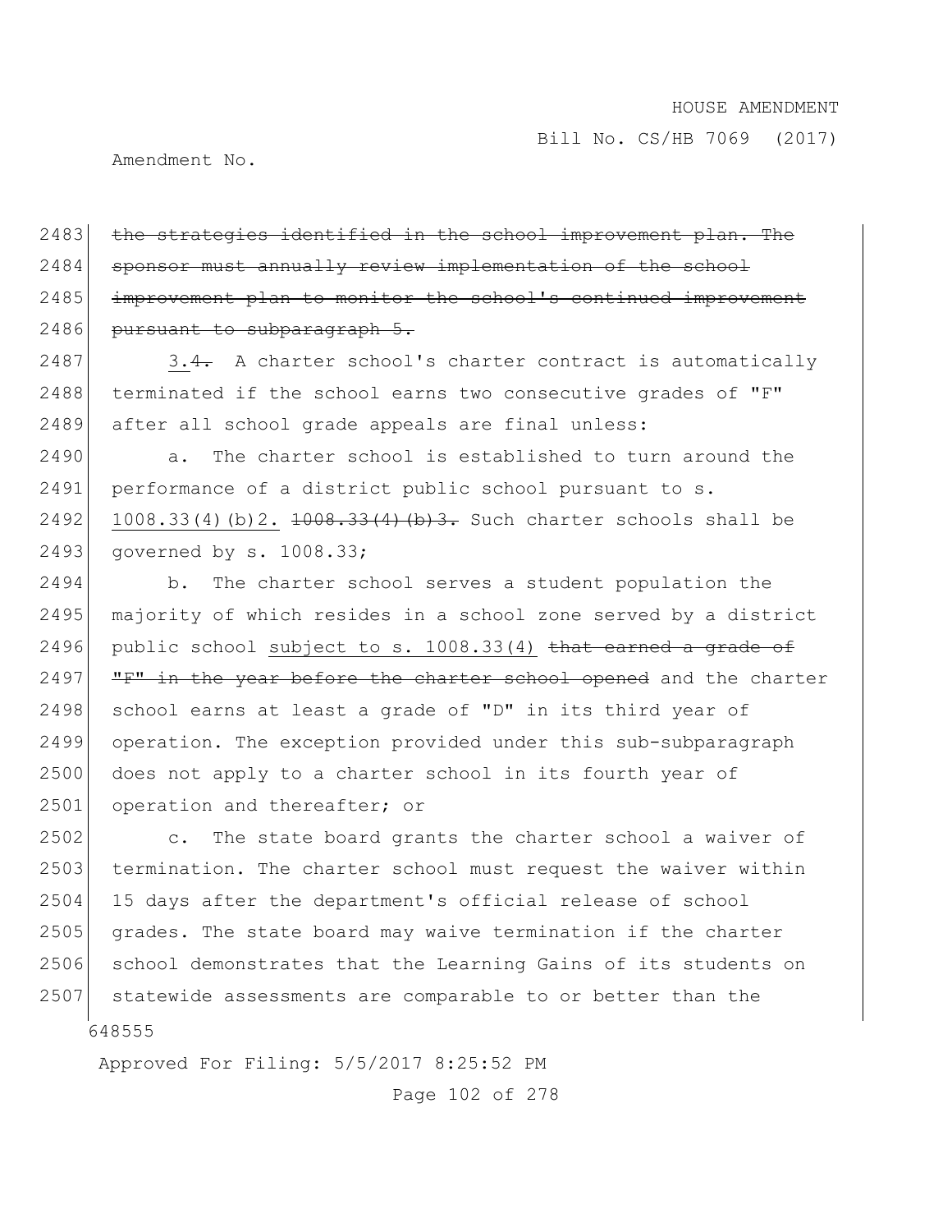~~the strategies identified in the school improvement plan. The sponsor must annually review implementation of the school improvement plan to monitor the school's continued improvement pursuant to subparagraph 5.~~

3.~~4.~~ A charter school's charter contract is automatically terminated if the school earns two consecutive grades of "F" after all school grade appeals are final unless:

a. The charter school is established to turn around the performance of a district public school pursuant to s. 1008.33(4)(b)2. ~~1008.33(4)(b)3.~~ Such charter schools shall be governed by s. 1008.33;

b. The charter school serves a student population the majority of which resides in a school zone served by a district public school subject to s. 1008.33(4) ~~that earned a grade of "F" in the year before the charter school opened~~ and the charter school earns at least a grade of "D" in its third year of operation. The exception provided under this sub-subparagraph does not apply to a charter school in its fourth year of operation and thereafter; or

c. The state board grants the charter school a waiver of termination. The charter school must request the waiver within 15 days after the department's official release of school grades. The state board may waive termination if the charter school demonstrates that the Learning Gains of its students on statewide assessments are comparable to or better than the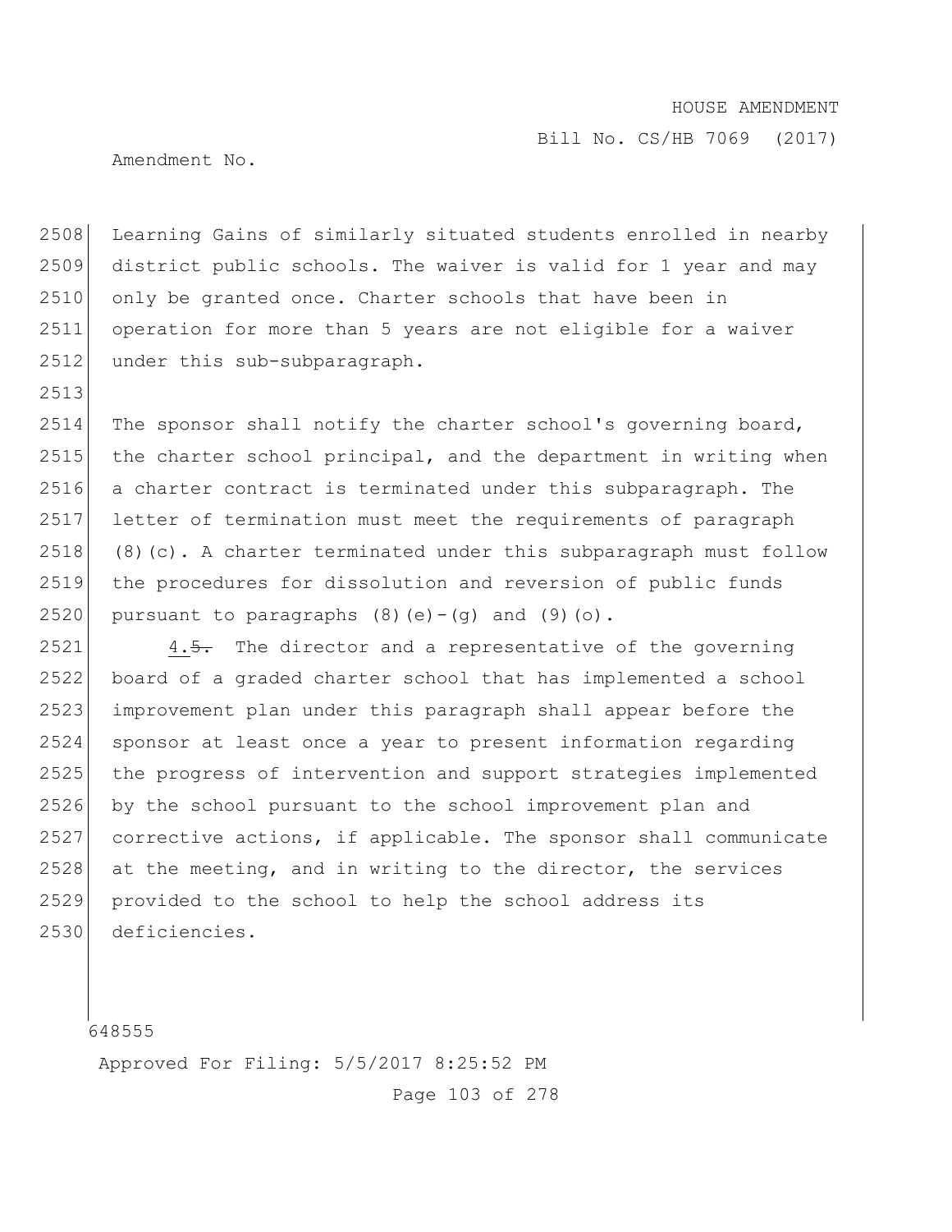Learning Gains of similarly situated students enrolled in nearby district public schools. The waiver is valid for 1 year and may only be granted once. Charter schools that have been in operation for more than 5 years are not eligible for a waiver under this sub-subparagraph.

The sponsor shall notify the charter school's governing board, the charter school principal, and the department in writing when a charter contract is terminated under this subparagraph. The letter of termination must meet the requirements of paragraph (8)(c). A charter terminated under this subparagraph must follow the procedures for dissolution and reversion of public funds pursuant to paragraphs (8)(e)-(g) and (9)(o).

4. ~~5.~~ The director and a representative of the governing board of a graded charter school that has implemented a school improvement plan under this paragraph shall appear before the sponsor at least once a year to present information regarding the progress of intervention and support strategies implemented by the school pursuant to the school improvement plan and corrective actions, if applicable. The sponsor shall communicate at the meeting, and in writing to the director, the services provided to the school to help the school address its deficiencies.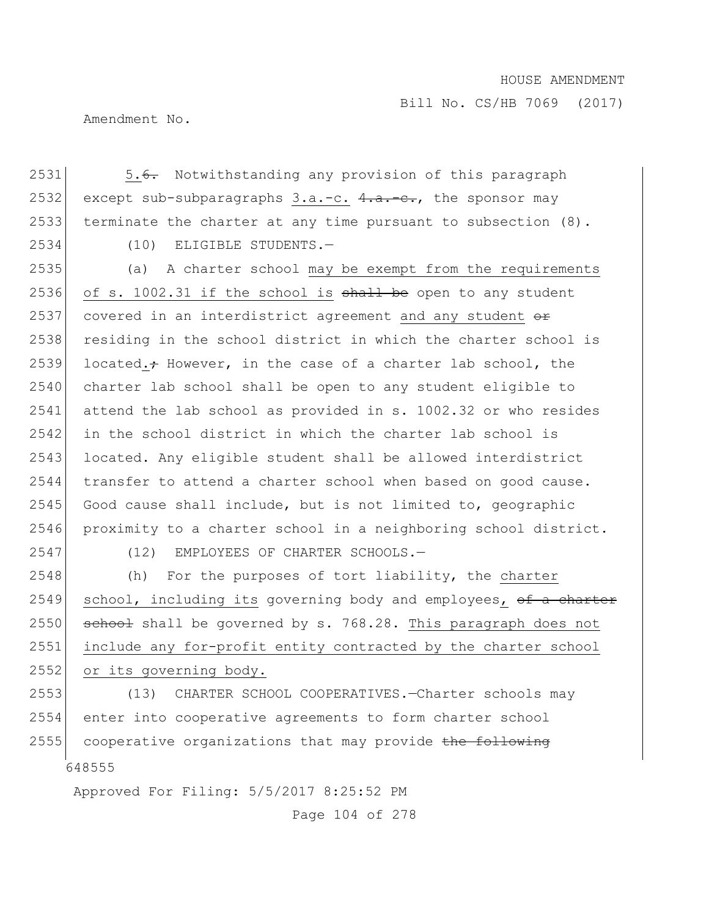2531 5.~~6.~~ Notwithstanding any provision of this paragraph
2532 except sub-subparagraphs 3.a.-c. ~~4.a.-c.~~, the sponsor may
2533 terminate the charter at any time pursuant to subsection (8).

2534 (10) ELIGIBLE STUDENTS.—

2535 (a) A charter school may be exempt from the requirements
2536 of s. 1002.31 if the school is ~~shall be~~ open to any student
2537 covered in an interdistrict agreement and any student ~~or~~
2538 residing in the school district in which the charter school is
2539 located.~~;~~ However, in the case of a charter lab school, the
2540 charter lab school shall be open to any student eligible to
2541 attend the lab school as provided in s. 1002.32 or who resides
2542 in the school district in which the charter lab school is
2543 located. Any eligible student shall be allowed interdistrict
2544 transfer to attend a charter school when based on good cause.
2545 Good cause shall include, but is not limited to, geographic
2546 proximity to a charter school in a neighboring school district.

2547 (12) EMPLOYEES OF CHARTER SCHOOLS.—

2548 (h) For the purposes of tort liability, the charter
2549 school, including its governing body and employees, ~~of a charter~~
2550 ~~school~~ shall be governed by s. 768.28. This paragraph does not
2551 include any for-profit entity contracted by the charter school
2552 or its governing body.

2553 (13) CHARTER SCHOOL COOPERATIVES.—Charter schools may
2554 enter into cooperative agreements to form charter school
2555 cooperative organizations that may provide ~~the following~~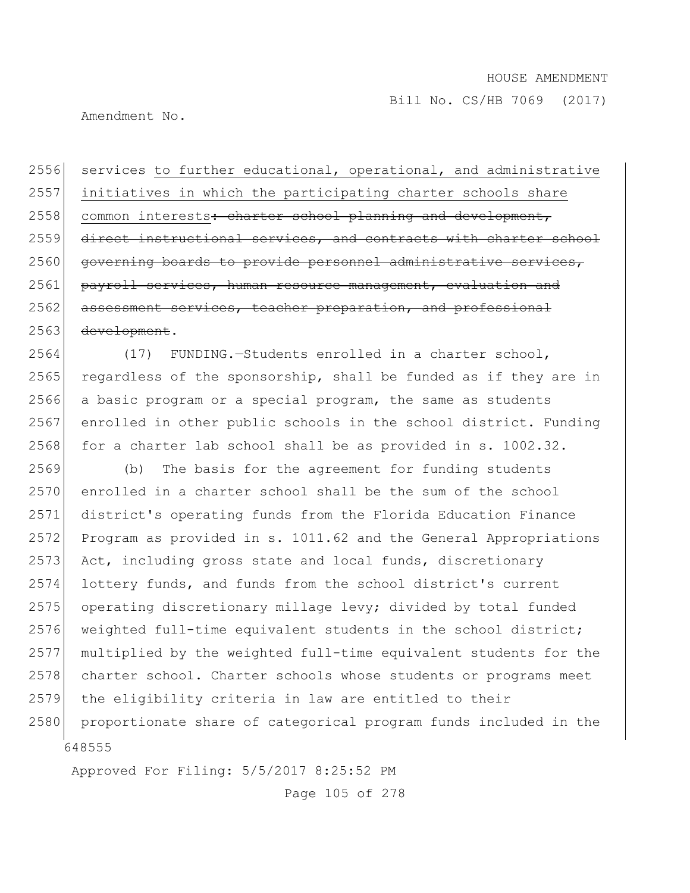services to further educational, operational, and administrative initiatives in which the participating charter schools share common interests~~: charter school planning and development, direct instructional services, and contracts with charter school governing boards to provide personnel administrative services, payroll services, human resource management, evaluation and assessment services, teacher preparation, and professional development~~.

(17) FUNDING.—Students enrolled in a charter school, regardless of the sponsorship, shall be funded as if they are in a basic program or a special program, the same as students enrolled in other public schools in the school district. Funding for a charter lab school shall be as provided in s. 1002.32.

(b) The basis for the agreement for funding students enrolled in a charter school shall be the sum of the school district's operating funds from the Florida Education Finance Program as provided in s. 1011.62 and the General Appropriations Act, including gross state and local funds, discretionary lottery funds, and funds from the school district's current operating discretionary millage levy; divided by total funded weighted full-time equivalent students in the school district; multiplied by the weighted full-time equivalent students for the charter school. Charter schools whose students or programs meet the eligibility criteria in law are entitled to their proportionate share of categorical program funds included in the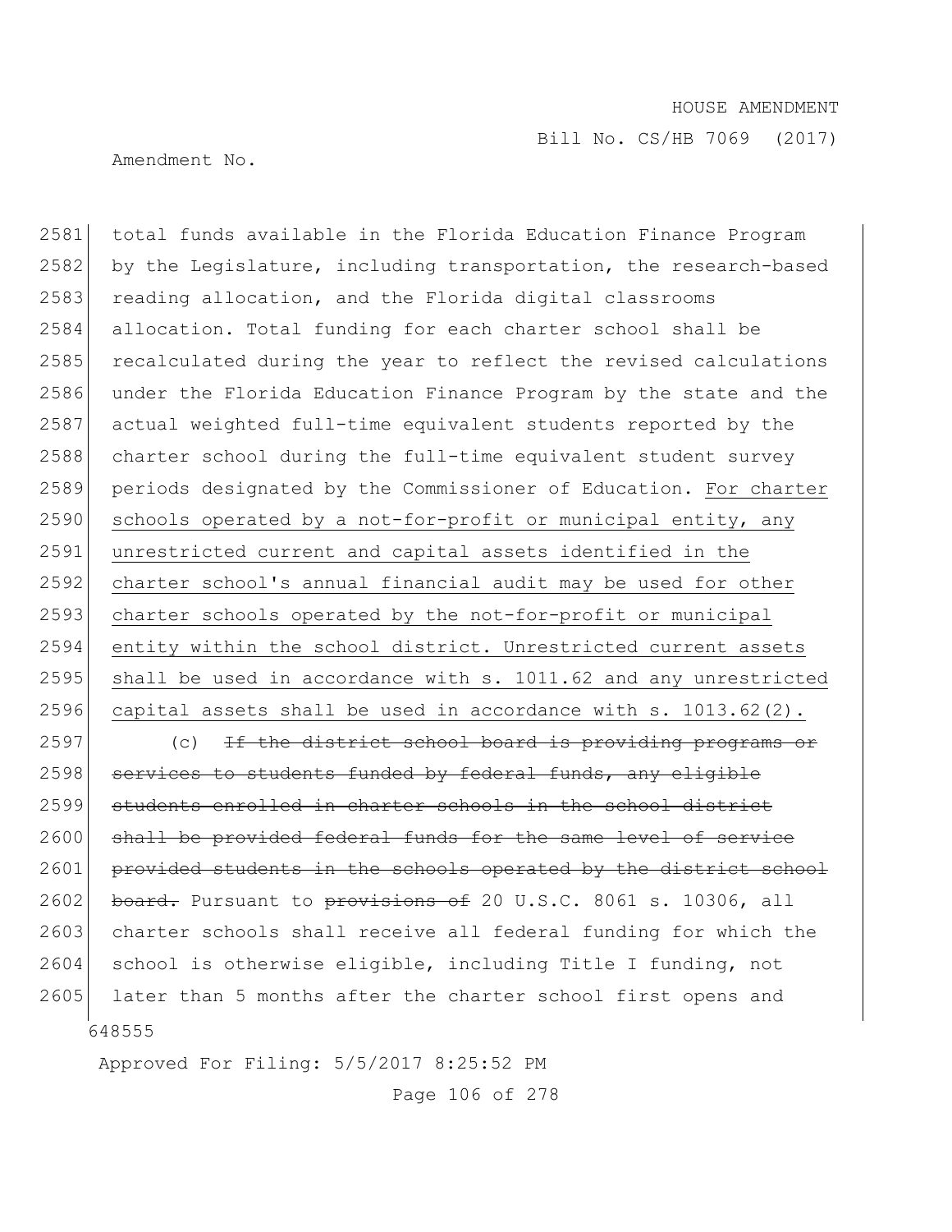total funds available in the Florida Education Finance Program by the Legislature, including transportation, the research-based reading allocation, and the Florida digital classrooms allocation. Total funding for each charter school shall be recalculated during the year to reflect the revised calculations under the Florida Education Finance Program by the state and the actual weighted full-time equivalent students reported by the charter school during the full-time equivalent student survey periods designated by the Commissioner of Education. For charter schools operated by a not-for-profit or municipal entity, any unrestricted current and capital assets identified in the charter school's annual financial audit may be used for other charter schools operated by the not-for-profit or municipal entity within the school district. Unrestricted current assets shall be used in accordance with s. 1011.62 and any unrestricted capital assets shall be used in accordance with s. 1013.62(2).

(c) ~~If the district school board is providing programs or services to students funded by federal funds, any eligible students enrolled in charter schools in the school district shall be provided federal funds for the same level of service provided students in the schools operated by the district school board.~~ Pursuant to ~~provisions of~~ 20 U.S.C. 8061 s. 10306, all charter schools shall receive all federal funding for which the school is otherwise eligible, including Title I funding, not later than 5 months after the charter school first opens and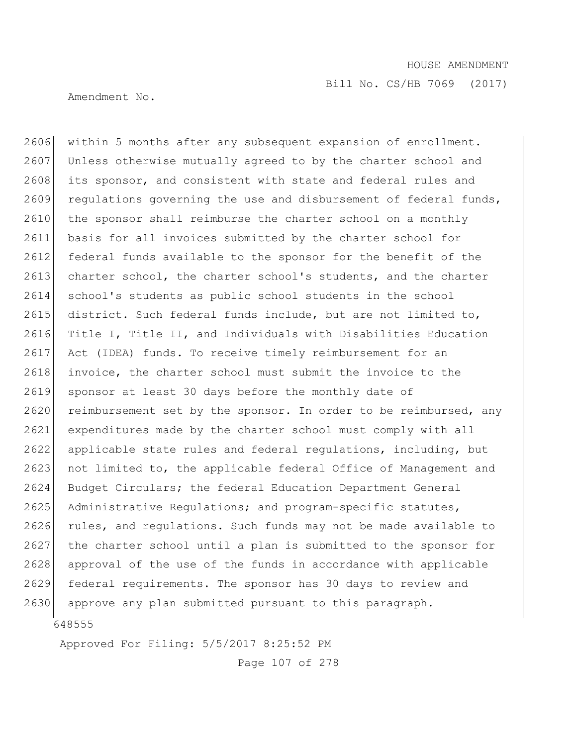within 5 months after any subsequent expansion of enrollment. Unless otherwise mutually agreed to by the charter school and its sponsor, and consistent with state and federal rules and regulations governing the use and disbursement of federal funds, the sponsor shall reimburse the charter school on a monthly basis for all invoices submitted by the charter school for federal funds available to the sponsor for the benefit of the charter school, the charter school's students, and the charter school's students as public school students in the school district. Such federal funds include, but are not limited to, Title I, Title II, and Individuals with Disabilities Education Act (IDEA) funds. To receive timely reimbursement for an invoice, the charter school must submit the invoice to the sponsor at least 30 days before the monthly date of reimbursement set by the sponsor. In order to be reimbursed, any expenditures made by the charter school must comply with all applicable state rules and federal regulations, including, but not limited to, the applicable federal Office of Management and Budget Circulars; the federal Education Department General Administrative Regulations; and program-specific statutes, rules, and regulations. Such funds may not be made available to the charter school until a plan is submitted to the sponsor for approval of the use of the funds in accordance with applicable federal requirements. The sponsor has 30 days to review and approve any plan submitted pursuant to this paragraph.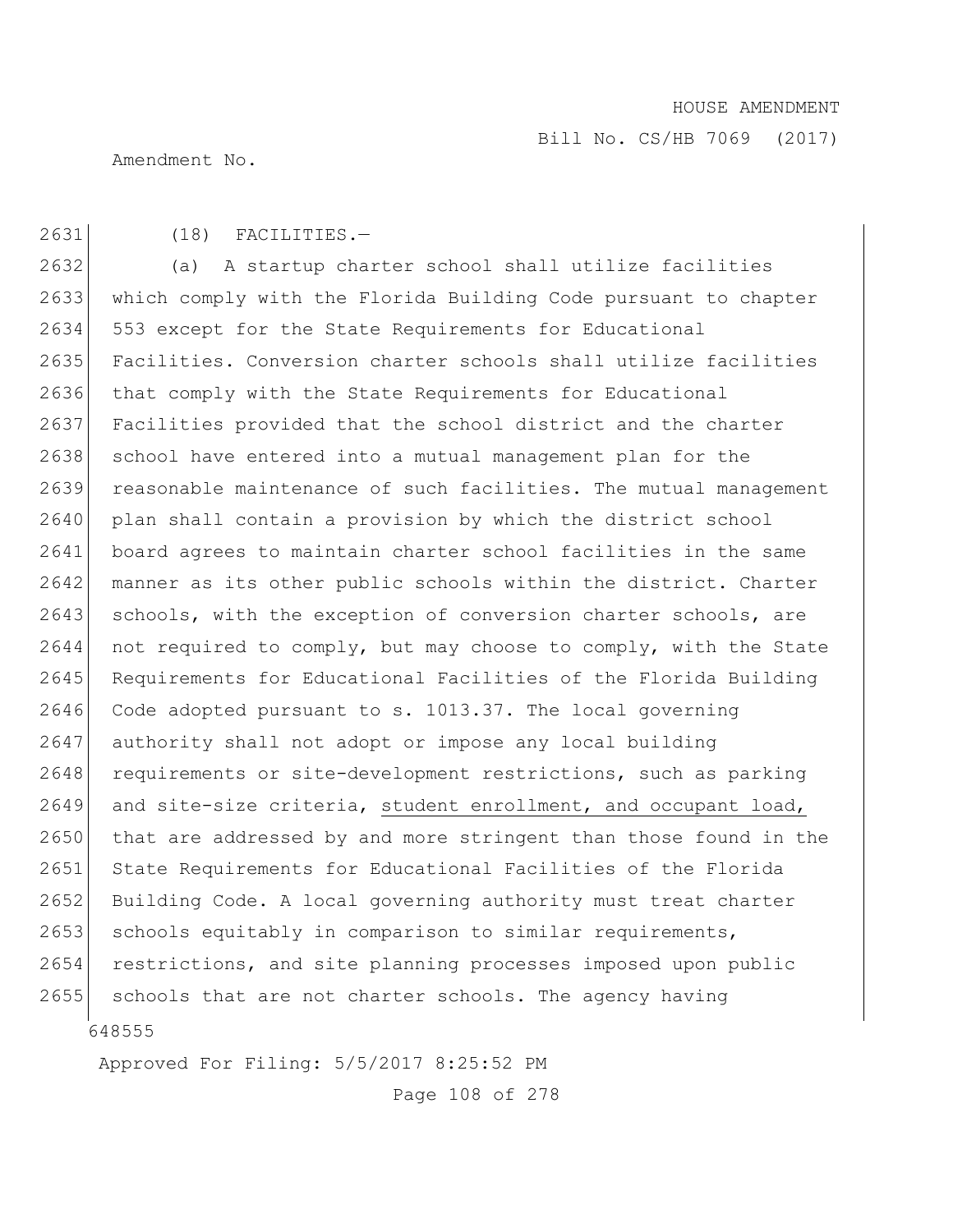(18) FACILITIES.—

(a) A startup charter school shall utilize facilities which comply with the Florida Building Code pursuant to chapter 553 except for the State Requirements for Educational Facilities. Conversion charter schools shall utilize facilities that comply with the State Requirements for Educational Facilities provided that the school district and the charter school have entered into a mutual management plan for the reasonable maintenance of such facilities. The mutual management plan shall contain a provision by which the district school board agrees to maintain charter school facilities in the same manner as its other public schools within the district. Charter schools, with the exception of conversion charter schools, are not required to comply, but may choose to comply, with the State Requirements for Educational Facilities of the Florida Building Code adopted pursuant to s. 1013.37. The local governing authority shall not adopt or impose any local building requirements or site-development restrictions, such as parking and site-size criteria, <u>student enrollment, and occupant load,</u> that are addressed by and more stringent than those found in the State Requirements for Educational Facilities of the Florida Building Code. A local governing authority must treat charter schools equitably in comparison to similar requirements, restrictions, and site planning processes imposed upon public schools that are not charter schools. The agency having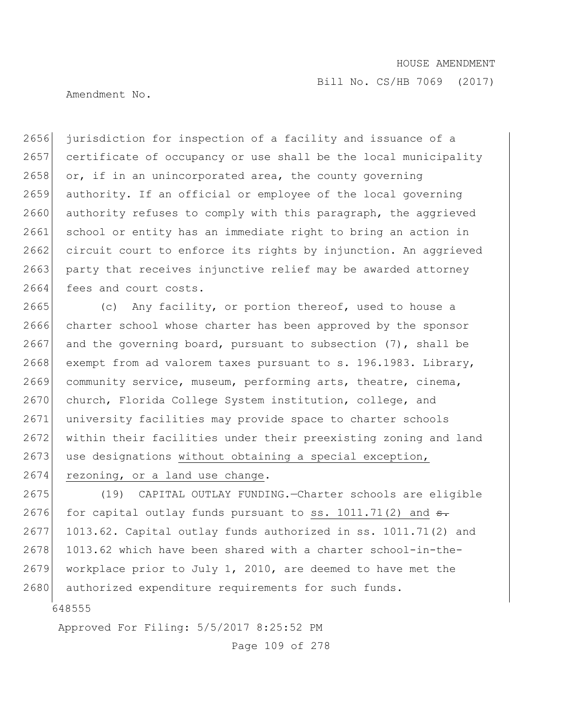2656 jurisdiction for inspection of a facility and issuance of a
2657 certificate of occupancy or use shall be the local municipality
2658 or, if in an unincorporated area, the county governing
2659 authority. If an official or employee of the local governing
2660 authority refuses to comply with this paragraph, the aggrieved
2661 school or entity has an immediate right to bring an action in
2662 circuit court to enforce its rights by injunction. An aggrieved
2663 party that receives injunctive relief may be awarded attorney
2664 fees and court costs.

2665 (c) Any facility, or portion thereof, used to house a
2666 charter school whose charter has been approved by the sponsor
2667 and the governing board, pursuant to subsection (7), shall be
2668 exempt from ad valorem taxes pursuant to s. 196.1983. Library,
2669 community service, museum, performing arts, theatre, cinema,
2670 church, Florida College System institution, college, and
2671 university facilities may provide space to charter schools
2672 within their facilities under their preexisting zoning and land
2673 use designations <u>without obtaining a special exception,</u>
2674 <u>rezoning, or a land use change</u>.

2675 (19) CAPITAL OUTLAY FUNDING.—Charter schools are eligible
2676 for capital outlay funds pursuant to <u>ss. 1011.71(2) and</u> ~~s.~~
2677 1013.62. Capital outlay funds authorized in ss. 1011.71(2) and
2678 1013.62 which have been shared with a charter school-in-the-
2679 workplace prior to July 1, 2010, are deemed to have met the
2680 authorized expenditure requirements for such funds.

648555

Approved For Filing: 5/5/2017 8:25:52 PM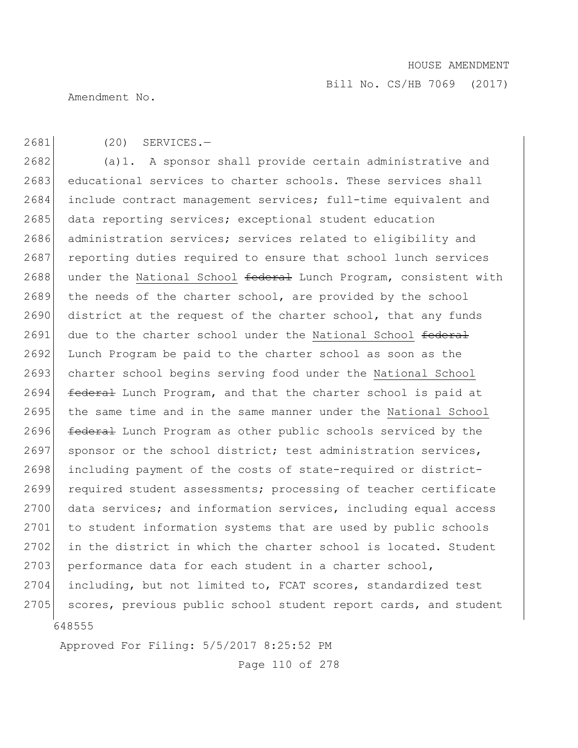(20) SERVICES.—

(a)1. A sponsor shall provide certain administrative and educational services to charter schools. These services shall include contract management services; full-time equivalent and data reporting services; exceptional student education administration services; services related to eligibility and reporting duties required to ensure that school lunch services under the <u>National School</u> ~~federal~~ Lunch Program, consistent with the needs of the charter school, are provided by the school district at the request of the charter school, that any funds due to the charter school under the <u>National School</u> ~~federal~~ Lunch Program be paid to the charter school as soon as the charter school begins serving food under the <u>National School</u> ~~federal~~ Lunch Program, and that the charter school is paid at the same time and in the same manner under the <u>National School</u> ~~federal~~ Lunch Program as other public schools serviced by the sponsor or the school district; test administration services, including payment of the costs of state-required or district-required student assessments; processing of teacher certificate data services; and information services, including equal access to student information systems that are used by public schools in the district in which the charter school is located. Student performance data for each student in a charter school, including, but not limited to, FCAT scores, standardized test scores, previous public school student report cards, and student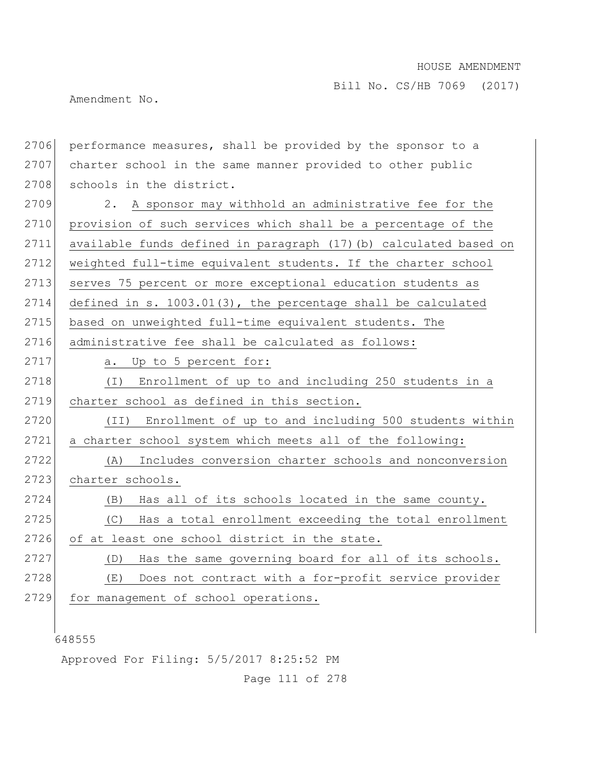performance measures, shall be provided by the sponsor to a charter school in the same manner provided to other public schools in the district.

2. A sponsor may withhold an administrative fee for the provision of such services which shall be a percentage of the available funds defined in paragraph (17)(b) calculated based on weighted full-time equivalent students. If the charter school serves 75 percent or more exceptional education students as defined in s. 1003.01(3), the percentage shall be calculated based on unweighted full-time equivalent students. The administrative fee shall be calculated as follows:

a. Up to 5 percent for:

(I) Enrollment of up to and including 250 students in a charter school as defined in this section.

(II) Enrollment of up to and including 500 students within a charter school system which meets all of the following:

(A) Includes conversion charter schools and nonconversion charter schools.

(B) Has all of its schools located in the same county.

(C) Has a total enrollment exceeding the total enrollment of at least one school district in the state.

(D) Has the same governing board for all of its schools.

(E) Does not contract with a for-profit service provider for management of school operations.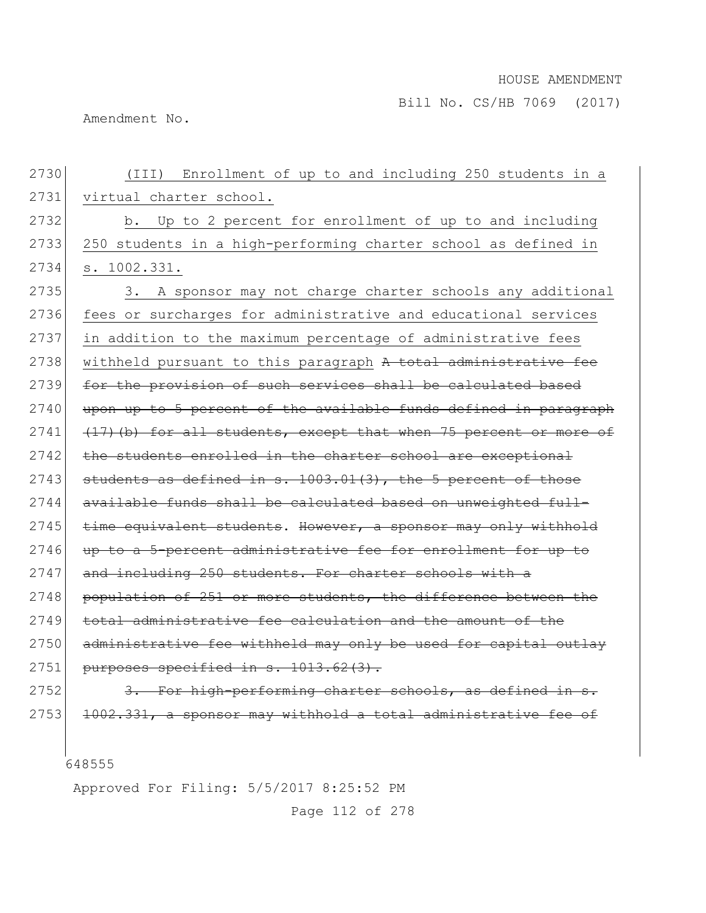(III) Enrollment of up to and including 250 students in a virtual charter school.

b. Up to 2 percent for enrollment of up to and including 250 students in a high-performing charter school as defined in s. 1002.331.

3. A sponsor may not charge charter schools any additional fees or surcharges for administrative and educational services in addition to the maximum percentage of administrative fees withheld pursuant to this paragraph ~~A total administrative fee for the provision of such services shall be calculated based upon up to 5 percent of the available funds defined in paragraph (17)(b) for all students, except that when 75 percent or more of the students enrolled in the charter school are exceptional students as defined in s. 1003.01(3), the 5 percent of those available funds shall be calculated based on unweighted full-time equivalent students~~. ~~However, a sponsor may only withhold up to a 5-percent administrative fee for enrollment for up to and including 250 students. For charter schools with a population of 251 or more students, the difference between the total administrative fee calculation and the amount of the administrative fee withheld may only be used for capital outlay purposes specified in s. 1013.62(3).~~

~~3. For high-performing charter schools, as defined in s. 1002.331, a sponsor may withhold a total administrative fee of~~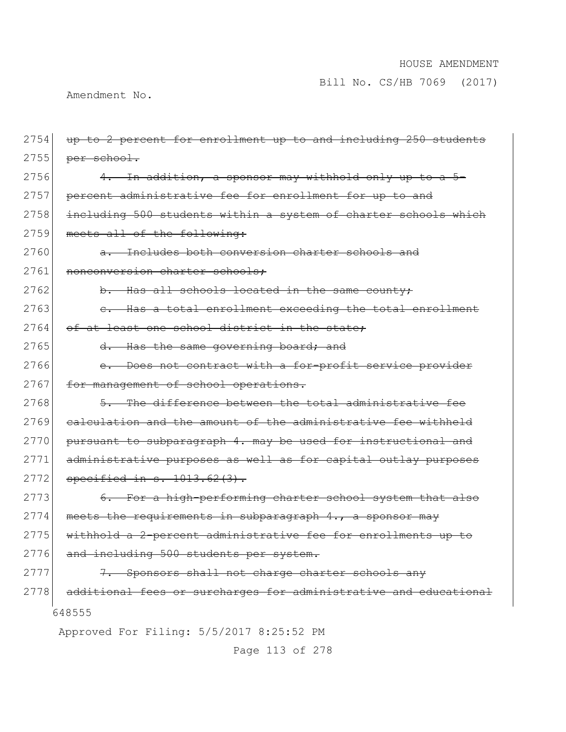2754 ~~up to 2 percent for enrollment up to and including 250 students~~
2755 ~~per school.~~

2756 ~~4. In addition, a sponsor may withhold only up to a 5-~~
2757 ~~percent administrative fee for enrollment for up to and~~
2758 ~~including 500 students within a system of charter schools which~~
2759 ~~meets all of the following:~~

2760 ~~a. Includes both conversion charter schools and~~
2761 ~~nonconversion charter schools;~~

2762 ~~b. Has all schools located in the same county;~~

2763 ~~c. Has a total enrollment exceeding the total enrollment~~
2764 ~~of at least one school district in the state;~~

2765 ~~d. Has the same governing board; and~~

2766 ~~e. Does not contract with a for-profit service provider~~
2767 ~~for management of school operations.~~

2768 ~~5. The difference between the total administrative fee~~
2769 ~~calculation and the amount of the administrative fee withheld~~
2770 ~~pursuant to subparagraph 4. may be used for instructional and~~
2771 ~~administrative purposes as well as for capital outlay purposes~~
2772 ~~specified in s. 1013.62(3).~~

2773 ~~6. For a high-performing charter school system that also~~
2774 ~~meets the requirements in subparagraph 4., a sponsor may~~
2775 ~~withhold a 2-percent administrative fee for enrollments up to~~
2776 ~~and including 500 students per system.~~

2777 ~~7. Sponsors shall not charge charter schools any~~
2778 ~~additional fees or surcharges for administrative and educational~~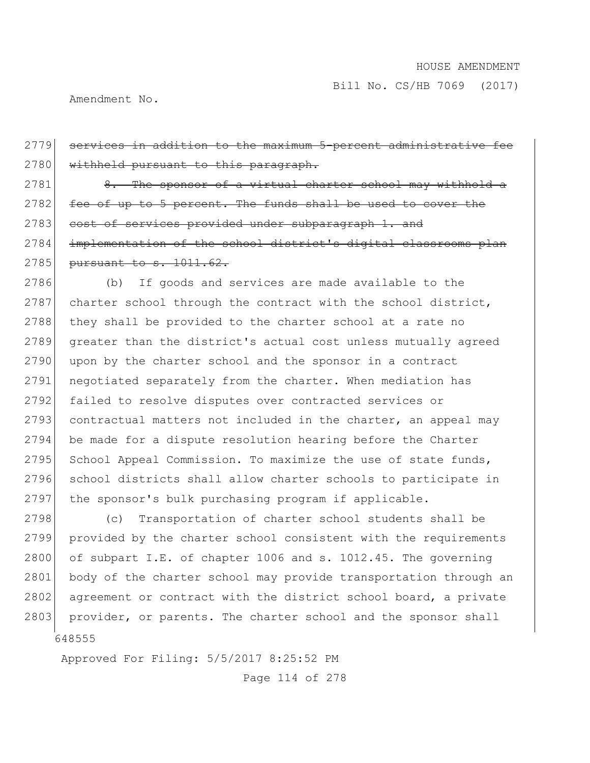~~services in addition to the maximum 5-percent administrative fee withheld pursuant to this paragraph.~~

~~8. The sponsor of a virtual charter school may withhold a fee of up to 5 percent. The funds shall be used to cover the cost of services provided under subparagraph 1. and implementation of the school district's digital classrooms plan pursuant to s. 1011.62.~~

(b) If goods and services are made available to the charter school through the contract with the school district, they shall be provided to the charter school at a rate no greater than the district's actual cost unless mutually agreed upon by the charter school and the sponsor in a contract negotiated separately from the charter. When mediation has failed to resolve disputes over contracted services or contractual matters not included in the charter, an appeal may be made for a dispute resolution hearing before the Charter School Appeal Commission. To maximize the use of state funds, school districts shall allow charter schools to participate in the sponsor's bulk purchasing program if applicable.

(c) Transportation of charter school students shall be provided by the charter school consistent with the requirements of subpart I.E. of chapter 1006 and s. 1012.45. The governing body of the charter school may provide transportation through an agreement or contract with the district school board, a private provider, or parents. The charter school and the sponsor shall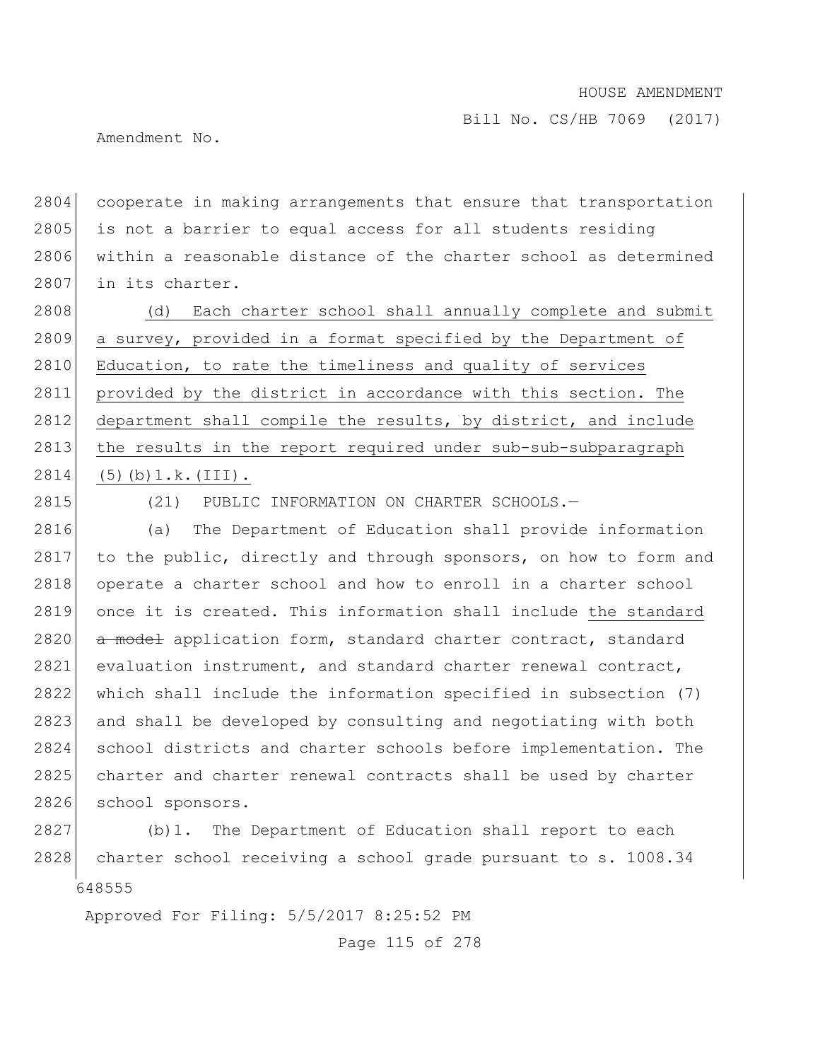cooperate in making arrangements that ensure that transportation is not a barrier to equal access for all students residing within a reasonable distance of the charter school as determined in its charter.

(d) Each charter school shall annually complete and submit a survey, provided in a format specified by the Department of Education, to rate the timeliness and quality of services provided by the district in accordance with this section. The department shall compile the results, by district, and include the results in the report required under sub-sub-subparagraph (5)(b)1.k.(III).

(21) PUBLIC INFORMATION ON CHARTER SCHOOLS.—

(a) The Department of Education shall provide information to the public, directly and through sponsors, on how to form and operate a charter school and how to enroll in a charter school once it is created. This information shall include the standard ~~a model~~ application form, standard charter contract, standard evaluation instrument, and standard charter renewal contract, which shall include the information specified in subsection (7) and shall be developed by consulting and negotiating with both school districts and charter schools before implementation. The charter and charter renewal contracts shall be used by charter school sponsors.

(b)1. The Department of Education shall report to each charter school receiving a school grade pursuant to s. 1008.34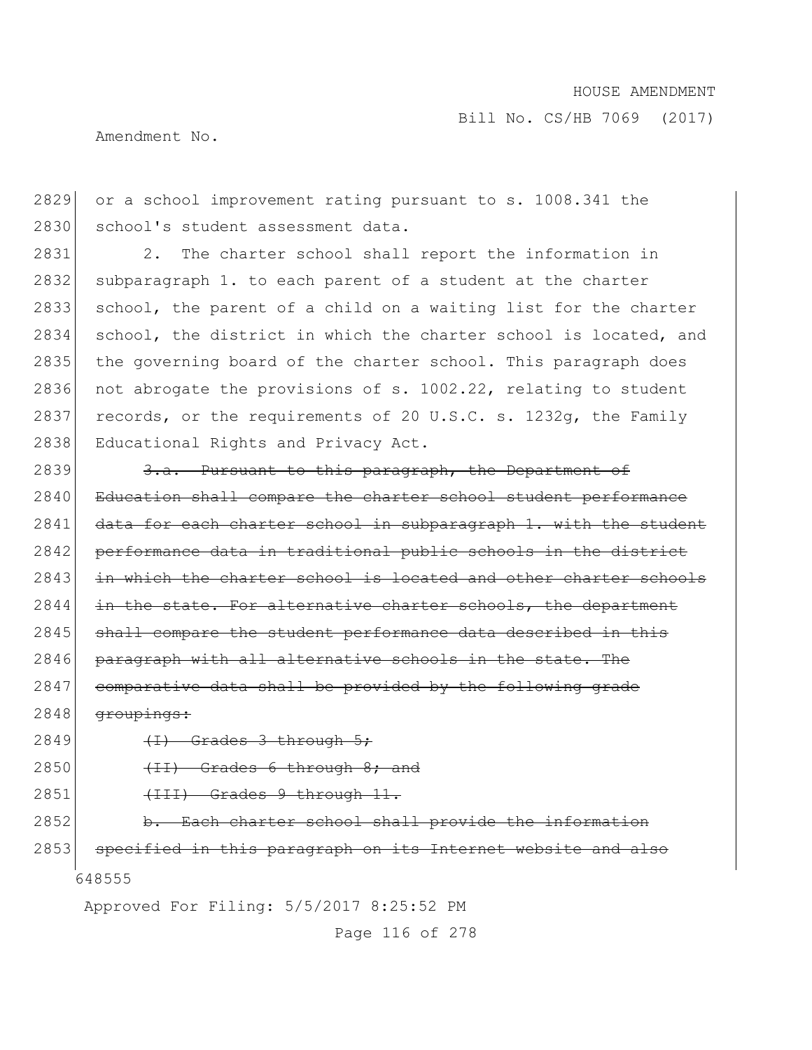or a school improvement rating pursuant to s. 1008.341 the school's student assessment data.

2. The charter school shall report the information in subparagraph 1. to each parent of a student at the charter school, the parent of a child on a waiting list for the charter school, the district in which the charter school is located, and the governing board of the charter school. This paragraph does not abrogate the provisions of s. 1002.22, relating to student records, or the requirements of 20 U.S.C. s. 1232g, the Family Educational Rights and Privacy Act.

~~3.a. Pursuant to this paragraph, the Department of Education shall compare the charter school student performance data for each charter school in subparagraph 1. with the student performance data in traditional public schools in the district in which the charter school is located and other charter schools in the state. For alternative charter schools, the department shall compare the student performance data described in this paragraph with all alternative schools in the state. The comparative data shall be provided by the following grade groupings:~~

~~(I) Grades 3 through 5;~~

~~(II) Grades 6 through 8; and~~

~~(III) Grades 9 through 11.~~

~~b. Each charter school shall provide the information specified in this paragraph on its Internet website and also~~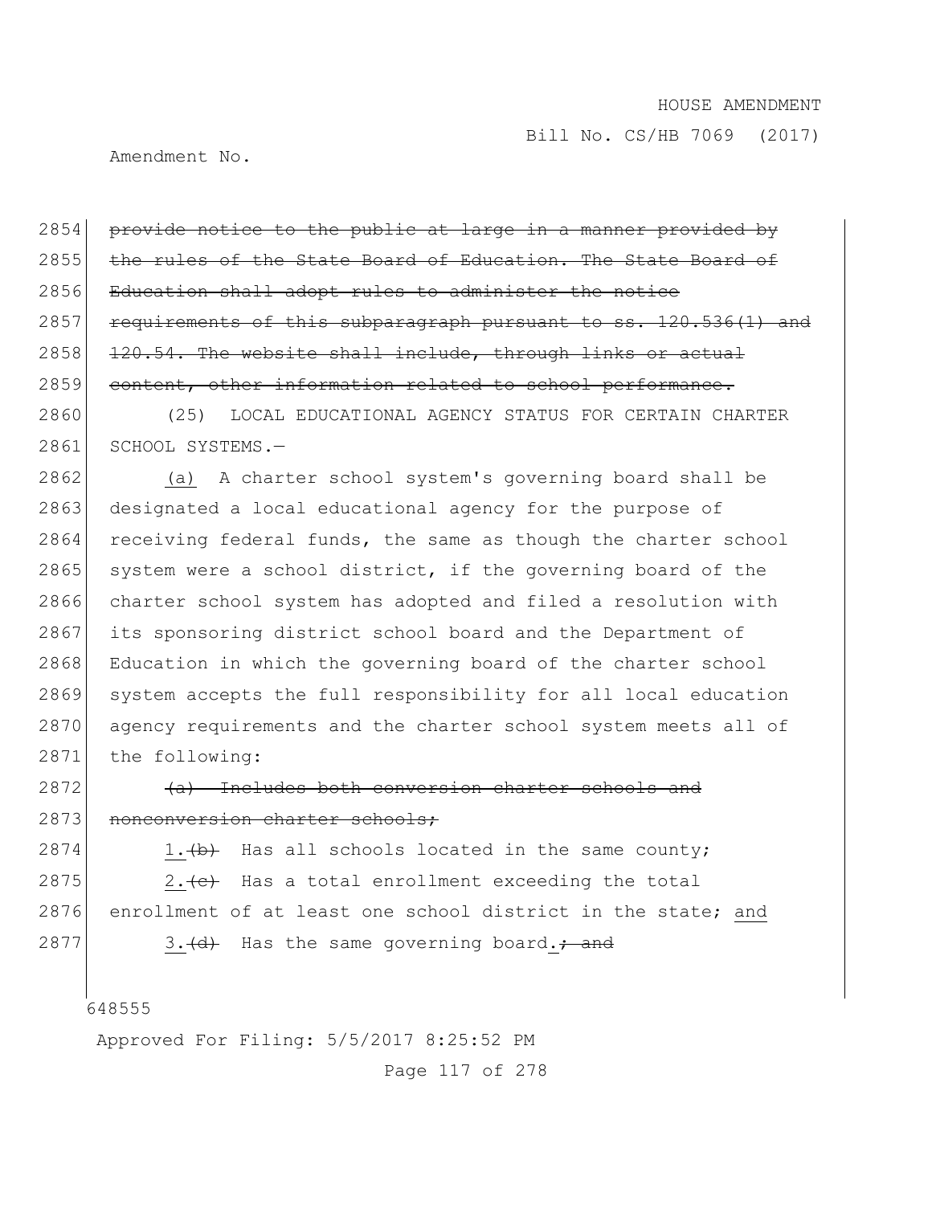2854 ~~provide notice to the public at large in a manner provided by~~
2855 ~~the rules of the State Board of Education. The State Board of~~
2856 ~~Education shall adopt rules to administer the notice~~
2857 ~~requirements of this subparagraph pursuant to ss. 120.536(1) and~~
2858 ~~120.54. The website shall include, through links or actual~~
2859 ~~content, other information related to school performance.~~

2860 (25) LOCAL EDUCATIONAL AGENCY STATUS FOR CERTAIN CHARTER
2861 SCHOOL SYSTEMS.—

2862 <u>(a)</u> A charter school system's governing board shall be
2863 designated a local educational agency for the purpose of
2864 receiving federal funds, the same as though the charter school
2865 system were a school district, if the governing board of the
2866 charter school system has adopted and filed a resolution with
2867 its sponsoring district school board and the Department of
2868 Education in which the governing board of the charter school
2869 system accepts the full responsibility for all local education
2870 agency requirements and the charter school system meets all of
2871 the following:

2872 ~~(a) Includes both conversion charter schools and~~
2873 ~~nonconversion charter schools;~~

2874 <u>1.</u>~~(b)~~ Has all schools located in the same county;

2875 <u>2.</u>~~(c)~~ Has a total enrollment exceeding the total
2876 enrollment of at least one school district in the state; <u>and</u>

2877 <u>3.</u>~~(d)~~ Has the same governing board<u>.</u>~~; and~~

648555

Approved For Filing: 5/5/2017 8:25:52 PM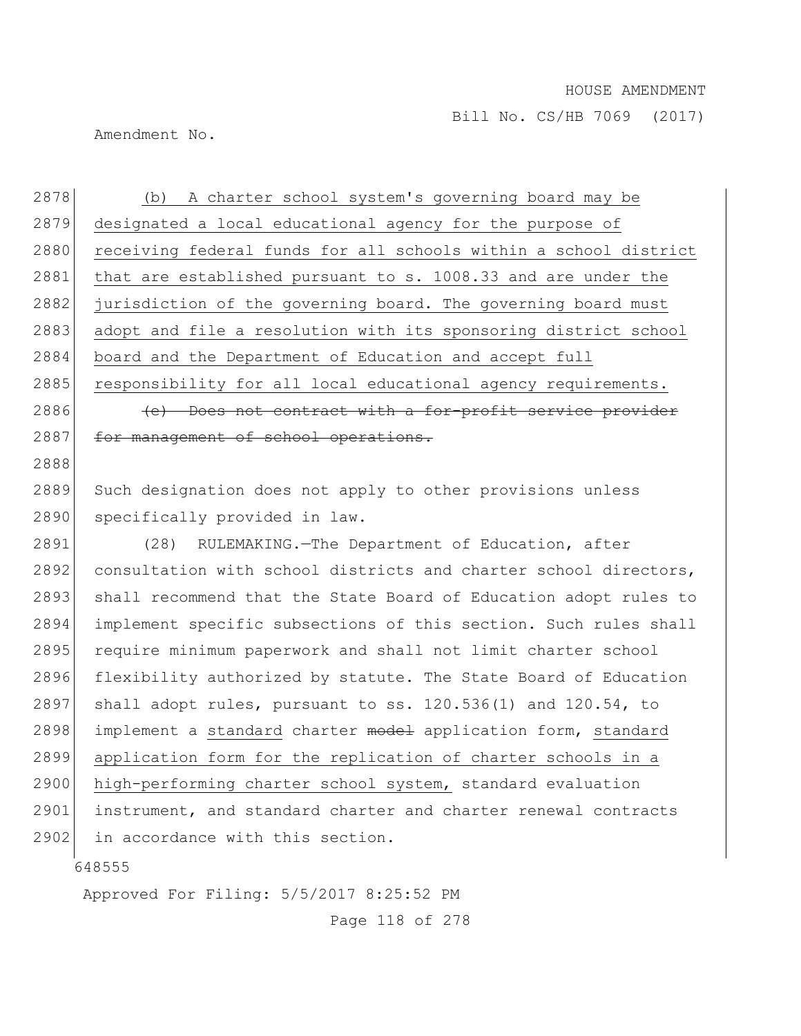2878 (b) A charter school system's governing board may be
2879 designated a local educational agency for the purpose of
2880 receiving federal funds for all schools within a school district
2881 that are established pursuant to s. 1008.33 and are under the
2882 jurisdiction of the governing board. The governing board must
2883 adopt and file a resolution with its sponsoring district school
2884 board and the Department of Education and accept full
2885 responsibility for all local educational agency requirements.
2886 ~~(c) Does not contract with a for-profit service provider~~
2887 ~~for management of school operations.~~
2888
2889 Such designation does not apply to other provisions unless
2890 specifically provided in law.
2891 (28) RULEMAKING.—The Department of Education, after
2892 consultation with school districts and charter school directors,
2893 shall recommend that the State Board of Education adopt rules to
2894 implement specific subsections of this section. Such rules shall
2895 require minimum paperwork and shall not limit charter school
2896 flexibility authorized by statute. The State Board of Education
2897 shall adopt rules, pursuant to ss. 120.536(1) and 120.54, to
2898 implement a standard charter ~~model~~ application form, standard
2899 application form for the replication of charter schools in a
2900 high-performing charter school system, standard evaluation
2901 instrument, and standard charter and charter renewal contracts
2902 in accordance with this section.

648555

Approved For Filing: 5/5/2017 8:25:52 PM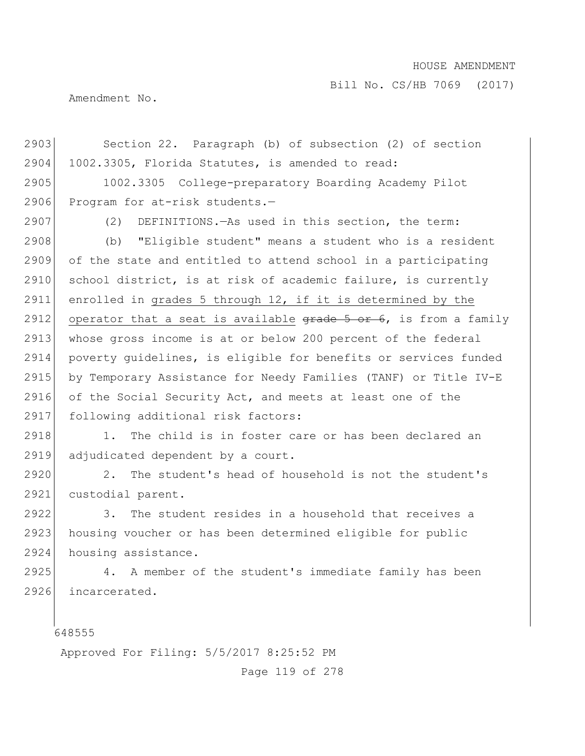Section 22. Paragraph (b) of subsection (2) of section 1002.3305, Florida Statutes, is amended to read:

1002.3305 College-preparatory Boarding Academy Pilot Program for at-risk students.—

(2) DEFINITIONS.—As used in this section, the term:

(b) "Eligible student" means a student who is a resident of the state and entitled to attend school in a participating school district, is at risk of academic failure, is currently enrolled in <u>grades 5 through 12, if it is determined by the operator that a seat is available</u> ~~grade 5 or 6~~, is from a family whose gross income is at or below 200 percent of the federal poverty guidelines, is eligible for benefits or services funded by Temporary Assistance for Needy Families (TANF) or Title IV-E of the Social Security Act, and meets at least one of the following additional risk factors:

1. The child is in foster care or has been declared an adjudicated dependent by a court.

2. The student's head of household is not the student's custodial parent.

3. The student resides in a household that receives a housing voucher or has been determined eligible for public housing assistance.

4. A member of the student's immediate family has been incarcerated.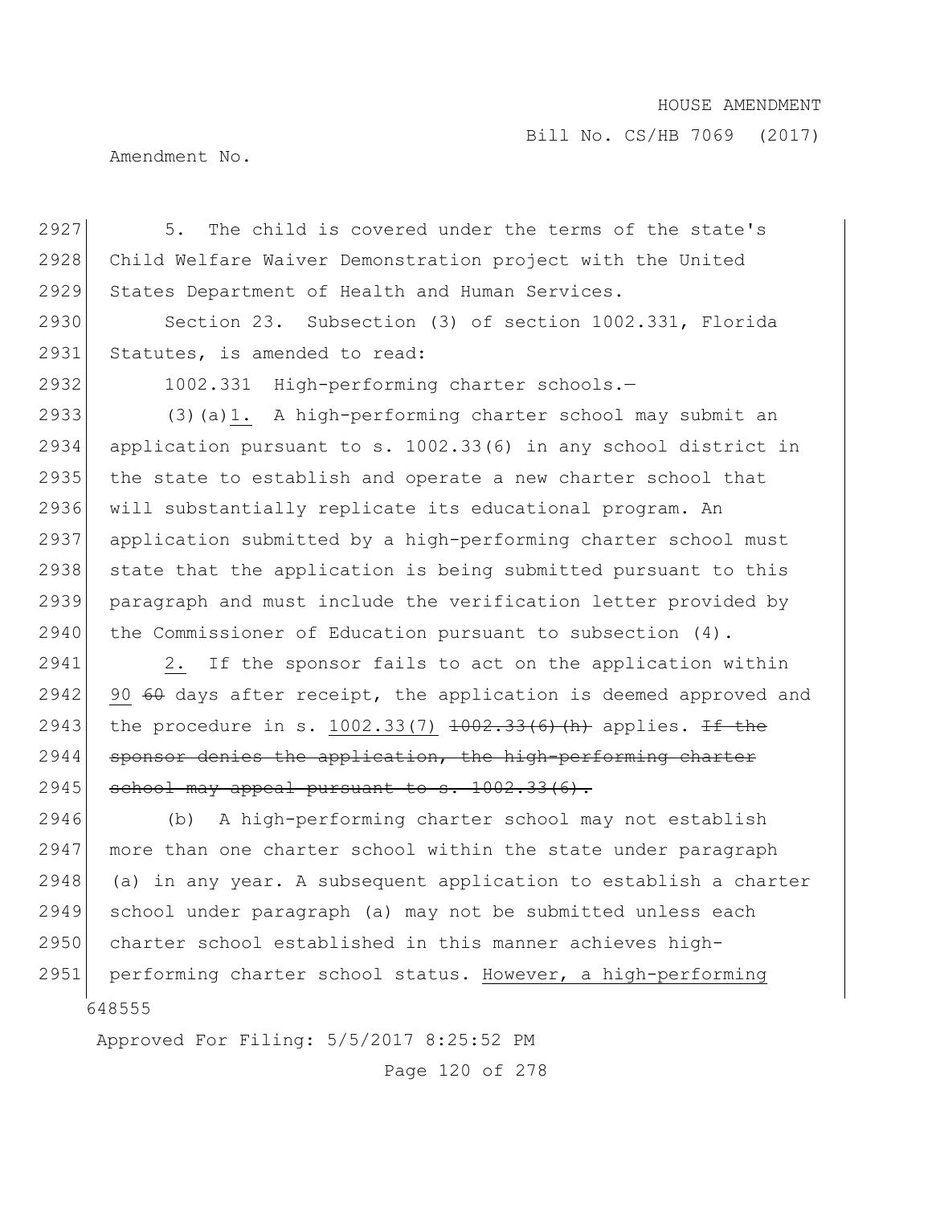5. The child is covered under the terms of the state's Child Welfare Waiver Demonstration project with the United States Department of Health and Human Services.

Section 23. Subsection (3) of section 1002.331, Florida Statutes, is amended to read:

1002.331 High-performing charter schools.—

(3)(a)1. A high-performing charter school may submit an application pursuant to s. 1002.33(6) in any school district in the state to establish and operate a new charter school that will substantially replicate its educational program. An application submitted by a high-performing charter school must state that the application is being submitted pursuant to this paragraph and must include the verification letter provided by the Commissioner of Education pursuant to subsection (4).

2. If the sponsor fails to act on the application within 90 ~~60~~ days after receipt, the application is deemed approved and the procedure in s. 1002.33(7) ~~1002.33(6)(h)~~ applies. ~~If the sponsor denies the application, the high-performing charter school may appeal pursuant to s. 1002.33(6).~~

(b) A high-performing charter school may not establish more than one charter school within the state under paragraph (a) in any year. A subsequent application to establish a charter school under paragraph (a) may not be submitted unless each charter school established in this manner achieves high-performing charter school status. However, a high-performing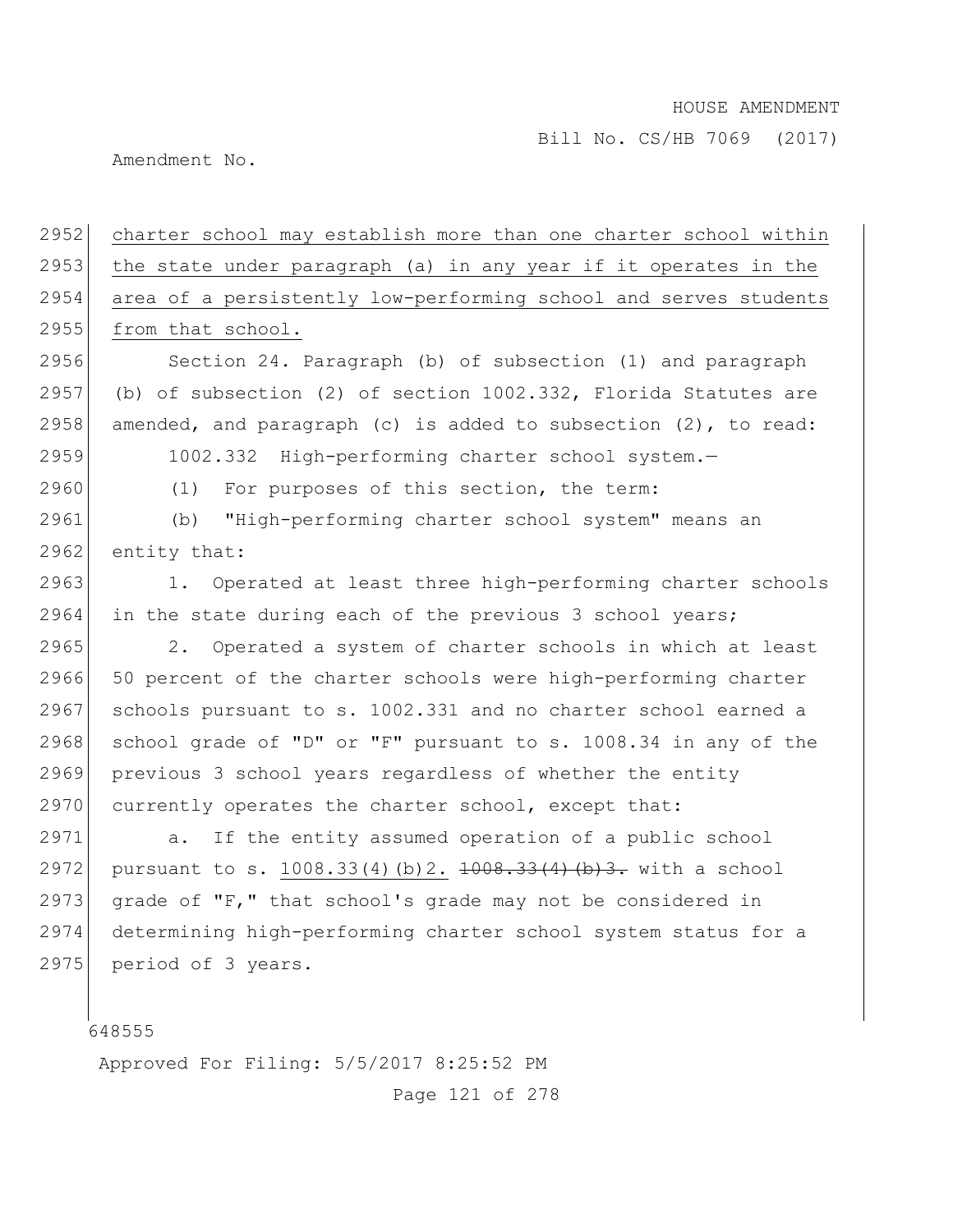charter school may establish more than one charter school within the state under paragraph (a) in any year if it operates in the area of a persistently low-performing school and serves students from that school.

Section 24. Paragraph (b) of subsection (1) and paragraph (b) of subsection (2) of section 1002.332, Florida Statutes are amended, and paragraph (c) is added to subsection (2), to read:

1002.332 High-performing charter school system.—

(1) For purposes of this section, the term:

(b) "High-performing charter school system" means an entity that:

1. Operated at least three high-performing charter schools in the state during each of the previous 3 school years;

2. Operated a system of charter schools in which at least 50 percent of the charter schools were high-performing charter schools pursuant to s. 1002.331 and no charter school earned a school grade of "D" or "F" pursuant to s. 1008.34 in any of the previous 3 school years regardless of whether the entity currently operates the charter school, except that:

a. If the entity assumed operation of a public school pursuant to s. 1008.33(4)(b)2. ~~1008.33(4)(b)3.~~ with a school grade of "F," that school's grade may not be considered in determining high-performing charter school system status for a period of 3 years.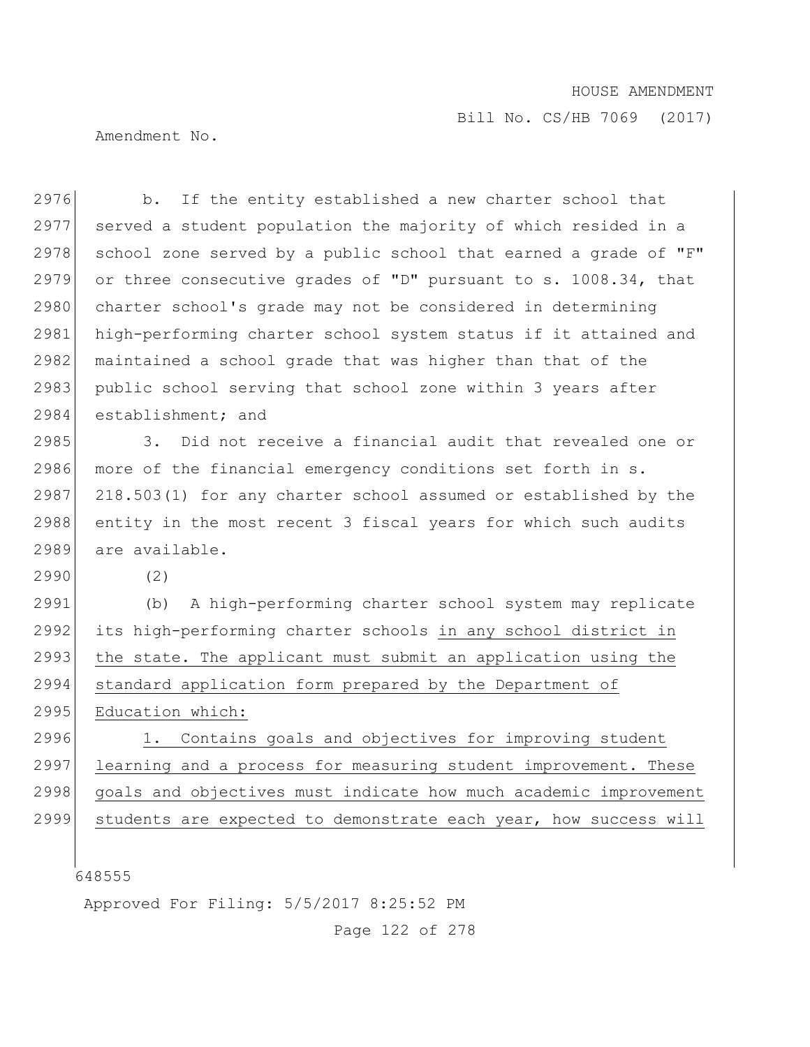b. If the entity established a new charter school that served a student population the majority of which resided in a school zone served by a public school that earned a grade of "F" or three consecutive grades of "D" pursuant to s. 1008.34, that charter school's grade may not be considered in determining high-performing charter school system status if it attained and maintained a school grade that was higher than that of the public school serving that school zone within 3 years after establishment; and

3. Did not receive a financial audit that revealed one or more of the financial emergency conditions set forth in s. 218.503(1) for any charter school assumed or established by the entity in the most recent 3 fiscal years for which such audits are available.

(2)

(b) A high-performing charter school system may replicate its high-performing charter schools <u>in any school district in the state. The applicant must submit an application using the standard application form prepared by the Department of Education which:</u>

<u>1. Contains goals and objectives for improving student learning and a process for measuring student improvement. These goals and objectives must indicate how much academic improvement students are expected to demonstrate each year, how success will</u>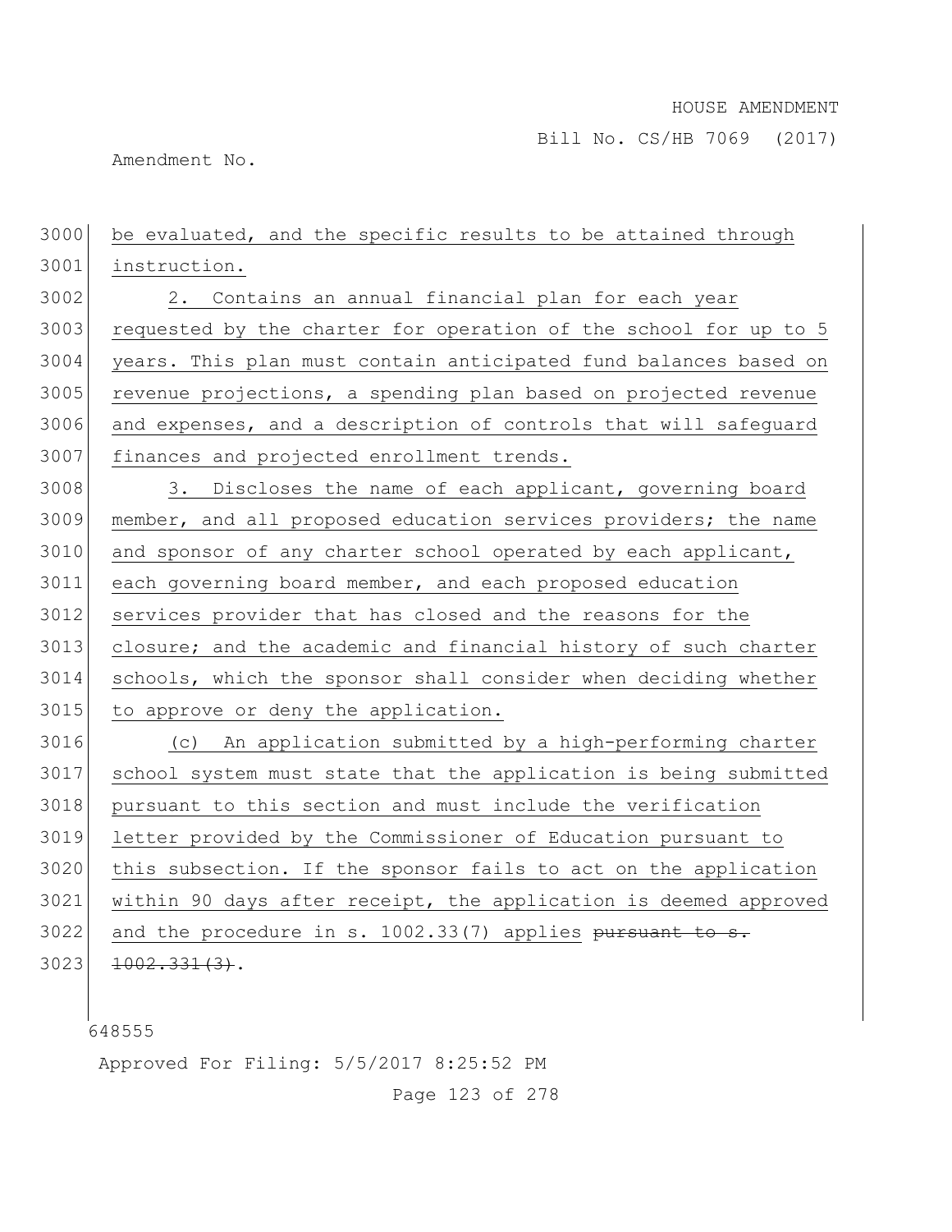be evaluated, and the specific results to be attained through instruction.

2. Contains an annual financial plan for each year requested by the charter for operation of the school for up to 5 years. This plan must contain anticipated fund balances based on revenue projections, a spending plan based on projected revenue and expenses, and a description of controls that will safeguard finances and projected enrollment trends.

3. Discloses the name of each applicant, governing board member, and all proposed education services providers; the name and sponsor of any charter school operated by each applicant, each governing board member, and each proposed education services provider that has closed and the reasons for the closure; and the academic and financial history of such charter schools, which the sponsor shall consider when deciding whether to approve or deny the application.

(c) An application submitted by a high-performing charter school system must state that the application is being submitted pursuant to this section and must include the verification letter provided by the Commissioner of Education pursuant to this subsection. If the sponsor fails to act on the application within 90 days after receipt, the application is deemed approved and the procedure in s. 1002.33(7) applies ~~pursuant to s. 1002.331(3)~~.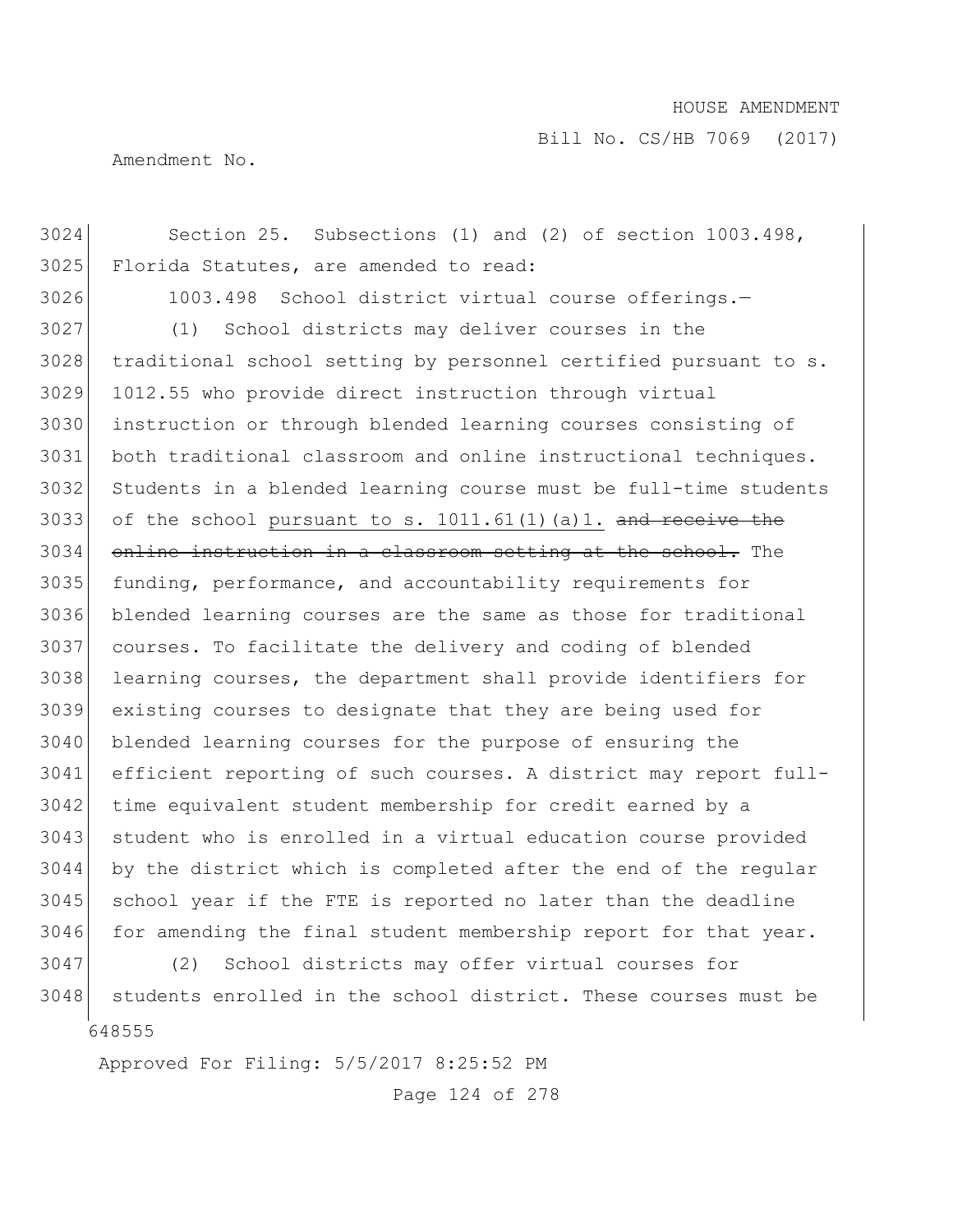Section 25. Subsections (1) and (2) of section 1003.498, Florida Statutes, are amended to read:

1003.498 School district virtual course offerings.—

(1) School districts may deliver courses in the traditional school setting by personnel certified pursuant to s. 1012.55 who provide direct instruction through virtual instruction or through blended learning courses consisting of both traditional classroom and online instructional techniques. Students in a blended learning course must be full-time students of the school <u>pursuant to s. 1011.61(1)(a)1.</u> ~~and receive the online instruction in a classroom setting at the school.~~ The funding, performance, and accountability requirements for blended learning courses are the same as those for traditional courses. To facilitate the delivery and coding of blended learning courses, the department shall provide identifiers for existing courses to designate that they are being used for blended learning courses for the purpose of ensuring the efficient reporting of such courses. A district may report full-time equivalent student membership for credit earned by a student who is enrolled in a virtual education course provided by the district which is completed after the end of the regular school year if the FTE is reported no later than the deadline for amending the final student membership report for that year.

(2) School districts may offer virtual courses for students enrolled in the school district. These courses must be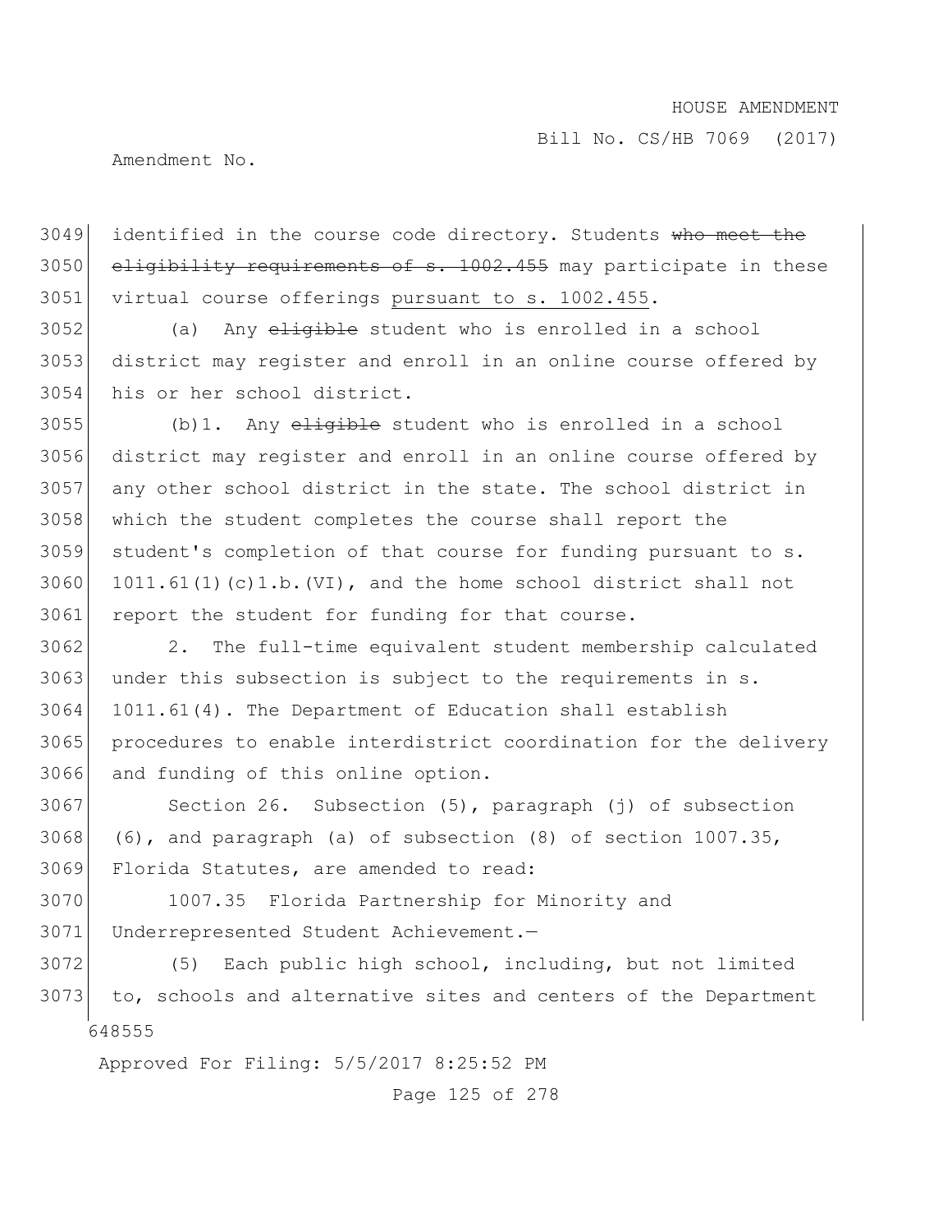identified in the course code directory. Students ~~who meet the eligibility requirements of s. 1002.455~~ may participate in these virtual course offerings pursuant to s. 1002.455.

(a) Any ~~eligible~~ student who is enrolled in a school district may register and enroll in an online course offered by his or her school district.

(b)1. Any ~~eligible~~ student who is enrolled in a school district may register and enroll in an online course offered by any other school district in the state. The school district in which the student completes the course shall report the student's completion of that course for funding pursuant to s. 1011.61(1)(c)1.b.(VI), and the home school district shall not report the student for funding for that course.

2. The full-time equivalent student membership calculated under this subsection is subject to the requirements in s. 1011.61(4). The Department of Education shall establish procedures to enable interdistrict coordination for the delivery and funding of this online option.

Section 26. Subsection (5), paragraph (j) of subsection (6), and paragraph (a) of subsection (8) of section 1007.35, Florida Statutes, are amended to read:

1007.35 Florida Partnership for Minority and Underrepresented Student Achievement.—

(5) Each public high school, including, but not limited to, schools and alternative sites and centers of the Department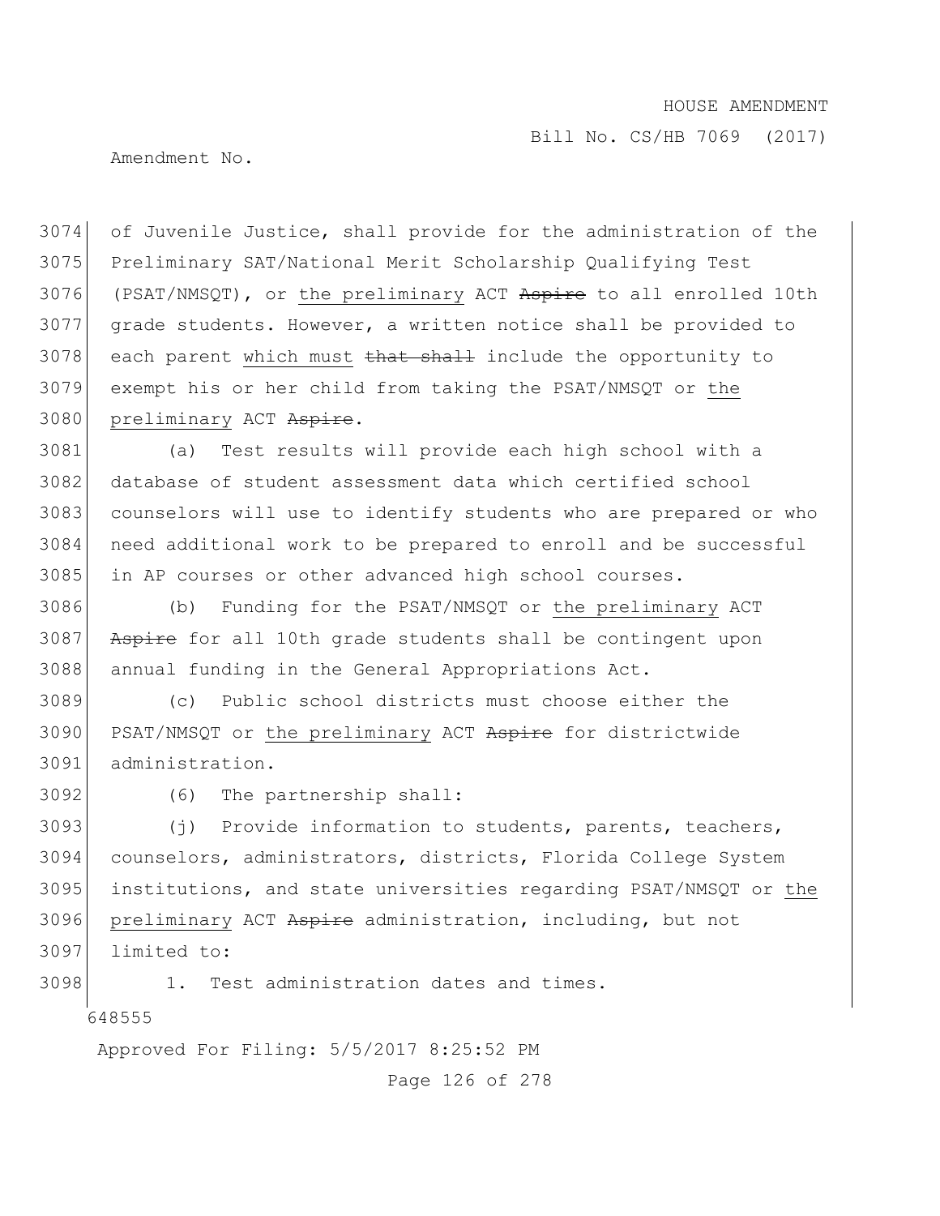of Juvenile Justice, shall provide for the administration of the Preliminary SAT/National Merit Scholarship Qualifying Test (PSAT/NMSQT), or <u>the preliminary</u> ACT ~~Aspire~~ to all enrolled 10th grade students. However, a written notice shall be provided to each parent <u>which must</u> ~~that shall~~ include the opportunity to exempt his or her child from taking the PSAT/NMSQT or <u>the preliminary</u> ACT ~~Aspire~~.

(a) Test results will provide each high school with a database of student assessment data which certified school counselors will use to identify students who are prepared or who need additional work to be prepared to enroll and be successful in AP courses or other advanced high school courses.

(b) Funding for the PSAT/NMSQT or <u>the preliminary</u> ACT ~~Aspire~~ for all 10th grade students shall be contingent upon annual funding in the General Appropriations Act.

(c) Public school districts must choose either the PSAT/NMSQT or <u>the preliminary</u> ACT ~~Aspire~~ for districtwide administration.

(6) The partnership shall:

(j) Provide information to students, parents, teachers, counselors, administrators, districts, Florida College System institutions, and state universities regarding PSAT/NMSQT or <u>the preliminary</u> ACT ~~Aspire~~ administration, including, but not limited to:

1. Test administration dates and times.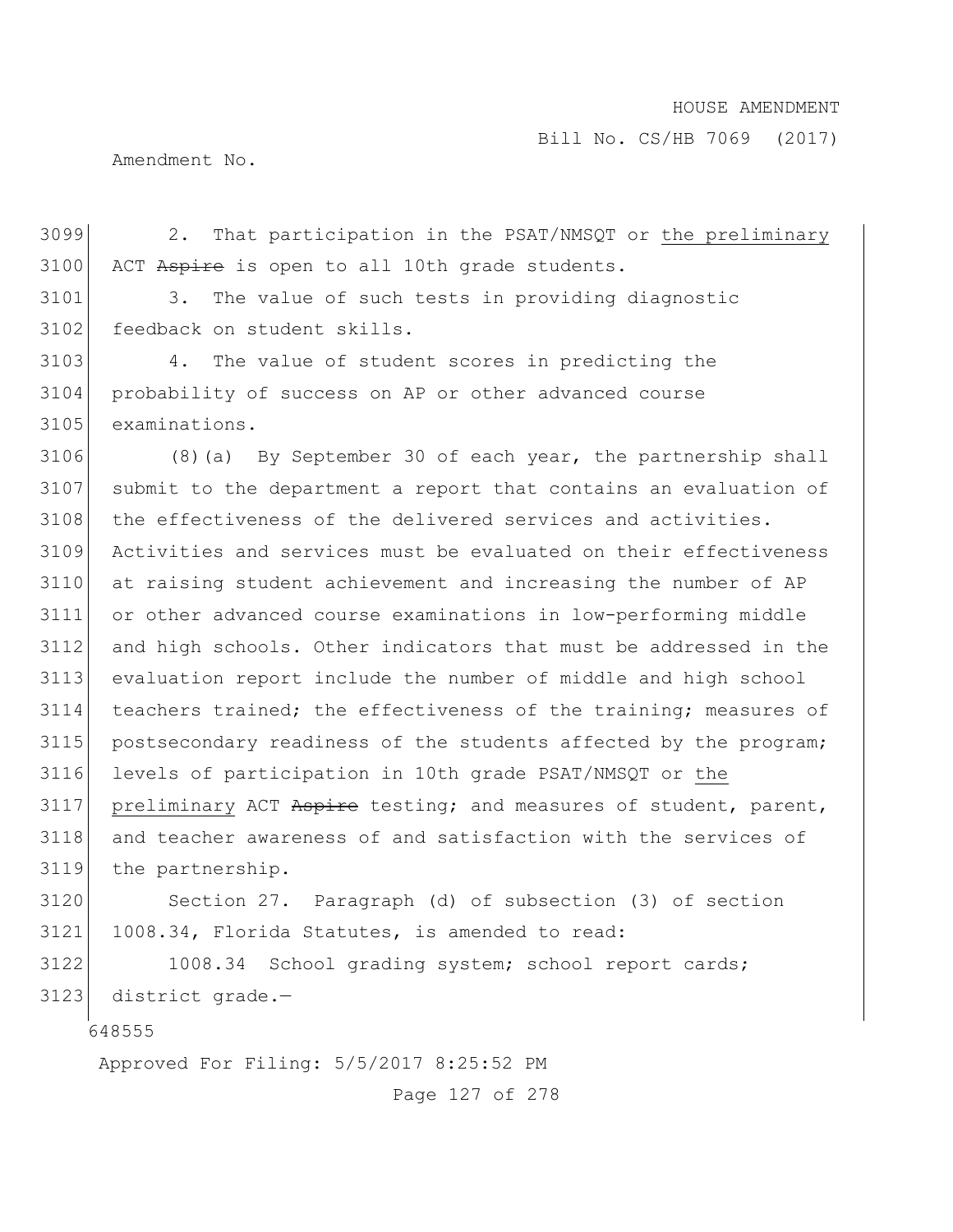2. That participation in the PSAT/NMSQT or the preliminary ACT ~~Aspire~~ is open to all 10th grade students.

3. The value of such tests in providing diagnostic feedback on student skills.

4. The value of student scores in predicting the probability of success on AP or other advanced course examinations.

(8)(a) By September 30 of each year, the partnership shall submit to the department a report that contains an evaluation of the effectiveness of the delivered services and activities. Activities and services must be evaluated on their effectiveness at raising student achievement and increasing the number of AP or other advanced course examinations in low-performing middle and high schools. Other indicators that must be addressed in the evaluation report include the number of middle and high school teachers trained; the effectiveness of the training; measures of postsecondary readiness of the students affected by the program; levels of participation in 10th grade PSAT/NMSQT or the preliminary ACT ~~Aspire~~ testing; and measures of student, parent, and teacher awareness of and satisfaction with the services of the partnership.

Section 27. Paragraph (d) of subsection (3) of section 1008.34, Florida Statutes, is amended to read:

1008.34 School grading system; school report cards; district grade.—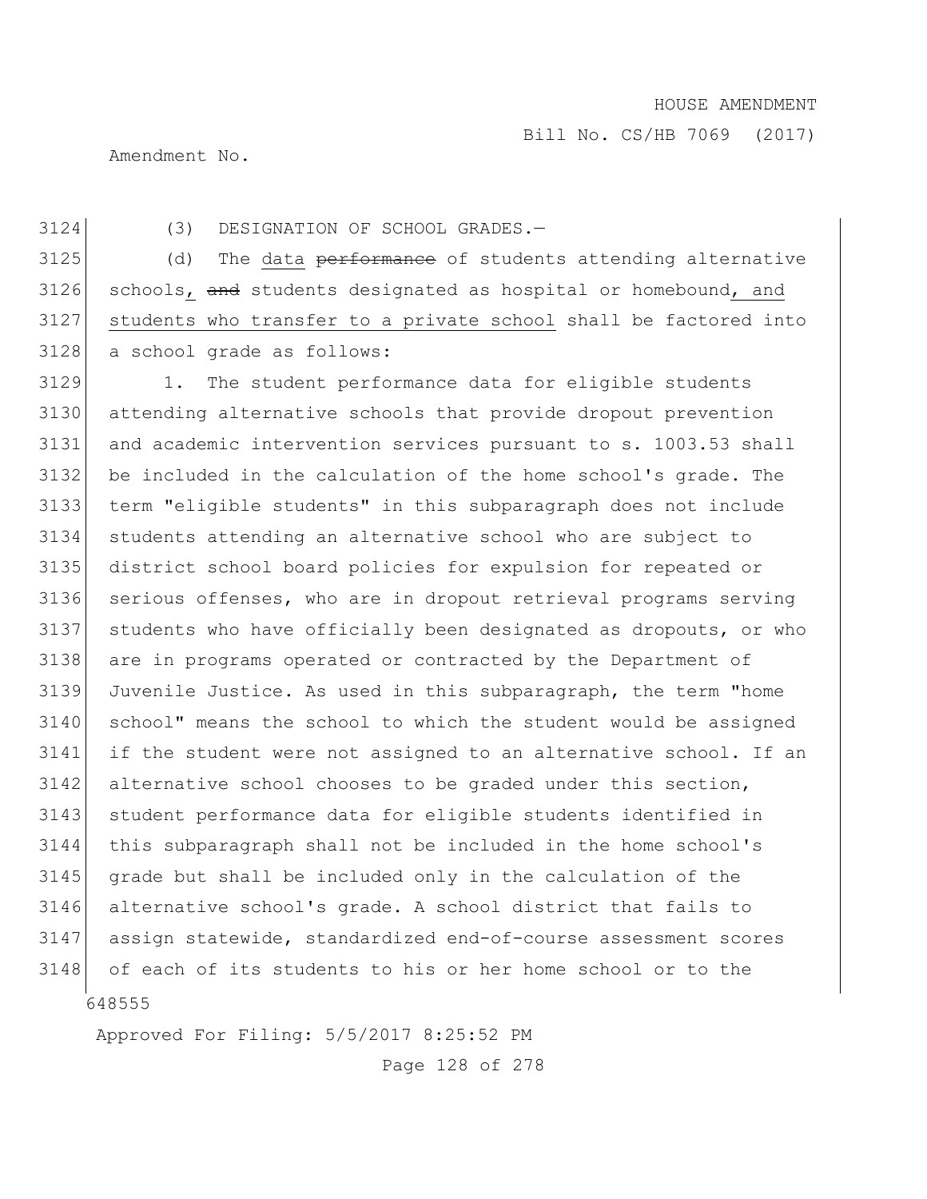(3) DESIGNATION OF SCHOOL GRADES.—

(d) The data ~~performance~~ of students attending alternative schools, ~~and~~ students designated as hospital or homebound, and students who transfer to a private school shall be factored into a school grade as follows:

1. The student performance data for eligible students attending alternative schools that provide dropout prevention and academic intervention services pursuant to s. 1003.53 shall be included in the calculation of the home school's grade. The term "eligible students" in this subparagraph does not include students attending an alternative school who are subject to district school board policies for expulsion for repeated or serious offenses, who are in dropout retrieval programs serving students who have officially been designated as dropouts, or who are in programs operated or contracted by the Department of Juvenile Justice. As used in this subparagraph, the term "home school" means the school to which the student would be assigned if the student were not assigned to an alternative school. If an alternative school chooses to be graded under this section, student performance data for eligible students identified in this subparagraph shall not be included in the home school's grade but shall be included only in the calculation of the alternative school's grade. A school district that fails to assign statewide, standardized end-of-course assessment scores of each of its students to his or her home school or to the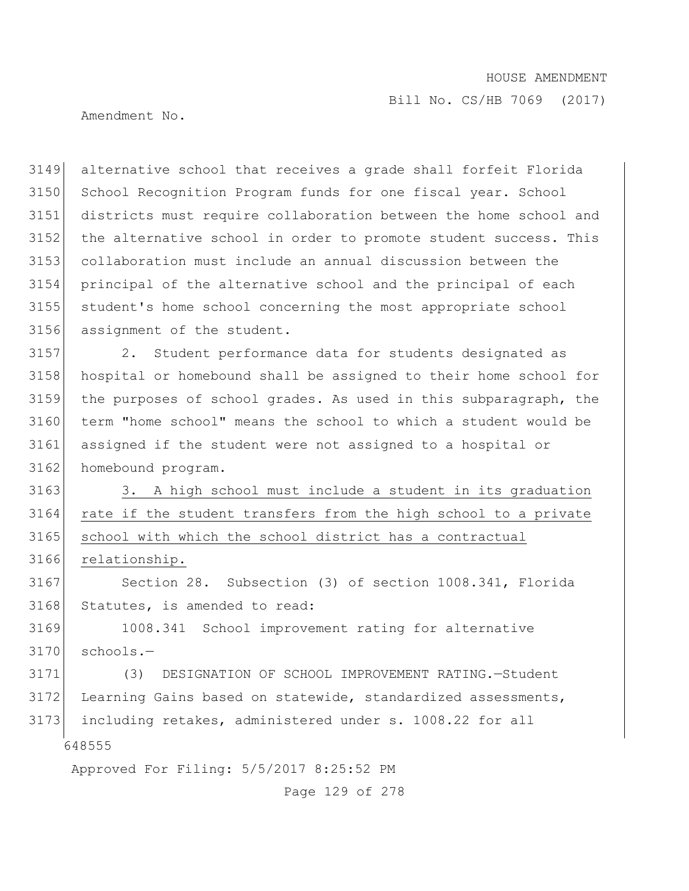alternative school that receives a grade shall forfeit Florida School Recognition Program funds for one fiscal year. School districts must require collaboration between the home school and the alternative school in order to promote student success. This collaboration must include an annual discussion between the principal of the alternative school and the principal of each student's home school concerning the most appropriate school assignment of the student.

2. Student performance data for students designated as hospital or homebound shall be assigned to their home school for the purposes of school grades. As used in this subparagraph, the term "home school" means the school to which a student would be assigned if the student were not assigned to a hospital or homebound program.

3. A high school must include a student in its graduation rate if the student transfers from the high school to a private school with which the school district has a contractual relationship.

Section 28. Subsection (3) of section 1008.341, Florida Statutes, is amended to read:

1008.341 School improvement rating for alternative schools.—

(3) DESIGNATION OF SCHOOL IMPROVEMENT RATING.—Student Learning Gains based on statewide, standardized assessments, including retakes, administered under s. 1008.22 for all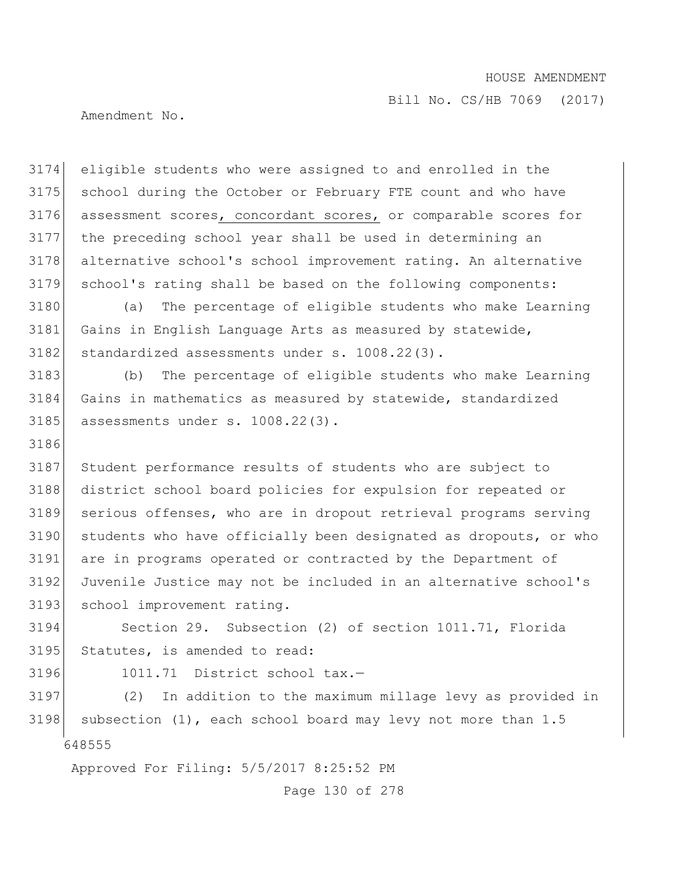eligible students who were assigned to and enrolled in the school during the October or February FTE count and who have assessment scores, concordant scores, or comparable scores for the preceding school year shall be used in determining an alternative school's school improvement rating. An alternative school's rating shall be based on the following components:

(a) The percentage of eligible students who make Learning Gains in English Language Arts as measured by statewide, standardized assessments under s. 1008.22(3).

(b) The percentage of eligible students who make Learning Gains in mathematics as measured by statewide, standardized assessments under s. 1008.22(3).

Student performance results of students who are subject to district school board policies for expulsion for repeated or serious offenses, who are in dropout retrieval programs serving students who have officially been designated as dropouts, or who are in programs operated or contracted by the Department of Juvenile Justice may not be included in an alternative school's school improvement rating.

Section 29. Subsection (2) of section 1011.71, Florida Statutes, is amended to read:

1011.71 District school tax.—

(2) In addition to the maximum millage levy as provided in subsection (1), each school board may levy not more than 1.5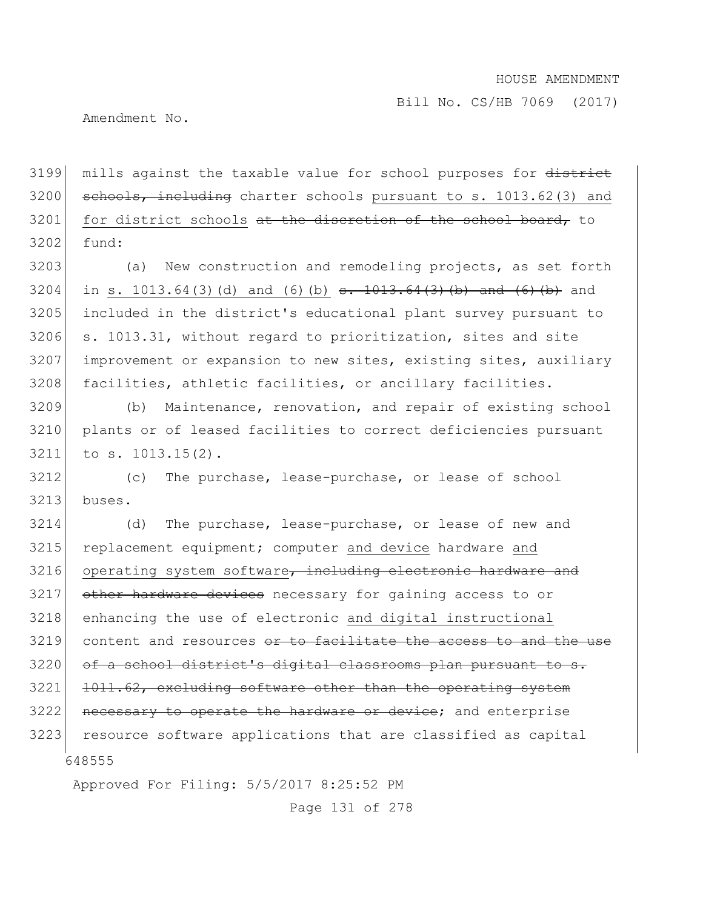3199 mills against the taxable value for school purposes for ~~district~~
3200 ~~schools, including~~ charter schools pursuant to s. 1013.62(3) and
3201 for district schools ~~at the discretion of the school board,~~ to
3202 fund:

3203 (a) New construction and remodeling projects, as set forth
3204 in s. 1013.64(3)(d) and (6)(b) ~~s. 1013.64(3)(b) and (6)(b)~~ and
3205 included in the district's educational plant survey pursuant to
3206 s. 1013.31, without regard to prioritization, sites and site
3207 improvement or expansion to new sites, existing sites, auxiliary
3208 facilities, athletic facilities, or ancillary facilities.

3209 (b) Maintenance, renovation, and repair of existing school
3210 plants or of leased facilities to correct deficiencies pursuant
3211 to s. 1013.15(2).

3212 (c) The purchase, lease-purchase, or lease of school
3213 buses.

3214 (d) The purchase, lease-purchase, or lease of new and
3215 replacement equipment; computer and device hardware and
3216 operating system software~~, including electronic hardware and~~
3217 ~~other hardware devices~~ necessary for gaining access to or
3218 enhancing the use of electronic and digital instructional
3219 content and resources ~~or to facilitate the access to and the use~~
3220 ~~of a school district's digital classrooms plan pursuant to s.~~
3221 ~~1011.62, excluding software other than the operating system~~
3222 ~~necessary to operate the hardware or device~~; and enterprise
3223 resource software applications that are classified as capital

648555

Approved For Filing: 5/5/2017 8:25:52 PM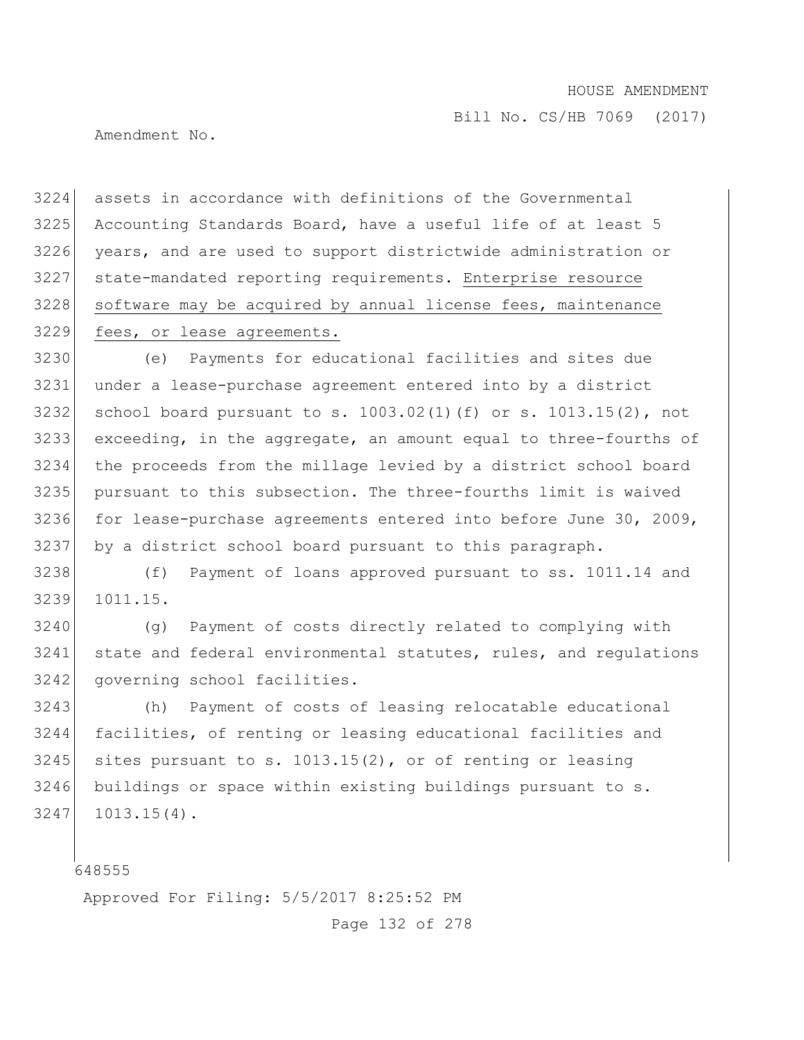assets in accordance with definitions of the Governmental Accounting Standards Board, have a useful life of at least 5 years, and are used to support districtwide administration or state-mandated reporting requirements. Enterprise resource software may be acquired by annual license fees, maintenance fees, or lease agreements.

(e) Payments for educational facilities and sites due under a lease-purchase agreement entered into by a district school board pursuant to s. 1003.02(1)(f) or s. 1013.15(2), not exceeding, in the aggregate, an amount equal to three-fourths of the proceeds from the millage levied by a district school board pursuant to this subsection. The three-fourths limit is waived for lease-purchase agreements entered into before June 30, 2009, by a district school board pursuant to this paragraph.

(f) Payment of loans approved pursuant to ss. 1011.14 and 1011.15.

(g) Payment of costs directly related to complying with state and federal environmental statutes, rules, and regulations governing school facilities.

(h) Payment of costs of leasing relocatable educational facilities, of renting or leasing educational facilities and sites pursuant to s. 1013.15(2), or of renting or leasing buildings or space within existing buildings pursuant to s. 1013.15(4).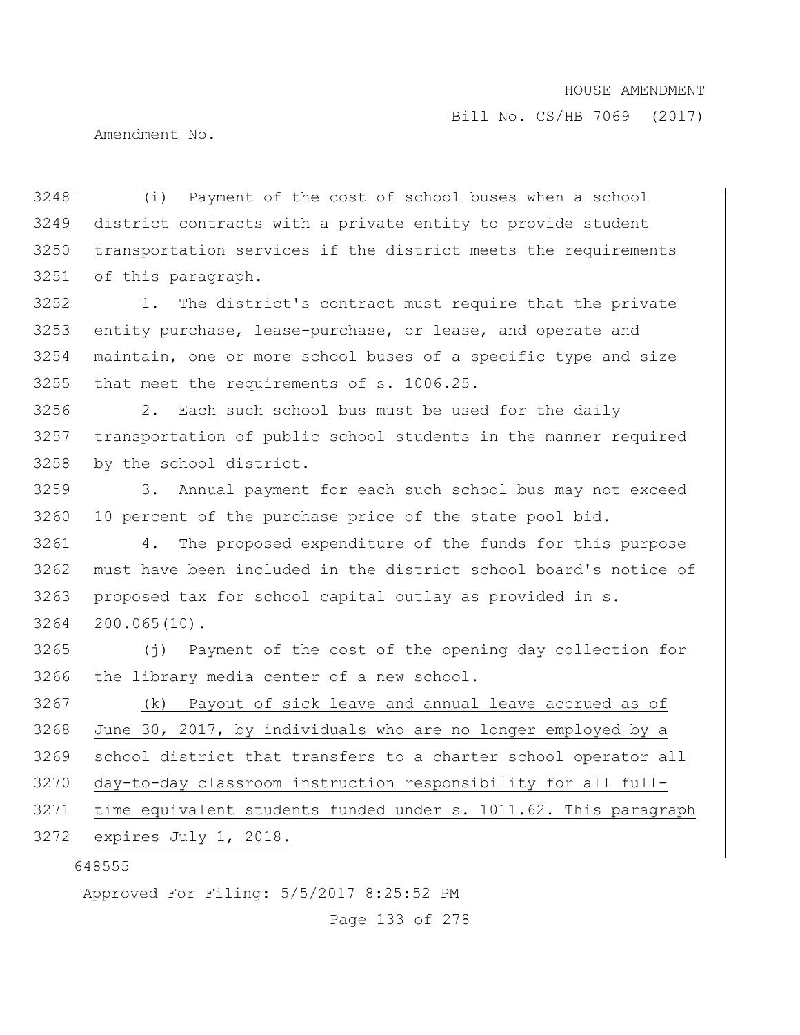(i) Payment of the cost of school buses when a school district contracts with a private entity to provide student transportation services if the district meets the requirements of this paragraph.

1. The district's contract must require that the private entity purchase, lease-purchase, or lease, and operate and maintain, one or more school buses of a specific type and size that meet the requirements of s. 1006.25.

2. Each such school bus must be used for the daily transportation of public school students in the manner required by the school district.

3. Annual payment for each such school bus may not exceed 10 percent of the purchase price of the state pool bid.

4. The proposed expenditure of the funds for this purpose must have been included in the district school board's notice of proposed tax for school capital outlay as provided in s. 200.065(10).

(j) Payment of the cost of the opening day collection for the library media center of a new school.

<u>(k) Payout of sick leave and annual leave accrued as of June 30, 2017, by individuals who are no longer employed by a school district that transfers to a charter school operator all day-to-day classroom instruction responsibility for all full-time equivalent students funded under s. 1011.62. This paragraph expires July 1, 2018.</u>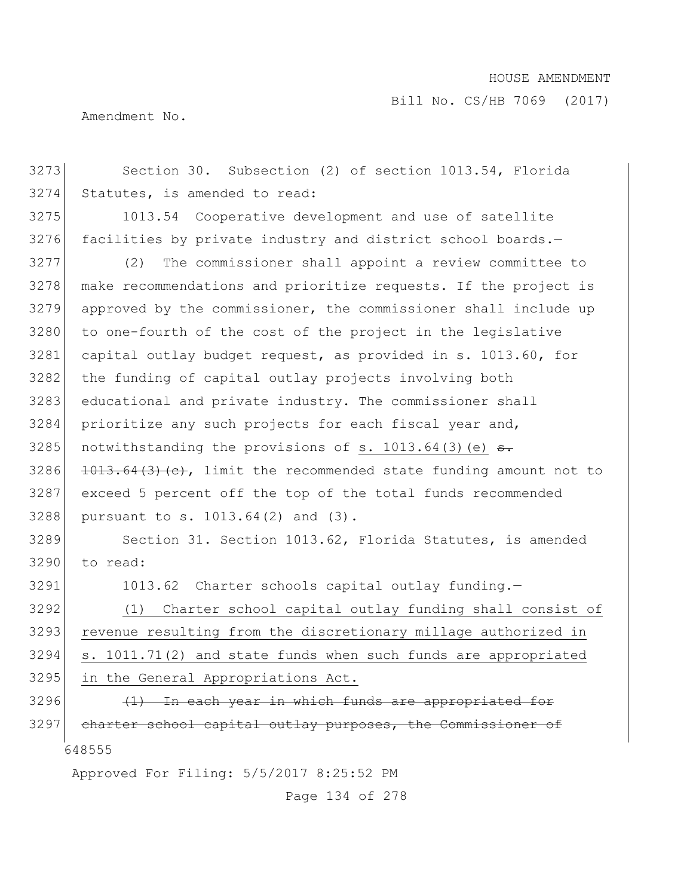Section 30. Subsection (2) of section 1013.54, Florida Statutes, is amended to read:

1013.54 Cooperative development and use of satellite facilities by private industry and district school boards.—

(2) The commissioner shall appoint a review committee to make recommendations and prioritize requests. If the project is approved by the commissioner, the commissioner shall include up to one-fourth of the cost of the project in the legislative capital outlay budget request, as provided in s. 1013.60, for the funding of capital outlay projects involving both educational and private industry. The commissioner shall prioritize any such projects for each fiscal year and, notwithstanding the provisions of <u>s. 1013.64(3)(e)</u> ~~s. 1013.64(3)(c)~~, limit the recommended state funding amount not to exceed 5 percent off the top of the total funds recommended pursuant to s. 1013.64(2) and (3).

Section 31. Section 1013.62, Florida Statutes, is amended to read:

1013.62 Charter schools capital outlay funding.—

<u>(1) Charter school capital outlay funding shall consist of revenue resulting from the discretionary millage authorized in s. 1011.71(2) and state funds when such funds are appropriated in the General Appropriations Act.</u>

~~(1) In each year in which funds are appropriated for charter school capital outlay purposes, the Commissioner of~~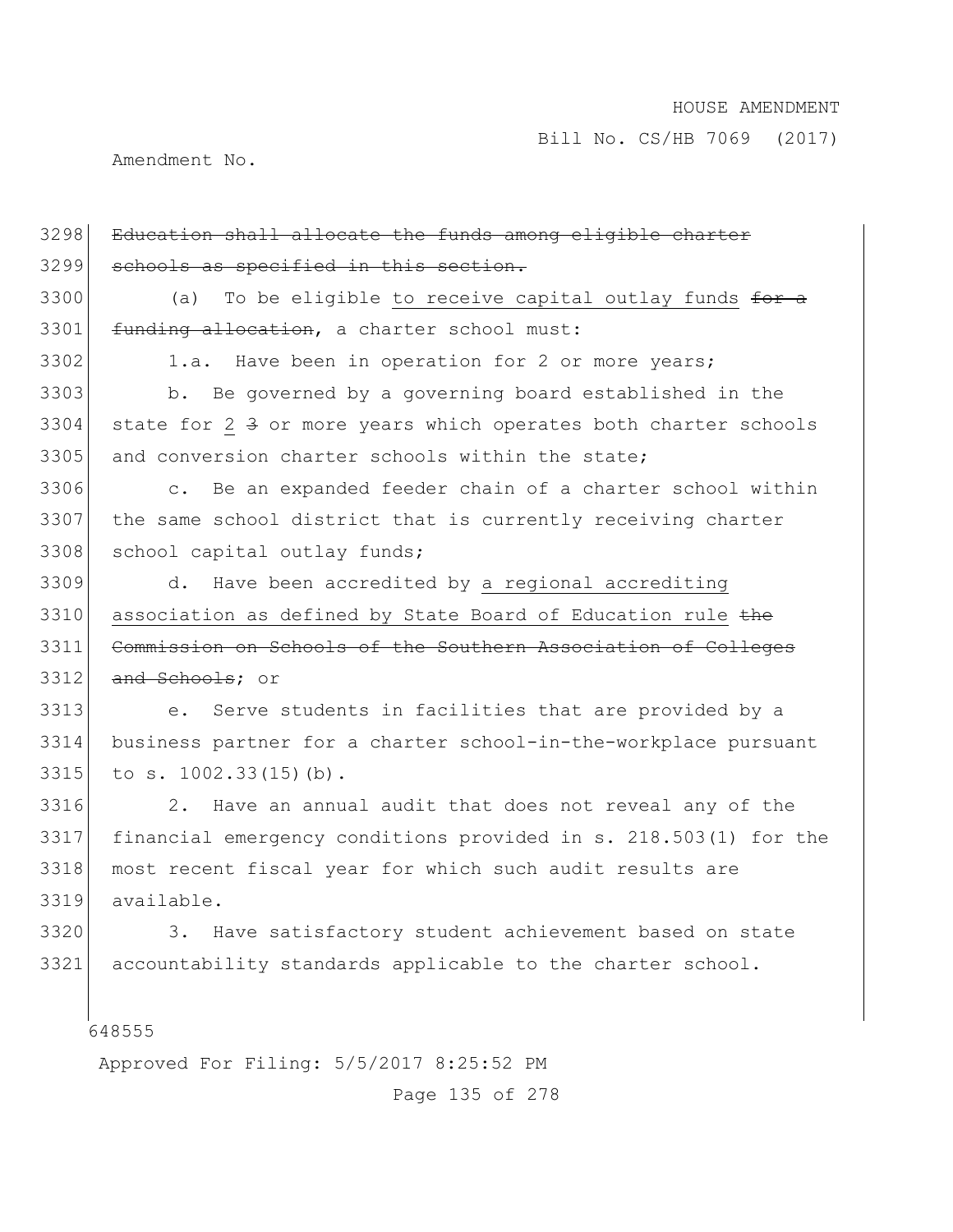~~Education shall allocate the funds among eligible charter schools as specified in this section.~~

(a) To be eligible <u>to receive capital outlay funds</u> ~~for a funding allocation~~, a charter school must:

1.a. Have been in operation for 2 or more years;

b. Be governed by a governing board established in the state for <u>2</u> ~~3~~ or more years which operates both charter schools and conversion charter schools within the state;

c. Be an expanded feeder chain of a charter school within the same school district that is currently receiving charter school capital outlay funds;

d. Have been accredited by <u>a regional accrediting association as defined by State Board of Education rule</u> ~~the Commission on Schools of the Southern Association of Colleges and Schools~~; or

e. Serve students in facilities that are provided by a business partner for a charter school-in-the-workplace pursuant to s. 1002.33(15)(b).

2. Have an annual audit that does not reveal any of the financial emergency conditions provided in s. 218.503(1) for the most recent fiscal year for which such audit results are available.

3. Have satisfactory student achievement based on state accountability standards applicable to the charter school.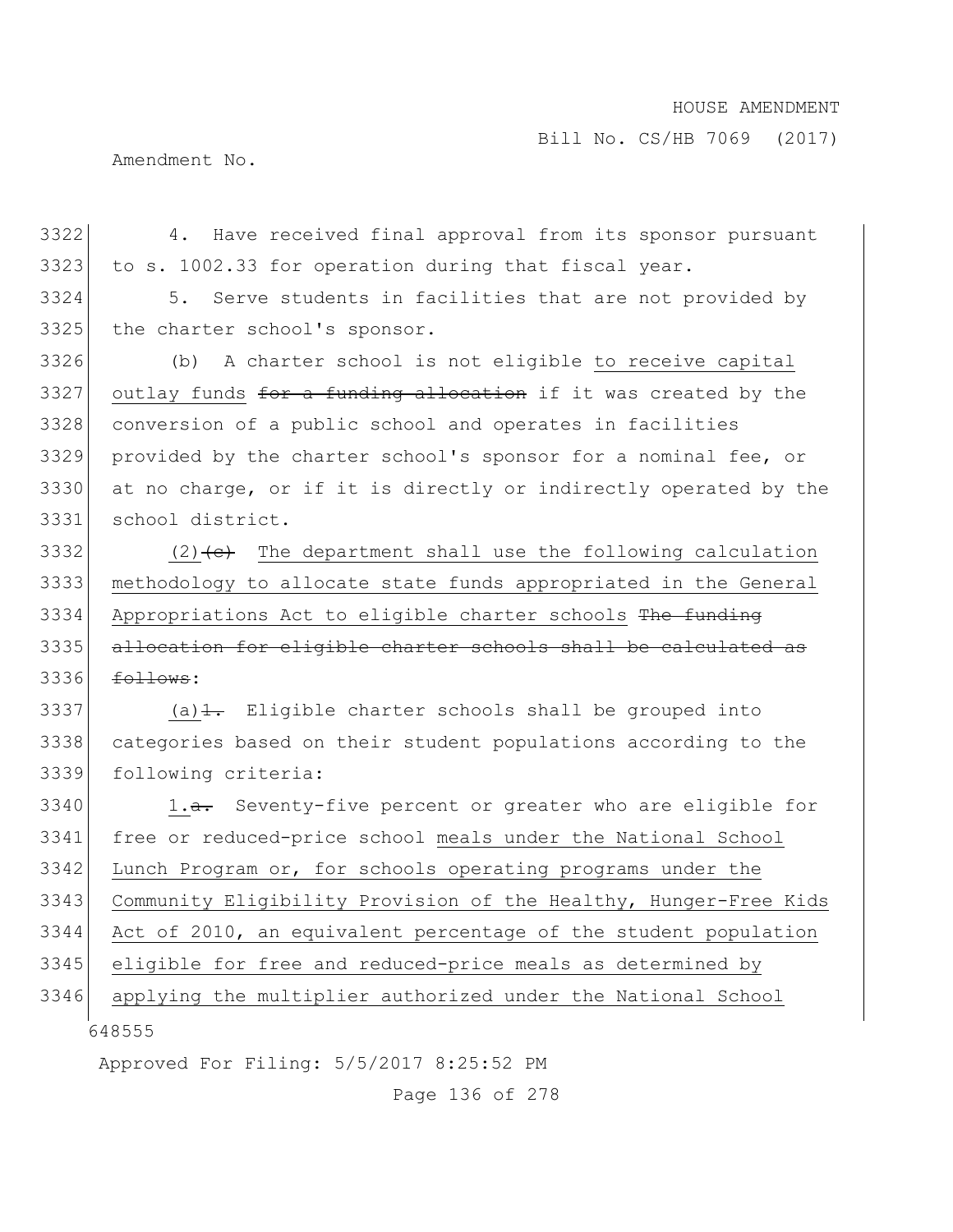3322 4. Have received final approval from its sponsor pursuant
3323 to s. 1002.33 for operation during that fiscal year.

3324 5. Serve students in facilities that are not provided by
3325 the charter school's sponsor.

3326 (b) A charter school is not eligible <u>to receive capital</u>
3327 <u>outlay funds</u> ~~for a funding allocation~~ if it was created by the
3328 conversion of a public school and operates in facilities
3329 provided by the charter school's sponsor for a nominal fee, or
3330 at no charge, or if it is directly or indirectly operated by the
3331 school district.

3332 <u>(2)</u>~~(c)~~ <u>The department shall use the following calculation</u>
3333 <u>methodology to allocate state funds appropriated in the General</u>
3334 <u>Appropriations Act to eligible charter schools</u> ~~The funding~~
3335 ~~allocation for eligible charter schools shall be calculated as~~
3336 ~~follows~~:

3337 <u>(a)</u>~~1.~~ Eligible charter schools shall be grouped into
3338 categories based on their student populations according to the
3339 following criteria:

3340 <u>1.</u>~~a.~~ Seventy-five percent or greater who are eligible for
3341 free or reduced-price school <u>meals under the National School</u>
3342 <u>Lunch Program or, for schools operating programs under the</u>
3343 <u>Community Eligibility Provision of the Healthy, Hunger-Free Kids</u>
3344 <u>Act of 2010, an equivalent percentage of the student population</u>
3345 <u>eligible for free and reduced-price meals as determined by</u>
3346 <u>applying the multiplier authorized under the National School</u>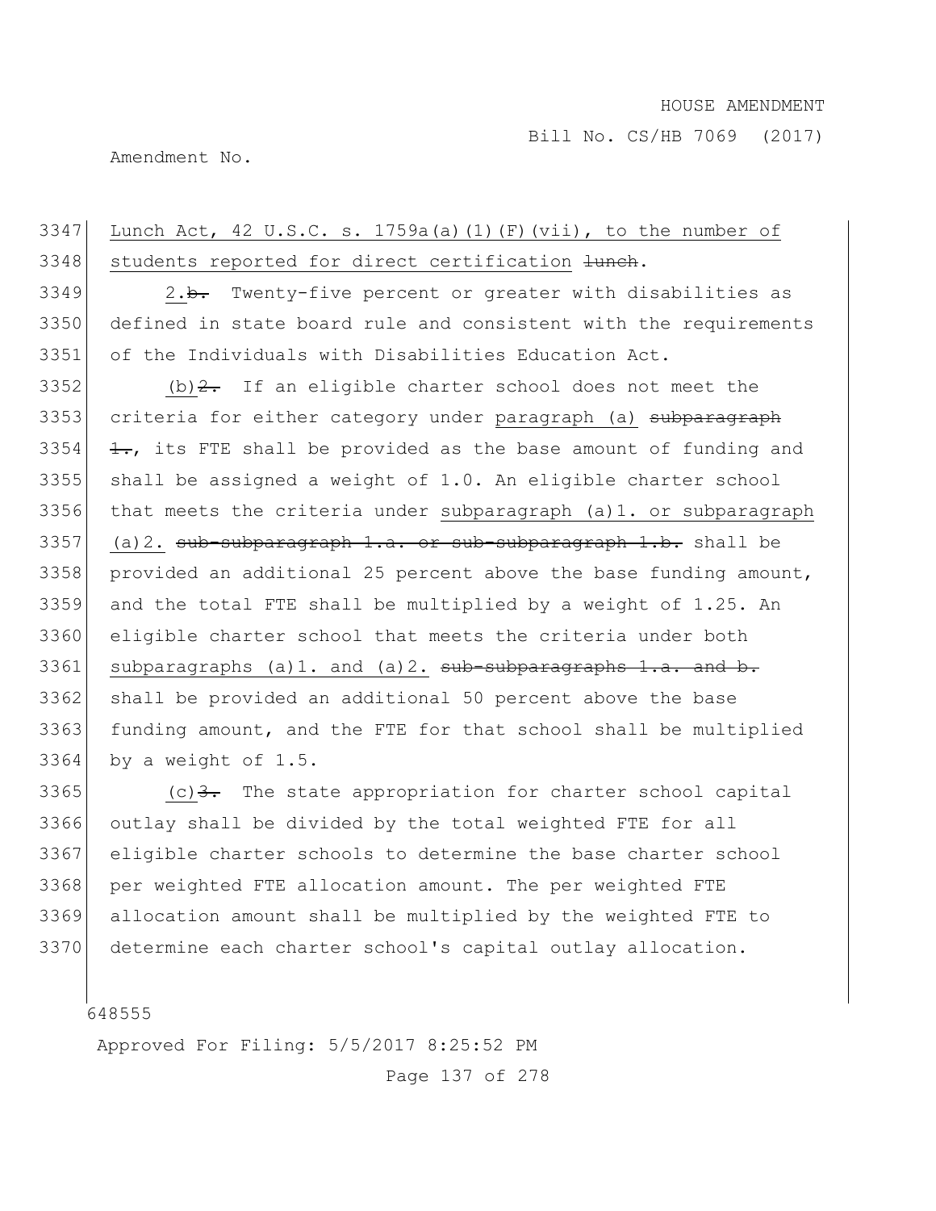Lunch Act, 42 U.S.C. s. 1759a(a)(1)(F)(vii), to the number of students reported for direct certification ~~lunch~~.

2.~~b.~~ Twenty-five percent or greater with disabilities as defined in state board rule and consistent with the requirements of the Individuals with Disabilities Education Act.

(b)~~2.~~ If an eligible charter school does not meet the criteria for either category under paragraph (a) ~~subparagraph 1.~~, its FTE shall be provided as the base amount of funding and shall be assigned a weight of 1.0. An eligible charter school that meets the criteria under subparagraph (a)1. or subparagraph (a)2. ~~sub-subparagraph 1.a. or sub-subparagraph 1.b.~~ shall be provided an additional 25 percent above the base funding amount, and the total FTE shall be multiplied by a weight of 1.25. An eligible charter school that meets the criteria under both subparagraphs (a)1. and (a)2. ~~sub-subparagraphs 1.a. and b.~~ shall be provided an additional 50 percent above the base funding amount, and the FTE for that school shall be multiplied by a weight of 1.5.

(c)~~3.~~ The state appropriation for charter school capital outlay shall be divided by the total weighted FTE for all eligible charter schools to determine the base charter school per weighted FTE allocation amount. The per weighted FTE allocation amount shall be multiplied by the weighted FTE to determine each charter school's capital outlay allocation.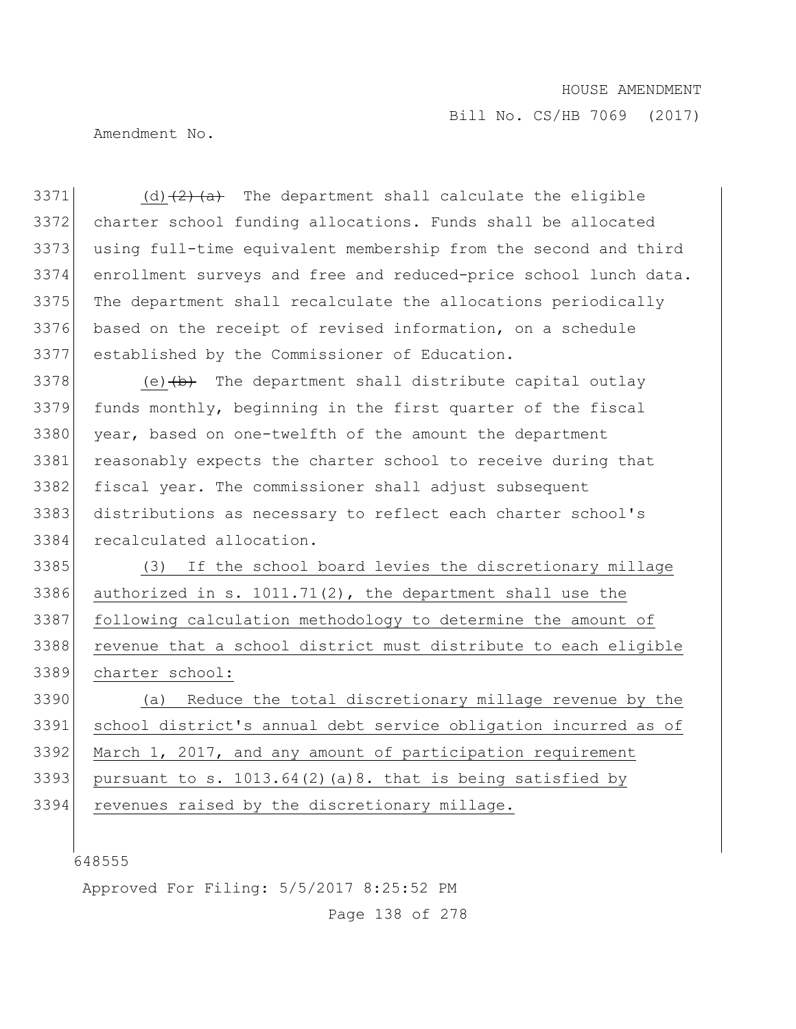3371 (d) ~~(2)(a)~~ The department shall calculate the eligible
3372 charter school funding allocations. Funds shall be allocated
3373 using full-time equivalent membership from the second and third
3374 enrollment surveys and free and reduced-price school lunch data.
3375 The department shall recalculate the allocations periodically
3376 based on the receipt of revised information, on a schedule
3377 established by the Commissioner of Education.

3378 (e) ~~(b)~~ The department shall distribute capital outlay
3379 funds monthly, beginning in the first quarter of the fiscal
3380 year, based on one-twelfth of the amount the department
3381 reasonably expects the charter school to receive during that
3382 fiscal year. The commissioner shall adjust subsequent
3383 distributions as necessary to reflect each charter school's
3384 recalculated allocation.

3385 <u>(3) If the school board levies the discretionary millage</u>
3386 <u>authorized in s. 1011.71(2), the department shall use the</u>
3387 <u>following calculation methodology to determine the amount of</u>
3388 <u>revenue that a school district must distribute to each eligible</u>
3389 <u>charter school:</u>

3390 <u>(a) Reduce the total discretionary millage revenue by the</u>
3391 <u>school district's annual debt service obligation incurred as of</u>
3392 <u>March 1, 2017, and any amount of participation requirement</u>
3393 <u>pursuant to s. 1013.64(2)(a)8. that is being satisfied by</u>
3394 <u>revenues raised by the discretionary millage.</u>

648555

Approved For Filing: 5/5/2017 8:25:52 PM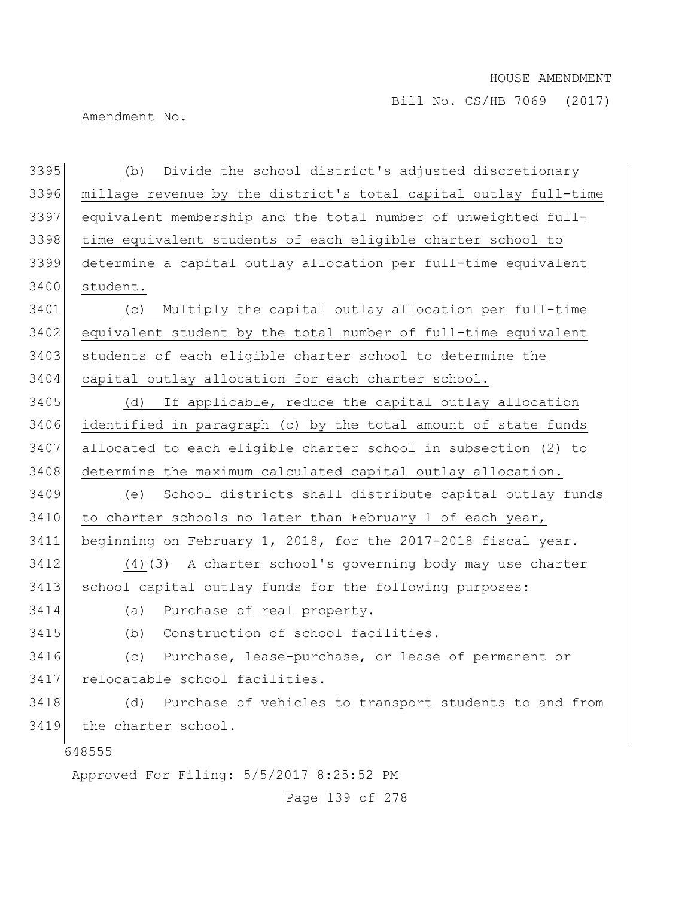(b) Divide the school district's adjusted discretionary millage revenue by the district's total capital outlay full-time equivalent membership and the total number of unweighted full-time equivalent students of each eligible charter school to determine a capital outlay allocation per full-time equivalent student.

(c) Multiply the capital outlay allocation per full-time equivalent student by the total number of full-time equivalent students of each eligible charter school to determine the capital outlay allocation for each charter school.

(d) If applicable, reduce the capital outlay allocation identified in paragraph (c) by the total amount of state funds allocated to each eligible charter school in subsection (2) to determine the maximum calculated capital outlay allocation.

(e) School districts shall distribute capital outlay funds to charter schools no later than February 1 of each year, beginning on February 1, 2018, for the 2017-2018 fiscal year.

(4) ~~(3)~~ A charter school's governing body may use charter school capital outlay funds for the following purposes:

(a) Purchase of real property.

(b) Construction of school facilities.

(c) Purchase, lease-purchase, or lease of permanent or relocatable school facilities.

(d) Purchase of vehicles to transport students to and from the charter school.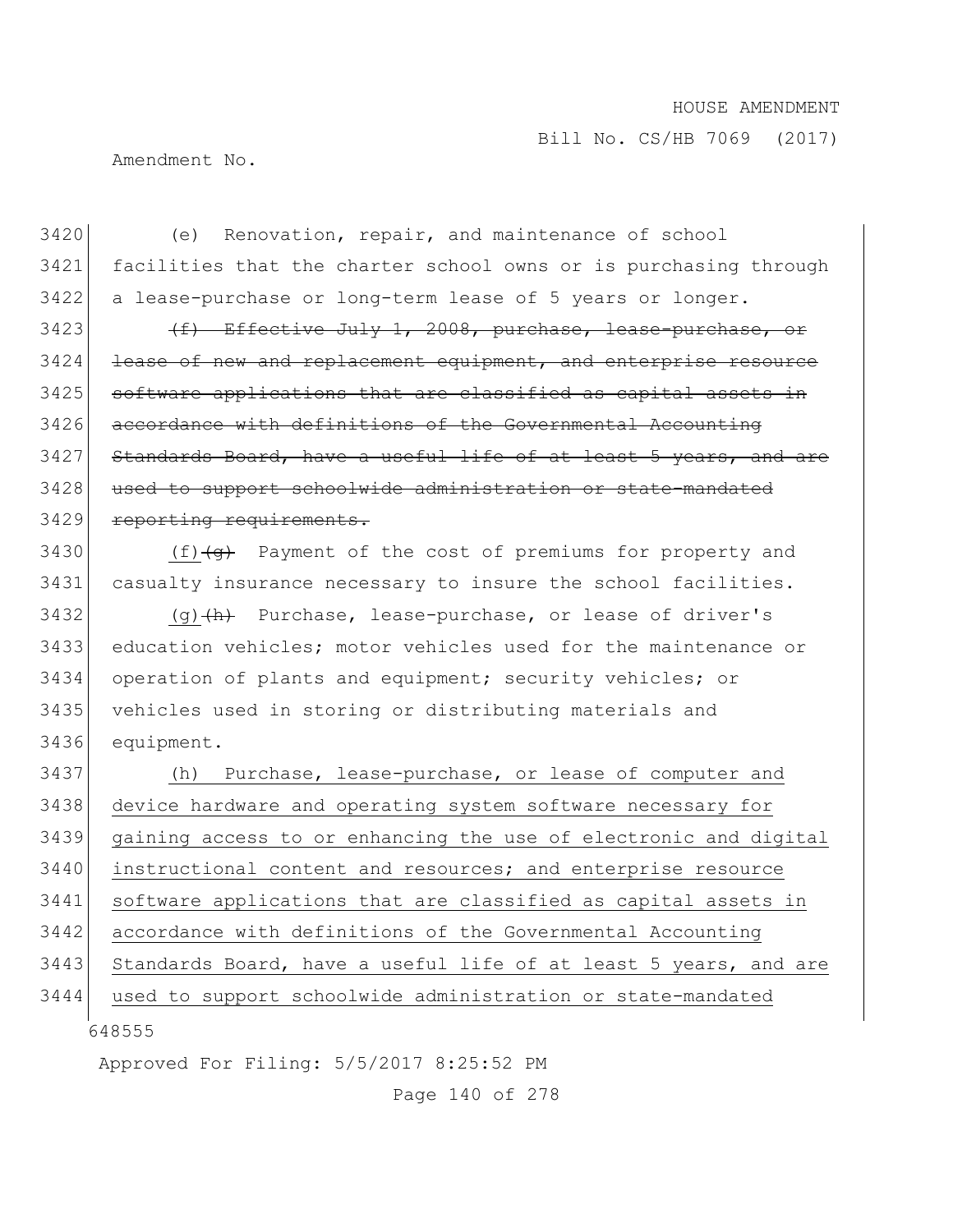(e) Renovation, repair, and maintenance of school facilities that the charter school owns or is purchasing through a lease-purchase or long-term lease of 5 years or longer.

~~(f) Effective July 1, 2008, purchase, lease-purchase, or lease of new and replacement equipment, and enterprise resource software applications that are classified as capital assets in accordance with definitions of the Governmental Accounting Standards Board, have a useful life of at least 5 years, and are used to support schoolwide administration or state-mandated reporting requirements.~~

<u>(f)</u>~~(g)~~ Payment of the cost of premiums for property and casualty insurance necessary to insure the school facilities.

<u>(g)</u>~~(h)~~ Purchase, lease-purchase, or lease of driver's education vehicles; motor vehicles used for the maintenance or operation of plants and equipment; security vehicles; or vehicles used in storing or distributing materials and equipment.

<u>(h) Purchase, lease-purchase, or lease of computer and device hardware and operating system software necessary for gaining access to or enhancing the use of electronic and digital instructional content and resources; and enterprise resource software applications that are classified as capital assets in accordance with definitions of the Governmental Accounting Standards Board, have a useful life of at least 5 years, and are used to support schoolwide administration or state-mandated</u>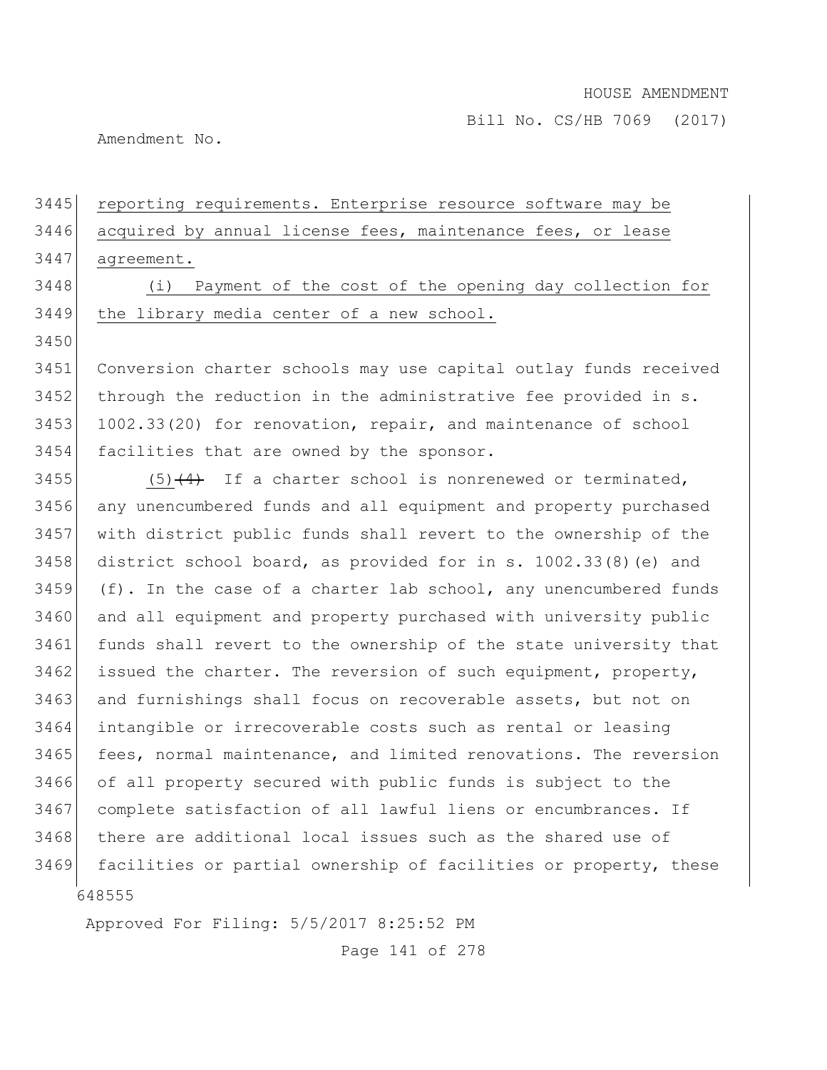reporting requirements. Enterprise resource software may be acquired by annual license fees, maintenance fees, or lease agreement.

(i) Payment of the cost of the opening day collection for the library media center of a new school.

Conversion charter schools may use capital outlay funds received through the reduction in the administrative fee provided in s. 1002.33(20) for renovation, repair, and maintenance of school facilities that are owned by the sponsor.

(5)~~(4)~~ If a charter school is nonrenewed or terminated, any unencumbered funds and all equipment and property purchased with district public funds shall revert to the ownership of the district school board, as provided for in s. 1002.33(8)(e) and (f). In the case of a charter lab school, any unencumbered funds and all equipment and property purchased with university public funds shall revert to the ownership of the state university that issued the charter. The reversion of such equipment, property, and furnishings shall focus on recoverable assets, but not on intangible or irrecoverable costs such as rental or leasing fees, normal maintenance, and limited renovations. The reversion of all property secured with public funds is subject to the complete satisfaction of all lawful liens or encumbrances. If there are additional local issues such as the shared use of facilities or partial ownership of facilities or property, these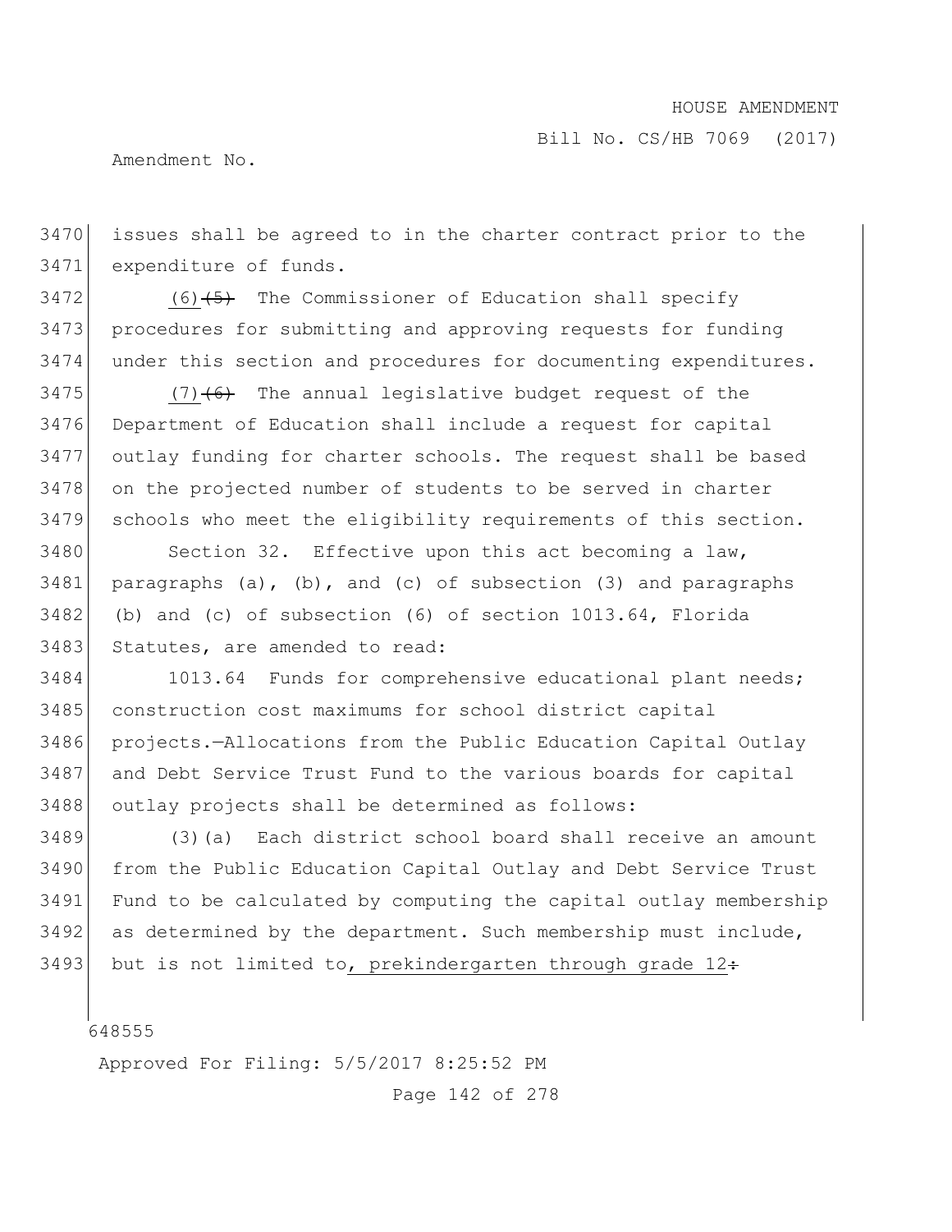issues shall be agreed to in the charter contract prior to the expenditure of funds.

(6) ~~(5)~~ The Commissioner of Education shall specify procedures for submitting and approving requests for funding under this section and procedures for documenting expenditures.

(7) ~~(6)~~ The annual legislative budget request of the Department of Education shall include a request for capital outlay funding for charter schools. The request shall be based on the projected number of students to be served in charter schools who meet the eligibility requirements of this section.

Section 32. Effective upon this act becoming a law, paragraphs (a), (b), and (c) of subsection (3) and paragraphs (b) and (c) of subsection (6) of section 1013.64, Florida Statutes, are amended to read:

1013.64 Funds for comprehensive educational plant needs; construction cost maximums for school district capital projects.—Allocations from the Public Education Capital Outlay and Debt Service Trust Fund to the various boards for capital outlay projects shall be determined as follows:

(3)(a) Each district school board shall receive an amount from the Public Education Capital Outlay and Debt Service Trust Fund to be calculated by computing the capital outlay membership as determined by the department. Such membership must include, but is not limited to, prekindergarten through grade 12~~:~~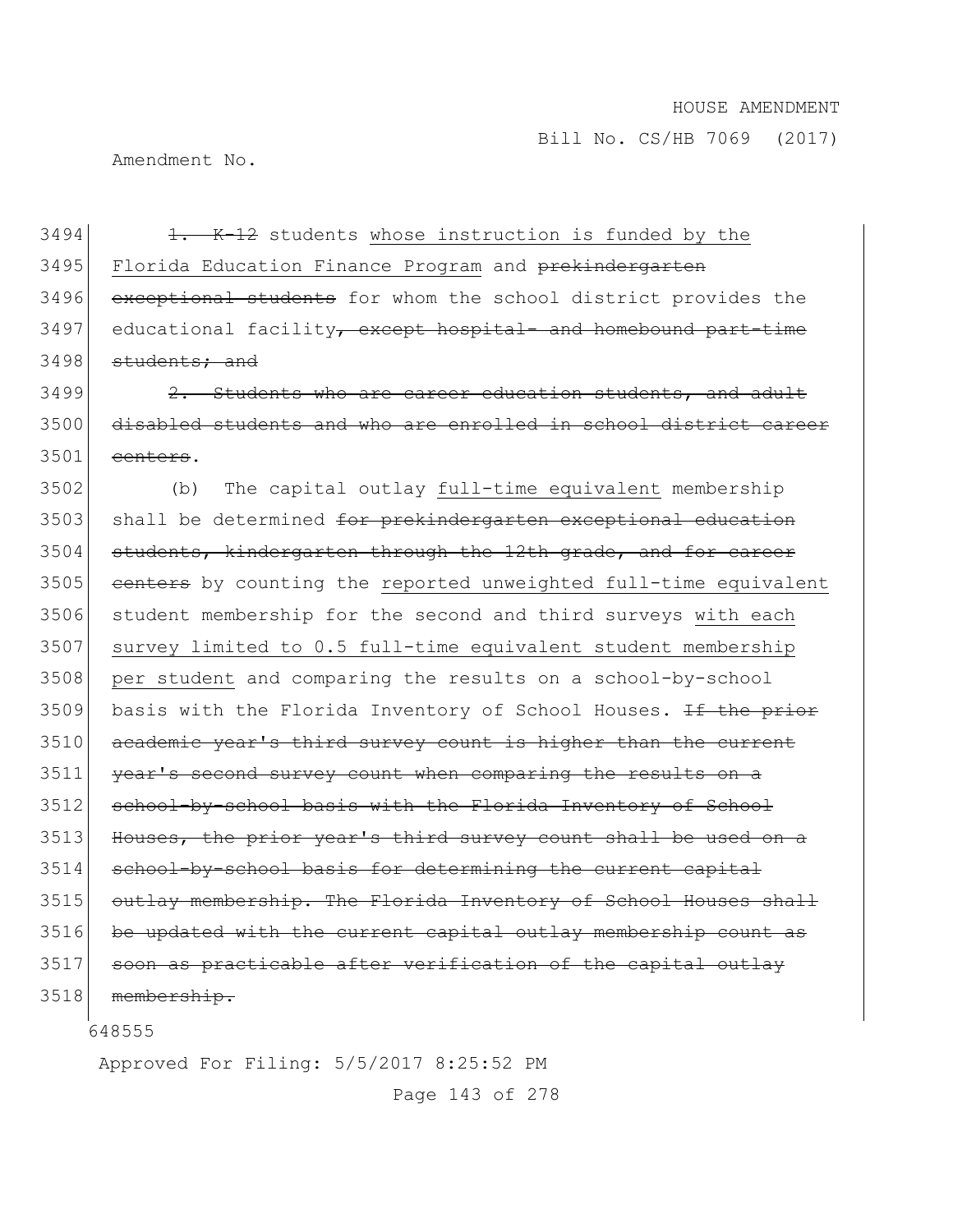~~1. K-12~~ students whose instruction is funded by the Florida Education Finance Program and ~~prekindergarten exceptional students~~ for whom the school district provides the educational facility~~, except hospital- and homebound part-time students; and~~

~~2. Students who are career education students, and adult disabled students and who are enrolled in school district career centers~~.

(b) The capital outlay full-time equivalent membership shall be determined ~~for prekindergarten exceptional education students, kindergarten through the 12th grade, and for career centers~~ by counting the reported unweighted full-time equivalent student membership for the second and third surveys with each survey limited to 0.5 full-time equivalent student membership per student and comparing the results on a school-by-school basis with the Florida Inventory of School Houses. ~~If the prior academic year's third survey count is higher than the current year's second survey count when comparing the results on a school-by-school basis with the Florida Inventory of School Houses, the prior year's third survey count shall be used on a school-by-school basis for determining the current capital outlay membership. The Florida Inventory of School Houses shall be updated with the current capital outlay membership count as soon as practicable after verification of the capital outlay membership.~~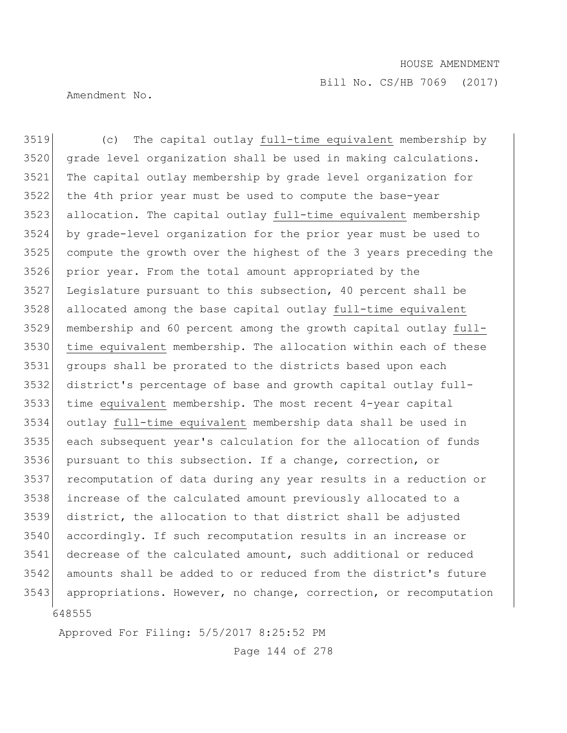(c) The capital outlay full-time equivalent membership by grade level organization shall be used in making calculations. The capital outlay membership by grade level organization for the 4th prior year must be used to compute the base-year allocation. The capital outlay full-time equivalent membership by grade-level organization for the prior year must be used to compute the growth over the highest of the 3 years preceding the prior year. From the total amount appropriated by the Legislature pursuant to this subsection, 40 percent shall be allocated among the base capital outlay full-time equivalent membership and 60 percent among the growth capital outlay full-time equivalent membership. The allocation within each of these groups shall be prorated to the districts based upon each district's percentage of base and growth capital outlay full-time equivalent membership. The most recent 4-year capital outlay full-time equivalent membership data shall be used in each subsequent year's calculation for the allocation of funds pursuant to this subsection. If a change, correction, or recomputation of data during any year results in a reduction or increase of the calculated amount previously allocated to a district, the allocation to that district shall be adjusted accordingly. If such recomputation results in an increase or decrease of the calculated amount, such additional or reduced amounts shall be added to or reduced from the district's future appropriations. However, no change, correction, or recomputation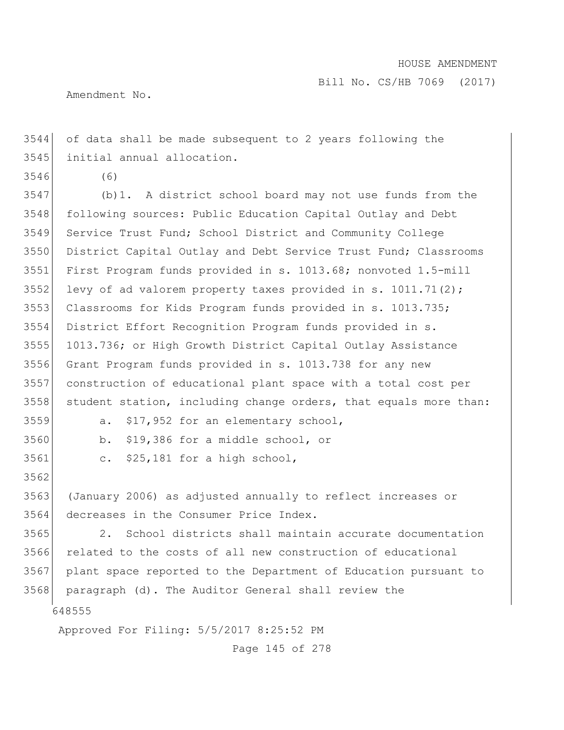of data shall be made subsequent to 2 years following the initial annual allocation.

(6)

(b)1. A district school board may not use funds from the following sources: Public Education Capital Outlay and Debt Service Trust Fund; School District and Community College District Capital Outlay and Debt Service Trust Fund; Classrooms First Program funds provided in s. 1013.68; nonvoted 1.5-mill levy of ad valorem property taxes provided in s. 1011.71(2); Classrooms for Kids Program funds provided in s. 1013.735; District Effort Recognition Program funds provided in s. 1013.736; or High Growth District Capital Outlay Assistance Grant Program funds provided in s. 1013.738 for any new construction of educational plant space with a total cost per student station, including change orders, that equals more than:

a. $17,952 for an elementary school,

b. $19,386 for a middle school, or

c. $25,181 for a high school,

(January 2006) as adjusted annually to reflect increases or decreases in the Consumer Price Index.

2. School districts shall maintain accurate documentation related to the costs of all new construction of educational plant space reported to the Department of Education pursuant to paragraph (d). The Auditor General shall review the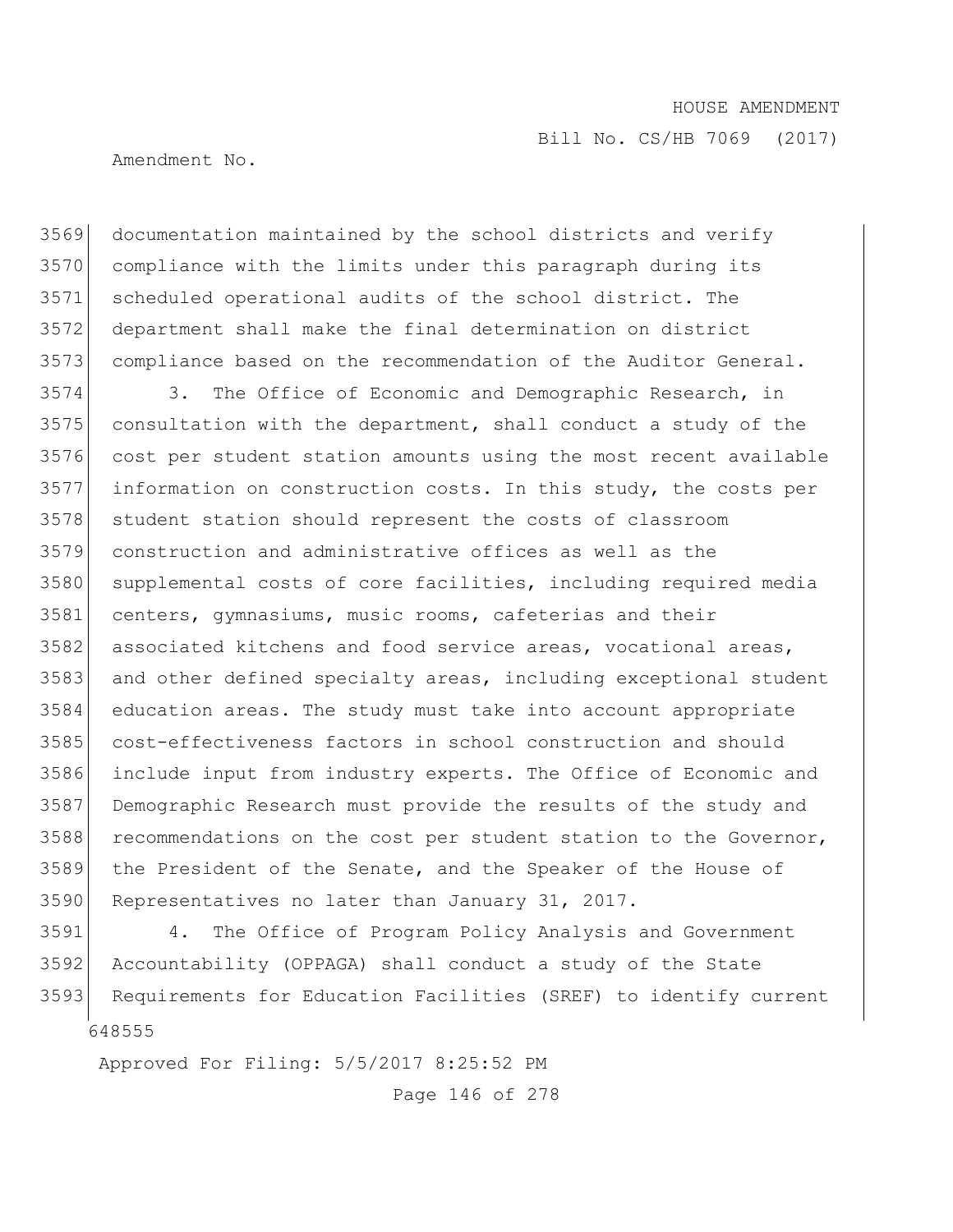documentation maintained by the school districts and verify compliance with the limits under this paragraph during its scheduled operational audits of the school district. The department shall make the final determination on district compliance based on the recommendation of the Auditor General.

3. The Office of Economic and Demographic Research, in consultation with the department, shall conduct a study of the cost per student station amounts using the most recent available information on construction costs. In this study, the costs per student station should represent the costs of classroom construction and administrative offices as well as the supplemental costs of core facilities, including required media centers, gymnasiums, music rooms, cafeterias and their associated kitchens and food service areas, vocational areas, and other defined specialty areas, including exceptional student education areas. The study must take into account appropriate cost-effectiveness factors in school construction and should include input from industry experts. The Office of Economic and Demographic Research must provide the results of the study and recommendations on the cost per student station to the Governor, the President of the Senate, and the Speaker of the House of Representatives no later than January 31, 2017.

4. The Office of Program Policy Analysis and Government Accountability (OPPAGA) shall conduct a study of the State Requirements for Education Facilities (SREF) to identify current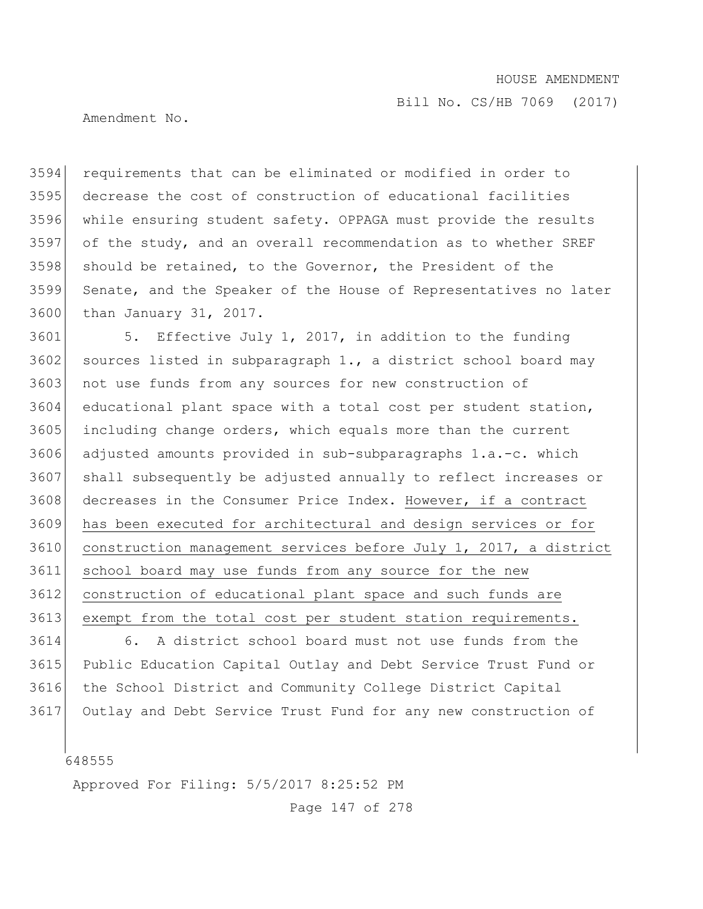requirements that can be eliminated or modified in order to decrease the cost of construction of educational facilities while ensuring student safety. OPPAGA must provide the results of the study, and an overall recommendation as to whether SREF should be retained, to the Governor, the President of the Senate, and the Speaker of the House of Representatives no later than January 31, 2017.

5. Effective July 1, 2017, in addition to the funding sources listed in subparagraph 1., a district school board may not use funds from any sources for new construction of educational plant space with a total cost per student station, including change orders, which equals more than the current adjusted amounts provided in sub-subparagraphs 1.a.-c. which shall subsequently be adjusted annually to reflect increases or decreases in the Consumer Price Index. <u>However, if a contract has been executed for architectural and design services or for construction management services before July 1, 2017, a district school board may use funds from any source for the new construction of educational plant space and such funds are exempt from the total cost per student station requirements.</u>

6. A district school board must not use funds from the Public Education Capital Outlay and Debt Service Trust Fund or the School District and Community College District Capital Outlay and Debt Service Trust Fund for any new construction of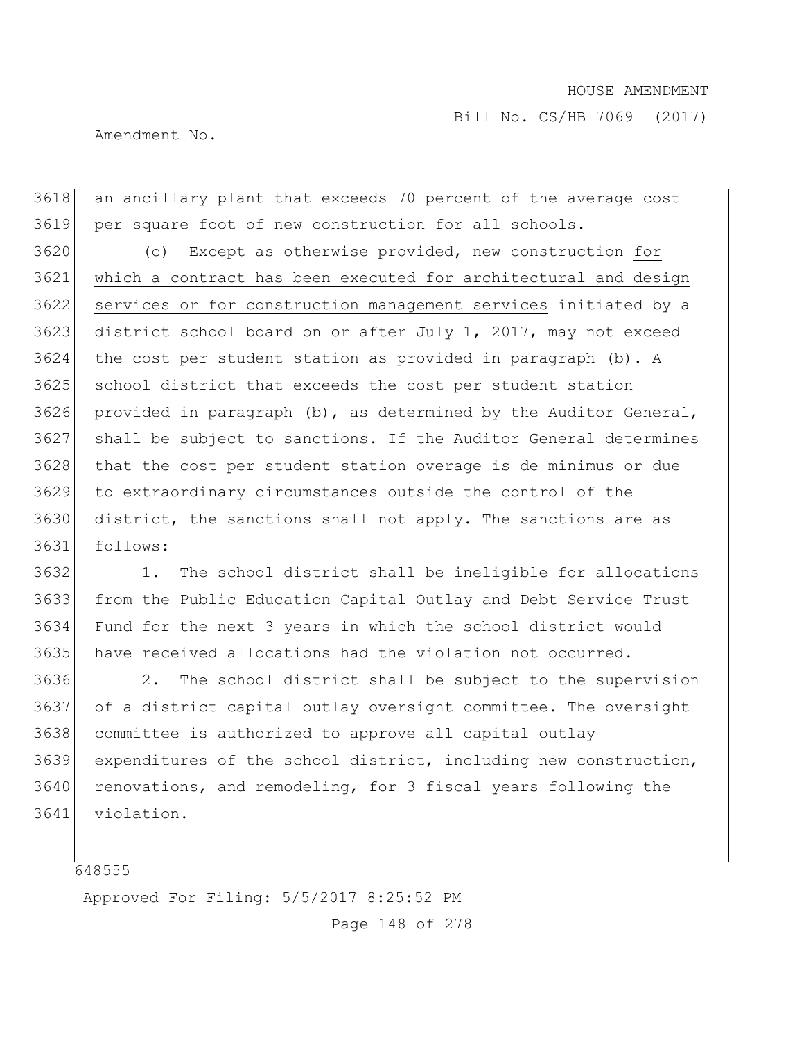an ancillary plant that exceeds 70 percent of the average cost per square foot of new construction for all schools.

(c) Except as otherwise provided, new construction <u>for which a contract has been executed for architectural and design services or for construction management services</u> ~~initiated~~ by a district school board on or after July 1, 2017, may not exceed the cost per student station as provided in paragraph (b). A school district that exceeds the cost per student station provided in paragraph (b), as determined by the Auditor General, shall be subject to sanctions. If the Auditor General determines that the cost per student station overage is de minimus or due to extraordinary circumstances outside the control of the district, the sanctions shall not apply. The sanctions are as follows:

1. The school district shall be ineligible for allocations from the Public Education Capital Outlay and Debt Service Trust Fund for the next 3 years in which the school district would have received allocations had the violation not occurred.

2. The school district shall be subject to the supervision of a district capital outlay oversight committee. The oversight committee is authorized to approve all capital outlay expenditures of the school district, including new construction, renovations, and remodeling, for 3 fiscal years following the violation.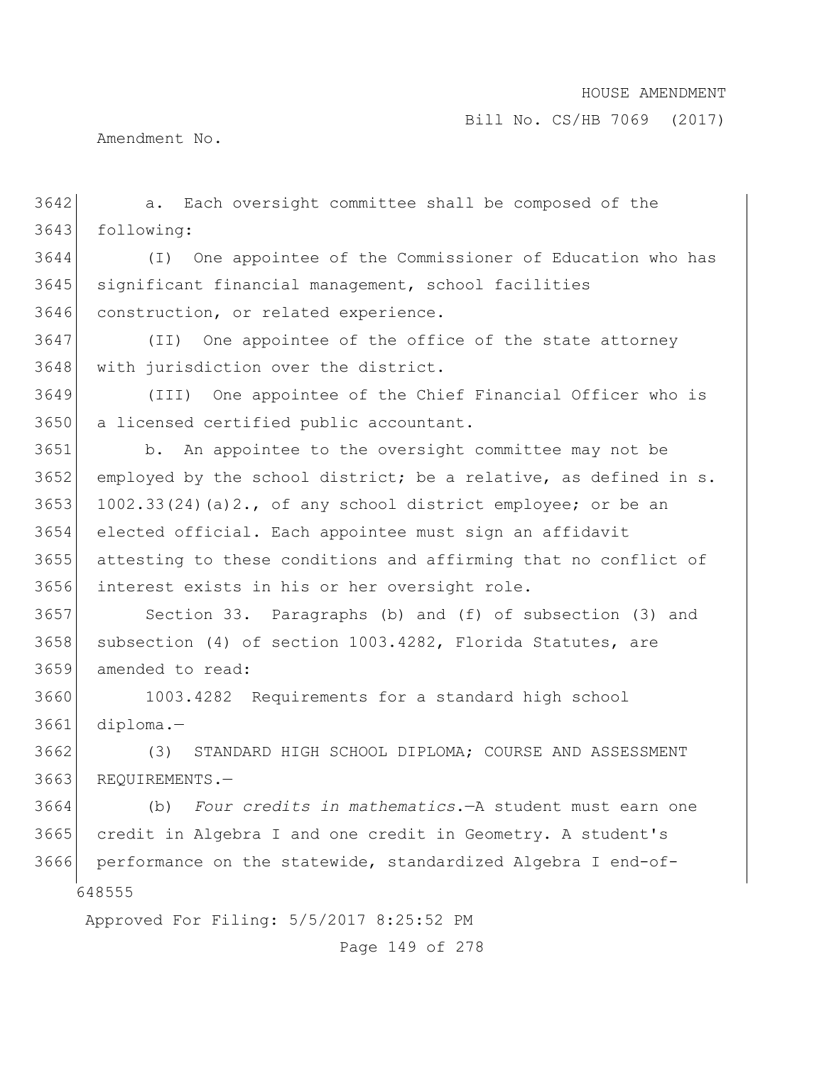a. Each oversight committee shall be composed of the following:

(I) One appointee of the Commissioner of Education who has significant financial management, school facilities construction, or related experience.

(II) One appointee of the office of the state attorney with jurisdiction over the district.

(III) One appointee of the Chief Financial Officer who is a licensed certified public accountant.

b. An appointee to the oversight committee may not be employed by the school district; be a relative, as defined in s. 1002.33(24)(a)2., of any school district employee; or be an elected official. Each appointee must sign an affidavit attesting to these conditions and affirming that no conflict of interest exists in his or her oversight role.

Section 33. Paragraphs (b) and (f) of subsection (3) and subsection (4) of section 1003.4282, Florida Statutes, are amended to read:

1003.4282 Requirements for a standard high school diploma.—

(3) STANDARD HIGH SCHOOL DIPLOMA; COURSE AND ASSESSMENT REQUIREMENTS.—

(b) *Four credits in mathematics.*—A student must earn one credit in Algebra I and one credit in Geometry. A student's performance on the statewide, standardized Algebra I end-of-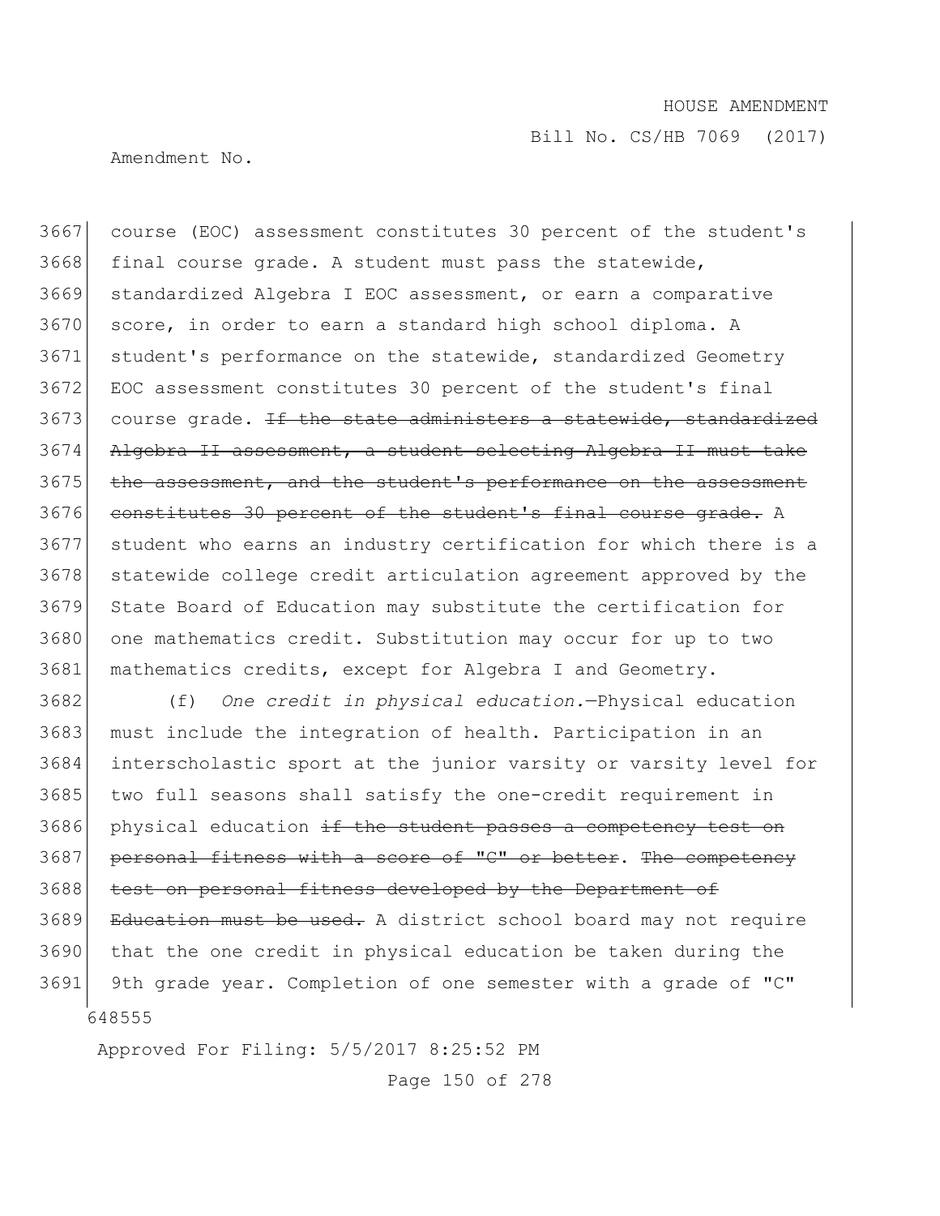course (EOC) assessment constitutes 30 percent of the student's final course grade. A student must pass the statewide, standardized Algebra I EOC assessment, or earn a comparative score, in order to earn a standard high school diploma. A student's performance on the statewide, standardized Geometry EOC assessment constitutes 30 percent of the student's final course grade. ~~If the state administers a statewide, standardized Algebra II assessment, a student selecting Algebra II must take the assessment, and the student's performance on the assessment constitutes 30 percent of the student's final course grade.~~ A student who earns an industry certification for which there is a statewide college credit articulation agreement approved by the State Board of Education may substitute the certification for one mathematics credit. Substitution may occur for up to two mathematics credits, except for Algebra I and Geometry.

(f) *One credit in physical education.*—Physical education must include the integration of health. Participation in an interscholastic sport at the junior varsity or varsity level for two full seasons shall satisfy the one-credit requirement in physical education ~~if the student passes a competency test on personal fitness with a score of "C" or better~~. ~~The competency test on personal fitness developed by the Department of Education must be used.~~ A district school board may not require that the one credit in physical education be taken during the 9th grade year. Completion of one semester with a grade of "C"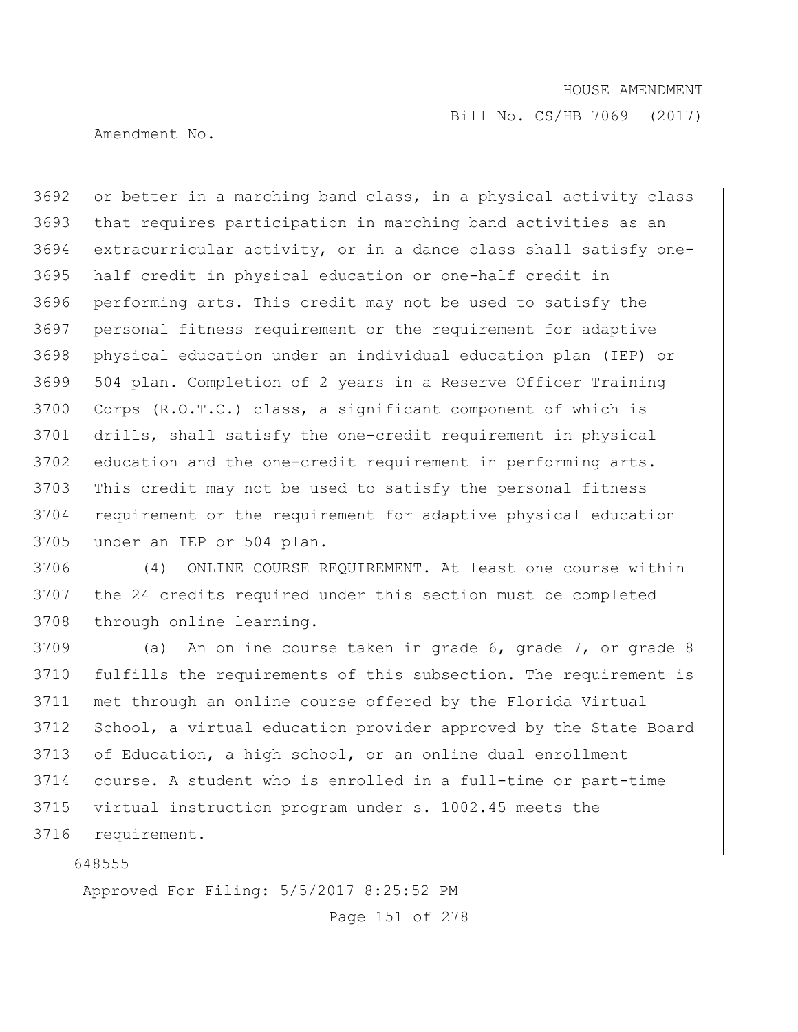or better in a marching band class, in a physical activity class that requires participation in marching band activities as an extracurricular activity, or in a dance class shall satisfy one-half credit in physical education or one-half credit in performing arts. This credit may not be used to satisfy the personal fitness requirement or the requirement for adaptive physical education under an individual education plan (IEP) or 504 plan. Completion of 2 years in a Reserve Officer Training Corps (R.O.T.C.) class, a significant component of which is drills, shall satisfy the one-credit requirement in physical education and the one-credit requirement in performing arts. This credit may not be used to satisfy the personal fitness requirement or the requirement for adaptive physical education under an IEP or 504 plan.

(4) ONLINE COURSE REQUIREMENT.—At least one course within the 24 credits required under this section must be completed through online learning.

(a) An online course taken in grade 6, grade 7, or grade 8 fulfills the requirements of this subsection. The requirement is met through an online course offered by the Florida Virtual School, a virtual education provider approved by the State Board of Education, a high school, or an online dual enrollment course. A student who is enrolled in a full-time or part-time virtual instruction program under s. 1002.45 meets the requirement.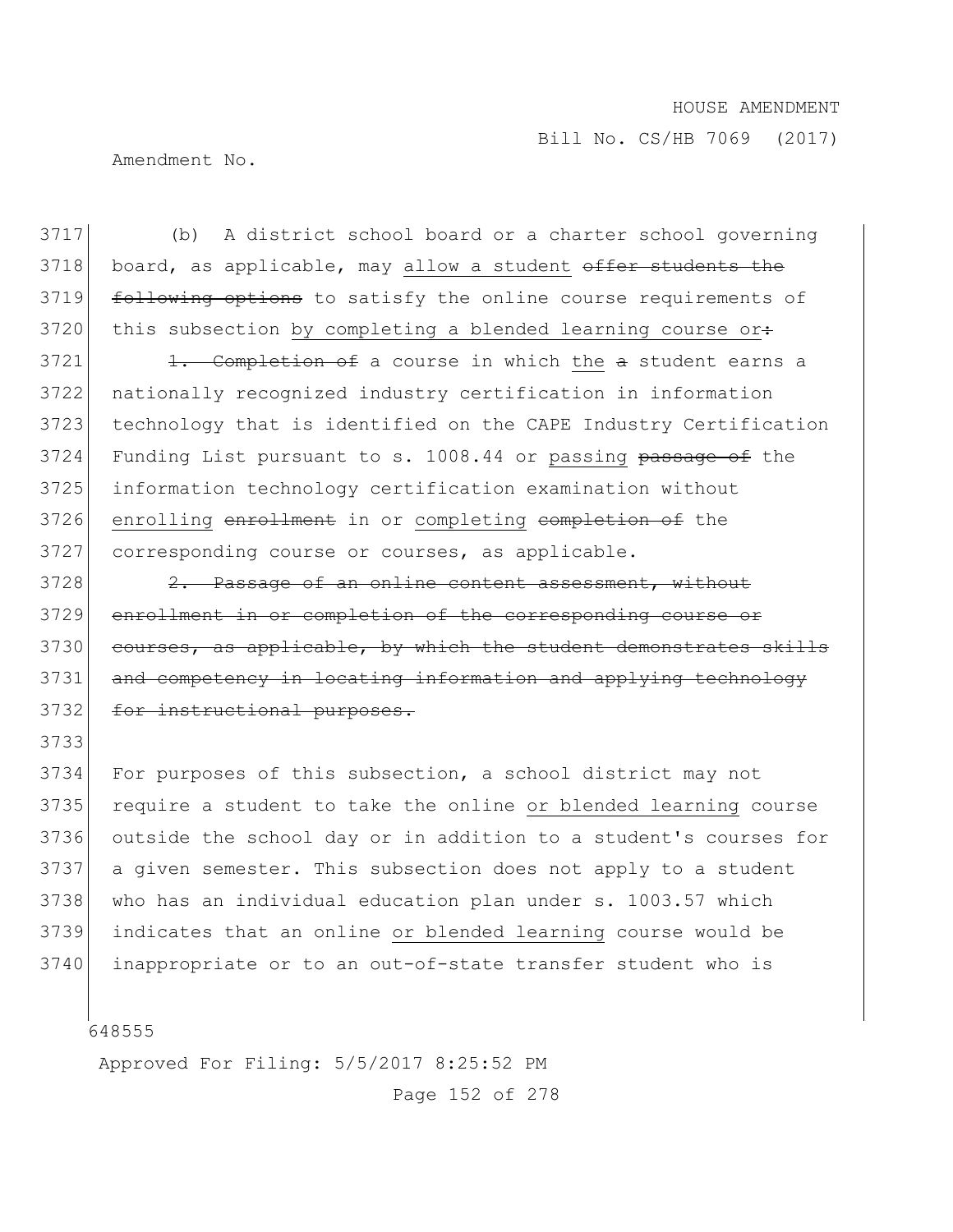(b) A district school board or a charter school governing board, as applicable, may allow a student ~~offer students the following options~~ to satisfy the online course requirements of this subsection by completing a blended learning course or~~:~~

~~1. Completion of~~ a course in which the ~~a~~ student earns a nationally recognized industry certification in information technology that is identified on the CAPE Industry Certification Funding List pursuant to s. 1008.44 or passing ~~passage of~~ the information technology certification examination without enrolling ~~enrollment~~ in or completing ~~completion of~~ the corresponding course or courses, as applicable.

~~2. Passage of an online content assessment, without enrollment in or completion of the corresponding course or courses, as applicable, by which the student demonstrates skills and competency in locating information and applying technology for instructional purposes.~~

For purposes of this subsection, a school district may not require a student to take the online or blended learning course outside the school day or in addition to a student's courses for a given semester. This subsection does not apply to a student who has an individual education plan under s. 1003.57 which indicates that an online or blended learning course would be inappropriate or to an out-of-state transfer student who is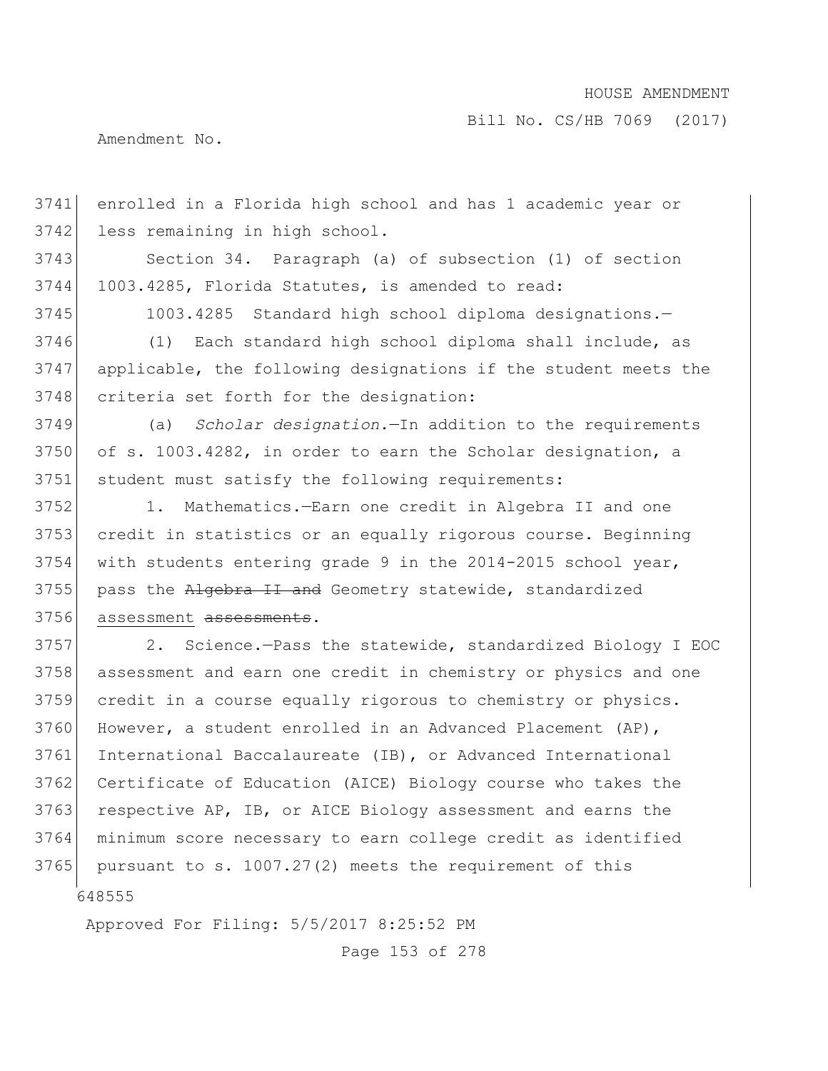enrolled in a Florida high school and has 1 academic year or less remaining in high school.

Section 34. Paragraph (a) of subsection (1) of section 1003.4285, Florida Statutes, is amended to read:

1003.4285 Standard high school diploma designations.—

(1) Each standard high school diploma shall include, as applicable, the following designations if the student meets the criteria set forth for the designation:

(a) *Scholar designation.*—In addition to the requirements of s. 1003.4282, in order to earn the Scholar designation, a student must satisfy the following requirements:

1. Mathematics.—Earn one credit in Algebra II and one credit in statistics or an equally rigorous course. Beginning with students entering grade 9 in the 2014-2015 school year, pass the ~~Algebra II and~~ Geometry statewide, standardized <u>assessment</u> ~~assessments~~.

2. Science.—Pass the statewide, standardized Biology I EOC assessment and earn one credit in chemistry or physics and one credit in a course equally rigorous to chemistry or physics. However, a student enrolled in an Advanced Placement (AP), International Baccalaureate (IB), or Advanced International Certificate of Education (AICE) Biology course who takes the respective AP, IB, or AICE Biology assessment and earns the minimum score necessary to earn college credit as identified pursuant to s. 1007.27(2) meets the requirement of this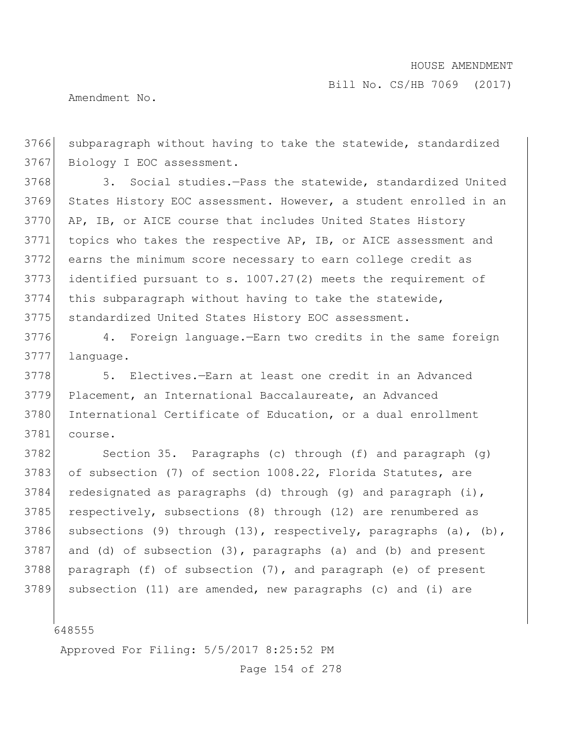subparagraph without having to take the statewide, standardized Biology I EOC assessment.

3. Social studies.—Pass the statewide, standardized United States History EOC assessment. However, a student enrolled in an AP, IB, or AICE course that includes United States History topics who takes the respective AP, IB, or AICE assessment and earns the minimum score necessary to earn college credit as identified pursuant to s. 1007.27(2) meets the requirement of this subparagraph without having to take the statewide, standardized United States History EOC assessment.

4. Foreign language.—Earn two credits in the same foreign language.

5. Electives.—Earn at least one credit in an Advanced Placement, an International Baccalaureate, an Advanced International Certificate of Education, or a dual enrollment course.

Section 35. Paragraphs (c) through (f) and paragraph (g) of subsection (7) of section 1008.22, Florida Statutes, are redesignated as paragraphs (d) through (g) and paragraph (i), respectively, subsections (8) through (12) are renumbered as subsections (9) through (13), respectively, paragraphs (a), (b), and (d) of subsection (3), paragraphs (a) and (b) and present paragraph (f) of subsection (7), and paragraph (e) of present subsection (11) are amended, new paragraphs (c) and (i) are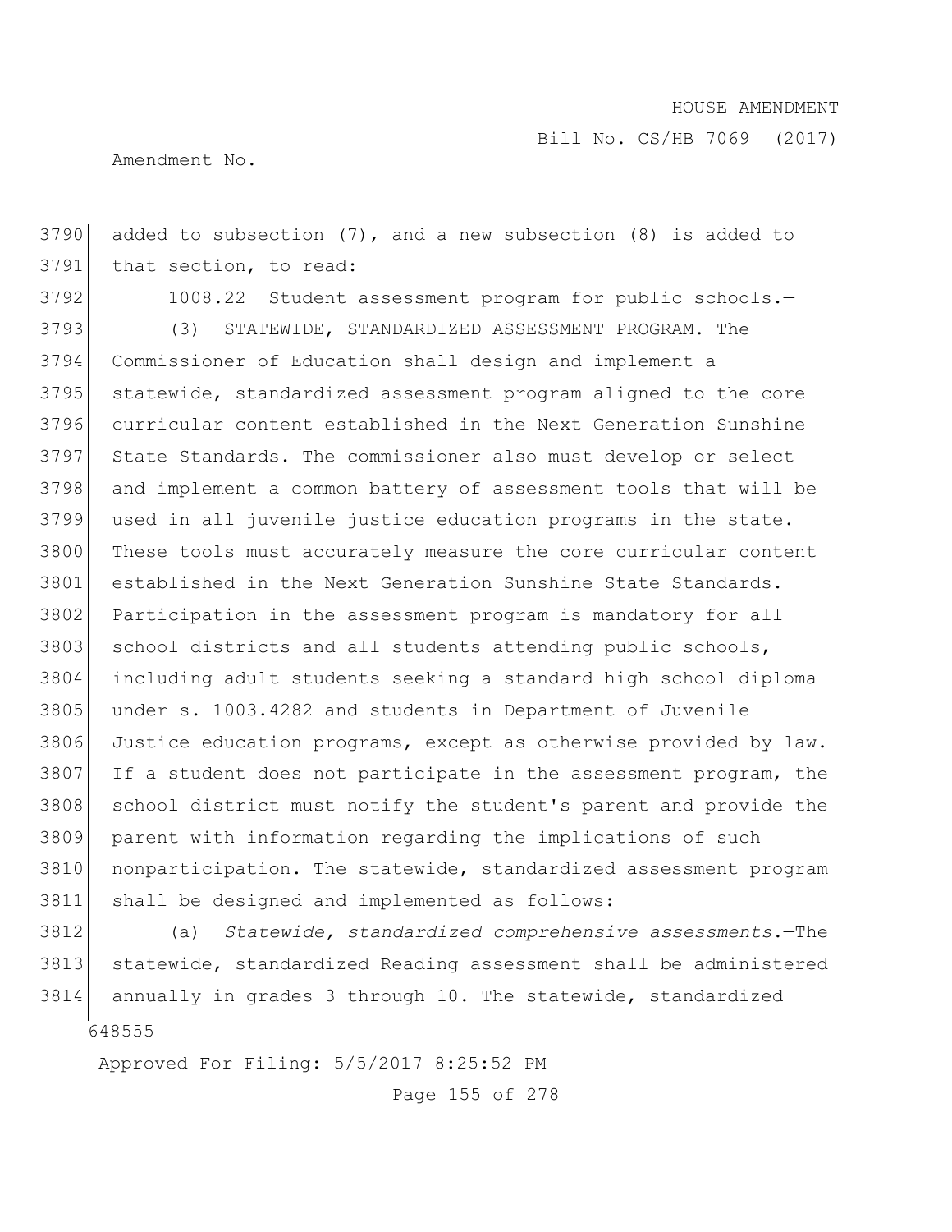added to subsection (7), and a new subsection (8) is added to that section, to read:

1008.22 Student assessment program for public schools.—

(3) STATEWIDE, STANDARDIZED ASSESSMENT PROGRAM.—The Commissioner of Education shall design and implement a statewide, standardized assessment program aligned to the core curricular content established in the Next Generation Sunshine State Standards. The commissioner also must develop or select and implement a common battery of assessment tools that will be used in all juvenile justice education programs in the state. These tools must accurately measure the core curricular content established in the Next Generation Sunshine State Standards. Participation in the assessment program is mandatory for all school districts and all students attending public schools, including adult students seeking a standard high school diploma under s. 1003.4282 and students in Department of Juvenile Justice education programs, except as otherwise provided by law. If a student does not participate in the assessment program, the school district must notify the student's parent and provide the parent with information regarding the implications of such nonparticipation. The statewide, standardized assessment program shall be designed and implemented as follows:

(a) *Statewide, standardized comprehensive assessments*.—The statewide, standardized Reading assessment shall be administered annually in grades 3 through 10. The statewide, standardized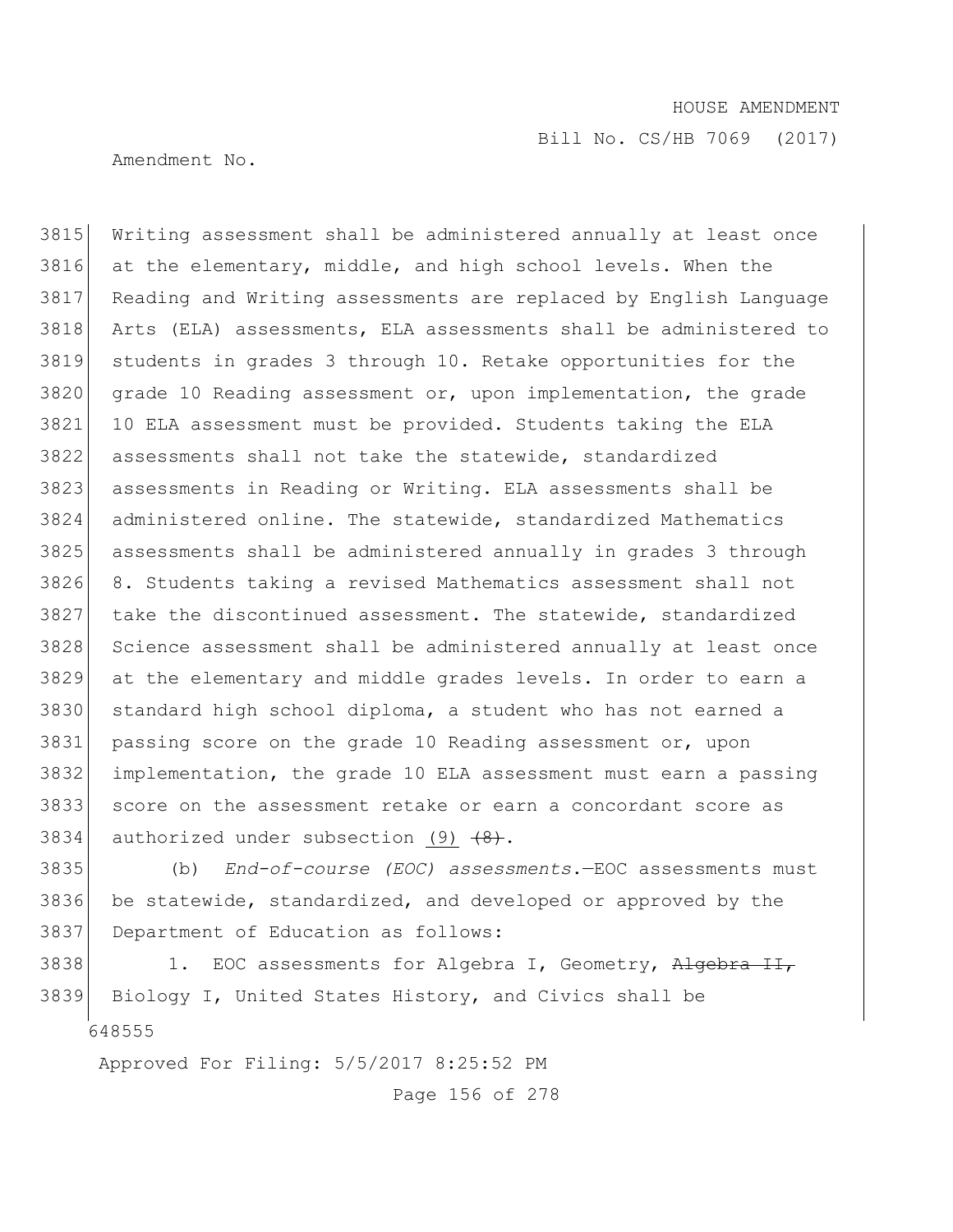Writing assessment shall be administered annually at least once at the elementary, middle, and high school levels. When the Reading and Writing assessments are replaced by English Language Arts (ELA) assessments, ELA assessments shall be administered to students in grades 3 through 10. Retake opportunities for the grade 10 Reading assessment or, upon implementation, the grade 10 ELA assessment must be provided. Students taking the ELA assessments shall not take the statewide, standardized assessments in Reading or Writing. ELA assessments shall be administered online. The statewide, standardized Mathematics assessments shall be administered annually in grades 3 through 8. Students taking a revised Mathematics assessment shall not take the discontinued assessment. The statewide, standardized Science assessment shall be administered annually at least once at the elementary and middle grades levels. In order to earn a standard high school diploma, a student who has not earned a passing score on the grade 10 Reading assessment or, upon implementation, the grade 10 ELA assessment must earn a passing score on the assessment retake or earn a concordant score as authorized under subsection (9) ~~(8)~~.

(b) *End-of-course (EOC) assessments*.—EOC assessments must be statewide, standardized, and developed or approved by the Department of Education as follows:

1. EOC assessments for Algebra I, Geometry, ~~Algebra II,~~ Biology I, United States History, and Civics shall be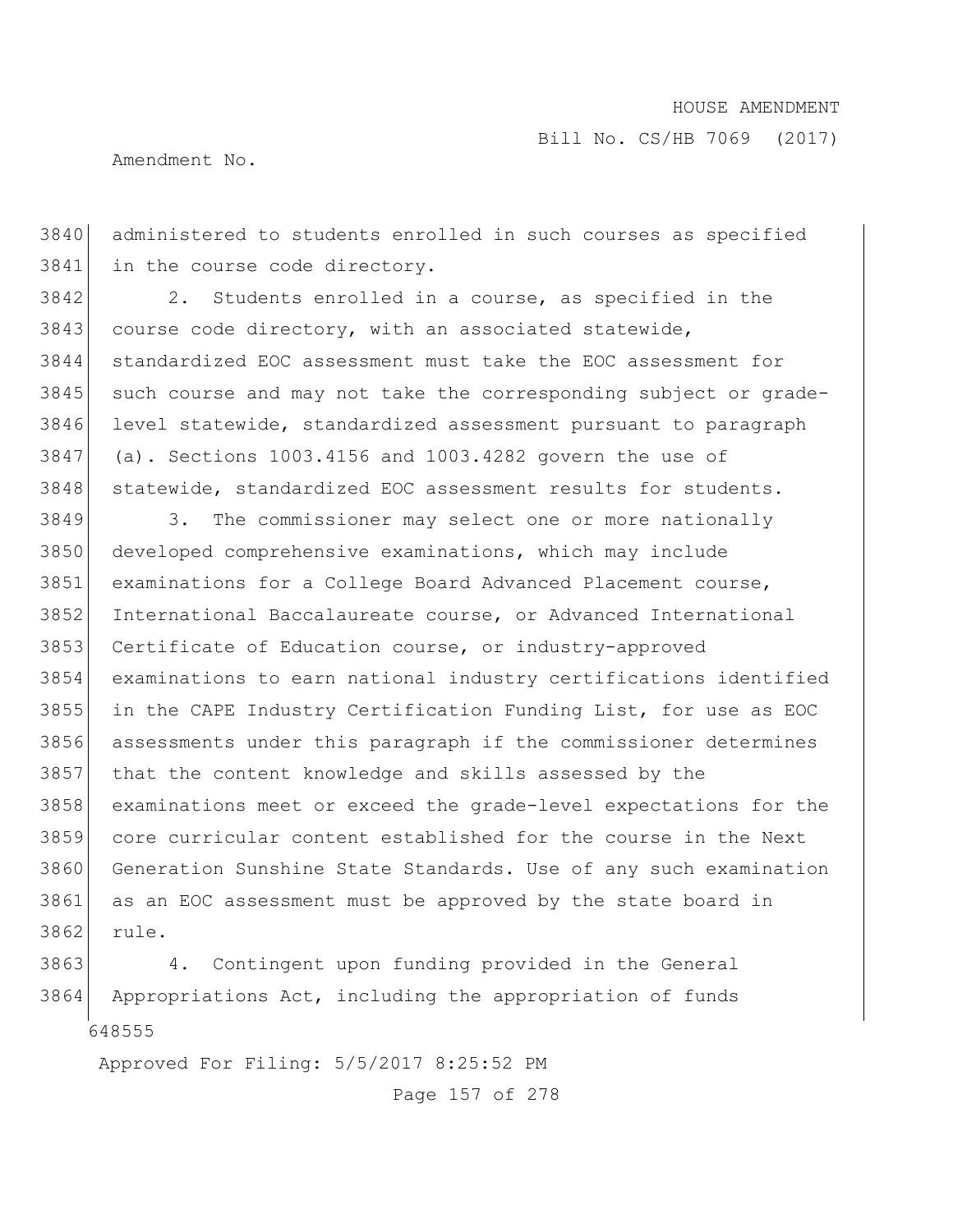administered to students enrolled in such courses as specified in the course code directory.

2. Students enrolled in a course, as specified in the course code directory, with an associated statewide, standardized EOC assessment must take the EOC assessment for such course and may not take the corresponding subject or grade-level statewide, standardized assessment pursuant to paragraph (a). Sections 1003.4156 and 1003.4282 govern the use of statewide, standardized EOC assessment results for students.

3. The commissioner may select one or more nationally developed comprehensive examinations, which may include examinations for a College Board Advanced Placement course, International Baccalaureate course, or Advanced International Certificate of Education course, or industry-approved examinations to earn national industry certifications identified in the CAPE Industry Certification Funding List, for use as EOC assessments under this paragraph if the commissioner determines that the content knowledge and skills assessed by the examinations meet or exceed the grade-level expectations for the core curricular content established for the course in the Next Generation Sunshine State Standards. Use of any such examination as an EOC assessment must be approved by the state board in rule.

4. Contingent upon funding provided in the General Appropriations Act, including the appropriation of funds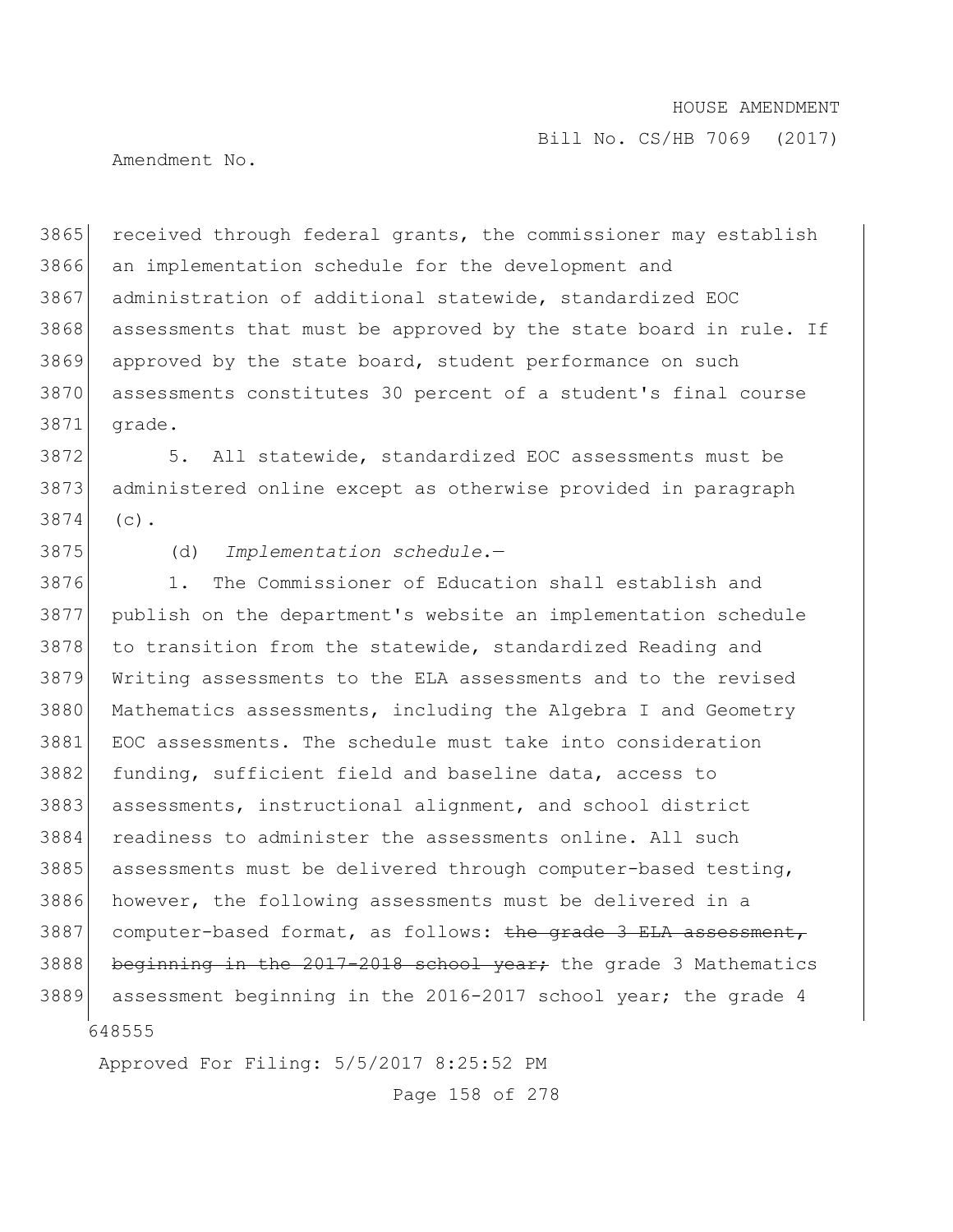received through federal grants, the commissioner may establish an implementation schedule for the development and administration of additional statewide, standardized EOC assessments that must be approved by the state board in rule. If approved by the state board, student performance on such assessments constitutes 30 percent of a student's final course grade.

5. All statewide, standardized EOC assessments must be administered online except as otherwise provided in paragraph (c).

(d) *Implementation schedule.*—

1. The Commissioner of Education shall establish and publish on the department's website an implementation schedule to transition from the statewide, standardized Reading and Writing assessments to the ELA assessments and to the revised Mathematics assessments, including the Algebra I and Geometry EOC assessments. The schedule must take into consideration funding, sufficient field and baseline data, access to assessments, instructional alignment, and school district readiness to administer the assessments online. All such assessments must be delivered through computer-based testing, however, the following assessments must be delivered in a computer-based format, as follows: ~~the grade 3 ELA assessment, beginning in the 2017-2018 school year;~~ the grade 3 Mathematics assessment beginning in the 2016-2017 school year; the grade 4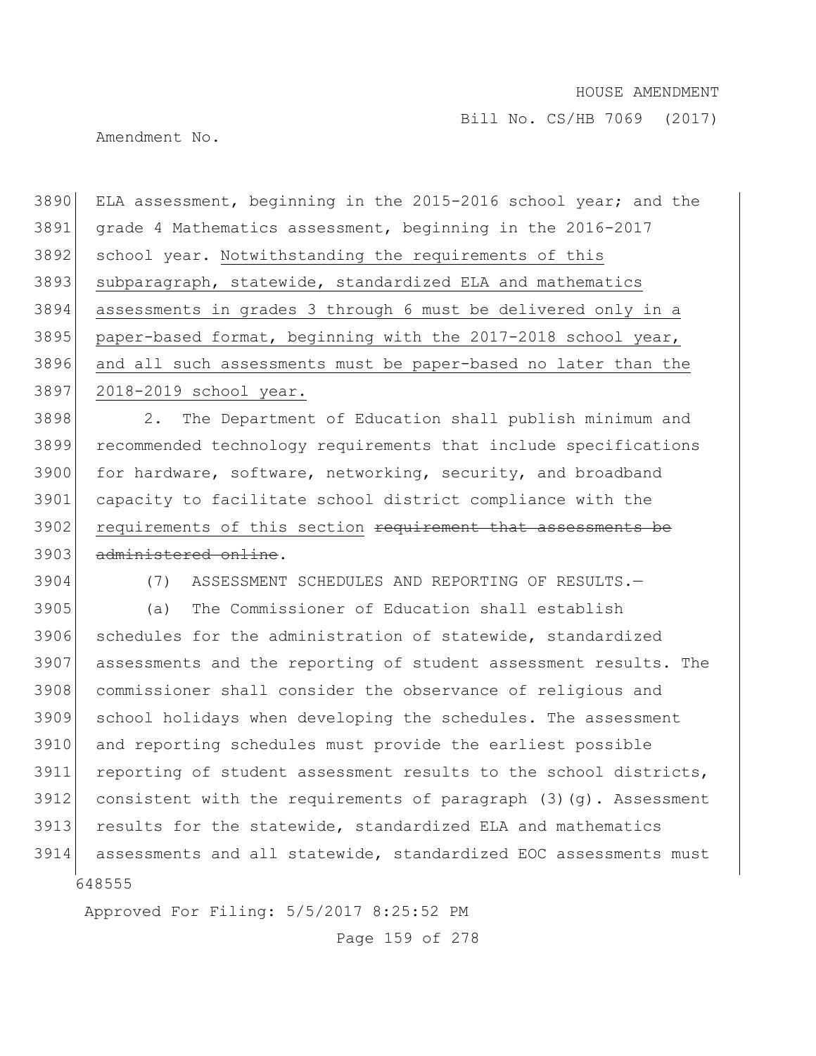ELA assessment, beginning in the 2015-2016 school year; and the grade 4 Mathematics assessment, beginning in the 2016-2017 school year. <u>Notwithstanding the requirements of this subparagraph, statewide, standardized ELA and mathematics assessments in grades 3 through 6 must be delivered only in a paper-based format, beginning with the 2017-2018 school year, and all such assessments must be paper-based no later than the 2018-2019 school year.</u>

2. The Department of Education shall publish minimum and recommended technology requirements that include specifications for hardware, software, networking, security, and broadband capacity to facilitate school district compliance with the <u>requirements of this section</u> ~~requirement that assessments be administered online~~.

(7) ASSESSMENT SCHEDULES AND REPORTING OF RESULTS.—

(a) The Commissioner of Education shall establish schedules for the administration of statewide, standardized assessments and the reporting of student assessment results. The commissioner shall consider the observance of religious and school holidays when developing the schedules. The assessment and reporting schedules must provide the earliest possible reporting of student assessment results to the school districts, consistent with the requirements of paragraph (3)(g). Assessment results for the statewide, standardized ELA and mathematics assessments and all statewide, standardized EOC assessments must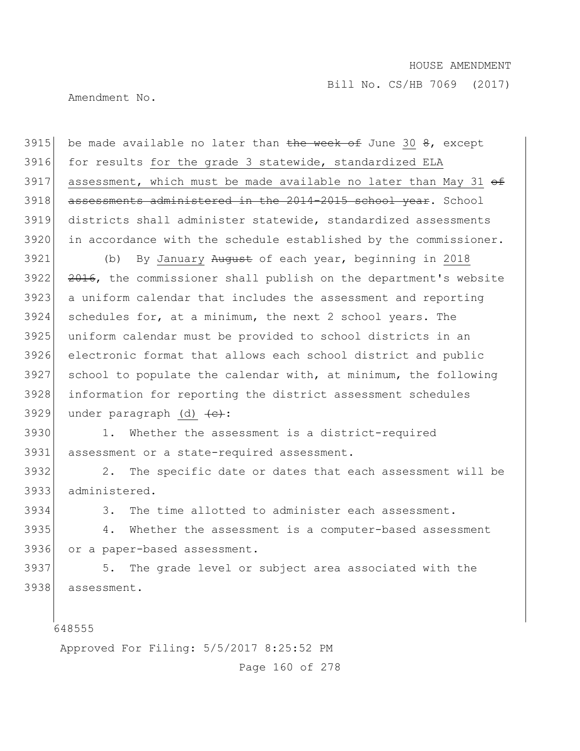be made available no later than ~~the week of~~ June <u>30</u> ~~8~~, except for results <u>for the grade 3 statewide, standardized ELA assessment, which must be made available no later than May 31</u> ~~of assessments administered in the 2014-2015 school year~~. School districts shall administer statewide, standardized assessments in accordance with the schedule established by the commissioner.

(b) By <u>January</u> ~~August~~ of each year, beginning in <u>2018</u> ~~2016~~, the commissioner shall publish on the department's website a uniform calendar that includes the assessment and reporting schedules for, at a minimum, the next 2 school years. The uniform calendar must be provided to school districts in an electronic format that allows each school district and public school to populate the calendar with, at minimum, the following information for reporting the district assessment schedules under paragraph <u>(d)</u> ~~(c)~~:

1. Whether the assessment is a district-required assessment or a state-required assessment.

2. The specific date or dates that each assessment will be administered.

3. The time allotted to administer each assessment.

4. Whether the assessment is a computer-based assessment or a paper-based assessment.

5. The grade level or subject area associated with the assessment.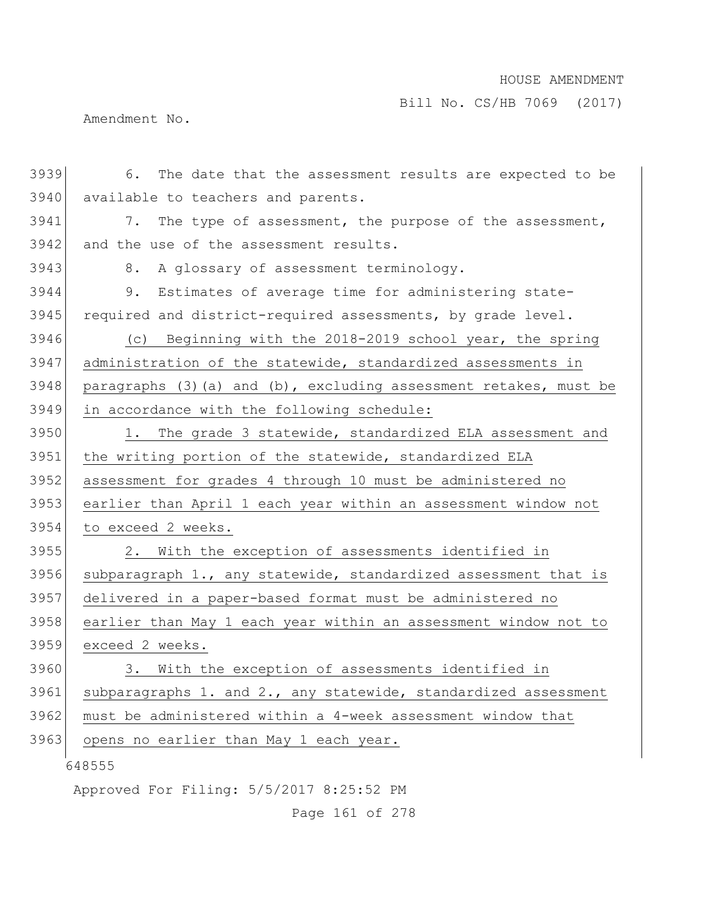6. The date that the assessment results are expected to be available to teachers and parents.

7. The type of assessment, the purpose of the assessment, and the use of the assessment results.

8. A glossary of assessment terminology.

9. Estimates of average time for administering state-required and district-required assessments, by grade level.

(c) Beginning with the 2018-2019 school year, the spring administration of the statewide, standardized assessments in paragraphs (3)(a) and (b), excluding assessment retakes, must be in accordance with the following schedule:

1. The grade 3 statewide, standardized ELA assessment and the writing portion of the statewide, standardized ELA assessment for grades 4 through 10 must be administered no earlier than April 1 each year within an assessment window not to exceed 2 weeks.

2. With the exception of assessments identified in subparagraph 1., any statewide, standardized assessment that is delivered in a paper-based format must be administered no earlier than May 1 each year within an assessment window not to exceed 2 weeks.

3. With the exception of assessments identified in subparagraphs 1. and 2., any statewide, standardized assessment must be administered within a 4-week assessment window that opens no earlier than May 1 each year.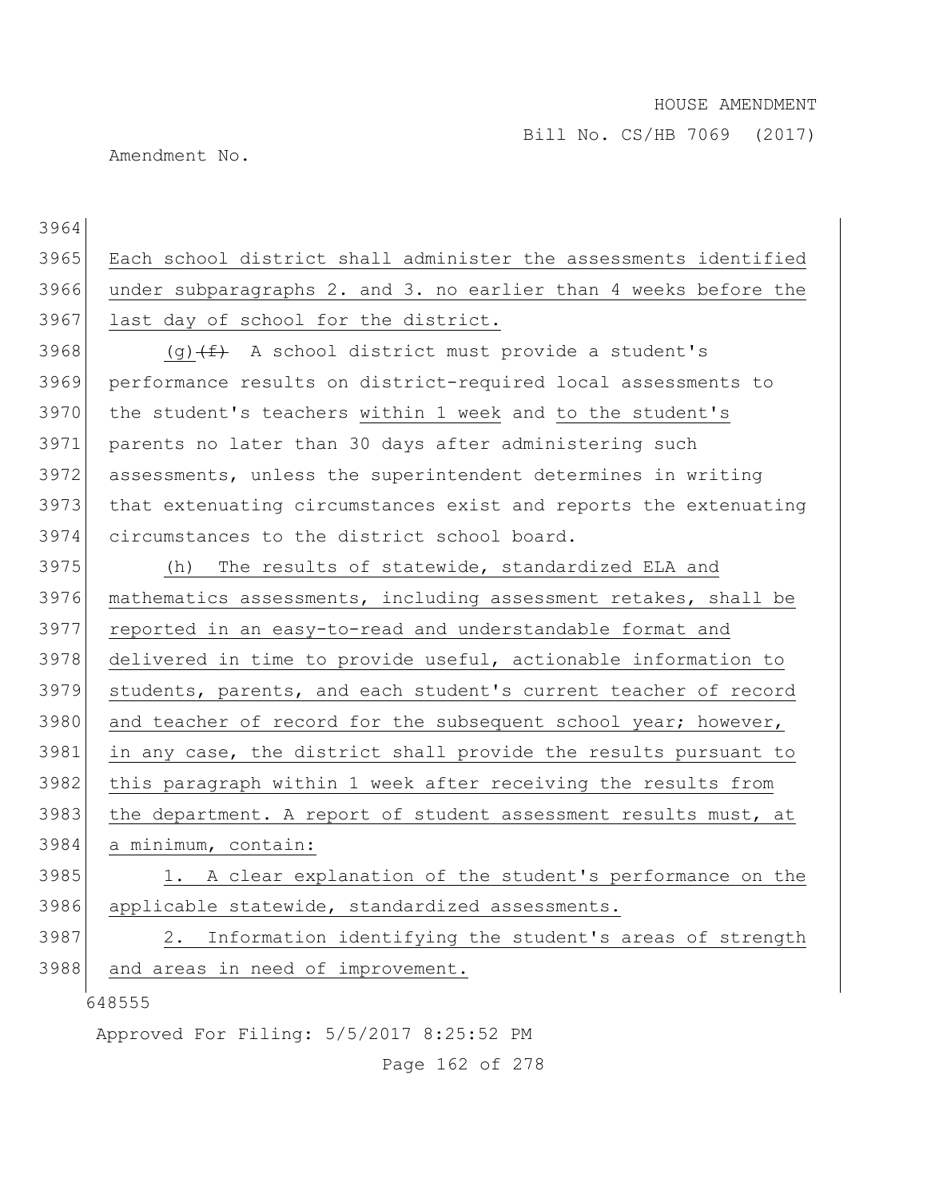Each school district shall administer the assessments identified under subparagraphs 2. and 3. no earlier than 4 weeks before the last day of school for the district.

(g) ~~(f)~~ A school district must provide a student's performance results on district-required local assessments to the student's teachers within 1 week and to the student's parents no later than 30 days after administering such assessments, unless the superintendent determines in writing that extenuating circumstances exist and reports the extenuating circumstances to the district school board.

(h) The results of statewide, standardized ELA and mathematics assessments, including assessment retakes, shall be reported in an easy-to-read and understandable format and delivered in time to provide useful, actionable information to students, parents, and each student's current teacher of record and teacher of record for the subsequent school year; however, in any case, the district shall provide the results pursuant to this paragraph within 1 week after receiving the results from the department. A report of student assessment results must, at a minimum, contain:

1. A clear explanation of the student's performance on the applicable statewide, standardized assessments.

2. Information identifying the student's areas of strength and areas in need of improvement.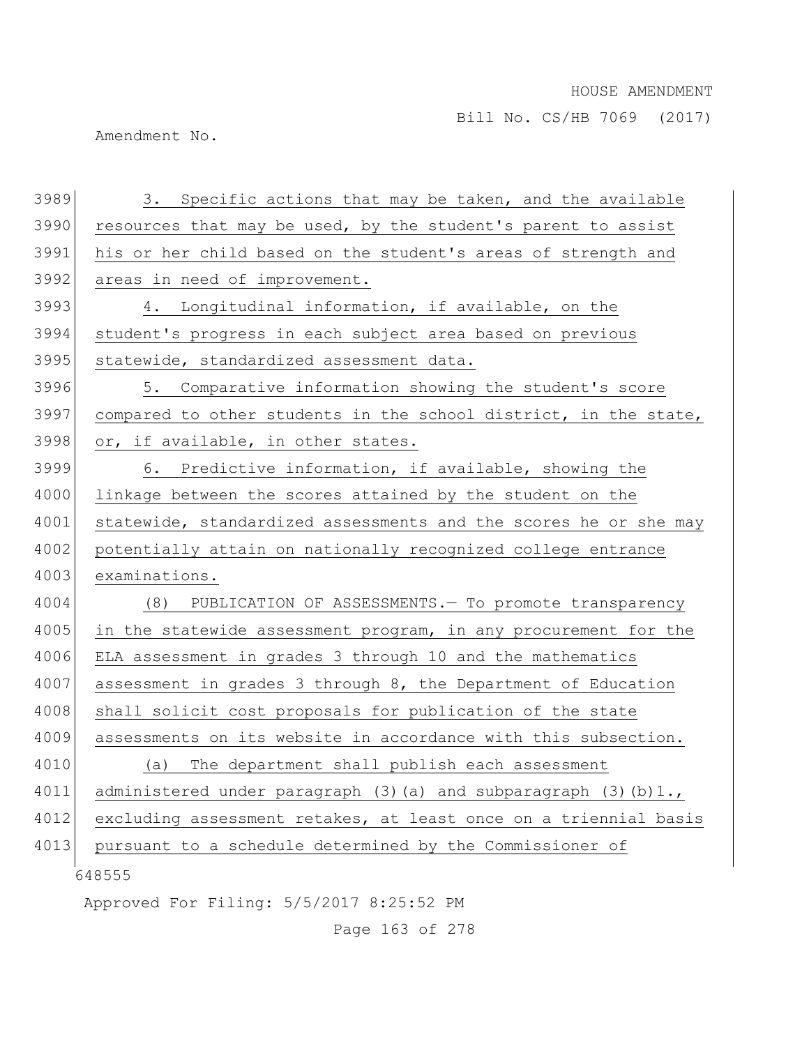3. Specific actions that may be taken, and the available resources that may be used, by the student's parent to assist his or her child based on the student's areas of strength and areas in need of improvement.

4. Longitudinal information, if available, on the student's progress in each subject area based on previous statewide, standardized assessment data.

5. Comparative information showing the student's score compared to other students in the school district, in the state, or, if available, in other states.

6. Predictive information, if available, showing the linkage between the scores attained by the student on the statewide, standardized assessments and the scores he or she may potentially attain on nationally recognized college entrance examinations.

(8) PUBLICATION OF ASSESSMENTS.— To promote transparency in the statewide assessment program, in any procurement for the ELA assessment in grades 3 through 10 and the mathematics assessment in grades 3 through 8, the Department of Education shall solicit cost proposals for publication of the state assessments on its website in accordance with this subsection.

(a) The department shall publish each assessment administered under paragraph (3)(a) and subparagraph (3)(b)1., excluding assessment retakes, at least once on a triennial basis pursuant to a schedule determined by the Commissioner of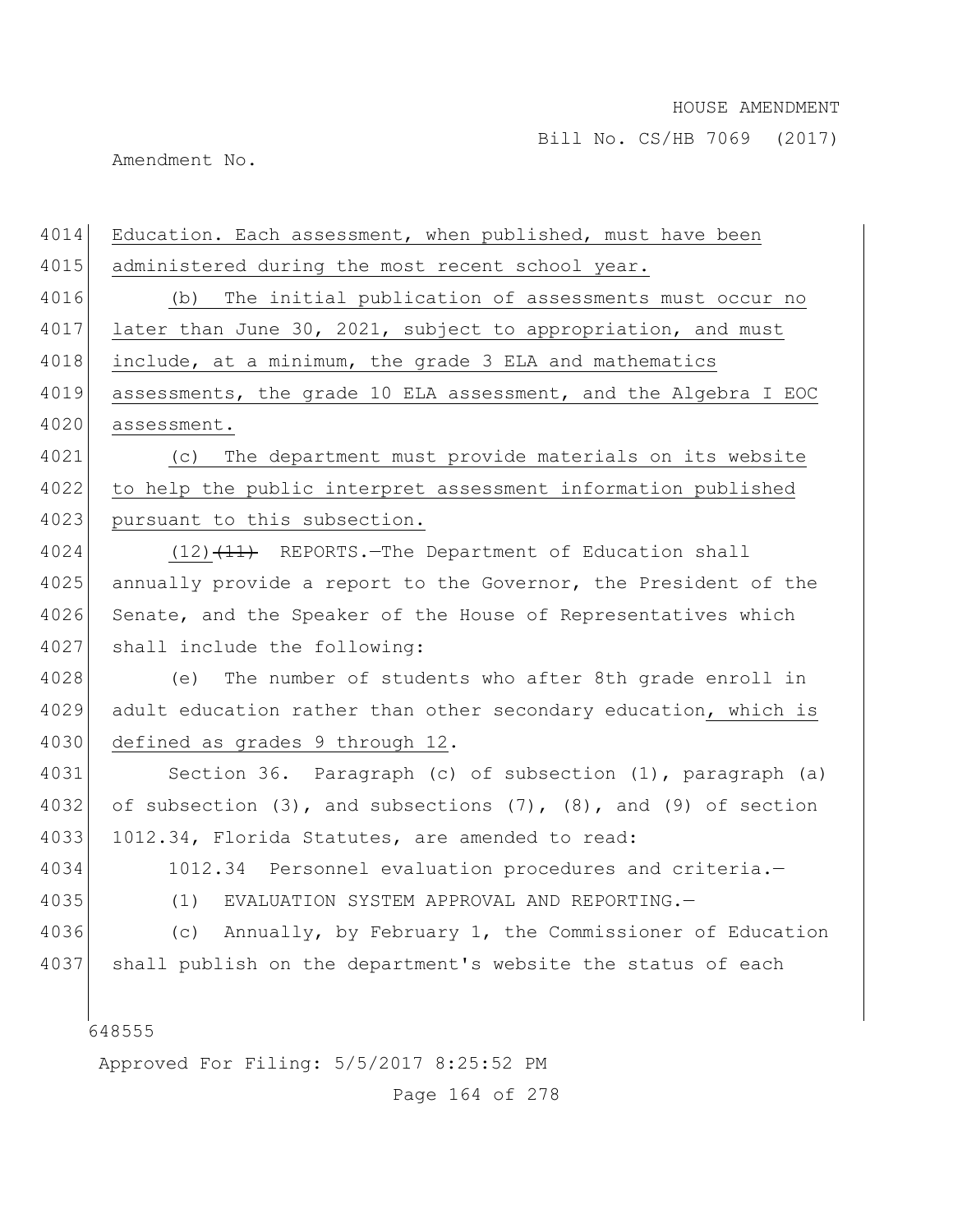4014 Education. Each assessment, when published, must have been
4015 administered during the most recent school year.

4016 (b) The initial publication of assessments must occur no
4017 later than June 30, 2021, subject to appropriation, and must
4018 include, at a minimum, the grade 3 ELA and mathematics
4019 assessments, the grade 10 ELA assessment, and the Algebra I EOC
4020 assessment.

4021 (c) The department must provide materials on its website
4022 to help the public interpret assessment information published
4023 pursuant to this subsection.

4024 (12) ~~(11)~~ REPORTS.—The Department of Education shall
4025 annually provide a report to the Governor, the President of the
4026 Senate, and the Speaker of the House of Representatives which
4027 shall include the following:

4028 (e) The number of students who after 8th grade enroll in
4029 adult education rather than other secondary education, which is
4030 defined as grades 9 through 12.

4031 Section 36. Paragraph (c) of subsection (1), paragraph (a)
4032 of subsection (3), and subsections (7), (8), and (9) of section
4033 1012.34, Florida Statutes, are amended to read:

4034 1012.34 Personnel evaluation procedures and criteria.—

4035 (1) EVALUATION SYSTEM APPROVAL AND REPORTING.—

4036 (c) Annually, by February 1, the Commissioner of Education
4037 shall publish on the department's website the status of each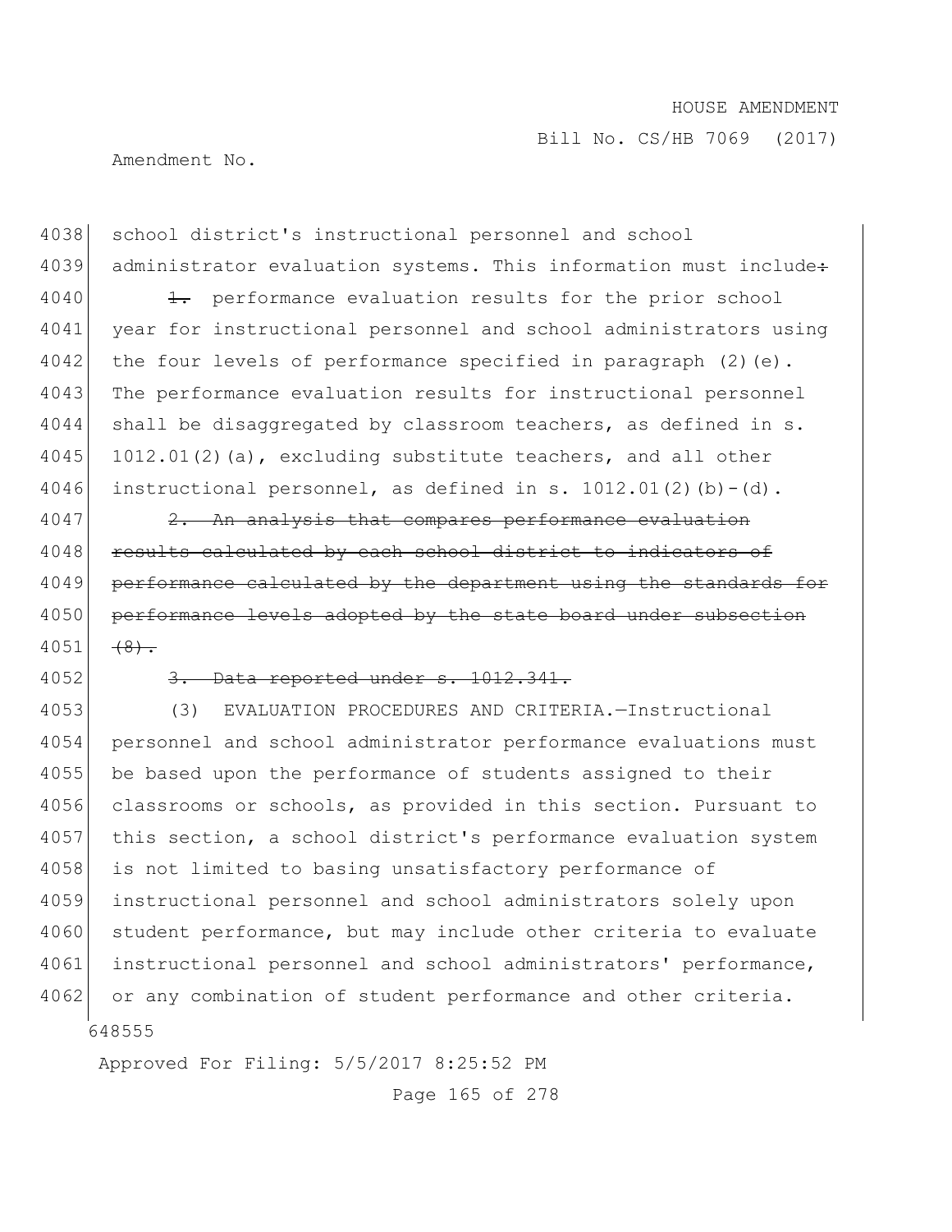4038 school district's instructional personnel and school
4039 administrator evaluation systems. This information must include~~:~~

4040 ~~1.~~ performance evaluation results for the prior school
4041 year for instructional personnel and school administrators using
4042 the four levels of performance specified in paragraph (2)(e).
4043 The performance evaluation results for instructional personnel
4044 shall be disaggregated by classroom teachers, as defined in s.
4045 1012.01(2)(a), excluding substitute teachers, and all other
4046 instructional personnel, as defined in s. 1012.01(2)(b)-(d).

4047 ~~2. An analysis that compares performance evaluation~~
4048 ~~results calculated by each school district to indicators of~~
4049 ~~performance calculated by the department using the standards for~~
4050 ~~performance levels adopted by the state board under subsection~~
4051 ~~(8).~~

4052 ~~3. Data reported under s. 1012.341.~~

4053 (3) EVALUATION PROCEDURES AND CRITERIA.—Instructional
4054 personnel and school administrator performance evaluations must
4055 be based upon the performance of students assigned to their
4056 classrooms or schools, as provided in this section. Pursuant to
4057 this section, a school district's performance evaluation system
4058 is not limited to basing unsatisfactory performance of
4059 instructional personnel and school administrators solely upon
4060 student performance, but may include other criteria to evaluate
4061 instructional personnel and school administrators' performance,
4062 or any combination of student performance and other criteria.

648555

Approved For Filing: 5/5/2017 8:25:52 PM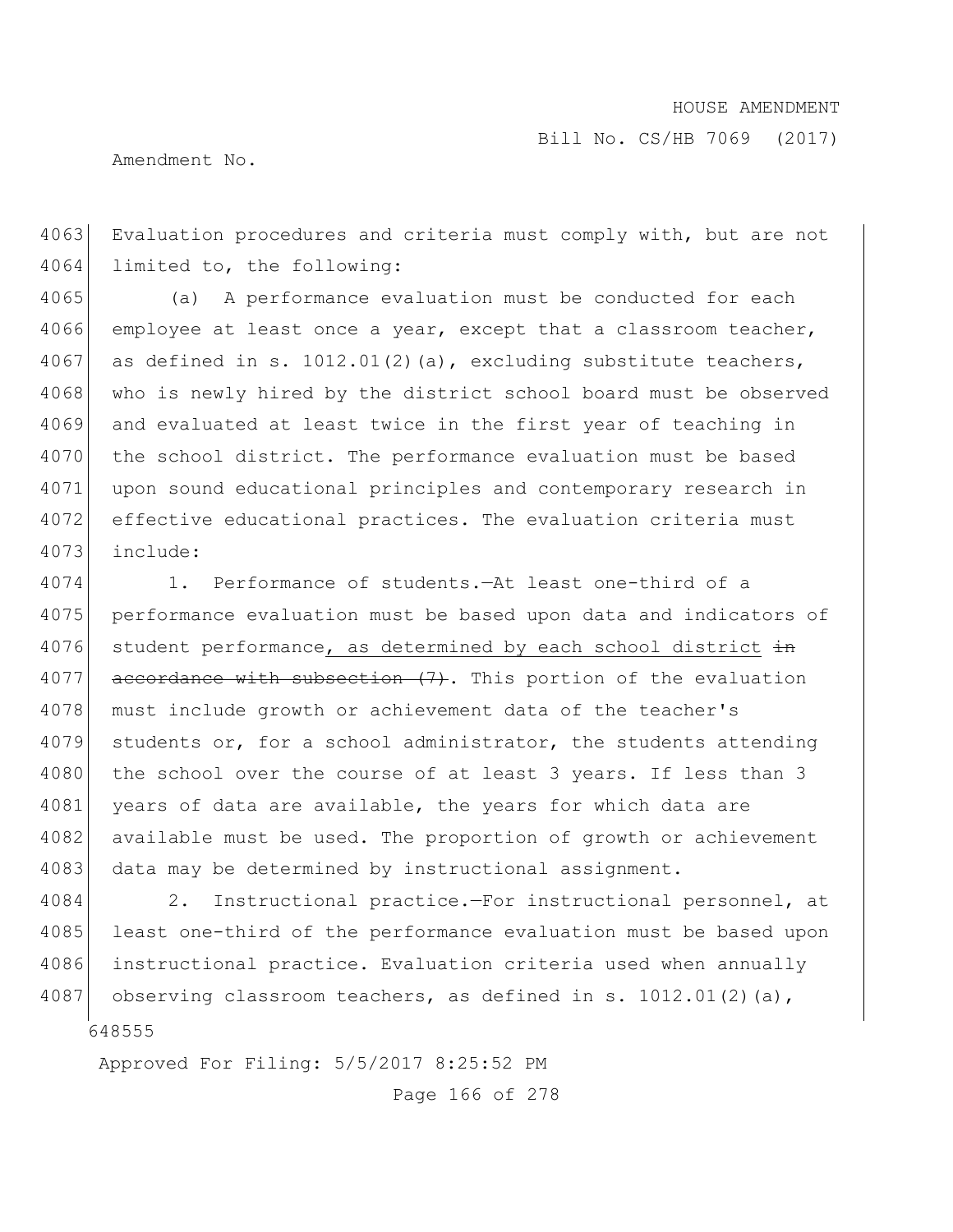4063 Evaluation procedures and criteria must comply with, but are not
4064 limited to, the following:

4065 (a) A performance evaluation must be conducted for each
4066 employee at least once a year, except that a classroom teacher,
4067 as defined in s. 1012.01(2)(a), excluding substitute teachers,
4068 who is newly hired by the district school board must be observed
4069 and evaluated at least twice in the first year of teaching in
4070 the school district. The performance evaluation must be based
4071 upon sound educational principles and contemporary research in
4072 effective educational practices. The evaluation criteria must
4073 include:

4074 1. Performance of students.—At least one-third of a
4075 performance evaluation must be based upon data and indicators of
4076 student performance<u>, as determined by each school district</u> ~~in~~
4077 ~~accordance with subsection (7)~~. This portion of the evaluation
4078 must include growth or achievement data of the teacher's
4079 students or, for a school administrator, the students attending
4080 the school over the course of at least 3 years. If less than 3
4081 years of data are available, the years for which data are
4082 available must be used. The proportion of growth or achievement
4083 data may be determined by instructional assignment.

4084 2. Instructional practice.—For instructional personnel, at
4085 least one-third of the performance evaluation must be based upon
4086 instructional practice. Evaluation criteria used when annually
4087 observing classroom teachers, as defined in s. 1012.01(2)(a),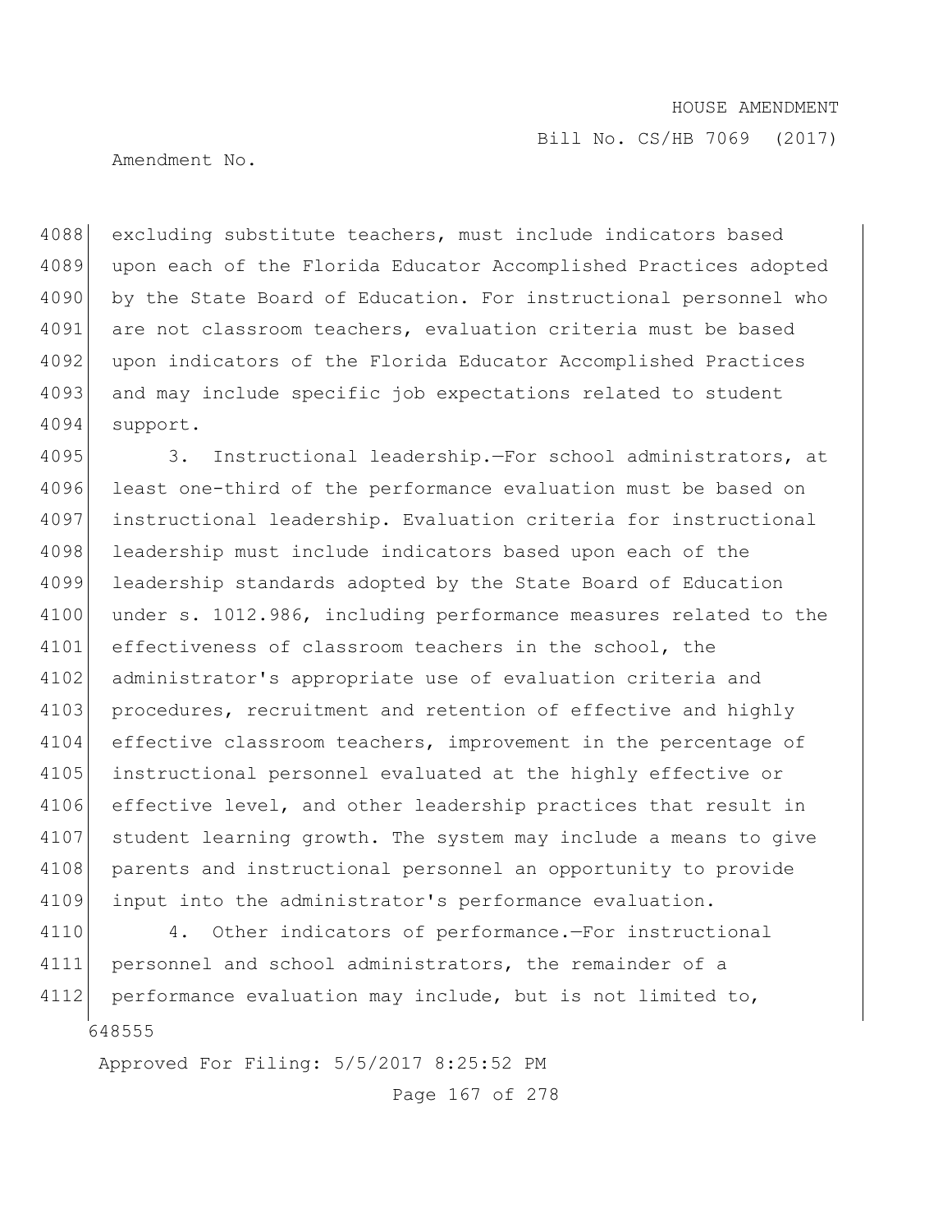excluding substitute teachers, must include indicators based upon each of the Florida Educator Accomplished Practices adopted by the State Board of Education. For instructional personnel who are not classroom teachers, evaluation criteria must be based upon indicators of the Florida Educator Accomplished Practices and may include specific job expectations related to student support.

3. Instructional leadership.—For school administrators, at least one-third of the performance evaluation must be based on instructional leadership. Evaluation criteria for instructional leadership must include indicators based upon each of the leadership standards adopted by the State Board of Education under s. 1012.986, including performance measures related to the effectiveness of classroom teachers in the school, the administrator's appropriate use of evaluation criteria and procedures, recruitment and retention of effective and highly effective classroom teachers, improvement in the percentage of instructional personnel evaluated at the highly effective or effective level, and other leadership practices that result in student learning growth. The system may include a means to give parents and instructional personnel an opportunity to provide input into the administrator's performance evaluation.

4. Other indicators of performance.—For instructional personnel and school administrators, the remainder of a performance evaluation may include, but is not limited to,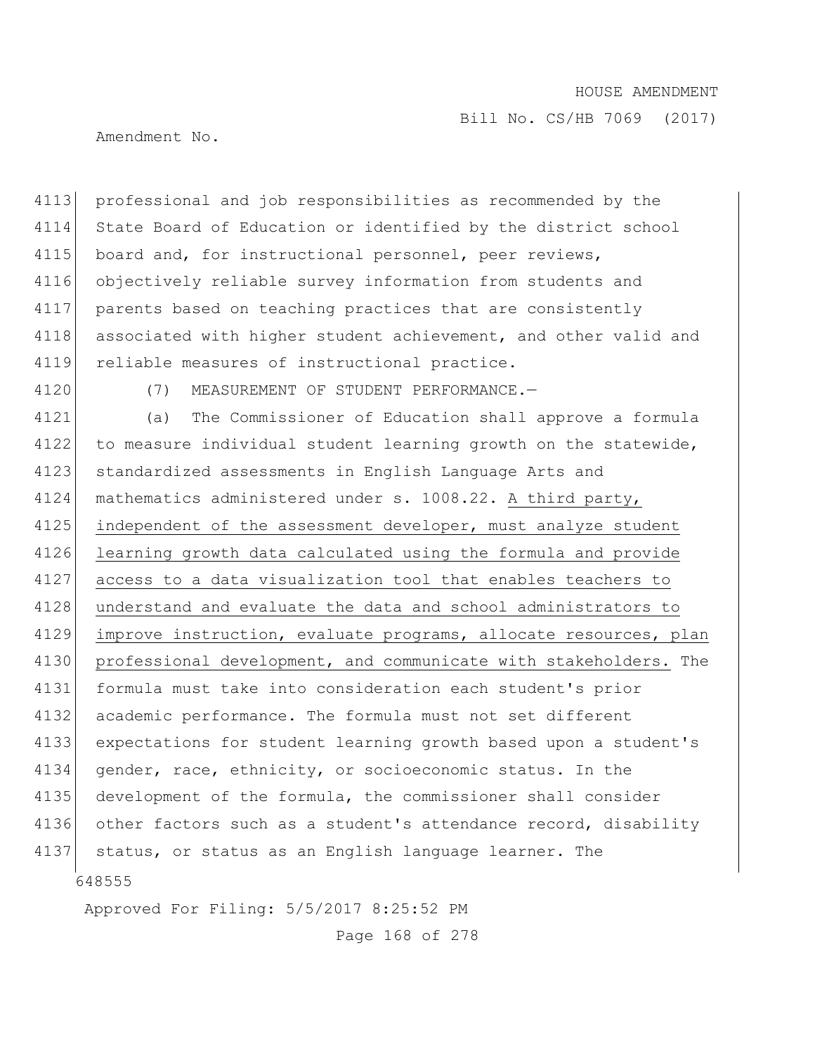professional and job responsibilities as recommended by the State Board of Education or identified by the district school board and, for instructional personnel, peer reviews, objectively reliable survey information from students and parents based on teaching practices that are consistently associated with higher student achievement, and other valid and reliable measures of instructional practice.

(7) MEASUREMENT OF STUDENT PERFORMANCE.—

(a) The Commissioner of Education shall approve a formula to measure individual student learning growth on the statewide, standardized assessments in English Language Arts and mathematics administered under s. 1008.22. A third party, independent of the assessment developer, must analyze student learning growth data calculated using the formula and provide access to a data visualization tool that enables teachers to understand and evaluate the data and school administrators to improve instruction, evaluate programs, allocate resources, plan professional development, and communicate with stakeholders. The formula must take into consideration each student's prior academic performance. The formula must not set different expectations for student learning growth based upon a student's gender, race, ethnicity, or socioeconomic status. In the development of the formula, the commissioner shall consider other factors such as a student's attendance record, disability status, or status as an English language learner. The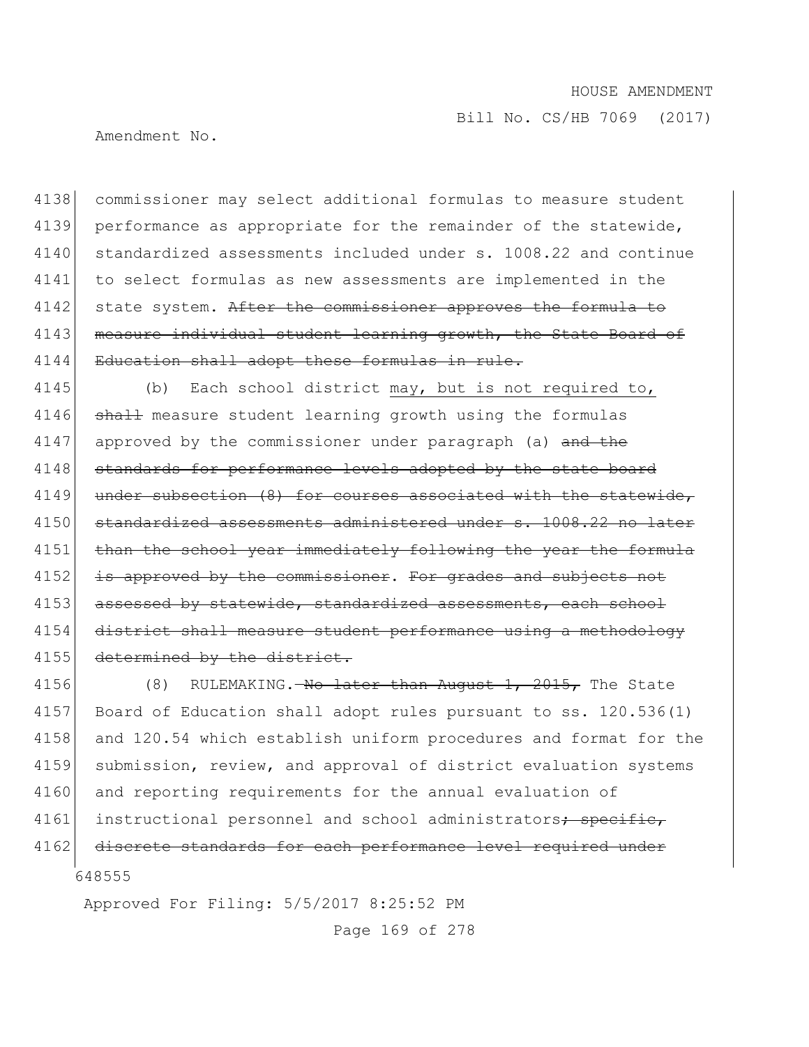4138 commissioner may select additional formulas to measure student
4139 performance as appropriate for the remainder of the statewide,
4140 standardized assessments included under s. 1008.22 and continue
4141 to select formulas as new assessments are implemented in the
4142 state system. ~~After the commissioner approves the formula to~~
4143 ~~measure individual student learning growth, the State Board of~~
4144 ~~Education shall adopt these formulas in rule.~~

4145 (b) Each school district may, but is not required to,
4146 ~~shall~~ measure student learning growth using the formulas
4147 approved by the commissioner under paragraph (a) ~~and the~~
4148 ~~standards for performance levels adopted by the state board~~
4149 ~~under subsection (8) for courses associated with the statewide,~~
4150 ~~standardized assessments administered under s. 1008.22 no later~~
4151 ~~than the school year immediately following the year the formula~~
4152 ~~is approved by the commissioner~~. ~~For grades and subjects not~~
4153 ~~assessed by statewide, standardized assessments, each school~~
4154 ~~district shall measure student performance using a methodology~~
4155 ~~determined by the district.~~

4156 (8) RULEMAKING.~~—No later than August 1, 2015,~~ The State
4157 Board of Education shall adopt rules pursuant to ss. 120.536(1)
4158 and 120.54 which establish uniform procedures and format for the
4159 submission, review, and approval of district evaluation systems
4160 and reporting requirements for the annual evaluation of
4161 instructional personnel and school administrators~~; specific,~~
4162 ~~discrete standards for each performance level required under~~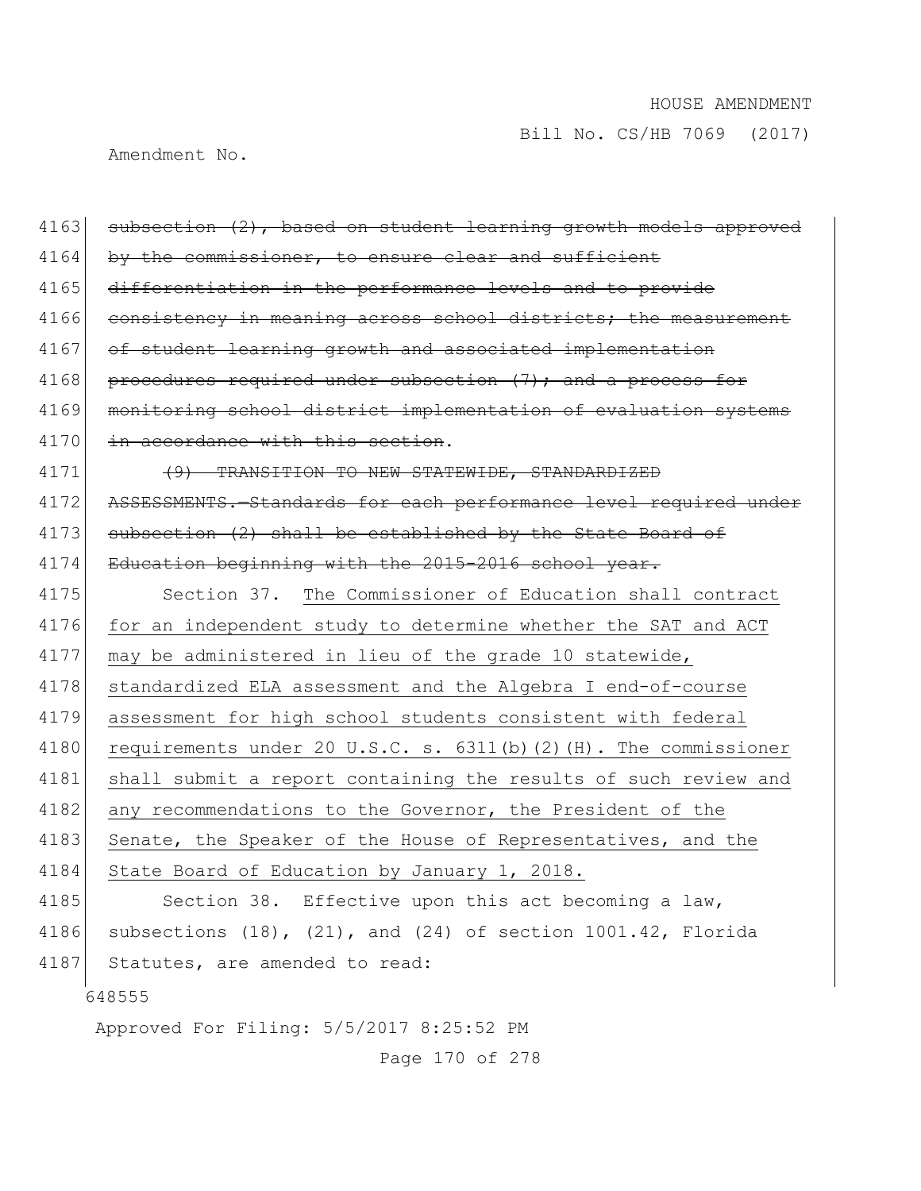4163 ~~subsection (2), based on student learning growth models approved~~
4164 ~~by the commissioner, to ensure clear and sufficient~~
4165 ~~differentiation in the performance levels and to provide~~
4166 ~~consistency in meaning across school districts; the measurement~~
4167 ~~of student learning growth and associated implementation~~
4168 ~~procedures required under subsection (7); and a process for~~
4169 ~~monitoring school district implementation of evaluation systems~~
4170 ~~in accordance with this section~~.

4171 ~~(9) TRANSITION TO NEW STATEWIDE, STANDARDIZED~~
4172 ~~ASSESSMENTS.—Standards for each performance level required under~~
4173 ~~subsection (2) shall be established by the State Board of~~
4174 ~~Education beginning with the 2015-2016 school year.~~

4175 Section 37. <u>The Commissioner of Education shall contract</u>
4176 <u>for an independent study to determine whether the SAT and ACT</u>
4177 <u>may be administered in lieu of the grade 10 statewide,</u>
4178 <u>standardized ELA assessment and the Algebra I end-of-course</u>
4179 <u>assessment for high school students consistent with federal</u>
4180 <u>requirements under 20 U.S.C. s. 6311(b)(2)(H). The commissioner</u>
4181 <u>shall submit a report containing the results of such review and</u>
4182 <u>any recommendations to the Governor, the President of the</u>
4183 <u>Senate, the Speaker of the House of Representatives, and the</u>
4184 <u>State Board of Education by January 1, 2018.</u>

4185 Section 38. Effective upon this act becoming a law,
4186 subsections (18), (21), and (24) of section 1001.42, Florida
4187 Statutes, are amended to read:

648555

Approved For Filing: 5/5/2017 8:25:52 PM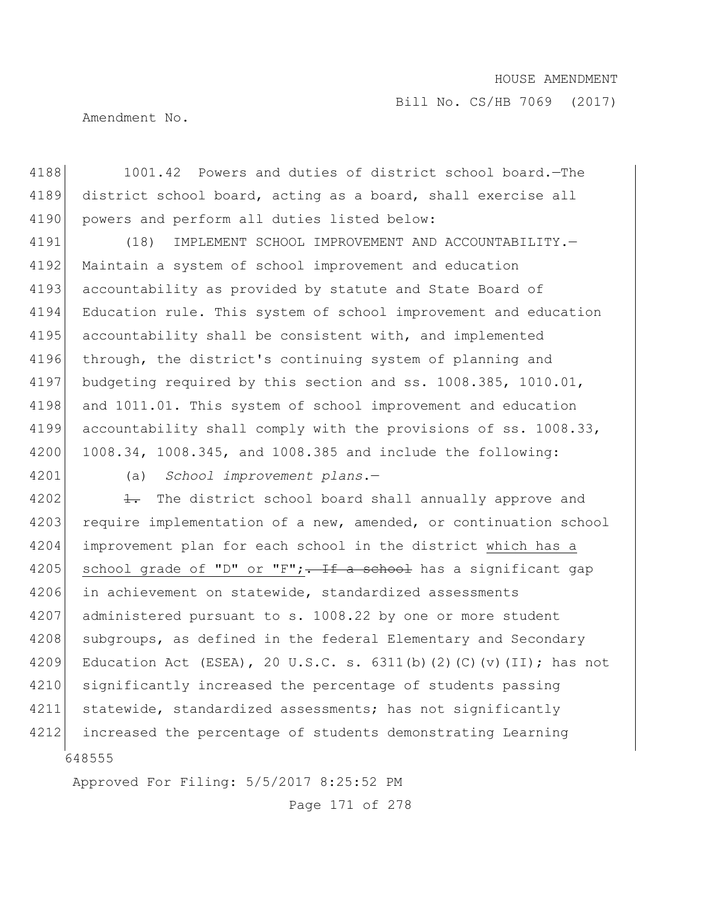1001.42 Powers and duties of district school board.—The district school board, acting as a board, shall exercise all powers and perform all duties listed below:

(18) IMPLEMENT SCHOOL IMPROVEMENT AND ACCOUNTABILITY.—Maintain a system of school improvement and education accountability as provided by statute and State Board of Education rule. This system of school improvement and education accountability shall be consistent with, and implemented through, the district's continuing system of planning and budgeting required by this section and ss. 1008.385, 1010.01, and 1011.01. This system of school improvement and education accountability shall comply with the provisions of ss. 1008.33, 1008.34, 1008.345, and 1008.385 and include the following:

(a) *School improvement plans.*—

~~1.~~ The district school board shall annually approve and require implementation of a new, amended, or continuation school improvement plan for each school in the district which has a school grade of "D" or "F"; ~~. If a school~~ has a significant gap in achievement on statewide, standardized assessments administered pursuant to s. 1008.22 by one or more student subgroups, as defined in the federal Elementary and Secondary Education Act (ESEA), 20 U.S.C. s. 6311(b)(2)(C)(v)(II); has not significantly increased the percentage of students passing statewide, standardized assessments; has not significantly increased the percentage of students demonstrating Learning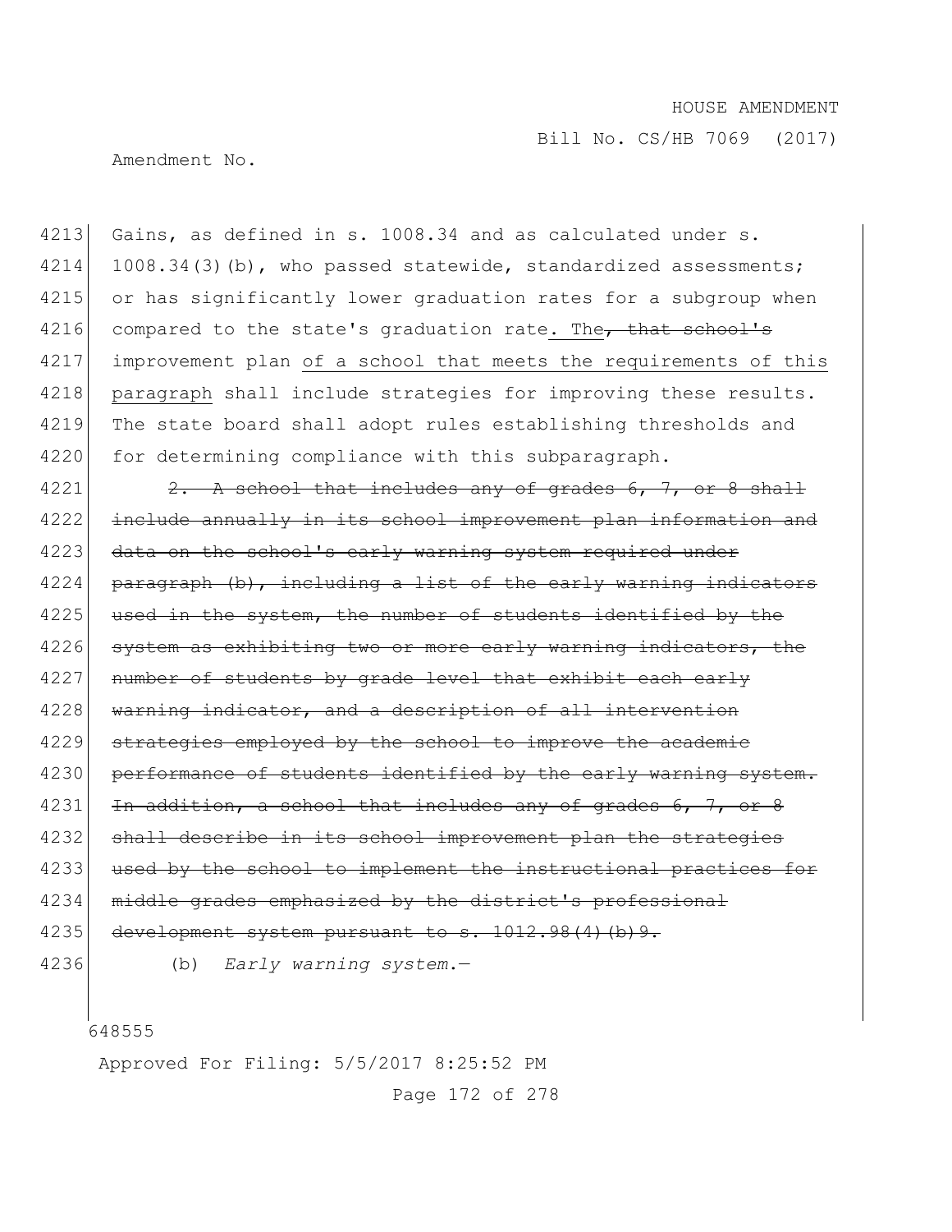4213 Gains, as defined in s. 1008.34 and as calculated under s.
4214 1008.34(3)(b), who passed statewide, standardized assessments;
4215 or has significantly lower graduation rates for a subgroup when
4216 compared to the state's graduation rate. The~~, that school's~~
4217 improvement plan <u>of a school that meets the requirements of this</u>
4218 <u>paragraph</u> shall include strategies for improving these results.
4219 The state board shall adopt rules establishing thresholds and
4220 for determining compliance with this subparagraph.

4221 ~~2. A school that includes any of grades 6, 7, or 8 shall~~
4222 ~~include annually in its school improvement plan information and~~
4223 ~~data on the school's early warning system required under~~
4224 ~~paragraph (b), including a list of the early warning indicators~~
4225 ~~used in the system, the number of students identified by the~~
4226 ~~system as exhibiting two or more early warning indicators, the~~
4227 ~~number of students by grade level that exhibit each early~~
4228 ~~warning indicator, and a description of all intervention~~
4229 ~~strategies employed by the school to improve the academic~~
4230 ~~performance of students identified by the early warning system.~~
4231 ~~In addition, a school that includes any of grades 6, 7, or 8~~
4232 ~~shall describe in its school improvement plan the strategies~~
4233 ~~used by the school to implement the instructional practices for~~
4234 ~~middle grades emphasized by the district's professional~~
4235 ~~development system pursuant to s. 1012.98(4)(b)9.~~

4236 (b) *Early warning system.*—

648555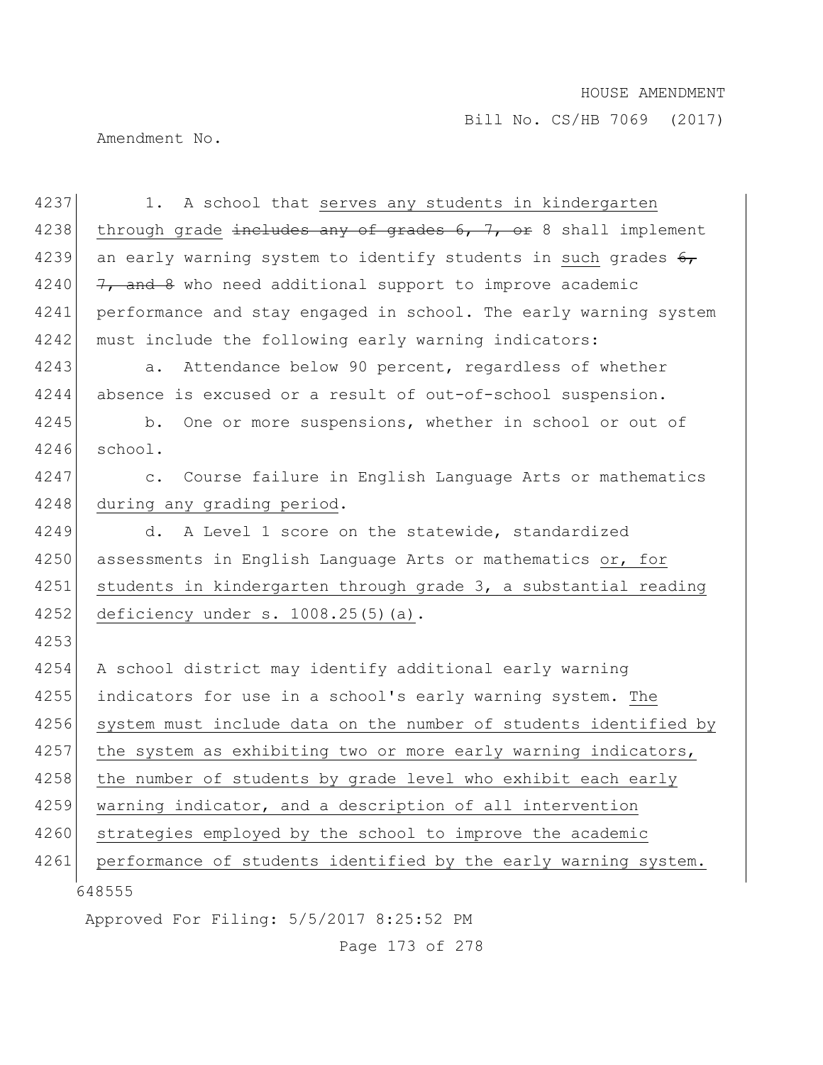4237 1. A school that serves any students in kindergarten
4238 through grade ~~includes any of grades 6, 7, or~~ 8 shall implement
4239 an early warning system to identify students in such grades ~~6,~~
4240 ~~7, and 8~~ who need additional support to improve academic
4241 performance and stay engaged in school. The early warning system
4242 must include the following early warning indicators:

4243 a. Attendance below 90 percent, regardless of whether
4244 absence is excused or a result of out-of-school suspension.

4245 b. One or more suspensions, whether in school or out of
4246 school.

4247 c. Course failure in English Language Arts or mathematics
4248 during any grading period.

4249 d. A Level 1 score on the statewide, standardized
4250 assessments in English Language Arts or mathematics or, for
4251 students in kindergarten through grade 3, a substantial reading
4252 deficiency under s. 1008.25(5)(a).

4253

4254 A school district may identify additional early warning
4255 indicators for use in a school's early warning system. The
4256 system must include data on the number of students identified by
4257 the system as exhibiting two or more early warning indicators,
4258 the number of students by grade level who exhibit each early
4259 warning indicator, and a description of all intervention
4260 strategies employed by the school to improve the academic
4261 performance of students identified by the early warning system.

648555

Approved For Filing: 5/5/2017 8:25:52 PM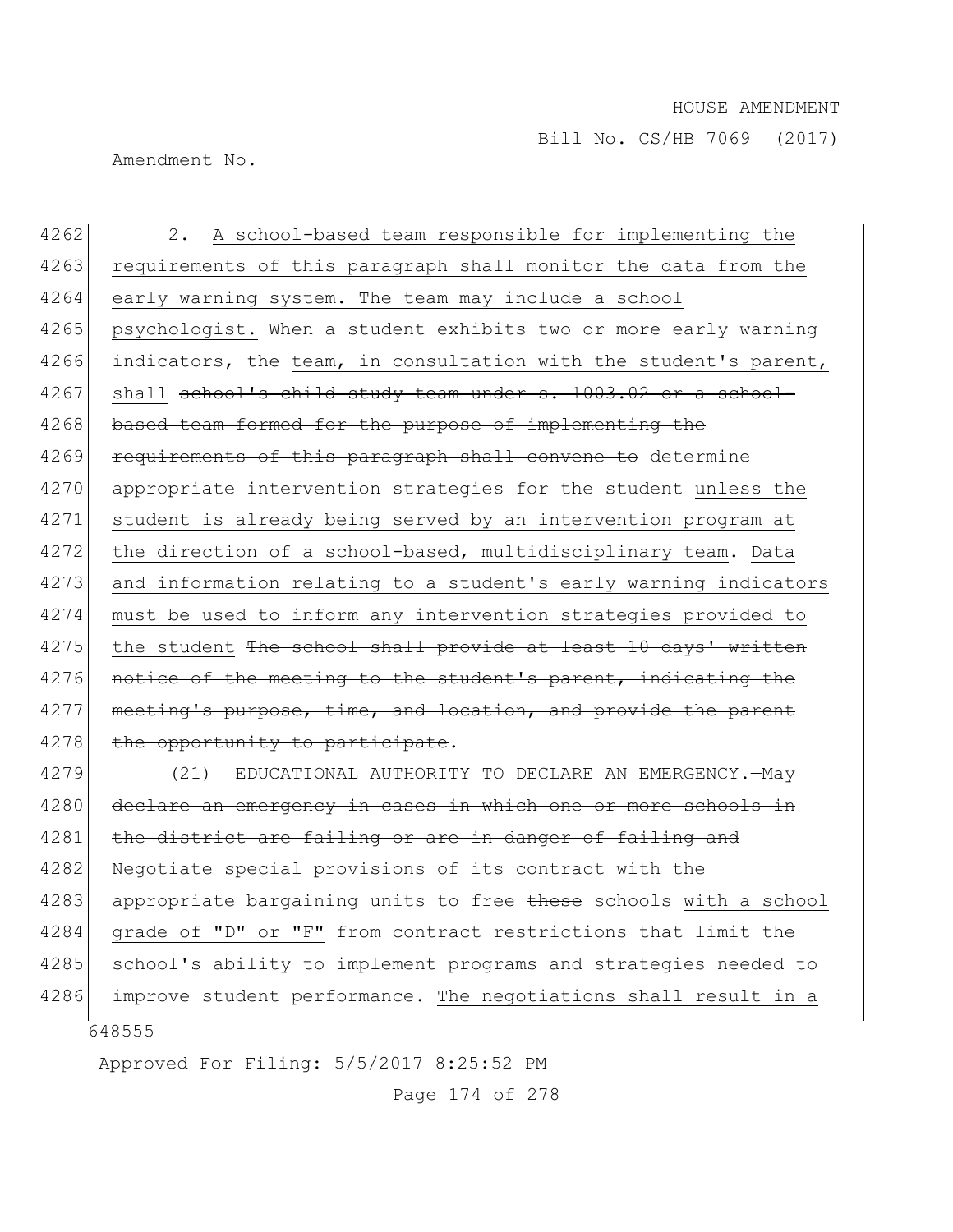2. A school-based team responsible for implementing the requirements of this paragraph shall monitor the data from the early warning system. The team may include a school psychologist. When a student exhibits two or more early warning indicators, the team, in consultation with the student's parent, shall ~~school's child study team under s. 1003.02 or a school-based team formed for the purpose of implementing the requirements of this paragraph shall convene to~~ determine appropriate intervention strategies for the student unless the student is already being served by an intervention program at the direction of a school-based, multidisciplinary team. Data and information relating to a student's early warning indicators must be used to inform any intervention strategies provided to the student ~~The school shall provide at least 10 days' written notice of the meeting to the student's parent, indicating the meeting's purpose, time, and location, and provide the parent the opportunity to participate~~.

(21) EDUCATIONAL ~~AUTHORITY TO DECLARE AN~~ EMERGENCY.—~~May declare an emergency in cases in which one or more schools in the district are failing or are in danger of failing and~~ Negotiate special provisions of its contract with the appropriate bargaining units to free ~~these~~ schools with a school grade of "D" or "F" from contract restrictions that limit the school's ability to implement programs and strategies needed to improve student performance. The negotiations shall result in a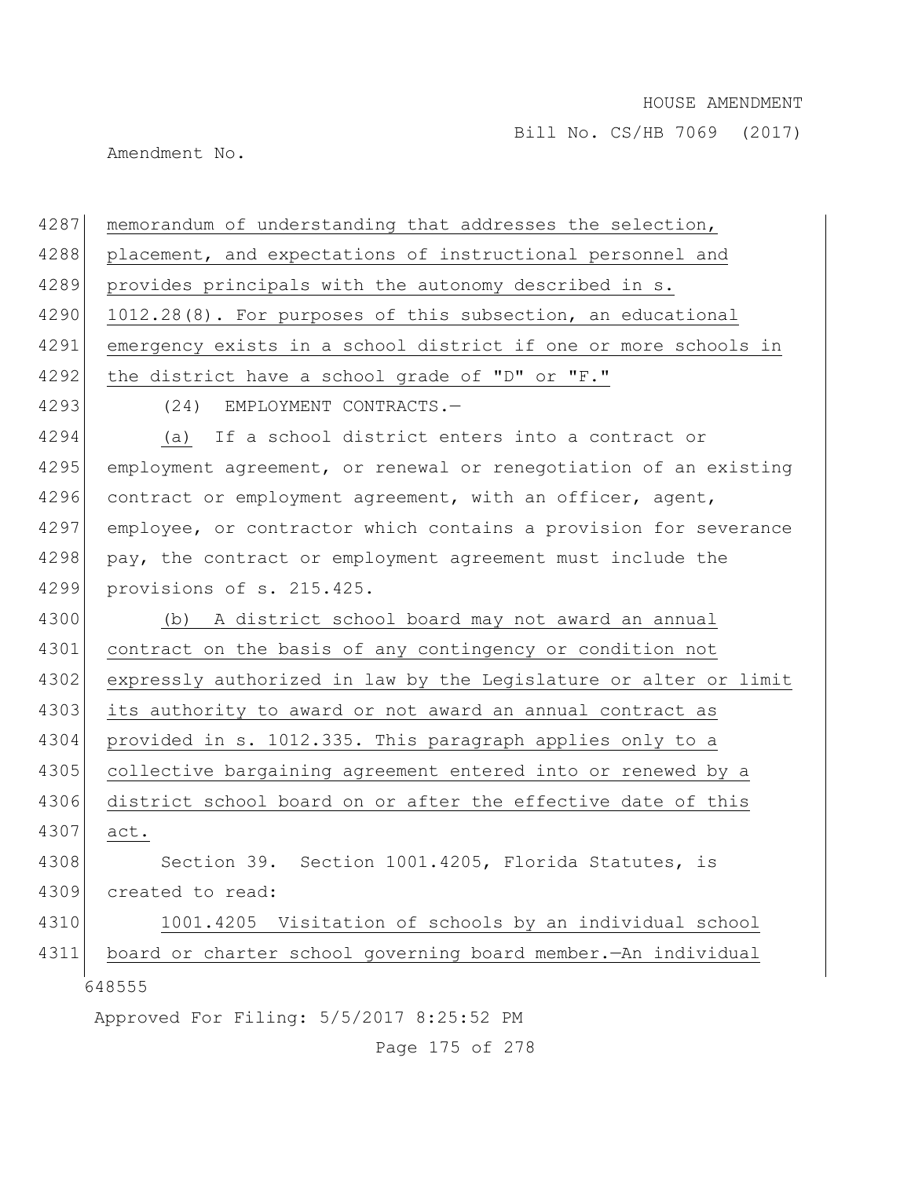memorandum of understanding that addresses the selection, placement, and expectations of instructional personnel and provides principals with the autonomy described in s. 1012.28(8). For purposes of this subsection, an educational emergency exists in a school district if one or more schools in the district have a school grade of "D" or "F."

(24) EMPLOYMENT CONTRACTS.—

(a) If a school district enters into a contract or employment agreement, or renewal or renegotiation of an existing contract or employment agreement, with an officer, agent, employee, or contractor which contains a provision for severance pay, the contract or employment agreement must include the provisions of s. 215.425.

(b) A district school board may not award an annual contract on the basis of any contingency or condition not expressly authorized in law by the Legislature or alter or limit its authority to award or not award an annual contract as provided in s. 1012.335. This paragraph applies only to a collective bargaining agreement entered into or renewed by a district school board on or after the effective date of this act.

Section 39. Section 1001.4205, Florida Statutes, is created to read:

1001.4205 Visitation of schools by an individual school board or charter school governing board member.—An individual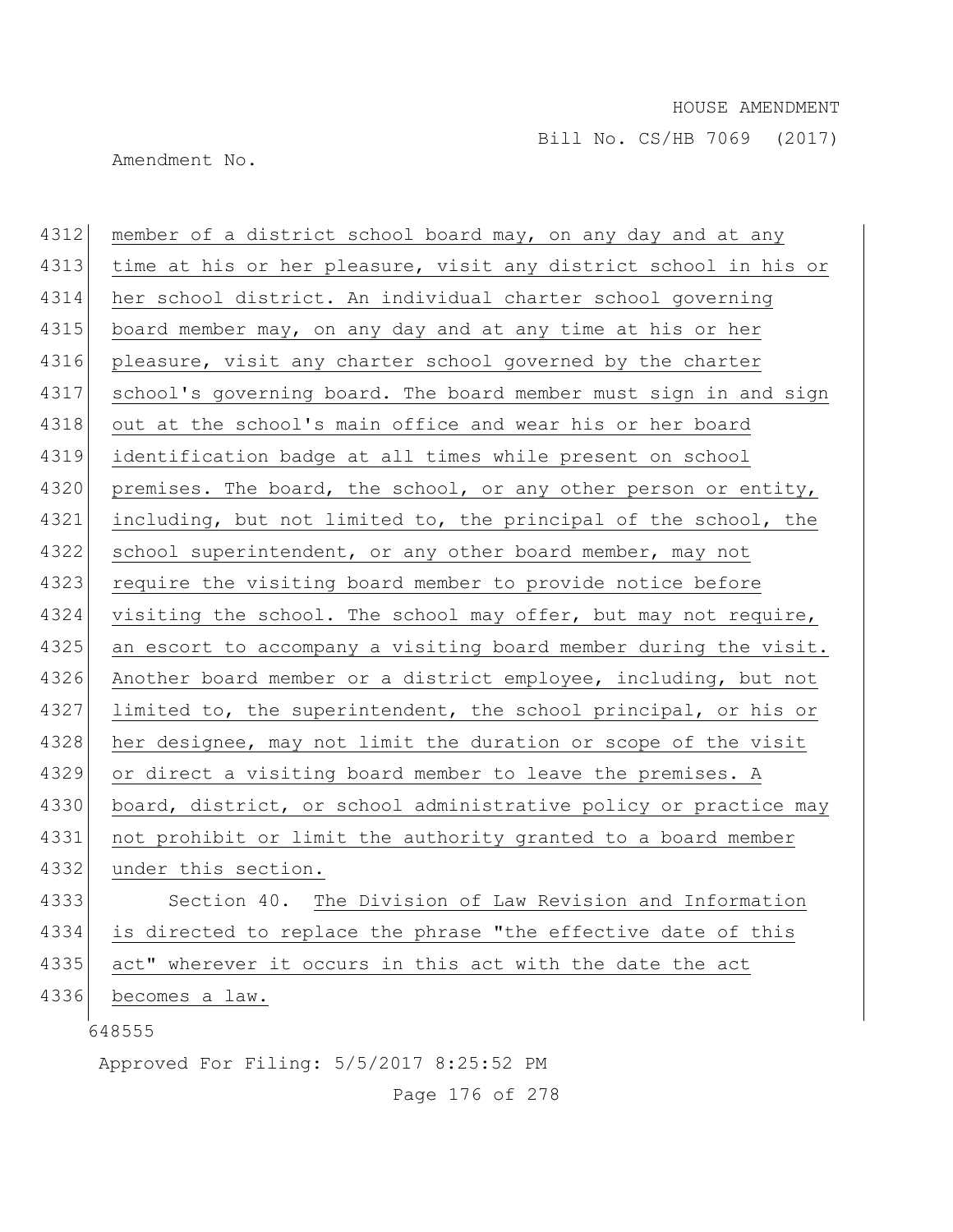member of a district school board may, on any day and at any time at his or her pleasure, visit any district school in his or her school district. An individual charter school governing board member may, on any day and at any time at his or her pleasure, visit any charter school governed by the charter school's governing board. The board member must sign in and sign out at the school's main office and wear his or her board identification badge at all times while present on school premises. The board, the school, or any other person or entity, including, but not limited to, the principal of the school, the school superintendent, or any other board member, may not require the visiting board member to provide notice before visiting the school. The school may offer, but may not require, an escort to accompany a visiting board member during the visit. Another board member or a district employee, including, but not limited to, the superintendent, the school principal, or his or her designee, may not limit the duration or scope of the visit or direct a visiting board member to leave the premises. A board, district, or school administrative policy or practice may not prohibit or limit the authority granted to a board member under this section.

Section 40. The Division of Law Revision and Information is directed to replace the phrase "the effective date of this act" wherever it occurs in this act with the date the act becomes a law.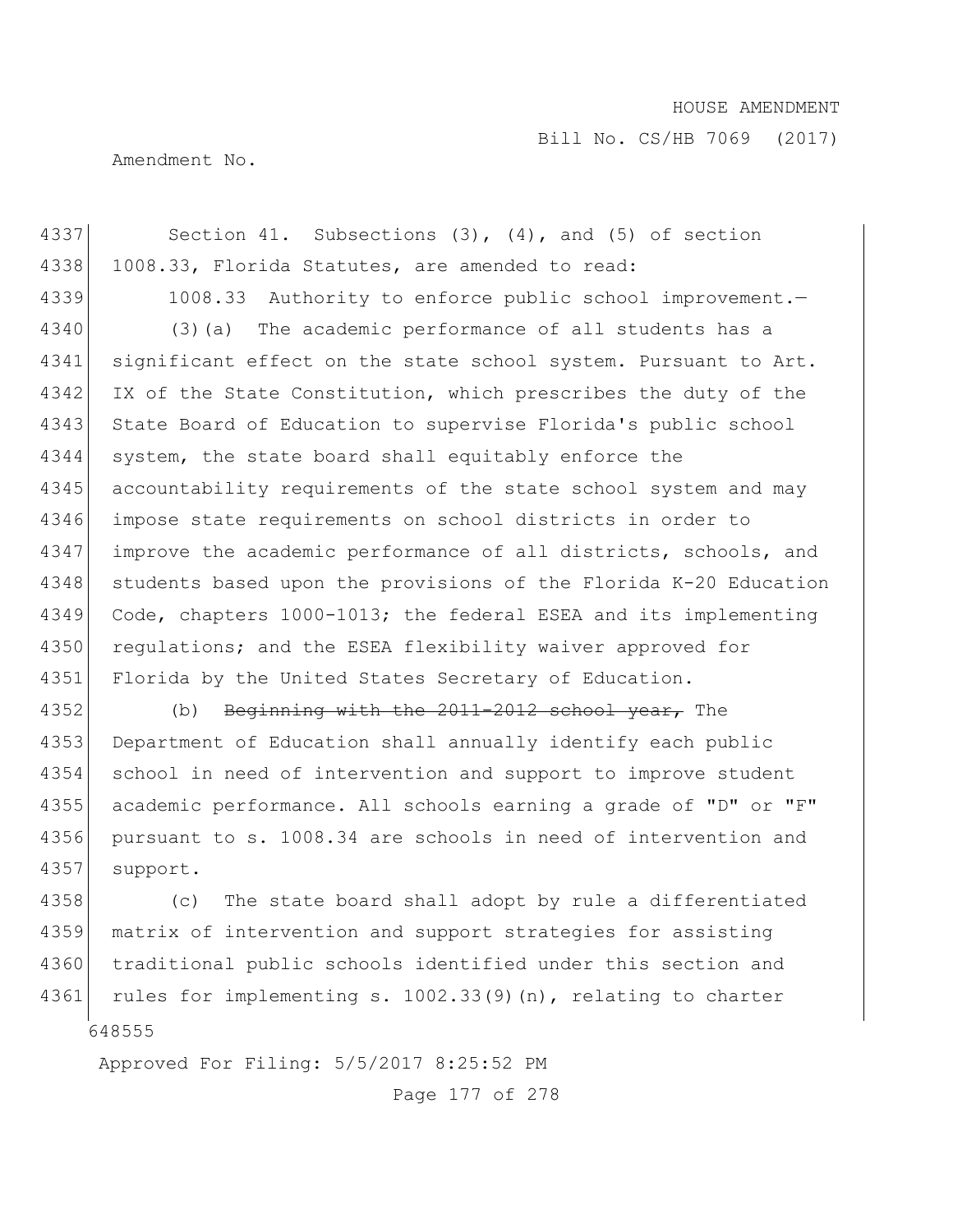Section 41. Subsections (3), (4), and (5) of section 1008.33, Florida Statutes, are amended to read:

1008.33 Authority to enforce public school improvement.—

(3)(a) The academic performance of all students has a significant effect on the state school system. Pursuant to Art. IX of the State Constitution, which prescribes the duty of the State Board of Education to supervise Florida's public school system, the state board shall equitably enforce the accountability requirements of the state school system and may impose state requirements on school districts in order to improve the academic performance of all districts, schools, and students based upon the provisions of the Florida K-20 Education Code, chapters 1000-1013; the federal ESEA and its implementing regulations; and the ESEA flexibility waiver approved for Florida by the United States Secretary of Education.

(b) ~~Beginning with the 2011-2012 school year,~~ The Department of Education shall annually identify each public school in need of intervention and support to improve student academic performance. All schools earning a grade of "D" or "F" pursuant to s. 1008.34 are schools in need of intervention and support.

(c) The state board shall adopt by rule a differentiated matrix of intervention and support strategies for assisting traditional public schools identified under this section and rules for implementing s. 1002.33(9)(n), relating to charter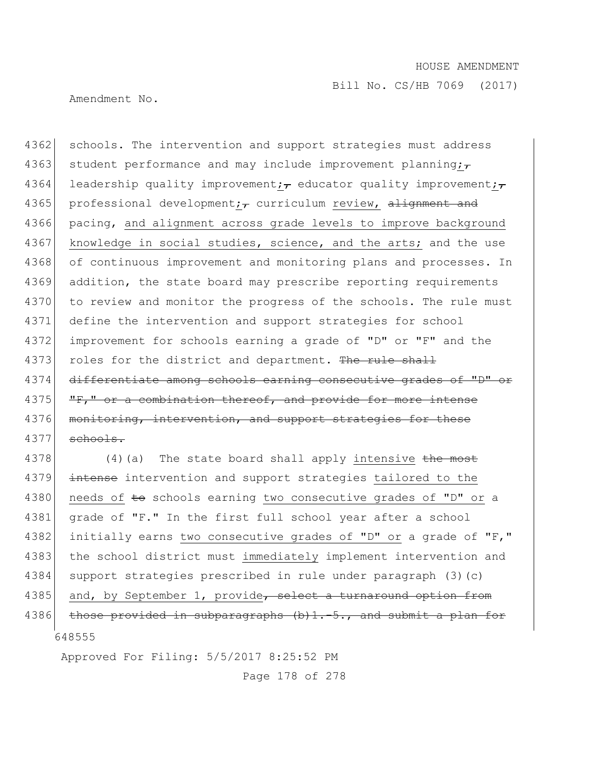schools. The intervention and support strategies must address student performance and may include improvement planning<u>;</u>~~,~~ leadership quality improvement<u>;</u>~~,~~ educator quality improvement<u>;</u>~~,~~ professional development<u>;</u>~~,~~ curriculum <u>review,</u> ~~alignment and~~ pacing, <u>and alignment across grade levels to improve background knowledge in social studies, science, and the arts;</u> and the use of continuous improvement and monitoring plans and processes. In addition, the state board may prescribe reporting requirements to review and monitor the progress of the schools. The rule must define the intervention and support strategies for school improvement for schools earning a grade of "D" or "F" and the roles for the district and department. ~~The rule shall differentiate among schools earning consecutive grades of "D" or "F," or a combination thereof, and provide for more intense monitoring, intervention, and support strategies for these schools.~~

(4)(a) The state board shall apply <u>intensive</u> ~~the most intense~~ intervention and support strategies <u>tailored to the needs of</u> ~~to~~ schools earning <u>two consecutive grades of "D" or</u> a grade of "F." In the first full school year after a school initially earns <u>two consecutive grades of "D" or</u> a grade of "F," the school district must <u>immediately</u> implement intervention and support strategies prescribed in rule under paragraph (3)(c) and, by September 1, provide~~, select a turnaround option from those provided in subparagraphs (b)1.-5., and submit a plan for~~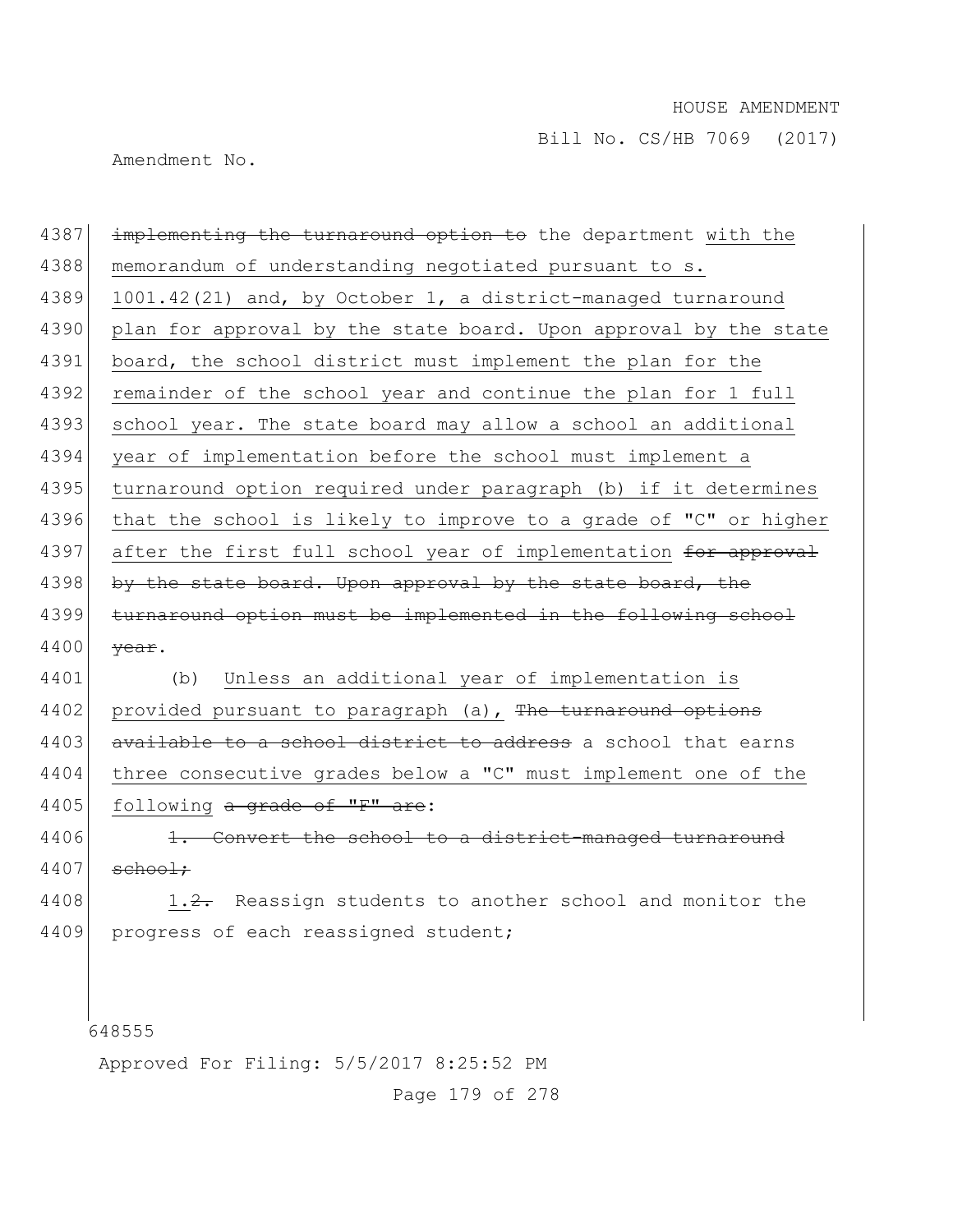4387 ~~implementing the turnaround option to~~ the department with the memorandum of understanding negotiated pursuant to s. 1001.42(21) and, by October 1, a district-managed turnaround plan for approval by the state board. Upon approval by the state board, the school district must implement the plan for the remainder of the school year and continue the plan for 1 full school year. The state board may allow a school an additional year of implementation before the school must implement a turnaround option required under paragraph (b) if it determines that the school is likely to improve to a grade of "C" or higher after the first full school year of implementation ~~for approval by the state board. Upon approval by the state board, the turnaround option must be implemented in the following school year~~.

4401 (b) Unless an additional year of implementation is provided pursuant to paragraph (a), ~~The turnaround options available to a school district to address~~ a school that earns three consecutive grades below a "C" must implement one of the following ~~a grade of "F" are~~:

4406 ~~1. Convert the school to a district-managed turnaround school;~~

4408 1.~~2.~~ Reassign students to another school and monitor the progress of each reassigned student;

648555

Approved For Filing: 5/5/2017 8:25:52 PM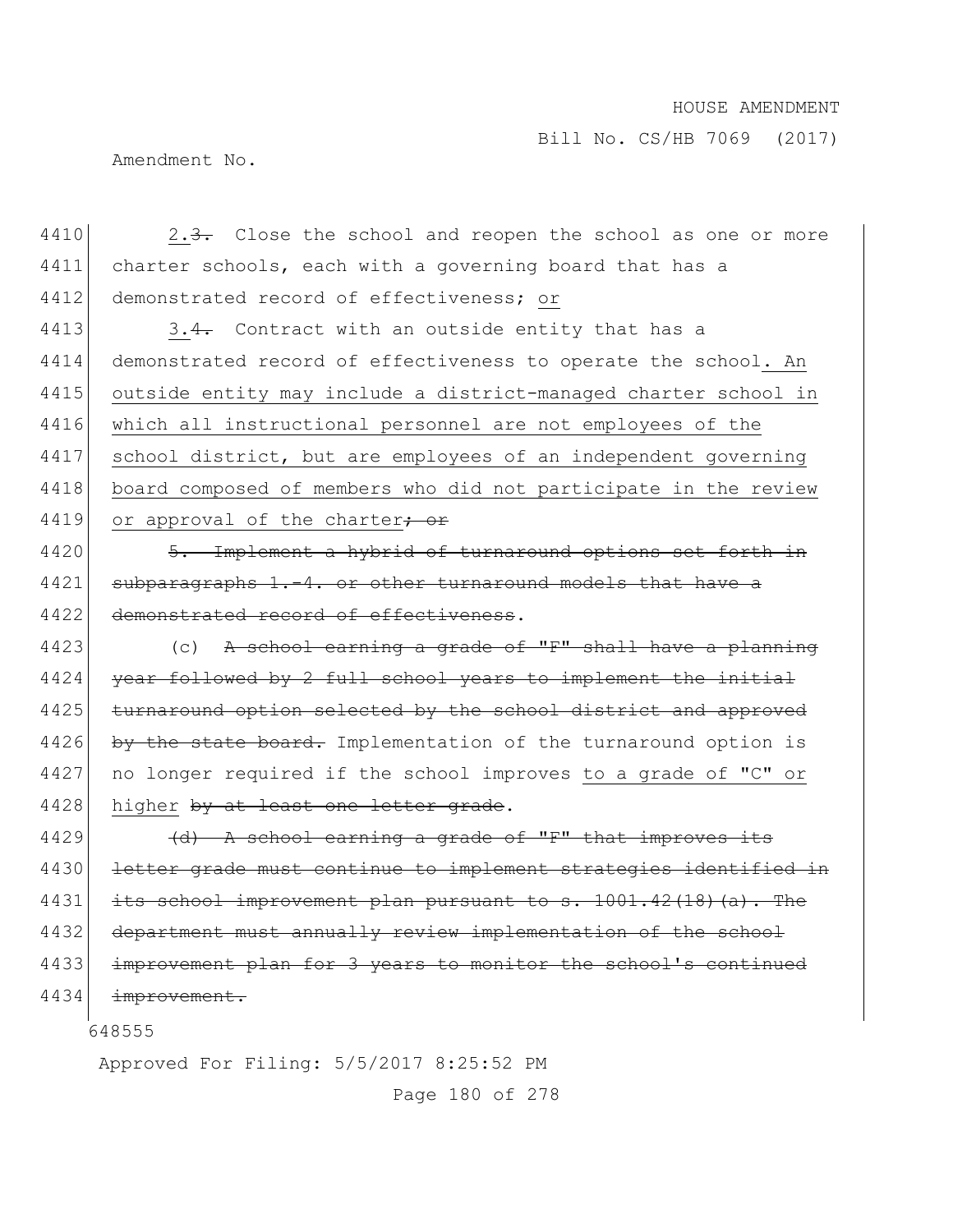2.~~3.~~ Close the school and reopen the school as one or more charter schools, each with a governing board that has a demonstrated record of effectiveness; <u>or</u>

3.~~4.~~ Contract with an outside entity that has a demonstrated record of effectiveness to operate the school<u>. An outside entity may include a district-managed charter school in which all instructional personnel are not employees of the school district, but are employees of an independent governing board composed of members who did not participate in the review or approval of the charter</u>~~; or~~

~~5. Implement a hybrid of turnaround options set forth in subparagraphs 1.-4. or other turnaround models that have a demonstrated record of effectiveness~~.

(c) ~~A school earning a grade of "F" shall have a planning year followed by 2 full school years to implement the initial turnaround option selected by the school district and approved by the state board.~~ Implementation of the turnaround option is no longer required if the school improves <u>to a grade of "C" or higher</u> ~~by at least one letter grade~~.

~~(d) A school earning a grade of "F" that improves its letter grade must continue to implement strategies identified in its school improvement plan pursuant to s. 1001.42(18)(a). The department must annually review implementation of the school improvement plan for 3 years to monitor the school's continued improvement.~~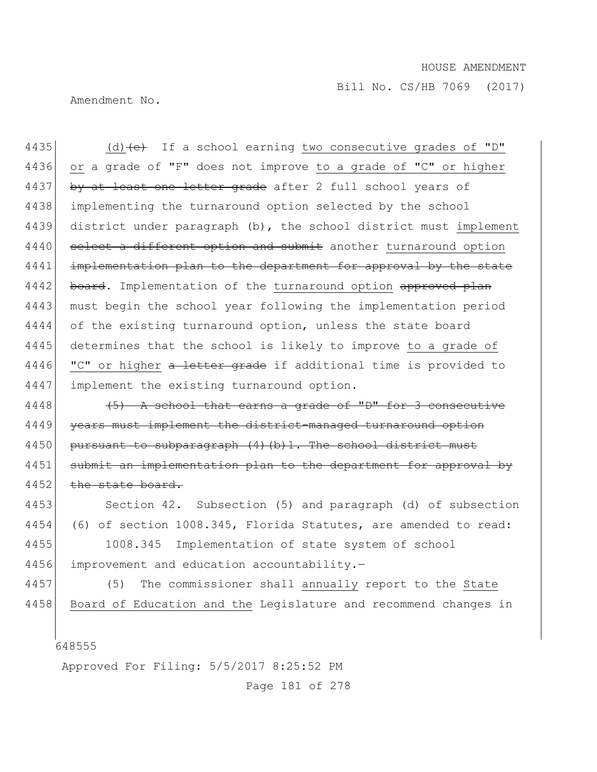4435 (d)~~(c)~~ If a school earning two consecutive grades of "D" or a grade of "F" does not improve to a grade of "C" or higher ~~by at least one letter grade~~ after 2 full school years of implementing the turnaround option selected by the school district under paragraph (b), the school district must implement ~~select a different option and submit~~ another turnaround option ~~implementation plan to the department for approval by the state board~~. Implementation of the turnaround option ~~approved plan~~ must begin the school year following the implementation period of the existing turnaround option, unless the state board determines that the school is likely to improve to a grade of "C" or higher ~~a letter grade~~ if additional time is provided to implement the existing turnaround option.

4448 ~~(5) A school that earns a grade of "D" for 3 consecutive years must implement the district-managed turnaround option pursuant to subparagraph (4)(b)1. The school district must submit an implementation plan to the department for approval by the state board.~~

4453 Section 42. Subsection (5) and paragraph (d) of subsection (6) of section 1008.345, Florida Statutes, are amended to read:

4455 1008.345 Implementation of state system of school improvement and education accountability.—

4457 (5) The commissioner shall annually report to the State Board of Education and the Legislature and recommend changes in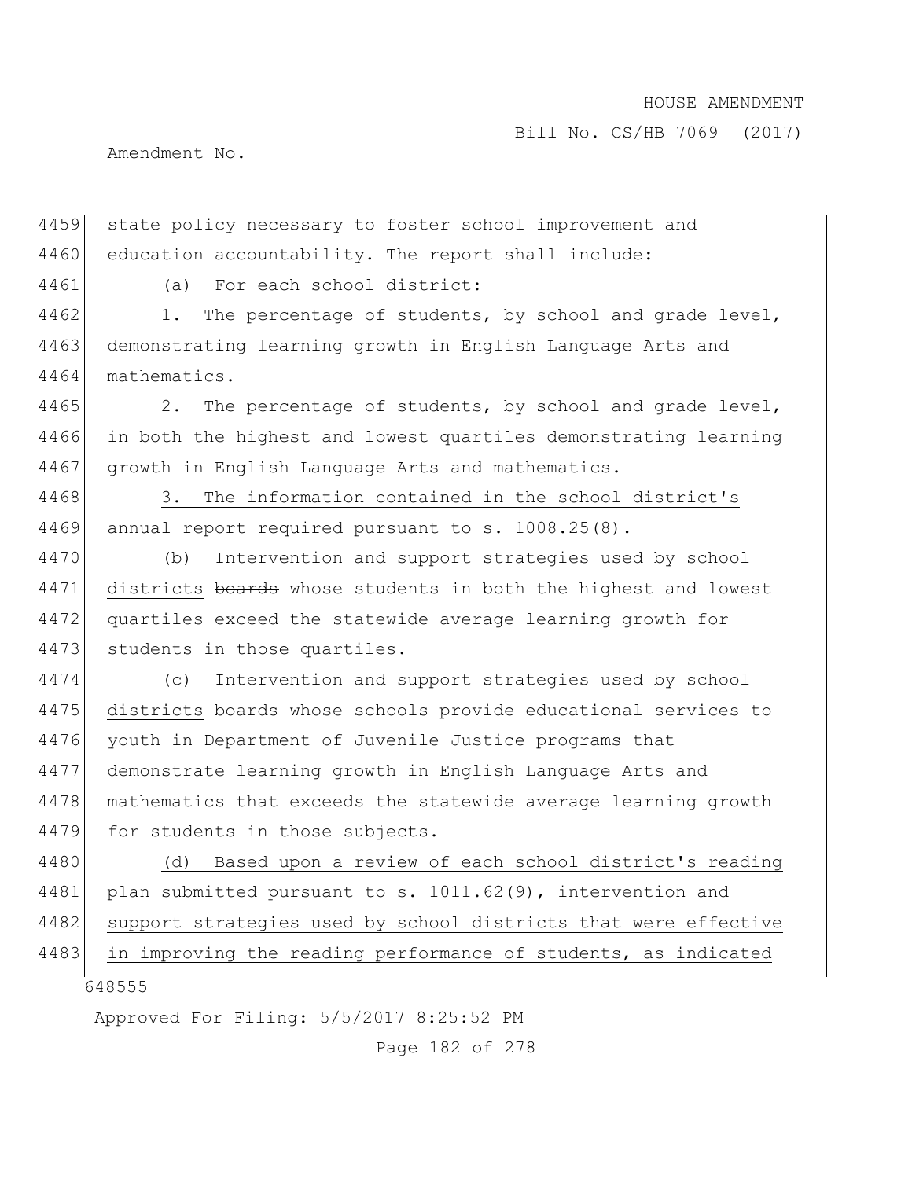state policy necessary to foster school improvement and education accountability. The report shall include:

(a) For each school district:

1. The percentage of students, by school and grade level, demonstrating learning growth in English Language Arts and mathematics.

2. The percentage of students, by school and grade level, in both the highest and lowest quartiles demonstrating learning growth in English Language Arts and mathematics.

3. The information contained in the school district's annual report required pursuant to s. 1008.25(8).

(b) Intervention and support strategies used by school districts ~~boards~~ whose students in both the highest and lowest quartiles exceed the statewide average learning growth for students in those quartiles.

(c) Intervention and support strategies used by school districts ~~boards~~ whose schools provide educational services to youth in Department of Juvenile Justice programs that demonstrate learning growth in English Language Arts and mathematics that exceeds the statewide average learning growth for students in those subjects.

(d) Based upon a review of each school district's reading plan submitted pursuant to s. 1011.62(9), intervention and support strategies used by school districts that were effective in improving the reading performance of students, as indicated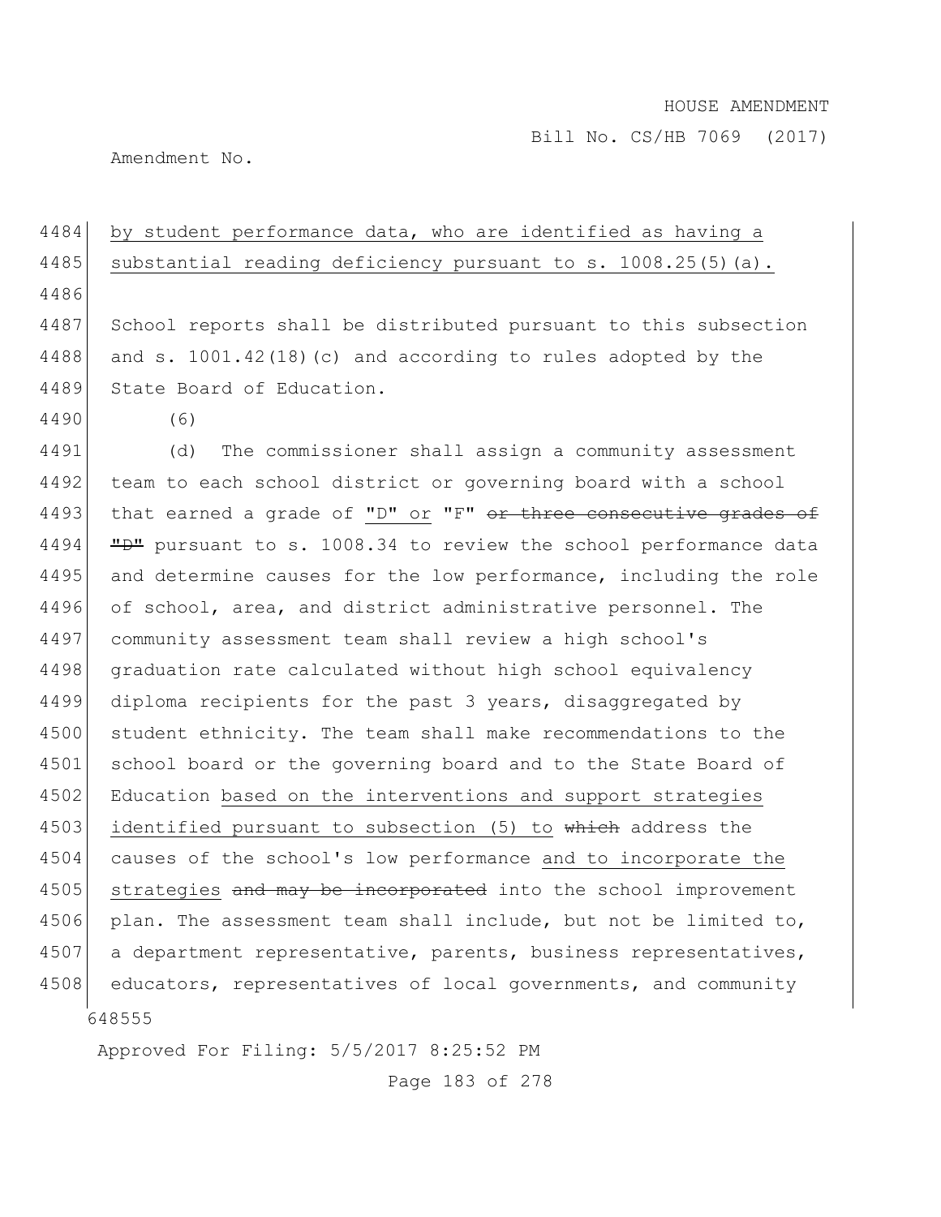by student performance data, who are identified as having a substantial reading deficiency pursuant to s. 1008.25(5)(a).

School reports shall be distributed pursuant to this subsection and s. 1001.42(18)(c) and according to rules adopted by the State Board of Education.

(6)

(d) The commissioner shall assign a community assessment team to each school district or governing board with a school that earned a grade of "D" or "F" ~~or three consecutive grades of "D"~~ pursuant to s. 1008.34 to review the school performance data and determine causes for the low performance, including the role of school, area, and district administrative personnel. The community assessment team shall review a high school's graduation rate calculated without high school equivalency diploma recipients for the past 3 years, disaggregated by student ethnicity. The team shall make recommendations to the school board or the governing board and to the State Board of Education based on the interventions and support strategies identified pursuant to subsection (5) to ~~which~~ address the causes of the school's low performance and to incorporate the strategies ~~and may be incorporated~~ into the school improvement plan. The assessment team shall include, but not be limited to, a department representative, parents, business representatives, educators, representatives of local governments, and community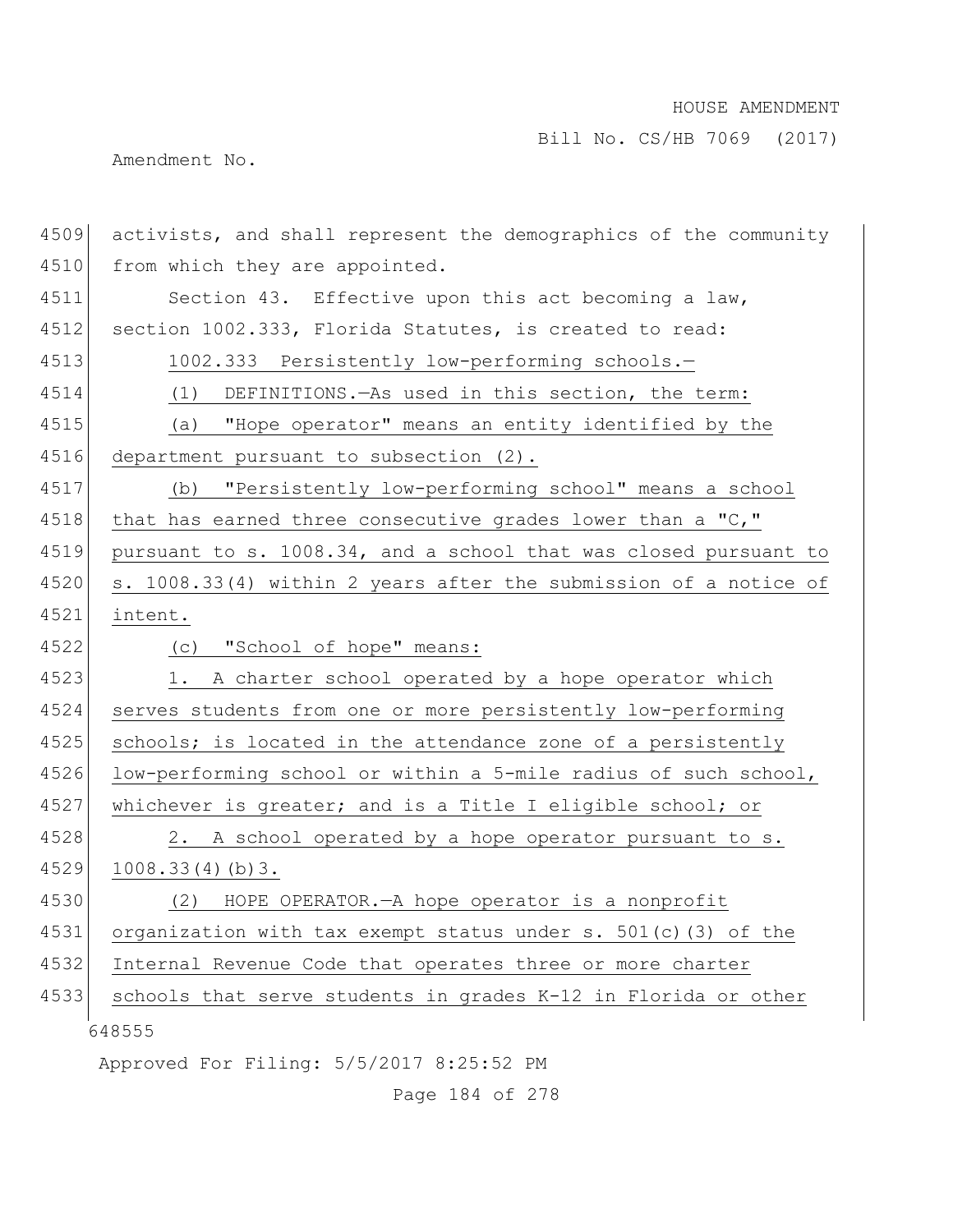activists, and shall represent the demographics of the community from which they are appointed.

Section 43. Effective upon this act becoming a law, section 1002.333, Florida Statutes, is created to read:

1002.333 Persistently low-performing schools.—

(1) DEFINITIONS.—As used in this section, the term:

(a) "Hope operator" means an entity identified by the department pursuant to subsection (2).

(b) "Persistently low-performing school" means a school that has earned three consecutive grades lower than a "C," pursuant to s. 1008.34, and a school that was closed pursuant to s. 1008.33(4) within 2 years after the submission of a notice of intent.

(c) "School of hope" means:

1. A charter school operated by a hope operator which serves students from one or more persistently low-performing schools; is located in the attendance zone of a persistently low-performing school or within a 5-mile radius of such school, whichever is greater; and is a Title I eligible school; or

2. A school operated by a hope operator pursuant to s. 1008.33(4)(b)3.

(2) HOPE OPERATOR.—A hope operator is a nonprofit organization with tax exempt status under s. 501(c)(3) of the Internal Revenue Code that operates three or more charter schools that serve students in grades K-12 in Florida or other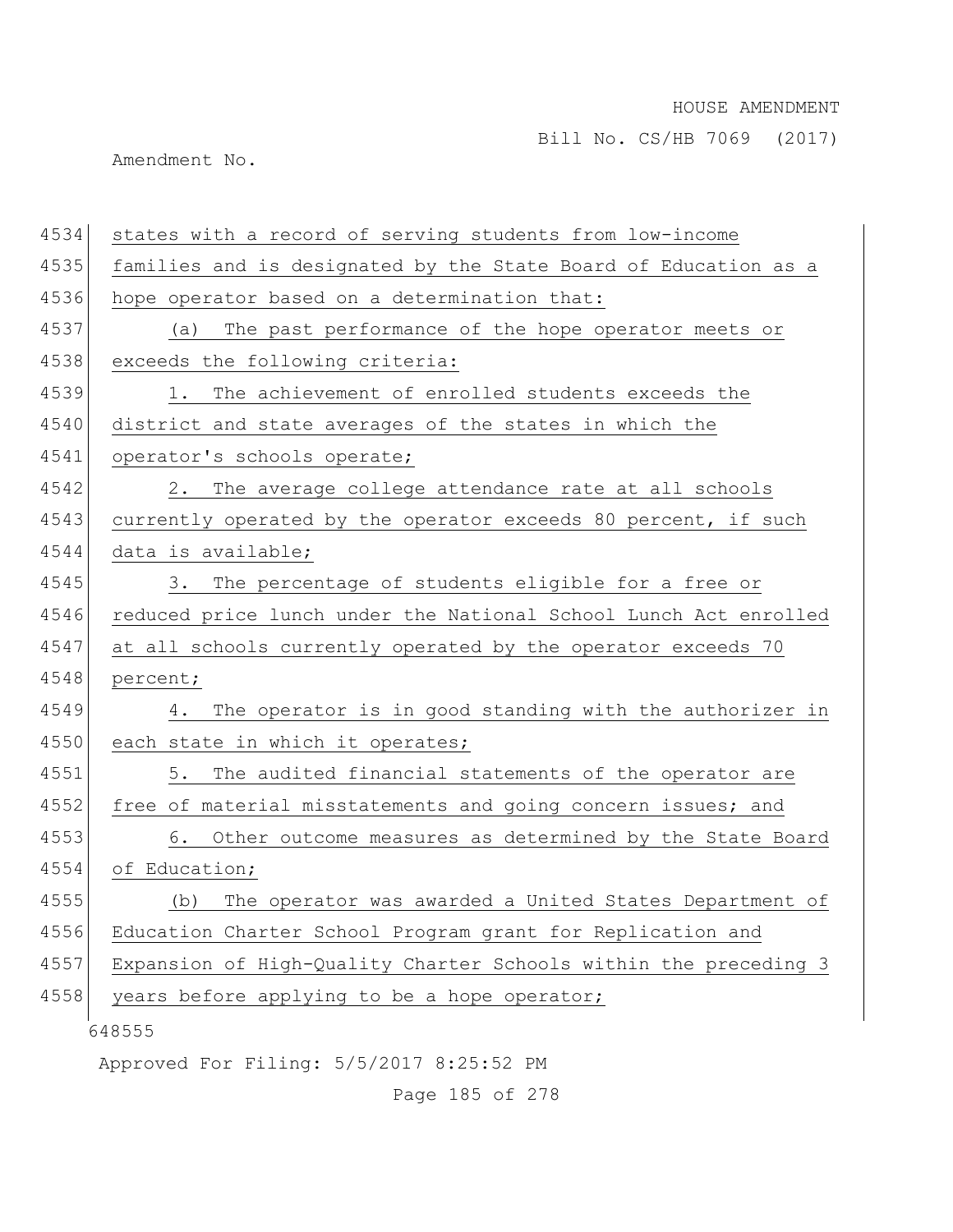states with a record of serving students from low-income families and is designated by the State Board of Education as a hope operator based on a determination that:

(a) The past performance of the hope operator meets or exceeds the following criteria:

1. The achievement of enrolled students exceeds the district and state averages of the states in which the operator's schools operate;

2. The average college attendance rate at all schools currently operated by the operator exceeds 80 percent, if such data is available;

3. The percentage of students eligible for a free or reduced price lunch under the National School Lunch Act enrolled at all schools currently operated by the operator exceeds 70 percent;

4. The operator is in good standing with the authorizer in each state in which it operates;

5. The audited financial statements of the operator are free of material misstatements and going concern issues; and

6. Other outcome measures as determined by the State Board of Education;

(b) The operator was awarded a United States Department of Education Charter School Program grant for Replication and Expansion of High-Quality Charter Schools within the preceding 3 years before applying to be a hope operator;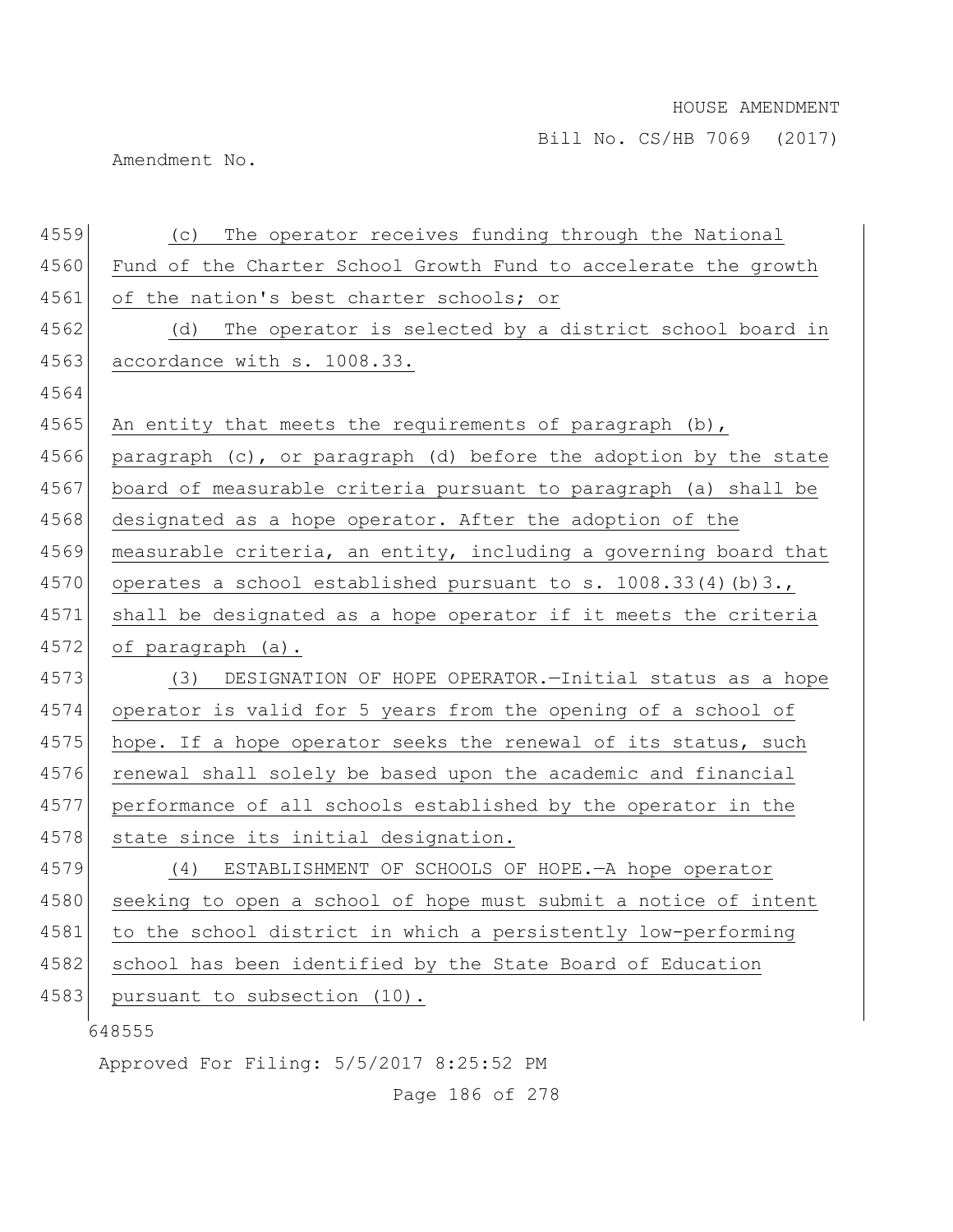(c) The operator receives funding through the National Fund of the Charter School Growth Fund to accelerate the growth of the nation's best charter schools; or

(d) The operator is selected by a district school board in accordance with s. 1008.33.

An entity that meets the requirements of paragraph (b), paragraph (c), or paragraph (d) before the adoption by the state board of measurable criteria pursuant to paragraph (a) shall be designated as a hope operator. After the adoption of the measurable criteria, an entity, including a governing board that operates a school established pursuant to s. 1008.33(4)(b)3., shall be designated as a hope operator if it meets the criteria of paragraph (a).

(3) DESIGNATION OF HOPE OPERATOR.—Initial status as a hope operator is valid for 5 years from the opening of a school of hope. If a hope operator seeks the renewal of its status, such renewal shall solely be based upon the academic and financial performance of all schools established by the operator in the state since its initial designation.

(4) ESTABLISHMENT OF SCHOOLS OF HOPE.—A hope operator seeking to open a school of hope must submit a notice of intent to the school district in which a persistently low-performing school has been identified by the State Board of Education pursuant to subsection (10).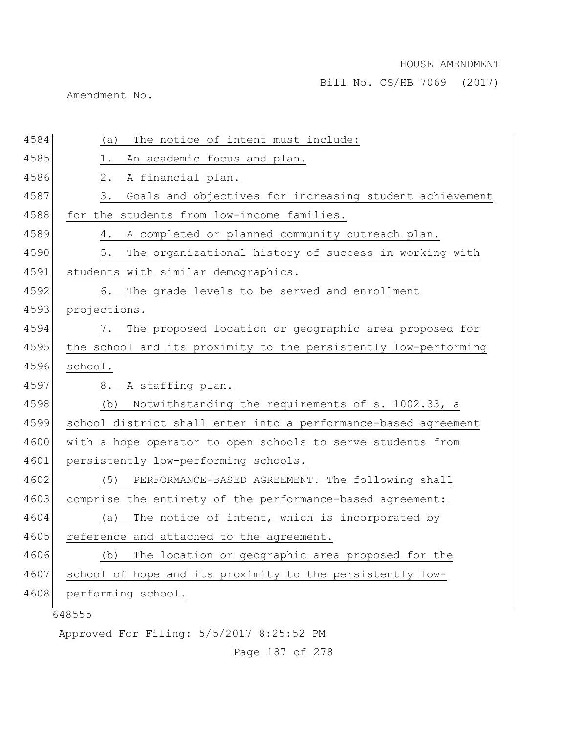(a) The notice of intent must include:

1. An academic focus and plan.

2. A financial plan.

3. Goals and objectives for increasing student achievement for the students from low-income families.

4. A completed or planned community outreach plan.

5. The organizational history of success in working with students with similar demographics.

6. The grade levels to be served and enrollment projections.

7. The proposed location or geographic area proposed for the school and its proximity to the persistently low-performing school.

8. A staffing plan.

(b) Notwithstanding the requirements of s. 1002.33, a school district shall enter into a performance-based agreement with a hope operator to open schools to serve students from persistently low-performing schools.

(5) PERFORMANCE-BASED AGREEMENT.—The following shall comprise the entirety of the performance-based agreement:

(a) The notice of intent, which is incorporated by reference and attached to the agreement.

(b) The location or geographic area proposed for the school of hope and its proximity to the persistently low-performing school.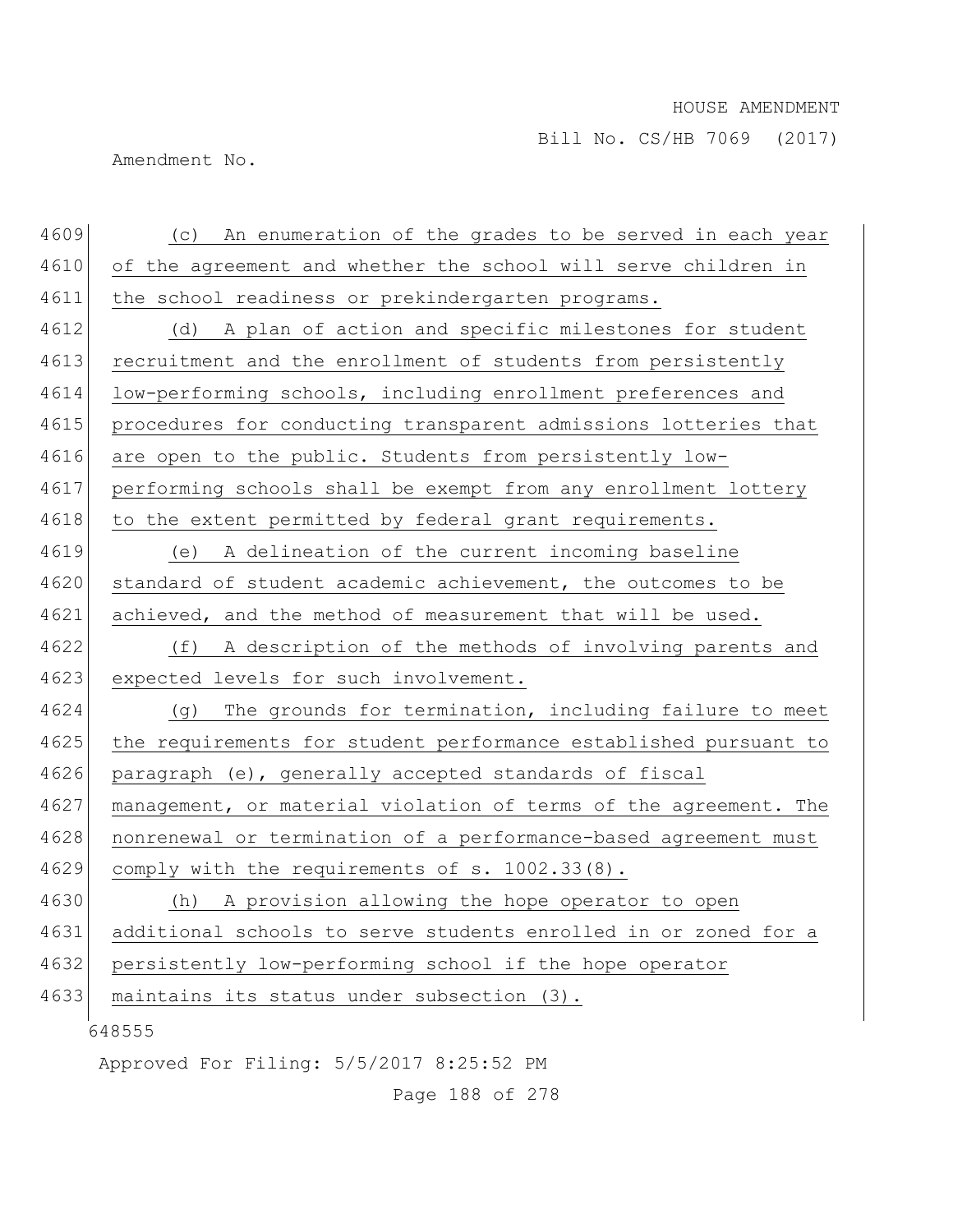(c) An enumeration of the grades to be served in each year of the agreement and whether the school will serve children in the school readiness or prekindergarten programs.

(d) A plan of action and specific milestones for student recruitment and the enrollment of students from persistently low-performing schools, including enrollment preferences and procedures for conducting transparent admissions lotteries that are open to the public. Students from persistently low-performing schools shall be exempt from any enrollment lottery to the extent permitted by federal grant requirements.

(e) A delineation of the current incoming baseline standard of student academic achievement, the outcomes to be achieved, and the method of measurement that will be used.

(f) A description of the methods of involving parents and expected levels for such involvement.

(g) The grounds for termination, including failure to meet the requirements for student performance established pursuant to paragraph (e), generally accepted standards of fiscal management, or material violation of terms of the agreement. The nonrenewal or termination of a performance-based agreement must comply with the requirements of s. 1002.33(8).

(h) A provision allowing the hope operator to open additional schools to serve students enrolled in or zoned for a persistently low-performing school if the hope operator maintains its status under subsection (3).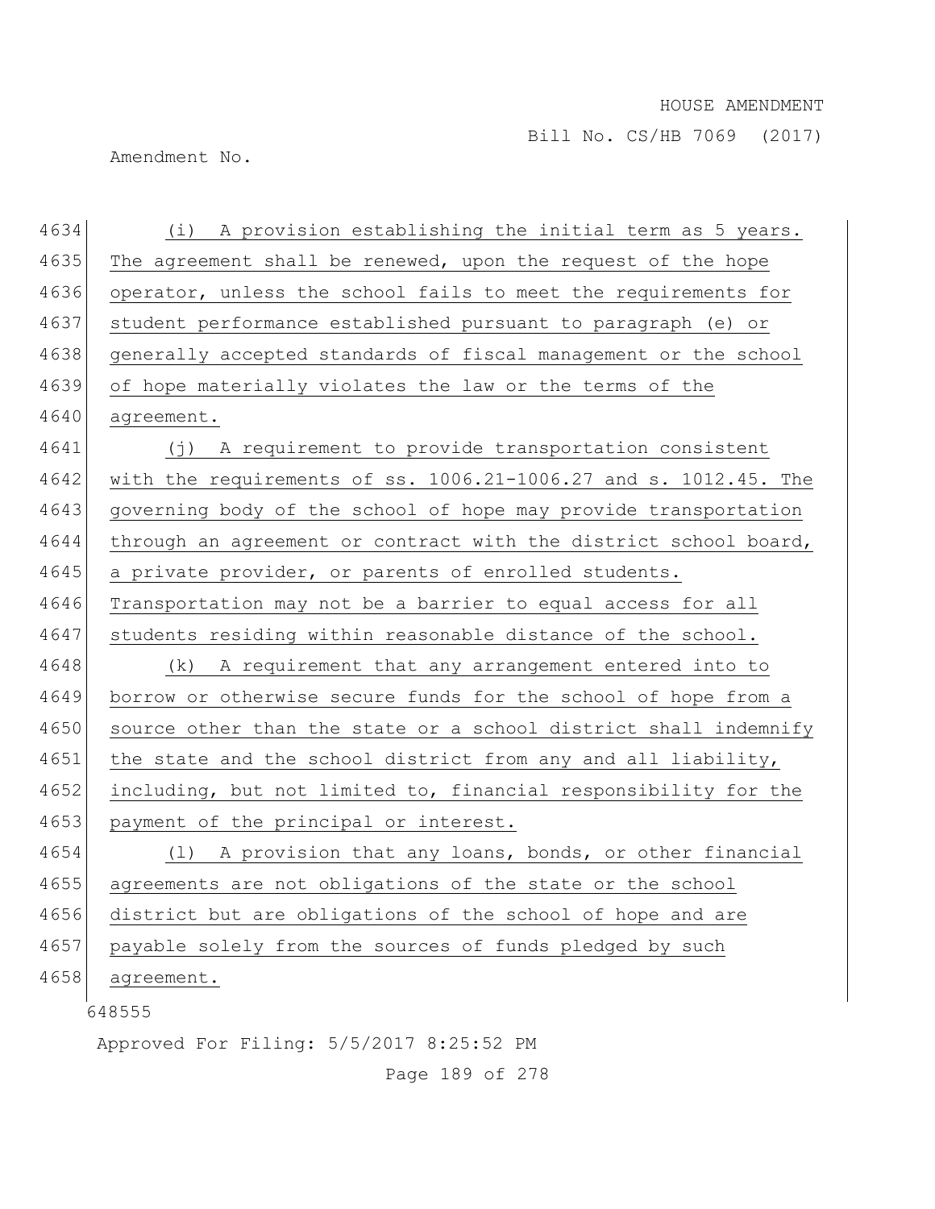(i) A provision establishing the initial term as 5 years. The agreement shall be renewed, upon the request of the hope operator, unless the school fails to meet the requirements for student performance established pursuant to paragraph (e) or generally accepted standards of fiscal management or the school of hope materially violates the law or the terms of the agreement.

(j) A requirement to provide transportation consistent with the requirements of ss. 1006.21-1006.27 and s. 1012.45. The governing body of the school of hope may provide transportation through an agreement or contract with the district school board, a private provider, or parents of enrolled students. Transportation may not be a barrier to equal access for all students residing within reasonable distance of the school.

(k) A requirement that any arrangement entered into to borrow or otherwise secure funds for the school of hope from a source other than the state or a school district shall indemnify the state and the school district from any and all liability, including, but not limited to, financial responsibility for the payment of the principal or interest.

(l) A provision that any loans, bonds, or other financial agreements are not obligations of the state or the school district but are obligations of the school of hope and are payable solely from the sources of funds pledged by such agreement.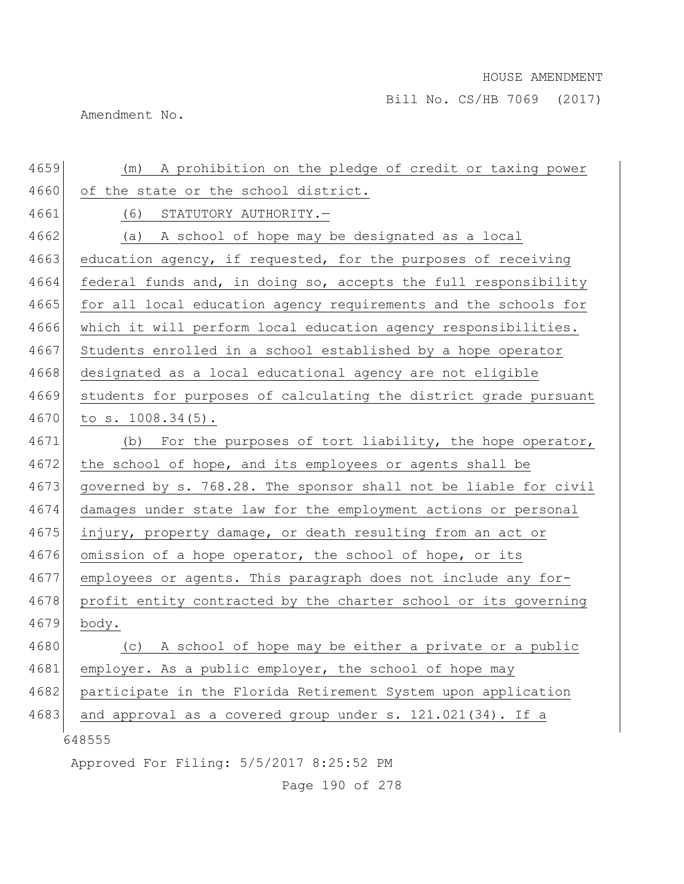(m) A prohibition on the pledge of credit or taxing power of the state or the school district.

(6) STATUTORY AUTHORITY.—

(a) A school of hope may be designated as a local education agency, if requested, for the purposes of receiving federal funds and, in doing so, accepts the full responsibility for all local education agency requirements and the schools for which it will perform local education agency responsibilities. Students enrolled in a school established by a hope operator designated as a local educational agency are not eligible students for purposes of calculating the district grade pursuant to s. 1008.34(5).

(b) For the purposes of tort liability, the hope operator, the school of hope, and its employees or agents shall be governed by s. 768.28. The sponsor shall not be liable for civil damages under state law for the employment actions or personal injury, property damage, or death resulting from an act or omission of a hope operator, the school of hope, or its employees or agents. This paragraph does not include any for-profit entity contracted by the charter school or its governing body.

(c) A school of hope may be either a private or a public employer. As a public employer, the school of hope may participate in the Florida Retirement System upon application and approval as a covered group under s. 121.021(34). If a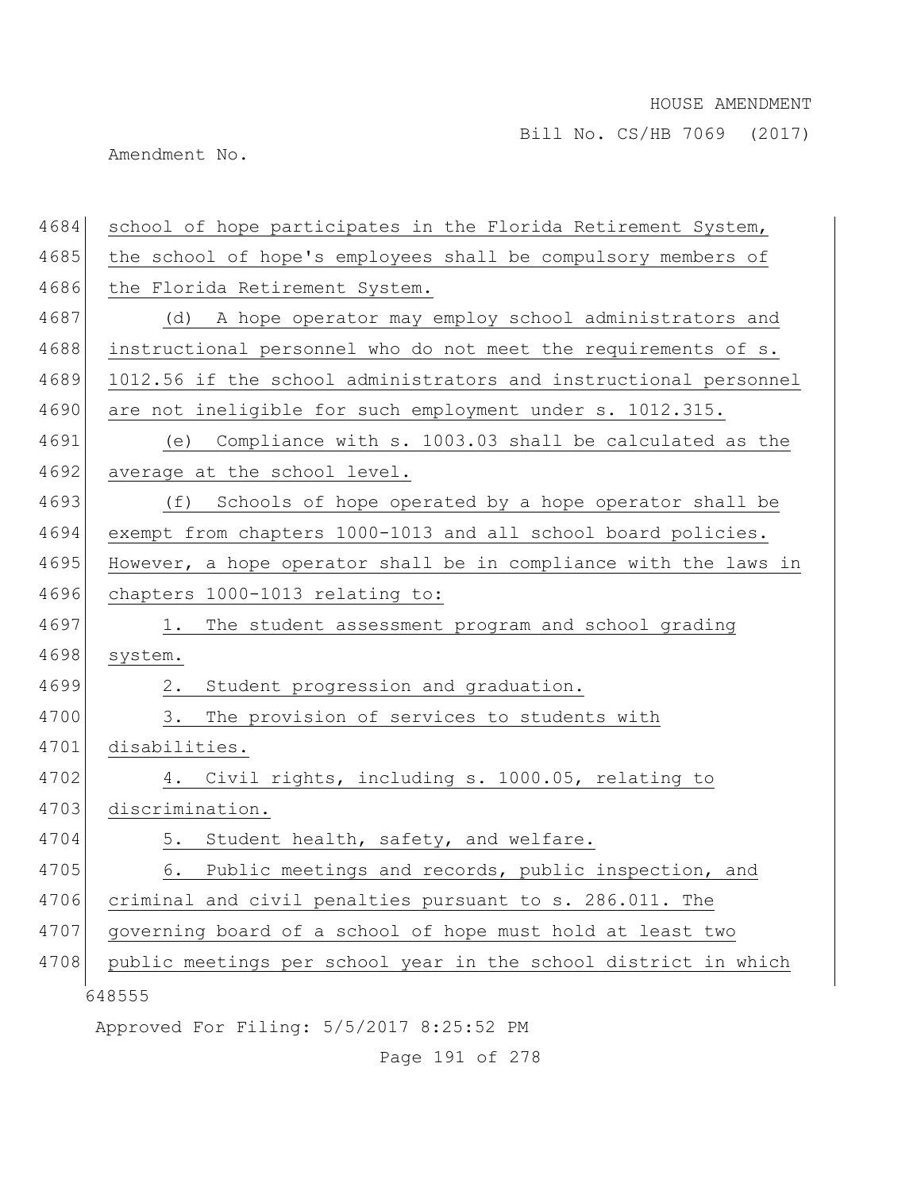school of hope participates in the Florida Retirement System, the school of hope's employees shall be compulsory members of the Florida Retirement System.

(d) A hope operator may employ school administrators and instructional personnel who do not meet the requirements of s. 1012.56 if the school administrators and instructional personnel are not ineligible for such employment under s. 1012.315.

(e) Compliance with s. 1003.03 shall be calculated as the average at the school level.

(f) Schools of hope operated by a hope operator shall be exempt from chapters 1000-1013 and all school board policies. However, a hope operator shall be in compliance with the laws in chapters 1000-1013 relating to:

1. The student assessment program and school grading system.

2. Student progression and graduation.

3. The provision of services to students with disabilities.

4. Civil rights, including s. 1000.05, relating to discrimination.

5. Student health, safety, and welfare.

6. Public meetings and records, public inspection, and criminal and civil penalties pursuant to s. 286.011. The governing board of a school of hope must hold at least two public meetings per school year in the school district in which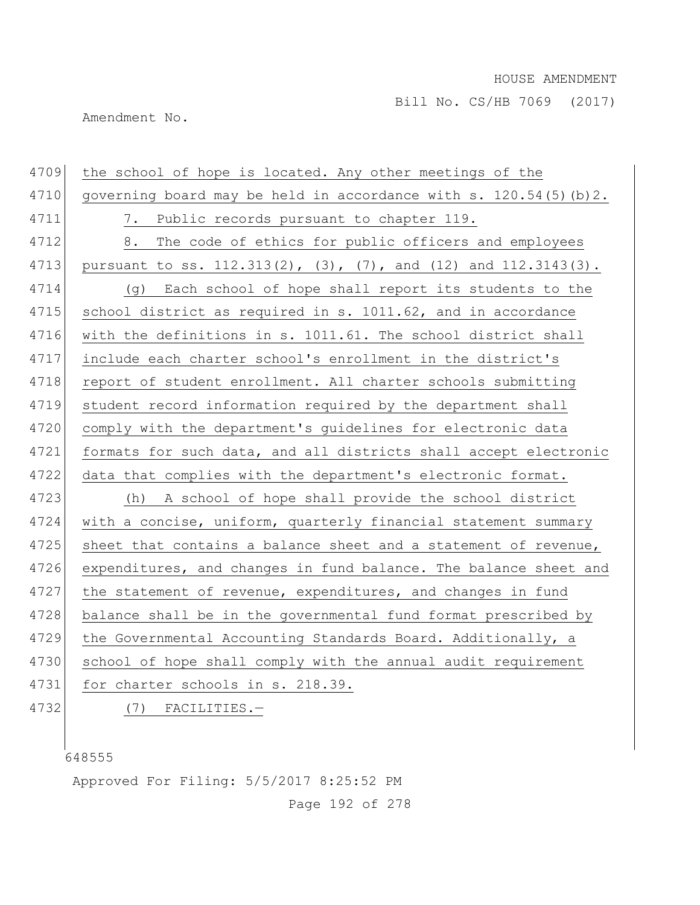the school of hope is located. Any other meetings of the governing board may be held in accordance with s. 120.54(5)(b)2.

7. Public records pursuant to chapter 119.

8. The code of ethics for public officers and employees pursuant to ss. 112.313(2), (3), (7), and (12) and 112.3143(3).

(g) Each school of hope shall report its students to the school district as required in s. 1011.62, and in accordance with the definitions in s. 1011.61. The school district shall include each charter school's enrollment in the district's report of student enrollment. All charter schools submitting student record information required by the department shall comply with the department's guidelines for electronic data formats for such data, and all districts shall accept electronic data that complies with the department's electronic format.

(h) A school of hope shall provide the school district with a concise, uniform, quarterly financial statement summary sheet that contains a balance sheet and a statement of revenue, expenditures, and changes in fund balance. The balance sheet and the statement of revenue, expenditures, and changes in fund balance shall be in the governmental fund format prescribed by the Governmental Accounting Standards Board. Additionally, a school of hope shall comply with the annual audit requirement for charter schools in s. 218.39.

(7) FACILITIES.—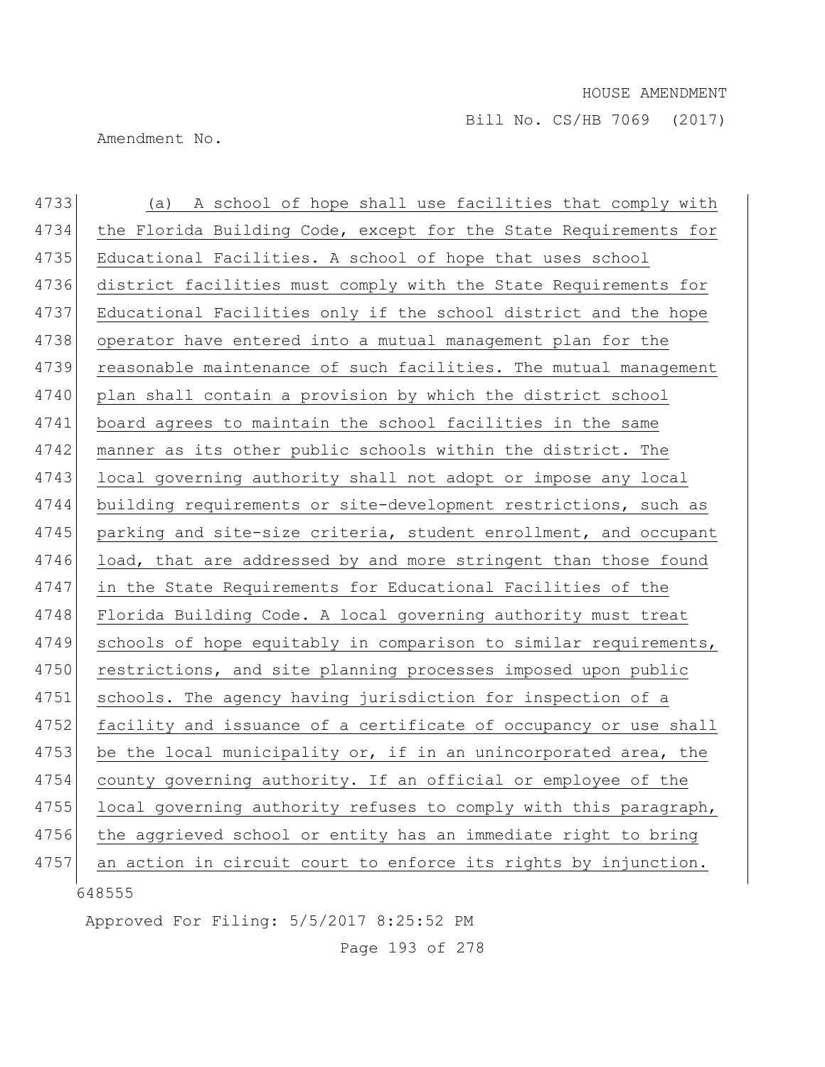(a) A school of hope shall use facilities that comply with the Florida Building Code, except for the State Requirements for Educational Facilities. A school of hope that uses school district facilities must comply with the State Requirements for Educational Facilities only if the school district and the hope operator have entered into a mutual management plan for the reasonable maintenance of such facilities. The mutual management plan shall contain a provision by which the district school board agrees to maintain the school facilities in the same manner as its other public schools within the district. The local governing authority shall not adopt or impose any local building requirements or site-development restrictions, such as parking and site-size criteria, student enrollment, and occupant load, that are addressed by and more stringent than those found in the State Requirements for Educational Facilities of the Florida Building Code. A local governing authority must treat schools of hope equitably in comparison to similar requirements, restrictions, and site planning processes imposed upon public schools. The agency having jurisdiction for inspection of a facility and issuance of a certificate of occupancy or use shall be the local municipality or, if in an unincorporated area, the county governing authority. If an official or employee of the local governing authority refuses to comply with this paragraph, the aggrieved school or entity has an immediate right to bring an action in circuit court to enforce its rights by injunction.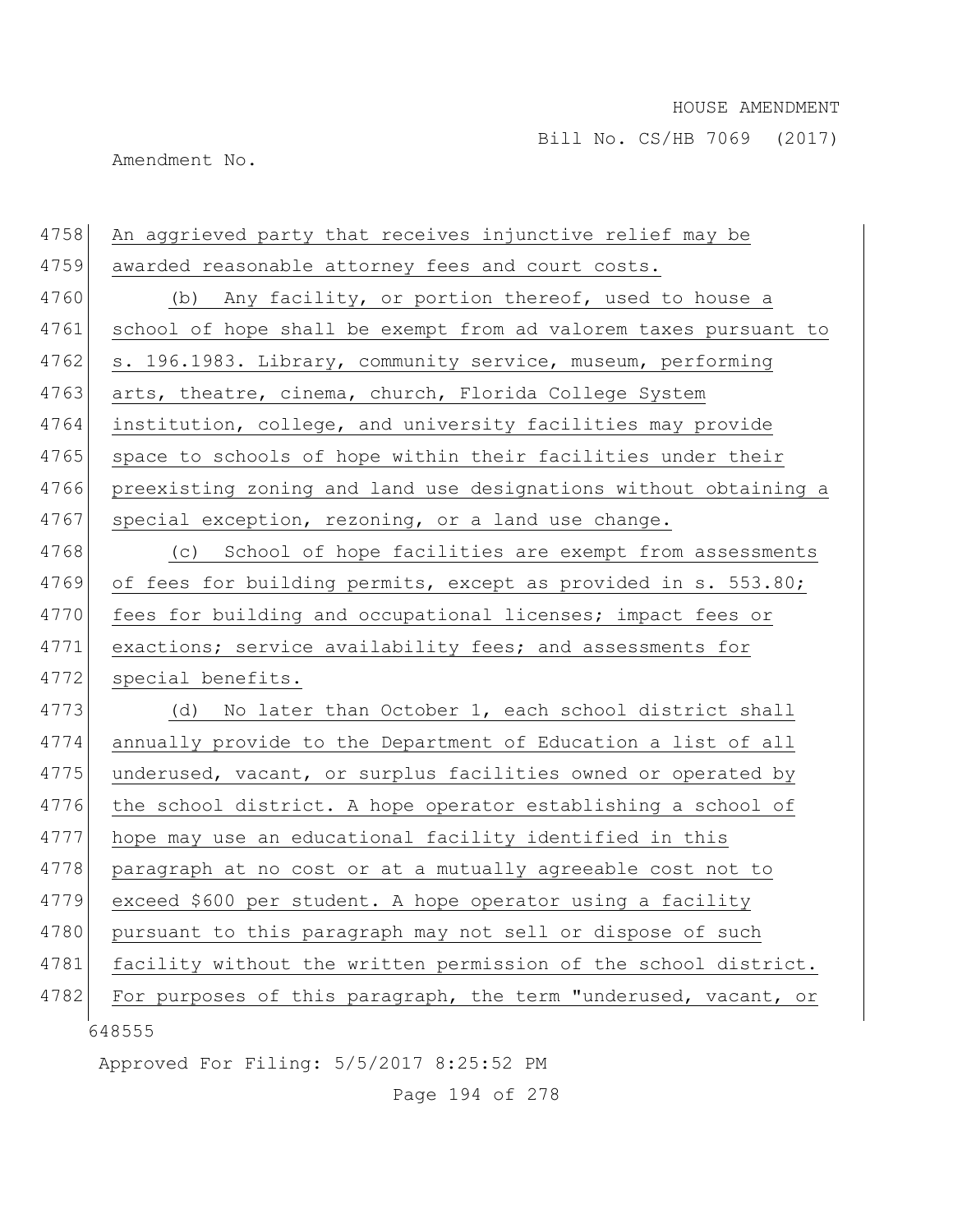An aggrieved party that receives injunctive relief may be awarded reasonable attorney fees and court costs.

(b) Any facility, or portion thereof, used to house a school of hope shall be exempt from ad valorem taxes pursuant to s. 196.1983. Library, community service, museum, performing arts, theatre, cinema, church, Florida College System institution, college, and university facilities may provide space to schools of hope within their facilities under their preexisting zoning and land use designations without obtaining a special exception, rezoning, or a land use change.

(c) School of hope facilities are exempt from assessments of fees for building permits, except as provided in s. 553.80; fees for building and occupational licenses; impact fees or exactions; service availability fees; and assessments for special benefits.

(d) No later than October 1, each school district shall annually provide to the Department of Education a list of all underused, vacant, or surplus facilities owned or operated by the school district. A hope operator establishing a school of hope may use an educational facility identified in this paragraph at no cost or at a mutually agreeable cost not to exceed $600 per student. A hope operator using a facility pursuant to this paragraph may not sell or dispose of such facility without the written permission of the school district. For purposes of this paragraph, the term "underused, vacant, or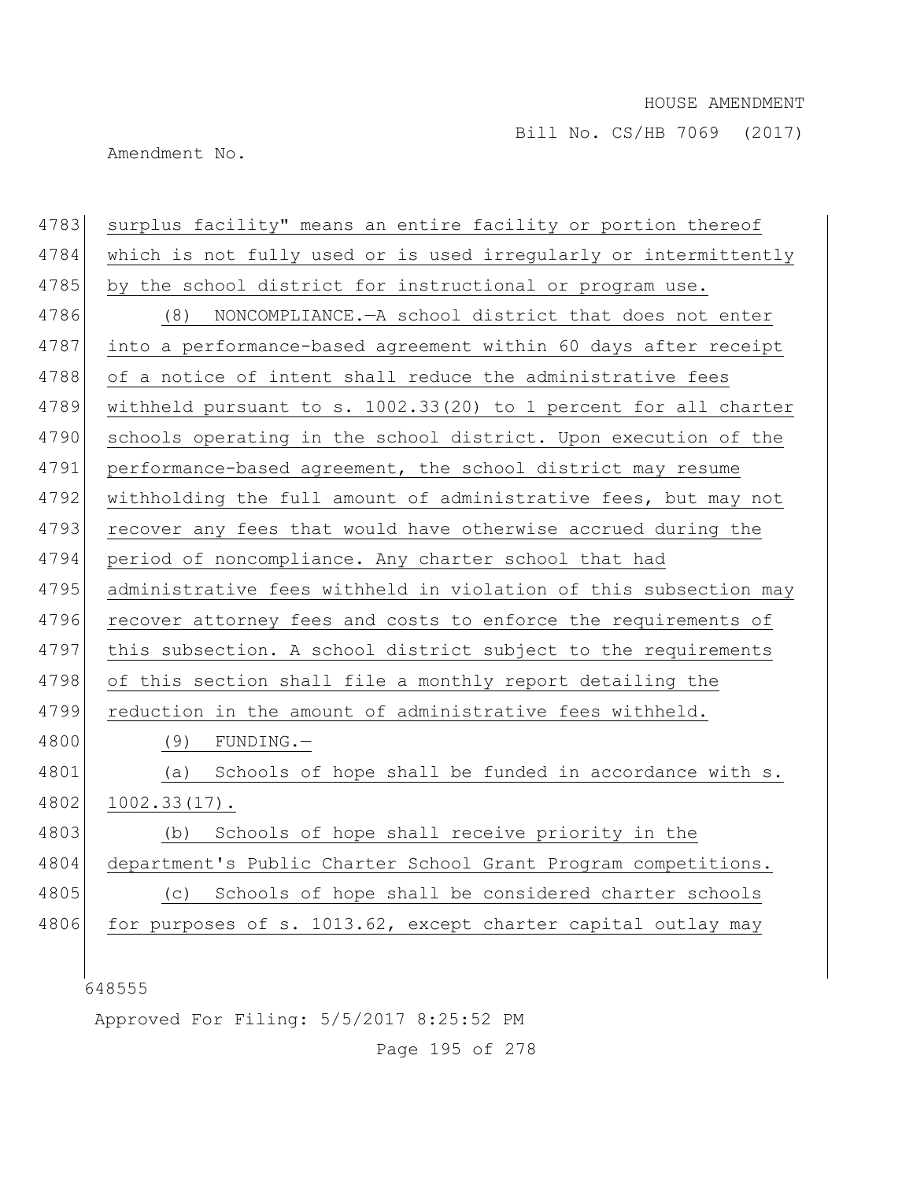surplus facility" means an entire facility or portion thereof which is not fully used or is used irregularly or intermittently by the school district for instructional or program use.

(8) NONCOMPLIANCE.—A school district that does not enter into a performance-based agreement within 60 days after receipt of a notice of intent shall reduce the administrative fees withheld pursuant to s. 1002.33(20) to 1 percent for all charter schools operating in the school district. Upon execution of the performance-based agreement, the school district may resume withholding the full amount of administrative fees, but may not recover any fees that would have otherwise accrued during the period of noncompliance. Any charter school that had administrative fees withheld in violation of this subsection may recover attorney fees and costs to enforce the requirements of this subsection. A school district subject to the requirements of this section shall file a monthly report detailing the reduction in the amount of administrative fees withheld.

(9) FUNDING.—

(a) Schools of hope shall be funded in accordance with s. 1002.33(17).

(b) Schools of hope shall receive priority in the department's Public Charter School Grant Program competitions.

(c) Schools of hope shall be considered charter schools for purposes of s. 1013.62, except charter capital outlay may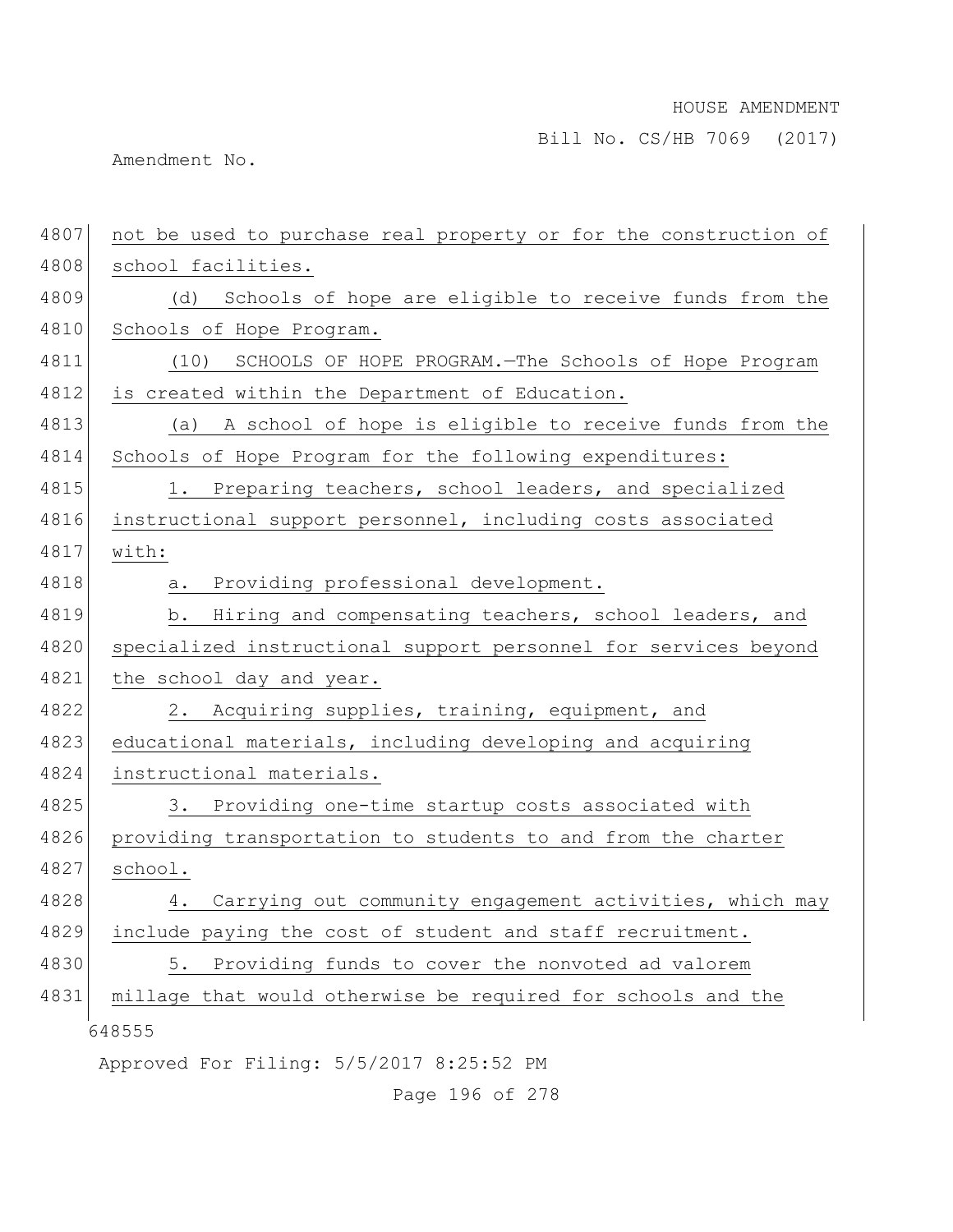not be used to purchase real property or for the construction of school facilities.

(d) Schools of hope are eligible to receive funds from the Schools of Hope Program.

(10) SCHOOLS OF HOPE PROGRAM.—The Schools of Hope Program is created within the Department of Education.

(a) A school of hope is eligible to receive funds from the Schools of Hope Program for the following expenditures:

1. Preparing teachers, school leaders, and specialized instructional support personnel, including costs associated with:

a. Providing professional development.

b. Hiring and compensating teachers, school leaders, and specialized instructional support personnel for services beyond the school day and year.

2. Acquiring supplies, training, equipment, and educational materials, including developing and acquiring instructional materials.

3. Providing one-time startup costs associated with providing transportation to students to and from the charter school.

4. Carrying out community engagement activities, which may include paying the cost of student and staff recruitment.

5. Providing funds to cover the nonvoted ad valorem millage that would otherwise be required for schools and the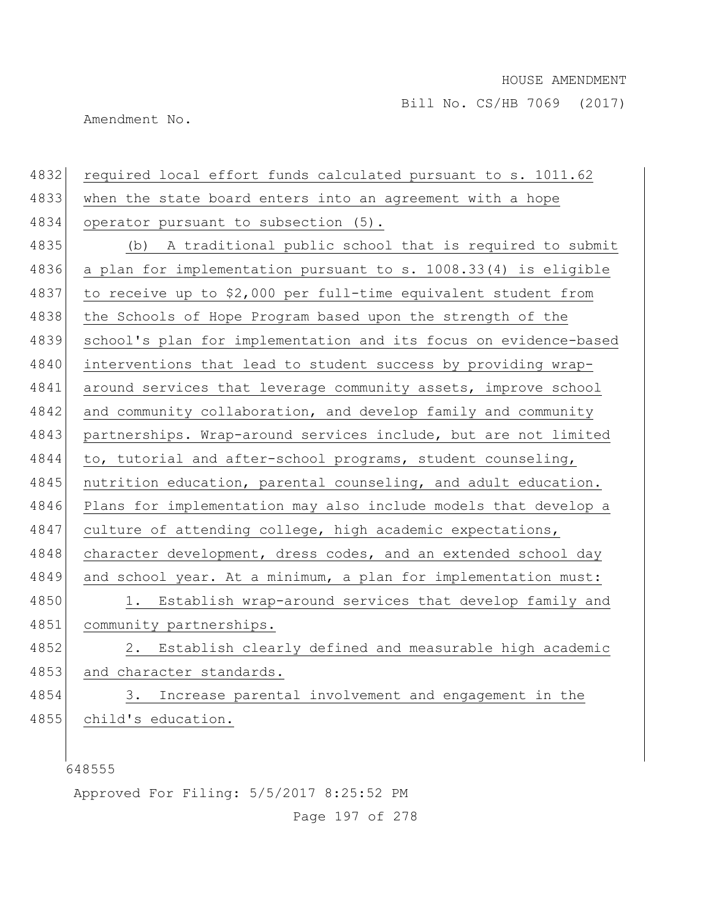required local effort funds calculated pursuant to s. 1011.62 when the state board enters into an agreement with a hope operator pursuant to subsection (5).

(b) A traditional public school that is required to submit a plan for implementation pursuant to s. 1008.33(4) is eligible to receive up to $2,000 per full-time equivalent student from the Schools of Hope Program based upon the strength of the school's plan for implementation and its focus on evidence-based interventions that lead to student success by providing wrap-around services that leverage community assets, improve school and community collaboration, and develop family and community partnerships. Wrap-around services include, but are not limited to, tutorial and after-school programs, student counseling, nutrition education, parental counseling, and adult education. Plans for implementation may also include models that develop a culture of attending college, high academic expectations, character development, dress codes, and an extended school day and school year. At a minimum, a plan for implementation must:

1. Establish wrap-around services that develop family and community partnerships.

2. Establish clearly defined and measurable high academic and character standards.

3. Increase parental involvement and engagement in the child's education.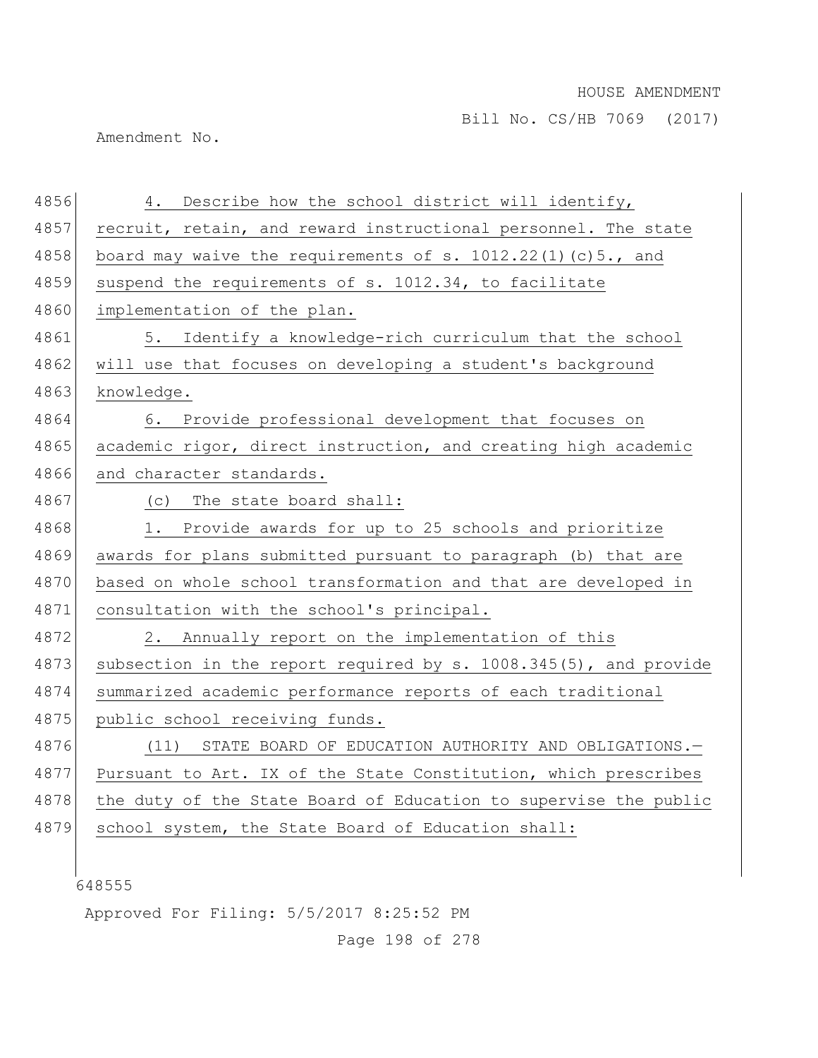4. Describe how the school district will identify, recruit, retain, and reward instructional personnel. The state board may waive the requirements of s. 1012.22(1)(c)5., and suspend the requirements of s. 1012.34, to facilitate implementation of the plan.

5. Identify a knowledge-rich curriculum that the school will use that focuses on developing a student's background knowledge.

6. Provide professional development that focuses on academic rigor, direct instruction, and creating high academic and character standards.

(c) The state board shall:

1. Provide awards for up to 25 schools and prioritize awards for plans submitted pursuant to paragraph (b) that are based on whole school transformation and that are developed in consultation with the school's principal.

2. Annually report on the implementation of this subsection in the report required by s. 1008.345(5), and provide summarized academic performance reports of each traditional public school receiving funds.

(11) STATE BOARD OF EDUCATION AUTHORITY AND OBLIGATIONS.—Pursuant to Art. IX of the State Constitution, which prescribes the duty of the State Board of Education to supervise the public school system, the State Board of Education shall: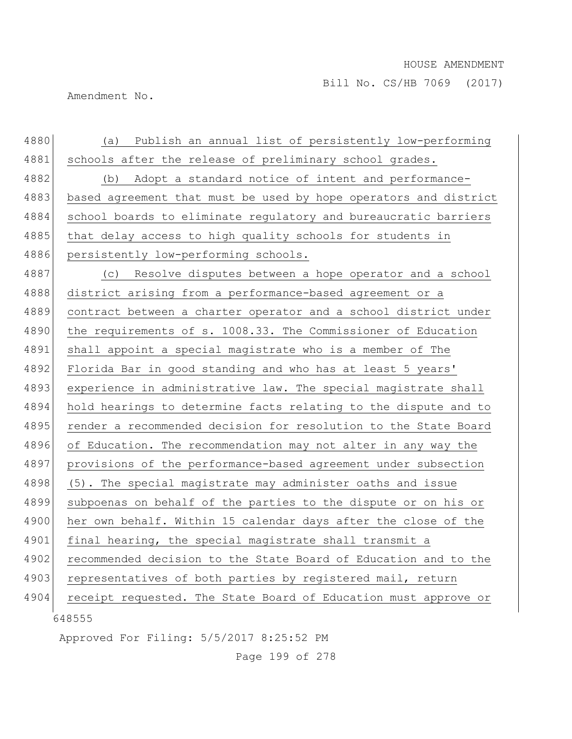(a) Publish an annual list of persistently low-performing schools after the release of preliminary school grades.

(b) Adopt a standard notice of intent and performance-based agreement that must be used by hope operators and district school boards to eliminate regulatory and bureaucratic barriers that delay access to high quality schools for students in persistently low-performing schools.

(c) Resolve disputes between a hope operator and a school district arising from a performance-based agreement or a contract between a charter operator and a school district under the requirements of s. 1008.33. The Commissioner of Education shall appoint a special magistrate who is a member of The Florida Bar in good standing and who has at least 5 years' experience in administrative law. The special magistrate shall hold hearings to determine facts relating to the dispute and to render a recommended decision for resolution to the State Board of Education. The recommendation may not alter in any way the provisions of the performance-based agreement under subsection (5). The special magistrate may administer oaths and issue subpoenas on behalf of the parties to the dispute or on his or her own behalf. Within 15 calendar days after the close of the final hearing, the special magistrate shall transmit a recommended decision to the State Board of Education and to the representatives of both parties by registered mail, return receipt requested. The State Board of Education must approve or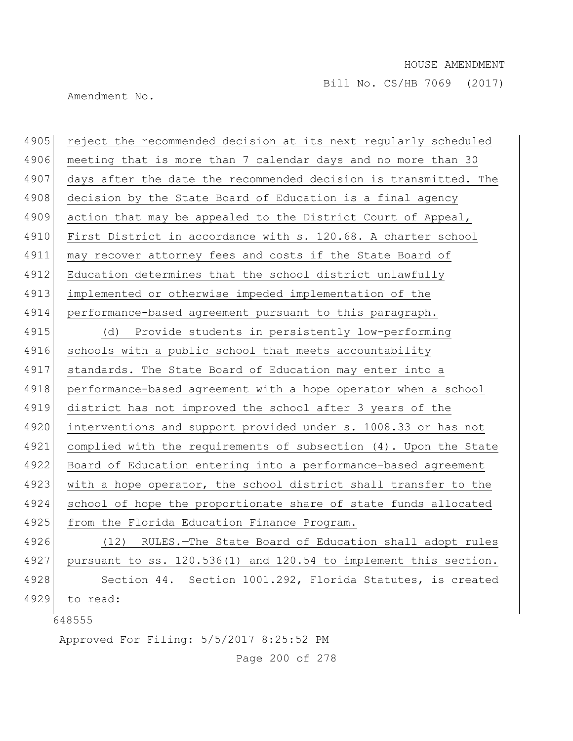reject the recommended decision at its next regularly scheduled meeting that is more than 7 calendar days and no more than 30 days after the date the recommended decision is transmitted. The decision by the State Board of Education is a final agency action that may be appealed to the District Court of Appeal, First District in accordance with s. 120.68. A charter school may recover attorney fees and costs if the State Board of Education determines that the school district unlawfully implemented or otherwise impeded implementation of the performance-based agreement pursuant to this paragraph.

(d) Provide students in persistently low-performing schools with a public school that meets accountability standards. The State Board of Education may enter into a performance-based agreement with a hope operator when a school district has not improved the school after 3 years of the interventions and support provided under s. 1008.33 or has not complied with the requirements of subsection (4). Upon the State Board of Education entering into a performance-based agreement with a hope operator, the school district shall transfer to the school of hope the proportionate share of state funds allocated from the Florida Education Finance Program.

(12) RULES.—The State Board of Education shall adopt rules pursuant to ss. 120.536(1) and 120.54 to implement this section.

Section 44. Section 1001.292, Florida Statutes, is created to read: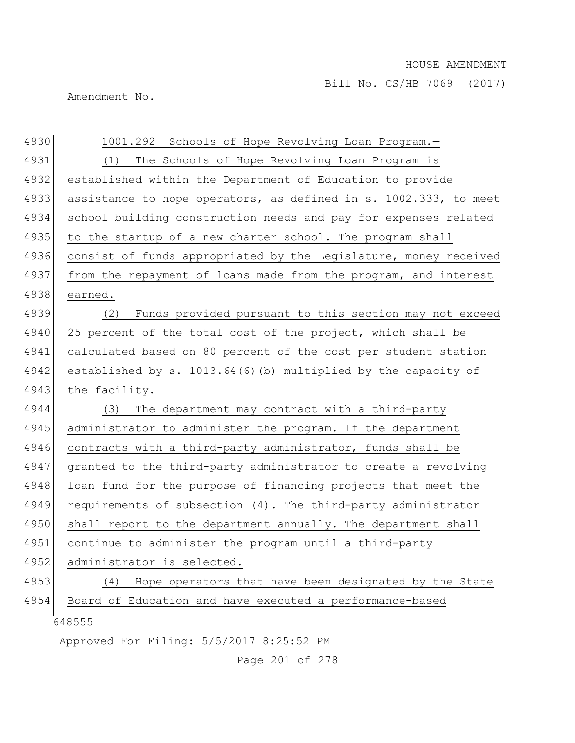1001.292 Schools of Hope Revolving Loan Program.—

(1) The Schools of Hope Revolving Loan Program is established within the Department of Education to provide assistance to hope operators, as defined in s. 1002.333, to meet school building construction needs and pay for expenses related to the startup of a new charter school. The program shall consist of funds appropriated by the Legislature, money received from the repayment of loans made from the program, and interest earned.

(2) Funds provided pursuant to this section may not exceed 25 percent of the total cost of the project, which shall be calculated based on 80 percent of the cost per student station established by s. 1013.64(6)(b) multiplied by the capacity of the facility.

(3) The department may contract with a third-party administrator to administer the program. If the department contracts with a third-party administrator, funds shall be granted to the third-party administrator to create a revolving loan fund for the purpose of financing projects that meet the requirements of subsection (4). The third-party administrator shall report to the department annually. The department shall continue to administer the program until a third-party administrator is selected.

(4) Hope operators that have been designated by the State Board of Education and have executed a performance-based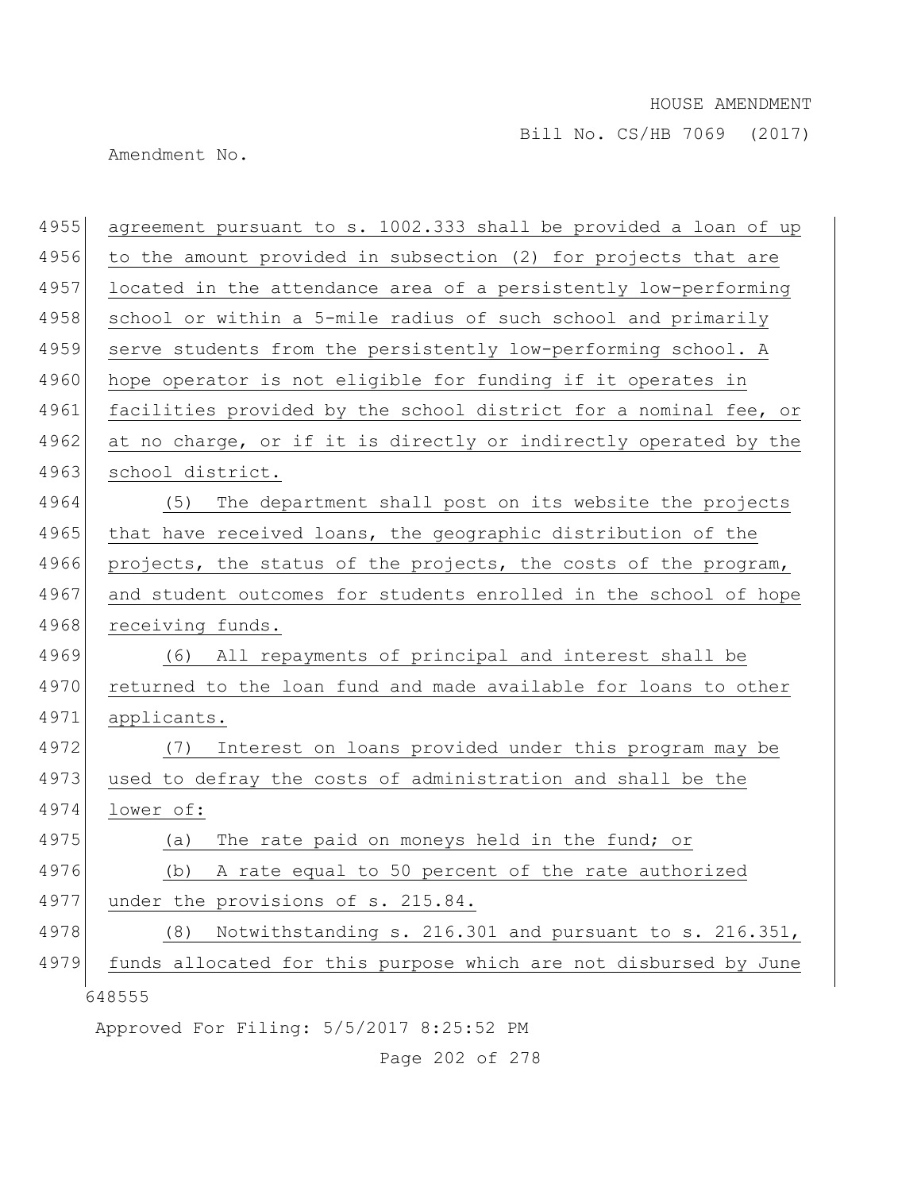agreement pursuant to s. 1002.333 shall be provided a loan of up to the amount provided in subsection (2) for projects that are located in the attendance area of a persistently low-performing school or within a 5-mile radius of such school and primarily serve students from the persistently low-performing school. A hope operator is not eligible for funding if it operates in facilities provided by the school district for a nominal fee, or at no charge, or if it is directly or indirectly operated by the school district.

(5) The department shall post on its website the projects that have received loans, the geographic distribution of the projects, the status of the projects, the costs of the program, and student outcomes for students enrolled in the school of hope receiving funds.

(6) All repayments of principal and interest shall be returned to the loan fund and made available for loans to other applicants.

(7) Interest on loans provided under this program may be used to defray the costs of administration and shall be the lower of:

(a) The rate paid on moneys held in the fund; or

(b) A rate equal to 50 percent of the rate authorized under the provisions of s. 215.84.

(8) Notwithstanding s. 216.301 and pursuant to s. 216.351, funds allocated for this purpose which are not disbursed by June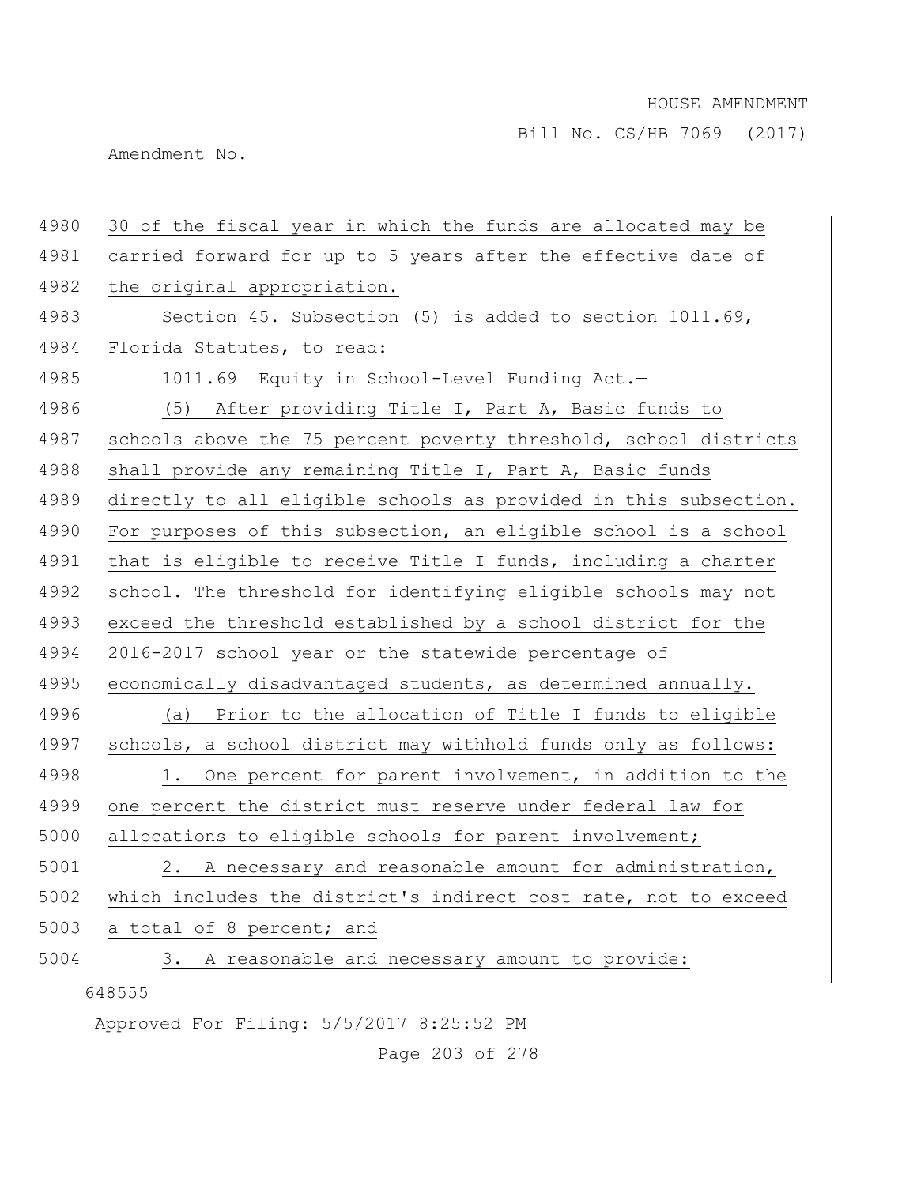30 of the fiscal year in which the funds are allocated may be carried forward for up to 5 years after the effective date of the original appropriation.

Section 45. Subsection (5) is added to section 1011.69, Florida Statutes, to read:

1011.69 Equity in School-Level Funding Act.—

(5) After providing Title I, Part A, Basic funds to schools above the 75 percent poverty threshold, school districts shall provide any remaining Title I, Part A, Basic funds directly to all eligible schools as provided in this subsection. For purposes of this subsection, an eligible school is a school that is eligible to receive Title I funds, including a charter school. The threshold for identifying eligible schools may not exceed the threshold established by a school district for the 2016-2017 school year or the statewide percentage of economically disadvantaged students, as determined annually.

(a) Prior to the allocation of Title I funds to eligible schools, a school district may withhold funds only as follows:

1. One percent for parent involvement, in addition to the one percent the district must reserve under federal law for allocations to eligible schools for parent involvement;

2. A necessary and reasonable amount for administration, which includes the district's indirect cost rate, not to exceed a total of 8 percent; and

3. A reasonable and necessary amount to provide: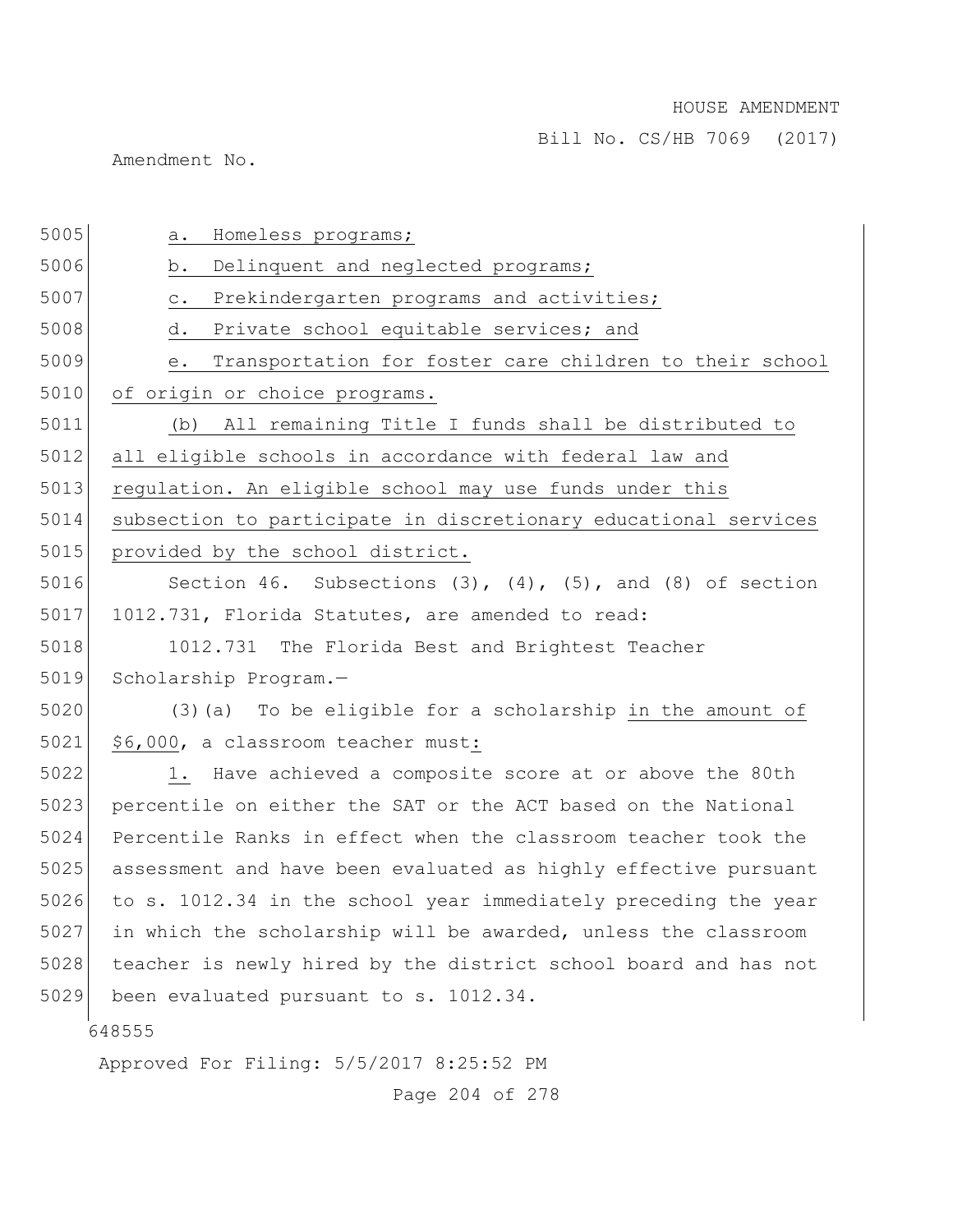a. Homeless programs;

b. Delinquent and neglected programs;

c. Prekindergarten programs and activities;

d. Private school equitable services; and

e. Transportation for foster care children to their school of origin or choice programs.

(b) All remaining Title I funds shall be distributed to all eligible schools in accordance with federal law and regulation. An eligible school may use funds under this subsection to participate in discretionary educational services provided by the school district.

Section 46. Subsections (3), (4), (5), and (8) of section 1012.731, Florida Statutes, are amended to read:

1012.731 The Florida Best and Brightest Teacher Scholarship Program.—

(3)(a) To be eligible for a scholarship in the amount of $6,000, a classroom teacher must:

1. Have achieved a composite score at or above the 80th percentile on either the SAT or the ACT based on the National Percentile Ranks in effect when the classroom teacher took the assessment and have been evaluated as highly effective pursuant to s. 1012.34 in the school year immediately preceding the year in which the scholarship will be awarded, unless the classroom teacher is newly hired by the district school board and has not been evaluated pursuant to s. 1012.34.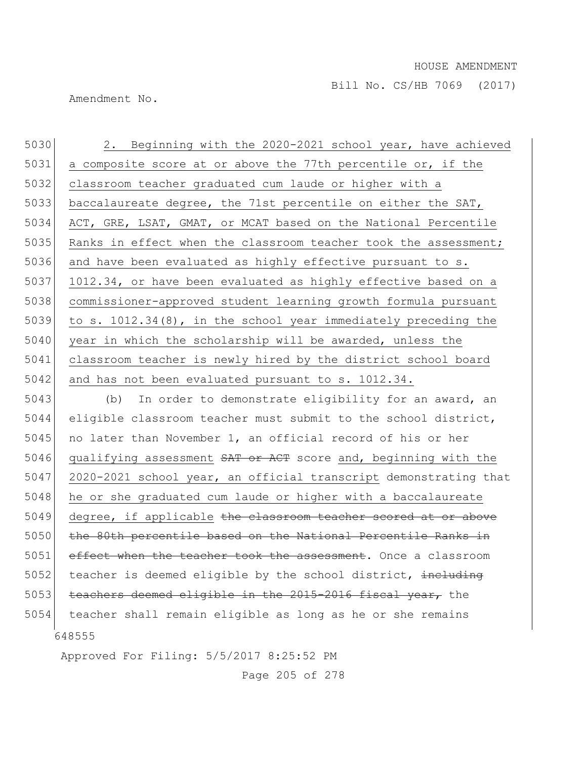5030 2. Beginning with the 2020-2021 school year, have achieved
5031 a composite score at or above the 77th percentile or, if the
5032 classroom teacher graduated cum laude or higher with a
5033 baccalaureate degree, the 71st percentile on either the SAT,
5034 ACT, GRE, LSAT, GMAT, or MCAT based on the National Percentile
5035 Ranks in effect when the classroom teacher took the assessment;
5036 and have been evaluated as highly effective pursuant to s.
5037 1012.34, or have been evaluated as highly effective based on a
5038 commissioner-approved student learning growth formula pursuant
5039 to s. 1012.34(8), in the school year immediately preceding the
5040 year in which the scholarship will be awarded, unless the
5041 classroom teacher is newly hired by the district school board
5042 and has not been evaluated pursuant to s. 1012.34.

5043 (b) In order to demonstrate eligibility for an award, an
5044 eligible classroom teacher must submit to the school district,
5045 no later than November 1, an official record of his or her
5046 qualifying assessment ~~SAT or ACT~~ score and, beginning with the
5047 2020-2021 school year, an official transcript demonstrating that
5048 he or she graduated cum laude or higher with a baccalaureate
5049 degree, if applicable ~~the classroom teacher scored at or above~~
5050 ~~the 80th percentile based on the National Percentile Ranks in~~
5051 ~~effect when the teacher took the assessment~~. Once a classroom
5052 teacher is deemed eligible by the school district, ~~including~~
5053 ~~teachers deemed eligible in the 2015-2016 fiscal year,~~ the
5054 teacher shall remain eligible as long as he or she remains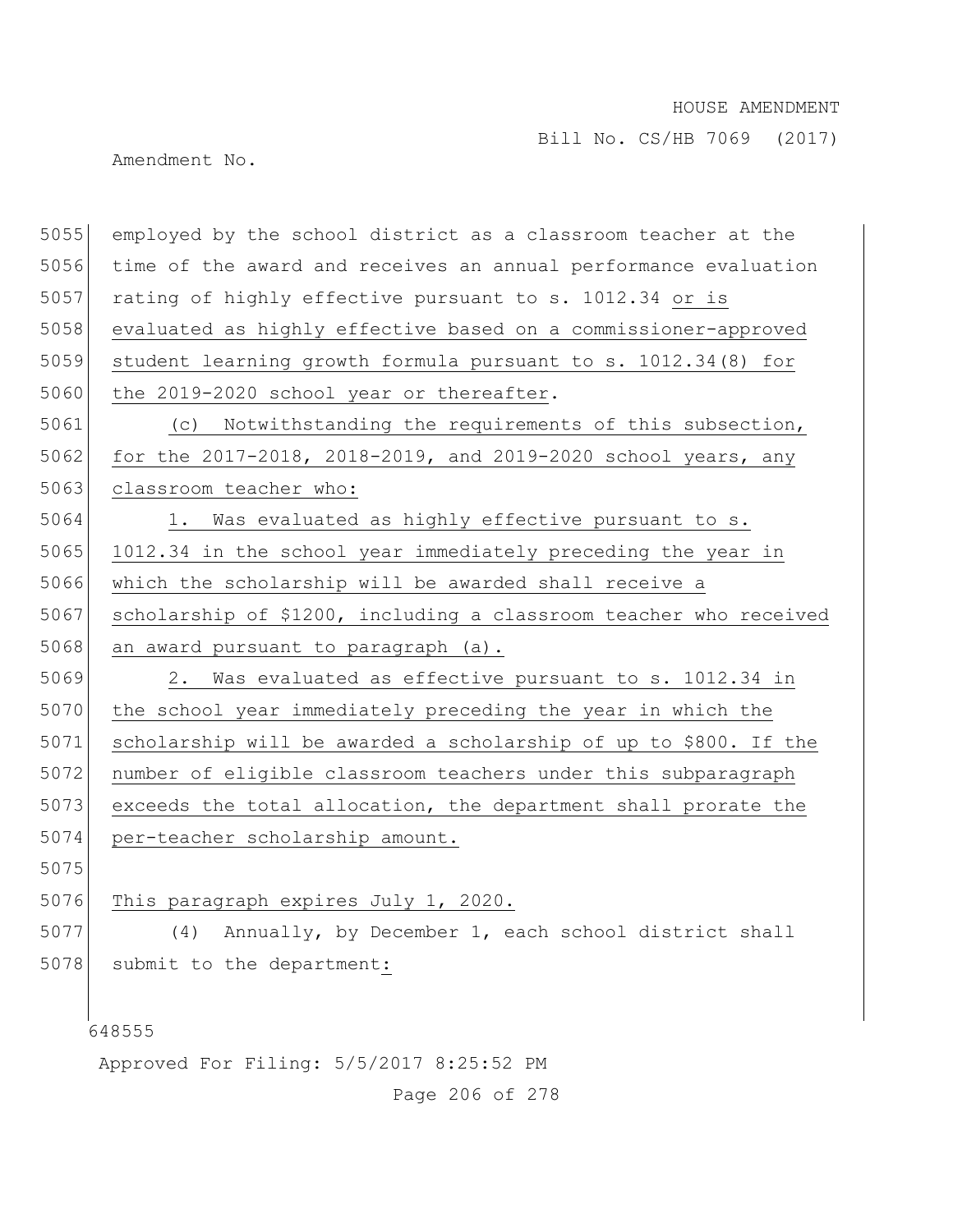employed by the school district as a classroom teacher at the time of the award and receives an annual performance evaluation rating of highly effective pursuant to s. 1012.34 or is evaluated as highly effective based on a commissioner-approved student learning growth formula pursuant to s. 1012.34(8) for the 2019-2020 school year or thereafter.

(c) Notwithstanding the requirements of this subsection, for the 2017-2018, 2018-2019, and 2019-2020 school years, any classroom teacher who:

1. Was evaluated as highly effective pursuant to s. 1012.34 in the school year immediately preceding the year in which the scholarship will be awarded shall receive a scholarship of $1200, including a classroom teacher who received an award pursuant to paragraph (a).

2. Was evaluated as effective pursuant to s. 1012.34 in the school year immediately preceding the year in which the scholarship will be awarded a scholarship of up to $800. If the number of eligible classroom teachers under this subparagraph exceeds the total allocation, the department shall prorate the per-teacher scholarship amount.

This paragraph expires July 1, 2020.

(4) Annually, by December 1, each school district shall submit to the department: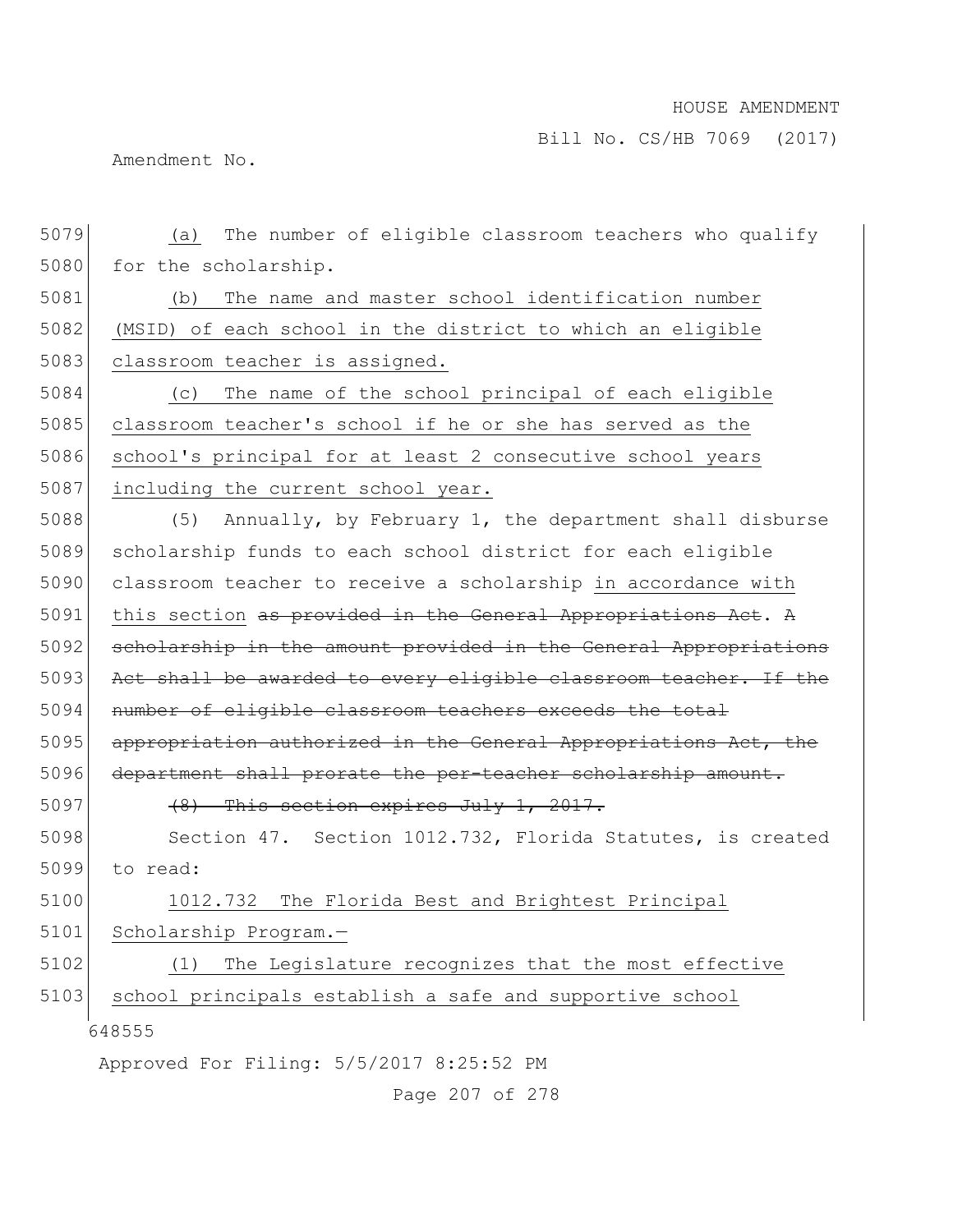5079 (a) The number of eligible classroom teachers who qualify
5080 for the scholarship.

5081 (b) The name and master school identification number
5082 (MSID) of each school in the district to which an eligible
5083 classroom teacher is assigned.

5084 (c) The name of the school principal of each eligible
5085 classroom teacher's school if he or she has served as the
5086 school's principal for at least 2 consecutive school years
5087 including the current school year.

5088 (5) Annually, by February 1, the department shall disburse
5089 scholarship funds to each school district for each eligible
5090 classroom teacher to receive a scholarship in accordance with
5091 this section ~~as provided in the General Appropriations Act. A~~
5092 ~~scholarship in the amount provided in the General Appropriations~~
5093 ~~Act shall be awarded to every eligible classroom teacher. If the~~
5094 ~~number of eligible classroom teachers exceeds the total~~
5095 ~~appropriation authorized in the General Appropriations Act, the~~
5096 ~~department shall prorate the per-teacher scholarship amount.~~

5097 ~~(8) This section expires July 1, 2017.~~

5098 Section 47. Section 1012.732, Florida Statutes, is created
5099 to read:

5100 1012.732 The Florida Best and Brightest Principal
5101 Scholarship Program.—

5102 (1) The Legislature recognizes that the most effective
5103 school principals establish a safe and supportive school

648555

Approved For Filing: 5/5/2017 8:25:52 PM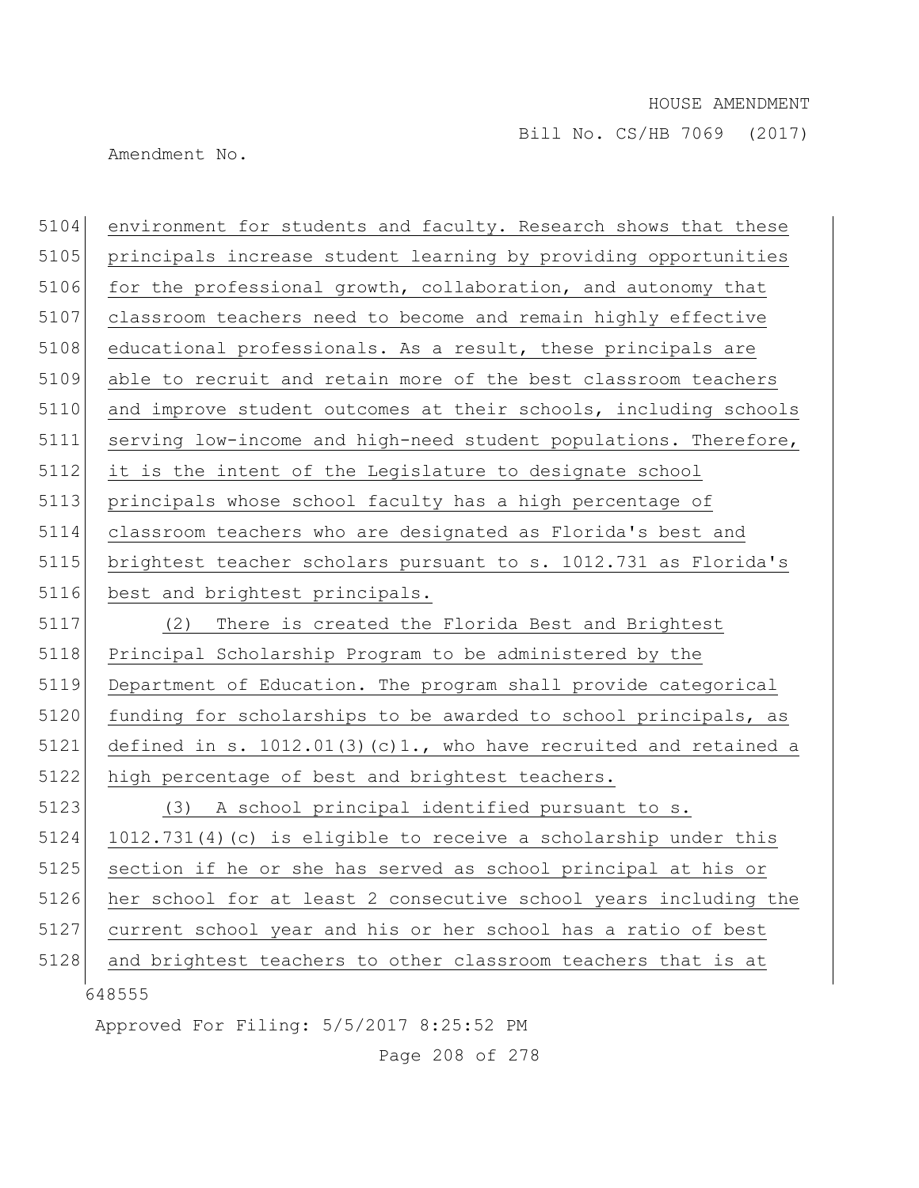environment for students and faculty. Research shows that these principals increase student learning by providing opportunities for the professional growth, collaboration, and autonomy that classroom teachers need to become and remain highly effective educational professionals. As a result, these principals are able to recruit and retain more of the best classroom teachers and improve student outcomes at their schools, including schools serving low-income and high-need student populations. Therefore, it is the intent of the Legislature to designate school principals whose school faculty has a high percentage of classroom teachers who are designated as Florida's best and brightest teacher scholars pursuant to s. 1012.731 as Florida's best and brightest principals.

(2) There is created the Florida Best and Brightest Principal Scholarship Program to be administered by the Department of Education. The program shall provide categorical funding for scholarships to be awarded to school principals, as defined in s. 1012.01(3)(c)1., who have recruited and retained a high percentage of best and brightest teachers.

(3) A school principal identified pursuant to s. 1012.731(4)(c) is eligible to receive a scholarship under this section if he or she has served as school principal at his or her school for at least 2 consecutive school years including the current school year and his or her school has a ratio of best and brightest teachers to other classroom teachers that is at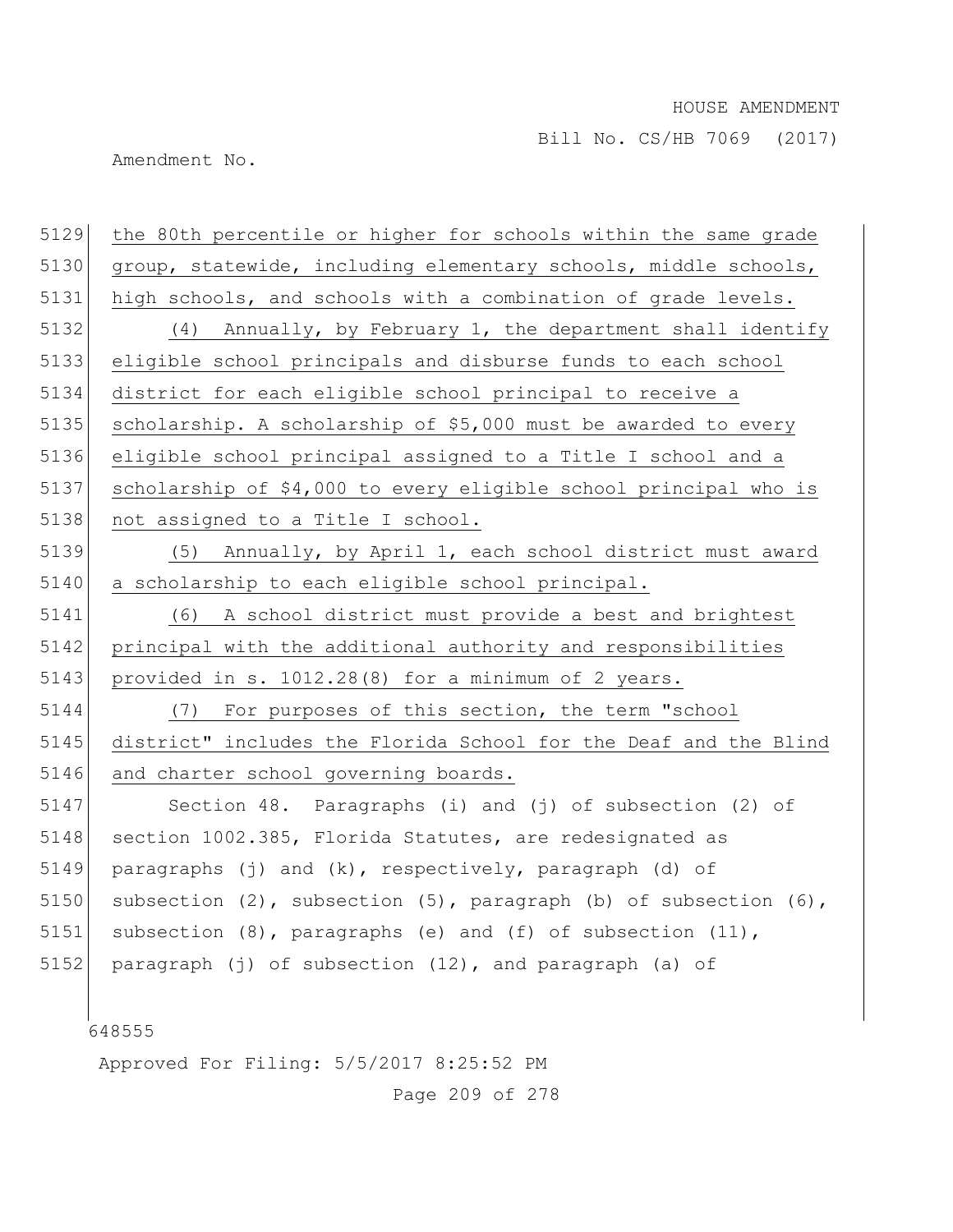the 80th percentile or higher for schools within the same grade group, statewide, including elementary schools, middle schools, high schools, and schools with a combination of grade levels.

(4) Annually, by February 1, the department shall identify eligible school principals and disburse funds to each school district for each eligible school principal to receive a scholarship. A scholarship of $5,000 must be awarded to every eligible school principal assigned to a Title I school and a scholarship of $4,000 to every eligible school principal who is not assigned to a Title I school.

(5) Annually, by April 1, each school district must award a scholarship to each eligible school principal.

(6) A school district must provide a best and brightest principal with the additional authority and responsibilities provided in s. 1012.28(8) for a minimum of 2 years.

(7) For purposes of this section, the term "school district" includes the Florida School for the Deaf and the Blind and charter school governing boards.

Section 48. Paragraphs (i) and (j) of subsection (2) of section 1002.385, Florida Statutes, are redesignated as paragraphs (j) and (k), respectively, paragraph (d) of subsection (2), subsection (5), paragraph (b) of subsection (6), subsection (8), paragraphs (e) and (f) of subsection (11), paragraph (j) of subsection (12), and paragraph (a) of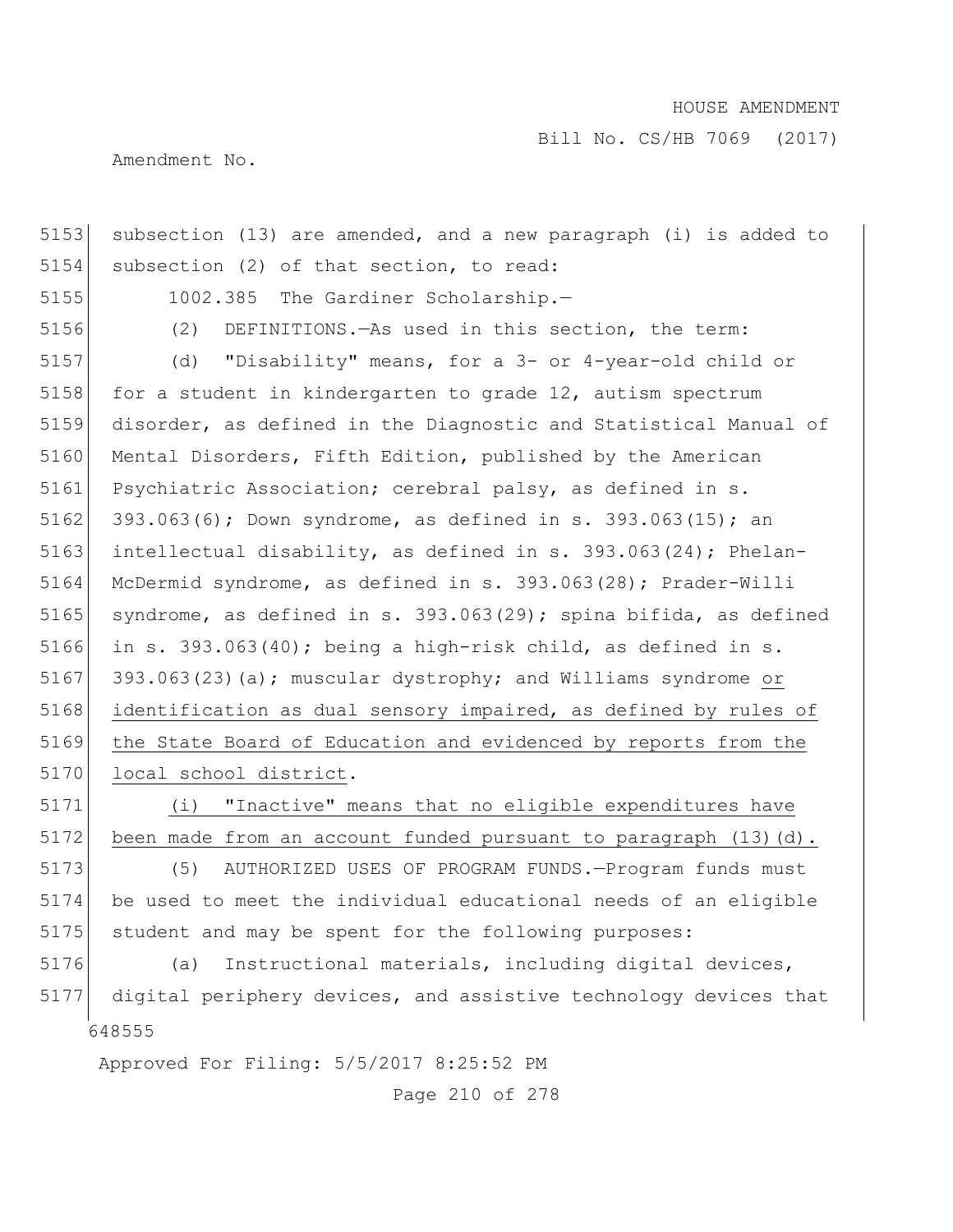subsection (13) are amended, and a new paragraph (i) is added to subsection (2) of that section, to read:

1002.385 The Gardiner Scholarship.—

(2) DEFINITIONS.—As used in this section, the term:

(d) "Disability" means, for a 3- or 4-year-old child or for a student in kindergarten to grade 12, autism spectrum disorder, as defined in the Diagnostic and Statistical Manual of Mental Disorders, Fifth Edition, published by the American Psychiatric Association; cerebral palsy, as defined in s. 393.063(6); Down syndrome, as defined in s. 393.063(15); an intellectual disability, as defined in s. 393.063(24); Phelan-McDermid syndrome, as defined in s. 393.063(28); Prader-Willi syndrome, as defined in s. 393.063(29); spina bifida, as defined in s. 393.063(40); being a high-risk child, as defined in s. 393.063(23)(a); muscular dystrophy; and Williams syndrome <u>or identification as dual sensory impaired, as defined by rules of the State Board of Education and evidenced by reports from the local school district</u>.

<u>(i) "Inactive" means that no eligible expenditures have been made from an account funded pursuant to paragraph (13)(d).</u>

(5) AUTHORIZED USES OF PROGRAM FUNDS.—Program funds must be used to meet the individual educational needs of an eligible student and may be spent for the following purposes:

(a) Instructional materials, including digital devices, digital periphery devices, and assistive technology devices that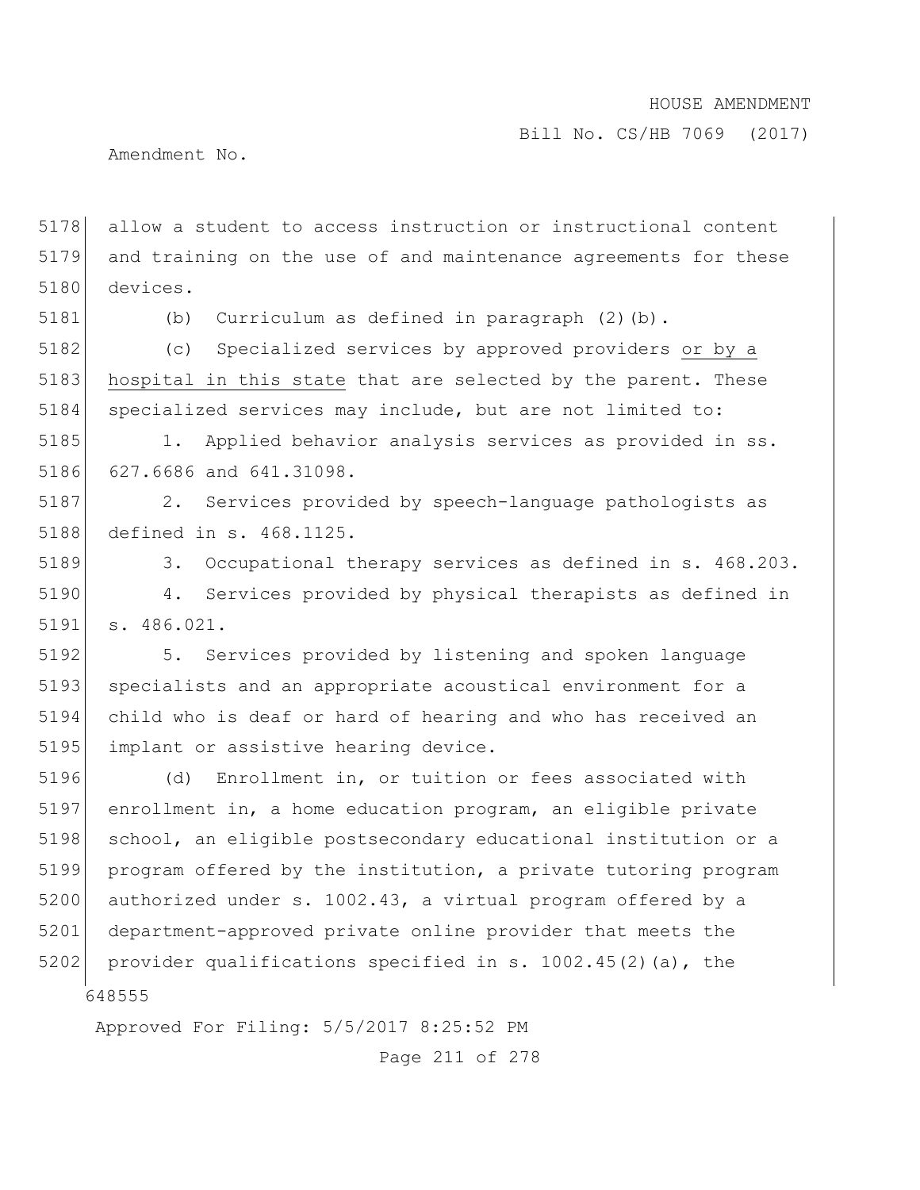allow a student to access instruction or instructional content and training on the use of and maintenance agreements for these devices.

(b) Curriculum as defined in paragraph (2)(b).

(c) Specialized services by approved providers <u>or by a hospital in this state</u> that are selected by the parent. These specialized services may include, but are not limited to:

1. Applied behavior analysis services as provided in ss. 627.6686 and 641.31098.

2. Services provided by speech-language pathologists as defined in s. 468.1125.

3. Occupational therapy services as defined in s. 468.203.

4. Services provided by physical therapists as defined in s. 486.021.

5. Services provided by listening and spoken language specialists and an appropriate acoustical environment for a child who is deaf or hard of hearing and who has received an implant or assistive hearing device.

(d) Enrollment in, or tuition or fees associated with enrollment in, a home education program, an eligible private school, an eligible postsecondary educational institution or a program offered by the institution, a private tutoring program authorized under s. 1002.43, a virtual program offered by a department-approved private online provider that meets the provider qualifications specified in s. 1002.45(2)(a), the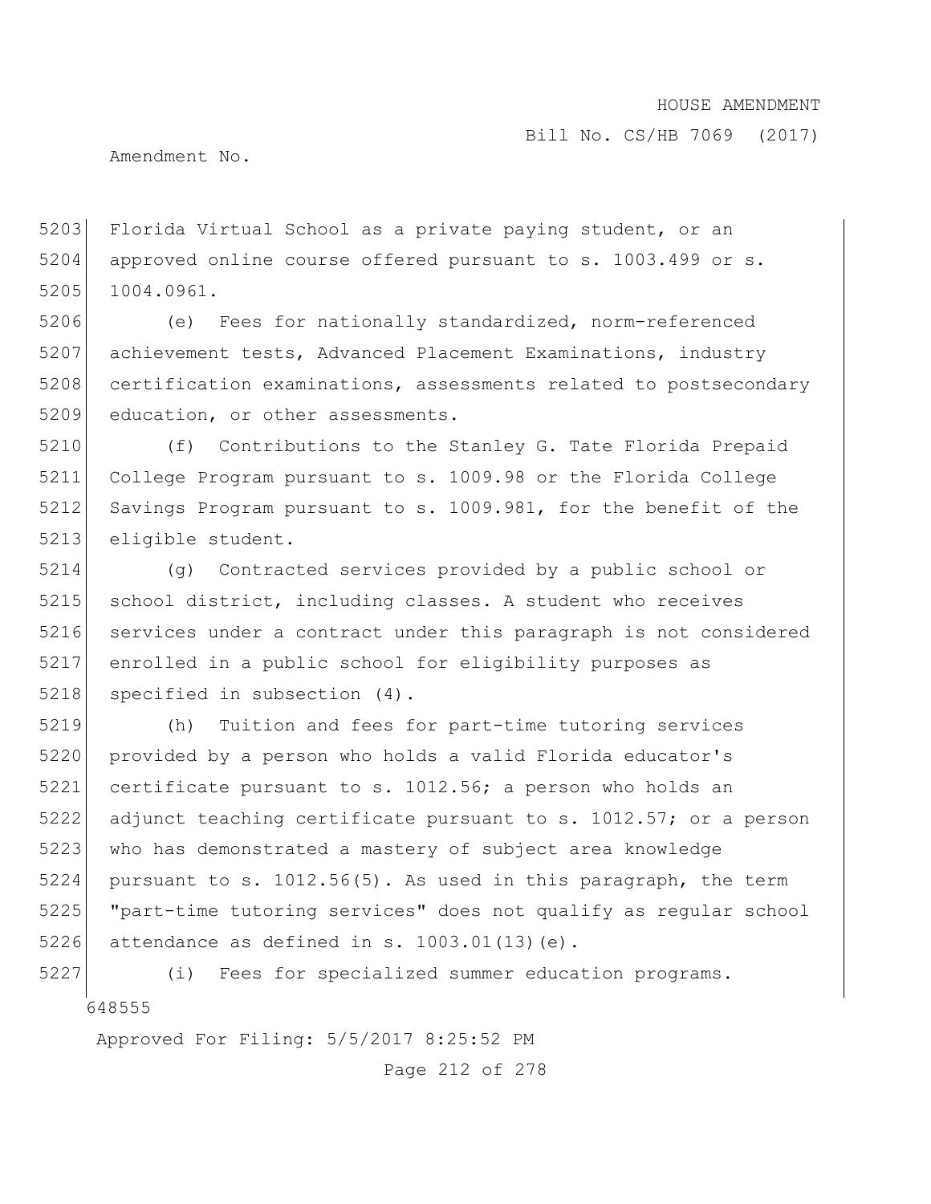Florida Virtual School as a private paying student, or an approved online course offered pursuant to s. 1003.499 or s. 1004.0961.

(e) Fees for nationally standardized, norm-referenced achievement tests, Advanced Placement Examinations, industry certification examinations, assessments related to postsecondary education, or other assessments.

(f) Contributions to the Stanley G. Tate Florida Prepaid College Program pursuant to s. 1009.98 or the Florida College Savings Program pursuant to s. 1009.981, for the benefit of the eligible student.

(g) Contracted services provided by a public school or school district, including classes. A student who receives services under a contract under this paragraph is not considered enrolled in a public school for eligibility purposes as specified in subsection (4).

(h) Tuition and fees for part-time tutoring services provided by a person who holds a valid Florida educator's certificate pursuant to s. 1012.56; a person who holds an adjunct teaching certificate pursuant to s. 1012.57; or a person who has demonstrated a mastery of subject area knowledge pursuant to s. 1012.56(5). As used in this paragraph, the term "part-time tutoring services" does not qualify as regular school attendance as defined in s. 1003.01(13)(e).

(i) Fees for specialized summer education programs.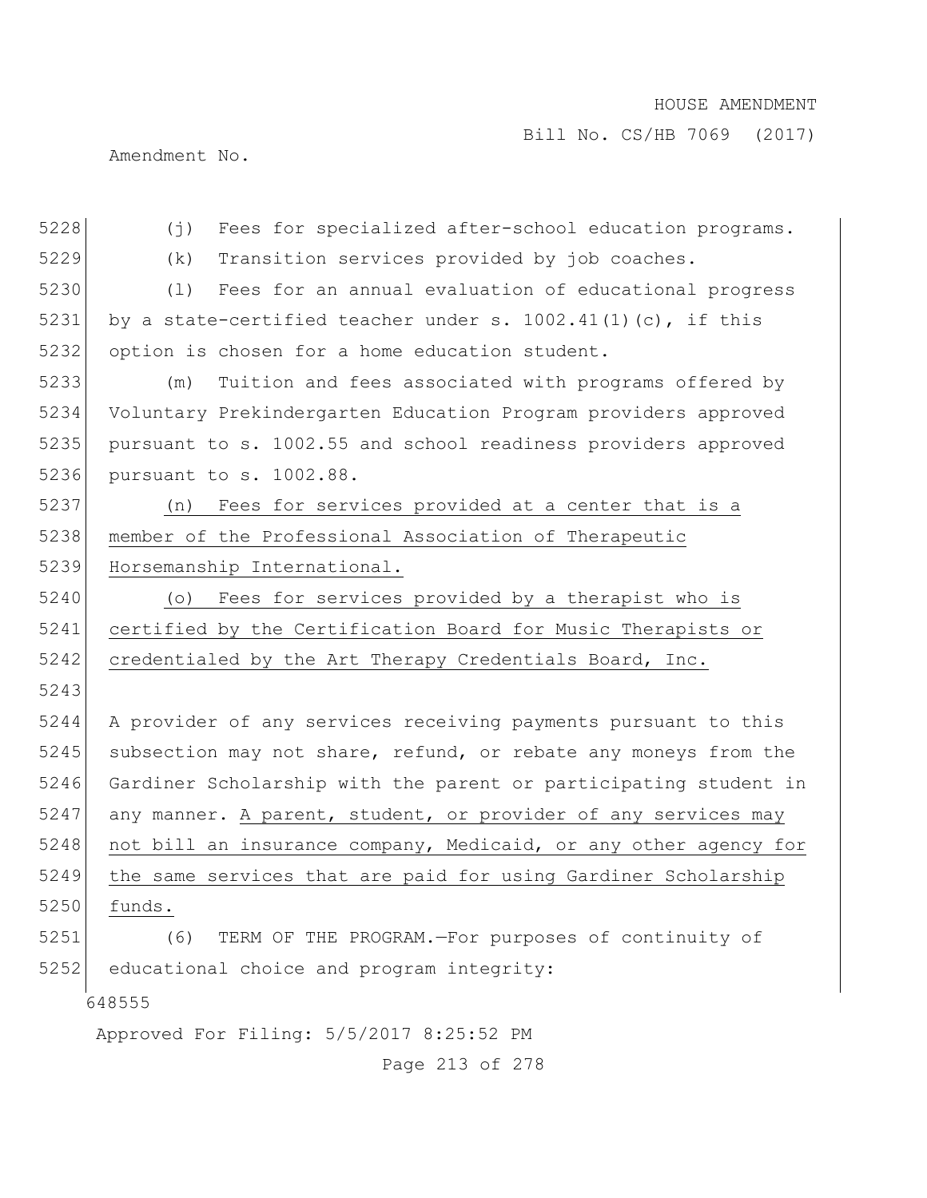(j) Fees for specialized after-school education programs.

(k) Transition services provided by job coaches.

(l) Fees for an annual evaluation of educational progress by a state-certified teacher under s. 1002.41(1)(c), if this option is chosen for a home education student.

(m) Tuition and fees associated with programs offered by Voluntary Prekindergarten Education Program providers approved pursuant to s. 1002.55 and school readiness providers approved pursuant to s. 1002.88.

<u>(n) Fees for services provided at a center that is a member of the Professional Association of Therapeutic Horsemanship International.</u>

<u>(o) Fees for services provided by a therapist who is certified by the Certification Board for Music Therapists or credentialed by the Art Therapy Credentials Board, Inc.</u>

A provider of any services receiving payments pursuant to this subsection may not share, refund, or rebate any moneys from the Gardiner Scholarship with the parent or participating student in any manner. <u>A parent, student, or provider of any services may not bill an insurance company, Medicaid, or any other agency for the same services that are paid for using Gardiner Scholarship funds.</u>

(6) TERM OF THE PROGRAM.—For purposes of continuity of educational choice and program integrity: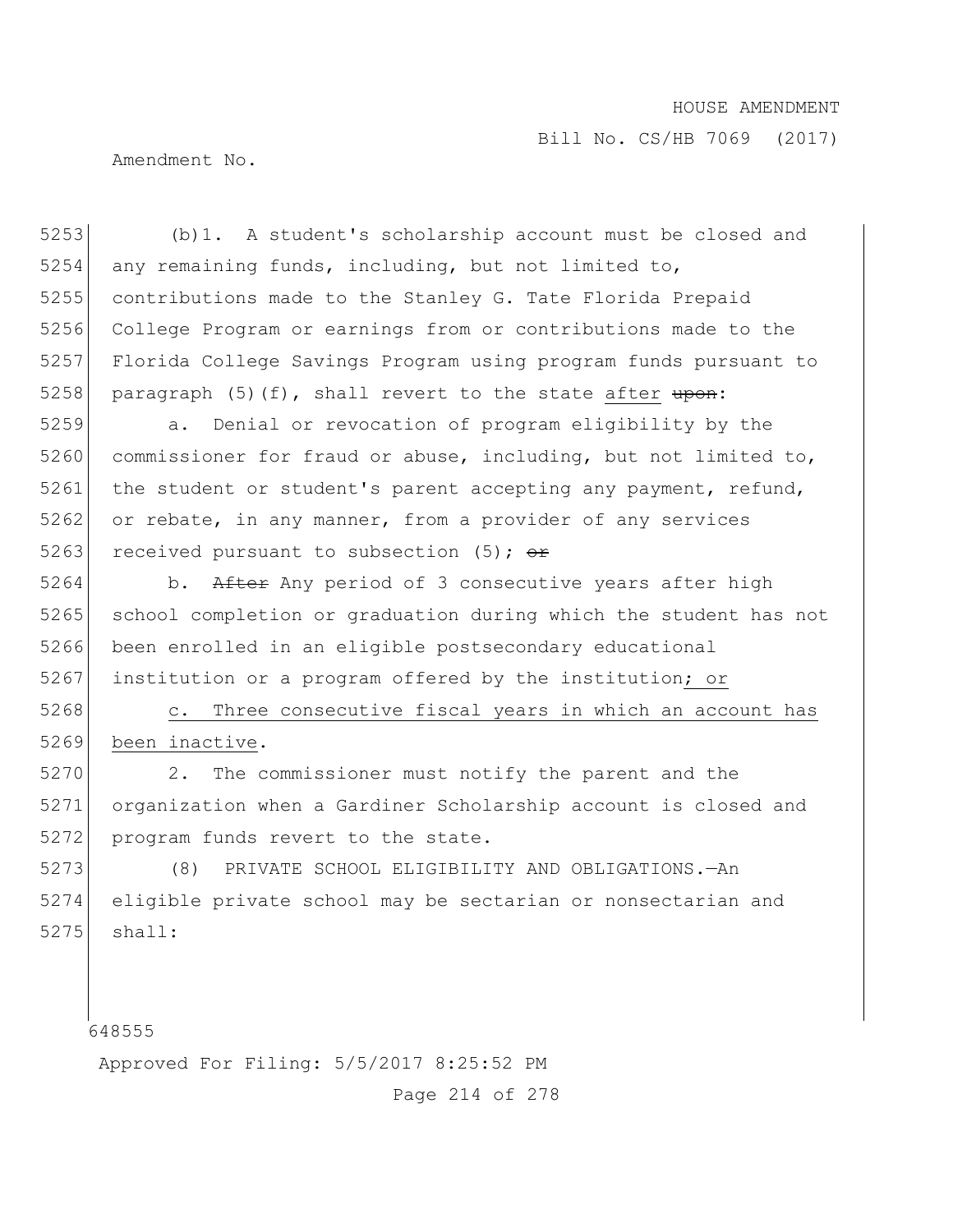5253 (b)1. A student's scholarship account must be closed and
5254 any remaining funds, including, but not limited to,
5255 contributions made to the Stanley G. Tate Florida Prepaid
5256 College Program or earnings from or contributions made to the
5257 Florida College Savings Program using program funds pursuant to
5258 paragraph (5)(f), shall revert to the state after ~~upon~~:

5259 a. Denial or revocation of program eligibility by the
5260 commissioner for fraud or abuse, including, but not limited to,
5261 the student or student's parent accepting any payment, refund,
5262 or rebate, in any manner, from a provider of any services
5263 received pursuant to subsection (5); ~~or~~

5264 b. ~~After~~ Any period of 3 consecutive years after high
5265 school completion or graduation during which the student has not
5266 been enrolled in an eligible postsecondary educational
5267 institution or a program offered by the institution; or

5268 c. Three consecutive fiscal years in which an account has
5269 been inactive.

5270 2. The commissioner must notify the parent and the
5271 organization when a Gardiner Scholarship account is closed and
5272 program funds revert to the state.

5273 (8) PRIVATE SCHOOL ELIGIBILITY AND OBLIGATIONS.—An
5274 eligible private school may be sectarian or nonsectarian and
5275 shall: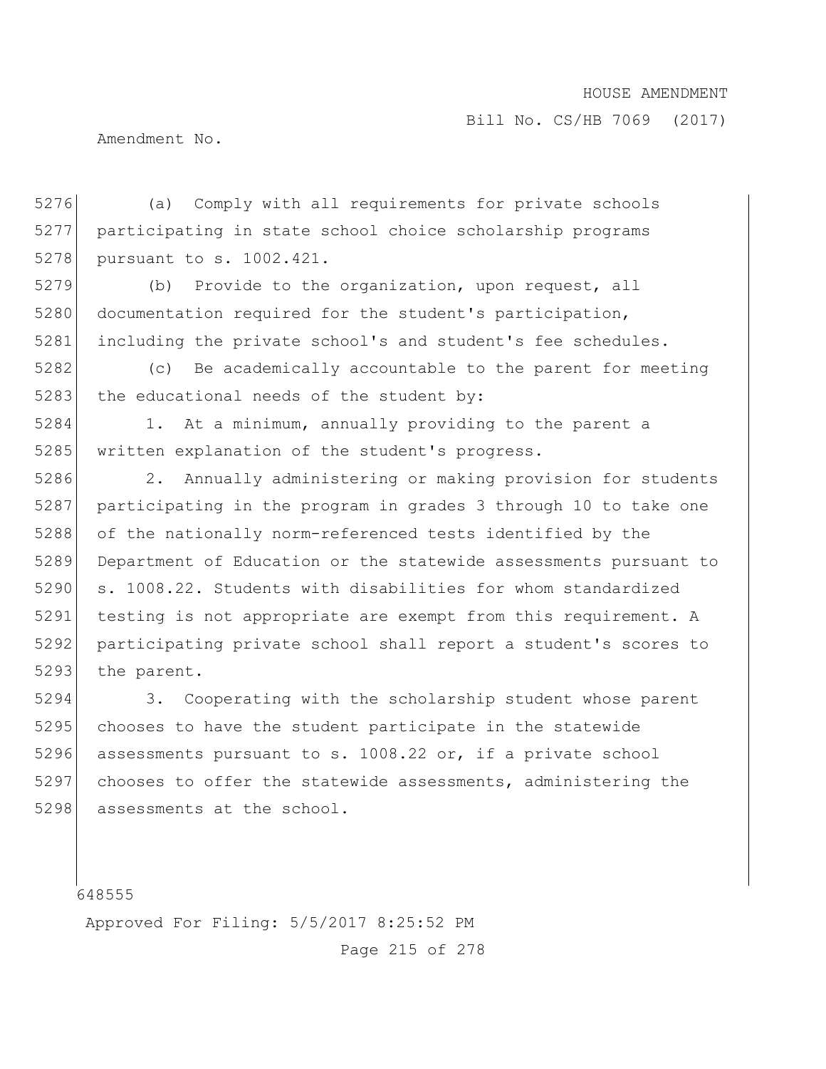(a) Comply with all requirements for private schools participating in state school choice scholarship programs pursuant to s. 1002.421.

(b) Provide to the organization, upon request, all documentation required for the student's participation, including the private school's and student's fee schedules.

(c) Be academically accountable to the parent for meeting the educational needs of the student by:

1. At a minimum, annually providing to the parent a written explanation of the student's progress.

2. Annually administering or making provision for students participating in the program in grades 3 through 10 to take one of the nationally norm-referenced tests identified by the Department of Education or the statewide assessments pursuant to s. 1008.22. Students with disabilities for whom standardized testing is not appropriate are exempt from this requirement. A participating private school shall report a student's scores to the parent.

3. Cooperating with the scholarship student whose parent chooses to have the student participate in the statewide assessments pursuant to s. 1008.22 or, if a private school chooses to offer the statewide assessments, administering the assessments at the school.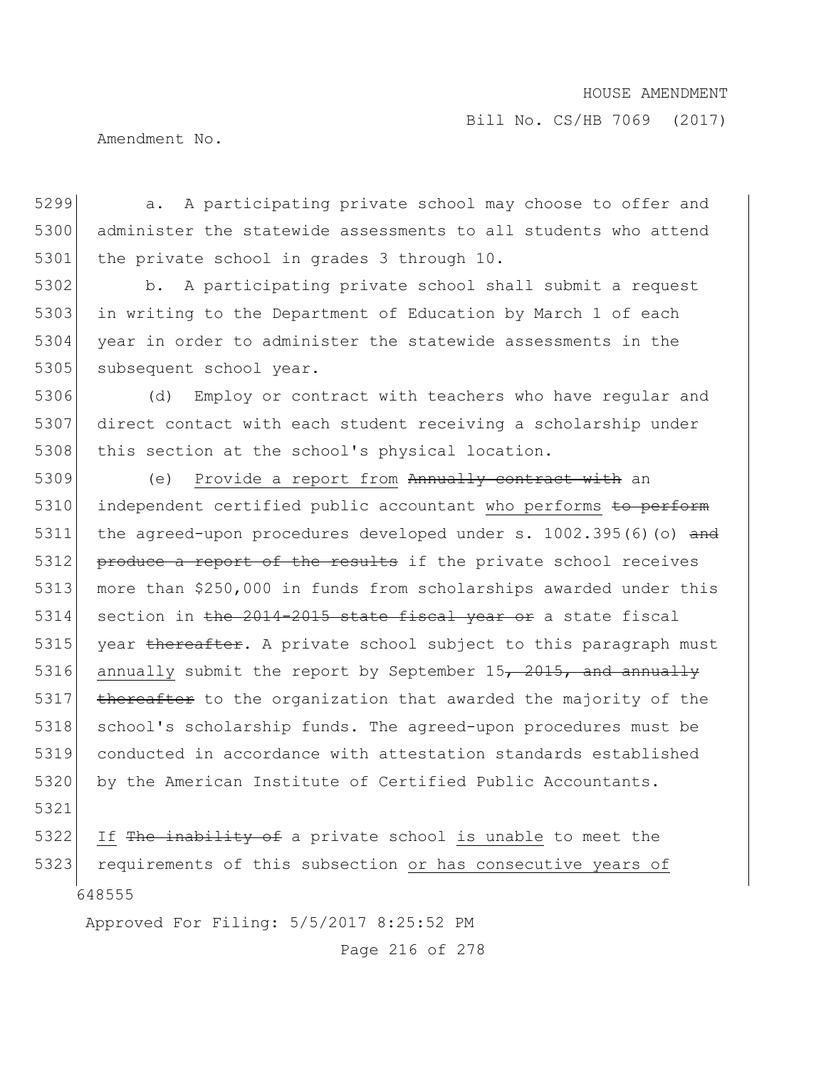a. A participating private school may choose to offer and administer the statewide assessments to all students who attend the private school in grades 3 through 10.

b. A participating private school shall submit a request in writing to the Department of Education by March 1 of each year in order to administer the statewide assessments in the subsequent school year.

(d) Employ or contract with teachers who have regular and direct contact with each student receiving a scholarship under this section at the school's physical location.

(e) Provide a report from ~~Annually contract with~~ an independent certified public accountant who performs ~~to perform~~ the agreed-upon procedures developed under s. 1002.395(6)(o) ~~and produce a report of the results~~ if the private school receives more than $250,000 in funds from scholarships awarded under this section in ~~the 2014-2015 state fiscal year or~~ a state fiscal year ~~thereafter~~. A private school subject to this paragraph must annually submit the report by September 15~~, 2015, and annually thereafter~~ to the organization that awarded the majority of the school's scholarship funds. The agreed-upon procedures must be conducted in accordance with attestation standards established by the American Institute of Certified Public Accountants.

If ~~The inability of~~ a private school is unable to meet the requirements of this subsection or has consecutive years of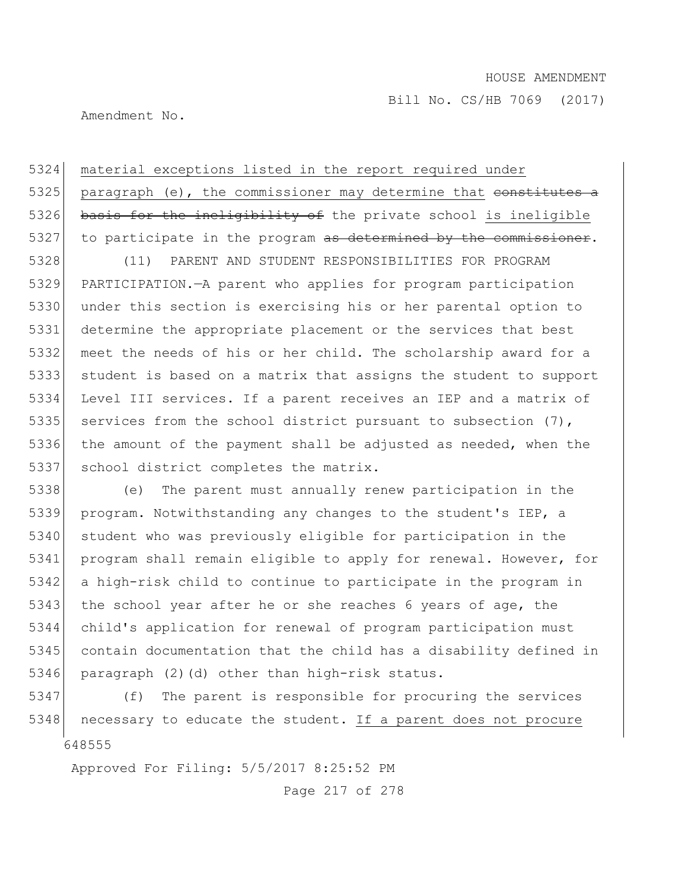material exceptions listed in the report required under paragraph (e), the commissioner may determine that ~~constitutes a basis for the ineligibility of~~ the private school is ineligible to participate in the program ~~as determined by the commissioner~~.

(11) PARENT AND STUDENT RESPONSIBILITIES FOR PROGRAM PARTICIPATION.—A parent who applies for program participation under this section is exercising his or her parental option to determine the appropriate placement or the services that best meet the needs of his or her child. The scholarship award for a student is based on a matrix that assigns the student to support Level III services. If a parent receives an IEP and a matrix of services from the school district pursuant to subsection (7), the amount of the payment shall be adjusted as needed, when the school district completes the matrix.

(e) The parent must annually renew participation in the program. Notwithstanding any changes to the student's IEP, a student who was previously eligible for participation in the program shall remain eligible to apply for renewal. However, for a high-risk child to continue to participate in the program in the school year after he or she reaches 6 years of age, the child's application for renewal of program participation must contain documentation that the child has a disability defined in paragraph (2)(d) other than high-risk status.

(f) The parent is responsible for procuring the services necessary to educate the student. If a parent does not procure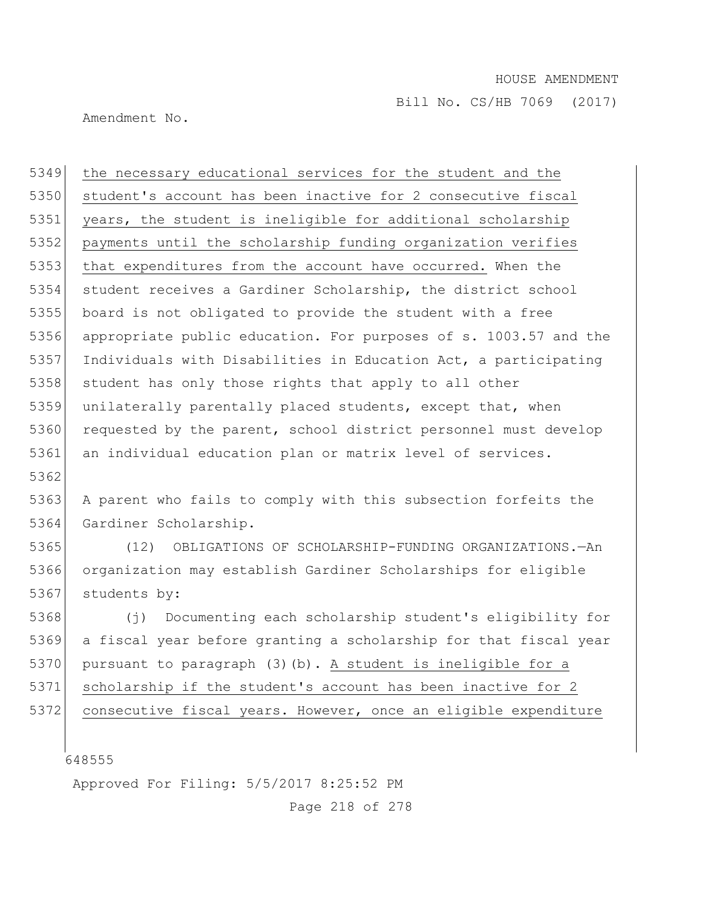the necessary educational services for the student and the student's account has been inactive for 2 consecutive fiscal years, the student is ineligible for additional scholarship payments until the scholarship funding organization verifies that expenditures from the account have occurred. When the student receives a Gardiner Scholarship, the district school board is not obligated to provide the student with a free appropriate public education. For purposes of s. 1003.57 and the Individuals with Disabilities in Education Act, a participating student has only those rights that apply to all other unilaterally parentally placed students, except that, when requested by the parent, school district personnel must develop an individual education plan or matrix level of services.

A parent who fails to comply with this subsection forfeits the Gardiner Scholarship.

(12) OBLIGATIONS OF SCHOLARSHIP-FUNDING ORGANIZATIONS.—An organization may establish Gardiner Scholarships for eligible students by:

(j) Documenting each scholarship student's eligibility for a fiscal year before granting a scholarship for that fiscal year pursuant to paragraph (3)(b). A student is ineligible for a scholarship if the student's account has been inactive for 2 consecutive fiscal years. However, once an eligible expenditure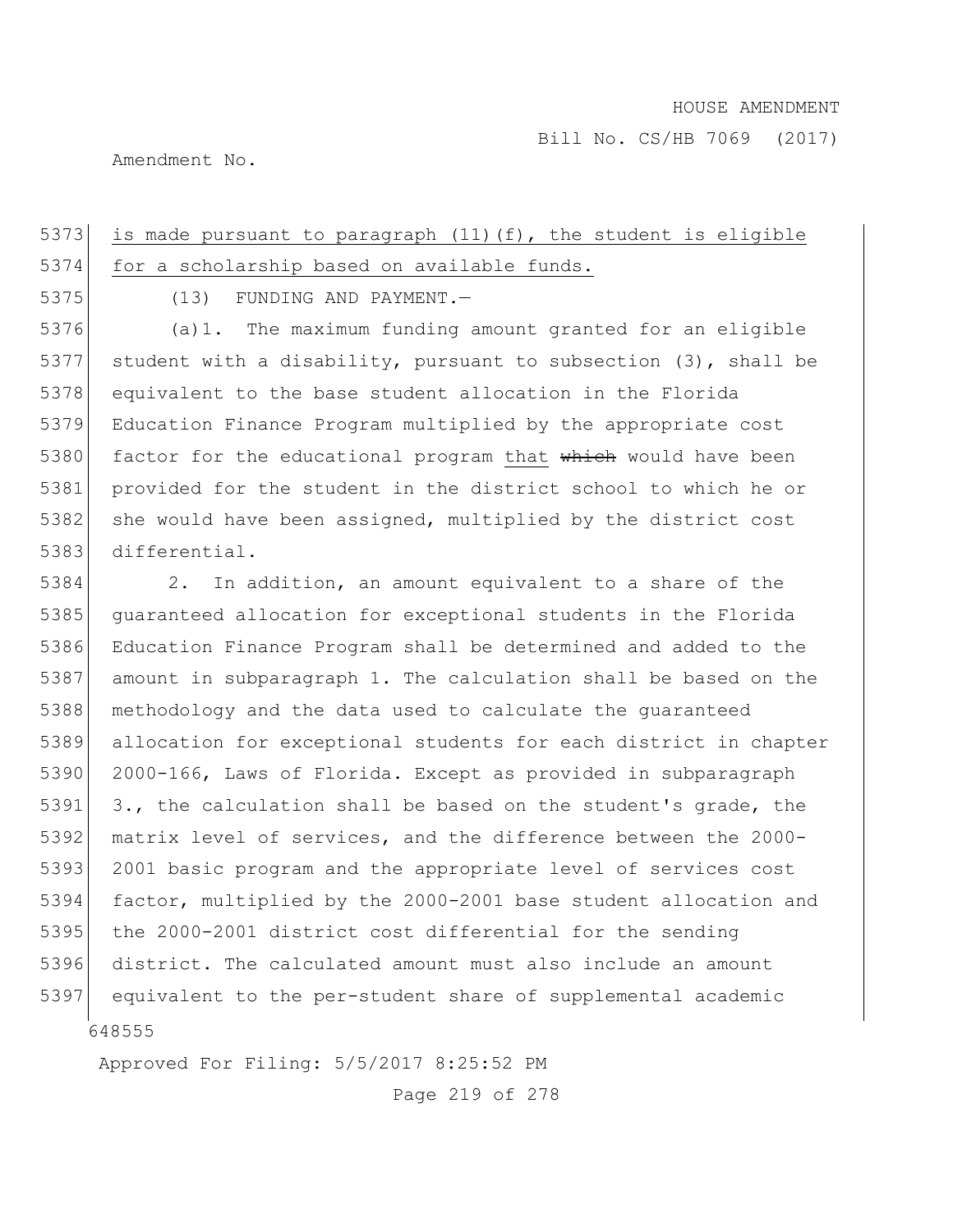is made pursuant to paragraph (11)(f), the student is eligible for a scholarship based on available funds.

(13) FUNDING AND PAYMENT.—

(a)1. The maximum funding amount granted for an eligible student with a disability, pursuant to subsection (3), shall be equivalent to the base student allocation in the Florida Education Finance Program multiplied by the appropriate cost factor for the educational program that ~~which~~ would have been provided for the student in the district school to which he or she would have been assigned, multiplied by the district cost differential.

2. In addition, an amount equivalent to a share of the guaranteed allocation for exceptional students in the Florida Education Finance Program shall be determined and added to the amount in subparagraph 1. The calculation shall be based on the methodology and the data used to calculate the guaranteed allocation for exceptional students for each district in chapter 2000-166, Laws of Florida. Except as provided in subparagraph 3., the calculation shall be based on the student's grade, the matrix level of services, and the difference between the 2000-2001 basic program and the appropriate level of services cost factor, multiplied by the 2000-2001 base student allocation and the 2000-2001 district cost differential for the sending district. The calculated amount must also include an amount equivalent to the per-student share of supplemental academic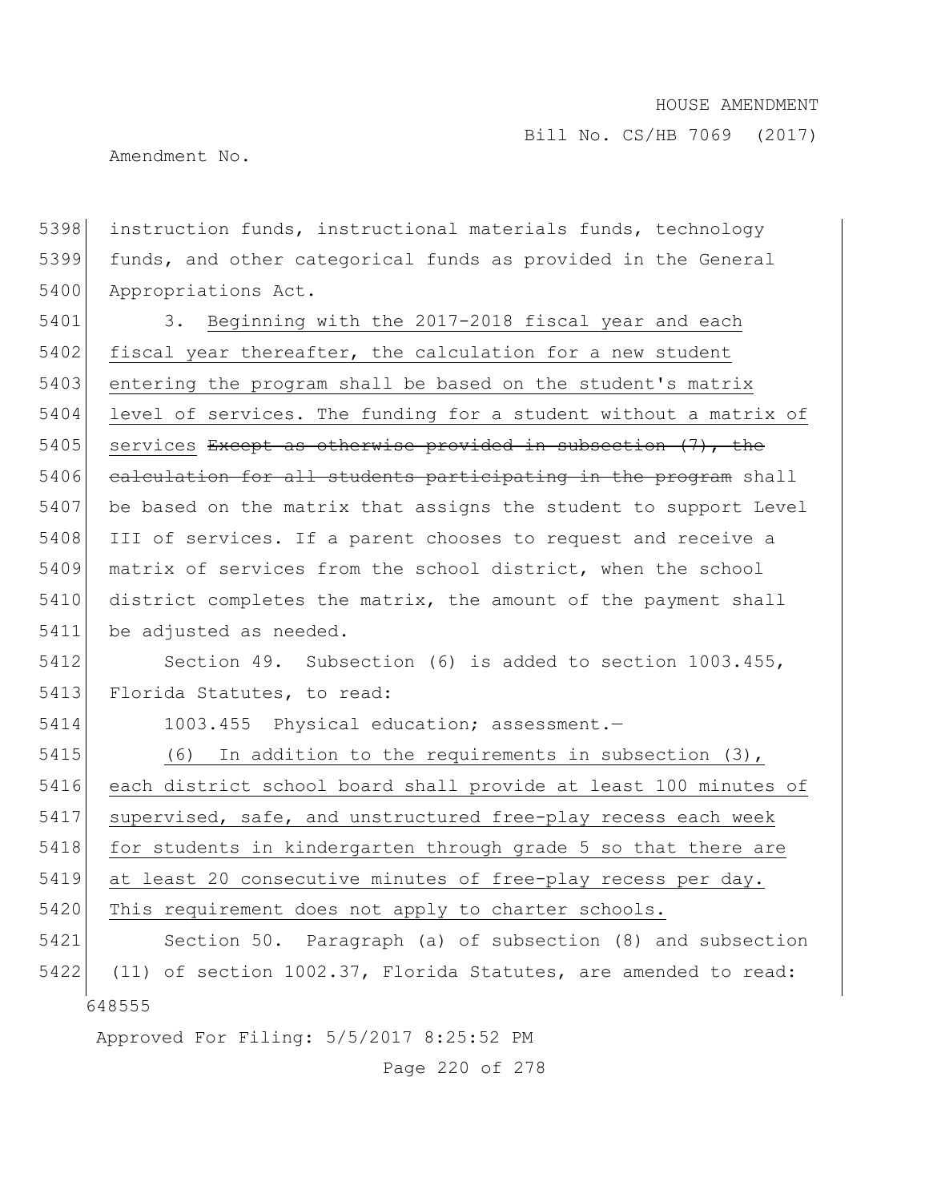instruction funds, instructional materials funds, technology funds, and other categorical funds as provided in the General Appropriations Act.

3. Beginning with the 2017-2018 fiscal year and each fiscal year thereafter, the calculation for a new student entering the program shall be based on the student's matrix level of services. The funding for a student without a matrix of services ~~Except as otherwise provided in subsection (7), the calculation for all students participating in the program~~ shall be based on the matrix that assigns the student to support Level III of services. If a parent chooses to request and receive a matrix of services from the school district, when the school district completes the matrix, the amount of the payment shall be adjusted as needed.

Section 49. Subsection (6) is added to section 1003.455, Florida Statutes, to read:

1003.455 Physical education; assessment.—

(6) In addition to the requirements in subsection (3), each district school board shall provide at least 100 minutes of supervised, safe, and unstructured free-play recess each week for students in kindergarten through grade 5 so that there are at least 20 consecutive minutes of free-play recess per day. This requirement does not apply to charter schools.

Section 50. Paragraph (a) of subsection (8) and subsection (11) of section 1002.37, Florida Statutes, are amended to read: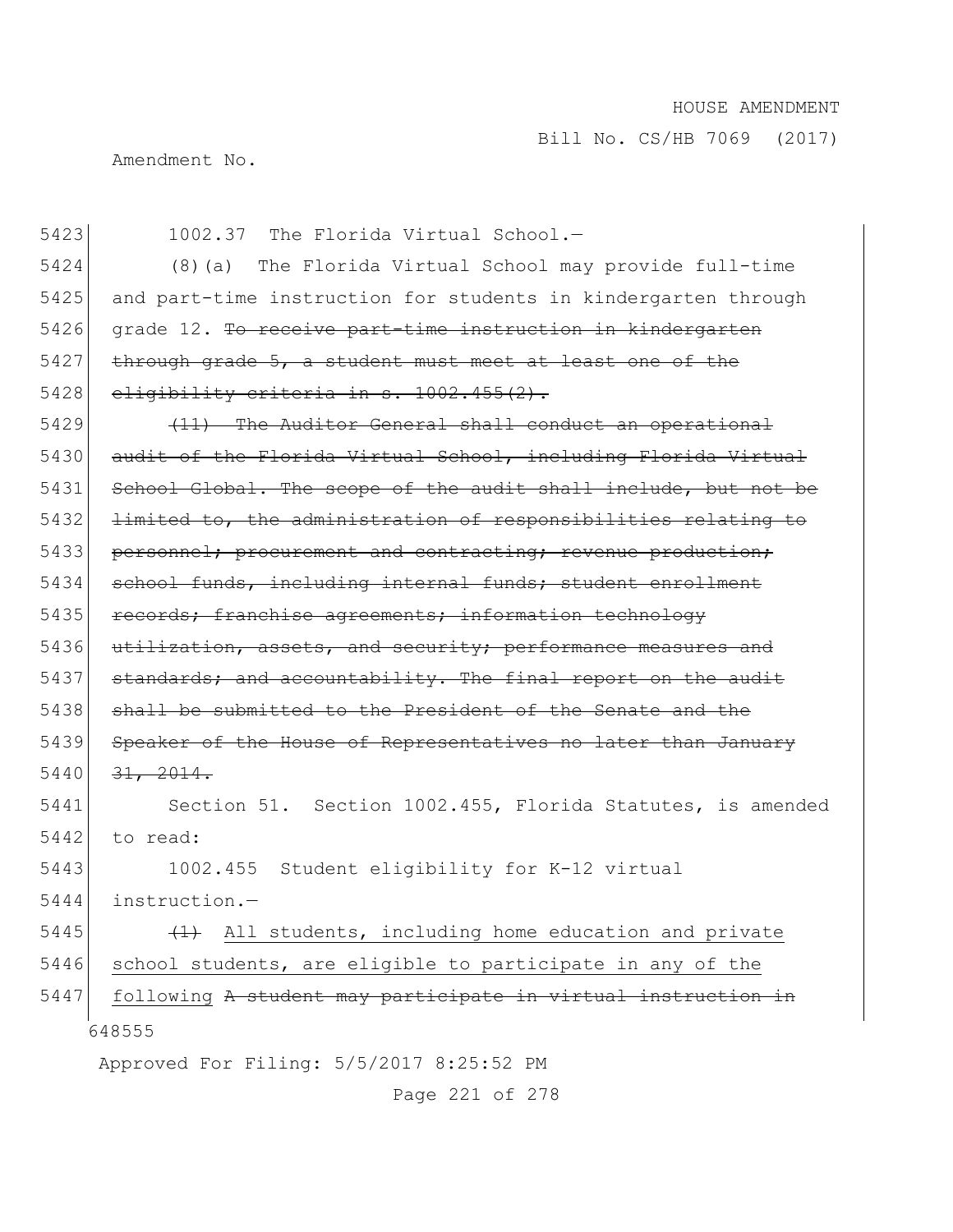1002.37 The Florida Virtual School.—

(8)(a) The Florida Virtual School may provide full-time and part-time instruction for students in kindergarten through grade 12. ~~To receive part-time instruction in kindergarten through grade 5, a student must meet at least one of the eligibility criteria in s. 1002.455(2).~~

~~(11) The Auditor General shall conduct an operational audit of the Florida Virtual School, including Florida Virtual School Global. The scope of the audit shall include, but not be limited to, the administration of responsibilities relating to personnel; procurement and contracting; revenue production; school funds, including internal funds; student enrollment records; franchise agreements; information technology utilization, assets, and security; performance measures and standards; and accountability. The final report on the audit shall be submitted to the President of the Senate and the Speaker of the House of Representatives no later than January 31, 2014.~~

Section 51. Section 1002.455, Florida Statutes, is amended to read:

1002.455 Student eligibility for K-12 virtual instruction.—

~~(1)~~ <u>All students, including home education and private school students, are eligible to participate in any of the following</u> ~~A student may participate in virtual instruction in~~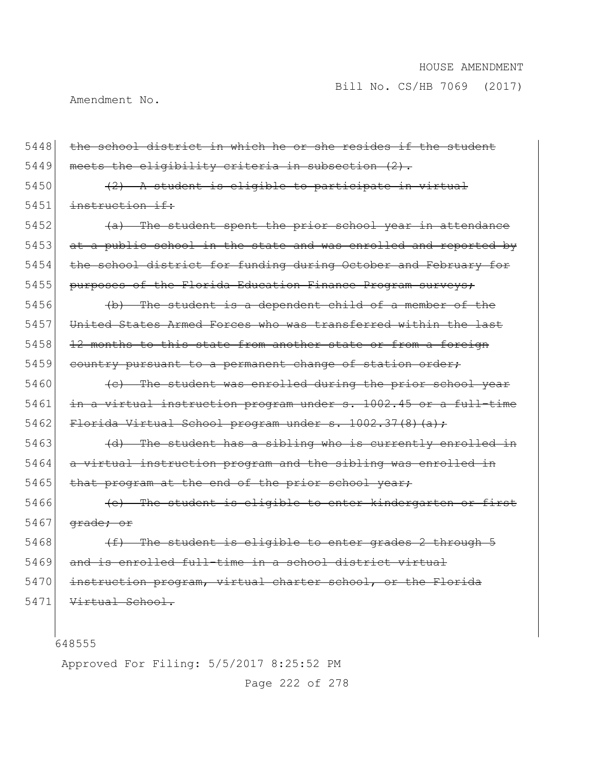5448 ~~the school district in which he or she resides if the student~~
5449 ~~meets the eligibility criteria in subsection (2).~~

5450 ~~(2) A student is eligible to participate in virtual~~
5451 ~~instruction if:~~

5452 ~~(a) The student spent the prior school year in attendance~~
5453 ~~at a public school in the state and was enrolled and reported by~~
5454 ~~the school district for funding during October and February for~~
5455 ~~purposes of the Florida Education Finance Program surveys;~~

5456 ~~(b) The student is a dependent child of a member of the~~
5457 ~~United States Armed Forces who was transferred within the last~~
5458 ~~12 months to this state from another state or from a foreign~~
5459 ~~country pursuant to a permanent change of station order;~~

5460 ~~(c) The student was enrolled during the prior school year~~
5461 ~~in a virtual instruction program under s. 1002.45 or a full-time~~
5462 ~~Florida Virtual School program under s. 1002.37(8)(a);~~

5463 ~~(d) The student has a sibling who is currently enrolled in~~
5464 ~~a virtual instruction program and the sibling was enrolled in~~
5465 ~~that program at the end of the prior school year;~~

5466 ~~(e) The student is eligible to enter kindergarten or first~~
5467 ~~grade; or~~

5468 ~~(f) The student is eligible to enter grades 2 through 5~~
5469 ~~and is enrolled full-time in a school district virtual~~
5470 ~~instruction program, virtual charter school, or the Florida~~
5471 ~~Virtual School.~~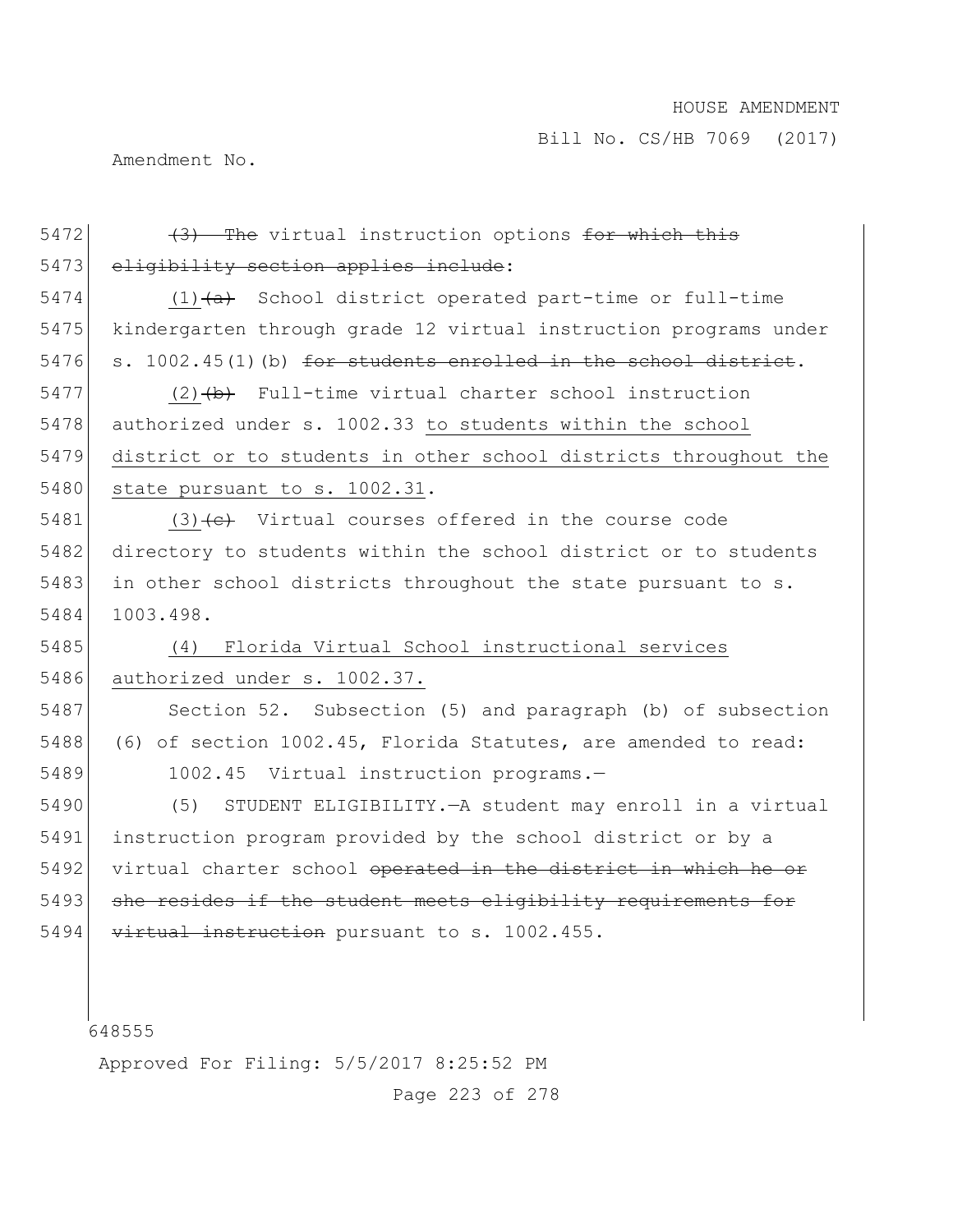5472 ~~(3) The~~ virtual instruction options ~~for which this~~
5473 ~~eligibility section applies include~~:

5474 (1)~~(a)~~ School district operated part-time or full-time
5475 kindergarten through grade 12 virtual instruction programs under
5476 s. 1002.45(1)(b) ~~for students enrolled in the school district~~.

5477 (2)~~(b)~~ Full-time virtual charter school instruction
5478 authorized under s. 1002.33 to students within the school
5479 district or to students in other school districts throughout the
5480 state pursuant to s. 1002.31.

5481 (3)~~(c)~~ Virtual courses offered in the course code
5482 directory to students within the school district or to students
5483 in other school districts throughout the state pursuant to s.
5484 1003.498.

5485 (4) Florida Virtual School instructional services
5486 authorized under s. 1002.37.

5487 Section 52. Subsection (5) and paragraph (b) of subsection
5488 (6) of section 1002.45, Florida Statutes, are amended to read:

5489 1002.45 Virtual instruction programs.—

5490 (5) STUDENT ELIGIBILITY.—A student may enroll in a virtual
5491 instruction program provided by the school district or by a
5492 virtual charter school ~~operated in the district in which he or~~
5493 ~~she resides if the student meets eligibility requirements for~~
5494 ~~virtual instruction~~ pursuant to s. 1002.455.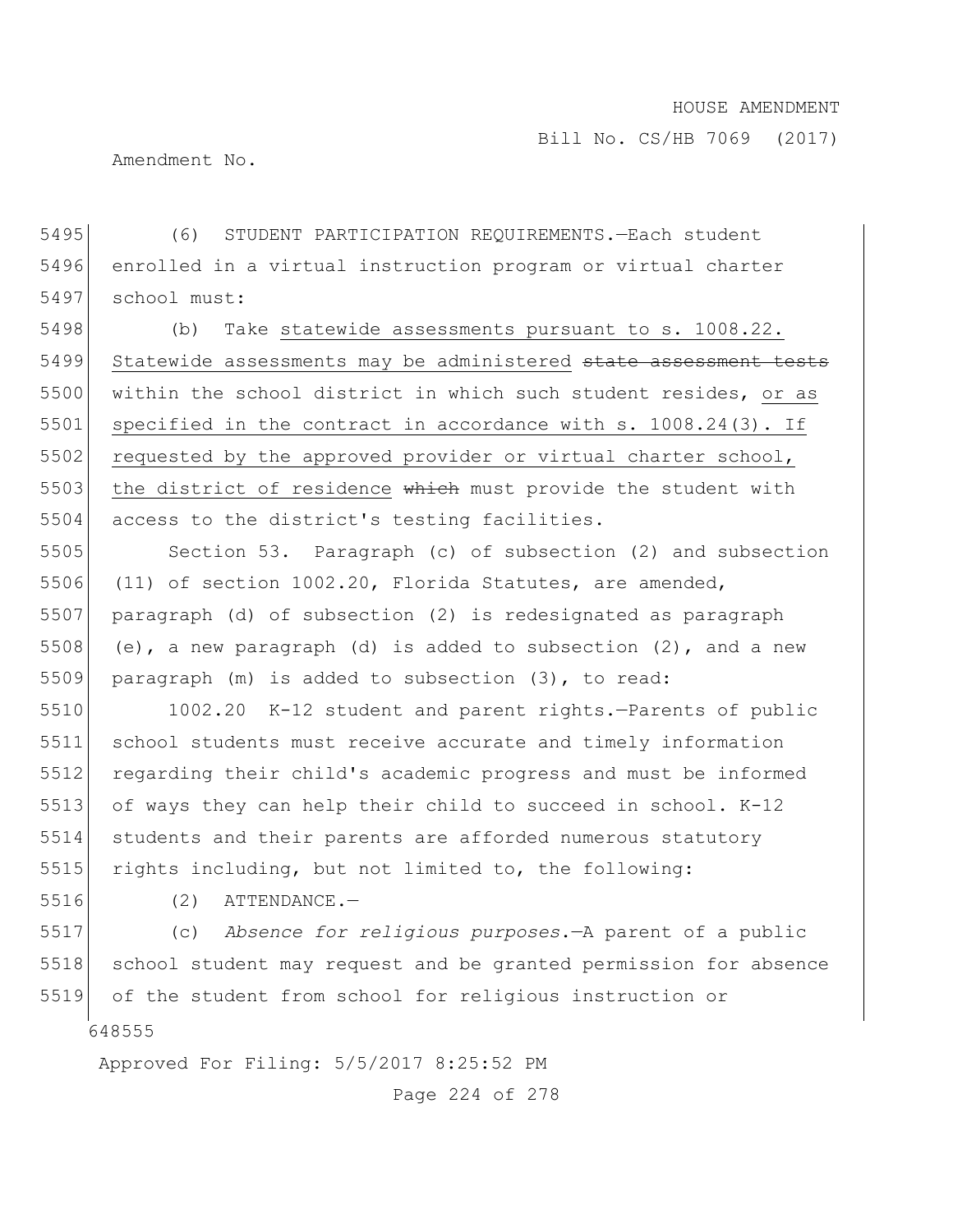(6) STUDENT PARTICIPATION REQUIREMENTS.—Each student enrolled in a virtual instruction program or virtual charter school must:

(b) Take statewide assessments pursuant to s. 1008.22. Statewide assessments may be administered ~~state assessment tests~~ within the school district in which such student resides, or as specified in the contract in accordance with s. 1008.24(3). If requested by the approved provider or virtual charter school, the district of residence ~~which~~ must provide the student with access to the district's testing facilities.

Section 53. Paragraph (c) of subsection (2) and subsection (11) of section 1002.20, Florida Statutes, are amended, paragraph (d) of subsection (2) is redesignated as paragraph (e), a new paragraph (d) is added to subsection (2), and a new paragraph (m) is added to subsection (3), to read:

1002.20 K-12 student and parent rights.—Parents of public school students must receive accurate and timely information regarding their child's academic progress and must be informed of ways they can help their child to succeed in school. K-12 students and their parents are afforded numerous statutory rights including, but not limited to, the following:

(2) ATTENDANCE.—

(c) *Absence for religious purposes*.—A parent of a public school student may request and be granted permission for absence of the student from school for religious instruction or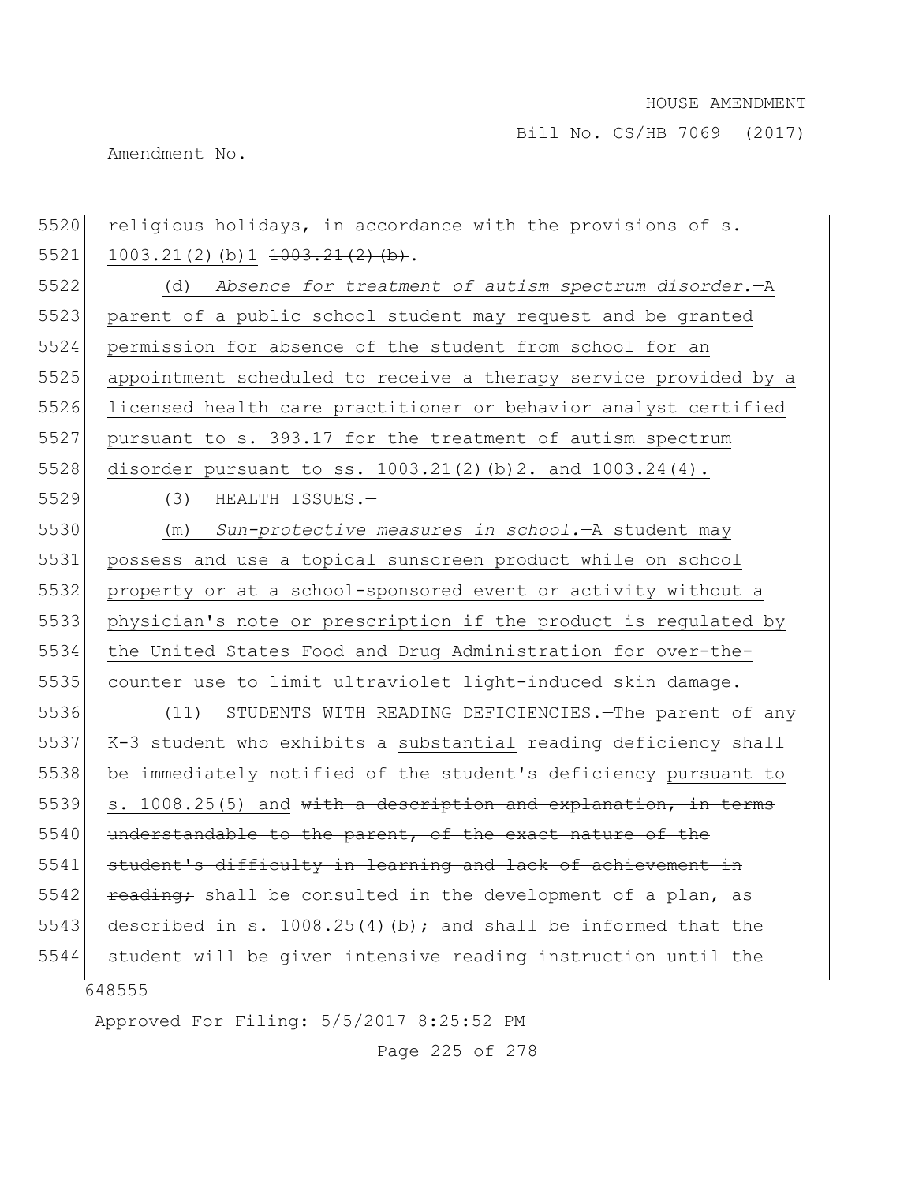religious holidays, in accordance with the provisions of s. 1003.21(2)(b)1 ~~1003.21(2)(b)~~.

(d) *Absence for treatment of autism spectrum disorder.*—A parent of a public school student may request and be granted permission for absence of the student from school for an appointment scheduled to receive a therapy service provided by a licensed health care practitioner or behavior analyst certified pursuant to s. 393.17 for the treatment of autism spectrum disorder pursuant to ss. 1003.21(2)(b)2. and 1003.24(4).

(3) HEALTH ISSUES.—

(m) *Sun-protective measures in school.*—A student may possess and use a topical sunscreen product while on school property or at a school-sponsored event or activity without a physician's note or prescription if the product is regulated by the United States Food and Drug Administration for over-the-counter use to limit ultraviolet light-induced skin damage.

(11) STUDENTS WITH READING DEFICIENCIES.—The parent of any K-3 student who exhibits a substantial reading deficiency shall be immediately notified of the student's deficiency pursuant to s. 1008.25(5) and ~~with a description and explanation, in terms understandable to the parent, of the exact nature of the student's difficulty in learning and lack of achievement in reading;~~ shall be consulted in the development of a plan, as described in s. 1008.25(4)(b)~~; and shall be informed that the student will be given intensive reading instruction until the~~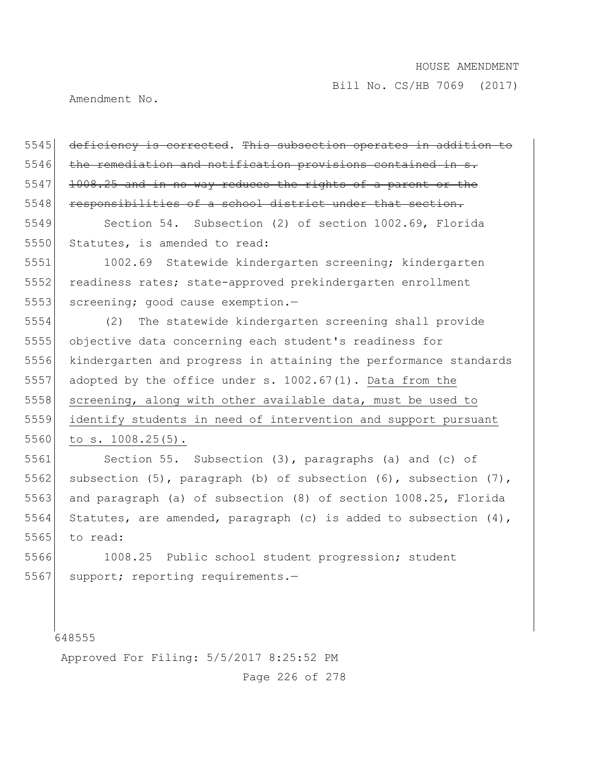5545 ~~deficiency is corrected~~. ~~This subsection operates in addition to~~
5546 ~~the remediation and notification provisions contained in s.~~
5547 ~~1008.25 and in no way reduces the rights of a parent or the~~
5548 ~~responsibilities of a school district under that section.~~

5549 Section 54. Subsection (2) of section 1002.69, Florida
5550 Statutes, is amended to read:

5551 1002.69 Statewide kindergarten screening; kindergarten
5552 readiness rates; state-approved prekindergarten enrollment
5553 screening; good cause exemption.—

5554 (2) The statewide kindergarten screening shall provide
5555 objective data concerning each student's readiness for
5556 kindergarten and progress in attaining the performance standards
5557 adopted by the office under s. 1002.67(1). <u>Data from the</u>
5558 <u>screening, along with other available data, must be used to</u>
5559 <u>identify students in need of intervention and support pursuant</u>
5560 <u>to s. 1008.25(5).</u>

5561 Section 55. Subsection (3), paragraphs (a) and (c) of
5562 subsection (5), paragraph (b) of subsection (6), subsection (7),
5563 and paragraph (a) of subsection (8) of section 1008.25, Florida
5564 Statutes, are amended, paragraph (c) is added to subsection (4),
5565 to read:

5566 1008.25 Public school student progression; student
5567 support; reporting requirements.—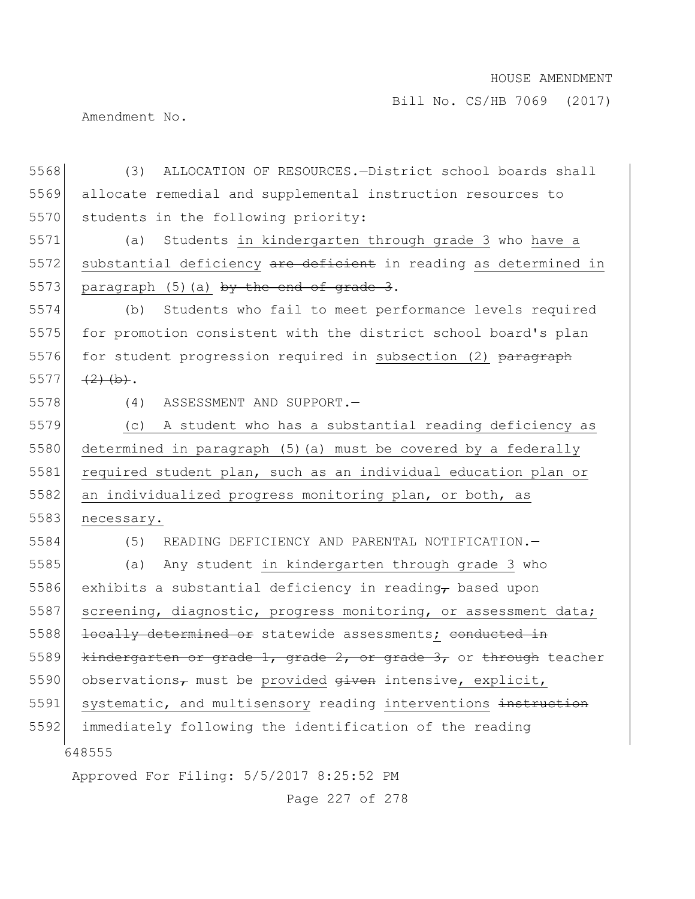(3) ALLOCATION OF RESOURCES.—District school boards shall allocate remedial and supplemental instruction resources to students in the following priority:

(a) Students <u>in kindergarten through grade 3</u> who <u>have a substantial deficiency</u> ~~are deficient~~ in reading <u>as determined in paragraph (5)(a)</u> ~~by the end of grade 3~~.

(b) Students who fail to meet performance levels required for promotion consistent with the district school board's plan for student progression required in <u>subsection (2)</u> ~~paragraph (2)(b)~~.

(4) ASSESSMENT AND SUPPORT.—

<u>(c) A student who has a substantial reading deficiency as determined in paragraph (5)(a) must be covered by a federally required student plan, such as an individual education plan or an individualized progress monitoring plan, or both, as necessary.</u>

(5) READING DEFICIENCY AND PARENTAL NOTIFICATION.—

(a) Any student <u>in kindergarten through grade 3</u> who exhibits a substantial deficiency in reading~~,~~ based upon <u>screening, diagnostic, progress monitoring, or assessment data;</u> ~~locally determined or~~ statewide assessments<u>;</u> ~~conducted in kindergarten or grade 1, grade 2, or grade 3,~~ or ~~through~~ teacher observations~~,~~ must be <u>provided</u> ~~given~~ intensive<u>, explicit, systematic, and multisensory</u> reading <u>interventions</u> ~~instruction~~ immediately following the identification of the reading

648555

Approved For Filing: 5/5/2017 8:25:52 PM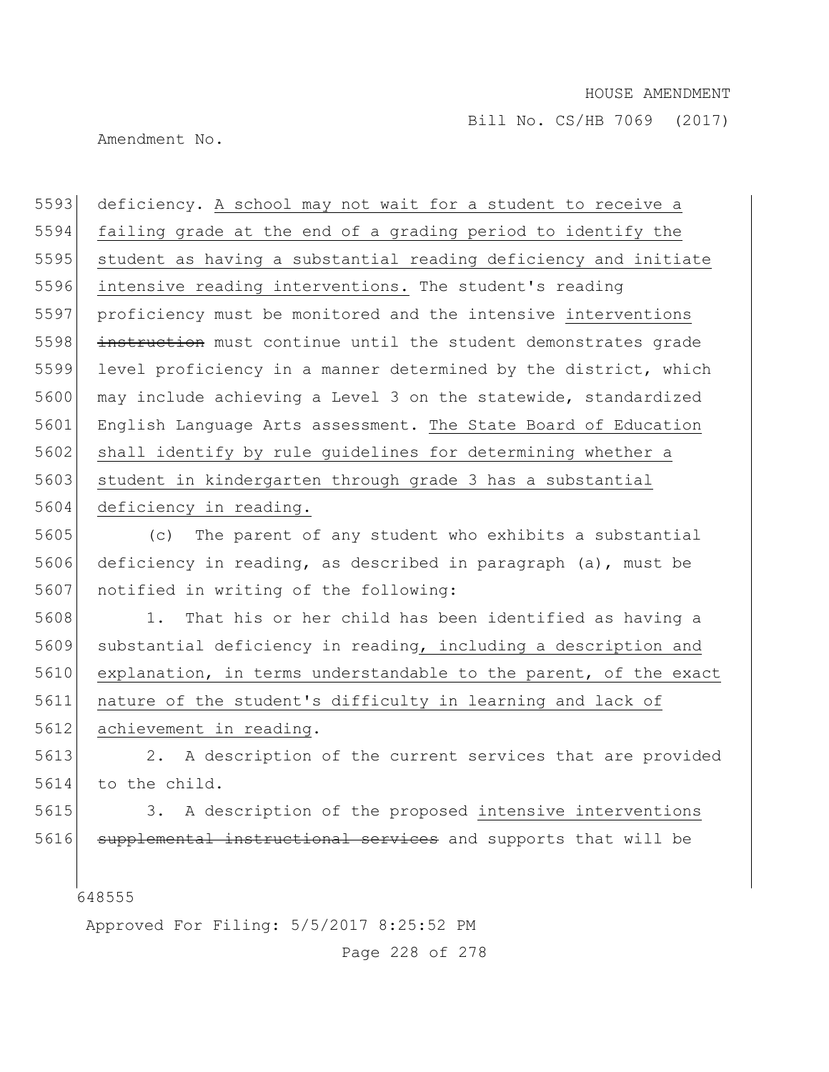deficiency. A school may not wait for a student to receive a failing grade at the end of a grading period to identify the student as having a substantial reading deficiency and initiate intensive reading interventions. The student's reading proficiency must be monitored and the intensive interventions ~~instruction~~ must continue until the student demonstrates grade level proficiency in a manner determined by the district, which may include achieving a Level 3 on the statewide, standardized English Language Arts assessment. The State Board of Education shall identify by rule guidelines for determining whether a student in kindergarten through grade 3 has a substantial deficiency in reading.

(c) The parent of any student who exhibits a substantial deficiency in reading, as described in paragraph (a), must be notified in writing of the following:

1. That his or her child has been identified as having a substantial deficiency in reading, including a description and explanation, in terms understandable to the parent, of the exact nature of the student's difficulty in learning and lack of achievement in reading.

2. A description of the current services that are provided to the child.

3. A description of the proposed intensive interventions ~~supplemental instructional services~~ and supports that will be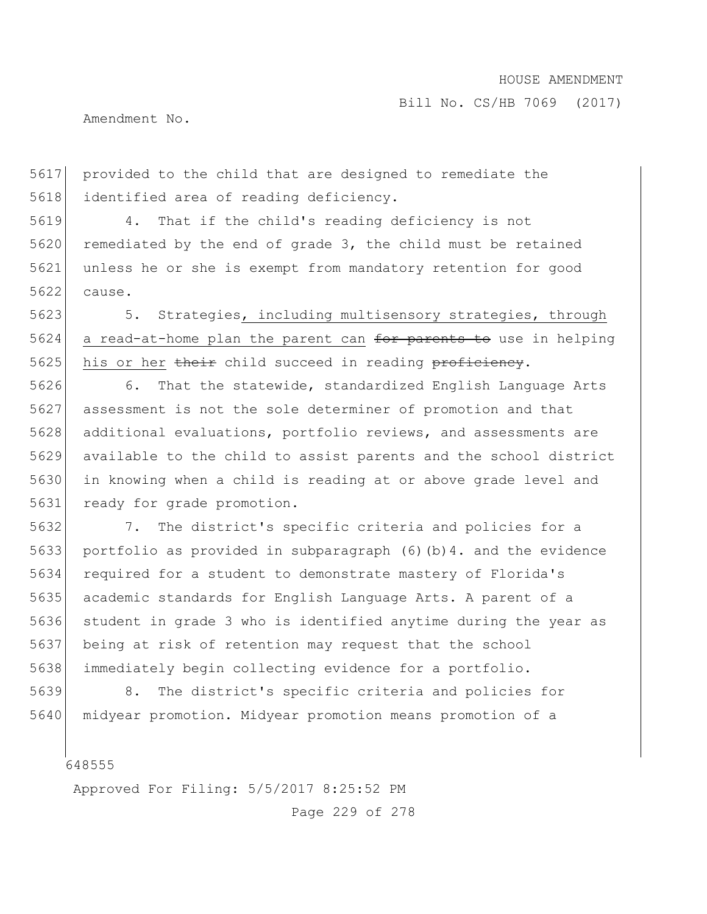provided to the child that are designed to remediate the identified area of reading deficiency.

4. That if the child's reading deficiency is not remediated by the end of grade 3, the child must be retained unless he or she is exempt from mandatory retention for good cause.

5. Strategies, including multisensory strategies, through a read-at-home plan the parent can ~~for parents to~~ use in helping his or her ~~their~~ child succeed in reading ~~proficiency~~.

6. That the statewide, standardized English Language Arts assessment is not the sole determiner of promotion and that additional evaluations, portfolio reviews, and assessments are available to the child to assist parents and the school district in knowing when a child is reading at or above grade level and ready for grade promotion.

7. The district's specific criteria and policies for a portfolio as provided in subparagraph (6)(b)4. and the evidence required for a student to demonstrate mastery of Florida's academic standards for English Language Arts. A parent of a student in grade 3 who is identified anytime during the year as being at risk of retention may request that the school immediately begin collecting evidence for a portfolio.

8. The district's specific criteria and policies for midyear promotion. Midyear promotion means promotion of a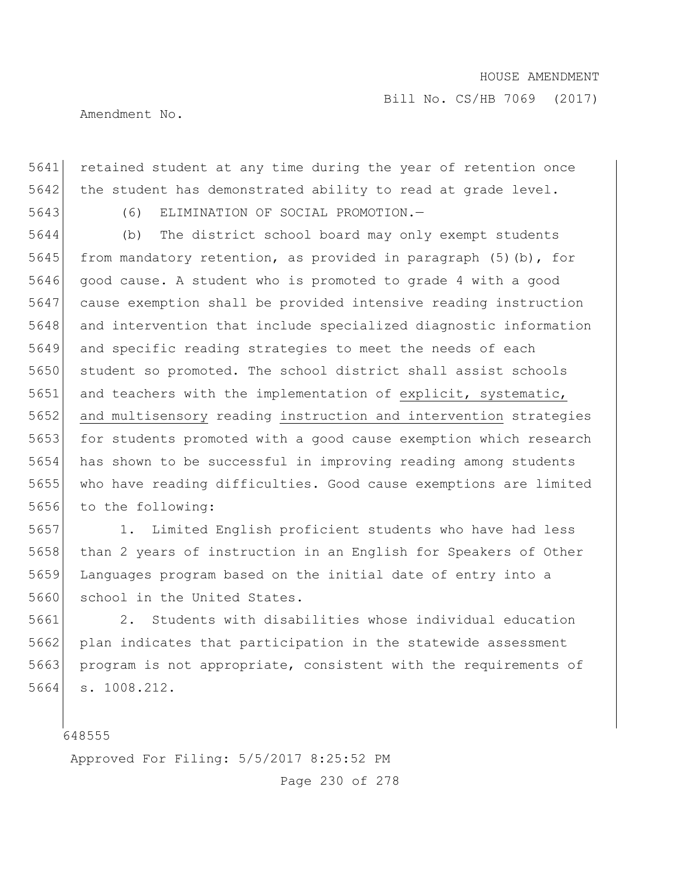retained student at any time during the year of retention once the student has demonstrated ability to read at grade level.

(6) ELIMINATION OF SOCIAL PROMOTION.—

(b) The district school board may only exempt students from mandatory retention, as provided in paragraph (5)(b), for good cause. A student who is promoted to grade 4 with a good cause exemption shall be provided intensive reading instruction and intervention that include specialized diagnostic information and specific reading strategies to meet the needs of each student so promoted. The school district shall assist schools and teachers with the implementation of <u>explicit, systematic, and multisensory</u> reading <u>instruction and intervention</u> strategies for students promoted with a good cause exemption which research has shown to be successful in improving reading among students who have reading difficulties. Good cause exemptions are limited to the following:

1. Limited English proficient students who have had less than 2 years of instruction in an English for Speakers of Other Languages program based on the initial date of entry into a school in the United States.

2. Students with disabilities whose individual education plan indicates that participation in the statewide assessment program is not appropriate, consistent with the requirements of s. 1008.212.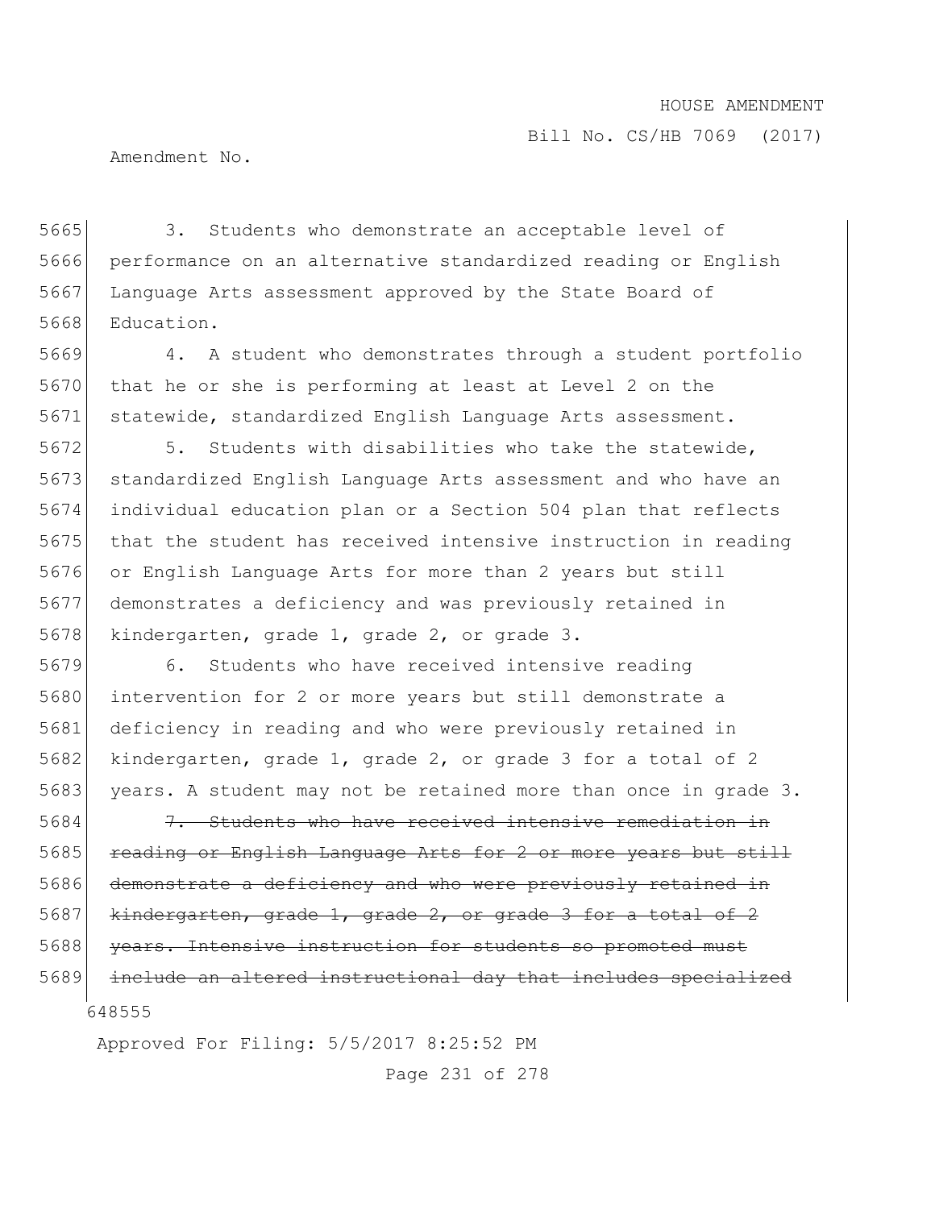3. Students who demonstrate an acceptable level of performance on an alternative standardized reading or English Language Arts assessment approved by the State Board of Education.

4. A student who demonstrates through a student portfolio that he or she is performing at least at Level 2 on the statewide, standardized English Language Arts assessment.

5. Students with disabilities who take the statewide, standardized English Language Arts assessment and who have an individual education plan or a Section 504 plan that reflects that the student has received intensive instruction in reading or English Language Arts for more than 2 years but still demonstrates a deficiency and was previously retained in kindergarten, grade 1, grade 2, or grade 3.

6. Students who have received intensive reading intervention for 2 or more years but still demonstrate a deficiency in reading and who were previously retained in kindergarten, grade 1, grade 2, or grade 3 for a total of 2 years. A student may not be retained more than once in grade 3.

~~7. Students who have received intensive remediation in reading or English Language Arts for 2 or more years but still demonstrate a deficiency and who were previously retained in kindergarten, grade 1, grade 2, or grade 3 for a total of 2 years. Intensive instruction for students so promoted must include an altered instructional day that includes specialized~~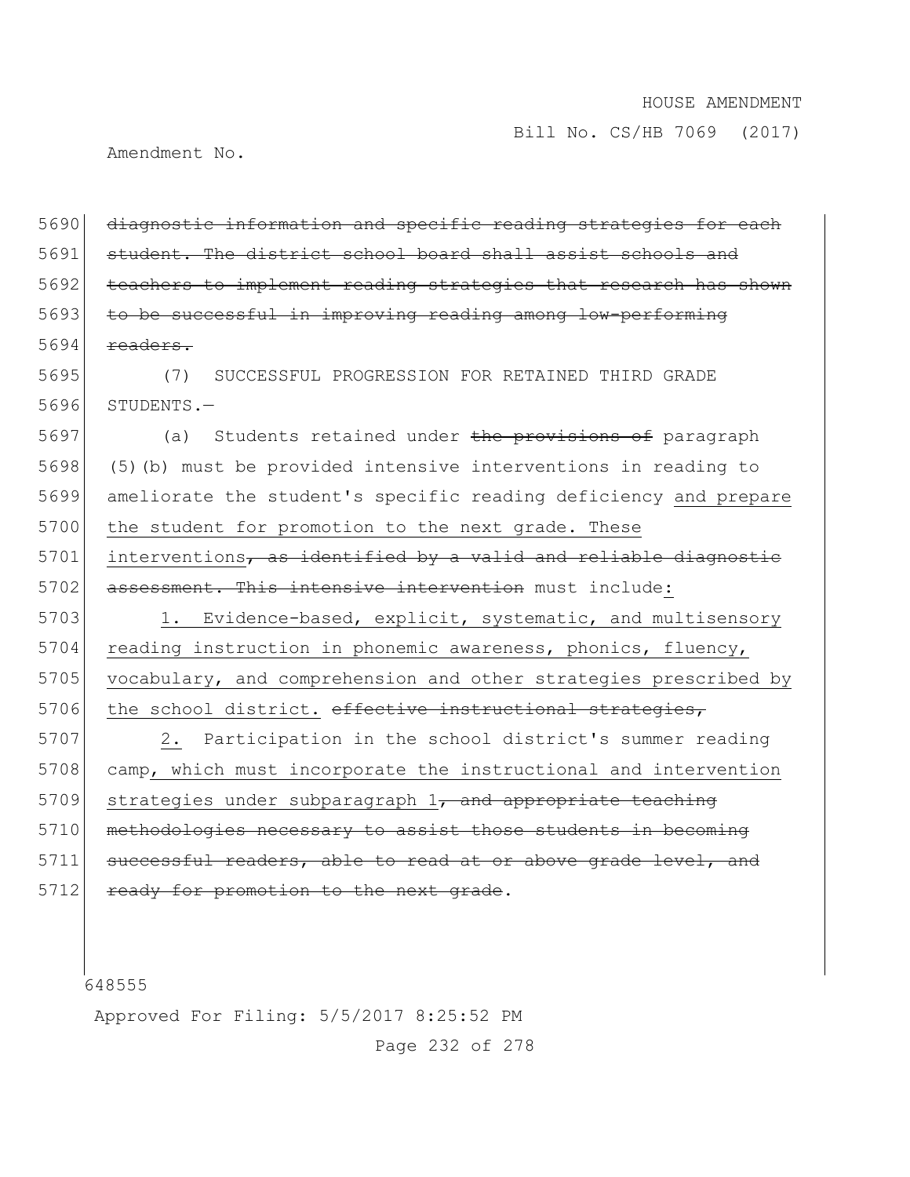~~diagnostic information and specific reading strategies for each student. The district school board shall assist schools and teachers to implement reading strategies that research has shown to be successful in improving reading among low-performing readers.~~

(7) SUCCESSFUL PROGRESSION FOR RETAINED THIRD GRADE STUDENTS.—

(a) Students retained under ~~the provisions of~~ paragraph (5)(b) must be provided intensive interventions in reading to ameliorate the student's specific reading deficiency and prepare the student for promotion to the next grade. These interventions~~, as identified by a valid and reliable diagnostic assessment. This intensive intervention~~ must include:

1. Evidence-based, explicit, systematic, and multisensory reading instruction in phonemic awareness, phonics, fluency, vocabulary, and comprehension and other strategies prescribed by the school district. ~~effective instructional strategies,~~

2. Participation in the school district's summer reading camp, which must incorporate the instructional and intervention strategies under subparagraph 1~~, and appropriate teaching methodologies necessary to assist those students in becoming successful readers, able to read at or above grade level, and ready for promotion to the next grade~~.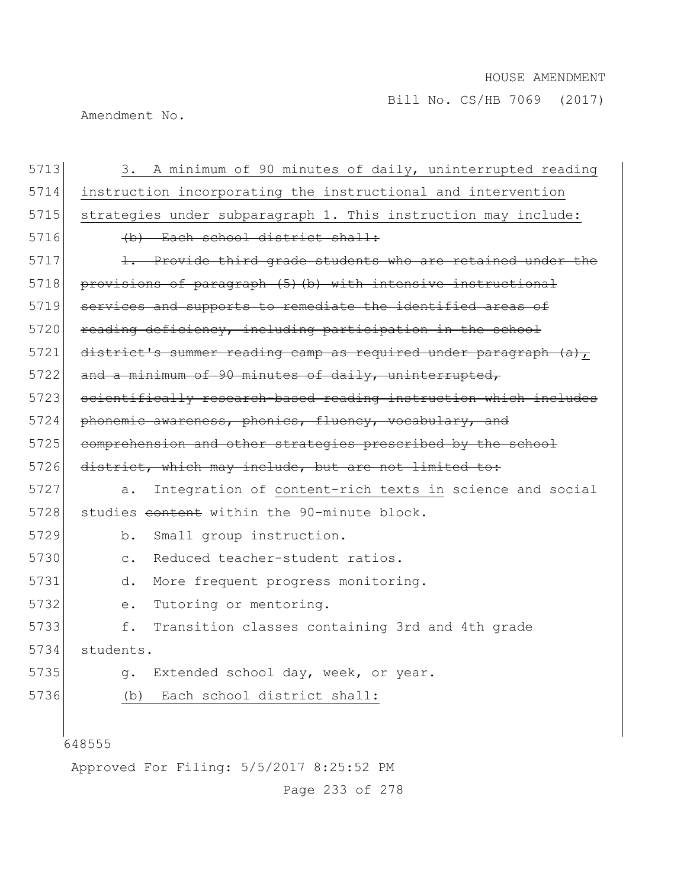3. A minimum of 90 minutes of daily, uninterrupted reading instruction incorporating the instructional and intervention strategies under subparagraph 1. This instruction may include:

~~(b) Each school district shall:~~

~~1. Provide third grade students who are retained under the provisions of paragraph (5)(b) with intensive instructional services and supports to remediate the identified areas of reading deficiency, including participation in the school district's summer reading camp as required under paragraph (a), and a minimum of 90 minutes of daily, uninterrupted, scientifically research-based reading instruction which includes phonemic awareness, phonics, fluency, vocabulary, and comprehension and other strategies prescribed by the school district, which may include, but are not limited to:~~

a. Integration of content-rich texts in science and social studies ~~content~~ within the 90-minute block.

b. Small group instruction.

c. Reduced teacher-student ratios.

d. More frequent progress monitoring.

e. Tutoring or mentoring.

f. Transition classes containing 3rd and 4th grade students.

g. Extended school day, week, or year.

(b) Each school district shall: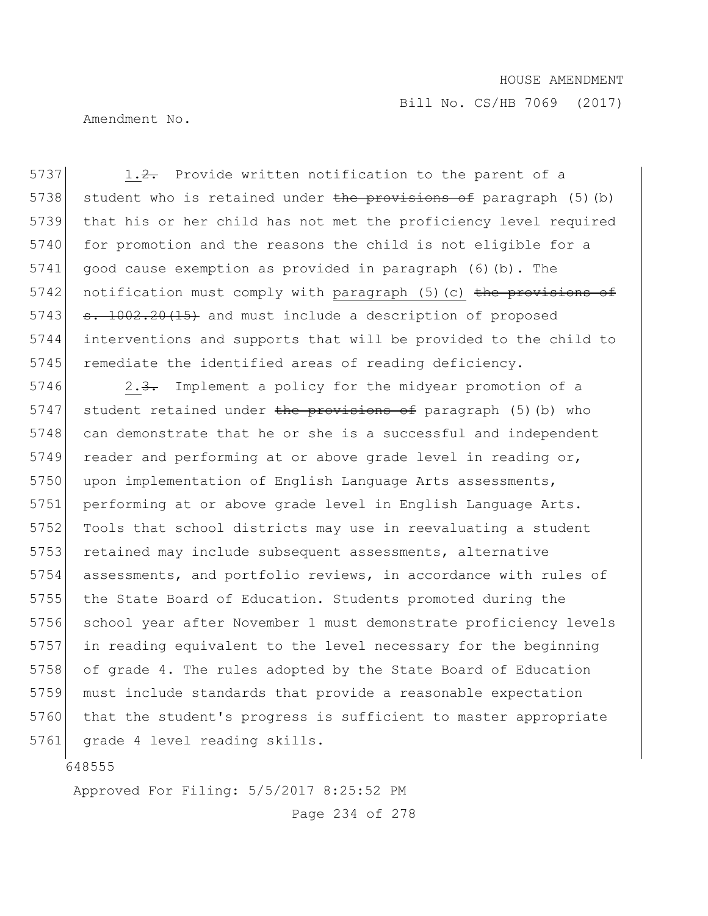1.~~2.~~ Provide written notification to the parent of a student who is retained under ~~the provisions of~~ paragraph (5)(b) that his or her child has not met the proficiency level required for promotion and the reasons the child is not eligible for a good cause exemption as provided in paragraph (6)(b). The notification must comply with paragraph (5)(c) ~~the provisions of s. 1002.20(15)~~ and must include a description of proposed interventions and supports that will be provided to the child to remediate the identified areas of reading deficiency.

2.~~3.~~ Implement a policy for the midyear promotion of a student retained under ~~the provisions of~~ paragraph (5)(b) who can demonstrate that he or she is a successful and independent reader and performing at or above grade level in reading or, upon implementation of English Language Arts assessments, performing at or above grade level in English Language Arts. Tools that school districts may use in reevaluating a student retained may include subsequent assessments, alternative assessments, and portfolio reviews, in accordance with rules of the State Board of Education. Students promoted during the school year after November 1 must demonstrate proficiency levels in reading equivalent to the level necessary for the beginning of grade 4. The rules adopted by the State Board of Education must include standards that provide a reasonable expectation that the student's progress is sufficient to master appropriate grade 4 level reading skills.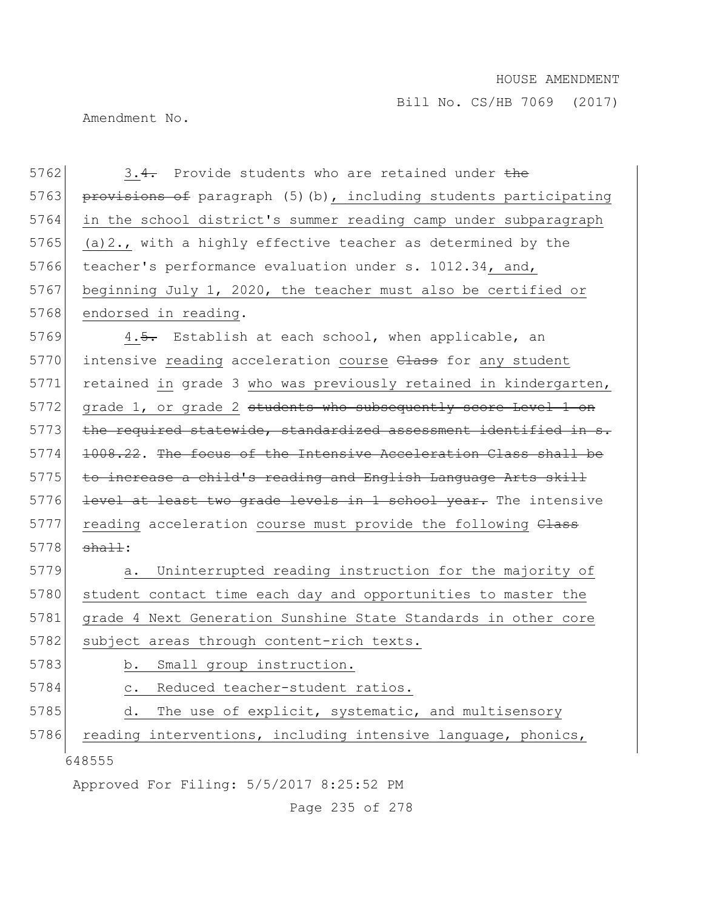3.~~4.~~ Provide students who are retained under ~~the provisions of~~ paragraph (5)(b), including students participating in the school district's summer reading camp under subparagraph (a)2., with a highly effective teacher as determined by the teacher's performance evaluation under s. 1012.34, and, beginning July 1, 2020, the teacher must also be certified or endorsed in reading.

4.~~5.~~ Establish at each school, when applicable, an intensive reading acceleration course ~~Class~~ for any student retained in grade 3 who was previously retained in kindergarten, grade 1, or grade 2 ~~students who subsequently score Level 1 on the required statewide, standardized assessment identified in s. 1008.22~~. ~~The focus of the Intensive Acceleration Class shall be to increase a child's reading and English Language Arts skill level at least two grade levels in 1 school year.~~ The intensive reading acceleration course must provide the following ~~Class shall~~:

a. Uninterrupted reading instruction for the majority of student contact time each day and opportunities to master the grade 4 Next Generation Sunshine State Standards in other core subject areas through content-rich texts.

b. Small group instruction.

c. Reduced teacher-student ratios.

d. The use of explicit, systematic, and multisensory reading interventions, including intensive language, phonics,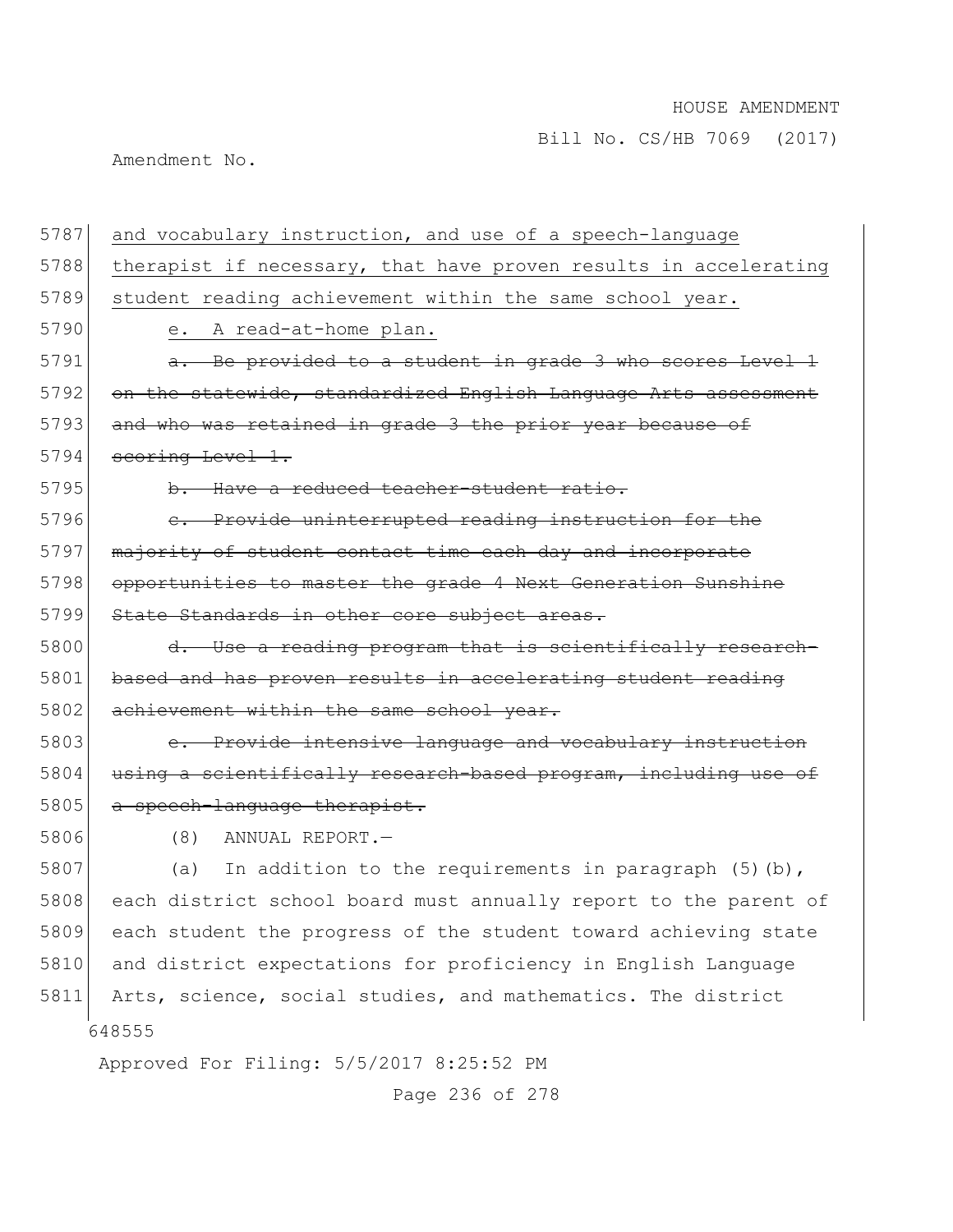and vocabulary instruction, and use of a speech-language therapist if necessary, that have proven results in accelerating student reading achievement within the same school year.

e. A read-at-home plan.

~~a. Be provided to a student in grade 3 who scores Level 1 on the statewide, standardized English Language Arts assessment and who was retained in grade 3 the prior year because of scoring Level 1.~~

~~b. Have a reduced teacher-student ratio.~~

~~c. Provide uninterrupted reading instruction for the majority of student contact time each day and incorporate opportunities to master the grade 4 Next Generation Sunshine State Standards in other core subject areas.~~

~~d. Use a reading program that is scientifically research-based and has proven results in accelerating student reading achievement within the same school year.~~

~~e. Provide intensive language and vocabulary instruction using a scientifically research-based program, including use of a speech-language therapist.~~

(8) ANNUAL REPORT.—

(a) In addition to the requirements in paragraph (5)(b), each district school board must annually report to the parent of each student the progress of the student toward achieving state and district expectations for proficiency in English Language Arts, science, social studies, and mathematics. The district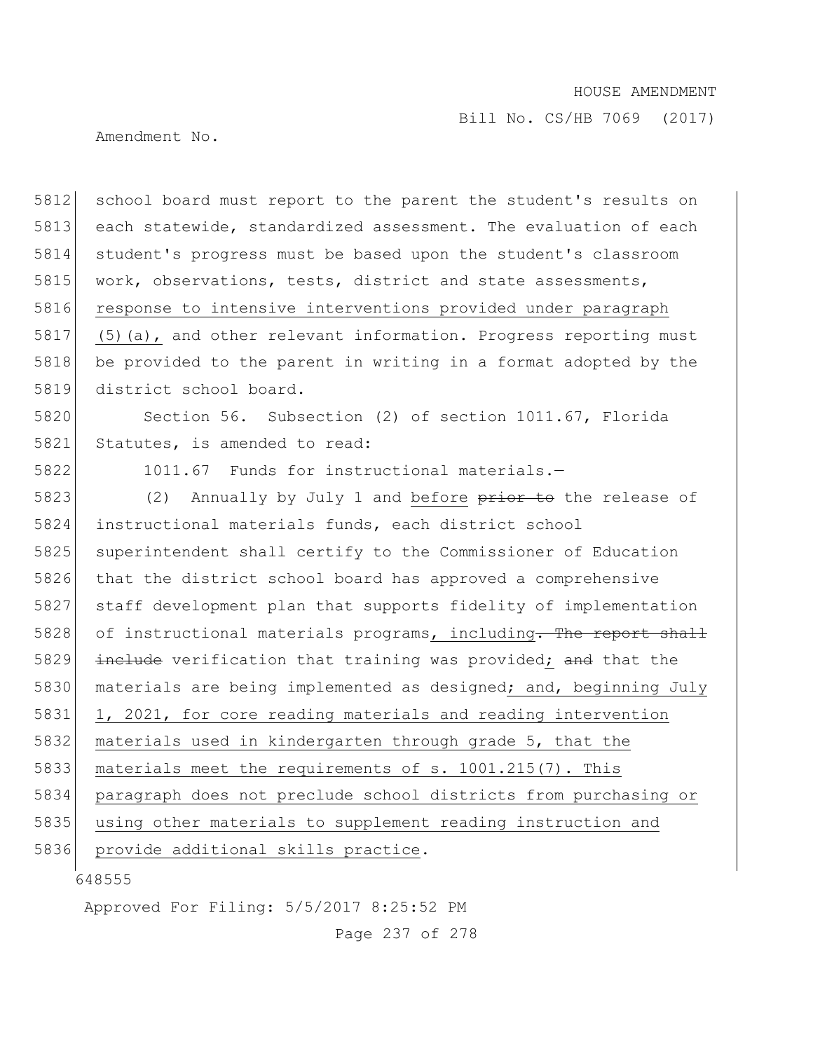school board must report to the parent the student's results on each statewide, standardized assessment. The evaluation of each student's progress must be based upon the student's classroom work, observations, tests, district and state assessments, <u>response to intensive interventions provided under paragraph (5)(a),</u> and other relevant information. Progress reporting must be provided to the parent in writing in a format adopted by the district school board.

Section 56. Subsection (2) of section 1011.67, Florida Statutes, is amended to read:

1011.67 Funds for instructional materials.—

(2) Annually by July 1 and <u>before</u> ~~prior to~~ the release of instructional materials funds, each district school superintendent shall certify to the Commissioner of Education that the district school board has approved a comprehensive staff development plan that supports fidelity of implementation of instructional materials programs<u>, including</u>~~. The report shall include~~ verification that training was provided<u>;</u> ~~and~~ that the materials are being implemented as designed<u>; and, beginning July 1, 2021, for core reading materials and reading intervention materials used in kindergarten through grade 5, that the materials meet the requirements of s. 1001.215(7). This paragraph does not preclude school districts from purchasing or using other materials to supplement reading instruction and provide additional skills practice</u>.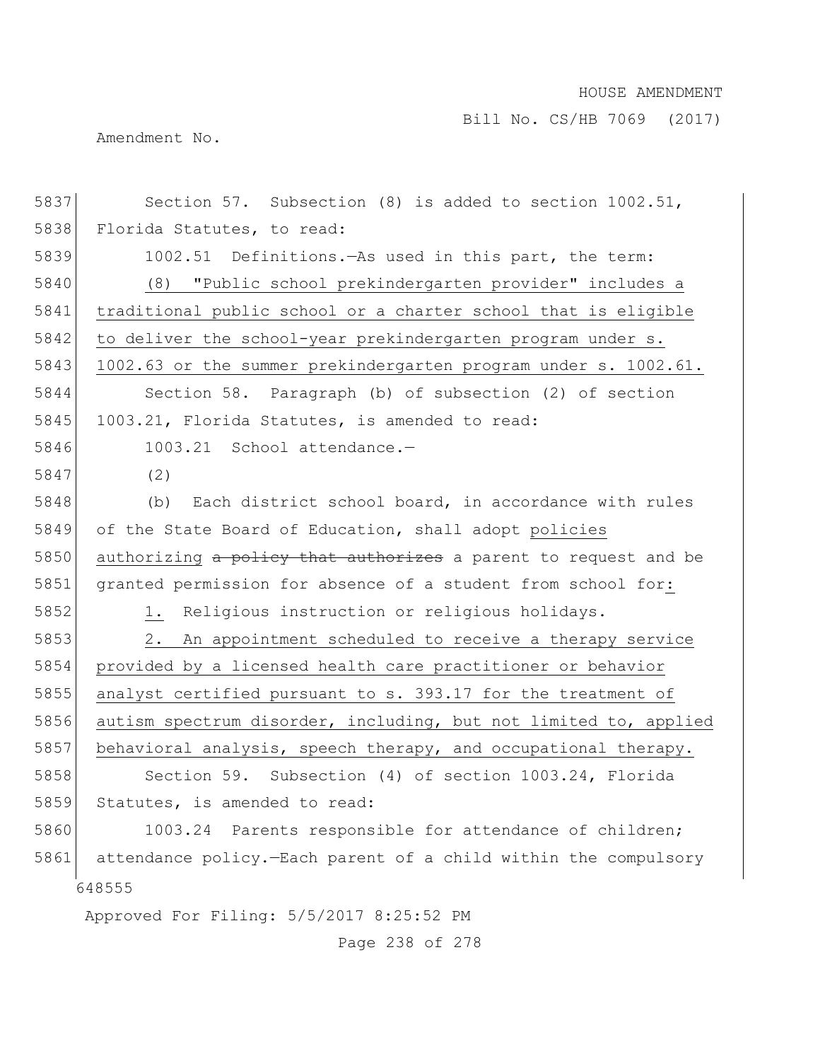Section 57. Subsection (8) is added to section 1002.51, Florida Statutes, to read:

1002.51 Definitions.—As used in this part, the term:

(8) "Public school prekindergarten provider" includes a traditional public school or a charter school that is eligible to deliver the school-year prekindergarten program under s. 1002.63 or the summer prekindergarten program under s. 1002.61.

Section 58. Paragraph (b) of subsection (2) of section 1003.21, Florida Statutes, is amended to read:

1003.21 School attendance.—

(2)

(b) Each district school board, in accordance with rules of the State Board of Education, shall adopt policies authorizing ~~a policy that authorizes~~ a parent to request and be granted permission for absence of a student from school for:

1. Religious instruction or religious holidays.

2. An appointment scheduled to receive a therapy service provided by a licensed health care practitioner or behavior analyst certified pursuant to s. 393.17 for the treatment of autism spectrum disorder, including, but not limited to, applied behavioral analysis, speech therapy, and occupational therapy.

Section 59. Subsection (4) of section 1003.24, Florida Statutes, is amended to read:

1003.24 Parents responsible for attendance of children; attendance policy.—Each parent of a child within the compulsory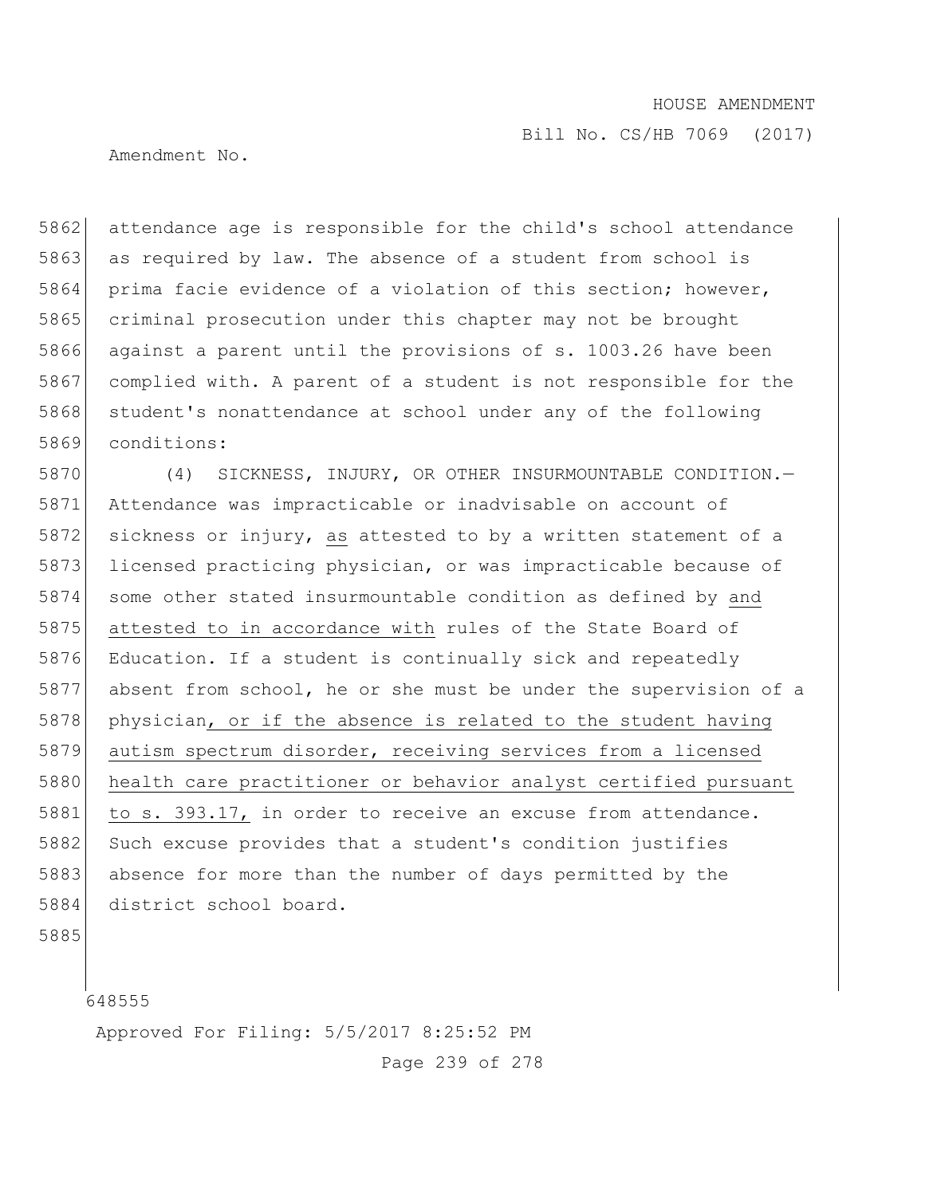attendance age is responsible for the child's school attendance as required by law. The absence of a student from school is prima facie evidence of a violation of this section; however, criminal prosecution under this chapter may not be brought against a parent until the provisions of s. 1003.26 have been complied with. A parent of a student is not responsible for the student's nonattendance at school under any of the following conditions:

(4) SICKNESS, INJURY, OR OTHER INSURMOUNTABLE CONDITION.—Attendance was impracticable or inadvisable on account of sickness or injury, as attested to by a written statement of a licensed practicing physician, or was impracticable because of some other stated insurmountable condition as defined by and attested to in accordance with rules of the State Board of Education. If a student is continually sick and repeatedly absent from school, he or she must be under the supervision of a physician, or if the absence is related to the student having autism spectrum disorder, receiving services from a licensed health care practitioner or behavior analyst certified pursuant to s. 393.17, in order to receive an excuse from attendance. Such excuse provides that a student's condition justifies absence for more than the number of days permitted by the district school board.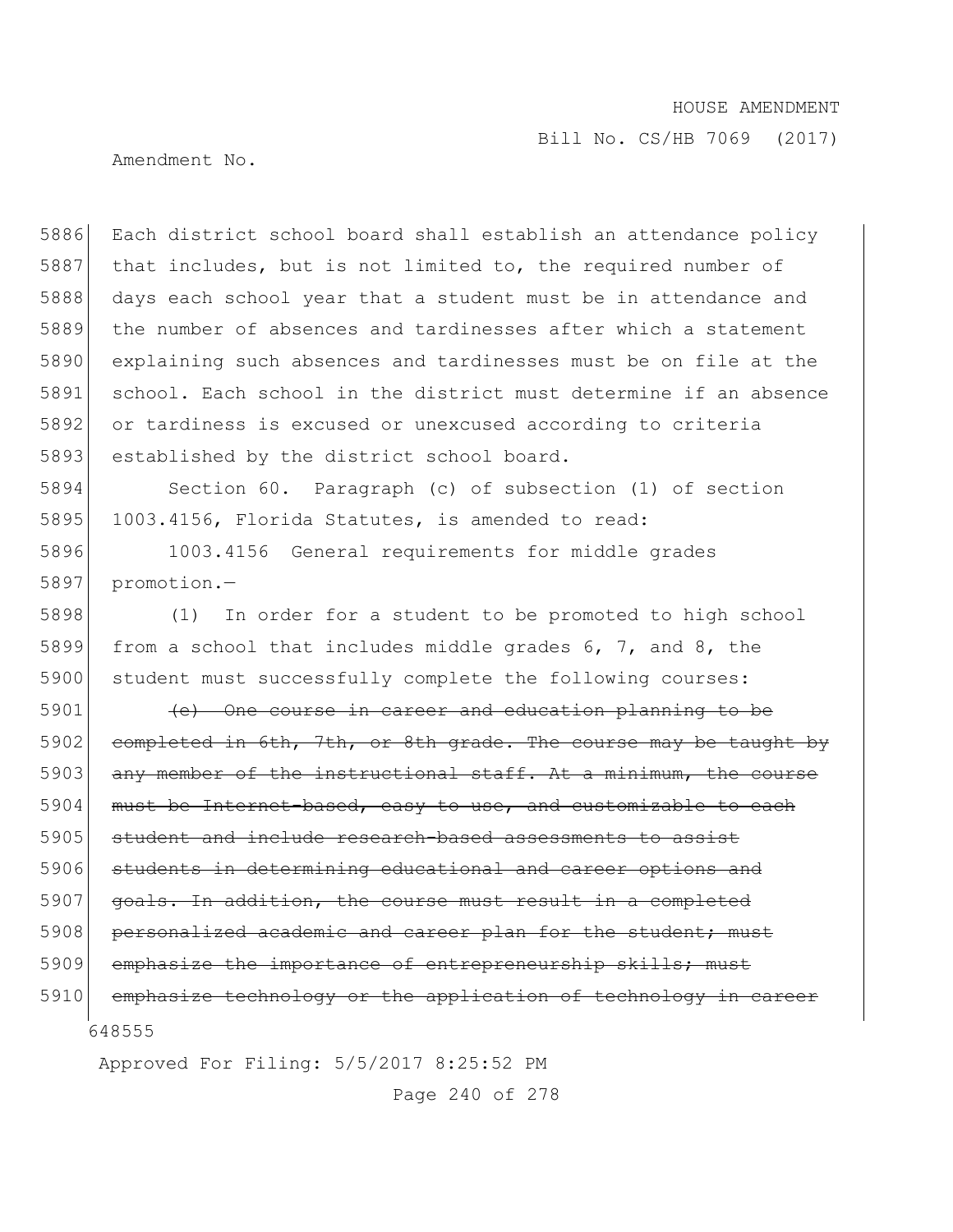Each district school board shall establish an attendance policy that includes, but is not limited to, the required number of days each school year that a student must be in attendance and the number of absences and tardinesses after which a statement explaining such absences and tardinesses must be on file at the school. Each school in the district must determine if an absence or tardiness is excused or unexcused according to criteria established by the district school board.

Section 60. Paragraph (c) of subsection (1) of section 1003.4156, Florida Statutes, is amended to read:

1003.4156 General requirements for middle grades promotion.—

(1) In order for a student to be promoted to high school from a school that includes middle grades 6, 7, and 8, the student must successfully complete the following courses:

~~(c) One course in career and education planning to be completed in 6th, 7th, or 8th grade. The course may be taught by any member of the instructional staff. At a minimum, the course must be Internet-based, easy to use, and customizable to each student and include research-based assessments to assist students in determining educational and career options and goals. In addition, the course must result in a completed personalized academic and career plan for the student; must emphasize the importance of entrepreneurship skills; must emphasize technology or the application of technology in career~~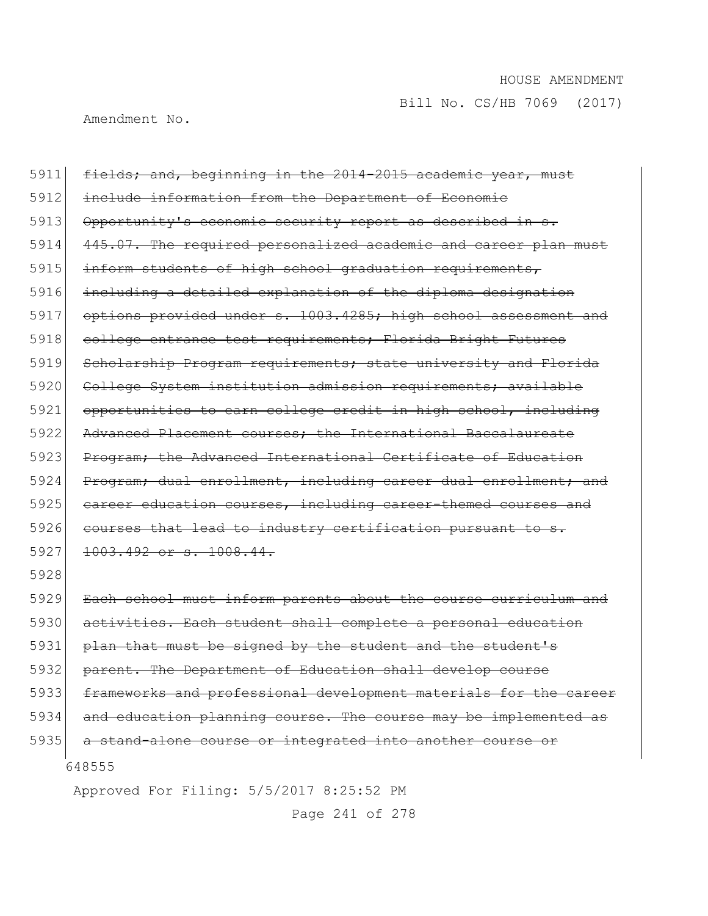5911 ~~fields; and, beginning in the 2014-2015 academic year, must~~
5912 ~~include information from the Department of Economic~~
5913 ~~Opportunity's economic security report as described in s.~~
5914 ~~445.07. The required personalized academic and career plan must~~
5915 ~~inform students of high school graduation requirements,~~
5916 ~~including a detailed explanation of the diploma designation~~
5917 ~~options provided under s. 1003.4285; high school assessment and~~
5918 ~~college entrance test requirements; Florida Bright Futures~~
5919 ~~Scholarship Program requirements; state university and Florida~~
5920 ~~College System institution admission requirements; available~~
5921 ~~opportunities to earn college credit in high school, including~~
5922 ~~Advanced Placement courses; the International Baccalaureate~~
5923 ~~Program; the Advanced International Certificate of Education~~
5924 ~~Program; dual enrollment, including career dual enrollment; and~~
5925 ~~career education courses, including career-themed courses and~~
5926 ~~courses that lead to industry certification pursuant to s.~~
5927 ~~1003.492 or s. 1008.44.~~
5928
5929 ~~Each school must inform parents about the course curriculum and~~
5930 ~~activities. Each student shall complete a personal education~~
5931 ~~plan that must be signed by the student and the student's~~
5932 ~~parent. The Department of Education shall develop course~~
5933 ~~frameworks and professional development materials for the career~~
5934 ~~and education planning course. The course may be implemented as~~
5935 ~~a stand-alone course or integrated into another course or~~

648555

Approved For Filing: 5/5/2017 8:25:52 PM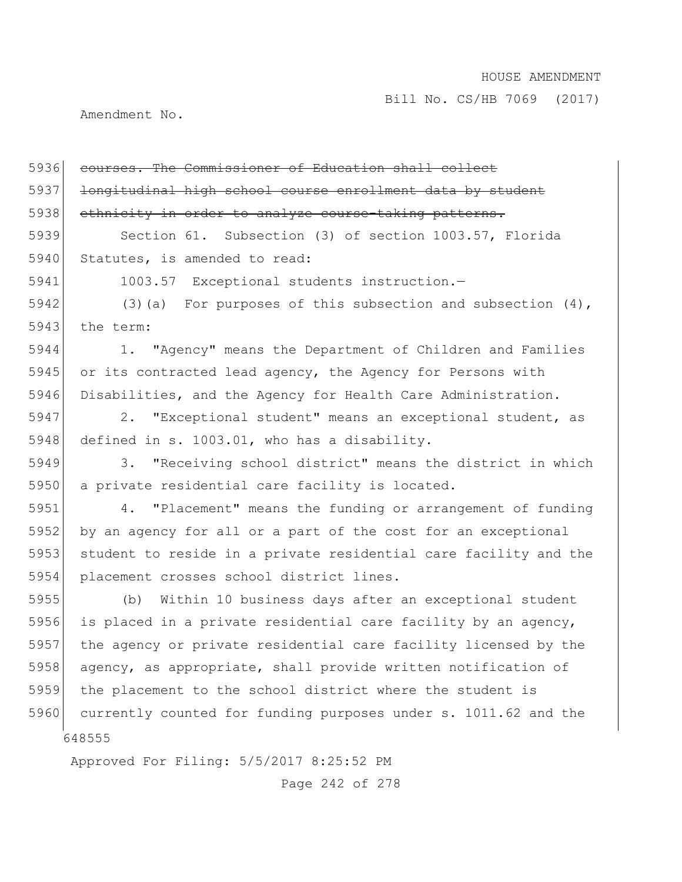~~courses. The Commissioner of Education shall collect longitudinal high school course enrollment data by student ethnicity in order to analyze course-taking patterns.~~

Section 61. Subsection (3) of section 1003.57, Florida Statutes, is amended to read:

1003.57 Exceptional students instruction.—

(3)(a) For purposes of this subsection and subsection (4), the term:

1. "Agency" means the Department of Children and Families or its contracted lead agency, the Agency for Persons with Disabilities, and the Agency for Health Care Administration.

2. "Exceptional student" means an exceptional student, as defined in s. 1003.01, who has a disability.

3. "Receiving school district" means the district in which a private residential care facility is located.

4. "Placement" means the funding or arrangement of funding by an agency for all or a part of the cost for an exceptional student to reside in a private residential care facility and the placement crosses school district lines.

(b) Within 10 business days after an exceptional student is placed in a private residential care facility by an agency, the agency or private residential care facility licensed by the agency, as appropriate, shall provide written notification of the placement to the school district where the student is currently counted for funding purposes under s. 1011.62 and the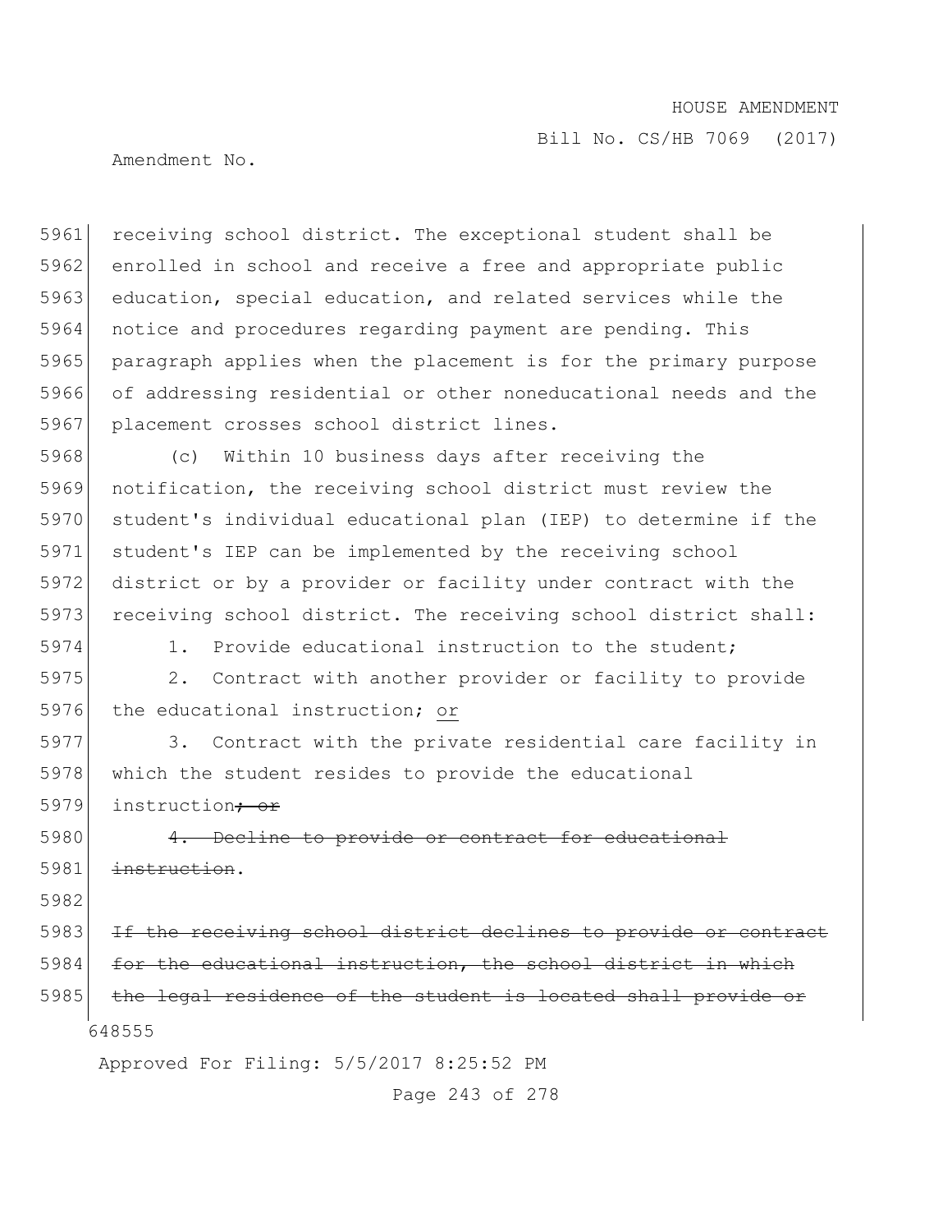receiving school district. The exceptional student shall be enrolled in school and receive a free and appropriate public education, special education, and related services while the notice and procedures regarding payment are pending. This paragraph applies when the placement is for the primary purpose of addressing residential or other noneducational needs and the placement crosses school district lines.

(c) Within 10 business days after receiving the notification, the receiving school district must review the student's individual educational plan (IEP) to determine if the student's IEP can be implemented by the receiving school district or by a provider or facility under contract with the receiving school district. The receiving school district shall:

1. Provide educational instruction to the student;

2. Contract with another provider or facility to provide the educational instruction; <u>or</u>

3. Contract with the private residential care facility in which the student resides to provide the educational instruction~~; or~~

~~4. Decline to provide or contract for educational instruction~~.

~~If the receiving school district declines to provide or contract for the educational instruction, the school district in which the legal residence of the student is located shall provide or~~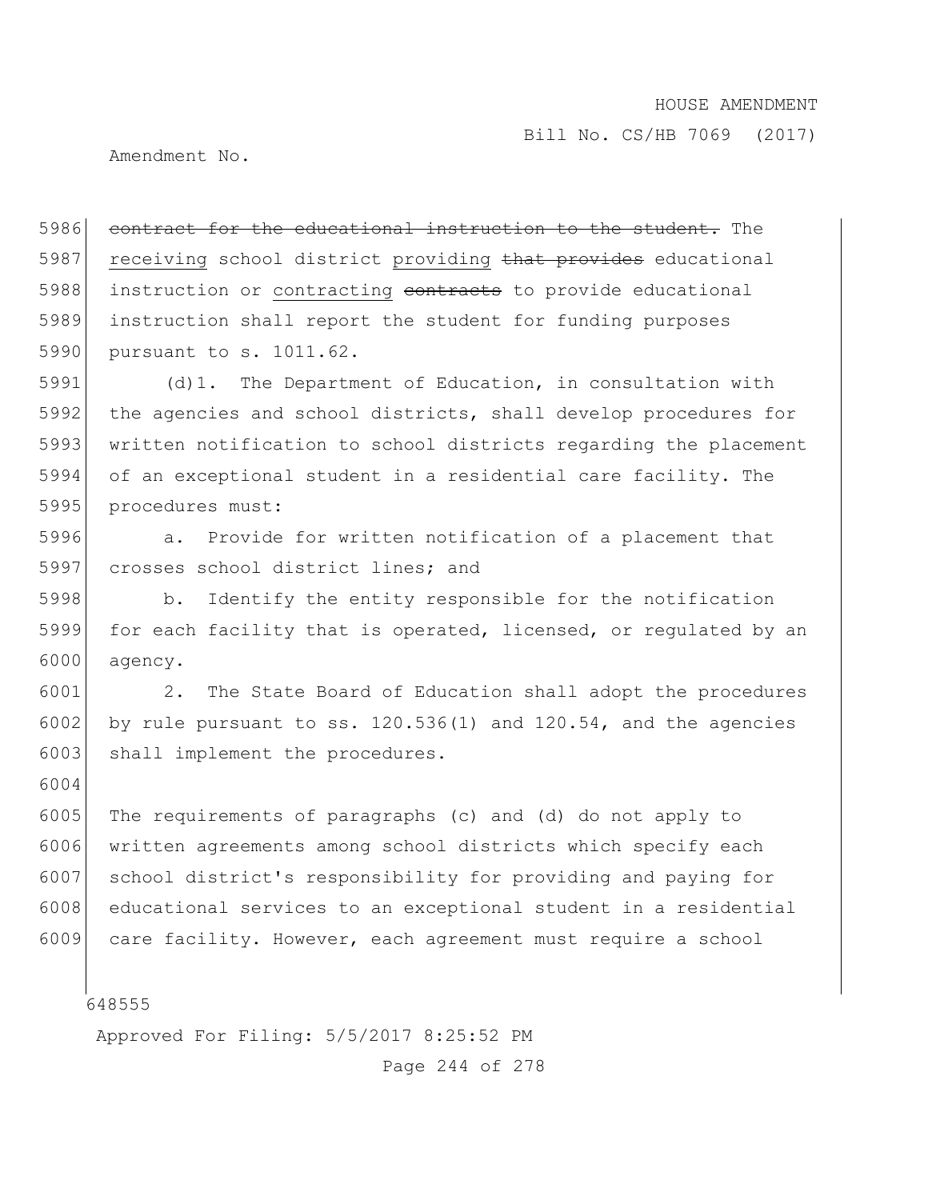~~contract for the educational instruction to the student.~~ The receiving school district providing ~~that provides~~ educational instruction or contracting ~~contracts~~ to provide educational instruction shall report the student for funding purposes pursuant to s. 1011.62.

(d)1. The Department of Education, in consultation with the agencies and school districts, shall develop procedures for written notification to school districts regarding the placement of an exceptional student in a residential care facility. The procedures must:

a. Provide for written notification of a placement that crosses school district lines; and

b. Identify the entity responsible for the notification for each facility that is operated, licensed, or regulated by an agency.

2. The State Board of Education shall adopt the procedures by rule pursuant to ss. 120.536(1) and 120.54, and the agencies shall implement the procedures.

The requirements of paragraphs (c) and (d) do not apply to written agreements among school districts which specify each school district's responsibility for providing and paying for educational services to an exceptional student in a residential care facility. However, each agreement must require a school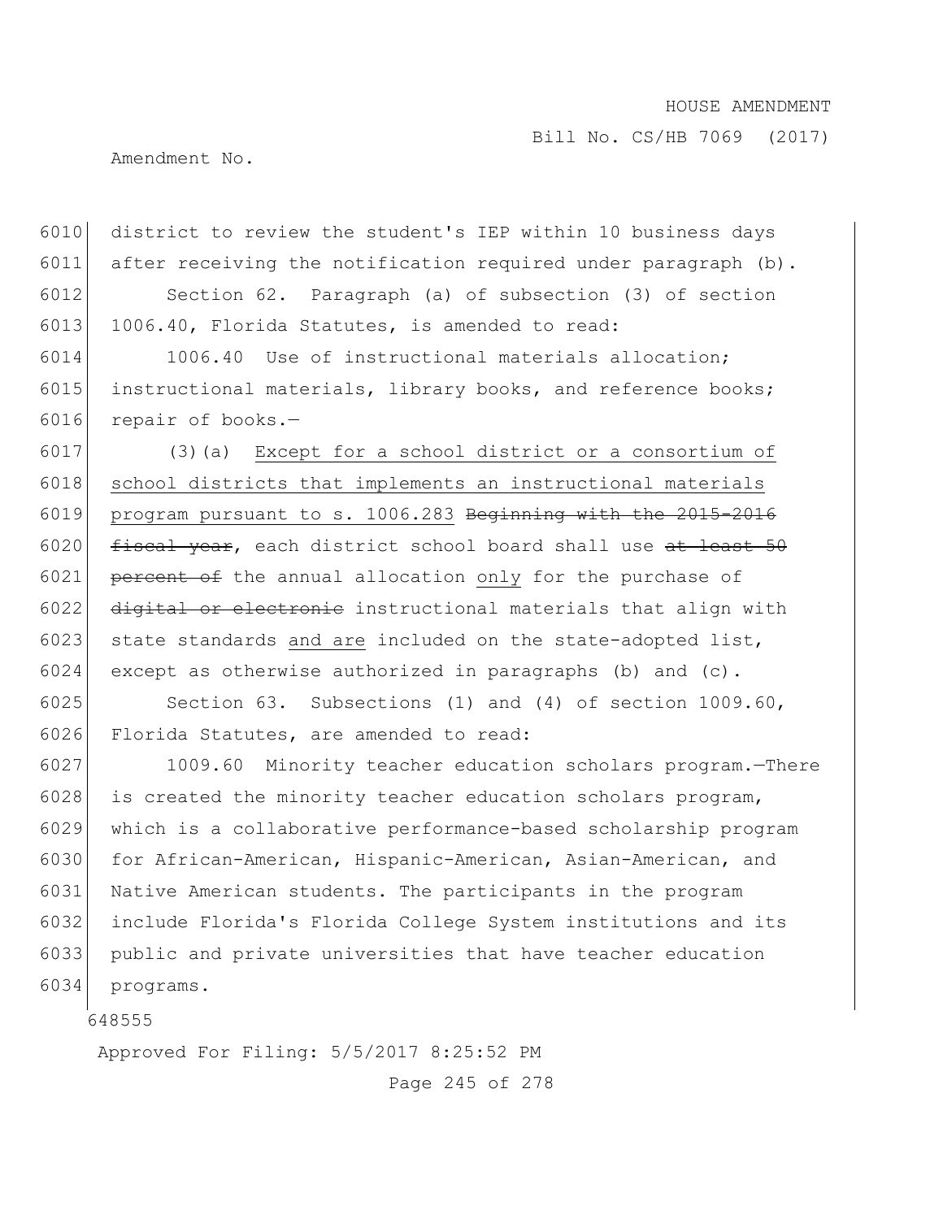district to review the student's IEP within 10 business days after receiving the notification required under paragraph (b).

Section 62. Paragraph (a) of subsection (3) of section 1006.40, Florida Statutes, is amended to read:

1006.40 Use of instructional materials allocation; instructional materials, library books, and reference books; repair of books.—

(3)(a) Except for a school district or a consortium of school districts that implements an instructional materials program pursuant to s. 1006.283 ~~Beginning with the 2015-2016 fiscal year~~, each district school board shall use ~~at least 50 percent of~~ the annual allocation only for the purchase of ~~digital or electronic~~ instructional materials that align with state standards and are included on the state-adopted list, except as otherwise authorized in paragraphs (b) and (c).

Section 63. Subsections (1) and (4) of section 1009.60, Florida Statutes, are amended to read:

1009.60 Minority teacher education scholars program.—There is created the minority teacher education scholars program, which is a collaborative performance-based scholarship program for African-American, Hispanic-American, Asian-American, and Native American students. The participants in the program include Florida's Florida College System institutions and its public and private universities that have teacher education programs.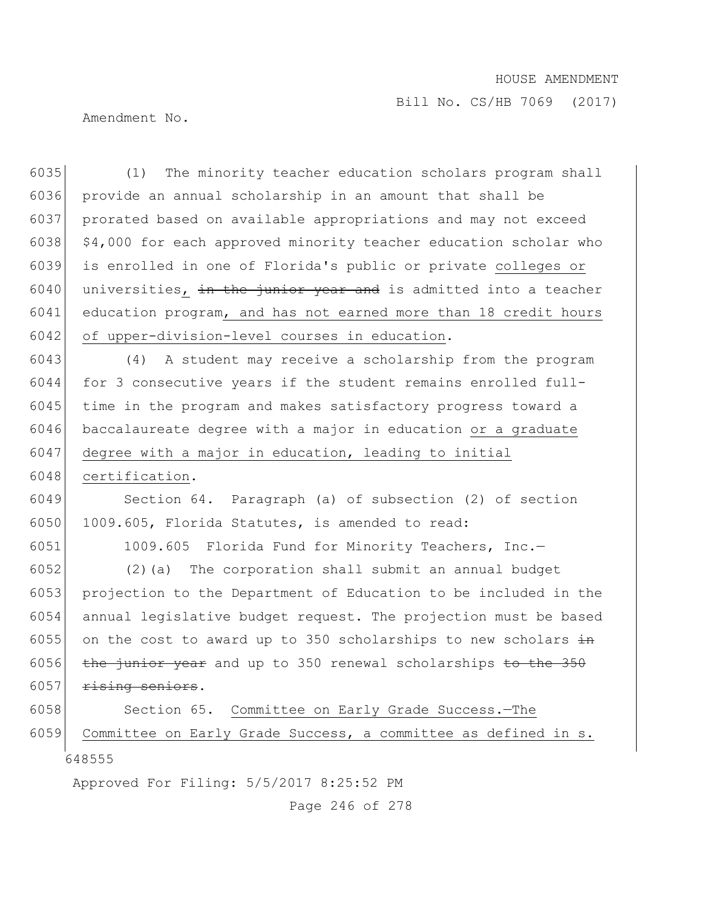(1) The minority teacher education scholars program shall provide an annual scholarship in an amount that shall be prorated based on available appropriations and may not exceed $4,000 for each approved minority teacher education scholar who is enrolled in one of Florida's public or private colleges or universities, ~~in the junior year and~~ is admitted into a teacher education program, and has not earned more than 18 credit hours of upper-division-level courses in education.

(4) A student may receive a scholarship from the program for 3 consecutive years if the student remains enrolled full-time in the program and makes satisfactory progress toward a baccalaureate degree with a major in education or a graduate degree with a major in education, leading to initial certification.

Section 64. Paragraph (a) of subsection (2) of section 1009.605, Florida Statutes, is amended to read:

1009.605 Florida Fund for Minority Teachers, Inc.—

(2)(a) The corporation shall submit an annual budget projection to the Department of Education to be included in the annual legislative budget request. The projection must be based on the cost to award up to 350 scholarships to new scholars ~~in the junior year~~ and up to 350 renewal scholarships ~~to the 350 rising seniors~~.

Section 65. Committee on Early Grade Success.—The Committee on Early Grade Success, a committee as defined in s.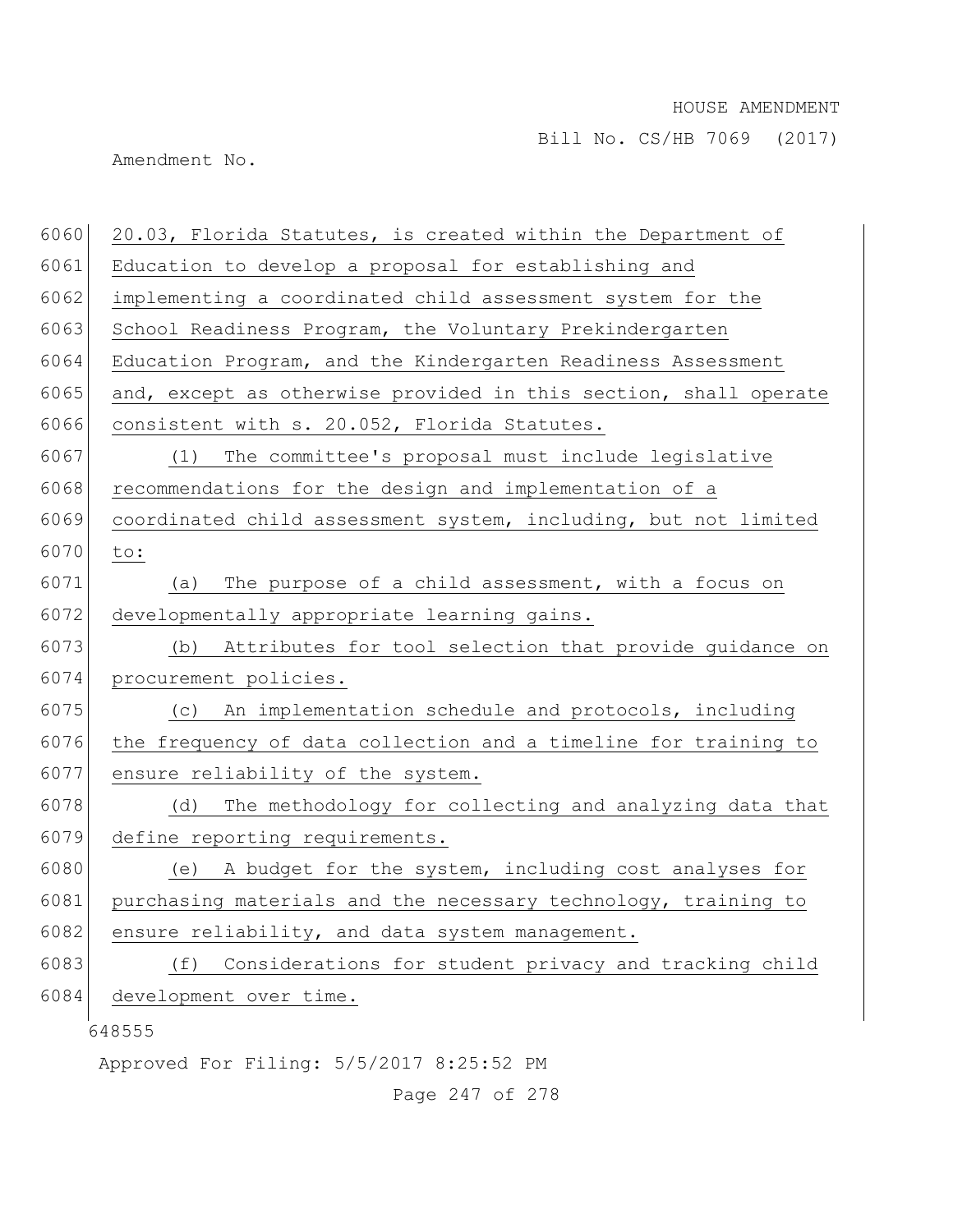20.03, Florida Statutes, is created within the Department of Education to develop a proposal for establishing and implementing a coordinated child assessment system for the School Readiness Program, the Voluntary Prekindergarten Education Program, and the Kindergarten Readiness Assessment and, except as otherwise provided in this section, shall operate consistent with s. 20.052, Florida Statutes.

(1) The committee's proposal must include legislative recommendations for the design and implementation of a coordinated child assessment system, including, but not limited to:

(a) The purpose of a child assessment, with a focus on developmentally appropriate learning gains.

(b) Attributes for tool selection that provide guidance on procurement policies.

(c) An implementation schedule and protocols, including the frequency of data collection and a timeline for training to ensure reliability of the system.

(d) The methodology for collecting and analyzing data that define reporting requirements.

(e) A budget for the system, including cost analyses for purchasing materials and the necessary technology, training to ensure reliability, and data system management.

(f) Considerations for student privacy and tracking child development over time.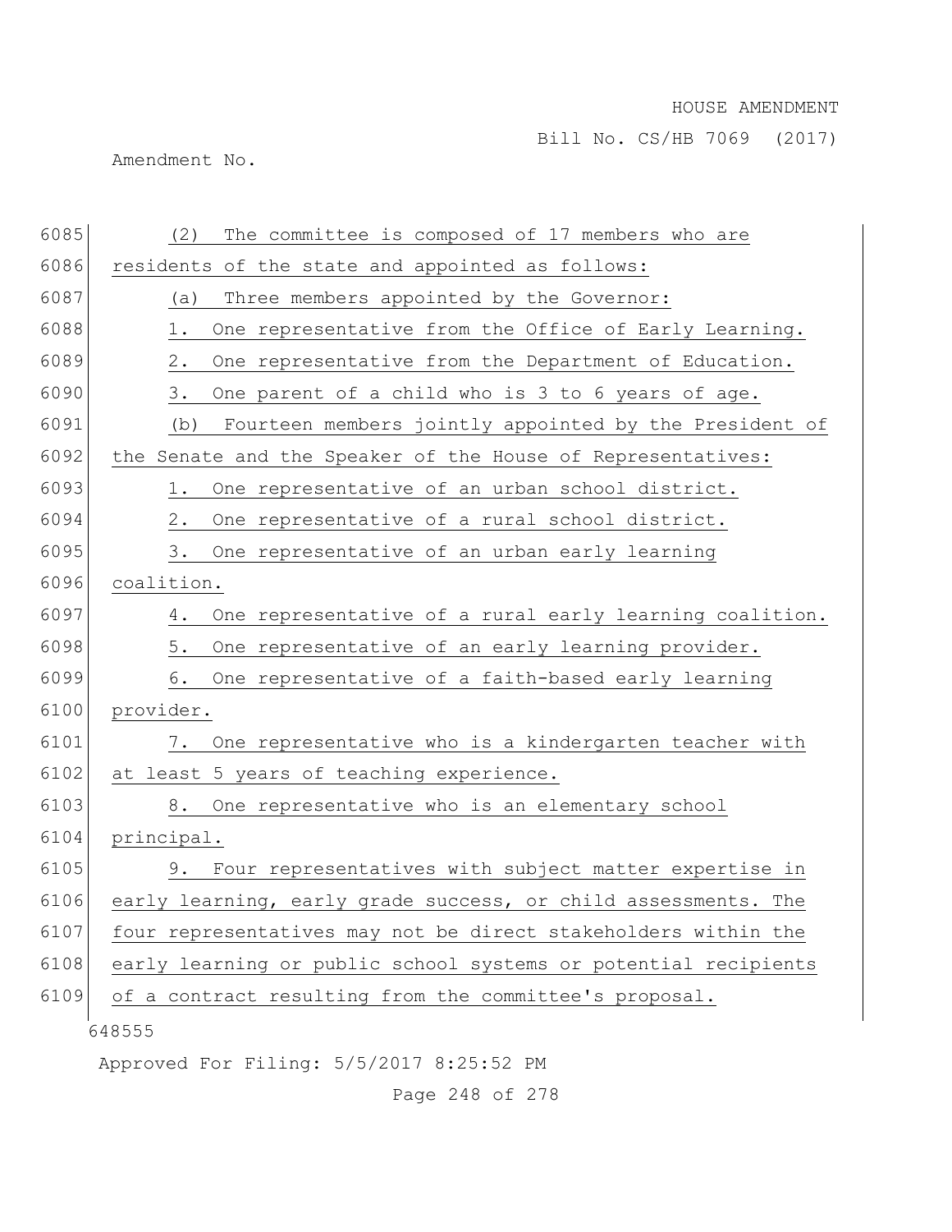(2) The committee is composed of 17 members who are residents of the state and appointed as follows:

(a) Three members appointed by the Governor:

1. One representative from the Office of Early Learning.

2. One representative from the Department of Education.

3. One parent of a child who is 3 to 6 years of age.

(b) Fourteen members jointly appointed by the President of the Senate and the Speaker of the House of Representatives:

1. One representative of an urban school district.

2. One representative of a rural school district.

3. One representative of an urban early learning coalition.

4. One representative of a rural early learning coalition.

5. One representative of an early learning provider.

6. One representative of a faith-based early learning provider.

7. One representative who is a kindergarten teacher with at least 5 years of teaching experience.

8. One representative who is an elementary school principal.

9. Four representatives with subject matter expertise in early learning, early grade success, or child assessments. The four representatives may not be direct stakeholders within the early learning or public school systems or potential recipients of a contract resulting from the committee's proposal.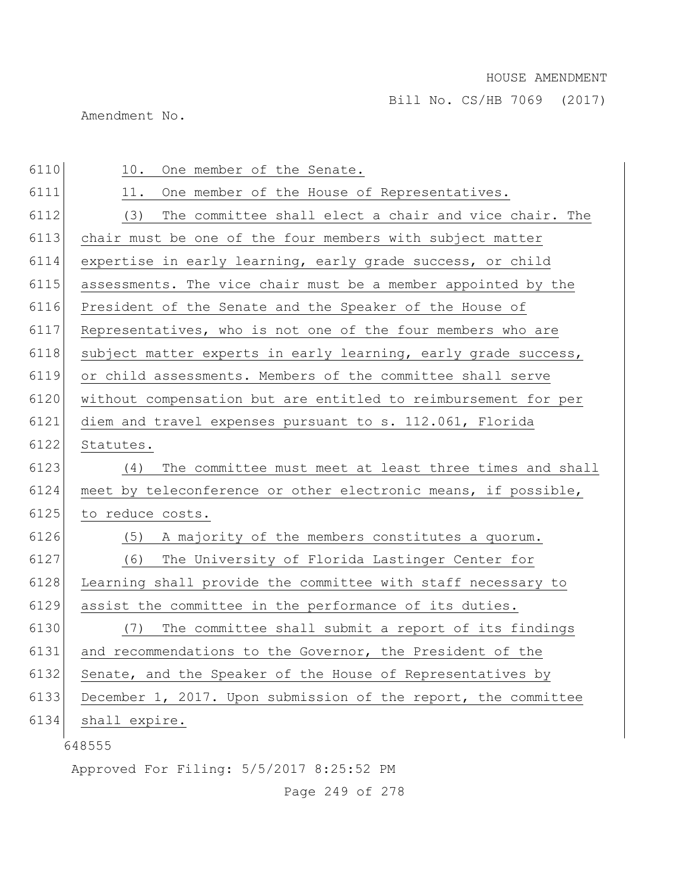10. One member of the Senate.

11. One member of the House of Representatives.

(3) The committee shall elect a chair and vice chair. The chair must be one of the four members with subject matter expertise in early learning, early grade success, or child assessments. The vice chair must be a member appointed by the President of the Senate and the Speaker of the House of Representatives, who is not one of the four members who are subject matter experts in early learning, early grade success, or child assessments. Members of the committee shall serve without compensation but are entitled to reimbursement for per diem and travel expenses pursuant to s. 112.061, Florida Statutes.

(4) The committee must meet at least three times and shall meet by teleconference or other electronic means, if possible, to reduce costs.

(5) A majority of the members constitutes a quorum.

(6) The University of Florida Lastinger Center for Learning shall provide the committee with staff necessary to assist the committee in the performance of its duties.

(7) The committee shall submit a report of its findings and recommendations to the Governor, the President of the Senate, and the Speaker of the House of Representatives by December 1, 2017. Upon submission of the report, the committee shall expire.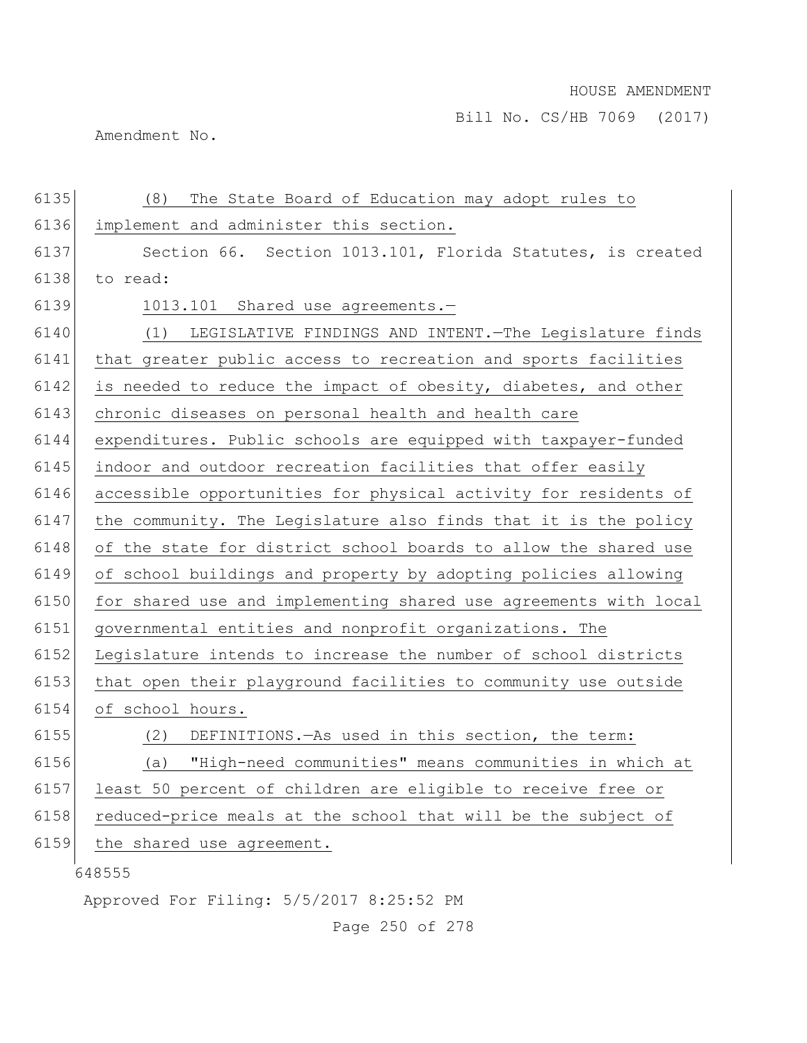(8) The State Board of Education may adopt rules to implement and administer this section.

Section 66. Section 1013.101, Florida Statutes, is created to read:

1013.101 Shared use agreements.—

(1) LEGISLATIVE FINDINGS AND INTENT.—The Legislature finds that greater public access to recreation and sports facilities is needed to reduce the impact of obesity, diabetes, and other chronic diseases on personal health and health care expenditures. Public schools are equipped with taxpayer-funded indoor and outdoor recreation facilities that offer easily accessible opportunities for physical activity for residents of the community. The Legislature also finds that it is the policy of the state for district school boards to allow the shared use of school buildings and property by adopting policies allowing for shared use and implementing shared use agreements with local governmental entities and nonprofit organizations. The Legislature intends to increase the number of school districts that open their playground facilities to community use outside of school hours.

(2) DEFINITIONS.—As used in this section, the term:

(a) "High-need communities" means communities in which at least 50 percent of children are eligible to receive free or reduced-price meals at the school that will be the subject of the shared use agreement.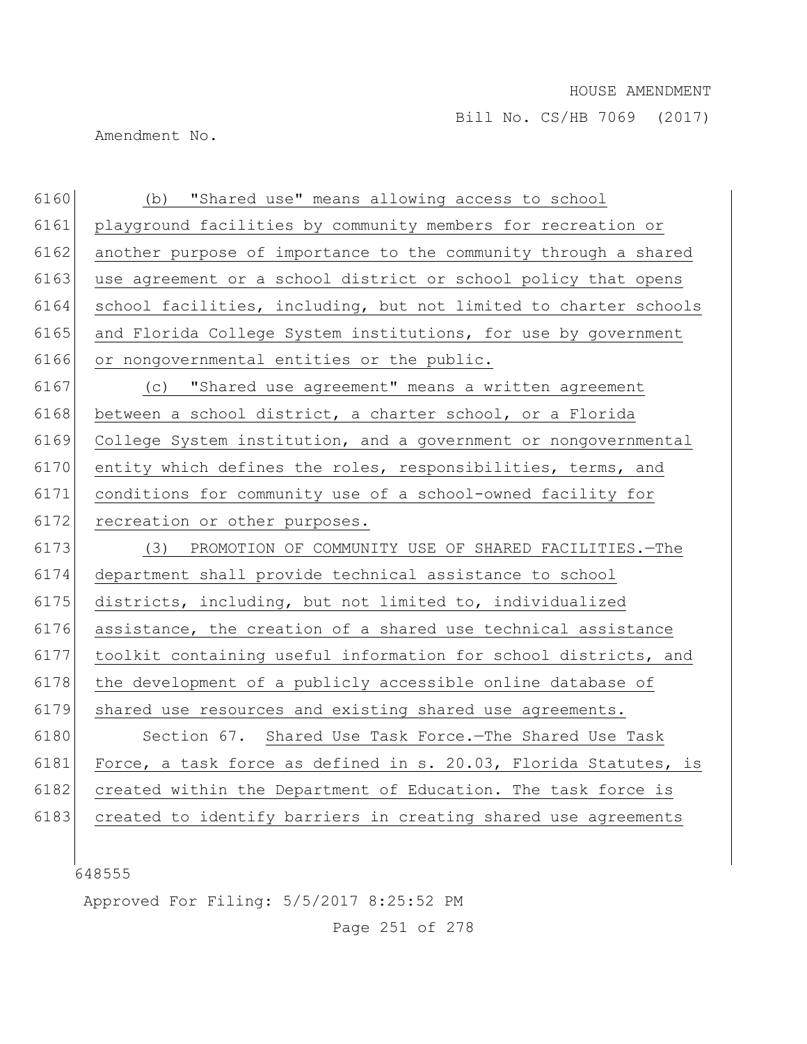(b) "Shared use" means allowing access to school playground facilities by community members for recreation or another purpose of importance to the community through a shared use agreement or a school district or school policy that opens school facilities, including, but not limited to charter schools and Florida College System institutions, for use by government or nongovernmental entities or the public.

(c) "Shared use agreement" means a written agreement between a school district, a charter school, or a Florida College System institution, and a government or nongovernmental entity which defines the roles, responsibilities, terms, and conditions for community use of a school-owned facility for recreation or other purposes.

(3) PROMOTION OF COMMUNITY USE OF SHARED FACILITIES.—The department shall provide technical assistance to school districts, including, but not limited to, individualized assistance, the creation of a shared use technical assistance toolkit containing useful information for school districts, and the development of a publicly accessible online database of shared use resources and existing shared use agreements.

Section 67. Shared Use Task Force.—The Shared Use Task Force, a task force as defined in s. 20.03, Florida Statutes, is created within the Department of Education. The task force is created to identify barriers in creating shared use agreements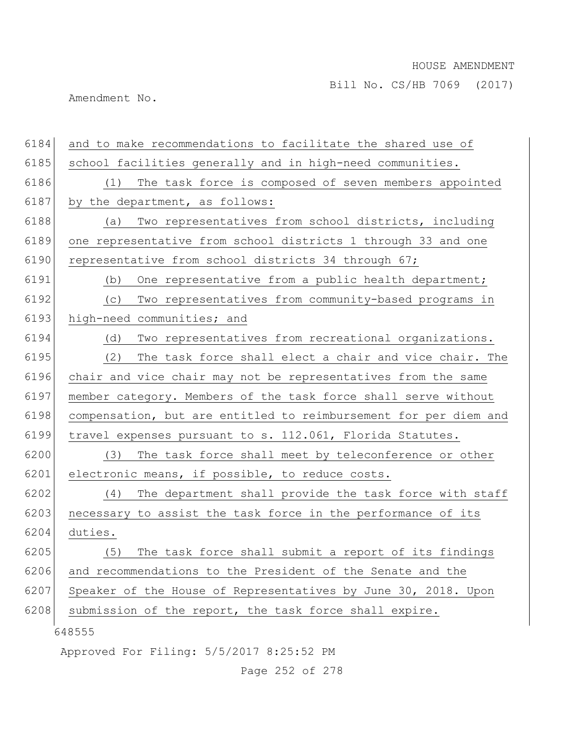and to make recommendations to facilitate the shared use of school facilities generally and in high-need communities.

(1) The task force is composed of seven members appointed by the department, as follows:

(a) Two representatives from school districts, including one representative from school districts 1 through 33 and one representative from school districts 34 through 67;

(b) One representative from a public health department;

(c) Two representatives from community-based programs in high-need communities; and

(d) Two representatives from recreational organizations.

(2) The task force shall elect a chair and vice chair. The chair and vice chair may not be representatives from the same member category. Members of the task force shall serve without compensation, but are entitled to reimbursement for per diem and travel expenses pursuant to s. 112.061, Florida Statutes.

(3) The task force shall meet by teleconference or other electronic means, if possible, to reduce costs.

(4) The department shall provide the task force with staff necessary to assist the task force in the performance of its duties.

(5) The task force shall submit a report of its findings and recommendations to the President of the Senate and the Speaker of the House of Representatives by June 30, 2018. Upon submission of the report, the task force shall expire.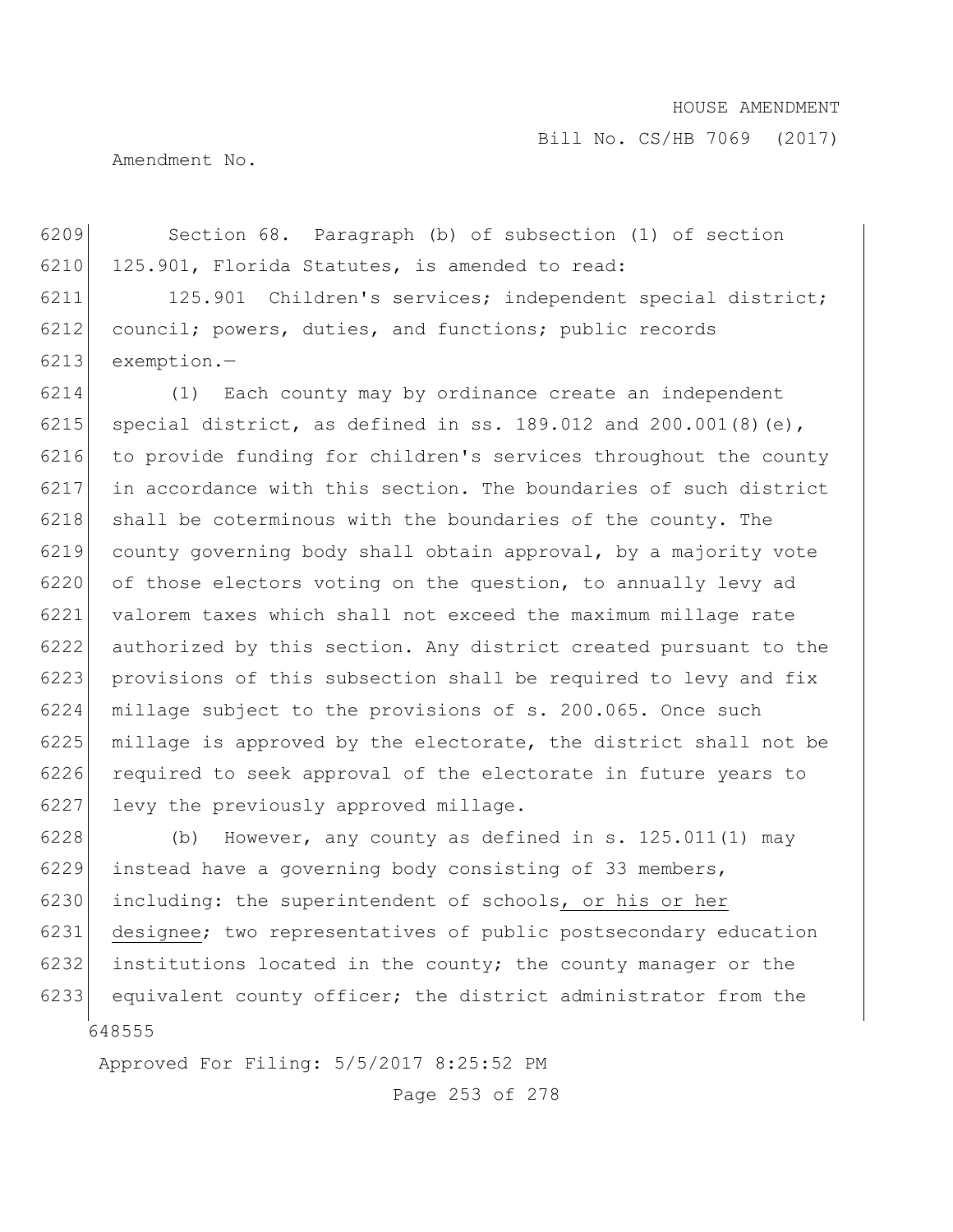Section 68. Paragraph (b) of subsection (1) of section 125.901, Florida Statutes, is amended to read:

125.901 Children's services; independent special district; council; powers, duties, and functions; public records exemption.—

(1) Each county may by ordinance create an independent special district, as defined in ss. 189.012 and 200.001(8)(e), to provide funding for children's services throughout the county in accordance with this section. The boundaries of such district shall be coterminous with the boundaries of the county. The county governing body shall obtain approval, by a majority vote of those electors voting on the question, to annually levy ad valorem taxes which shall not exceed the maximum millage rate authorized by this section. Any district created pursuant to the provisions of this subsection shall be required to levy and fix millage subject to the provisions of s. 200.065. Once such millage is approved by the electorate, the district shall not be required to seek approval of the electorate in future years to levy the previously approved millage.

(b) However, any county as defined in s. 125.011(1) may instead have a governing body consisting of 33 members, including: the superintendent of schools, or his or her designee; two representatives of public postsecondary education institutions located in the county; the county manager or the equivalent county officer; the district administrator from the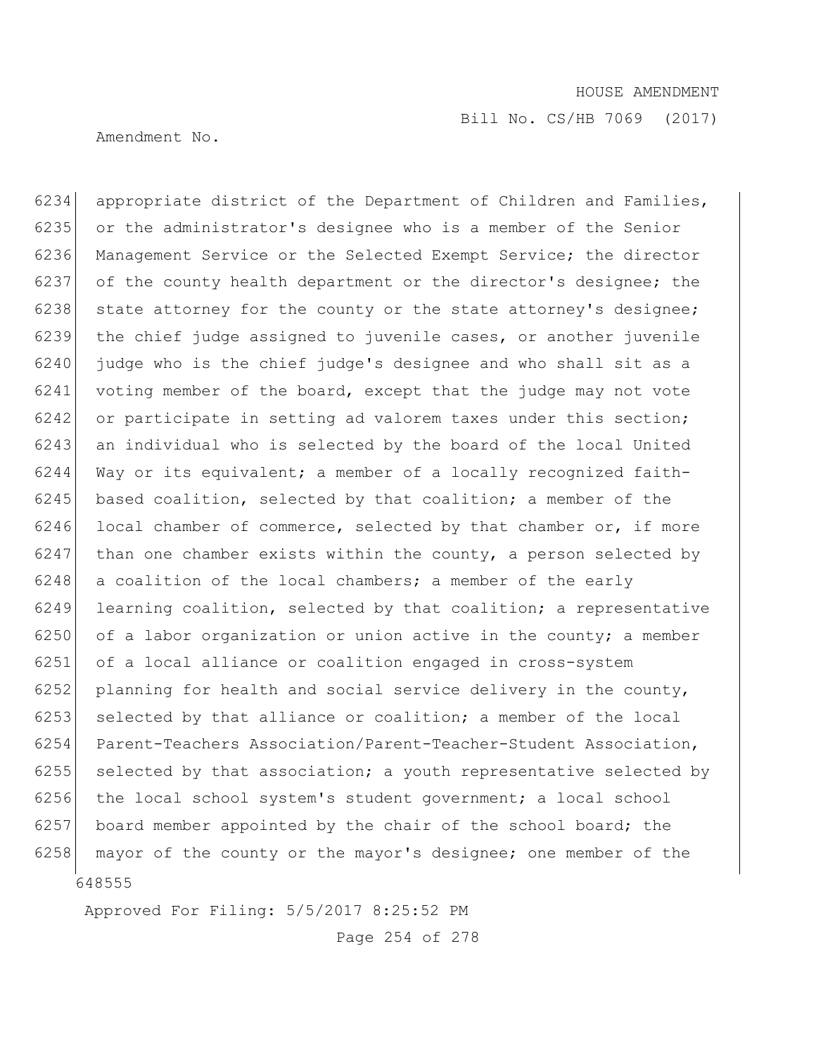appropriate district of the Department of Children and Families, or the administrator's designee who is a member of the Senior Management Service or the Selected Exempt Service; the director of the county health department or the director's designee; the state attorney for the county or the state attorney's designee; the chief judge assigned to juvenile cases, or another juvenile judge who is the chief judge's designee and who shall sit as a voting member of the board, except that the judge may not vote or participate in setting ad valorem taxes under this section; an individual who is selected by the board of the local United Way or its equivalent; a member of a locally recognized faith-based coalition, selected by that coalition; a member of the local chamber of commerce, selected by that chamber or, if more than one chamber exists within the county, a person selected by a coalition of the local chambers; a member of the early learning coalition, selected by that coalition; a representative of a labor organization or union active in the county; a member of a local alliance or coalition engaged in cross-system planning for health and social service delivery in the county, selected by that alliance or coalition; a member of the local Parent-Teachers Association/Parent-Teacher-Student Association, selected by that association; a youth representative selected by the local school system's student government; a local school board member appointed by the chair of the school board; the mayor of the county or the mayor's designee; one member of the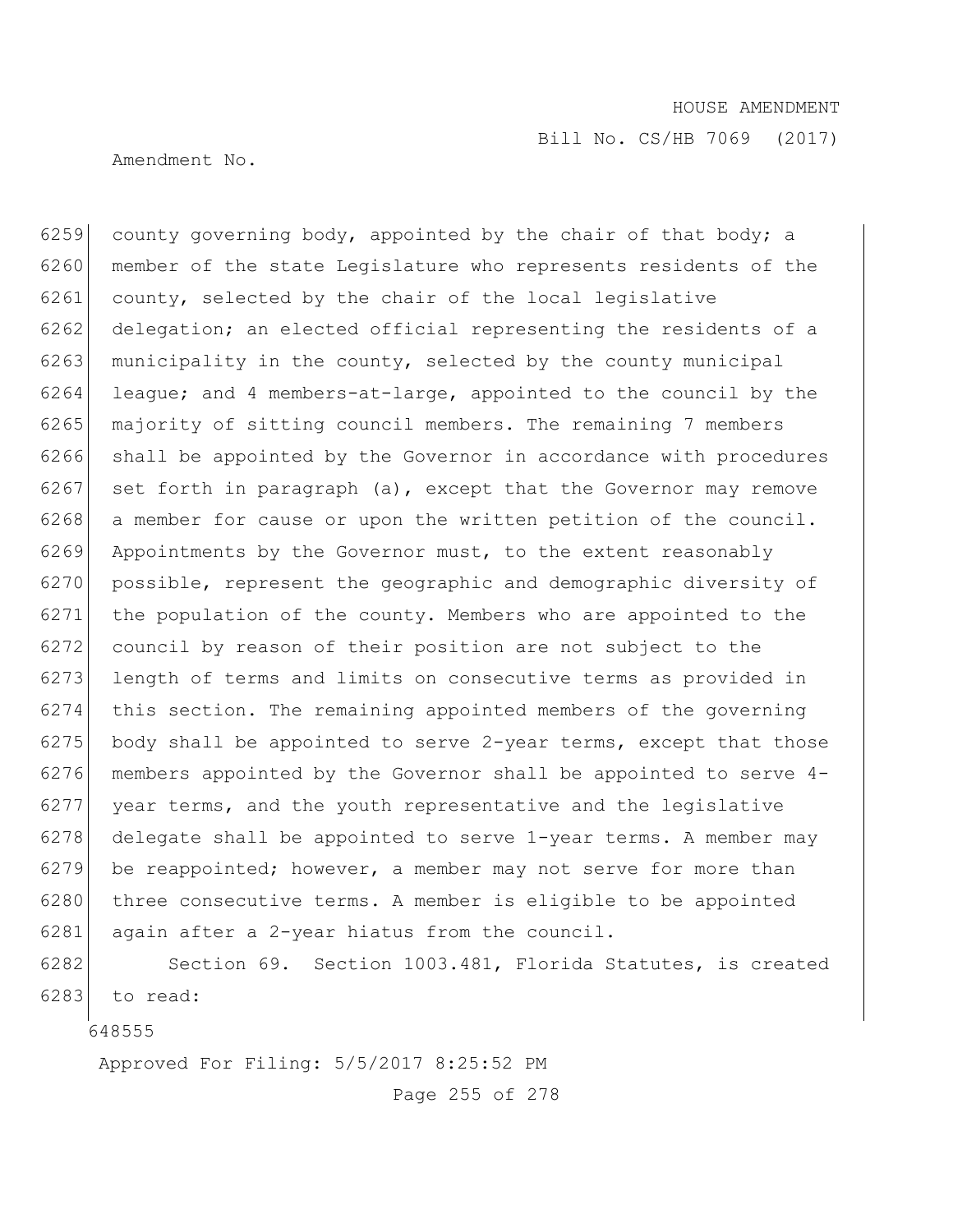county governing body, appointed by the chair of that body; a member of the state Legislature who represents residents of the county, selected by the chair of the local legislative delegation; an elected official representing the residents of a municipality in the county, selected by the county municipal league; and 4 members-at-large, appointed to the council by the majority of sitting council members. The remaining 7 members shall be appointed by the Governor in accordance with procedures set forth in paragraph (a), except that the Governor may remove a member for cause or upon the written petition of the council. Appointments by the Governor must, to the extent reasonably possible, represent the geographic and demographic diversity of the population of the county. Members who are appointed to the council by reason of their position are not subject to the length of terms and limits on consecutive terms as provided in this section. The remaining appointed members of the governing body shall be appointed to serve 2-year terms, except that those members appointed by the Governor shall be appointed to serve 4-year terms, and the youth representative and the legislative delegate shall be appointed to serve 1-year terms. A member may be reappointed; however, a member may not serve for more than three consecutive terms. A member is eligible to be appointed again after a 2-year hiatus from the council.

Section 69. Section 1003.481, Florida Statutes, is created to read: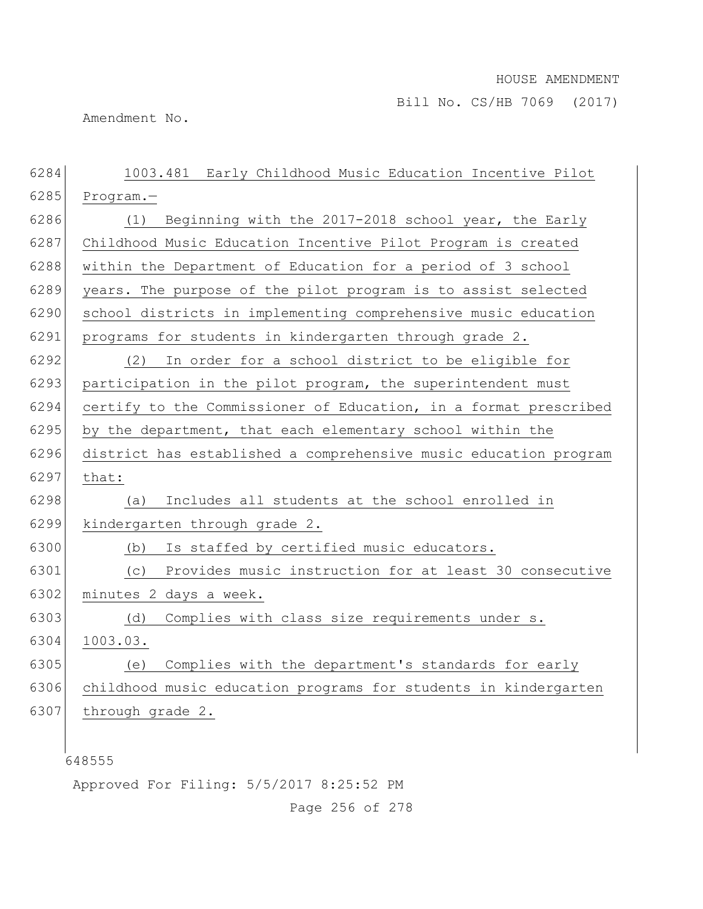1003.481 Early Childhood Music Education Incentive Pilot Program.—

(1) Beginning with the 2017-2018 school year, the Early Childhood Music Education Incentive Pilot Program is created within the Department of Education for a period of 3 school years. The purpose of the pilot program is to assist selected school districts in implementing comprehensive music education programs for students in kindergarten through grade 2.

(2) In order for a school district to be eligible for participation in the pilot program, the superintendent must certify to the Commissioner of Education, in a format prescribed by the department, that each elementary school within the district has established a comprehensive music education program that:

(a) Includes all students at the school enrolled in kindergarten through grade 2.

(b) Is staffed by certified music educators.

(c) Provides music instruction for at least 30 consecutive minutes 2 days a week.

(d) Complies with class size requirements under s. 1003.03.

(e) Complies with the department's standards for early childhood music education programs for students in kindergarten through grade 2.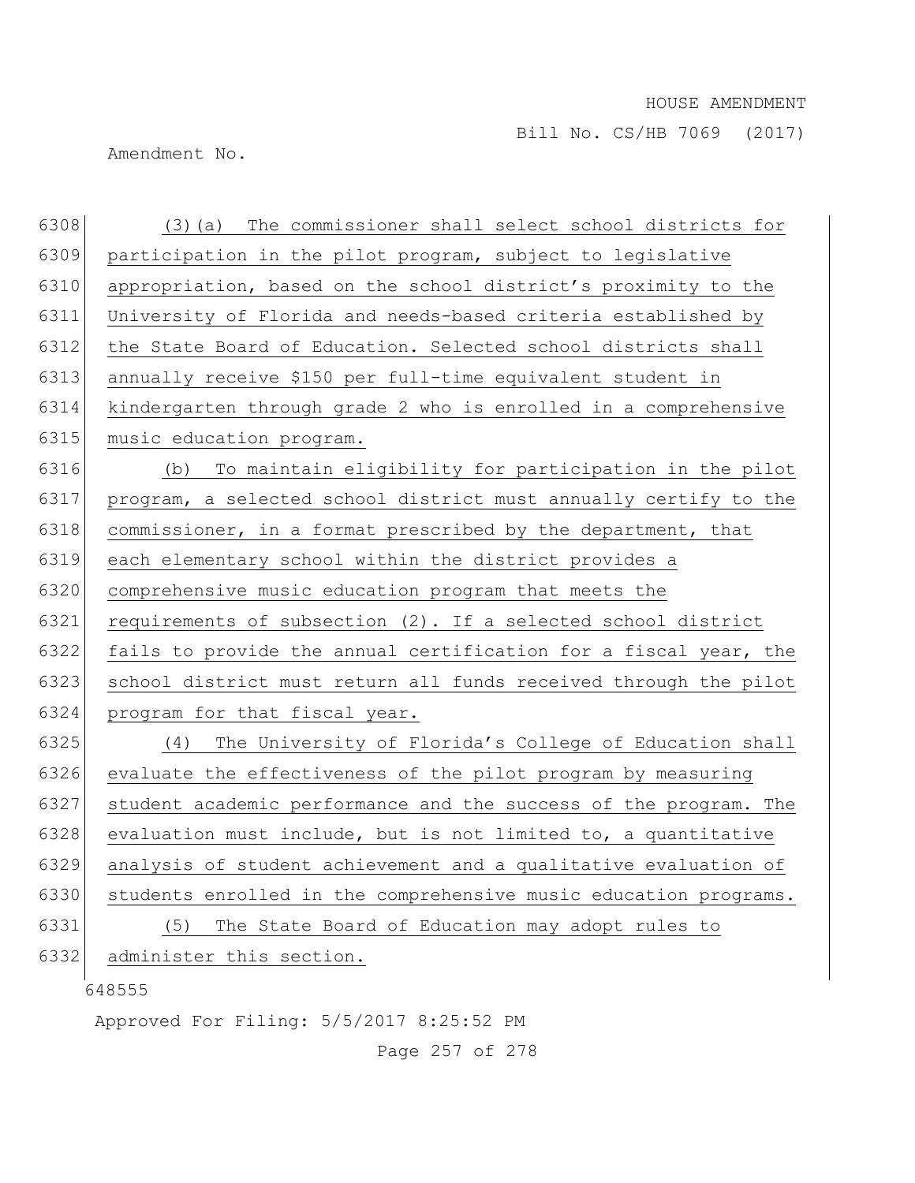(3)(a) The commissioner shall select school districts for participation in the pilot program, subject to legislative appropriation, based on the school district's proximity to the University of Florida and needs-based criteria established by the State Board of Education. Selected school districts shall annually receive $150 per full-time equivalent student in kindergarten through grade 2 who is enrolled in a comprehensive music education program.

(b) To maintain eligibility for participation in the pilot program, a selected school district must annually certify to the commissioner, in a format prescribed by the department, that each elementary school within the district provides a comprehensive music education program that meets the requirements of subsection (2). If a selected school district fails to provide the annual certification for a fiscal year, the school district must return all funds received through the pilot program for that fiscal year.

(4) The University of Florida's College of Education shall evaluate the effectiveness of the pilot program by measuring student academic performance and the success of the program. The evaluation must include, but is not limited to, a quantitative analysis of student achievement and a qualitative evaluation of students enrolled in the comprehensive music education programs.

(5) The State Board of Education may adopt rules to administer this section.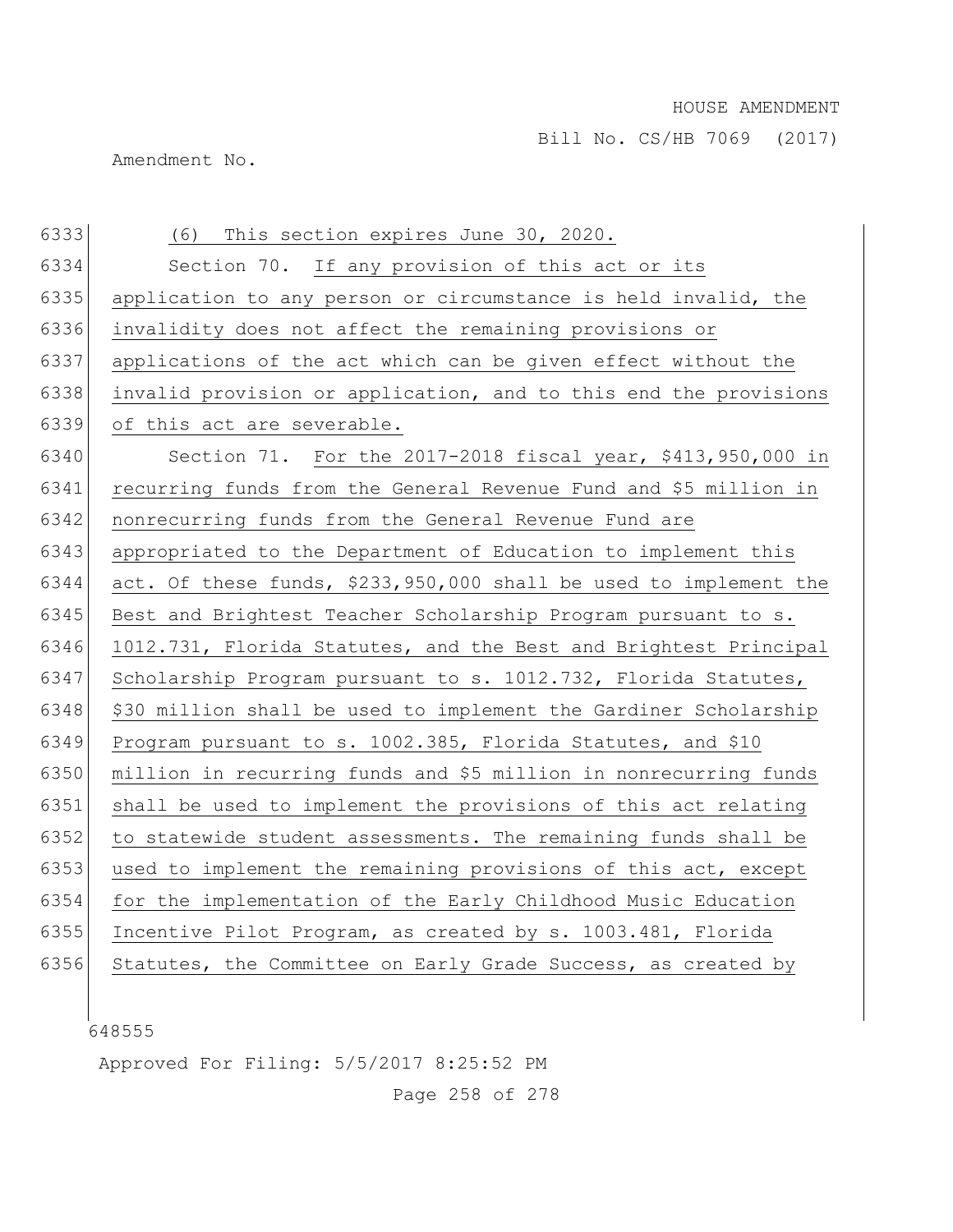(6) This section expires June 30, 2020.

Section 70. If any provision of this act or its application to any person or circumstance is held invalid, the invalidity does not affect the remaining provisions or applications of the act which can be given effect without the invalid provision or application, and to this end the provisions of this act are severable.

Section 71. For the 2017-2018 fiscal year, $413,950,000 in recurring funds from the General Revenue Fund and $5 million in nonrecurring funds from the General Revenue Fund are appropriated to the Department of Education to implement this act. Of these funds, $233,950,000 shall be used to implement the Best and Brightest Teacher Scholarship Program pursuant to s. 1012.731, Florida Statutes, and the Best and Brightest Principal Scholarship Program pursuant to s. 1012.732, Florida Statutes, $30 million shall be used to implement the Gardiner Scholarship Program pursuant to s. 1002.385, Florida Statutes, and $10 million in recurring funds and $5 million in nonrecurring funds shall be used to implement the provisions of this act relating to statewide student assessments. The remaining funds shall be used to implement the remaining provisions of this act, except for the implementation of the Early Childhood Music Education Incentive Pilot Program, as created by s. 1003.481, Florida Statutes, the Committee on Early Grade Success, as created by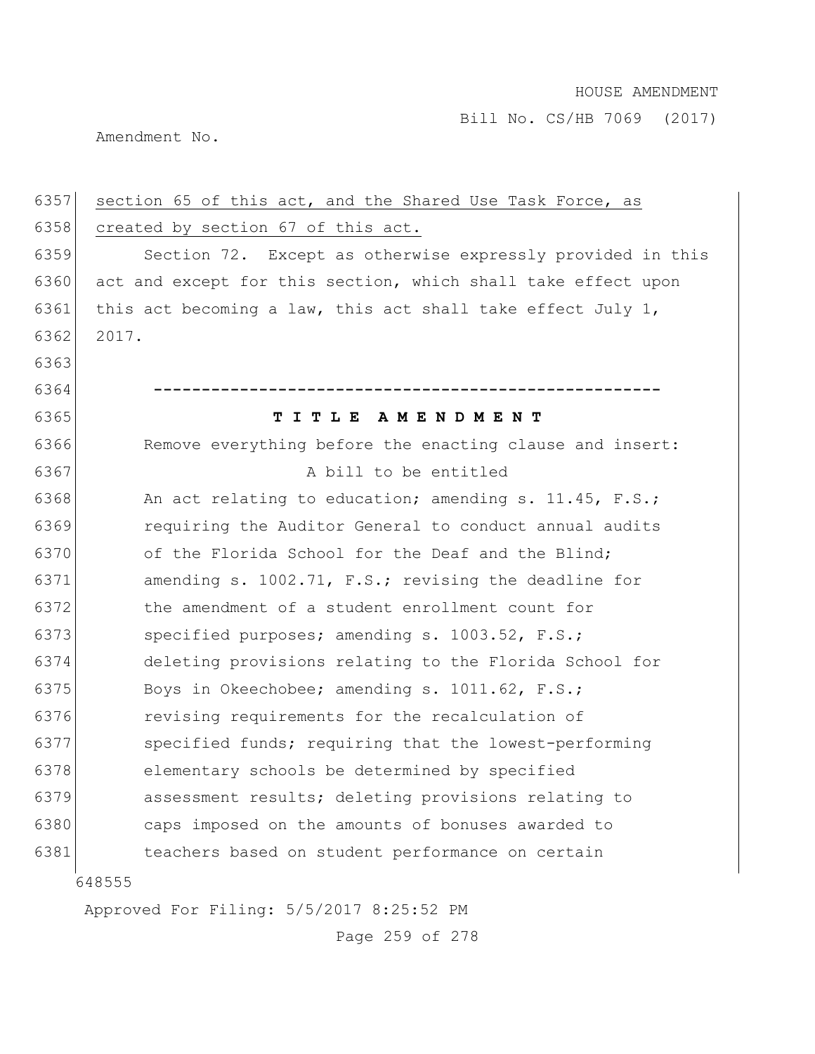section 65 of this act, and the Shared Use Task Force, as created by section 67 of this act.

Section 72. Except as otherwise expressly provided in this act and except for this section, which shall take effect upon this act becoming a law, this act shall take effect July 1, 2017.

-----------------------------------------------------

**T I T L E A M E N D M E N T**

Remove everything before the enacting clause and insert:

A bill to be entitled

An act relating to education; amending s. 11.45, F.S.; requiring the Auditor General to conduct annual audits of the Florida School for the Deaf and the Blind; amending s. 1002.71, F.S.; revising the deadline for the amendment of a student enrollment count for specified purposes; amending s. 1003.52, F.S.; deleting provisions relating to the Florida School for Boys in Okeechobee; amending s. 1011.62, F.S.; revising requirements for the recalculation of specified funds; requiring that the lowest-performing elementary schools be determined by specified assessment results; deleting provisions relating to caps imposed on the amounts of bonuses awarded to teachers based on student performance on certain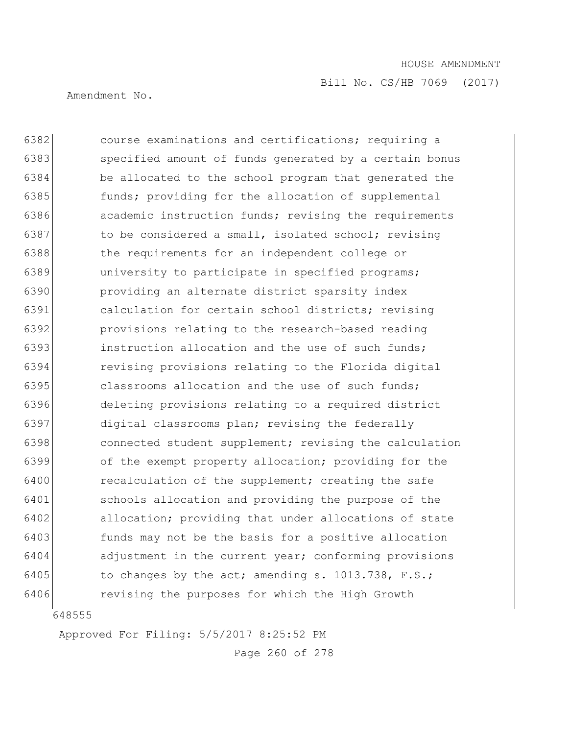6382 course examinations and certifications; requiring a
6383 specified amount of funds generated by a certain bonus
6384 be allocated to the school program that generated the
6385 funds; providing for the allocation of supplemental
6386 academic instruction funds; revising the requirements
6387 to be considered a small, isolated school; revising
6388 the requirements for an independent college or
6389 university to participate in specified programs;
6390 providing an alternate district sparsity index
6391 calculation for certain school districts; revising
6392 provisions relating to the research-based reading
6393 instruction allocation and the use of such funds;
6394 revising provisions relating to the Florida digital
6395 classrooms allocation and the use of such funds;
6396 deleting provisions relating to a required district
6397 digital classrooms plan; revising the federally
6398 connected student supplement; revising the calculation
6399 of the exempt property allocation; providing for the
6400 recalculation of the supplement; creating the safe
6401 schools allocation and providing the purpose of the
6402 allocation; providing that under allocations of state
6403 funds may not be the basis for a positive allocation
6404 adjustment in the current year; conforming provisions
6405 to changes by the act; amending s. 1013.738, F.S.;
6406 revising the purposes for which the High Growth

648555

Approved For Filing: 5/5/2017 8:25:52 PM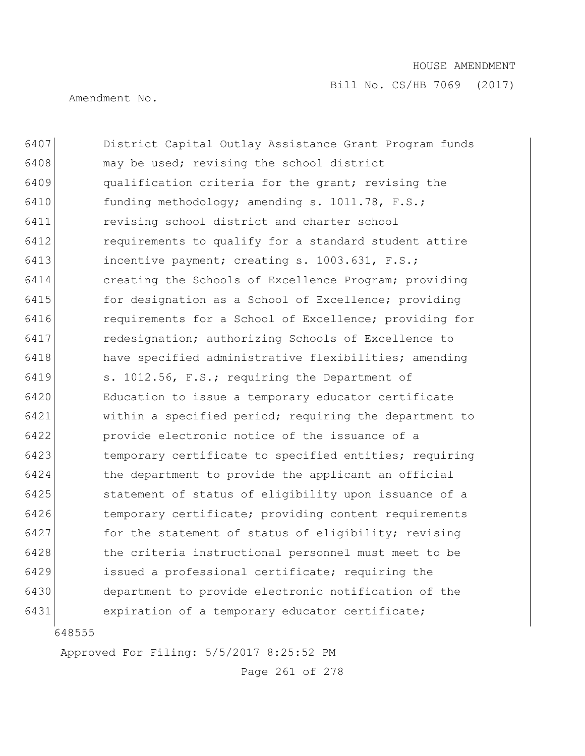6407 District Capital Outlay Assistance Grant Program funds
6408 may be used; revising the school district
6409 qualification criteria for the grant; revising the
6410 funding methodology; amending s. 1011.78, F.S.;
6411 revising school district and charter school
6412 requirements to qualify for a standard student attire
6413 incentive payment; creating s. 1003.631, F.S.;
6414 creating the Schools of Excellence Program; providing
6415 for designation as a School of Excellence; providing
6416 requirements for a School of Excellence; providing for
6417 redesignation; authorizing Schools of Excellence to
6418 have specified administrative flexibilities; amending
6419 s. 1012.56, F.S.; requiring the Department of
6420 Education to issue a temporary educator certificate
6421 within a specified period; requiring the department to
6422 provide electronic notice of the issuance of a
6423 temporary certificate to specified entities; requiring
6424 the department to provide the applicant an official
6425 statement of status of eligibility upon issuance of a
6426 temporary certificate; providing content requirements
6427 for the statement of status of eligibility; revising
6428 the criteria instructional personnel must meet to be
6429 issued a professional certificate; requiring the
6430 department to provide electronic notification of the
6431 expiration of a temporary educator certificate;

648555

Approved For Filing: 5/5/2017 8:25:52 PM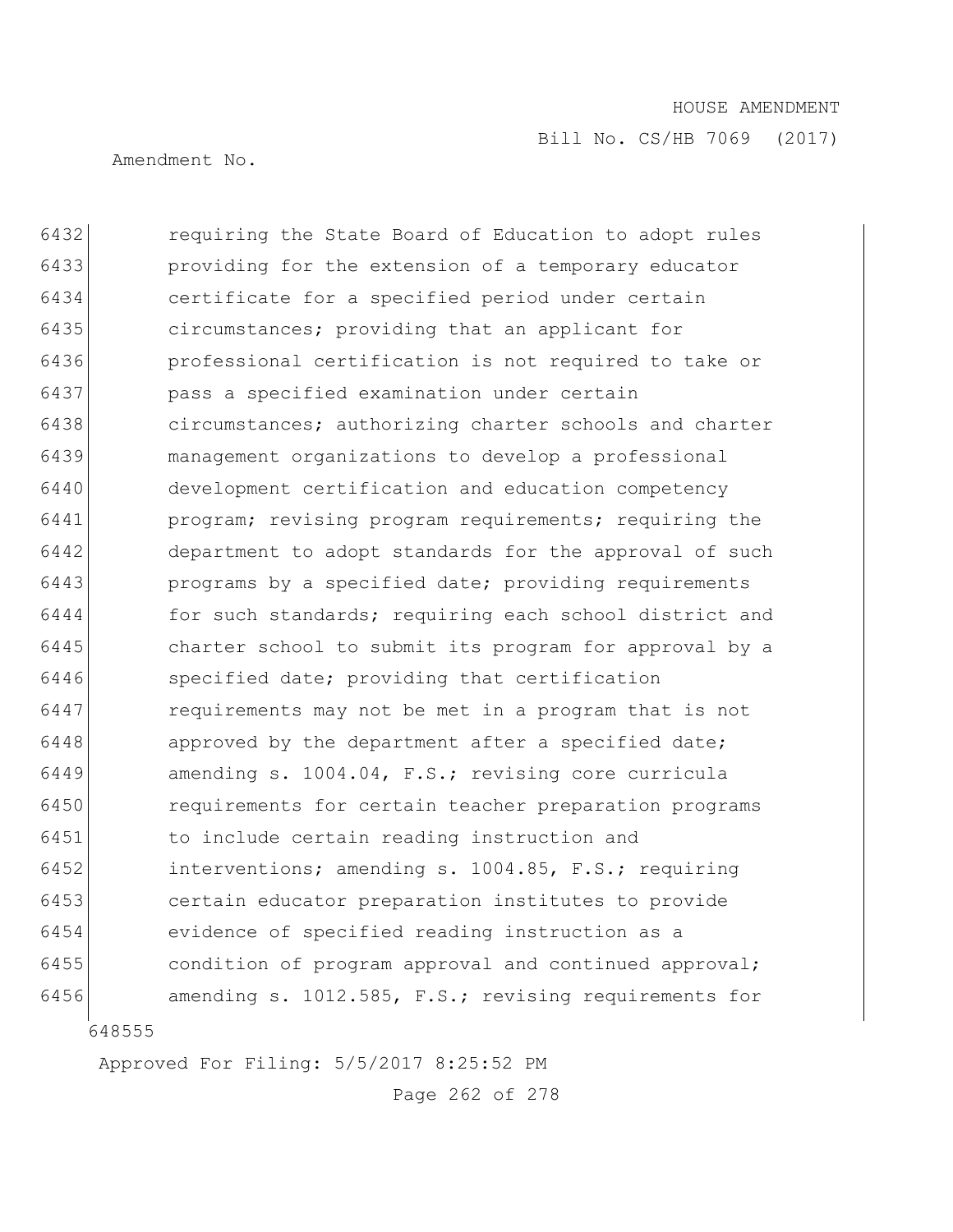6432 requiring the State Board of Education to adopt rules
6433 providing for the extension of a temporary educator
6434 certificate for a specified period under certain
6435 circumstances; providing that an applicant for
6436 professional certification is not required to take or
6437 pass a specified examination under certain
6438 circumstances; authorizing charter schools and charter
6439 management organizations to develop a professional
6440 development certification and education competency
6441 program; revising program requirements; requiring the
6442 department to adopt standards for the approval of such
6443 programs by a specified date; providing requirements
6444 for such standards; requiring each school district and
6445 charter school to submit its program for approval by a
6446 specified date; providing that certification
6447 requirements may not be met in a program that is not
6448 approved by the department after a specified date;
6449 amending s. 1004.04, F.S.; revising core curricula
6450 requirements for certain teacher preparation programs
6451 to include certain reading instruction and
6452 interventions; amending s. 1004.85, F.S.; requiring
6453 certain educator preparation institutes to provide
6454 evidence of specified reading instruction as a
6455 condition of program approval and continued approval;
6456 amending s. 1012.585, F.S.; revising requirements for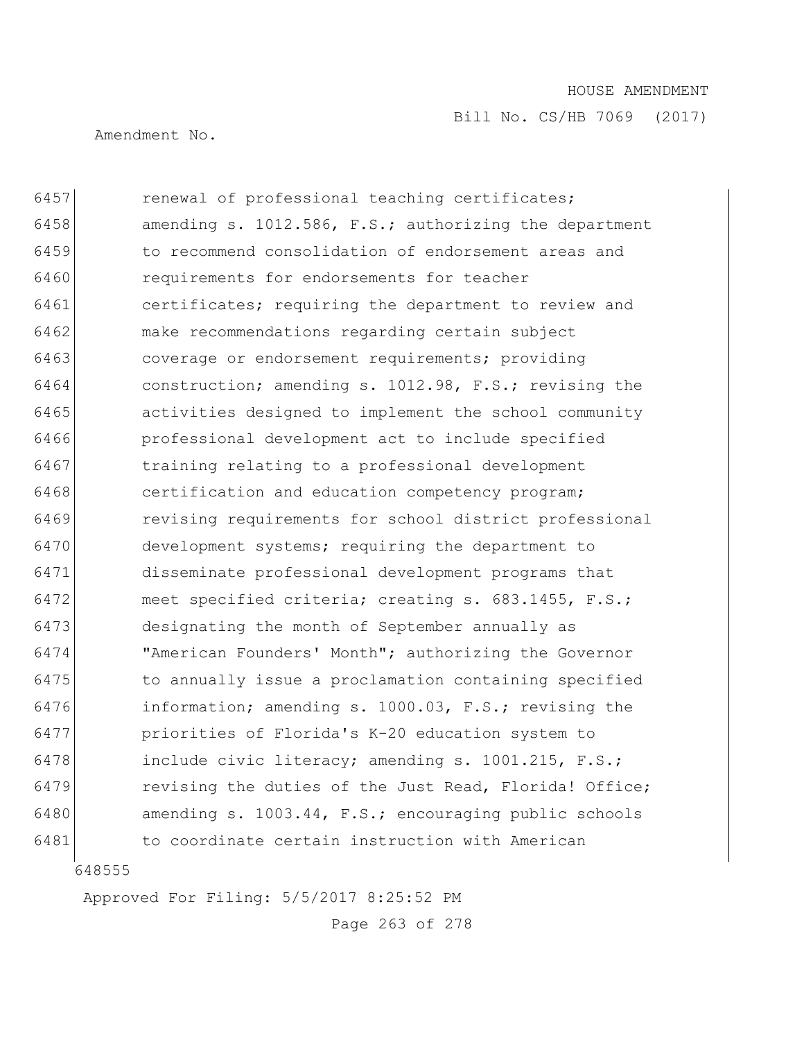6457 renewal of professional teaching certificates;
6458 amending s. 1012.586, F.S.; authorizing the department
6459 to recommend consolidation of endorsement areas and
6460 requirements for endorsements for teacher
6461 certificates; requiring the department to review and
6462 make recommendations regarding certain subject
6463 coverage or endorsement requirements; providing
6464 construction; amending s. 1012.98, F.S.; revising the
6465 activities designed to implement the school community
6466 professional development act to include specified
6467 training relating to a professional development
6468 certification and education competency program;
6469 revising requirements for school district professional
6470 development systems; requiring the department to
6471 disseminate professional development programs that
6472 meet specified criteria; creating s. 683.1455, F.S.;
6473 designating the month of September annually as
6474 "American Founders' Month"; authorizing the Governor
6475 to annually issue a proclamation containing specified
6476 information; amending s. 1000.03, F.S.; revising the
6477 priorities of Florida's K-20 education system to
6478 include civic literacy; amending s. 1001.215, F.S.;
6479 revising the duties of the Just Read, Florida! Office;
6480 amending s. 1003.44, F.S.; encouraging public schools
6481 to coordinate certain instruction with American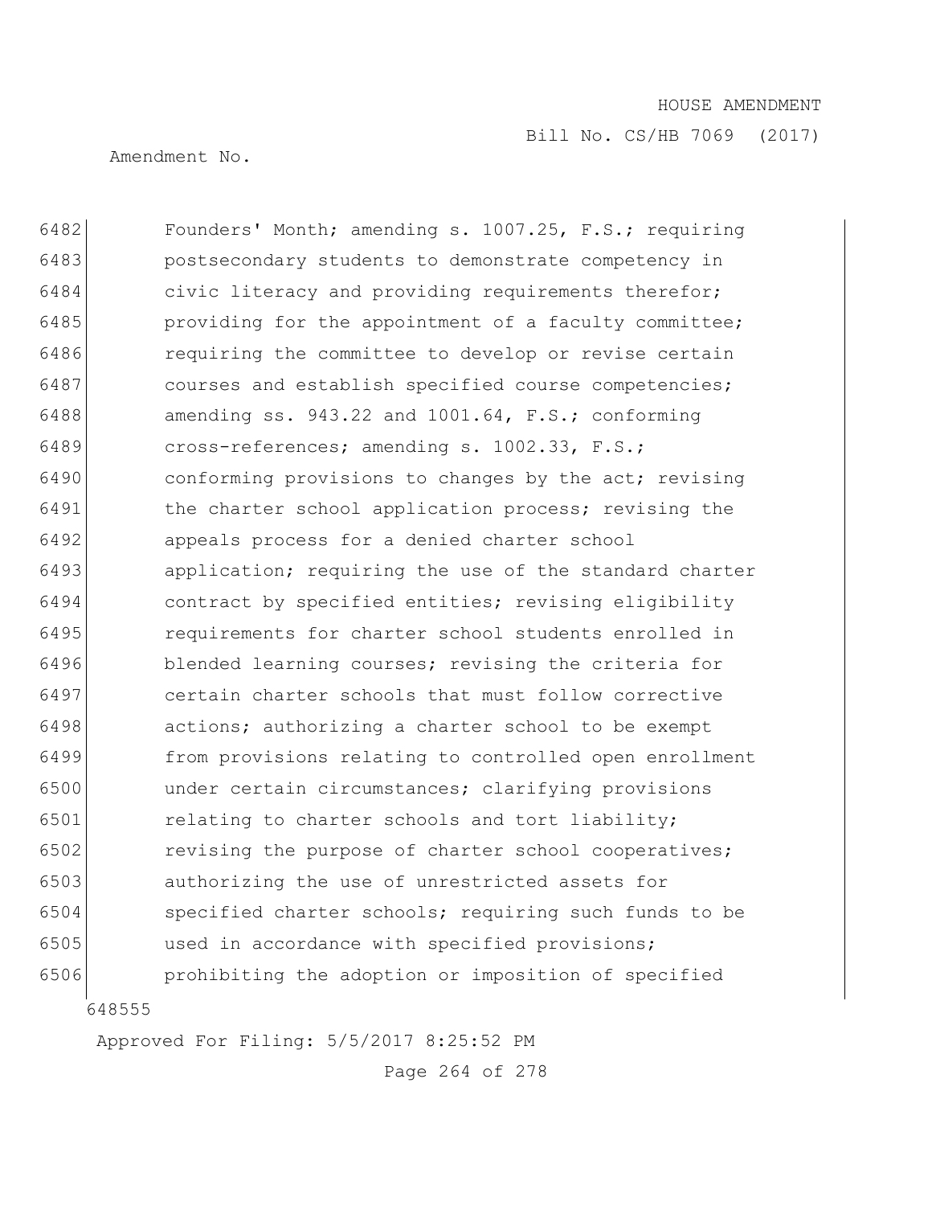6482 Founders' Month; amending s. 1007.25, F.S.; requiring
6483 postsecondary students to demonstrate competency in
6484 civic literacy and providing requirements therefor;
6485 providing for the appointment of a faculty committee;
6486 requiring the committee to develop or revise certain
6487 courses and establish specified course competencies;
6488 amending ss. 943.22 and 1001.64, F.S.; conforming
6489 cross-references; amending s. 1002.33, F.S.;
6490 conforming provisions to changes by the act; revising
6491 the charter school application process; revising the
6492 appeals process for a denied charter school
6493 application; requiring the use of the standard charter
6494 contract by specified entities; revising eligibility
6495 requirements for charter school students enrolled in
6496 blended learning courses; revising the criteria for
6497 certain charter schools that must follow corrective
6498 actions; authorizing a charter school to be exempt
6499 from provisions relating to controlled open enrollment
6500 under certain circumstances; clarifying provisions
6501 relating to charter schools and tort liability;
6502 revising the purpose of charter school cooperatives;
6503 authorizing the use of unrestricted assets for
6504 specified charter schools; requiring such funds to be
6505 used in accordance with specified provisions;
6506 prohibiting the adoption or imposition of specified

648555

Approved For Filing: 5/5/2017 8:25:52 PM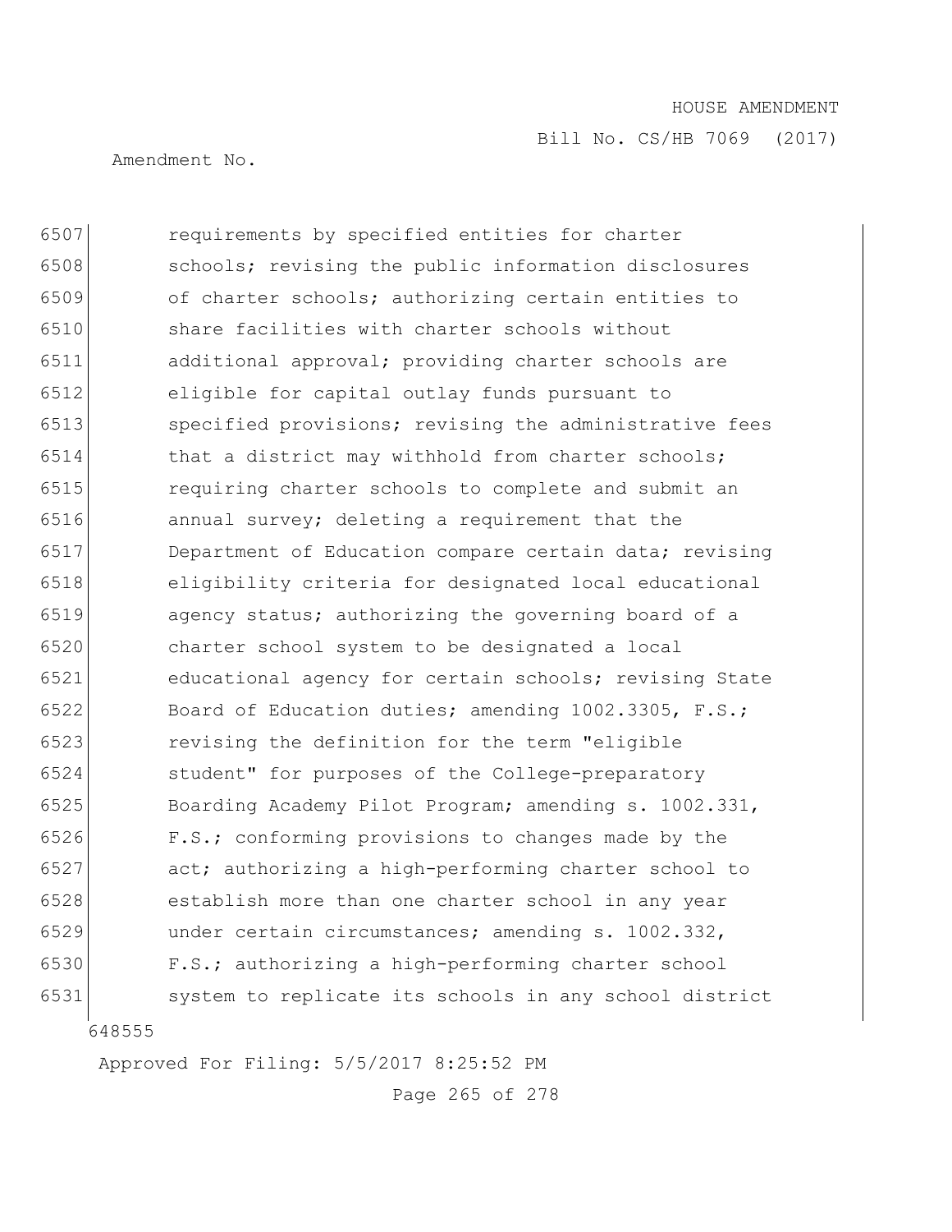6507 requirements by specified entities for charter
6508 schools; revising the public information disclosures
6509 of charter schools; authorizing certain entities to
6510 share facilities with charter schools without
6511 additional approval; providing charter schools are
6512 eligible for capital outlay funds pursuant to
6513 specified provisions; revising the administrative fees
6514 that a district may withhold from charter schools;
6515 requiring charter schools to complete and submit an
6516 annual survey; deleting a requirement that the
6517 Department of Education compare certain data; revising
6518 eligibility criteria for designated local educational
6519 agency status; authorizing the governing board of a
6520 charter school system to be designated a local
6521 educational agency for certain schools; revising State
6522 Board of Education duties; amending 1002.3305, F.S.;
6523 revising the definition for the term "eligible
6524 student" for purposes of the College-preparatory
6525 Boarding Academy Pilot Program; amending s. 1002.331,
6526 F.S.; conforming provisions to changes made by the
6527 act; authorizing a high-performing charter school to
6528 establish more than one charter school in any year
6529 under certain circumstances; amending s. 1002.332,
6530 F.S.; authorizing a high-performing charter school
6531 system to replicate its schools in any school district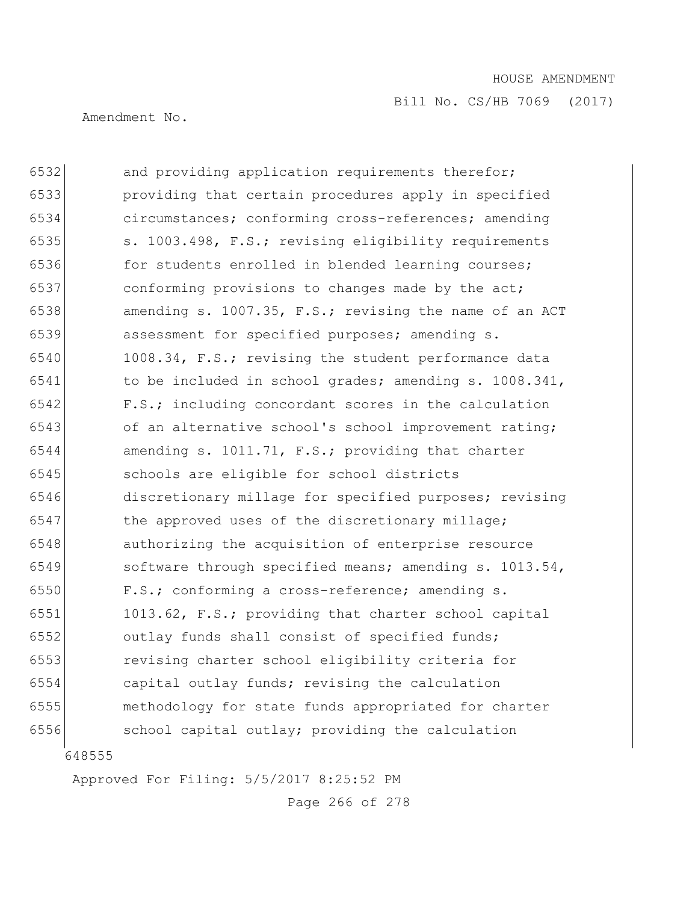6532 and providing application requirements therefor;
6533 providing that certain procedures apply in specified
6534 circumstances; conforming cross-references; amending
6535 s. 1003.498, F.S.; revising eligibility requirements
6536 for students enrolled in blended learning courses;
6537 conforming provisions to changes made by the act;
6538 amending s. 1007.35, F.S.; revising the name of an ACT
6539 assessment for specified purposes; amending s.
6540 1008.34, F.S.; revising the student performance data
6541 to be included in school grades; amending s. 1008.341,
6542 F.S.; including concordant scores in the calculation
6543 of an alternative school's school improvement rating;
6544 amending s. 1011.71, F.S.; providing that charter
6545 schools are eligible for school districts
6546 discretionary millage for specified purposes; revising
6547 the approved uses of the discretionary millage;
6548 authorizing the acquisition of enterprise resource
6549 software through specified means; amending s. 1013.54,
6550 F.S.; conforming a cross-reference; amending s.
6551 1013.62, F.S.; providing that charter school capital
6552 outlay funds shall consist of specified funds;
6553 revising charter school eligibility criteria for
6554 capital outlay funds; revising the calculation
6555 methodology for state funds appropriated for charter
6556 school capital outlay; providing the calculation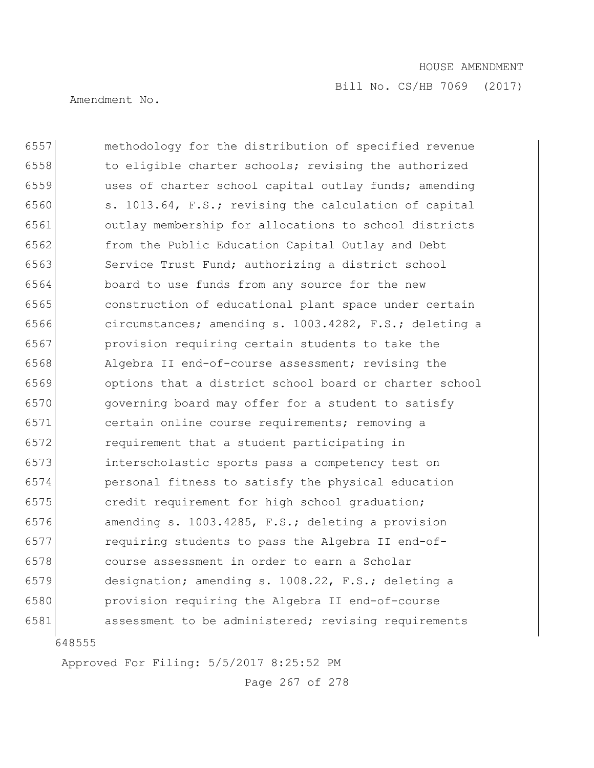6557 methodology for the distribution of specified revenue
6558 to eligible charter schools; revising the authorized
6559 uses of charter school capital outlay funds; amending
6560 s. 1013.64, F.S.; revising the calculation of capital
6561 outlay membership for allocations to school districts
6562 from the Public Education Capital Outlay and Debt
6563 Service Trust Fund; authorizing a district school
6564 board to use funds from any source for the new
6565 construction of educational plant space under certain
6566 circumstances; amending s. 1003.4282, F.S.; deleting a
6567 provision requiring certain students to take the
6568 Algebra II end-of-course assessment; revising the
6569 options that a district school board or charter school
6570 governing board may offer for a student to satisfy
6571 certain online course requirements; removing a
6572 requirement that a student participating in
6573 interscholastic sports pass a competency test on
6574 personal fitness to satisfy the physical education
6575 credit requirement for high school graduation;
6576 amending s. 1003.4285, F.S.; deleting a provision
6577 requiring students to pass the Algebra II end-of-
6578 course assessment in order to earn a Scholar
6579 designation; amending s. 1008.22, F.S.; deleting a
6580 provision requiring the Algebra II end-of-course
6581 assessment to be administered; revising requirements

648555

Approved For Filing: 5/5/2017 8:25:52 PM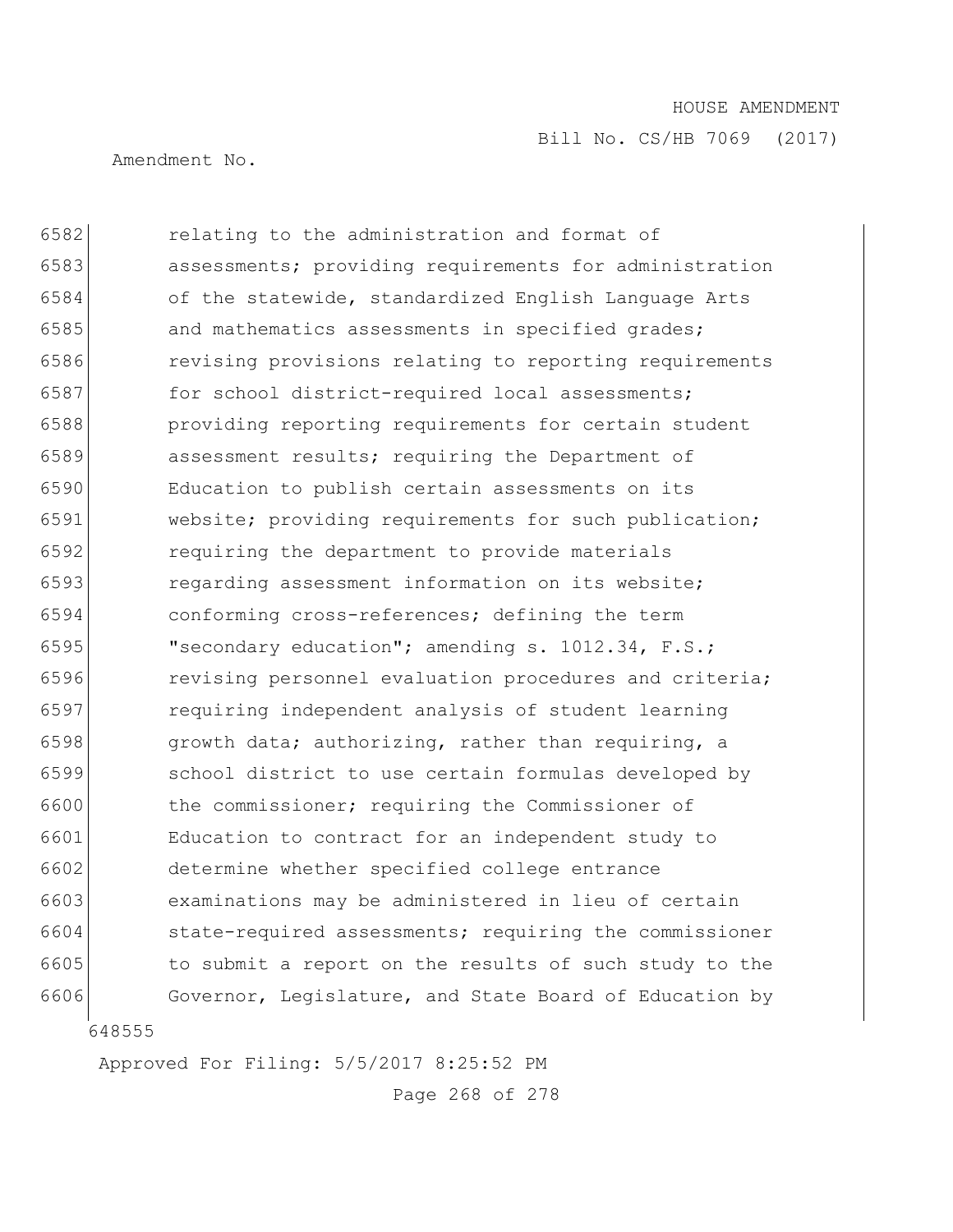6582 relating to the administration and format of
6583 assessments; providing requirements for administration
6584 of the statewide, standardized English Language Arts
6585 and mathematics assessments in specified grades;
6586 revising provisions relating to reporting requirements
6587 for school district-required local assessments;
6588 providing reporting requirements for certain student
6589 assessment results; requiring the Department of
6590 Education to publish certain assessments on its
6591 website; providing requirements for such publication;
6592 requiring the department to provide materials
6593 regarding assessment information on its website;
6594 conforming cross-references; defining the term
6595 "secondary education"; amending s. 1012.34, F.S.;
6596 revising personnel evaluation procedures and criteria;
6597 requiring independent analysis of student learning
6598 growth data; authorizing, rather than requiring, a
6599 school district to use certain formulas developed by
6600 the commissioner; requiring the Commissioner of
6601 Education to contract for an independent study to
6602 determine whether specified college entrance
6603 examinations may be administered in lieu of certain
6604 state-required assessments; requiring the commissioner
6605 to submit a report on the results of such study to the
6606 Governor, Legislature, and State Board of Education by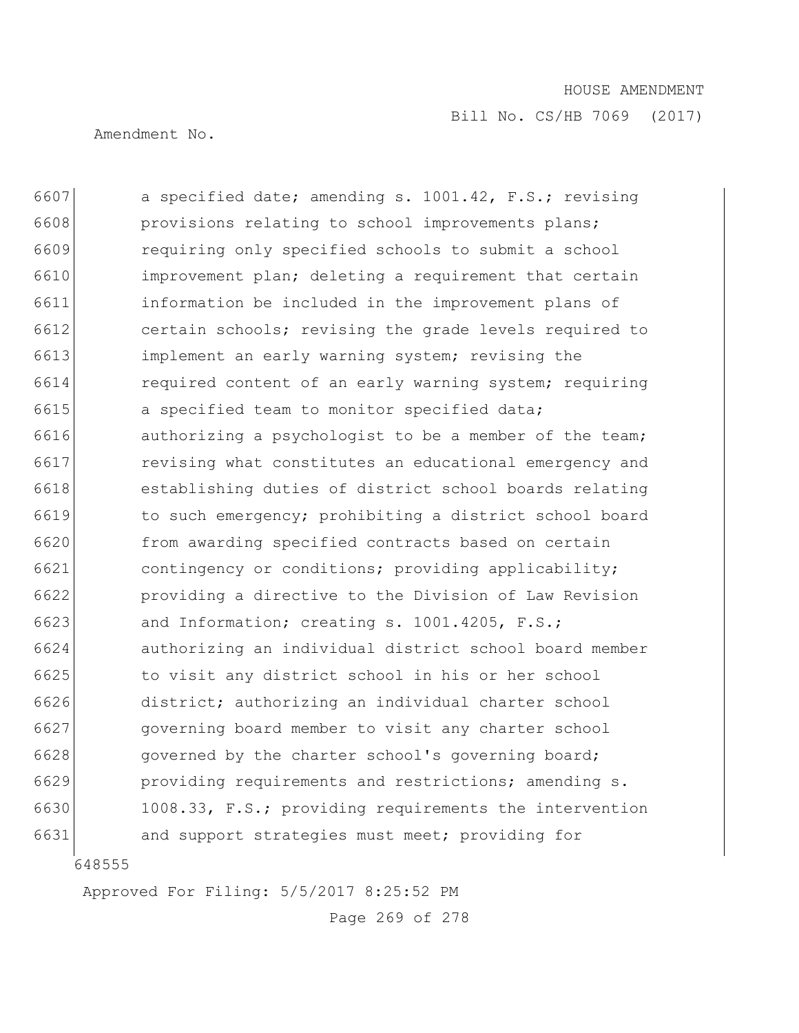6607 a specified date; amending s. 1001.42, F.S.; revising
6608 provisions relating to school improvements plans;
6609 requiring only specified schools to submit a school
6610 improvement plan; deleting a requirement that certain
6611 information be included in the improvement plans of
6612 certain schools; revising the grade levels required to
6613 implement an early warning system; revising the
6614 required content of an early warning system; requiring
6615 a specified team to monitor specified data;
6616 authorizing a psychologist to be a member of the team;
6617 revising what constitutes an educational emergency and
6618 establishing duties of district school boards relating
6619 to such emergency; prohibiting a district school board
6620 from awarding specified contracts based on certain
6621 contingency or conditions; providing applicability;
6622 providing a directive to the Division of Law Revision
6623 and Information; creating s. 1001.4205, F.S.;
6624 authorizing an individual district school board member
6625 to visit any district school in his or her school
6626 district; authorizing an individual charter school
6627 governing board member to visit any charter school
6628 governed by the charter school's governing board;
6629 providing requirements and restrictions; amending s.
6630 1008.33, F.S.; providing requirements the intervention
6631 and support strategies must meet; providing for

648555

Approved For Filing: 5/5/2017 8:25:52 PM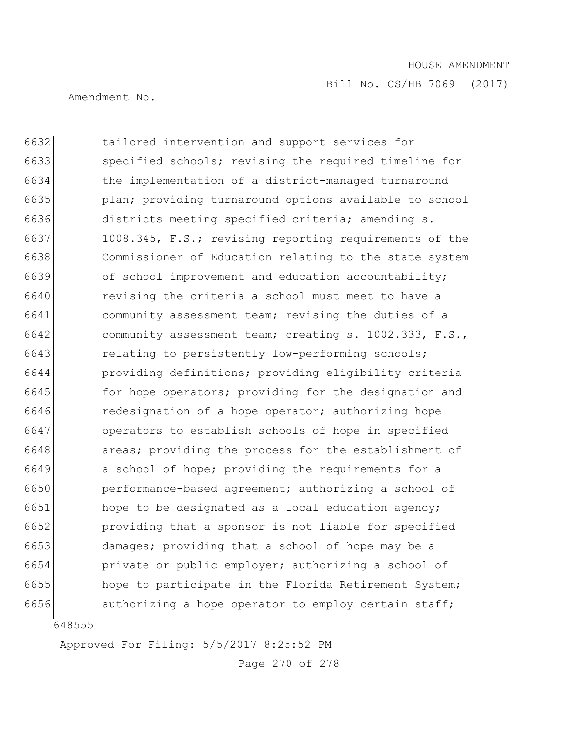6632 tailored intervention and support services for
6633 specified schools; revising the required timeline for
6634 the implementation of a district-managed turnaround
6635 plan; providing turnaround options available to school
6636 districts meeting specified criteria; amending s.
6637 1008.345, F.S.; revising reporting requirements of the
6638 Commissioner of Education relating to the state system
6639 of school improvement and education accountability;
6640 revising the criteria a school must meet to have a
6641 community assessment team; revising the duties of a
6642 community assessment team; creating s. 1002.333, F.S.,
6643 relating to persistently low-performing schools;
6644 providing definitions; providing eligibility criteria
6645 for hope operators; providing for the designation and
6646 redesignation of a hope operator; authorizing hope
6647 operators to establish schools of hope in specified
6648 areas; providing the process for the establishment of
6649 a school of hope; providing the requirements for a
6650 performance-based agreement; authorizing a school of
6651 hope to be designated as a local education agency;
6652 providing that a sponsor is not liable for specified
6653 damages; providing that a school of hope may be a
6654 private or public employer; authorizing a school of
6655 hope to participate in the Florida Retirement System;
6656 authorizing a hope operator to employ certain staff;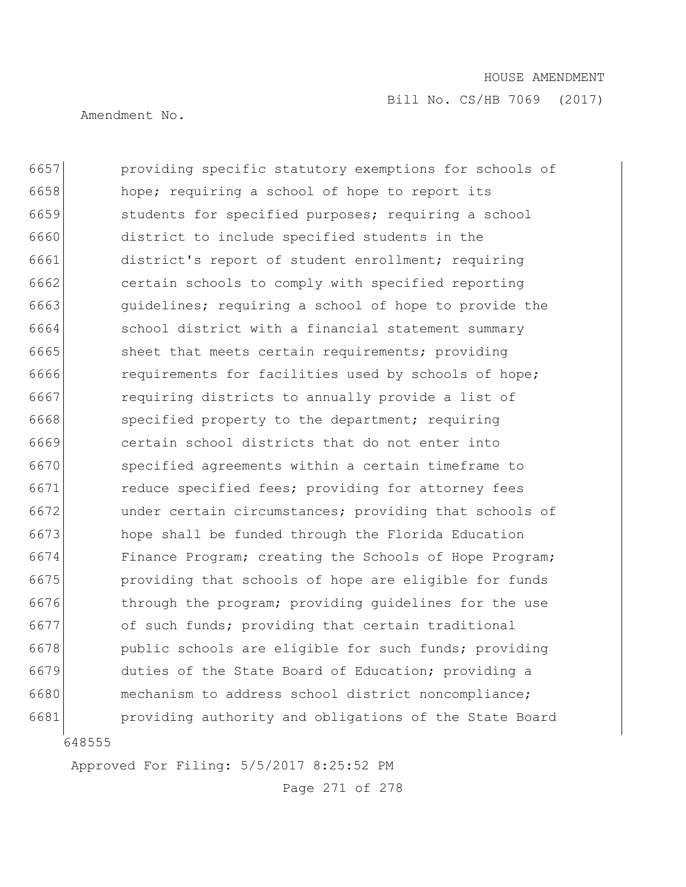6657 providing specific statutory exemptions for schools of
6658 hope; requiring a school of hope to report its
6659 students for specified purposes; requiring a school
6660 district to include specified students in the
6661 district's report of student enrollment; requiring
6662 certain schools to comply with specified reporting
6663 guidelines; requiring a school of hope to provide the
6664 school district with a financial statement summary
6665 sheet that meets certain requirements; providing
6666 requirements for facilities used by schools of hope;
6667 requiring districts to annually provide a list of
6668 specified property to the department; requiring
6669 certain school districts that do not enter into
6670 specified agreements within a certain timeframe to
6671 reduce specified fees; providing for attorney fees
6672 under certain circumstances; providing that schools of
6673 hope shall be funded through the Florida Education
6674 Finance Program; creating the Schools of Hope Program;
6675 providing that schools of hope are eligible for funds
6676 through the program; providing guidelines for the use
6677 of such funds; providing that certain traditional
6678 public schools are eligible for such funds; providing
6679 duties of the State Board of Education; providing a
6680 mechanism to address school district noncompliance;
6681 providing authority and obligations of the State Board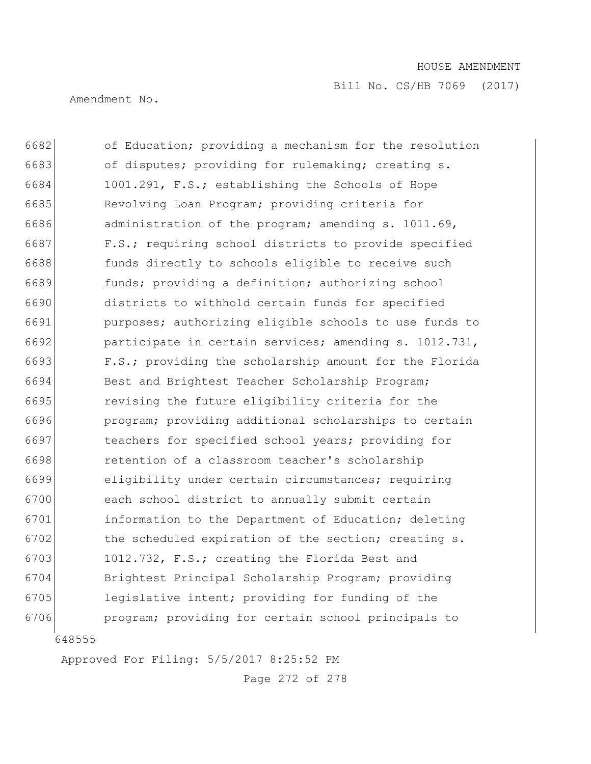of Education; providing a mechanism for the resolution of disputes; providing for rulemaking; creating s. 1001.291, F.S.; establishing the Schools of Hope Revolving Loan Program; providing criteria for administration of the program; amending s. 1011.69, F.S.; requiring school districts to provide specified funds directly to schools eligible to receive such funds; providing a definition; authorizing school districts to withhold certain funds for specified purposes; authorizing eligible schools to use funds to participate in certain services; amending s. 1012.731, F.S.; providing the scholarship amount for the Florida Best and Brightest Teacher Scholarship Program; revising the future eligibility criteria for the program; providing additional scholarships to certain teachers for specified school years; providing for retention of a classroom teacher's scholarship eligibility under certain circumstances; requiring each school district to annually submit certain information to the Department of Education; deleting the scheduled expiration of the section; creating s. 1012.732, F.S.; creating the Florida Best and Brightest Principal Scholarship Program; providing legislative intent; providing for funding of the program; providing for certain school principals to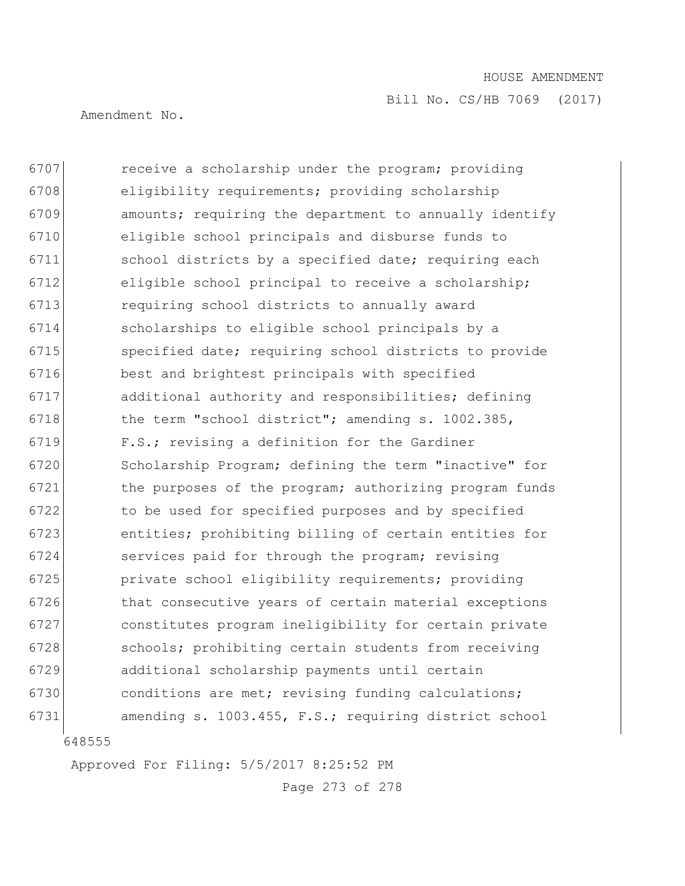HOUSE AMENDMENT

Bill No. CS/HB 7069 (2017)

Amendment No.

6707 receive a scholarship under the program; providing
6708 eligibility requirements; providing scholarship
6709 amounts; requiring the department to annually identify
6710 eligible school principals and disburse funds to
6711 school districts by a specified date; requiring each
6712 eligible school principal to receive a scholarship;
6713 requiring school districts to annually award
6714 scholarships to eligible school principals by a
6715 specified date; requiring school districts to provide
6716 best and brightest principals with specified
6717 additional authority and responsibilities; defining
6718 the term "school district"; amending s. 1002.385,
6719 F.S.; revising a definition for the Gardiner
6720 Scholarship Program; defining the term "inactive" for
6721 the purposes of the program; authorizing program funds
6722 to be used for specified purposes and by specified
6723 entities; prohibiting billing of certain entities for
6724 services paid for through the program; revising
6725 private school eligibility requirements; providing
6726 that consecutive years of certain material exceptions
6727 constitutes program ineligibility for certain private
6728 schools; prohibiting certain students from receiving
6729 additional scholarship payments until certain
6730 conditions are met; revising funding calculations;
6731 amending s. 1003.455, F.S.; requiring district school

648555

Approved For Filing: 5/5/2017 8:25:52 PM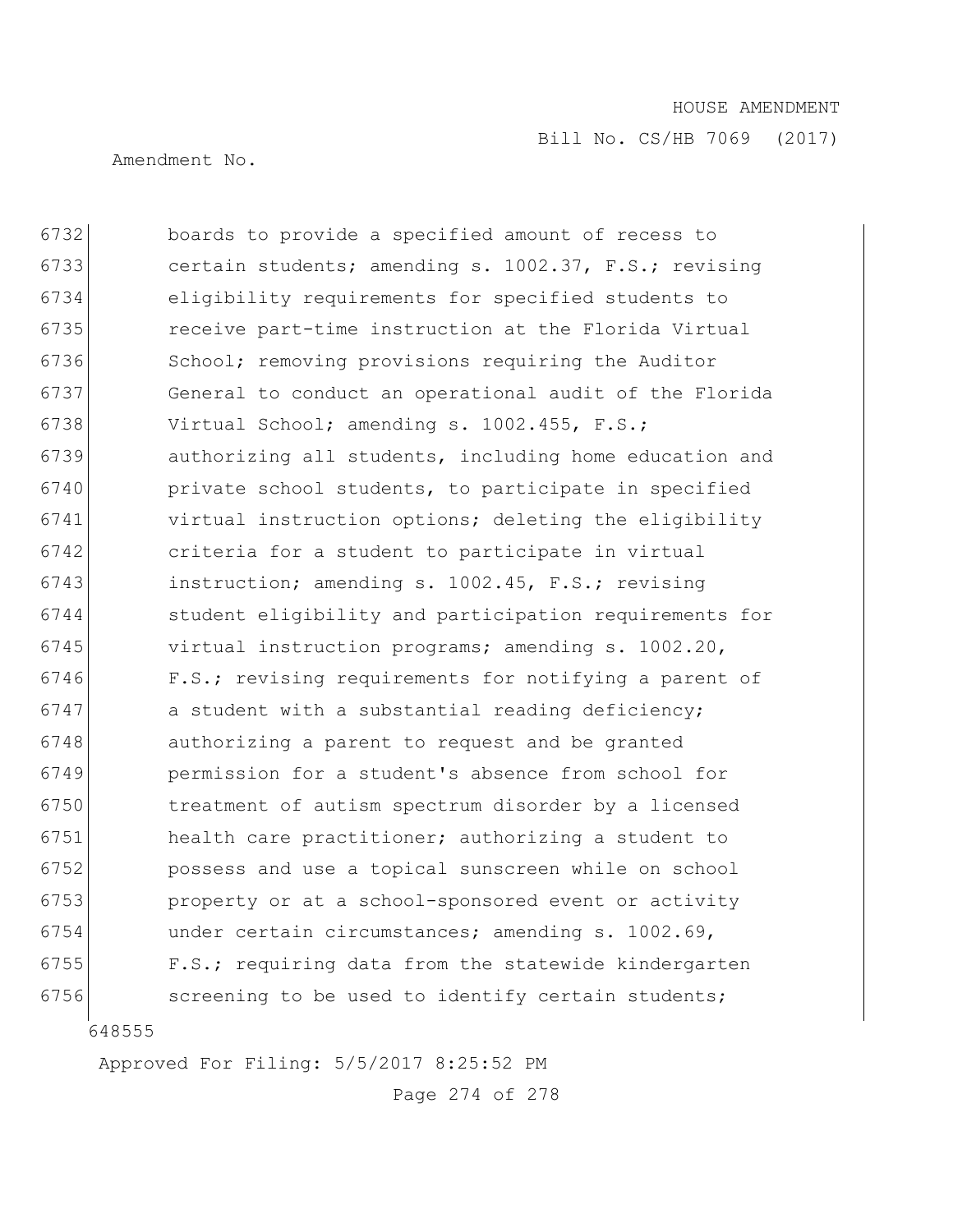6732 boards to provide a specified amount of recess to
6733 certain students; amending s. 1002.37, F.S.; revising
6734 eligibility requirements for specified students to
6735 receive part-time instruction at the Florida Virtual
6736 School; removing provisions requiring the Auditor
6737 General to conduct an operational audit of the Florida
6738 Virtual School; amending s. 1002.455, F.S.;
6739 authorizing all students, including home education and
6740 private school students, to participate in specified
6741 virtual instruction options; deleting the eligibility
6742 criteria for a student to participate in virtual
6743 instruction; amending s. 1002.45, F.S.; revising
6744 student eligibility and participation requirements for
6745 virtual instruction programs; amending s. 1002.20,
6746 F.S.; revising requirements for notifying a parent of
6747 a student with a substantial reading deficiency;
6748 authorizing a parent to request and be granted
6749 permission for a student's absence from school for
6750 treatment of autism spectrum disorder by a licensed
6751 health care practitioner; authorizing a student to
6752 possess and use a topical sunscreen while on school
6753 property or at a school-sponsored event or activity
6754 under certain circumstances; amending s. 1002.69,
6755 F.S.; requiring data from the statewide kindergarten
6756 screening to be used to identify certain students;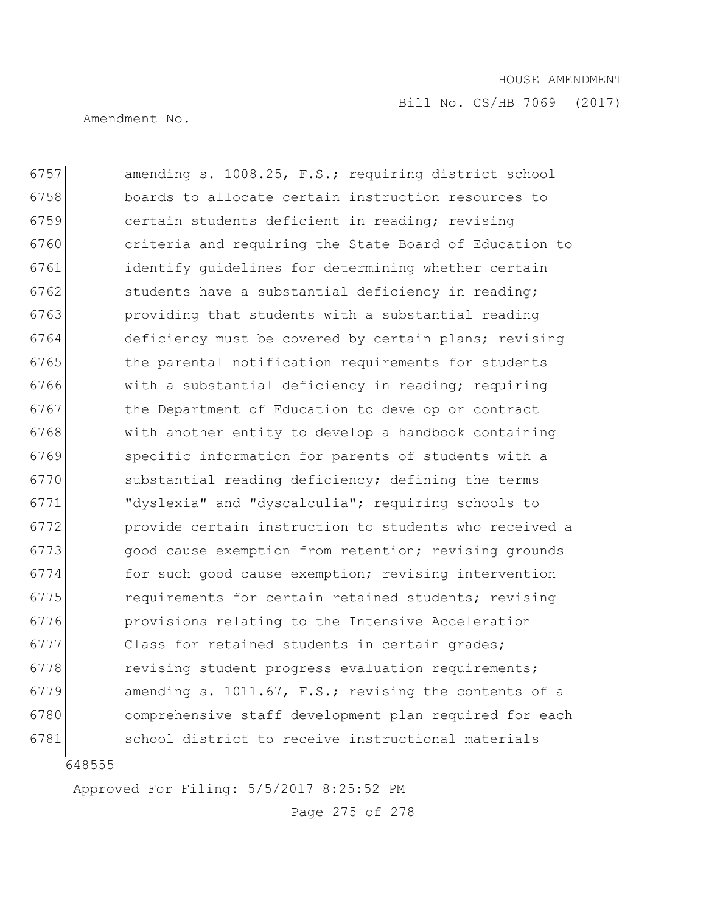6757 amending s. 1008.25, F.S.; requiring district school
6758 boards to allocate certain instruction resources to
6759 certain students deficient in reading; revising
6760 criteria and requiring the State Board of Education to
6761 identify guidelines for determining whether certain
6762 students have a substantial deficiency in reading;
6763 providing that students with a substantial reading
6764 deficiency must be covered by certain plans; revising
6765 the parental notification requirements for students
6766 with a substantial deficiency in reading; requiring
6767 the Department of Education to develop or contract
6768 with another entity to develop a handbook containing
6769 specific information for parents of students with a
6770 substantial reading deficiency; defining the terms
6771 "dyslexia" and "dyscalculia"; requiring schools to
6772 provide certain instruction to students who received a
6773 good cause exemption from retention; revising grounds
6774 for such good cause exemption; revising intervention
6775 requirements for certain retained students; revising
6776 provisions relating to the Intensive Acceleration
6777 Class for retained students in certain grades;
6778 revising student progress evaluation requirements;
6779 amending s. 1011.67, F.S.; revising the contents of a
6780 comprehensive staff development plan required for each
6781 school district to receive instructional materials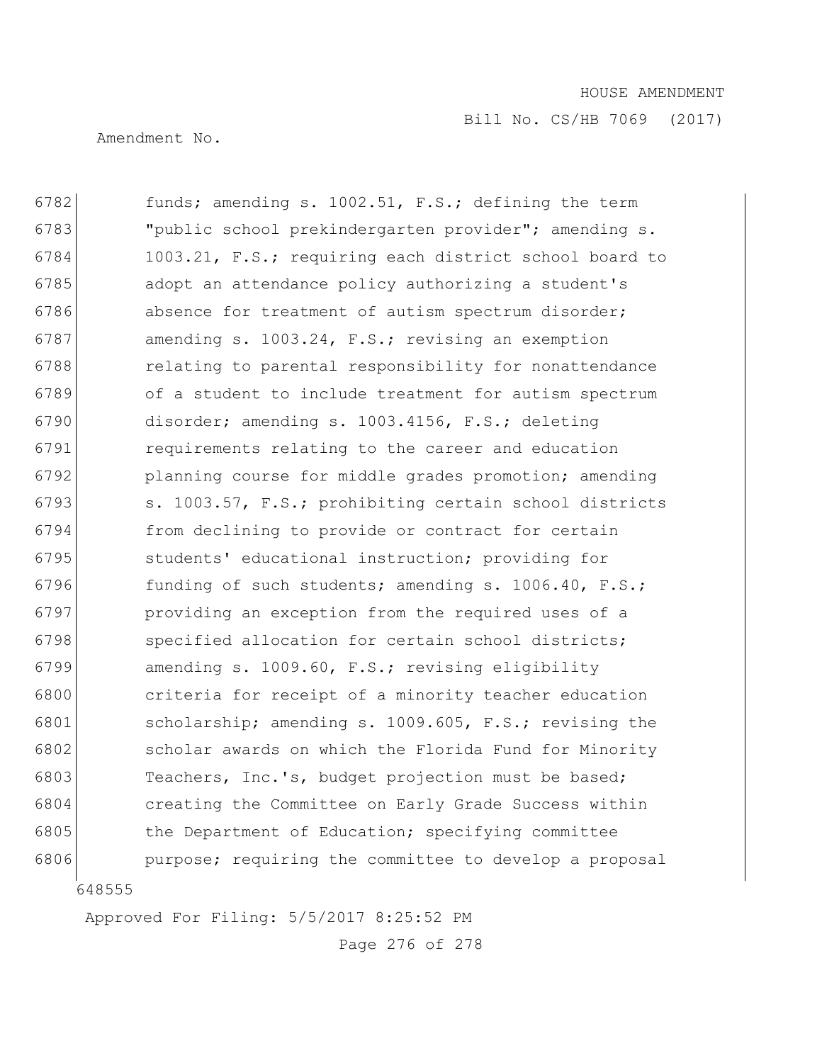6782 funds; amending s. 1002.51, F.S.; defining the term
6783 "public school prekindergarten provider"; amending s.
6784 1003.21, F.S.; requiring each district school board to
6785 adopt an attendance policy authorizing a student's
6786 absence for treatment of autism spectrum disorder;
6787 amending s. 1003.24, F.S.; revising an exemption
6788 relating to parental responsibility for nonattendance
6789 of a student to include treatment for autism spectrum
6790 disorder; amending s. 1003.4156, F.S.; deleting
6791 requirements relating to the career and education
6792 planning course for middle grades promotion; amending
6793 s. 1003.57, F.S.; prohibiting certain school districts
6794 from declining to provide or contract for certain
6795 students' educational instruction; providing for
6796 funding of such students; amending s. 1006.40, F.S.;
6797 providing an exception from the required uses of a
6798 specified allocation for certain school districts;
6799 amending s. 1009.60, F.S.; revising eligibility
6800 criteria for receipt of a minority teacher education
6801 scholarship; amending s. 1009.605, F.S.; revising the
6802 scholar awards on which the Florida Fund for Minority
6803 Teachers, Inc.'s, budget projection must be based;
6804 creating the Committee on Early Grade Success within
6805 the Department of Education; specifying committee
6806 purpose; requiring the committee to develop a proposal

648555

Approved For Filing: 5/5/2017 8:25:52 PM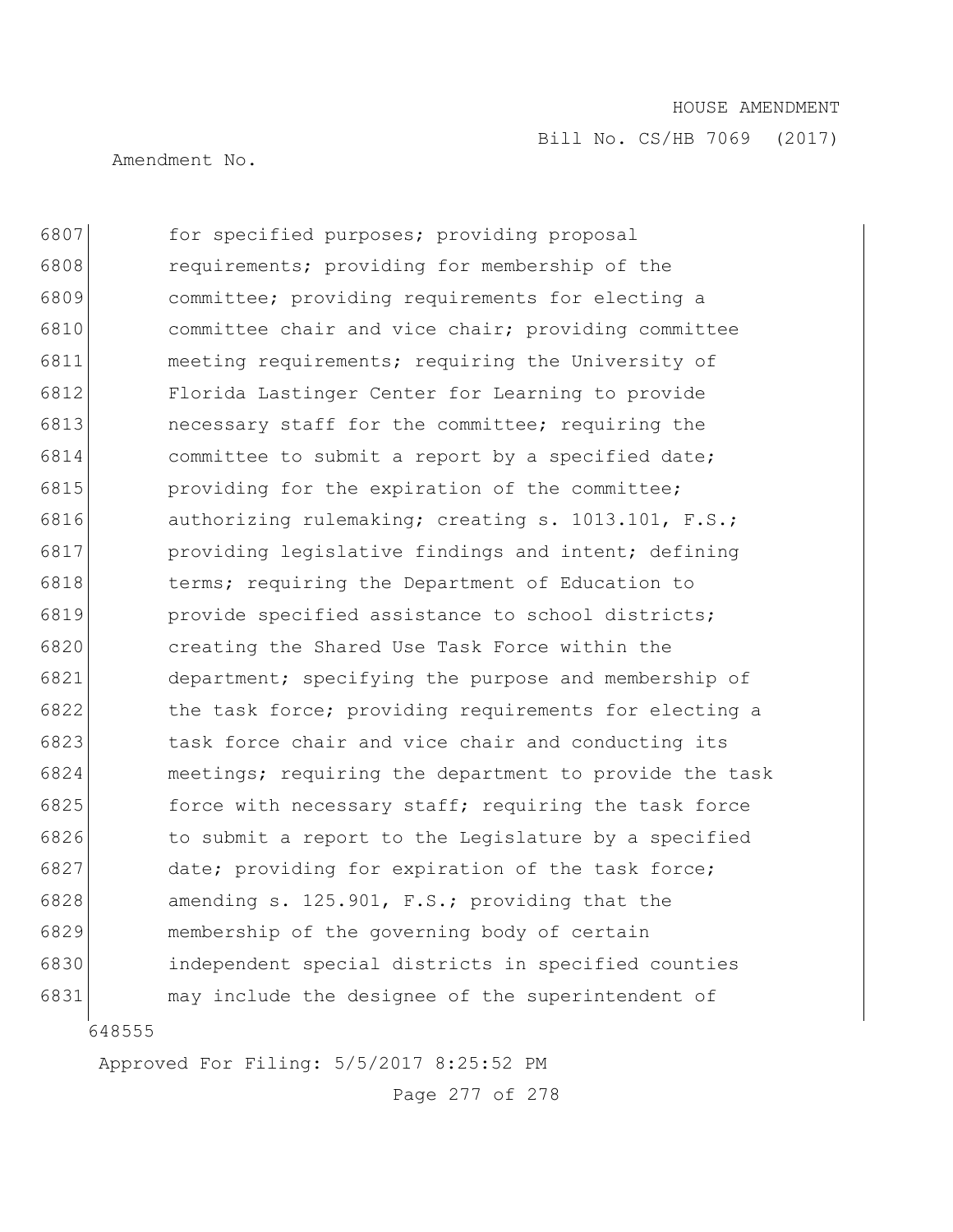for specified purposes; providing proposal requirements; providing for membership of the committee; providing requirements for electing a committee chair and vice chair; providing committee meeting requirements; requiring the University of Florida Lastinger Center for Learning to provide necessary staff for the committee; requiring the committee to submit a report by a specified date; providing for the expiration of the committee; authorizing rulemaking; creating s. 1013.101, F.S.; providing legislative findings and intent; defining terms; requiring the Department of Education to provide specified assistance to school districts; creating the Shared Use Task Force within the department; specifying the purpose and membership of the task force; providing requirements for electing a task force chair and vice chair and conducting its meetings; requiring the department to provide the task force with necessary staff; requiring the task force to submit a report to the Legislature by a specified date; providing for expiration of the task force; amending s. 125.901, F.S.; providing that the membership of the governing body of certain independent special districts in specified counties may include the designee of the superintendent of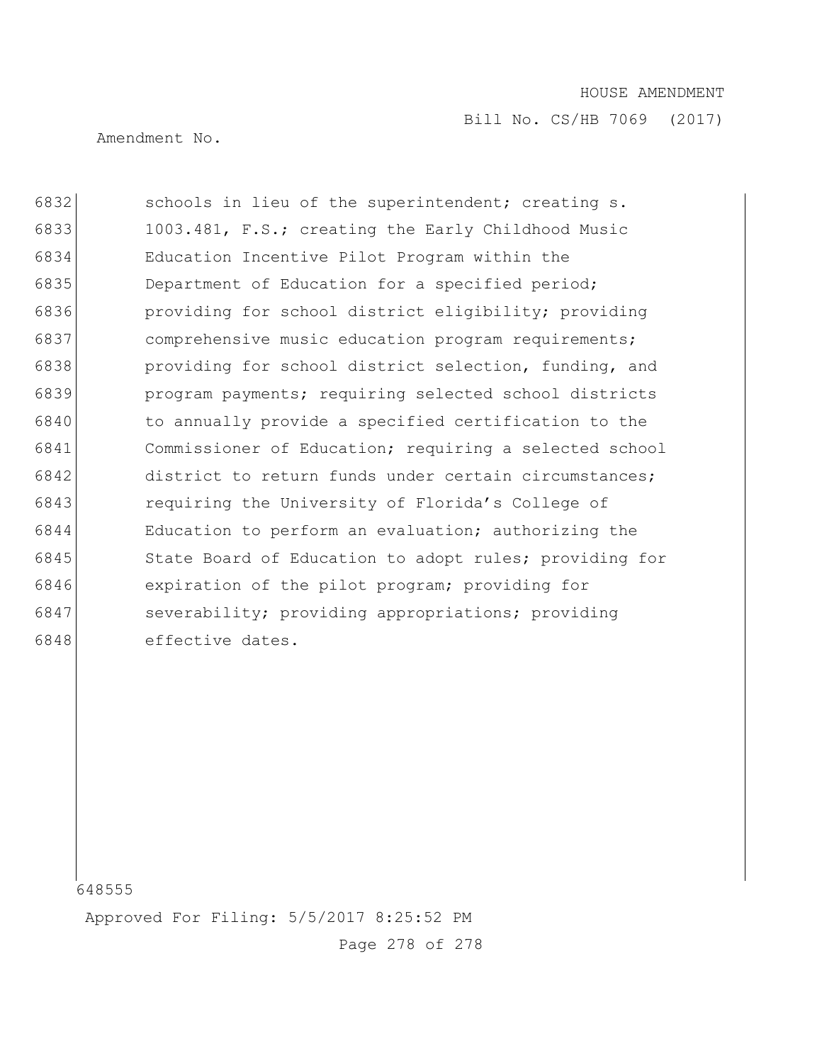6832 schools in lieu of the superintendent; creating s.
6833 1003.481, F.S.; creating the Early Childhood Music
6834 Education Incentive Pilot Program within the
6835 Department of Education for a specified period;
6836 providing for school district eligibility; providing
6837 comprehensive music education program requirements;
6838 providing for school district selection, funding, and
6839 program payments; requiring selected school districts
6840 to annually provide a specified certification to the
6841 Commissioner of Education; requiring a selected school
6842 district to return funds under certain circumstances;
6843 requiring the University of Florida's College of
6844 Education to perform an evaluation; authorizing the
6845 State Board of Education to adopt rules; providing for
6846 expiration of the pilot program; providing for
6847 severability; providing appropriations; providing
6848 effective dates.

648555

Approved For Filing: 5/5/2017 8:25:52 PM